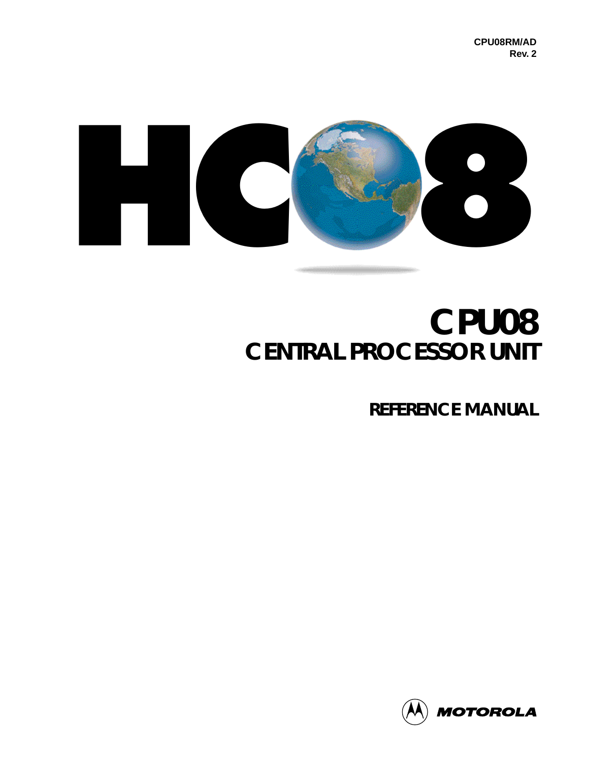CPU08RM/AD
Rev. 2

HC08

# CPU08
# CENTRAL PROCESSOR UNIT

## REFERENCE MANUAL

MOTOROLA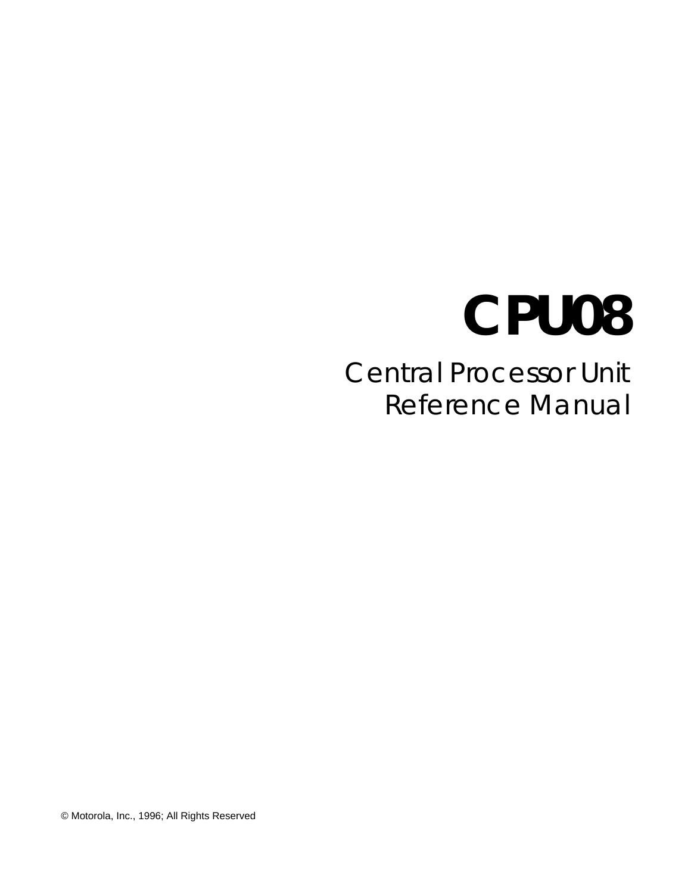# CPU08

## Central Processor Unit Reference Manual

© Motorola, Inc., 1996; All Rights Reserved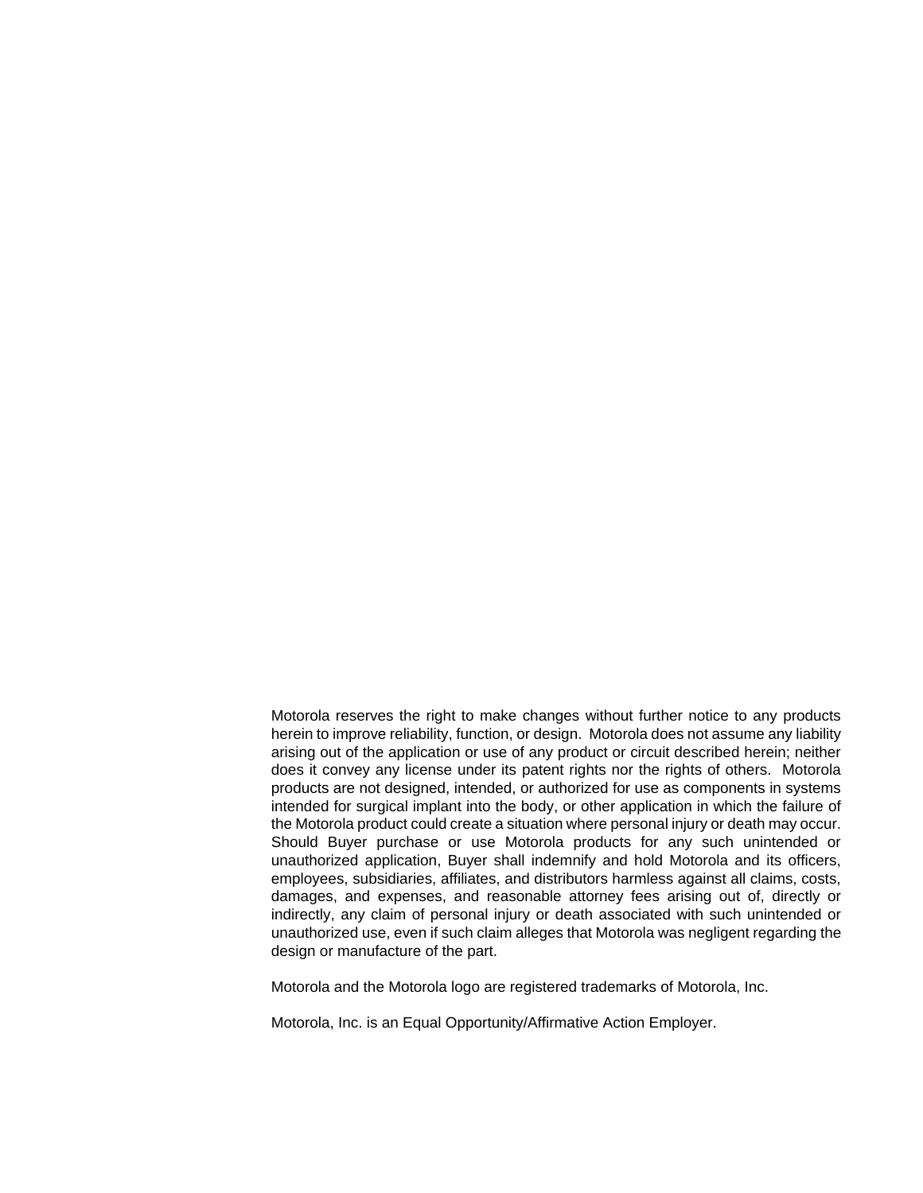Motorola reserves the right to make changes without further notice to any products herein to improve reliability, function, or design. Motorola does not assume any liability arising out of the application or use of any product or circuit described herein; neither does it convey any license under its patent rights nor the rights of others. Motorola products are not designed, intended, or authorized for use as components in systems intended for surgical implant into the body, or other application in which the failure of the Motorola product could create a situation where personal injury or death may occur. Should Buyer purchase or use Motorola products for any such unintended or unauthorized application, Buyer shall indemnify and hold Motorola and its officers, employees, subsidiaries, affiliates, and distributors harmless against all claims, costs, damages, and expenses, and reasonable attorney fees arising out of, directly or indirectly, any claim of personal injury or death associated with such unintended or unauthorized use, even if such claim alleges that Motorola was negligent regarding the design or manufacture of the part.

Motorola and the Motorola logo are registered trademarks of Motorola, Inc.

Motorola, Inc. is an Equal Opportunity/Affirmative Action Employer.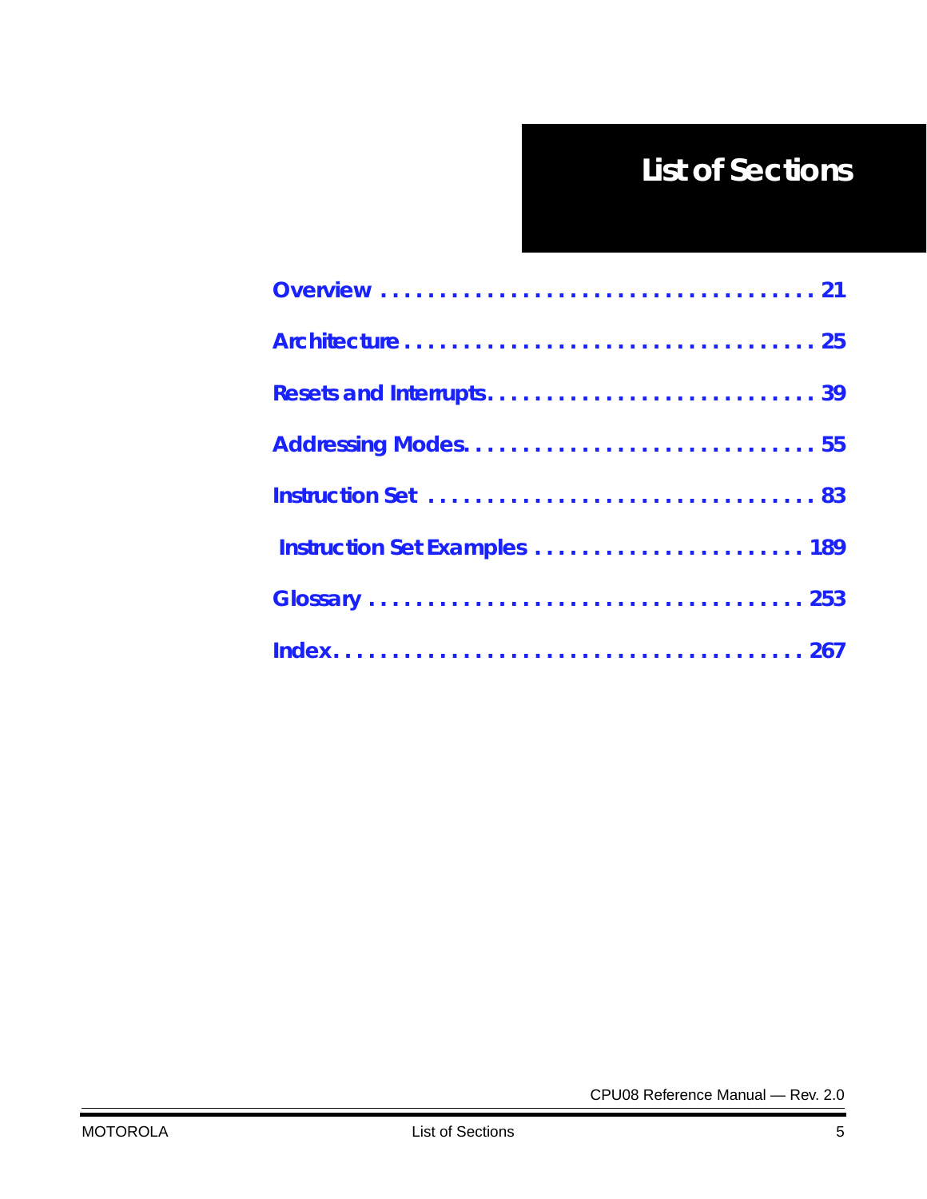# List of Sections

Overview . . . . . . . . . . . . . . . . . . . . . . . . . . . . . . . . . . . . . 21

Architecture . . . . . . . . . . . . . . . . . . . . . . . . . . . . . . . . . . . 25

Resets and Interrupts. . . . . . . . . . . . . . . . . . . . . . . . . . . . 39

Addressing Modes. . . . . . . . . . . . . . . . . . . . . . . . . . . . . . 55

Instruction Set . . . . . . . . . . . . . . . . . . . . . . . . . . . . . . . . 83

Instruction Set Examples . . . . . . . . . . . . . . . . . . . . . . . 189

Glossary . . . . . . . . . . . . . . . . . . . . . . . . . . . . . . . . . . . . 253

Index. . . . . . . . . . . . . . . . . . . . . . . . . . . . . . . . . . . . . . . 267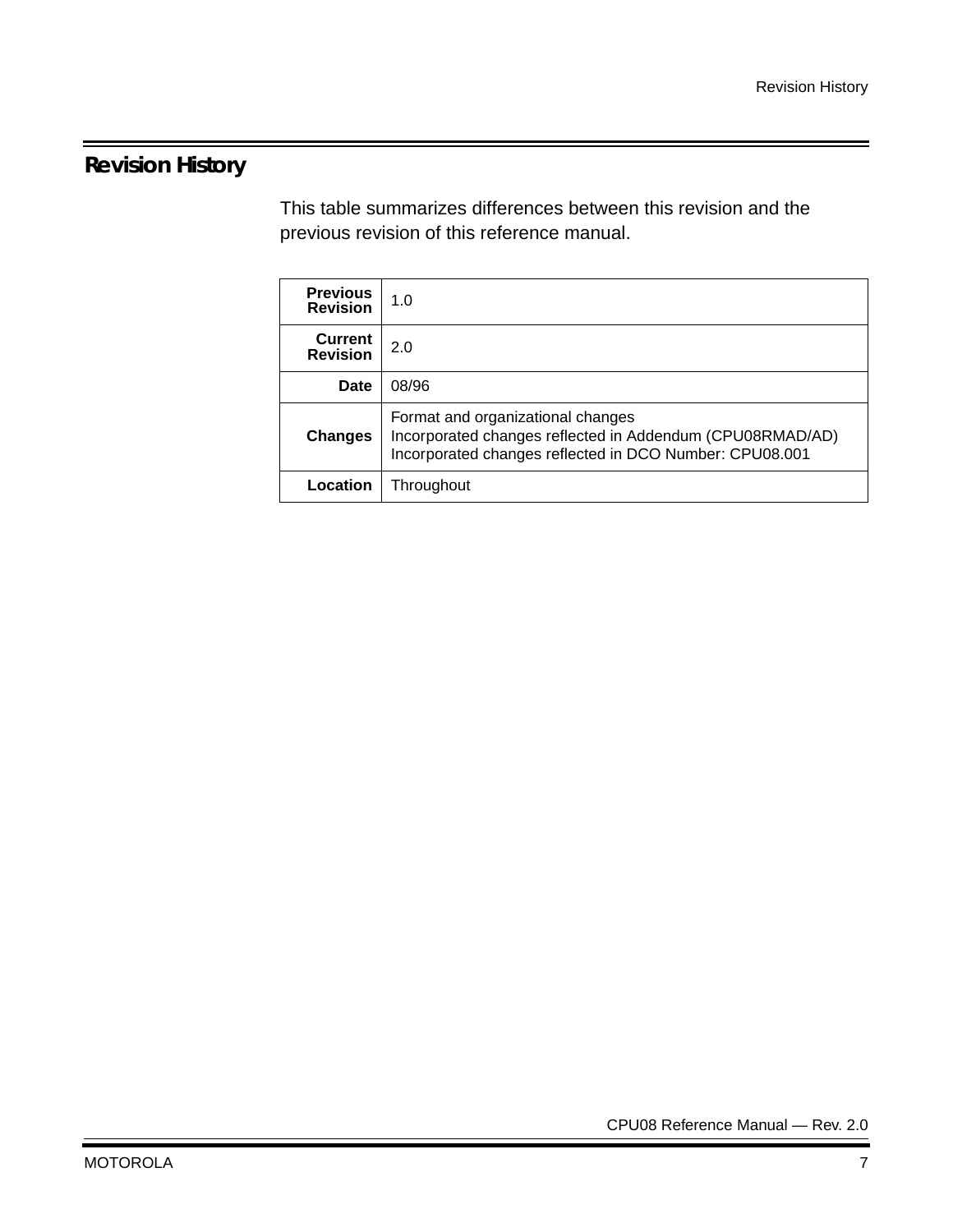# Revision History

This table summarizes differences between this revision and the previous revision of this reference manual.

| | |
|---|---|
| **Previous Revision** | 1.0 |
| **Current Revision** | 2.0 |
| **Date** | 08/96 |
| **Changes** | Format and organizational changes<br>Incorporated changes reflected in Addendum (CPU08RMAD/AD)<br>Incorporated changes reflected in DCO Number: CPU08.001 |
| **Location** | Throughout |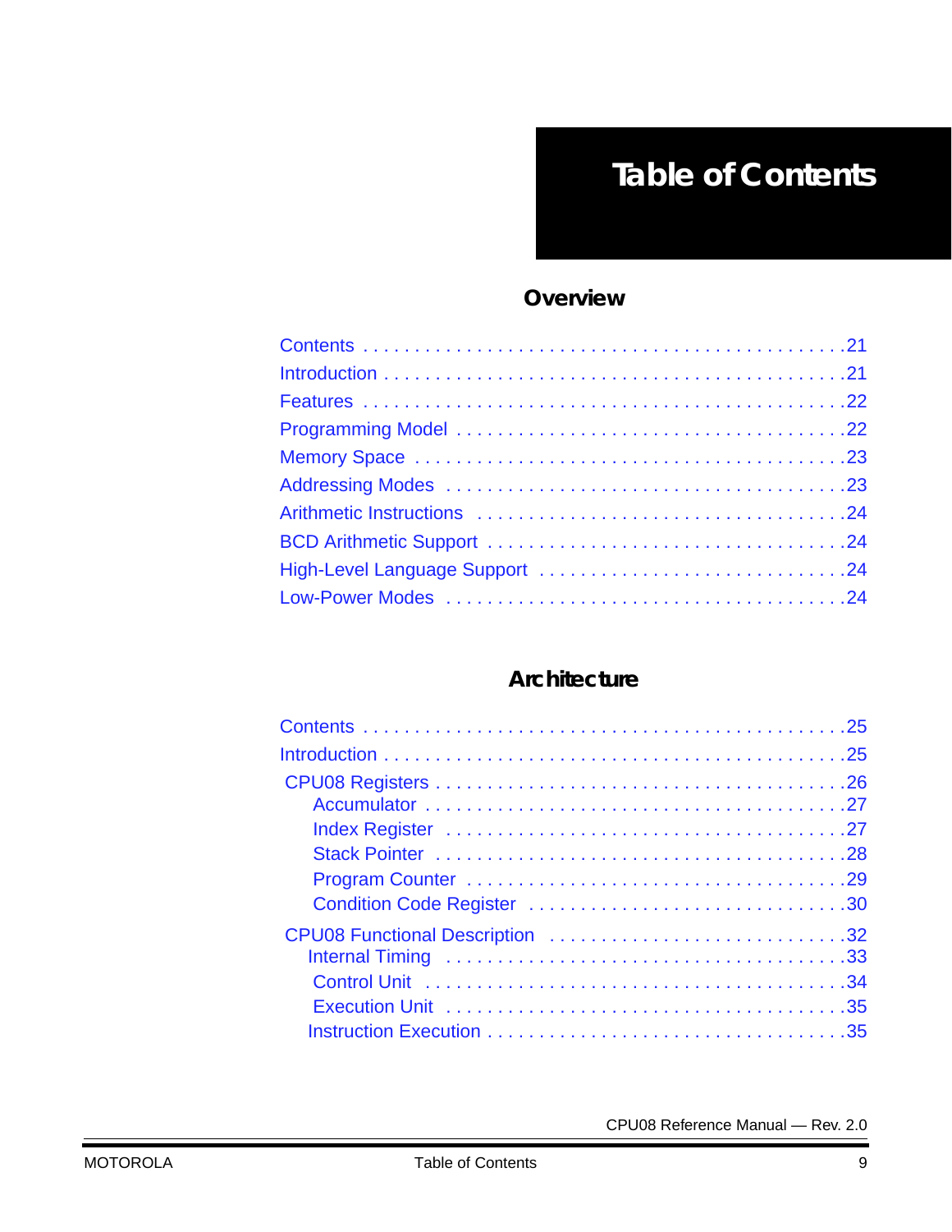# Table of Contents

## Overview

Contents . . . . . . . . . . . . . . . . . . . . . . . . . . . . . . . . . . . . . . . . . . . . . .21
Introduction . . . . . . . . . . . . . . . . . . . . . . . . . . . . . . . . . . . . . . . . . . . . .21
Features . . . . . . . . . . . . . . . . . . . . . . . . . . . . . . . . . . . . . . . . . . . . . .22
Programming Model . . . . . . . . . . . . . . . . . . . . . . . . . . . . . . . . . . . .22
Memory Space . . . . . . . . . . . . . . . . . . . . . . . . . . . . . . . . . . . . . . . . .23
Addressing Modes . . . . . . . . . . . . . . . . . . . . . . . . . . . . . . . . . . . . .23
Arithmetic Instructions . . . . . . . . . . . . . . . . . . . . . . . . . . . . . . . . . .24
BCD Arithmetic Support . . . . . . . . . . . . . . . . . . . . . . . . . . . . . . . . .24
High-Level Language Support . . . . . . . . . . . . . . . . . . . . . . . . . . . . .24
Low-Power Modes . . . . . . . . . . . . . . . . . . . . . . . . . . . . . . . . . . . . .24

## Architecture

Contents . . . . . . . . . . . . . . . . . . . . . . . . . . . . . . . . . . . . . . . . . . . . . .25
Introduction . . . . . . . . . . . . . . . . . . . . . . . . . . . . . . . . . . . . . . . . . . . . .25
CPU08 Registers . . . . . . . . . . . . . . . . . . . . . . . . . . . . . . . . . . . . . . . .26
  Accumulator . . . . . . . . . . . . . . . . . . . . . . . . . . . . . . . . . . . . . . . . .27
  Index Register . . . . . . . . . . . . . . . . . . . . . . . . . . . . . . . . . . . . . .27
  Stack Pointer . . . . . . . . . . . . . . . . . . . . . . . . . . . . . . . . . . . . . . .28
  Program Counter . . . . . . . . . . . . . . . . . . . . . . . . . . . . . . . . . . . .29
  Condition Code Register . . . . . . . . . . . . . . . . . . . . . . . . . . . . . .30
CPU08 Functional Description . . . . . . . . . . . . . . . . . . . . . . . . . . . .32
  Internal Timing . . . . . . . . . . . . . . . . . . . . . . . . . . . . . . . . . . . . .33
  Control Unit . . . . . . . . . . . . . . . . . . . . . . . . . . . . . . . . . . . . . . . .34
  Execution Unit . . . . . . . . . . . . . . . . . . . . . . . . . . . . . . . . . . . . . .35
  Instruction Execution . . . . . . . . . . . . . . . . . . . . . . . . . . . . . . . . .35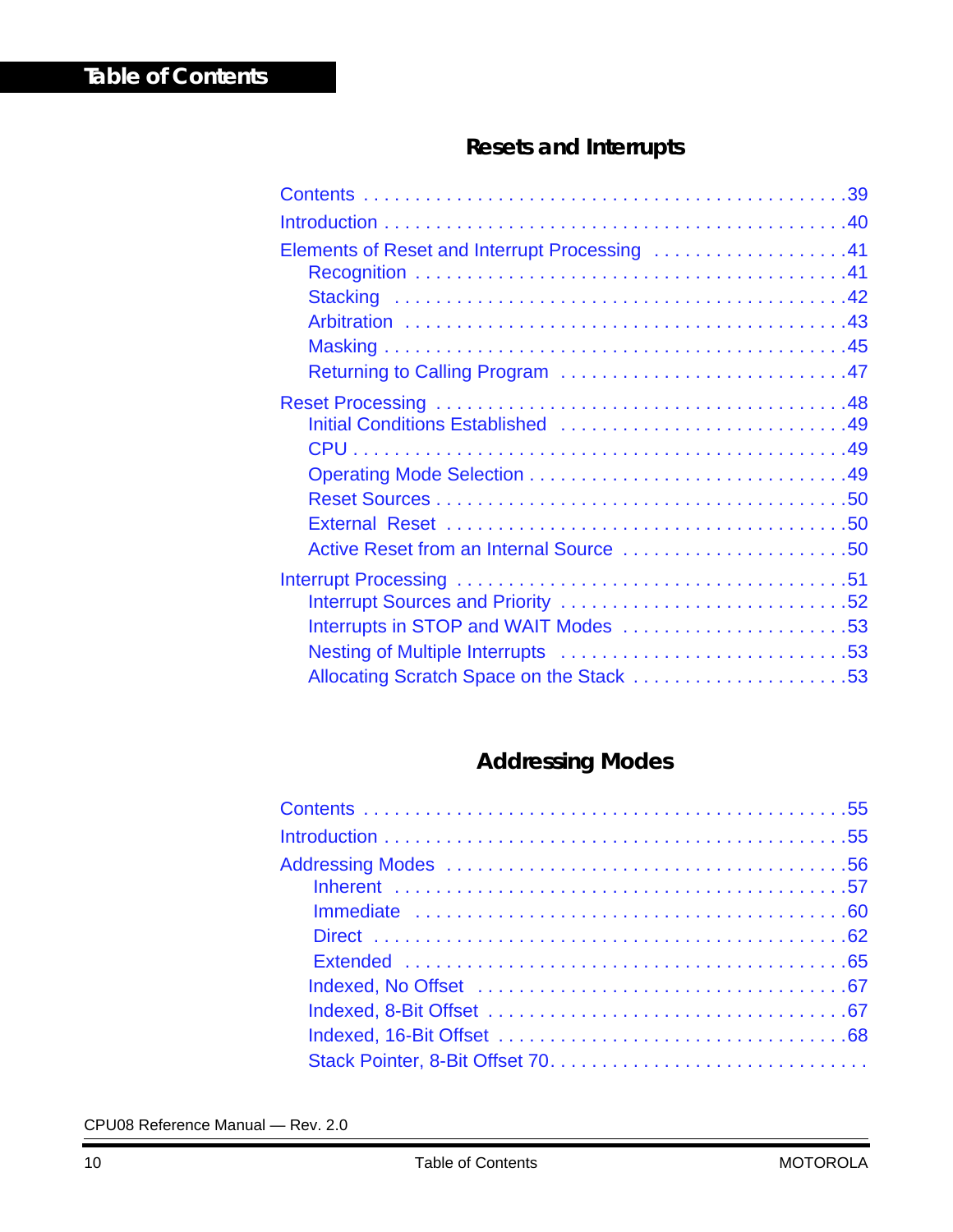## Table of Contents

### Resets and Interrupts

Contents . . . . . . . . . . . . . . . . . . . . . . . . . . . . . . . . . . . . . . . . . . . . . .39

Introduction . . . . . . . . . . . . . . . . . . . . . . . . . . . . . . . . . . . . . . . . . . . . .40

Elements of Reset and Interrupt Processing . . . . . . . . . . . . . . . . . . . .41
- Recognition . . . . . . . . . . . . . . . . . . . . . . . . . . . . . . . . . . . . . . . .41
- Stacking . . . . . . . . . . . . . . . . . . . . . . . . . . . . . . . . . . . . . . . . . .42
- Arbitration . . . . . . . . . . . . . . . . . . . . . . . . . . . . . . . . . . . . . . . .43
- Masking . . . . . . . . . . . . . . . . . . . . . . . . . . . . . . . . . . . . . . . . . .45
- Returning to Calling Program . . . . . . . . . . . . . . . . . . . . . . . . . . .47

Reset Processing . . . . . . . . . . . . . . . . . . . . . . . . . . . . . . . . . . . . . . .48
- Initial Conditions Established . . . . . . . . . . . . . . . . . . . . . . . . . . .49
- CPU . . . . . . . . . . . . . . . . . . . . . . . . . . . . . . . . . . . . . . . . . . . .49
- Operating Mode Selection . . . . . . . . . . . . . . . . . . . . . . . . . . . . . .49
- Reset Sources . . . . . . . . . . . . . . . . . . . . . . . . . . . . . . . . . . . . . .50
- External Reset . . . . . . . . . . . . . . . . . . . . . . . . . . . . . . . . . . . . .50
- Active Reset from an Internal Source . . . . . . . . . . . . . . . . . . . . .50

Interrupt Processing . . . . . . . . . . . . . . . . . . . . . . . . . . . . . . . . . . . . .51
- Interrupt Sources and Priority . . . . . . . . . . . . . . . . . . . . . . . . . . .52
- Interrupts in STOP and WAIT Modes . . . . . . . . . . . . . . . . . . . . . .53
- Nesting of Multiple Interrupts . . . . . . . . . . . . . . . . . . . . . . . . . . .53
- Allocating Scratch Space on the Stack . . . . . . . . . . . . . . . . . . . .53

### Addressing Modes

Contents . . . . . . . . . . . . . . . . . . . . . . . . . . . . . . . . . . . . . . . . . . . . . .55

Introduction . . . . . . . . . . . . . . . . . . . . . . . . . . . . . . . . . . . . . . . . . . . . .55

Addressing Modes . . . . . . . . . . . . . . . . . . . . . . . . . . . . . . . . . . . . . . .56
- Inherent . . . . . . . . . . . . . . . . . . . . . . . . . . . . . . . . . . . . . . . . . . .57
- Immediate . . . . . . . . . . . . . . . . . . . . . . . . . . . . . . . . . . . . . . . . .60
- Direct . . . . . . . . . . . . . . . . . . . . . . . . . . . . . . . . . . . . . . . . . . . .62
- Extended . . . . . . . . . . . . . . . . . . . . . . . . . . . . . . . . . . . . . . . . . .65
- Indexed, No Offset . . . . . . . . . . . . . . . . . . . . . . . . . . . . . . . . . . .67
- Indexed, 8-Bit Offset . . . . . . . . . . . . . . . . . . . . . . . . . . . . . . . . .67
- Indexed, 16-Bit Offset . . . . . . . . . . . . . . . . . . . . . . . . . . . . . . . .68
- Stack Pointer, 8-Bit Offset 70. . . . . . . . . . . . . . . . . . . . . . . . . . . .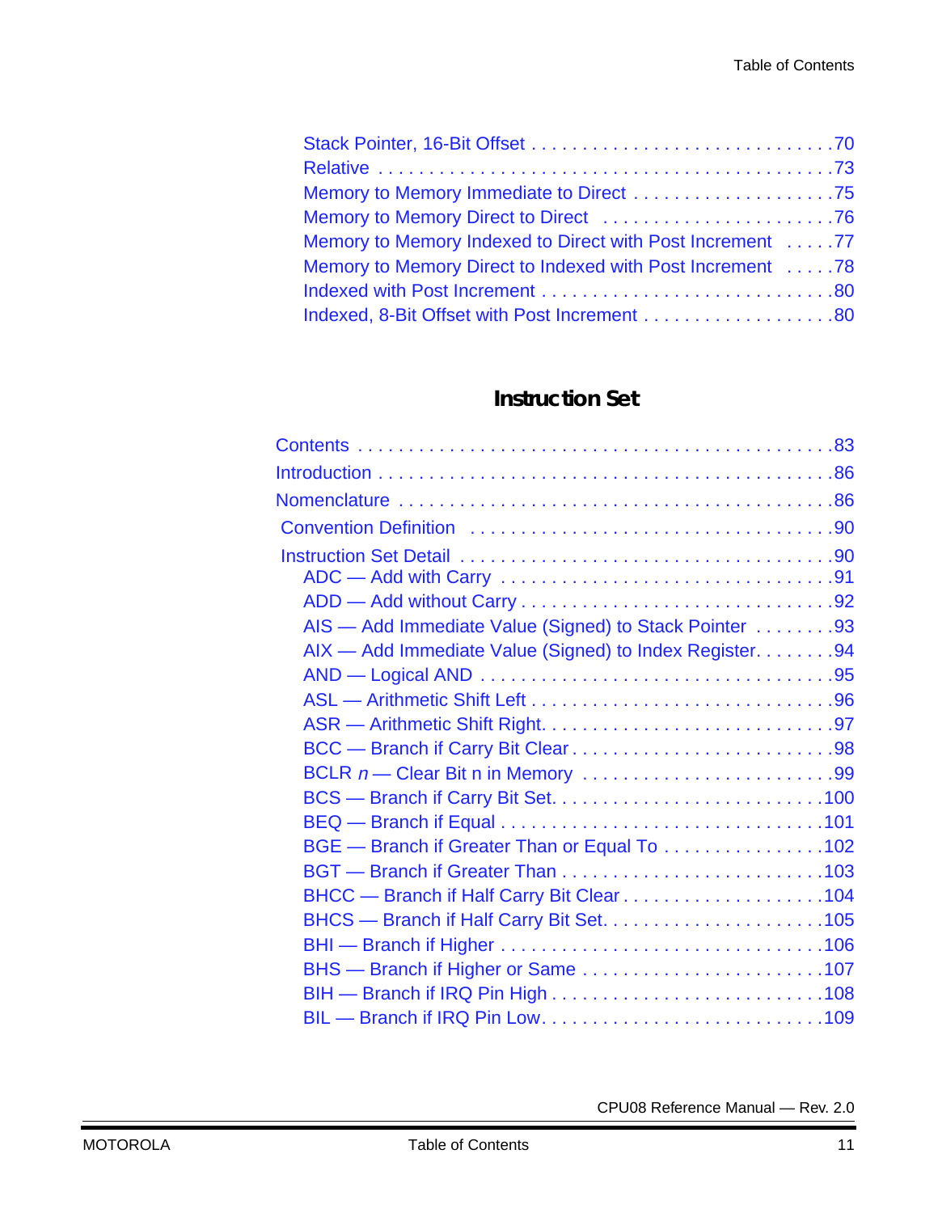Stack Pointer, 16-Bit Offset . . . . . . . . . . . . . . . . . . . . . . . . . . . . . . .70
Relative . . . . . . . . . . . . . . . . . . . . . . . . . . . . . . . . . . . . . . . . . . . .73
Memory to Memory Immediate to Direct . . . . . . . . . . . . . . . . . . . . .75
Memory to Memory Direct to Direct . . . . . . . . . . . . . . . . . . . . . . . .76
Memory to Memory Indexed to Direct with Post Increment . . . . .77
Memory to Memory Direct to Indexed with Post Increment . . . . .78
Indexed with Post Increment . . . . . . . . . . . . . . . . . . . . . . . . . . . . .80
Indexed, 8-Bit Offset with Post Increment . . . . . . . . . . . . . . . . . . .80

## Instruction Set

Contents . . . . . . . . . . . . . . . . . . . . . . . . . . . . . . . . . . . . . . . . . . . . . .83

Introduction . . . . . . . . . . . . . . . . . . . . . . . . . . . . . . . . . . . . . . . . . . .86

Nomenclature . . . . . . . . . . . . . . . . . . . . . . . . . . . . . . . . . . . . . . . . . .86

Convention Definition . . . . . . . . . . . . . . . . . . . . . . . . . . . . . . . . . . .90

Instruction Set Detail . . . . . . . . . . . . . . . . . . . . . . . . . . . . . . . . . . . .90
ADC — Add with Carry . . . . . . . . . . . . . . . . . . . . . . . . . . . . . . . . .91
ADD — Add without Carry . . . . . . . . . . . . . . . . . . . . . . . . . . . . . .92
AIS — Add Immediate Value (Signed) to Stack Pointer . . . . . . . .93
AIX — Add Immediate Value (Signed) to Index Register. . . . . . . .94
AND — Logical AND . . . . . . . . . . . . . . . . . . . . . . . . . . . . . . . . . .95
ASL — Arithmetic Shift Left . . . . . . . . . . . . . . . . . . . . . . . . . . . . .96
ASR — Arithmetic Shift Right. . . . . . . . . . . . . . . . . . . . . . . . . . . .97
BCC — Branch if Carry Bit Clear . . . . . . . . . . . . . . . . . . . . . . . . .98
BCLR *n* — Clear Bit n in Memory . . . . . . . . . . . . . . . . . . . . . . . .99
BCS — Branch if Carry Bit Set. . . . . . . . . . . . . . . . . . . . . . . . . .100
BEQ — Branch if Equal . . . . . . . . . . . . . . . . . . . . . . . . . . . . . . .101
BGE — Branch if Greater Than or Equal To . . . . . . . . . . . . . . . .102
BGT — Branch if Greater Than . . . . . . . . . . . . . . . . . . . . . . . . .103
BHCC — Branch if Half Carry Bit Clear . . . . . . . . . . . . . . . . . . .104
BHCS — Branch if Half Carry Bit Set. . . . . . . . . . . . . . . . . . . . .105
BHI — Branch if Higher . . . . . . . . . . . . . . . . . . . . . . . . . . . . . . .106
BHS — Branch if Higher or Same . . . . . . . . . . . . . . . . . . . . . . .107
BIH — Branch if IRQ Pin High . . . . . . . . . . . . . . . . . . . . . . . . . .108
BIL — Branch if IRQ Pin Low. . . . . . . . . . . . . . . . . . . . . . . . . . .109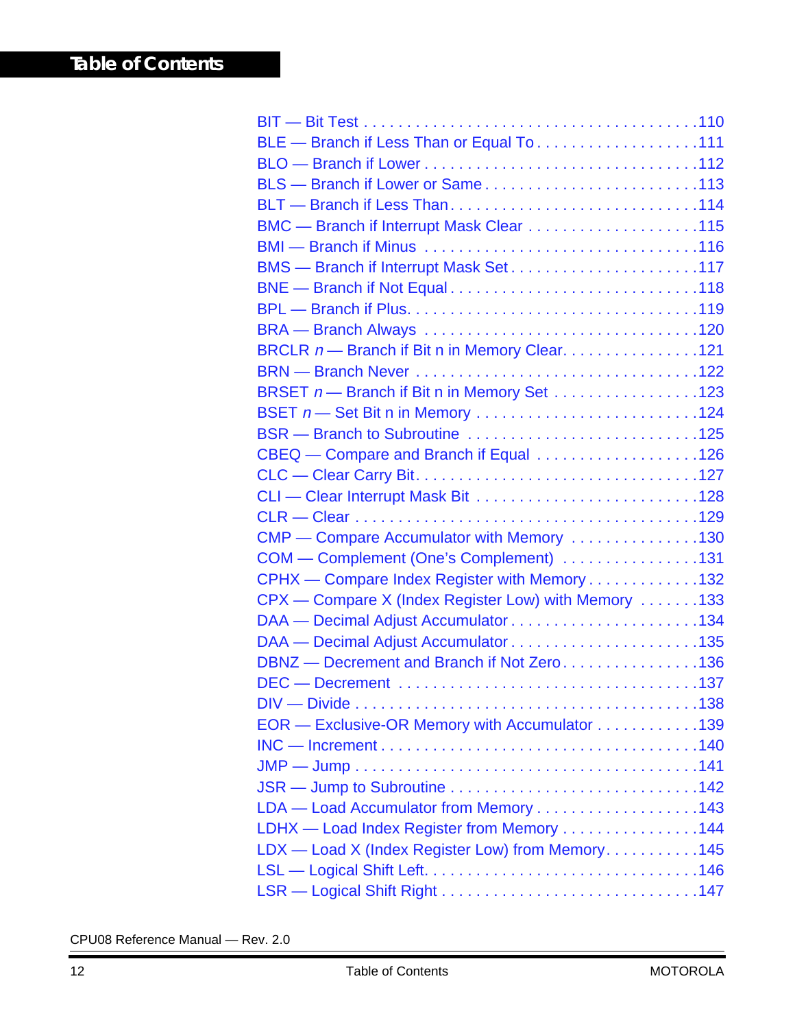BIT — Bit Test . . . . . . . . . . . . . . . . . . . . . . . . . . . . . . . . . . . . . . 110

BLE — Branch if Less Than or Equal To . . . . . . . . . . . . . . . . . . . 111

BLO — Branch if Lower . . . . . . . . . . . . . . . . . . . . . . . . . . . . . . . 112

BLS — Branch if Lower or Same . . . . . . . . . . . . . . . . . . . . . . . . 113

BLT — Branch if Less Than. . . . . . . . . . . . . . . . . . . . . . . . . . . . 114

BMC — Branch if Interrupt Mask Clear . . . . . . . . . . . . . . . . . . . . 115

BMI — Branch if Minus . . . . . . . . . . . . . . . . . . . . . . . . . . . . . . . 116

BMS — Branch if Interrupt Mask Set . . . . . . . . . . . . . . . . . . . . . . 117

BNE — Branch if Not Equal . . . . . . . . . . . . . . . . . . . . . . . . . . . . 118

BPL — Branch if Plus. . . . . . . . . . . . . . . . . . . . . . . . . . . . . . . . . 119

BRA — Branch Always . . . . . . . . . . . . . . . . . . . . . . . . . . . . . . . 120

BRCLR *n* — Branch if Bit n in Memory Clear. . . . . . . . . . . . . . . . 121

BRN — Branch Never . . . . . . . . . . . . . . . . . . . . . . . . . . . . . . . . 122

BRSET *n* — Branch if Bit n in Memory Set . . . . . . . . . . . . . . . . . 123

BSET *n* — Set Bit n in Memory . . . . . . . . . . . . . . . . . . . . . . . . . 124

BSR — Branch to Subroutine . . . . . . . . . . . . . . . . . . . . . . . . . . . 125

CBEQ — Compare and Branch if Equal . . . . . . . . . . . . . . . . . . . 126

CLC — Clear Carry Bit. . . . . . . . . . . . . . . . . . . . . . . . . . . . . . . . 127

CLI — Clear Interrupt Mask Bit . . . . . . . . . . . . . . . . . . . . . . . . . . 128

CLR — Clear . . . . . . . . . . . . . . . . . . . . . . . . . . . . . . . . . . . . . . . 129

CMP — Compare Accumulator with Memory . . . . . . . . . . . . . . . 130

COM — Complement (One’s Complement) . . . . . . . . . . . . . . . . 131

CPHX — Compare Index Register with Memory . . . . . . . . . . . . . 132

CPX — Compare X (Index Register Low) with Memory . . . . . . . 133

DAA — Decimal Adjust Accumulator . . . . . . . . . . . . . . . . . . . . . . 134

DAA — Decimal Adjust Accumulator . . . . . . . . . . . . . . . . . . . . . . 135

DBNZ — Decrement and Branch if Not Zero. . . . . . . . . . . . . . . . 136

DEC — Decrement . . . . . . . . . . . . . . . . . . . . . . . . . . . . . . . . . . 137

DIV — Divide . . . . . . . . . . . . . . . . . . . . . . . . . . . . . . . . . . . . . . 138

EOR — Exclusive-OR Memory with Accumulator . . . . . . . . . . . . 139

INC — Increment . . . . . . . . . . . . . . . . . . . . . . . . . . . . . . . . . . . 140

JMP — Jump . . . . . . . . . . . . . . . . . . . . . . . . . . . . . . . . . . . . . . 141

JSR — Jump to Subroutine . . . . . . . . . . . . . . . . . . . . . . . . . . . . 142

LDA — Load Accumulator from Memory . . . . . . . . . . . . . . . . . . . 143

LDHX — Load Index Register from Memory . . . . . . . . . . . . . . . . 144

LDX — Load X (Index Register Low) from Memory. . . . . . . . . . . 145

LSL — Logical Shift Left. . . . . . . . . . . . . . . . . . . . . . . . . . . . . . . 146

LSR — Logical Shift Right . . . . . . . . . . . . . . . . . . . . . . . . . . . . . 147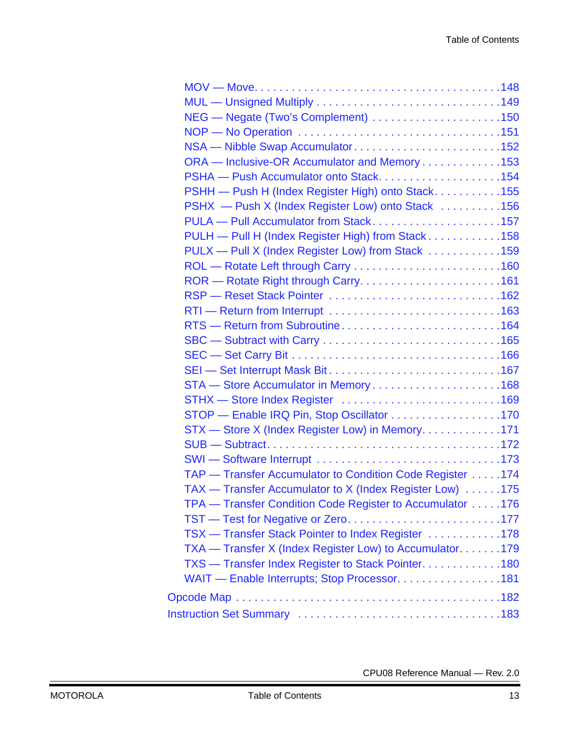MOV — Move. . . . . . . . . . . . . . . . . . . . . . . . . . . . . . . . . . . . . . . .148
MUL — Unsigned Multiply . . . . . . . . . . . . . . . . . . . . . . . . . . . . .149
NEG — Negate (Two's Complement) . . . . . . . . . . . . . . . . . . . . .150
NOP — No Operation . . . . . . . . . . . . . . . . . . . . . . . . . . . . . . . .151
NSA — Nibble Swap Accumulator. . . . . . . . . . . . . . . . . . . . . . . .152
ORA — Inclusive-OR Accumulator and Memory . . . . . . . . . . . . .153
PSHA — Push Accumulator onto Stack. . . . . . . . . . . . . . . . . . . .154
PSHH — Push H (Index Register High) onto Stack. . . . . . . . . . .155
PSHX — Push X (Index Register Low) onto Stack . . . . . . . . . .156
PULA — Pull Accumulator from Stack. . . . . . . . . . . . . . . . . . . . .157
PULH — Pull H (Index Register High) from Stack . . . . . . . . . . . .158
PULX — Pull X (Index Register Low) from Stack . . . . . . . . . . . .159
ROL — Rotate Left through Carry . . . . . . . . . . . . . . . . . . . . . . .160
ROR — Rotate Right through Carry. . . . . . . . . . . . . . . . . . . . . . .161
RSP — Reset Stack Pointer . . . . . . . . . . . . . . . . . . . . . . . . . . .162
RTI — Return from Interrupt . . . . . . . . . . . . . . . . . . . . . . . . . . .163
RTS — Return from Subroutine. . . . . . . . . . . . . . . . . . . . . . . . . .164
SBC — Subtract with Carry . . . . . . . . . . . . . . . . . . . . . . . . . . . .165
SEC — Set Carry Bit . . . . . . . . . . . . . . . . . . . . . . . . . . . . . . . . .166
SEI — Set Interrupt Mask Bit . . . . . . . . . . . . . . . . . . . . . . . . . . .167
STA — Store Accumulator in Memory . . . . . . . . . . . . . . . . . . . . .168
STHX — Store Index Register . . . . . . . . . . . . . . . . . . . . . . . . . .169
STOP — Enable IRQ Pin, Stop Oscillator . . . . . . . . . . . . . . . . . .170
STX — Store X (Index Register Low) in Memory. . . . . . . . . . . . .171
SUB — Subtract. . . . . . . . . . . . . . . . . . . . . . . . . . . . . . . . . . . . .172
SWI — Software Interrupt . . . . . . . . . . . . . . . . . . . . . . . . . . . . .173
TAP — Transfer Accumulator to Condition Code Register . . . . .174
TAX — Transfer Accumulator to X (Index Register Low) . . . . . .175
TPA — Transfer Condition Code Register to Accumulator . . . . .176
TST — Test for Negative or Zero. . . . . . . . . . . . . . . . . . . . . . . . .177
TSX — Transfer Stack Pointer to Index Register . . . . . . . . . . . .178
TXA — Transfer X (Index Register Low) to Accumulator. . . . . . .179
TXS — Transfer Index Register to Stack Pointer. . . . . . . . . . . . .180
WAIT — Enable Interrupts; Stop Processor. . . . . . . . . . . . . . . . .181

Opcode Map . . . . . . . . . . . . . . . . . . . . . . . . . . . . . . . . . . . . . . . . .182
Instruction Set Summary . . . . . . . . . . . . . . . . . . . . . . . . . . . . . . .183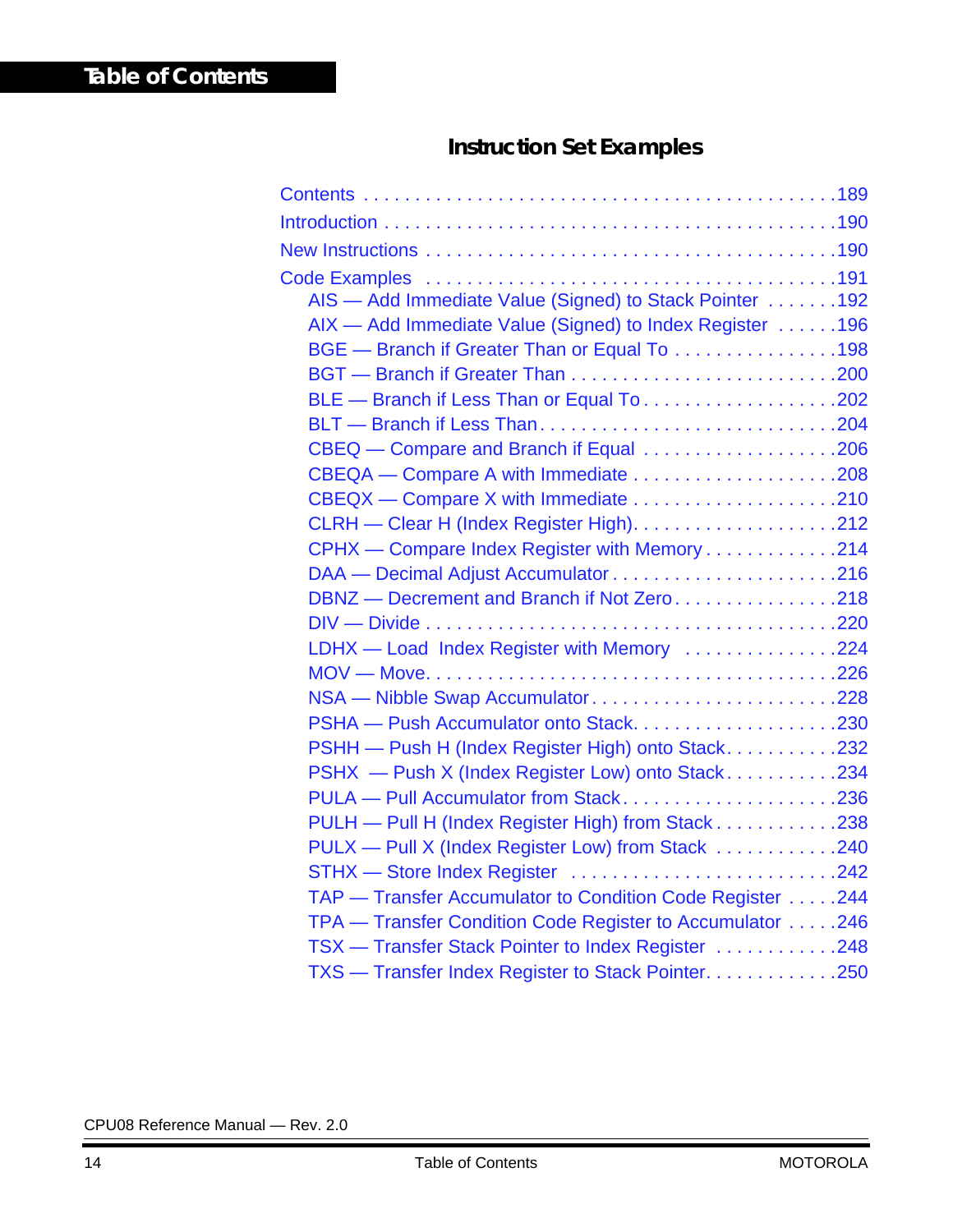## Instruction Set Examples

Contents . . . . . . . . . . . . . . . . . . . . . . . . . . . . . . . . . . . . . . . . . . . . .189

Introduction . . . . . . . . . . . . . . . . . . . . . . . . . . . . . . . . . . . . . . . . . . .190

New Instructions . . . . . . . . . . . . . . . . . . . . . . . . . . . . . . . . . . . . . . .190

Code Examples . . . . . . . . . . . . . . . . . . . . . . . . . . . . . . . . . . . . . . . .191

- AIS — Add Immediate Value (Signed) to Stack Pointer . . . . . . .192
- AIX — Add Immediate Value (Signed) to Index Register . . . . . .196
- BGE — Branch if Greater Than or Equal To . . . . . . . . . . . . . . . .198
- BGT — Branch if Greater Than . . . . . . . . . . . . . . . . . . . . . . . . . .200
- BLE — Branch if Less Than or Equal To . . . . . . . . . . . . . . . . . . .202
- BLT — Branch if Less Than. . . . . . . . . . . . . . . . . . . . . . . . . . . . .204
- CBEQ — Compare and Branch if Equal . . . . . . . . . . . . . . . . . . .206
- CBEQA — Compare A with Immediate . . . . . . . . . . . . . . . . . . . .208
- CBEQX — Compare X with Immediate . . . . . . . . . . . . . . . . . . . .210
- CLRH — Clear H (Index Register High). . . . . . . . . . . . . . . . . . . .212
- CPHX — Compare Index Register with Memory . . . . . . . . . . . . .214
- DAA — Decimal Adjust Accumulator . . . . . . . . . . . . . . . . . . . . . .216
- DBNZ — Decrement and Branch if Not Zero. . . . . . . . . . . . . . . .218
- DIV — Divide . . . . . . . . . . . . . . . . . . . . . . . . . . . . . . . . . . . . . . .220
- LDHX — Load Index Register with Memory . . . . . . . . . . . . . . .224
- MOV — Move. . . . . . . . . . . . . . . . . . . . . . . . . . . . . . . . . . . . . . .226
- NSA — Nibble Swap Accumulator. . . . . . . . . . . . . . . . . . . . . . . .228
- PSHA — Push Accumulator onto Stack. . . . . . . . . . . . . . . . . . . .230
- PSHH — Push H (Index Register High) onto Stack. . . . . . . . . . .232
- PSHX — Push X (Index Register Low) onto Stack. . . . . . . . . . .234
- PULA — Pull Accumulator from Stack. . . . . . . . . . . . . . . . . . . . .236
- PULH — Pull H (Index Register High) from Stack . . . . . . . . . . . .238
- PULX — Pull X (Index Register Low) from Stack . . . . . . . . . . . .240
- STHX — Store Index Register . . . . . . . . . . . . . . . . . . . . . . . . . .242
- TAP — Transfer Accumulator to Condition Code Register . . . . .244
- TPA — Transfer Condition Code Register to Accumulator . . . . .246
- TSX — Transfer Stack Pointer to Index Register . . . . . . . . . . . .248
- TXS — Transfer Index Register to Stack Pointer. . . . . . . . . . . . .250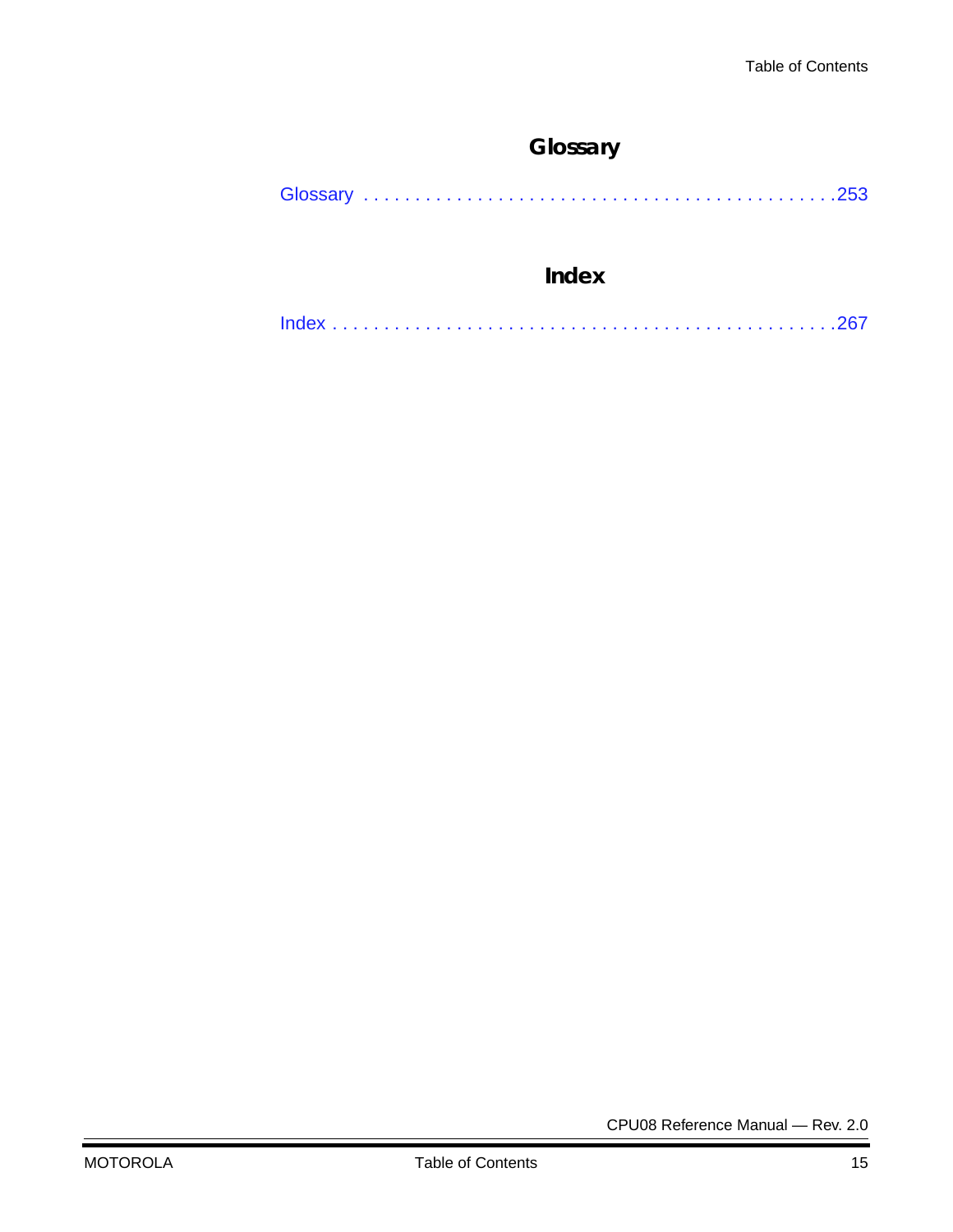## Glossary

Glossary . . . . . . . . . . . . . . . . . . . . . . . . . . . . . . . . . . . . . . . . . . . . .253

## Index

Index . . . . . . . . . . . . . . . . . . . . . . . . . . . . . . . . . . . . . . . . . . . . . . . .267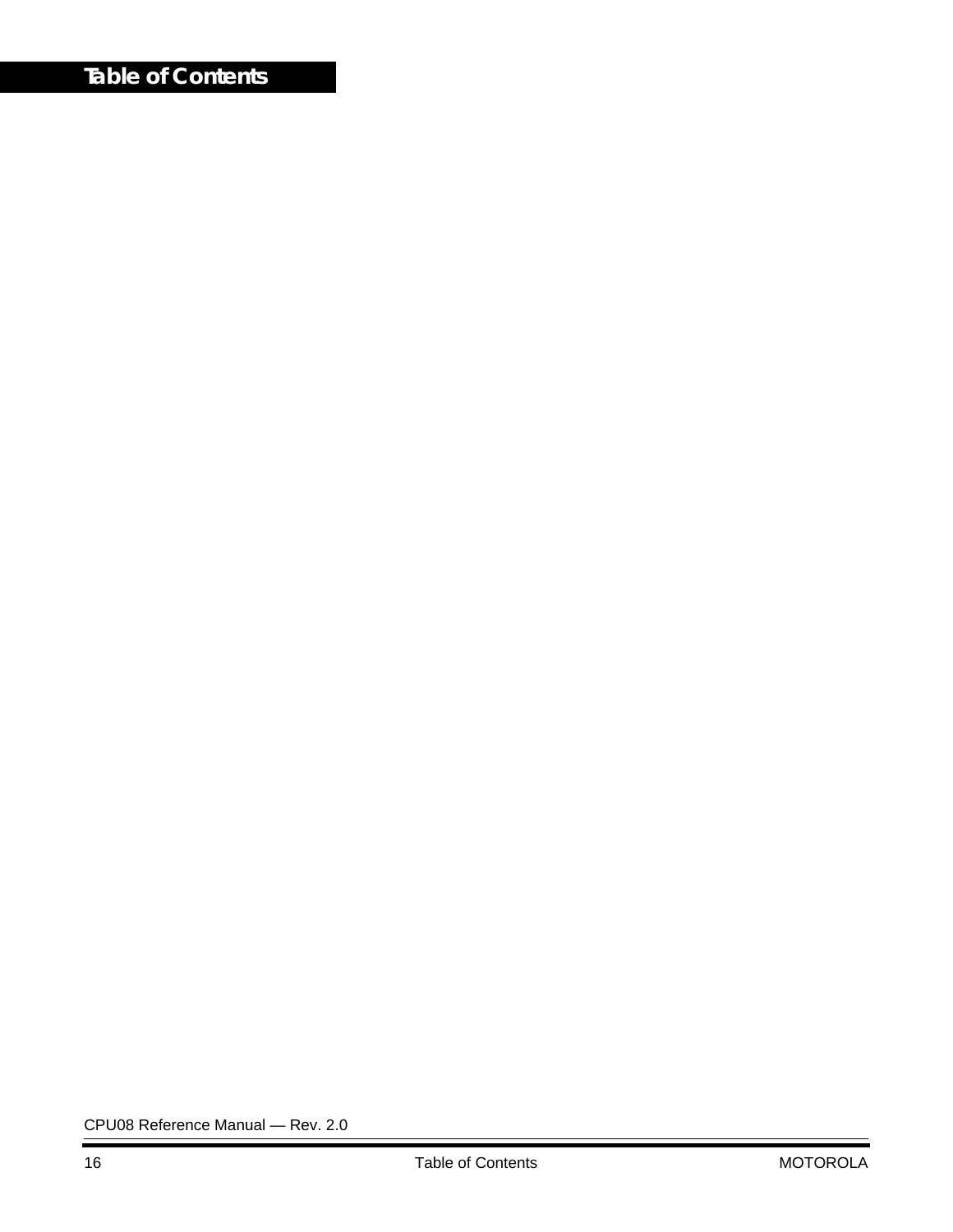# Table of Contents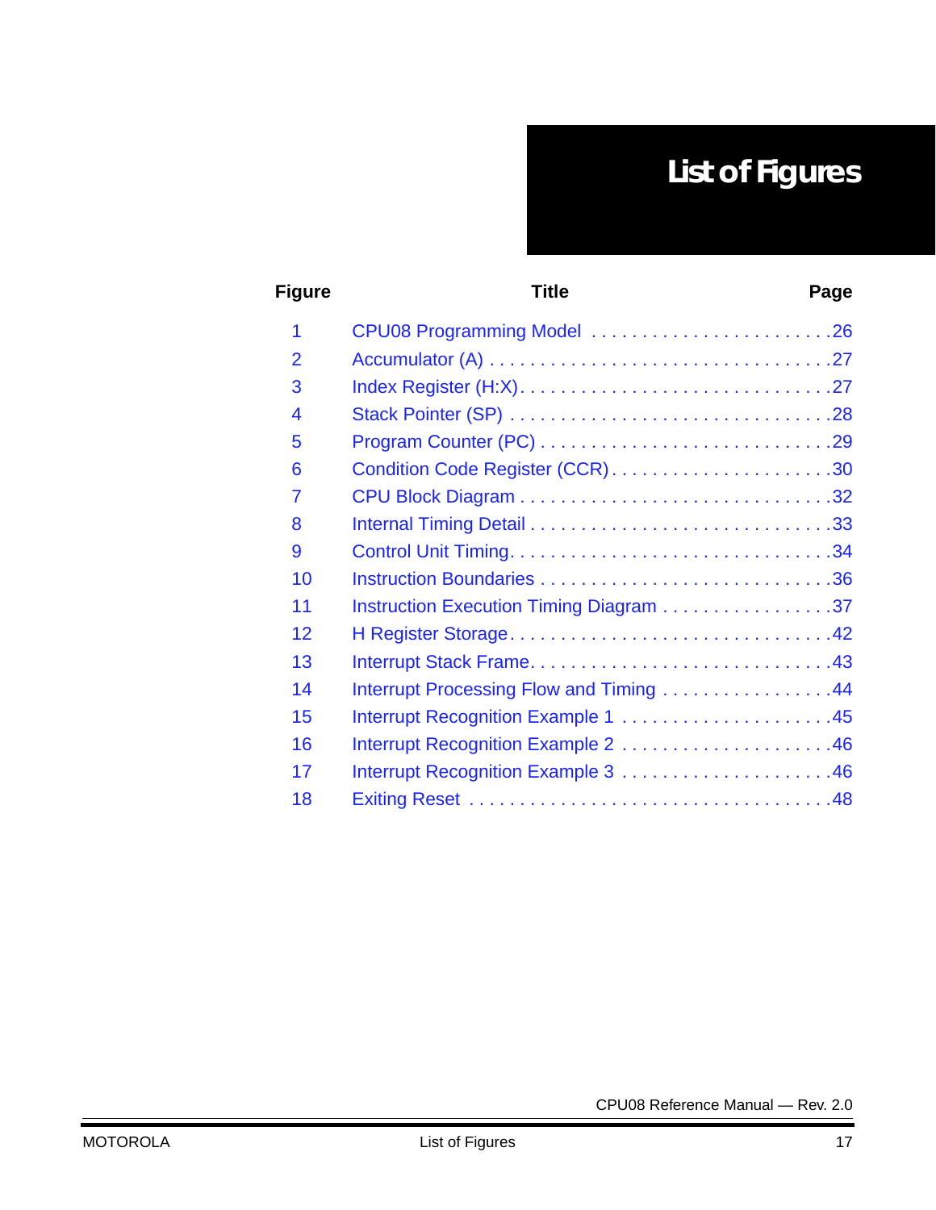# List of Figures

| Figure | Title | Page |
|---|---|---|
| 1 | CPU08 Programming Model | 26 |
| 2 | Accumulator (A) | 27 |
| 3 | Index Register (H:X) | 27 |
| 4 | Stack Pointer (SP) | 28 |
| 5 | Program Counter (PC) | 29 |
| 6 | Condition Code Register (CCR) | 30 |
| 7 | CPU Block Diagram | 32 |
| 8 | Internal Timing Detail | 33 |
| 9 | Control Unit Timing | 34 |
| 10 | Instruction Boundaries | 36 |
| 11 | Instruction Execution Timing Diagram | 37 |
| 12 | H Register Storage | 42 |
| 13 | Interrupt Stack Frame | 43 |
| 14 | Interrupt Processing Flow and Timing | 44 |
| 15 | Interrupt Recognition Example 1 | 45 |
| 16 | Interrupt Recognition Example 2 | 46 |
| 17 | Interrupt Recognition Example 3 | 46 |
| 18 | Exiting Reset | 48 |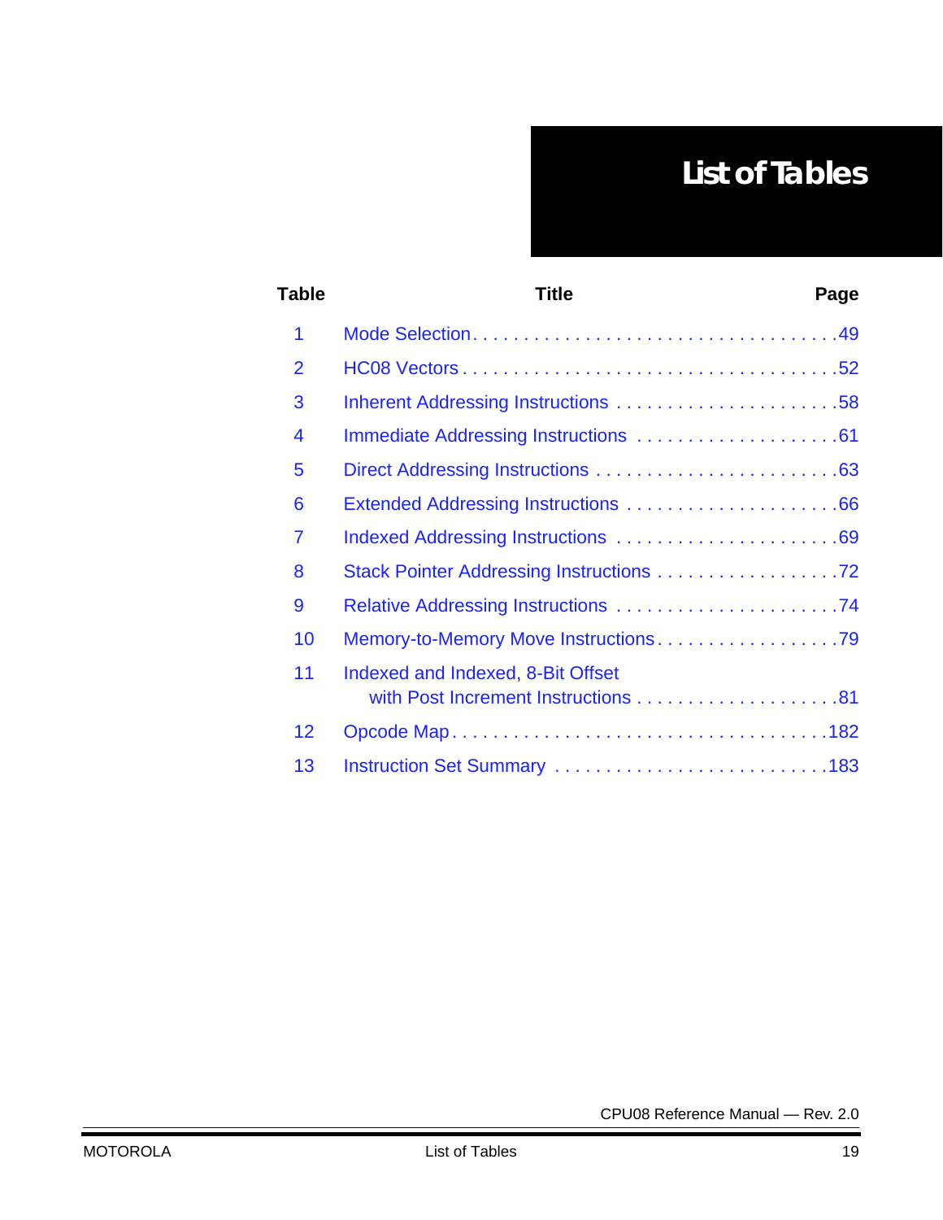# List of Tables

| Table | Title | Page |
|---|---|---|
| 1 | Mode Selection | 49 |
| 2 | HC08 Vectors | 52 |
| 3 | Inherent Addressing Instructions | 58 |
| 4 | Immediate Addressing Instructions | 61 |
| 5 | Direct Addressing Instructions | 63 |
| 6 | Extended Addressing Instructions | 66 |
| 7 | Indexed Addressing Instructions | 69 |
| 8 | Stack Pointer Addressing Instructions | 72 |
| 9 | Relative Addressing Instructions | 74 |
| 10 | Memory-to-Memory Move Instructions | 79 |
| 11 | Indexed and Indexed, 8-Bit Offset with Post Increment Instructions | 81 |
| 12 | Opcode Map | 182 |
| 13 | Instruction Set Summary | 183 |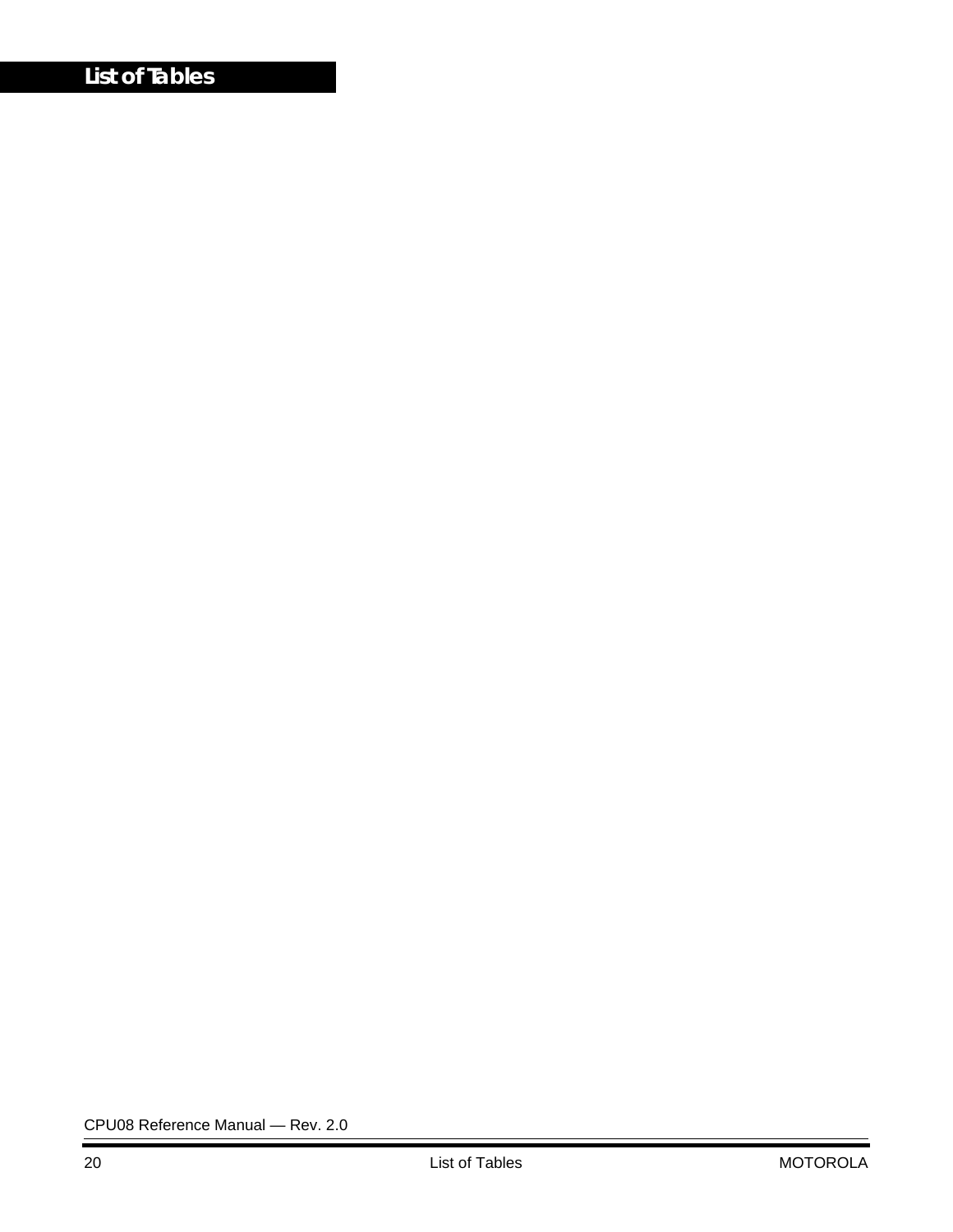# List of Tables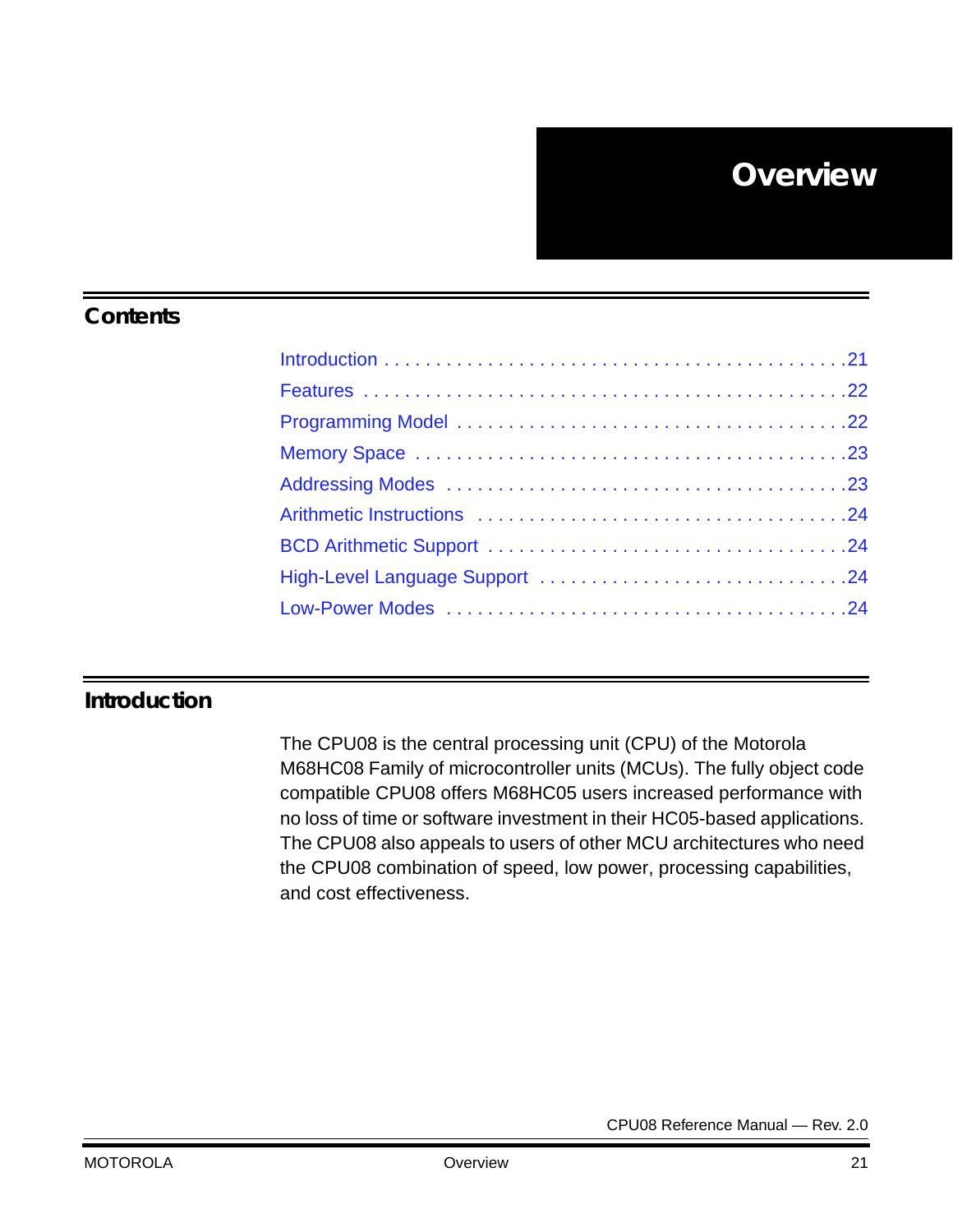# Overview

## Contents

- Introduction . . . . . . . . . . . . . . . . . . . . . . . . . . . . . . . . . . . . . . . . . . . . .21
- Features . . . . . . . . . . . . . . . . . . . . . . . . . . . . . . . . . . . . . . . . . . . . . .22
- Programming Model . . . . . . . . . . . . . . . . . . . . . . . . . . . . . . . . . . . . .22
- Memory Space . . . . . . . . . . . . . . . . . . . . . . . . . . . . . . . . . . . . . . . . .23
- Addressing Modes . . . . . . . . . . . . . . . . . . . . . . . . . . . . . . . . . . . . . .23
- Arithmetic Instructions . . . . . . . . . . . . . . . . . . . . . . . . . . . . . . . . . . .24
- BCD Arithmetic Support . . . . . . . . . . . . . . . . . . . . . . . . . . . . . . . . .24
- High-Level Language Support . . . . . . . . . . . . . . . . . . . . . . . . . . . . .24
- Low-Power Modes . . . . . . . . . . . . . . . . . . . . . . . . . . . . . . . . . . . . . .24

## Introduction

The CPU08 is the central processing unit (CPU) of the Motorola M68HC08 Family of microcontroller units (MCUs). The fully object code compatible CPU08 offers M68HC05 users increased performance with no loss of time or software investment in their HC05-based applications. The CPU08 also appeals to users of other MCU architectures who need the CPU08 combination of speed, low power, processing capabilities, and cost effectiveness.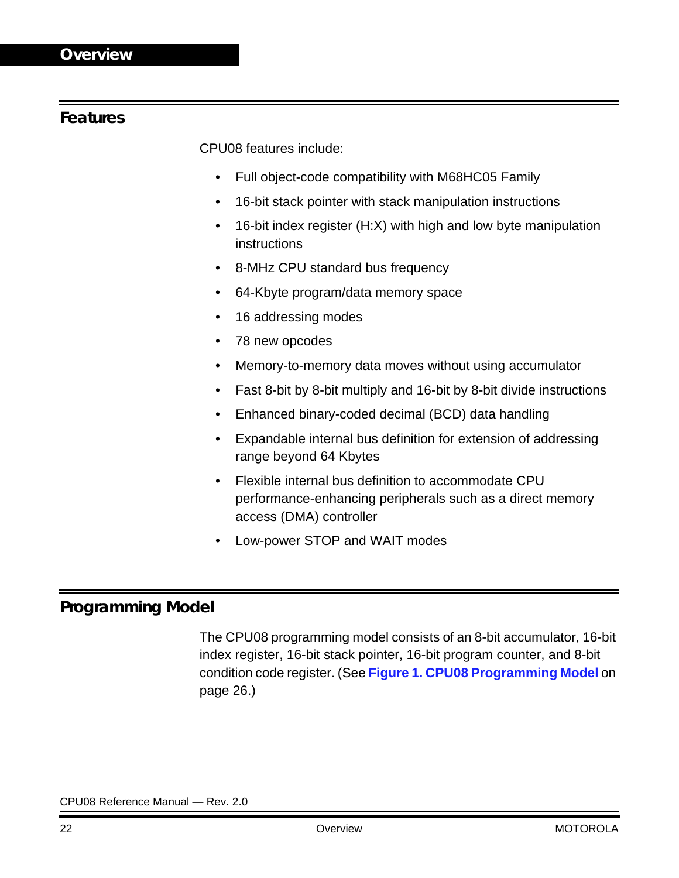## Features

CPU08 features include:

- Full object-code compatibility with M68HC05 Family
- 16-bit stack pointer with stack manipulation instructions
- 16-bit index register (H:X) with high and low byte manipulation instructions
- 8-MHz CPU standard bus frequency
- 64-Kbyte program/data memory space
- 16 addressing modes
- 78 new opcodes
- Memory-to-memory data moves without using accumulator
- Fast 8-bit by 8-bit multiply and 16-bit by 8-bit divide instructions
- Enhanced binary-coded decimal (BCD) data handling
- Expandable internal bus definition for extension of addressing range beyond 64 Kbytes
- Flexible internal bus definition to accommodate CPU performance-enhancing peripherals such as a direct memory access (DMA) controller
- Low-power STOP and WAIT modes

## Programming Model

The CPU08 programming model consists of an 8-bit accumulator, 16-bit index register, 16-bit stack pointer, 16-bit program counter, and 8-bit condition code register. (See **Figure 1. CPU08 Programming Model** on page 26.)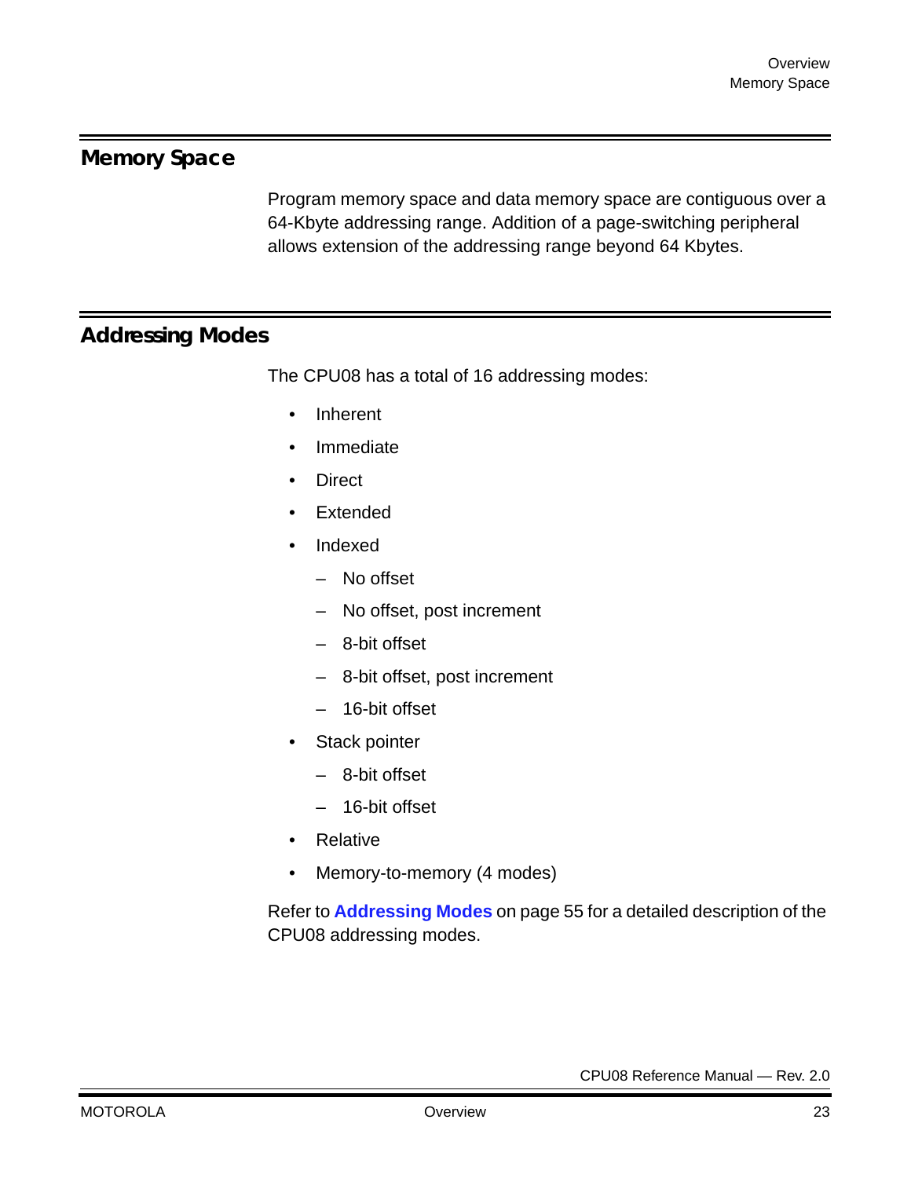## Memory Space

Program memory space and data memory space are contiguous over a 64-Kbyte addressing range. Addition of a page-switching peripheral allows extension of the addressing range beyond 64 Kbytes.

## Addressing Modes

The CPU08 has a total of 16 addressing modes:

- Inherent
- Immediate
- Direct
- Extended
- Indexed
  - No offset
  - No offset, post increment
  - 8-bit offset
  - 8-bit offset, post increment
  - 16-bit offset
- Stack pointer
  - 8-bit offset
  - 16-bit offset
- Relative
- Memory-to-memory (4 modes)

Refer to **Addressing Modes** on page 55 for a detailed description of the CPU08 addressing modes.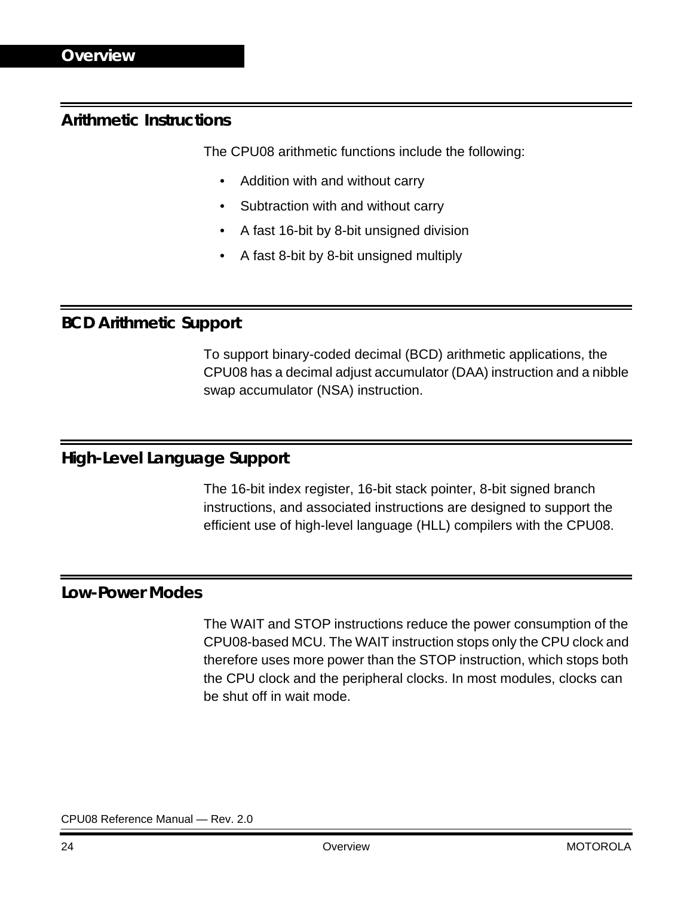## Arithmetic Instructions

The CPU08 arithmetic functions include the following:

- Addition with and without carry
- Subtraction with and without carry
- A fast 16-bit by 8-bit unsigned division
- A fast 8-bit by 8-bit unsigned multiply

## BCD Arithmetic Support

To support binary-coded decimal (BCD) arithmetic applications, the CPU08 has a decimal adjust accumulator (DAA) instruction and a nibble swap accumulator (NSA) instruction.

## High-Level Language Support

The 16-bit index register, 16-bit stack pointer, 8-bit signed branch instructions, and associated instructions are designed to support the efficient use of high-level language (HLL) compilers with the CPU08.

## Low-Power Modes

The WAIT and STOP instructions reduce the power consumption of the CPU08-based MCU. The WAIT instruction stops only the CPU clock and therefore uses more power than the STOP instruction, which stops both the CPU clock and the peripheral clocks. In most modules, clocks can be shut off in wait mode.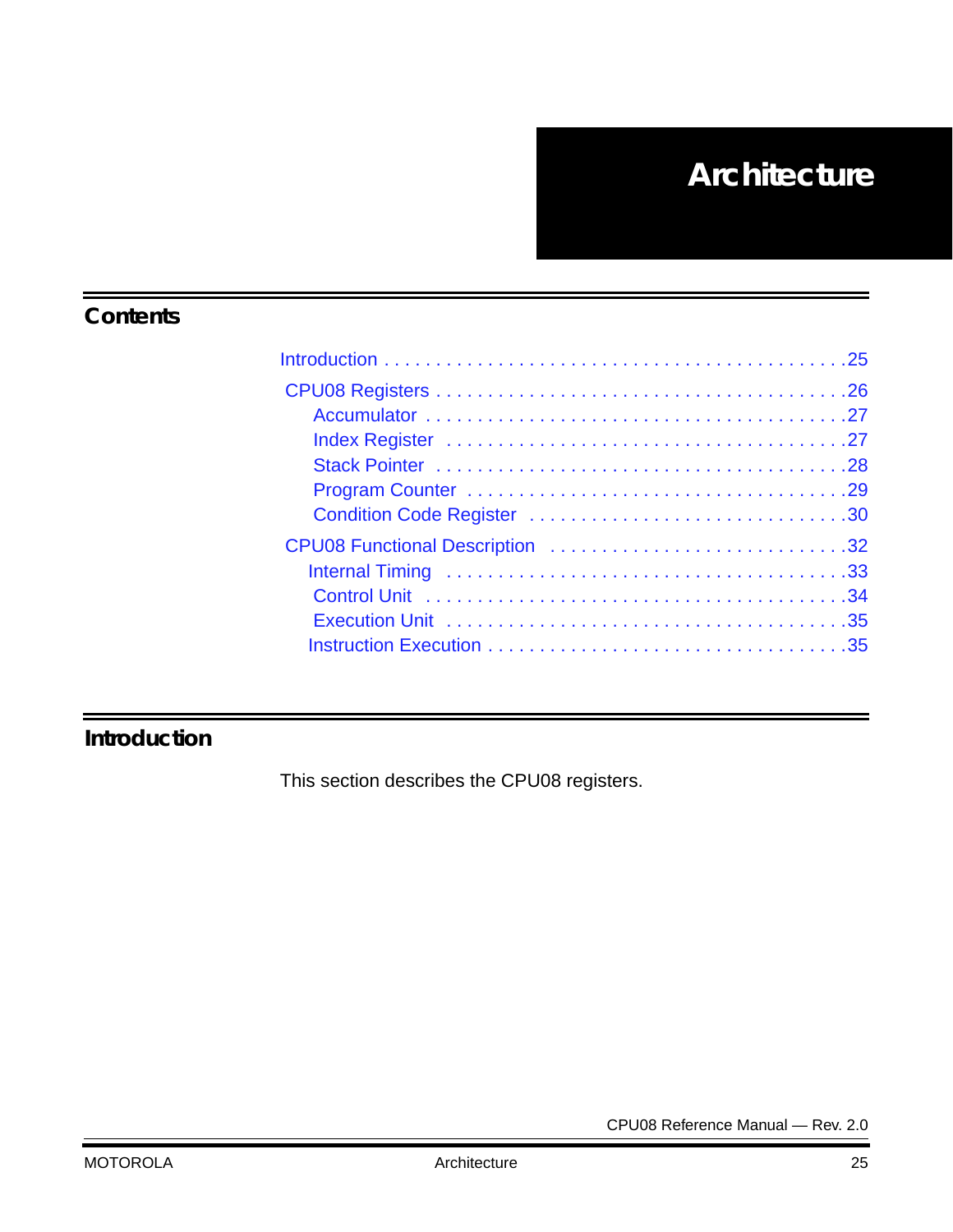# Architecture

## Contents

Introduction . . . . . . . . . . . . . . . . . . . . . . . . . . . . . . . . . . . . . . . . . . . .25

CPU08 Registers . . . . . . . . . . . . . . . . . . . . . . . . . . . . . . . . . . . . . . . . . .26
- Accumulator . . . . . . . . . . . . . . . . . . . . . . . . . . . . . . . . . . . . . . . .27
- Index Register . . . . . . . . . . . . . . . . . . . . . . . . . . . . . . . . . . . . . .27
- Stack Pointer . . . . . . . . . . . . . . . . . . . . . . . . . . . . . . . . . . . . . . .28
- Program Counter . . . . . . . . . . . . . . . . . . . . . . . . . . . . . . . . . . . .29
- Condition Code Register . . . . . . . . . . . . . . . . . . . . . . . . . . . . . .30

CPU08 Functional Description . . . . . . . . . . . . . . . . . . . . . . . . . . . .32
- Internal Timing . . . . . . . . . . . . . . . . . . . . . . . . . . . . . . . . . . . . .33
- Control Unit . . . . . . . . . . . . . . . . . . . . . . . . . . . . . . . . . . . . . . .34
- Execution Unit . . . . . . . . . . . . . . . . . . . . . . . . . . . . . . . . . . . . .35
- Instruction Execution . . . . . . . . . . . . . . . . . . . . . . . . . . . . . . . .35

## Introduction

This section describes the CPU08 registers.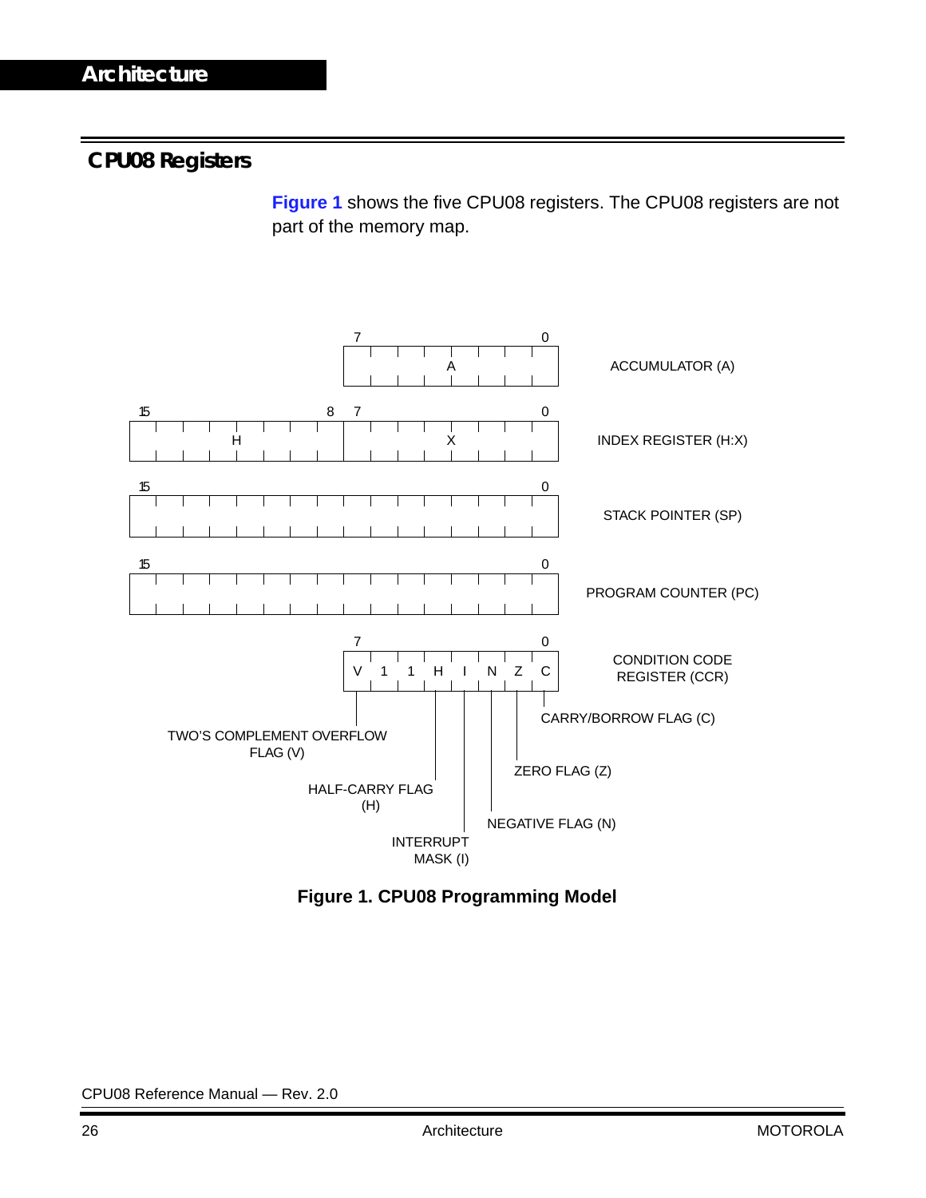## CPU08 Registers

**Figure 1** shows the five CPU08 registers. The CPU08 registers are not part of the memory map.

| Bits | Register |
|---|---|
| 7–0: A | ACCUMULATOR (A) |
| 15–8: H, 7–0: X | INDEX REGISTER (H:X) |
| 15–0 | STACK POINTER (SP) |
| 15–0 | PROGRAM COUNTER (PC) |
| 7–0: V 1 1 H I N Z C | CONDITION CODE REGISTER (CCR) |

| CCR Bit | 7 | 6 | 5 | 4 | 3 | 2 | 1 | 0 |
|---|---|---|---|---|---|---|---|---|
| | V | 1 | 1 | H | I | N | Z | C |

- V — TWO'S COMPLEMENT OVERFLOW FLAG (V)
- H — HALF-CARRY FLAG (H)
- I — INTERRUPT MASK (I)
- N — NEGATIVE FLAG (N)
- Z — ZERO FLAG (Z)
- C — CARRY/BORROW FLAG (C)

**Figure 1. CPU08 Programming Model**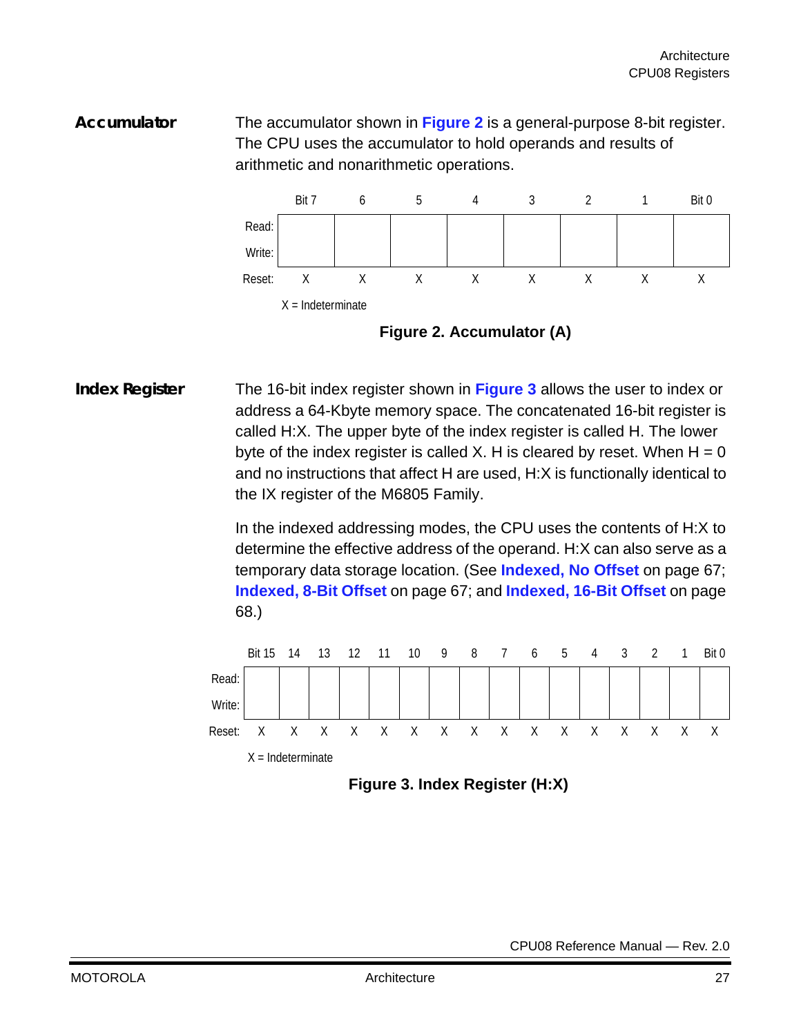## Accumulator

The accumulator shown in **Figure 2** is a general-purpose 8-bit register. The CPU uses the accumulator to hold operands and results of arithmetic and nonarithmetic operations.

| | Bit 7 | 6 | 5 | 4 | 3 | 2 | 1 | Bit 0 |
|---|---|---|---|---|---|---|---|---|
| Read:<br>Write: | | | | | | | | |
| Reset: | X | X | X | X | X | X | X | X |

X = Indeterminate

**Figure 2. Accumulator (A)**

## Index Register

The 16-bit index register shown in **Figure 3** allows the user to index or address a 64-Kbyte memory space. The concatenated 16-bit register is called H:X. The upper byte of the index register is called H. The lower byte of the index register is called X. H is cleared by reset. When H = 0 and no instructions that affect H are used, H:X is functionally identical to the IX register of the M6805 Family.

In the indexed addressing modes, the CPU uses the contents of H:X to determine the effective address of the operand. H:X can also serve as a temporary data storage location. (See **Indexed, No Offset** on page 67; **Indexed, 8-Bit Offset** on page 67; and **Indexed, 16-Bit Offset** on page 68.)

| | Bit 15 | 14 | 13 | 12 | 11 | 10 | 9 | 8 | 7 | 6 | 5 | 4 | 3 | 2 | 1 | Bit 0 |
|---|---|---|---|---|---|---|---|---|---|---|---|---|---|---|---|---|
| Read:<br>Write: | | | | | | | | | | | | | | | | |
| Reset: | X | X | X | X | X | X | X | X | X | X | X | X | X | X | X | X |

X = Indeterminate

**Figure 3. Index Register (H:X)**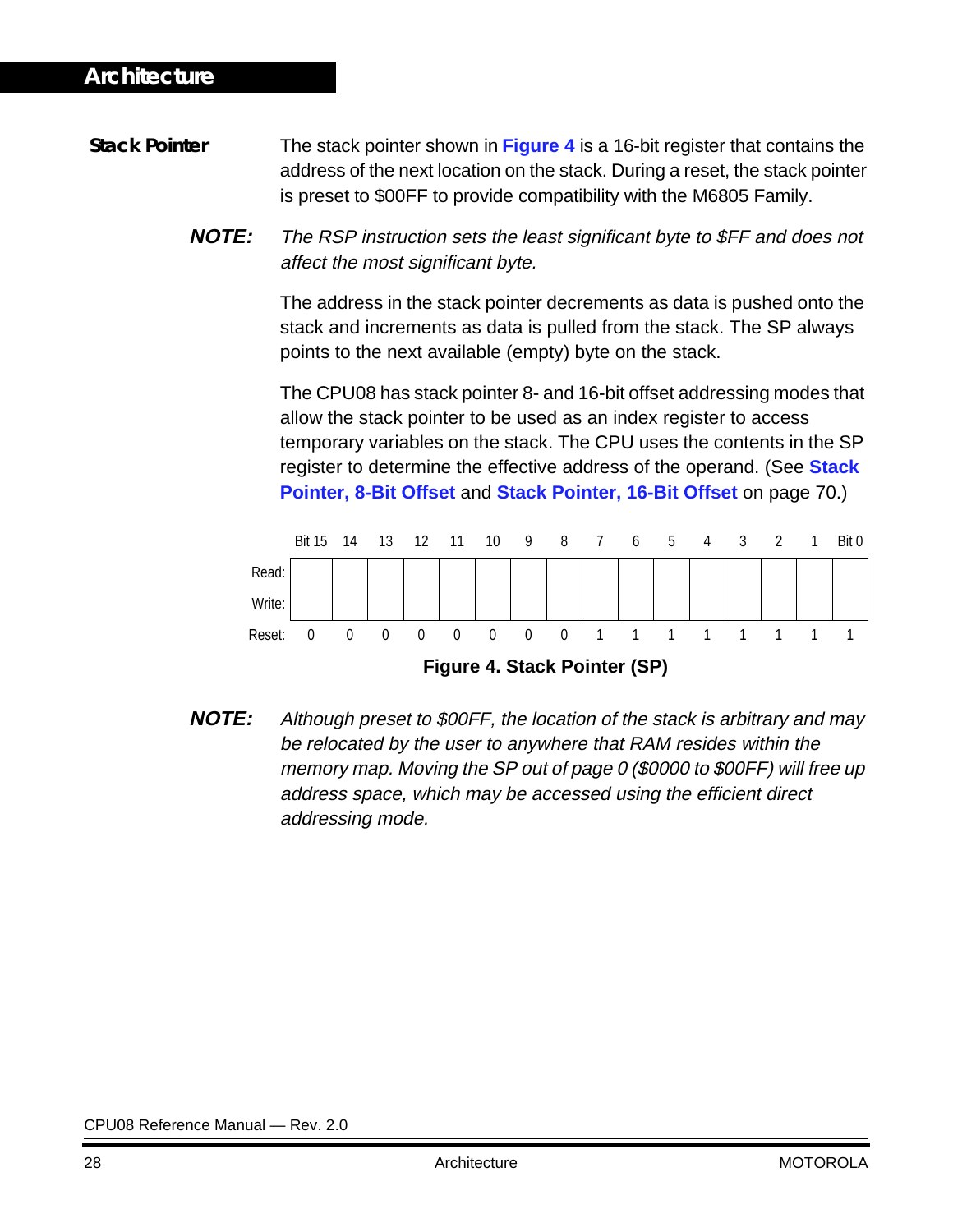### Stack Pointer

The stack pointer shown in **Figure 4** is a 16-bit register that contains the address of the next location on the stack. During a reset, the stack pointer is preset to $00FF to provide compatibility with the M6805 Family.

**NOTE:** *The RSP instruction sets the least significant byte to $FF and does not affect the most significant byte.*

The address in the stack pointer decrements as data is pushed onto the stack and increments as data is pulled from the stack. The SP always points to the next available (empty) byte on the stack.

The CPU08 has stack pointer 8- and 16-bit offset addressing modes that allow the stack pointer to be used as an index register to access temporary variables on the stack. The CPU uses the contents in the SP register to determine the effective address of the operand. (See **Stack Pointer, 8-Bit Offset** and **Stack Pointer, 16-Bit Offset** on page 70.)

| | Bit 15 | 14 | 13 | 12 | 11 | 10 | 9 | 8 | 7 | 6 | 5 | 4 | 3 | 2 | 1 | Bit 0 |
|---|---|---|---|---|---|---|---|---|---|---|---|---|---|---|---|---|
| Read:<br>Write: | | | | | | | | | | | | | | | | |
| Reset: | 0 | 0 | 0 | 0 | 0 | 0 | 0 | 0 | 1 | 1 | 1 | 1 | 1 | 1 | 1 | 1 |

**Figure 4. Stack Pointer (SP)**

**NOTE:** *Although preset to $00FF, the location of the stack is arbitrary and may be relocated by the user to anywhere that RAM resides within the memory map. Moving the SP out of page 0 ($0000 to $00FF) will free up address space, which may be accessed using the efficient direct addressing mode.*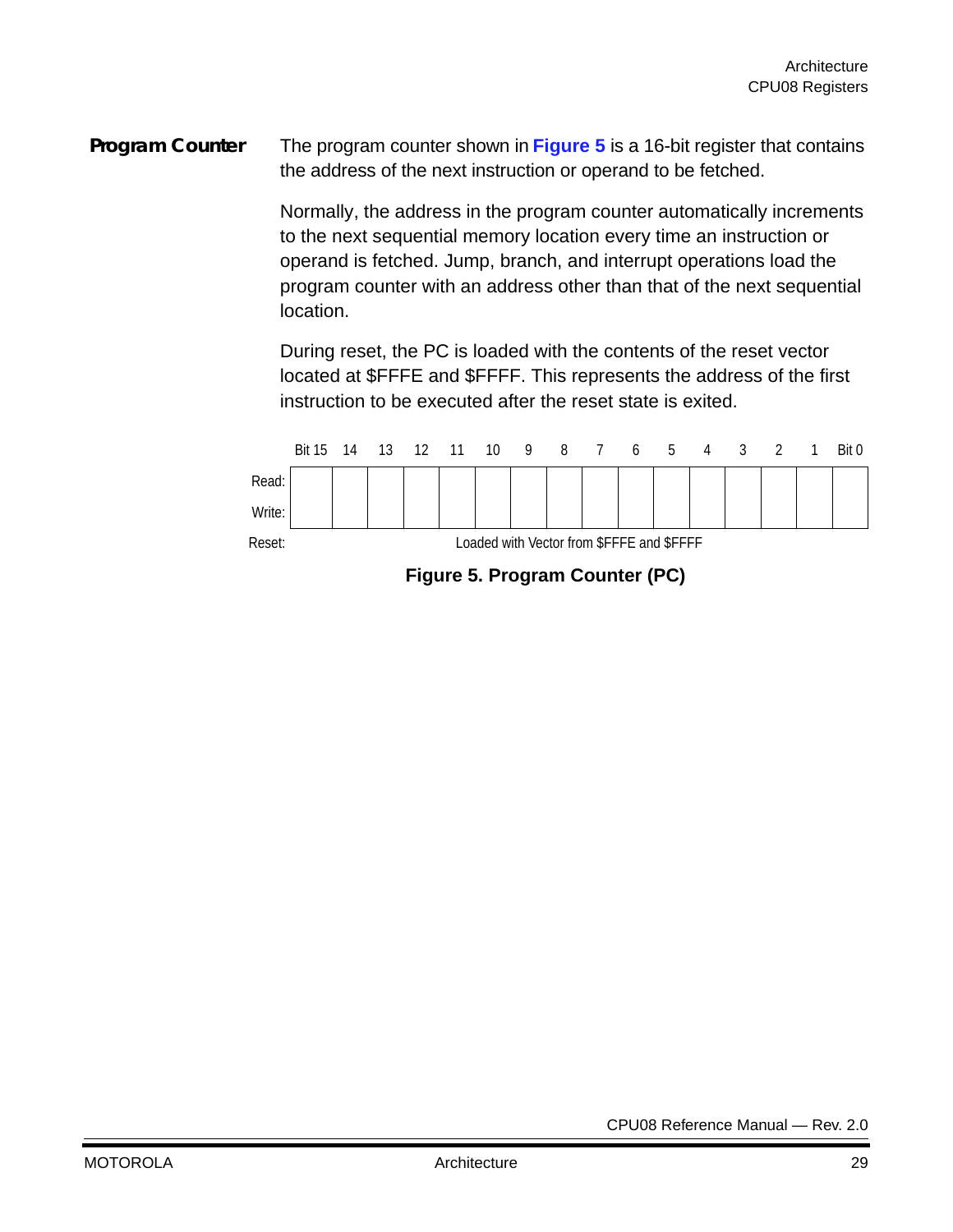## Program Counter

The program counter shown in **Figure 5** is a 16-bit register that contains the address of the next instruction or operand to be fetched.

Normally, the address in the program counter automatically increments to the next sequential memory location every time an instruction or operand is fetched. Jump, branch, and interrupt operations load the program counter with an address other than that of the next sequential location.

During reset, the PC is loaded with the contents of the reset vector located at $FFFE and $FFFF. This represents the address of the first instruction to be executed after the reset state is exited.

| | Bit 15 | 14 | 13 | 12 | 11 | 10 | 9 | 8 | 7 | 6 | 5 | 4 | 3 | 2 | 1 | Bit 0 |
|---|---|---|---|---|---|---|---|---|---|---|---|---|---|---|---|---|
| Read: | | | | | | | | | | | | | | | | |
| Write: | | | | | | | | | | | | | | | | |
| Reset: | Loaded with Vector from $FFFE and $FFFF | | | | | | | | | | | | | | | |

**Figure 5. Program Counter (PC)**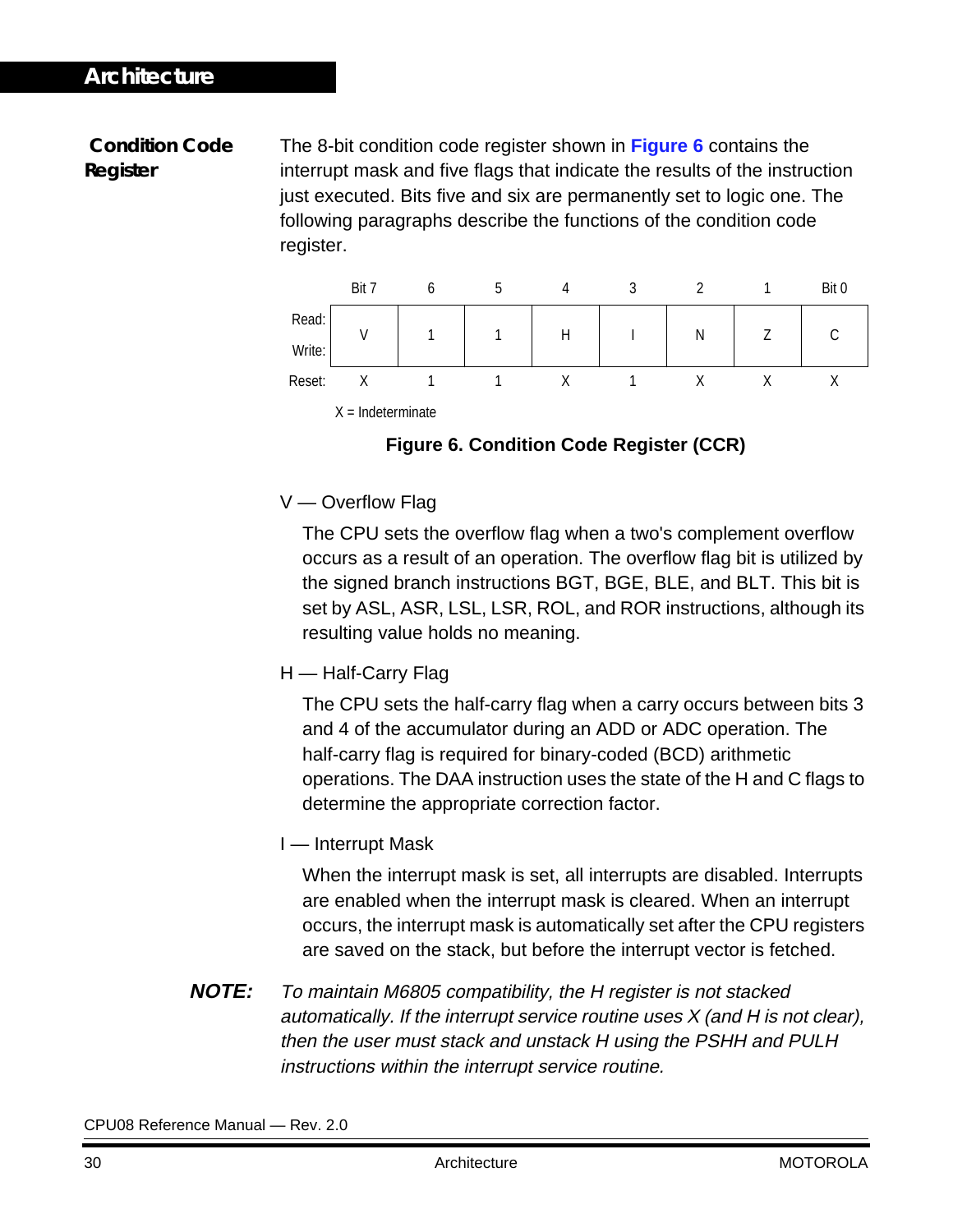## Condition Code Register

The 8-bit condition code register shown in **Figure 6** contains the interrupt mask and five flags that indicate the results of the instruction just executed. Bits five and six are permanently set to logic one. The following paragraphs describe the functions of the condition code register.

| | Bit 7 | 6 | 5 | 4 | 3 | 2 | 1 | Bit 0 |
|---|---|---|---|---|---|---|---|---|
| Read:<br>Write: | V | 1 | 1 | H | I | N | Z | C |
| Reset: | X | 1 | 1 | X | 1 | X | X | X |

X = Indeterminate

**Figure 6. Condition Code Register (CCR)**

V — Overflow Flag

The CPU sets the overflow flag when a two's complement overflow occurs as a result of an operation. The overflow flag bit is utilized by the signed branch instructions BGT, BGE, BLE, and BLT. This bit is set by ASL, ASR, LSL, LSR, ROL, and ROR instructions, although its resulting value holds no meaning.

H — Half-Carry Flag

The CPU sets the half-carry flag when a carry occurs between bits 3 and 4 of the accumulator during an ADD or ADC operation. The half-carry flag is required for binary-coded (BCD) arithmetic operations. The DAA instruction uses the state of the H and C flags to determine the appropriate correction factor.

I — Interrupt Mask

When the interrupt mask is set, all interrupts are disabled. Interrupts are enabled when the interrupt mask is cleared. When an interrupt occurs, the interrupt mask is automatically set after the CPU registers are saved on the stack, but before the interrupt vector is fetched.

***NOTE:*** *To maintain M6805 compatibility, the H register is not stacked automatically. If the interrupt service routine uses X (and H is not clear), then the user must stack and unstack H using the PSHH and PULH instructions within the interrupt service routine.*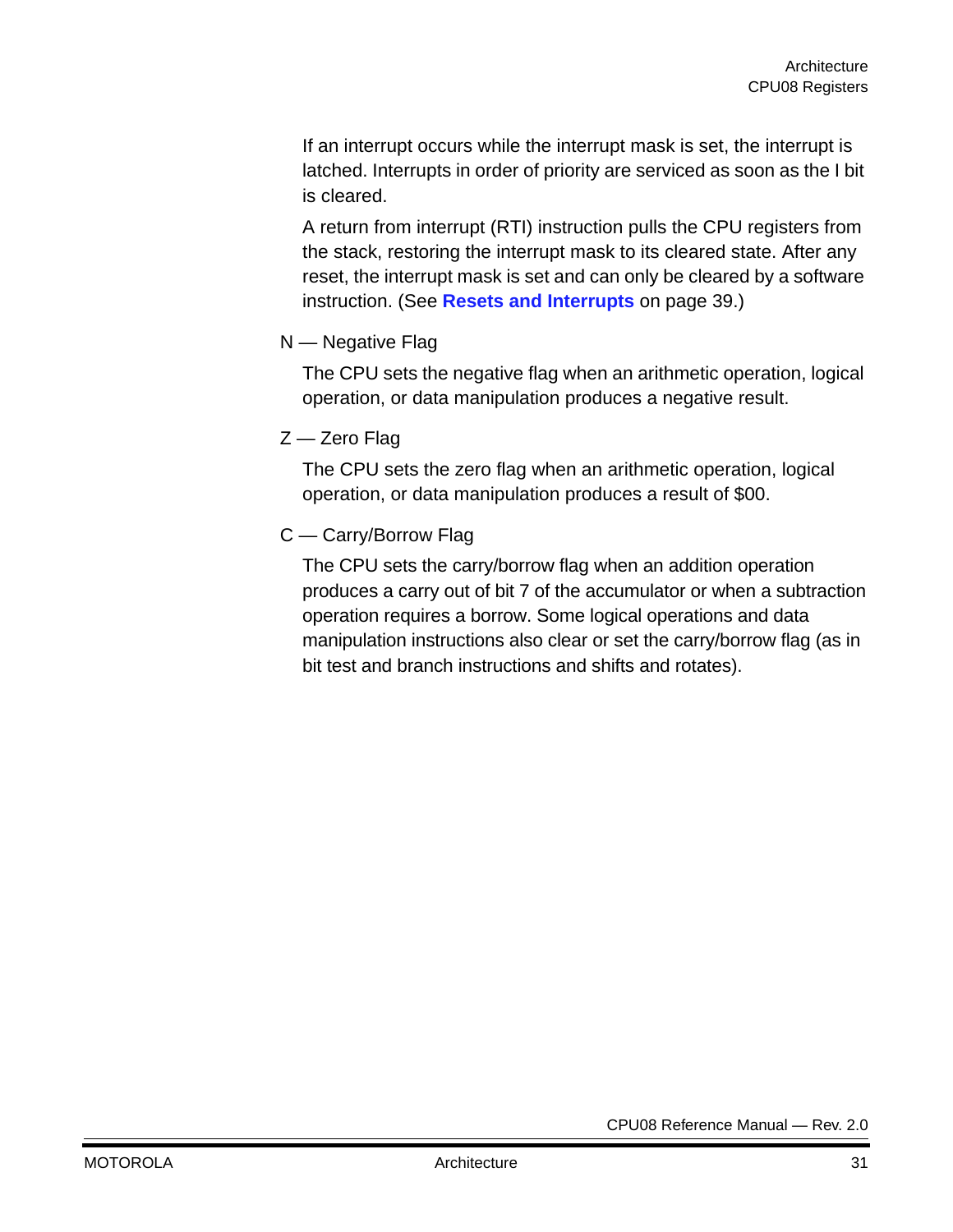If an interrupt occurs while the interrupt mask is set, the interrupt is latched. Interrupts in order of priority are serviced as soon as the I bit is cleared.

A return from interrupt (RTI) instruction pulls the CPU registers from the stack, restoring the interrupt mask to its cleared state. After any reset, the interrupt mask is set and can only be cleared by a software instruction. (See **Resets and Interrupts** on page 39.)

N — Negative Flag

The CPU sets the negative flag when an arithmetic operation, logical operation, or data manipulation produces a negative result.

Z — Zero Flag

The CPU sets the zero flag when an arithmetic operation, logical operation, or data manipulation produces a result of $00.

C — Carry/Borrow Flag

The CPU sets the carry/borrow flag when an addition operation produces a carry out of bit 7 of the accumulator or when a subtraction operation requires a borrow. Some logical operations and data manipulation instructions also clear or set the carry/borrow flag (as in bit test and branch instructions and shifts and rotates).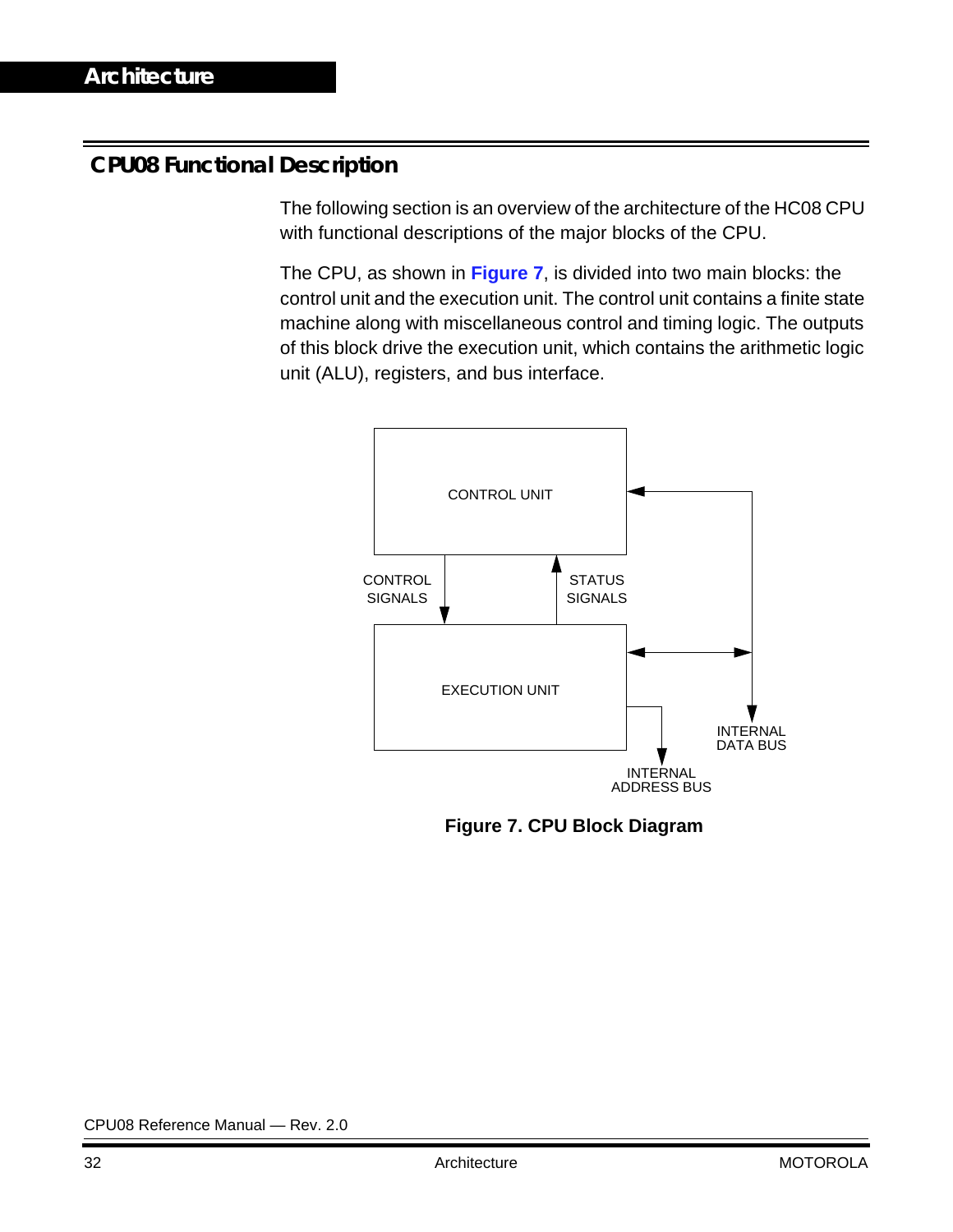## CPU08 Functional Description

The following section is an overview of the architecture of the HC08 CPU with functional descriptions of the major blocks of the CPU.

The CPU, as shown in **Figure 7**, is divided into two main blocks: the control unit and the execution unit. The control unit contains a finite state machine along with miscellaneous control and timing logic. The outputs of this block drive the execution unit, which contains the arithmetic logic unit (ALU), registers, and bus interface.

CONTROL UNIT

CONTROL SIGNALS

STATUS SIGNALS

EXECUTION UNIT

INTERNAL DATA BUS

INTERNAL ADDRESS BUS

**Figure 7. CPU Block Diagram**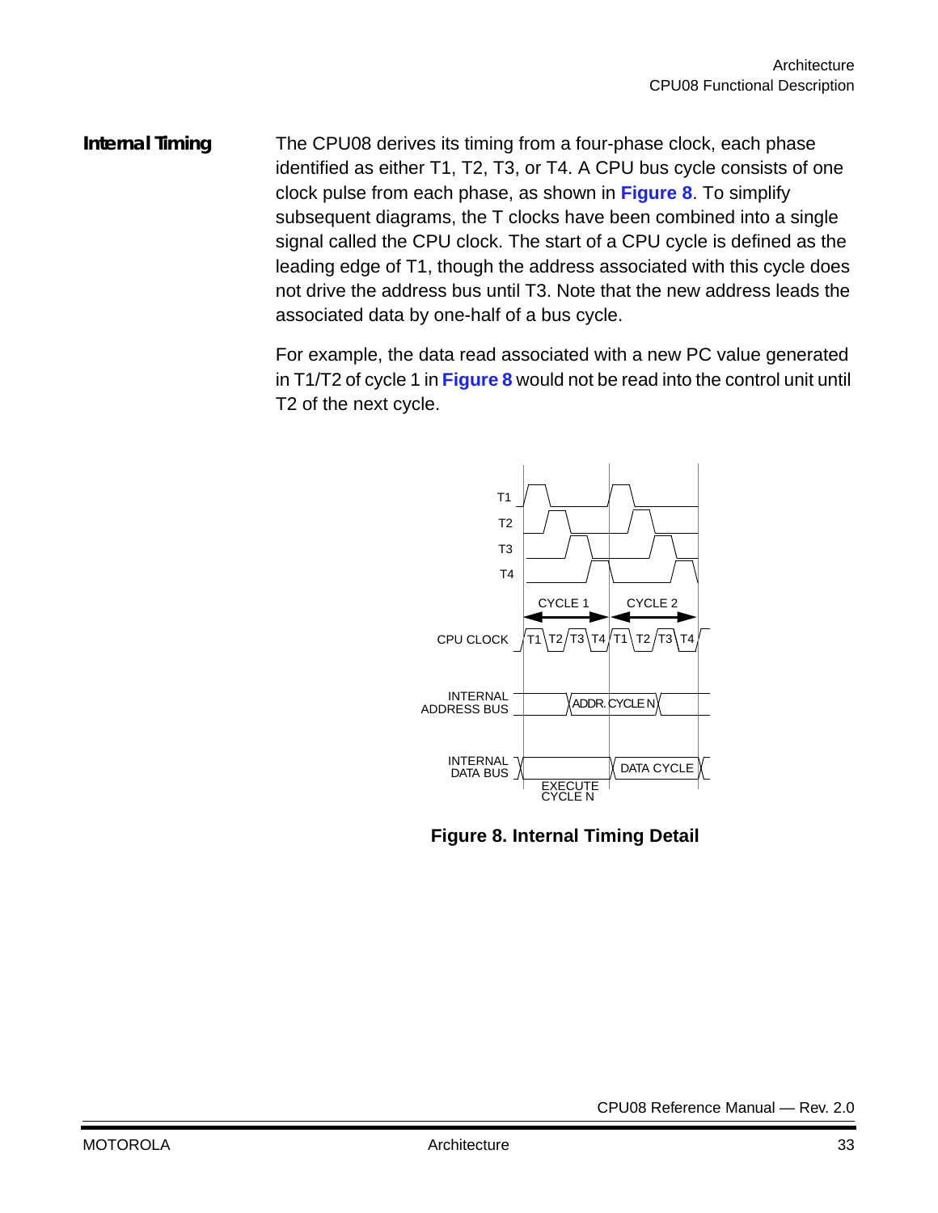## Internal Timing

The CPU08 derives its timing from a four-phase clock, each phase identified as either T1, T2, T3, or T4. A CPU bus cycle consists of one clock pulse from each phase, as shown in **Figure 8**. To simplify subsequent diagrams, the T clocks have been combined into a single signal called the CPU clock. The start of a CPU cycle is defined as the leading edge of T1, though the address associated with this cycle does not drive the address bus until T3. Note that the new address leads the associated data by one-half of a bus cycle.

For example, the data read associated with a new PC value generated in T1/T2 of cycle 1 in **Figure 8** would not be read into the control unit until T2 of the next cycle.

**Figure 8. Internal Timing Detail**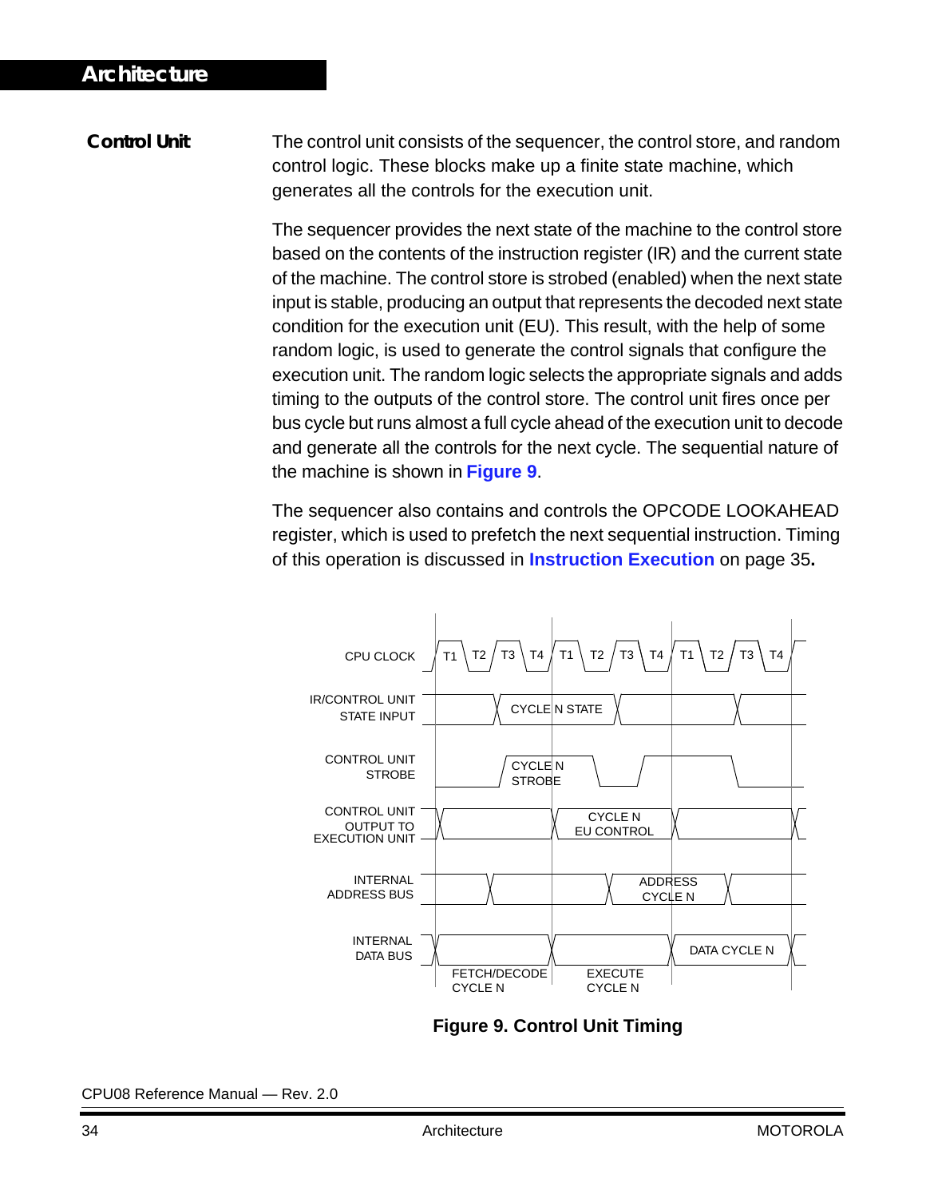## Control Unit

The control unit consists of the sequencer, the control store, and random control logic. These blocks make up a finite state machine, which generates all the controls for the execution unit.

The sequencer provides the next state of the machine to the control store based on the contents of the instruction register (IR) and the current state of the machine. The control store is strobed (enabled) when the next state input is stable, producing an output that represents the decoded next state condition for the execution unit (EU). This result, with the help of some random logic, is used to generate the control signals that configure the execution unit. The random logic selects the appropriate signals and adds timing to the outputs of the control store. The control unit fires once per bus cycle but runs almost a full cycle ahead of the execution unit to decode and generate all the controls for the next cycle. The sequential nature of the machine is shown in **Figure 9**.

The sequencer also contains and controls the OPCODE LOOKAHEAD register, which is used to prefetch the next sequential instruction. Timing of this operation is discussed in **Instruction Execution** on page 35**.**

CPU CLOCK: T1 T2 T3 T4 T1 T2 T3 T4 T1 T2 T3 T4

IR/CONTROL UNIT STATE INPUT: CYCLE N STATE

CONTROL UNIT STROBE: CYCLE N STROBE

CONTROL UNIT OUTPUT TO EXECUTION UNIT: CYCLE N EU CONTROL

INTERNAL ADDRESS BUS: ADDRESS CYCLE N

INTERNAL DATA BUS: DATA CYCLE N

FETCH/DECODE CYCLE N — EXECUTE CYCLE N

**Figure 9. Control Unit Timing**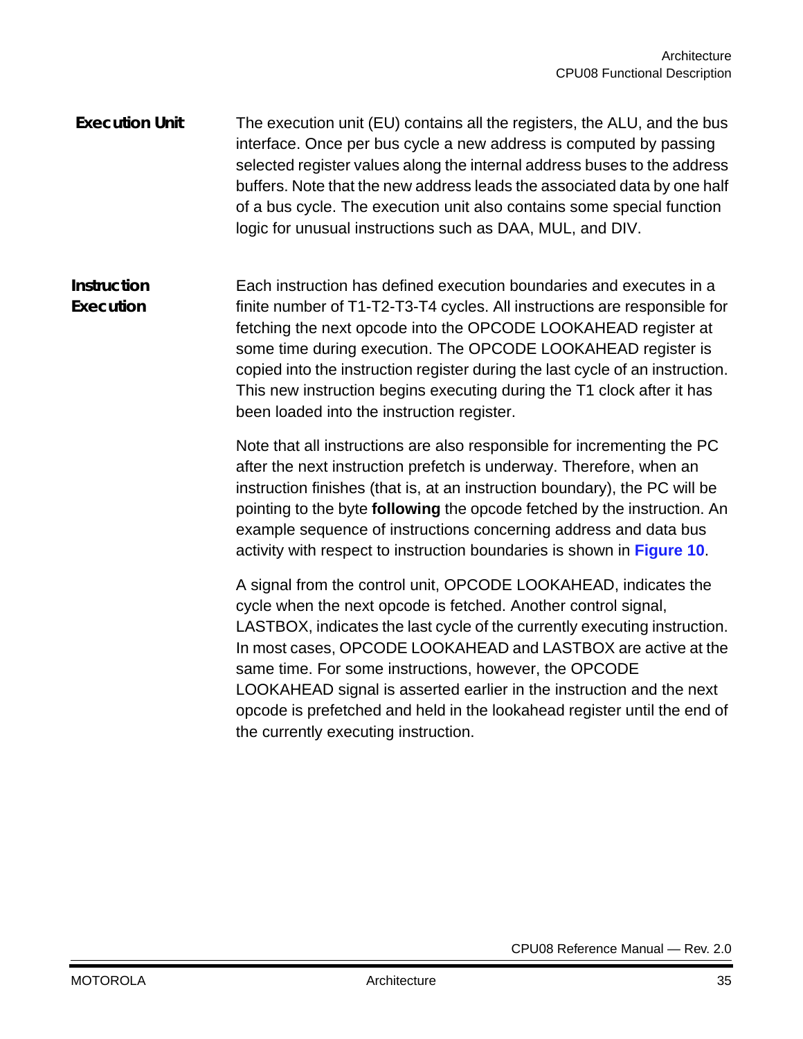### Execution Unit

The execution unit (EU) contains all the registers, the ALU, and the bus interface. Once per bus cycle a new address is computed by passing selected register values along the internal address buses to the address buffers. Note that the new address leads the associated data by one half of a bus cycle. The execution unit also contains some special function logic for unusual instructions such as DAA, MUL, and DIV.

### Instruction Execution

Each instruction has defined execution boundaries and executes in a finite number of T1-T2-T3-T4 cycles. All instructions are responsible for fetching the next opcode into the OPCODE LOOKAHEAD register at some time during execution. The OPCODE LOOKAHEAD register is copied into the instruction register during the last cycle of an instruction. This new instruction begins executing during the T1 clock after it has been loaded into the instruction register.

Note that all instructions are also responsible for incrementing the PC after the next instruction prefetch is underway. Therefore, when an instruction finishes (that is, at an instruction boundary), the PC will be pointing to the byte **following** the opcode fetched by the instruction. An example sequence of instructions concerning address and data bus activity with respect to instruction boundaries is shown in **Figure 10**.

A signal from the control unit, OPCODE LOOKAHEAD, indicates the cycle when the next opcode is fetched. Another control signal, LASTBOX, indicates the last cycle of the currently executing instruction. In most cases, OPCODE LOOKAHEAD and LASTBOX are active at the same time. For some instructions, however, the OPCODE LOOKAHEAD signal is asserted earlier in the instruction and the next opcode is prefetched and held in the lookahead register until the end of the currently executing instruction.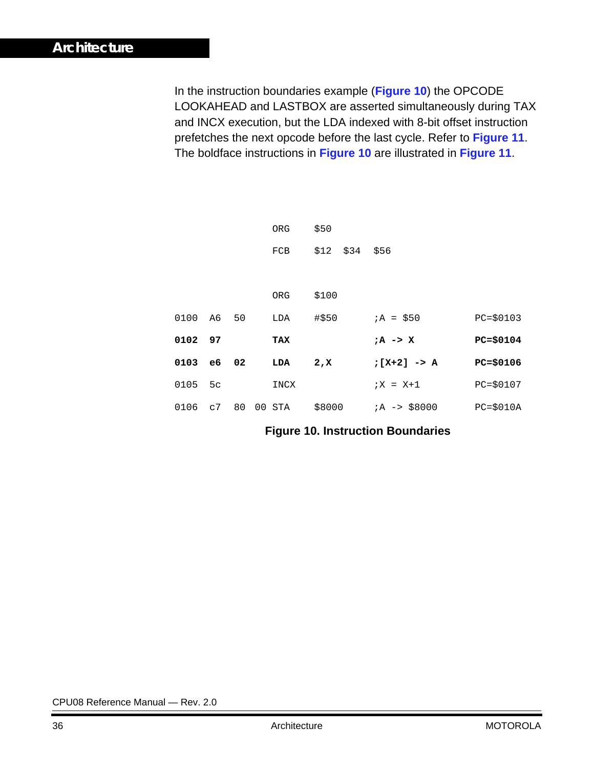In the instruction boundaries example (**Figure 10**) the OPCODE LOOKAHEAD and LASTBOX are asserted simultaneously during TAX and INCX execution, but the LDA indexed with 8-bit offset instruction prefetches the next opcode before the last cycle. Refer to **Figure 11**. The boldface instructions in **Figure 10** are illustrated in **Figure 11**.

```
                    ORG    $50
                    FCB    $12  $34  $56

                    ORG    $100
0100  A6  50        LDA    #$50       ;A = $50         PC=$0103
0102  97            TAX               ;A -> X          PC=$0104
0103  e6  02        LDA    2,X        ;[X+2] -> A      PC=$0106
0105  5c            INCX              ;X = X+1         PC=$0107
0106  c7  80  00    STA    $8000      ;A -> $8000      PC=$010A
```

**Figure 10. Instruction Boundaries**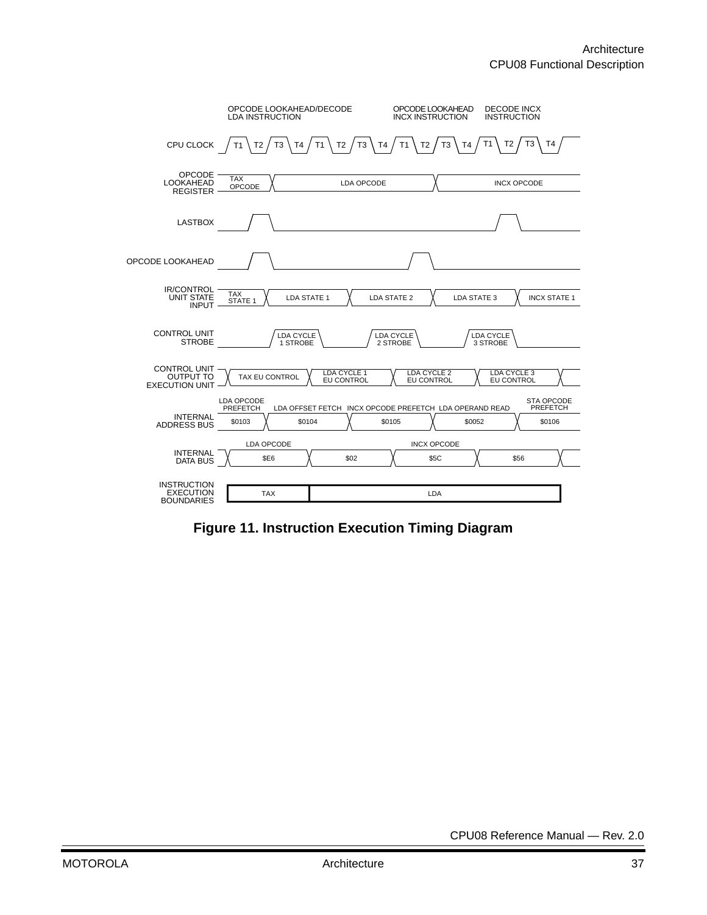**Figure 11. Instruction Execution Timing Diagram**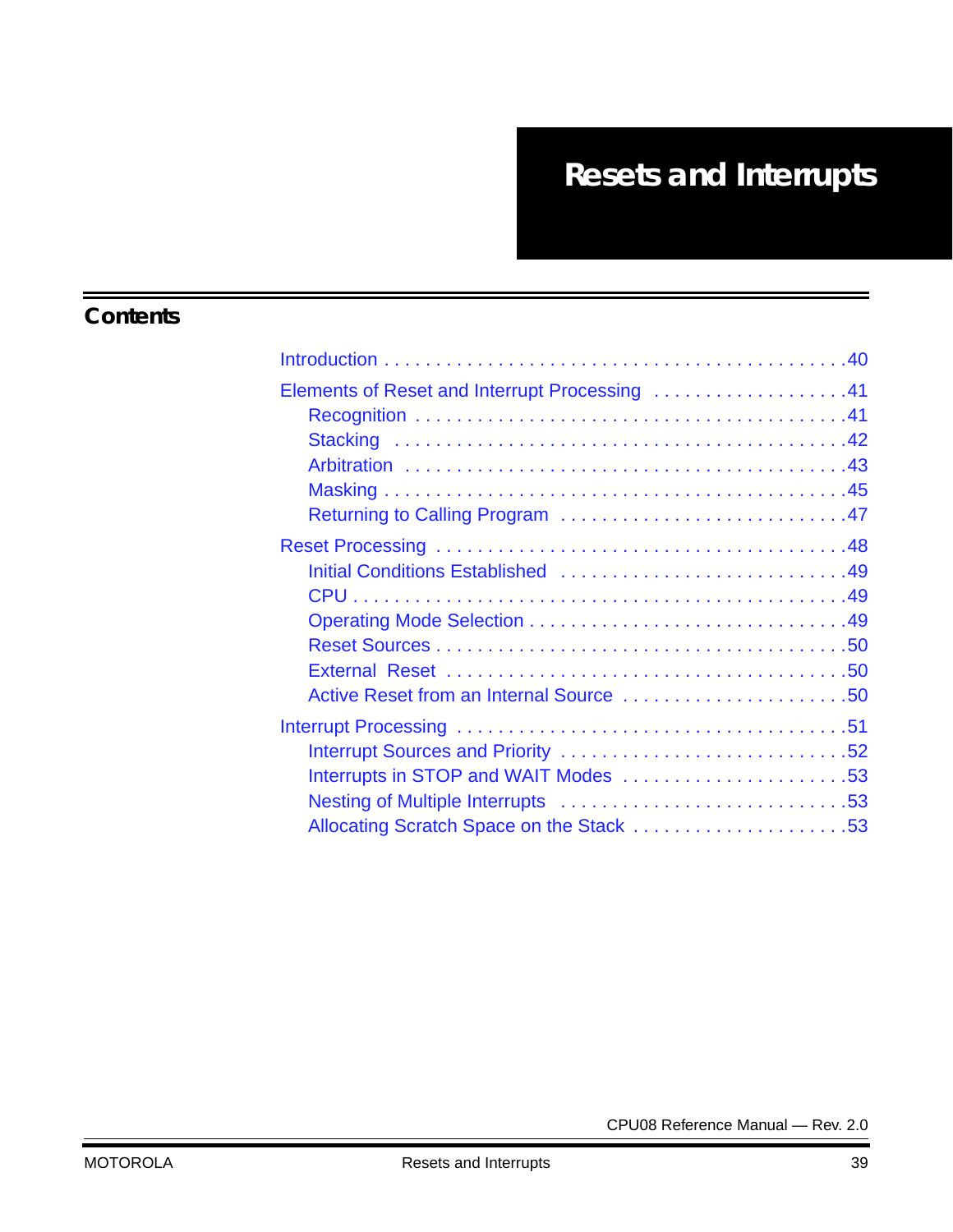# Resets and Interrupts

## Contents

- Introduction . . . . . . . . . . . . . . . . . . . . . . . . . . . . . . . . . . . . . . . . . . . . .40
- Elements of Reset and Interrupt Processing . . . . . . . . . . . . . . . . . . . .41
  - Recognition . . . . . . . . . . . . . . . . . . . . . . . . . . . . . . . . . . . . . . . . .41
  - Stacking . . . . . . . . . . . . . . . . . . . . . . . . . . . . . . . . . . . . . . . . . . .42
  - Arbitration . . . . . . . . . . . . . . . . . . . . . . . . . . . . . . . . . . . . . . . . .43
  - Masking . . . . . . . . . . . . . . . . . . . . . . . . . . . . . . . . . . . . . . . . . . .45
  - Returning to Calling Program . . . . . . . . . . . . . . . . . . . . . . . . . . .47
- Reset Processing . . . . . . . . . . . . . . . . . . . . . . . . . . . . . . . . . . . . . . .48
  - Initial Conditions Established . . . . . . . . . . . . . . . . . . . . . . . . . .49
  - CPU . . . . . . . . . . . . . . . . . . . . . . . . . . . . . . . . . . . . . . . . . . . . . .49
  - Operating Mode Selection . . . . . . . . . . . . . . . . . . . . . . . . . . . . .49
  - Reset Sources . . . . . . . . . . . . . . . . . . . . . . . . . . . . . . . . . . . . . .50
  - External Reset . . . . . . . . . . . . . . . . . . . . . . . . . . . . . . . . . . . . . .50
  - Active Reset from an Internal Source . . . . . . . . . . . . . . . . . . . . .50
- Interrupt Processing . . . . . . . . . . . . . . . . . . . . . . . . . . . . . . . . . . . .51
  - Interrupt Sources and Priority . . . . . . . . . . . . . . . . . . . . . . . . . . .52
  - Interrupts in STOP and WAIT Modes . . . . . . . . . . . . . . . . . . . . .53
  - Nesting of Multiple Interrupts . . . . . . . . . . . . . . . . . . . . . . . . . . .53
  - Allocating Scratch Space on the Stack . . . . . . . . . . . . . . . . . . . .53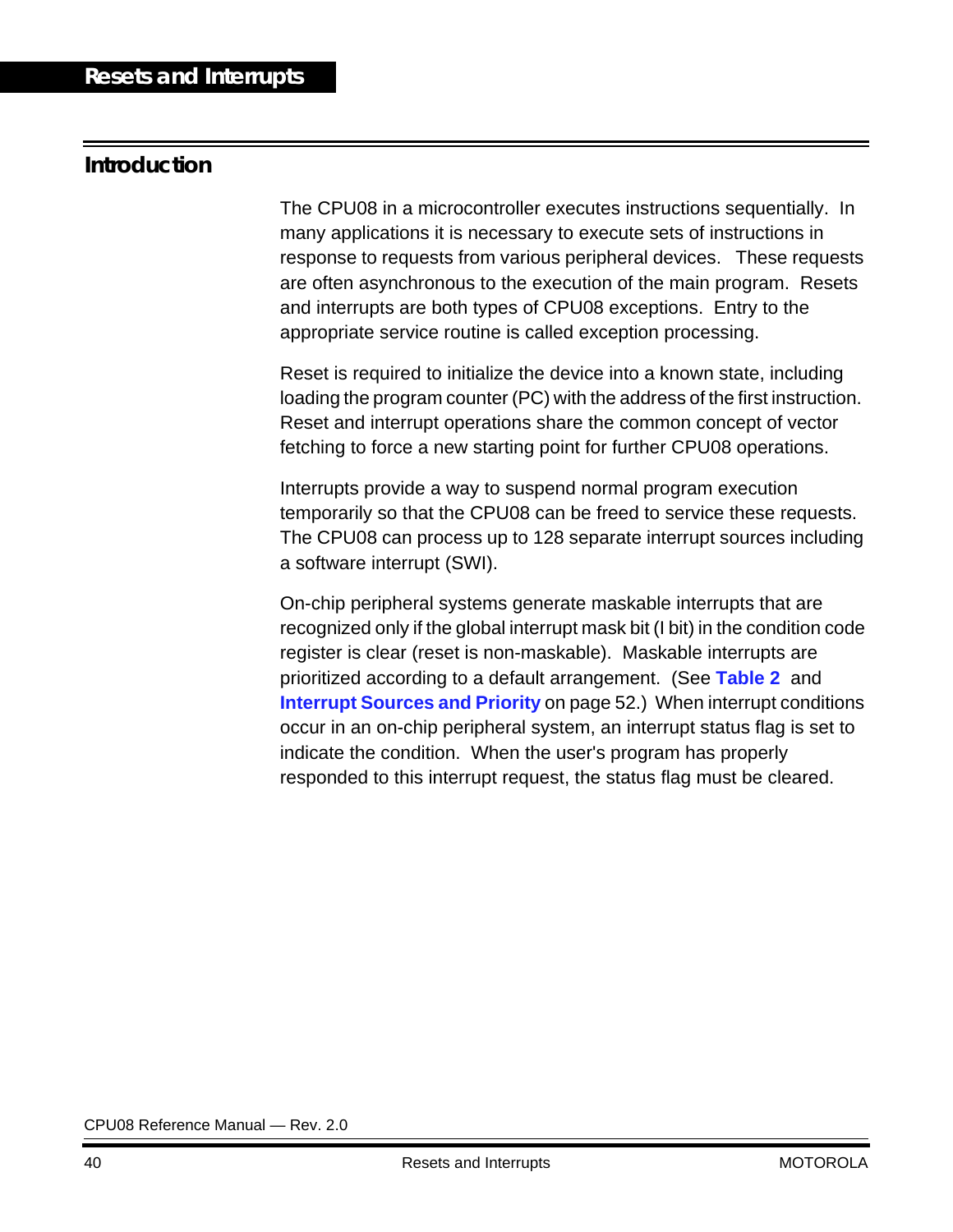## Introduction

The CPU08 in a microcontroller executes instructions sequentially. In many applications it is necessary to execute sets of instructions in response to requests from various peripheral devices. These requests are often asynchronous to the execution of the main program. Resets and interrupts are both types of CPU08 exceptions. Entry to the appropriate service routine is called exception processing.

Reset is required to initialize the device into a known state, including loading the program counter (PC) with the address of the first instruction. Reset and interrupt operations share the common concept of vector fetching to force a new starting point for further CPU08 operations.

Interrupts provide a way to suspend normal program execution temporarily so that the CPU08 can be freed to service these requests. The CPU08 can process up to 128 separate interrupt sources including a software interrupt (SWI).

On-chip peripheral systems generate maskable interrupts that are recognized only if the global interrupt mask bit (I bit) in the condition code register is clear (reset is non-maskable). Maskable interrupts are prioritized according to a default arrangement. (See **Table 2** and **Interrupt Sources and Priority** on page 52.) When interrupt conditions occur in an on-chip peripheral system, an interrupt status flag is set to indicate the condition. When the user's program has properly responded to this interrupt request, the status flag must be cleared.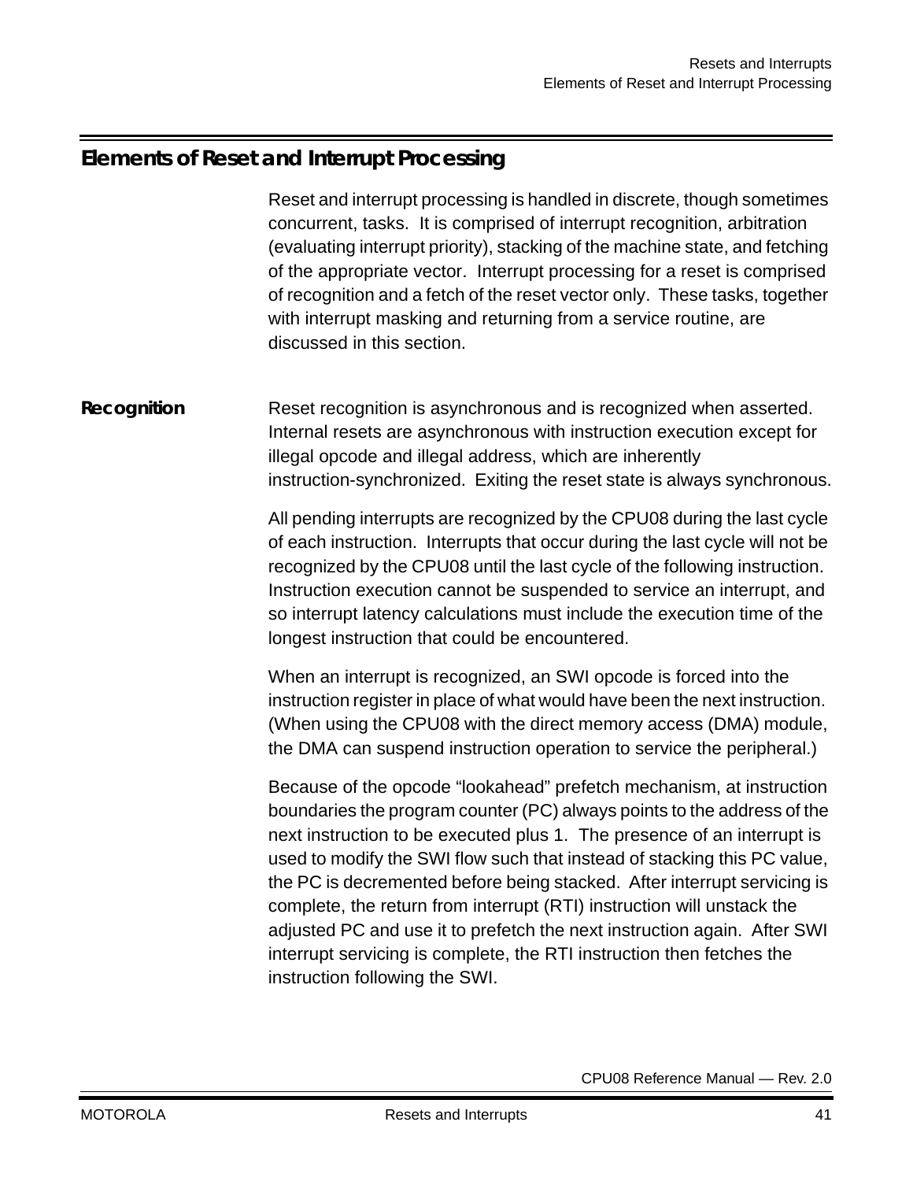## Elements of Reset and Interrupt Processing

Reset and interrupt processing is handled in discrete, though sometimes concurrent, tasks. It is comprised of interrupt recognition, arbitration (evaluating interrupt priority), stacking of the machine state, and fetching of the appropriate vector. Interrupt processing for a reset is comprised of recognition and a fetch of the reset vector only. These tasks, together with interrupt masking and returning from a service routine, are discussed in this section.

### Recognition

Reset recognition is asynchronous and is recognized when asserted. Internal resets are asynchronous with instruction execution except for illegal opcode and illegal address, which are inherently instruction-synchronized. Exiting the reset state is always synchronous.

All pending interrupts are recognized by the CPU08 during the last cycle of each instruction. Interrupts that occur during the last cycle will not be recognized by the CPU08 until the last cycle of the following instruction. Instruction execution cannot be suspended to service an interrupt, and so interrupt latency calculations must include the execution time of the longest instruction that could be encountered.

When an interrupt is recognized, an SWI opcode is forced into the instruction register in place of what would have been the next instruction. (When using the CPU08 with the direct memory access (DMA) module, the DMA can suspend instruction operation to service the peripheral.)

Because of the opcode "lookahead" prefetch mechanism, at instruction boundaries the program counter (PC) always points to the address of the next instruction to be executed plus 1. The presence of an interrupt is used to modify the SWI flow such that instead of stacking this PC value, the PC is decremented before being stacked. After interrupt servicing is complete, the return from interrupt (RTI) instruction will unstack the adjusted PC and use it to prefetch the next instruction again. After SWI interrupt servicing is complete, the RTI instruction then fetches the instruction following the SWI.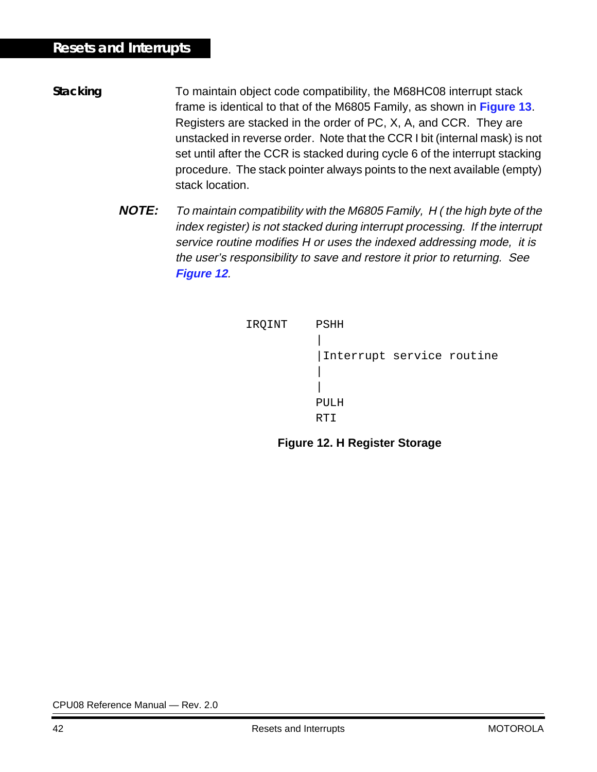### Stacking

To maintain object code compatibility, the M68HC08 interrupt stack frame is identical to that of the M6805 Family, as shown in **Figure 13**. Registers are stacked in the order of PC, X, A, and CCR. They are unstacked in reverse order. Note that the CCR I bit (internal mask) is not set until after the CCR is stacked during cycle 6 of the interrupt stacking procedure. The stack pointer always points to the next available (empty) stack location.

***NOTE:*** *To maintain compatibility with the M6805 Family, H ( the high byte of the index register) is not stacked during interrupt processing. If the interrupt service routine modifies H or uses the indexed addressing mode, it is the user's responsibility to save and restore it prior to returning. See* ***Figure 12****.*

```
IRQINT     PSHH
           |
           |Interrupt service routine
           |
           |
           PULH
           RTI
```

**Figure 12. H Register Storage**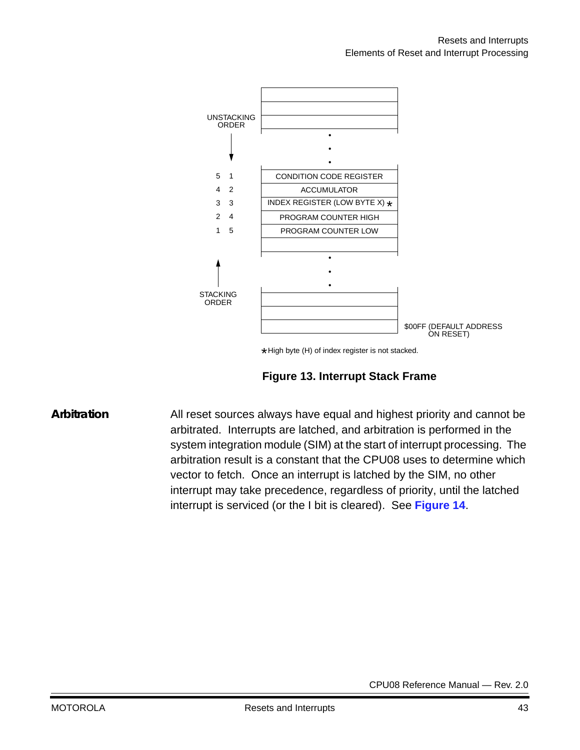| Unstacking order | Stacking order | Stack contents |
| --- | --- | --- |
| | | |
| | | |
| | | |
| | | • • • |
| 5 | 1 | CONDITION CODE REGISTER |
| 4 | 2 | ACCUMULATOR |
| 3 | 3 | INDEX REGISTER (LOW BYTE X) * |
| 2 | 4 | PROGRAM COUNTER HIGH |
| 1 | 5 | PROGRAM COUNTER LOW |
| | | |
| | | • • • |
| | | |
| | | |
| | | $00FF (DEFAULT ADDRESS ON RESET) |

UNSTACKING ORDER (↓)

STACKING ORDER (↑)

*High byte (H) of index register is not stacked.

**Figure 13. Interrupt Stack Frame**

## Arbitration

All reset sources always have equal and highest priority and cannot be arbitrated. Interrupts are latched, and arbitration is performed in the system integration module (SIM) at the start of interrupt processing. The arbitration result is a constant that the CPU08 uses to determine which vector to fetch. Once an interrupt is latched by the SIM, no other interrupt may take precedence, regardless of priority, until the latched interrupt is serviced (or the I bit is cleared). See **Figure 14**.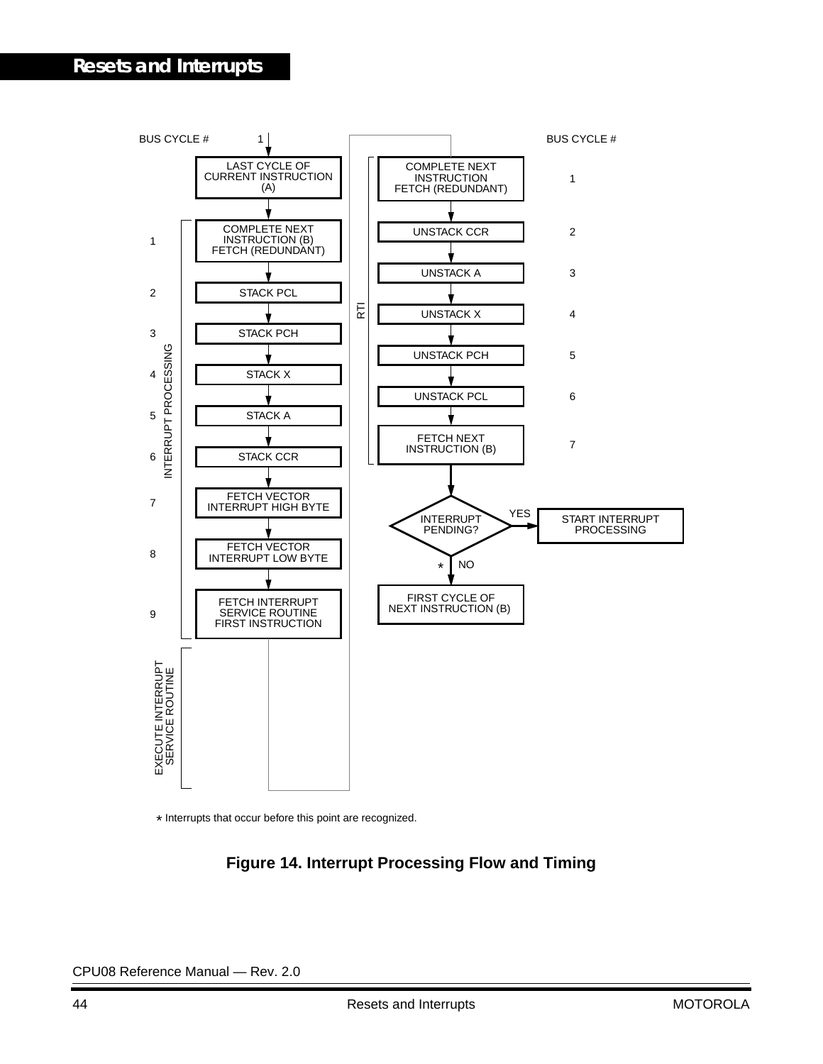BUS CYCLE # 1

| BUS CYCLE # | INTERRUPT PROCESSING |
|---|---|
| | LAST CYCLE OF CURRENT INSTRUCTION (A) |
| 1 | COMPLETE NEXT INSTRUCTION (B) FETCH (REDUNDANT) |
| 2 | STACK PCL |
| 3 | STACK PCH |
| 4 | STACK X |
| 5 | STACK A |
| 6 | STACK CCR |
| 7 | FETCH VECTOR INTERRUPT HIGH BYTE |
| 8 | FETCH VECTOR INTERRUPT LOW BYTE |
| 9 | FETCH INTERRUPT SERVICE ROUTINE FIRST INSTRUCTION |
| | EXECUTE INTERRUPT SERVICE ROUTINE |

| RTI | BUS CYCLE # |
|---|---|
| COMPLETE NEXT INSTRUCTION FETCH (REDUNDANT) | 1 |
| UNSTACK CCR | 2 |
| UNSTACK A | 3 |
| UNSTACK X | 4 |
| UNSTACK PCH | 5 |
| UNSTACK PCL | 6 |
| FETCH NEXT INSTRUCTION (B) | 7 |

INTERRUPT PENDING? — YES → START INTERRUPT PROCESSING

INTERRUPT PENDING? — NO * → FIRST CYCLE OF NEXT INSTRUCTION (B)

* Interrupts that occur before this point are recognized.

**Figure 14. Interrupt Processing Flow and Timing**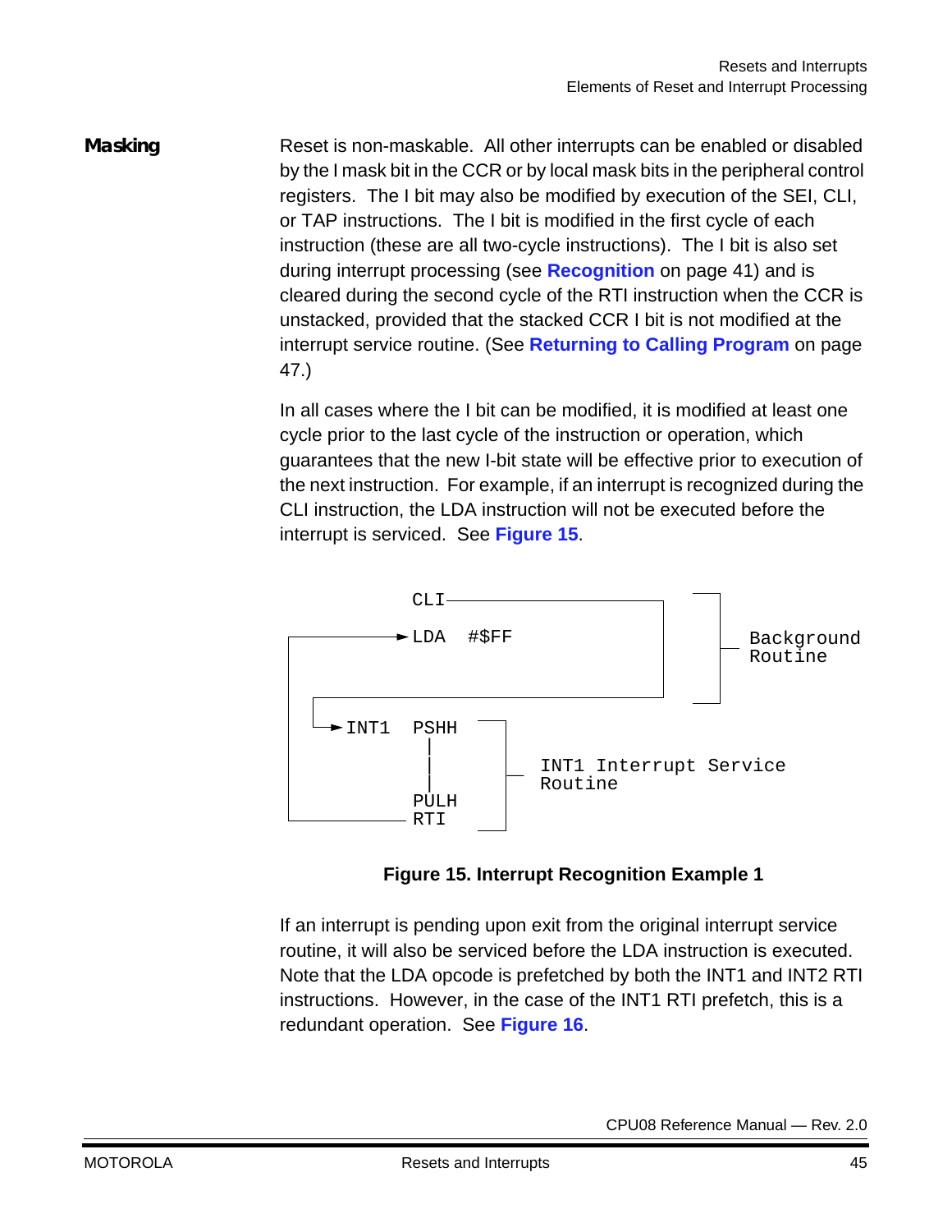### Masking

Reset is non-maskable. All other interrupts can be enabled or disabled by the I mask bit in the CCR or by local mask bits in the peripheral control registers. The I bit may also be modified by execution of the SEI, CLI, or TAP instructions. The I bit is modified in the first cycle of each instruction (these are all two-cycle instructions). The I bit is also set during interrupt processing (see **Recognition** on page 41) and is cleared during the second cycle of the RTI instruction when the CCR is unstacked, provided that the stacked CCR I bit is not modified at the interrupt service routine. (See **Returning to Calling Program** on page 47.)

In all cases where the I bit can be modified, it is modified at least one cycle prior to the last cycle of the instruction or operation, which guarantees that the new I-bit state will be effective prior to execution of the next instruction. For example, if an interrupt is recognized during the CLI instruction, the LDA instruction will not be executed before the interrupt is serviced. See **Figure 15**.

```
        CLI                    Background
        LDA   #$FF             Routine

INT1    PSHH
         |
         |                     INT1 Interrupt Service
        PULH                   Routine
        RTI
```

**Figure 15. Interrupt Recognition Example 1**

If an interrupt is pending upon exit from the original interrupt service routine, it will also be serviced before the LDA instruction is executed. Note that the LDA opcode is prefetched by both the INT1 and INT2 RTI instructions. However, in the case of the INT1 RTI prefetch, this is a redundant operation. See **Figure 16**.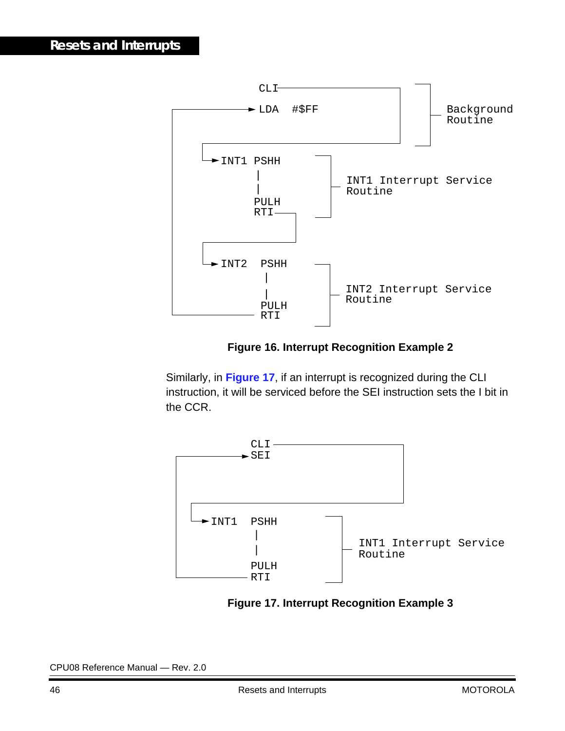```
        CLI
   ───► LDA   #$FF                          Background
                                            Routine

  ───► INT1 PSHH
             |                              INT1 Interrupt Service
             |                              Routine
            PULH
            RTI

  ───► INT2   PSHH
              |                             INT2 Interrupt Service
              |                             Routine
             PULH
             RTI
```

**Figure 16. Interrupt Recognition Example 2**

Similarly, in **Figure 17**, if an interrupt is recognized during the CLI instruction, it will be serviced before the SEI instruction sets the I bit in the CCR.

```
        CLI
   ───► SEI

  ───► INT1   PSHH
              |                             INT1 Interrupt Service
              |                             Routine
             PULH
             RTI
```

**Figure 17. Interrupt Recognition Example 3**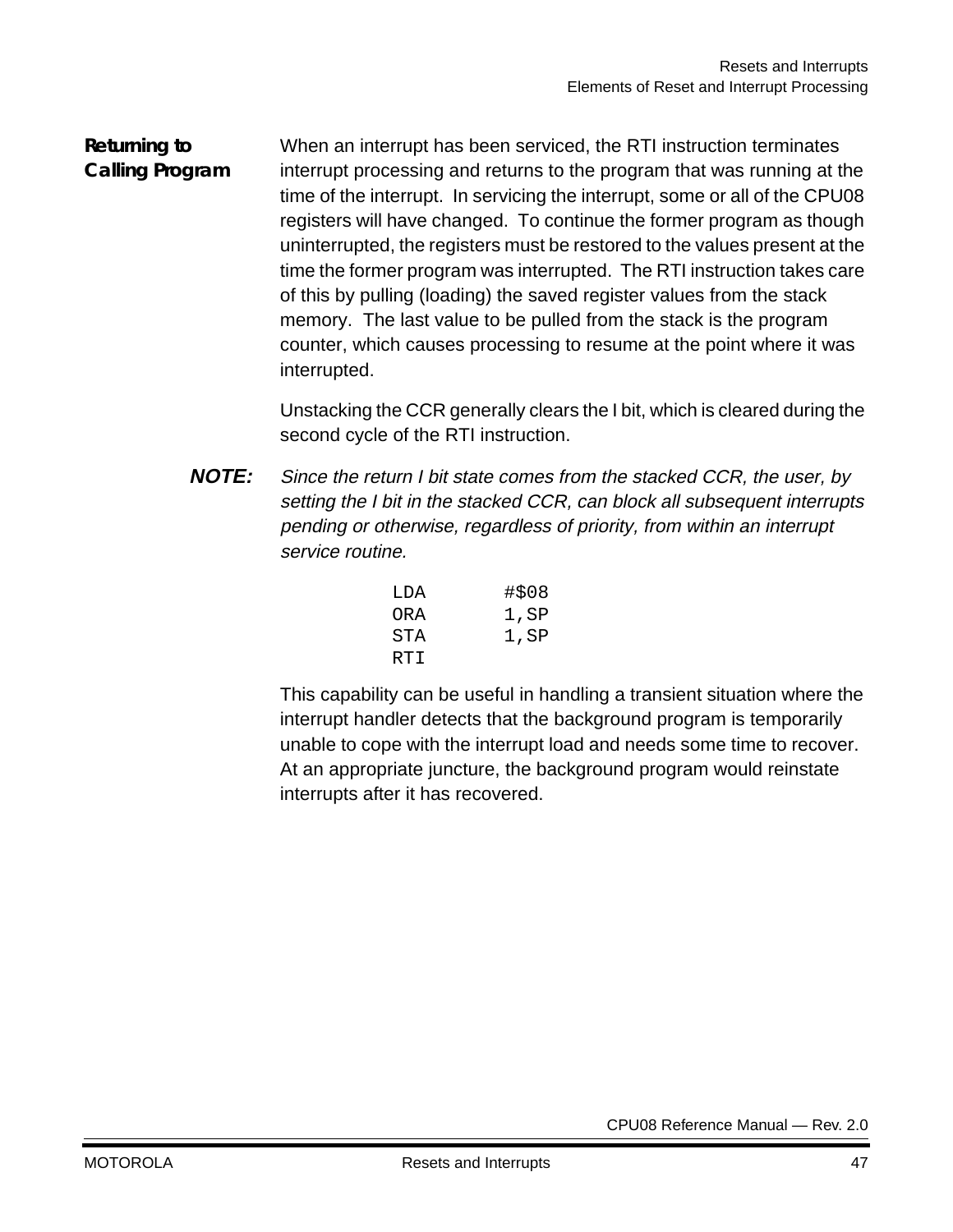### Returning to Calling Program

When an interrupt has been serviced, the RTI instruction terminates interrupt processing and returns to the program that was running at the time of the interrupt. In servicing the interrupt, some or all of the CPU08 registers will have changed. To continue the former program as though uninterrupted, the registers must be restored to the values present at the time the former program was interrupted. The RTI instruction takes care of this by pulling (loading) the saved register values from the stack memory. The last value to be pulled from the stack is the program counter, which causes processing to resume at the point where it was interrupted.

Unstacking the CCR generally clears the I bit, which is cleared during the second cycle of the RTI instruction.

**NOTE:** *Since the return I bit state comes from the stacked CCR, the user, by setting the I bit in the stacked CCR, can block all subsequent interrupts pending or otherwise, regardless of priority, from within an interrupt service routine.*

```
LDA     #$08
ORA     1,SP
STA     1,SP
RTI
```

This capability can be useful in handling a transient situation where the interrupt handler detects that the background program is temporarily unable to cope with the interrupt load and needs some time to recover. At an appropriate juncture, the background program would reinstate interrupts after it has recovered.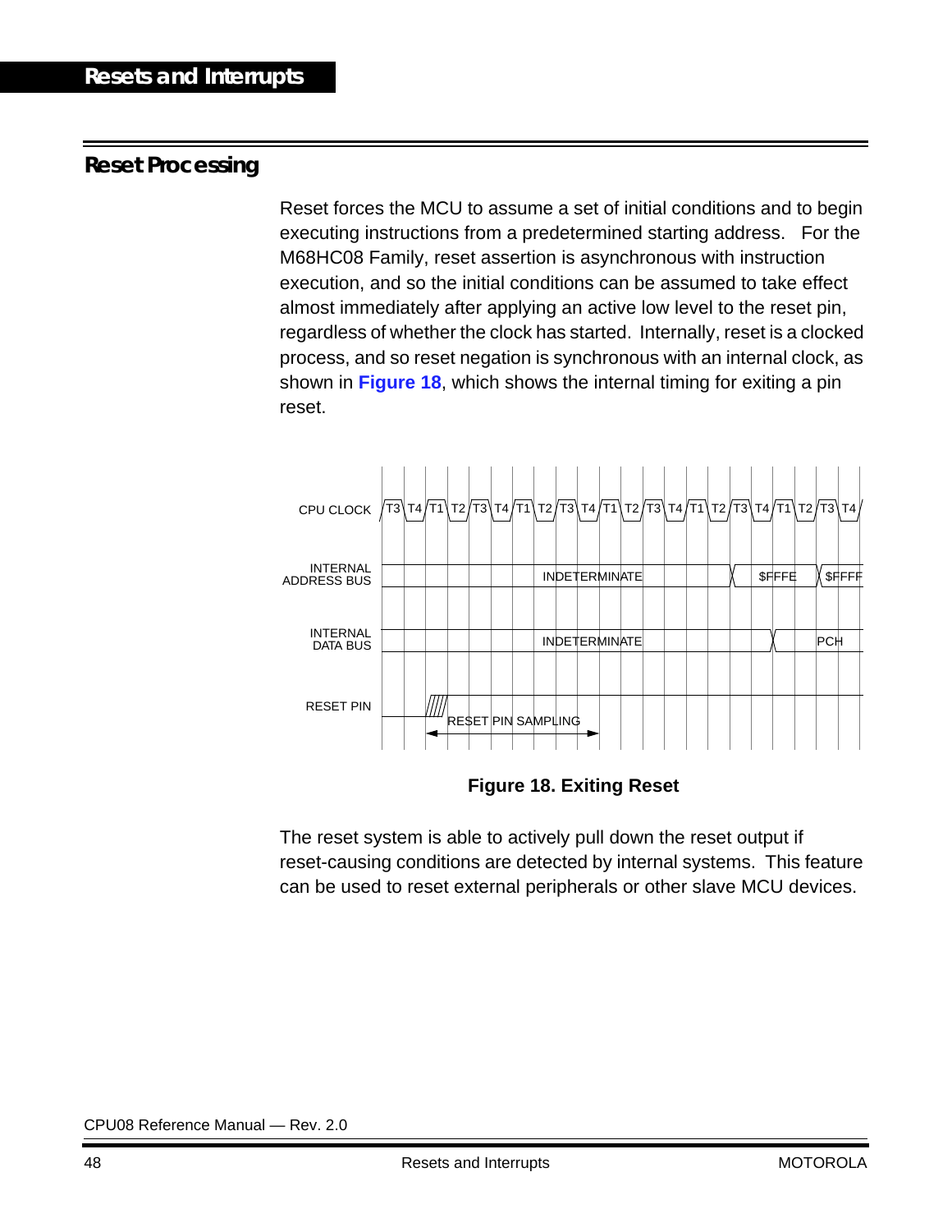## Resets and Interrupts

### Reset Processing

Reset forces the MCU to assume a set of initial conditions and to begin executing instructions from a predetermined starting address. For the M68HC08 Family, reset assertion is asynchronous with instruction execution, and so the initial conditions can be assumed to take effect almost immediately after applying an active low level to the reset pin, regardless of whether the clock has started. Internally, reset is a clocked process, and so reset negation is synchronous with an internal clock, as shown in **Figure 18**, which shows the internal timing for exiting a pin reset.

CPU CLOCK T3 T4 T1 T2 T3 T4 T1 T2 T3 T4 T1 T2 T3 T4 T1 T2 T3 T4 T1 T2 T3 T4

INTERNAL ADDRESS BUS INDETERMINATE $FFFE $FFFF

INTERNAL DATA BUS INDETERMINATE PCH

RESET PIN RESET PIN SAMPLING

**Figure 18. Exiting Reset**

The reset system is able to actively pull down the reset output if reset-causing conditions are detected by internal systems. This feature can be used to reset external peripherals or other slave MCU devices.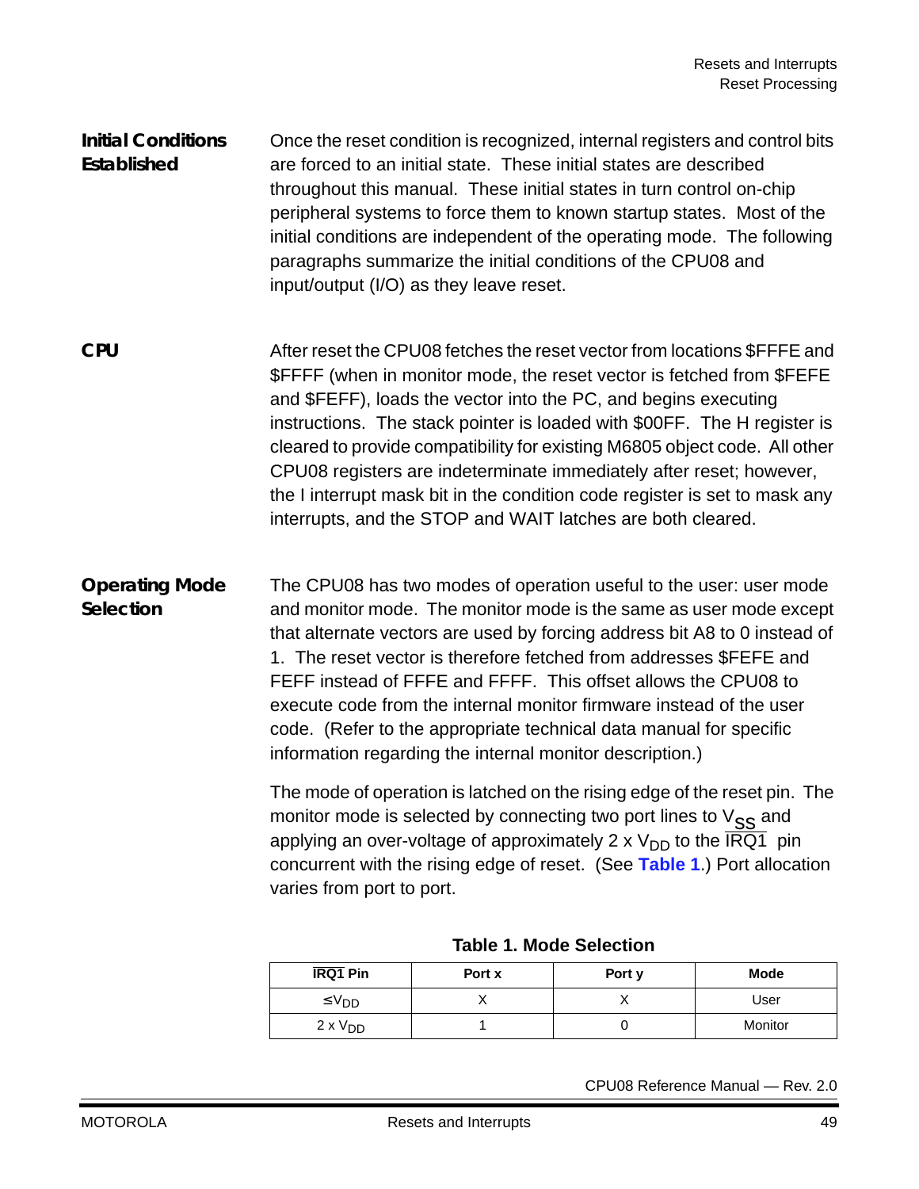### Initial Conditions Established

Once the reset condition is recognized, internal registers and control bits are forced to an initial state. These initial states are described throughout this manual. These initial states in turn control on-chip peripheral systems to force them to known startup states. Most of the initial conditions are independent of the operating mode. The following paragraphs summarize the initial conditions of the CPU08 and input/output (I/O) as they leave reset.

### CPU

After reset the CPU08 fetches the reset vector from locations $FFFE and $FFFF (when in monitor mode, the reset vector is fetched from $FEFE and $FEFF), loads the vector into the PC, and begins executing instructions. The stack pointer is loaded with $00FF. The H register is cleared to provide compatibility for existing M6805 object code. All other CPU08 registers are indeterminate immediately after reset; however, the I interrupt mask bit in the condition code register is set to mask any interrupts, and the STOP and WAIT latches are both cleared.

### Operating Mode Selection

The CPU08 has two modes of operation useful to the user: user mode and monitor mode. The monitor mode is the same as user mode except that alternate vectors are used by forcing address bit A8 to 0 instead of 1. The reset vector is therefore fetched from addresses $FEFE and FEFF instead of FFFE and FFFF. This offset allows the CPU08 to execute code from the internal monitor firmware instead of the user code. (Refer to the appropriate technical data manual for specific information regarding the internal monitor description.)

The mode of operation is latched on the rising edge of the reset pin. The monitor mode is selected by connecting two port lines to $V_{SS}$ and applying an over-voltage of approximately 2 x $V_{DD}$ to the $\overline{IRQ1}$ pin concurrent with the rising edge of reset. (See **Table 1**.) Port allocation varies from port to port.

**Table 1. Mode Selection**

| $\overline{IRQ1}$ Pin | Port x | Port y | Mode |
|---|---|---|---|
| $\leq V_{DD}$ | X | X | User |
| 2 x $V_{DD}$ | 1 | 0 | Monitor |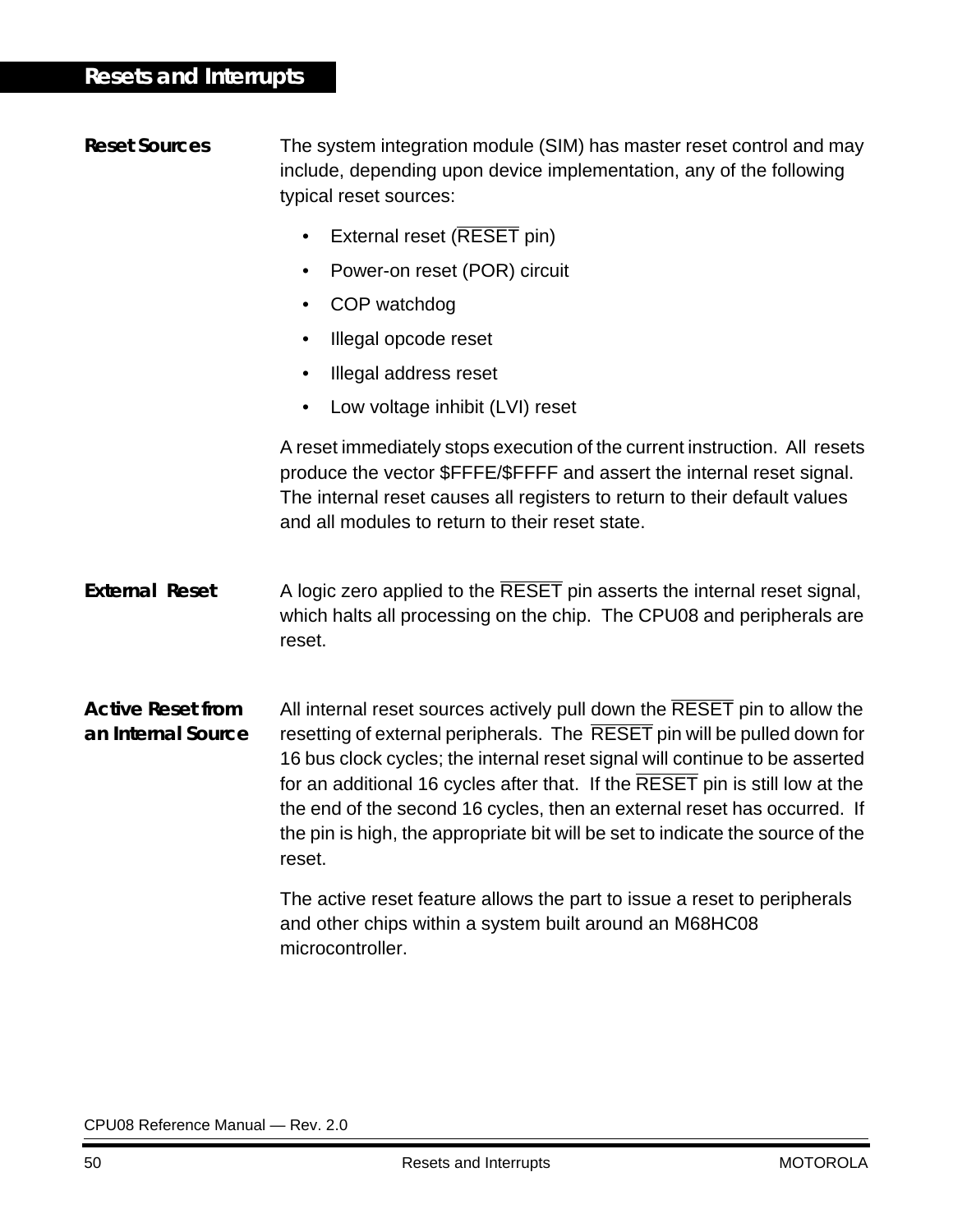## Resets and Interrupts

### Reset Sources

The system integration module (SIM) has master reset control and may include, depending upon device implementation, any of the following typical reset sources:

- External reset ($\overline{\text{RESET}}$ pin)
- Power-on reset (POR) circuit
- COP watchdog
- Illegal opcode reset
- Illegal address reset
- Low voltage inhibit (LVI) reset

A reset immediately stops execution of the current instruction. All resets produce the vector $FFFE/$FFFF and assert the internal reset signal. The internal reset causes all registers to return to their default values and all modules to return to their reset state.

### External Reset

A logic zero applied to the $\overline{\text{RESET}}$ pin asserts the internal reset signal, which halts all processing on the chip. The CPU08 and peripherals are reset.

### Active Reset from an Internal Source

All internal reset sources actively pull down the $\overline{\text{RESET}}$ pin to allow the resetting of external peripherals. The $\overline{\text{RESET}}$ pin will be pulled down for 16 bus clock cycles; the internal reset signal will continue to be asserted for an additional 16 cycles after that. If the $\overline{\text{RESET}}$ pin is still low at the the end of the second 16 cycles, then an external reset has occurred. If the pin is high, the appropriate bit will be set to indicate the source of the reset.

The active reset feature allows the part to issue a reset to peripherals and other chips within a system built around an M68HC08 microcontroller.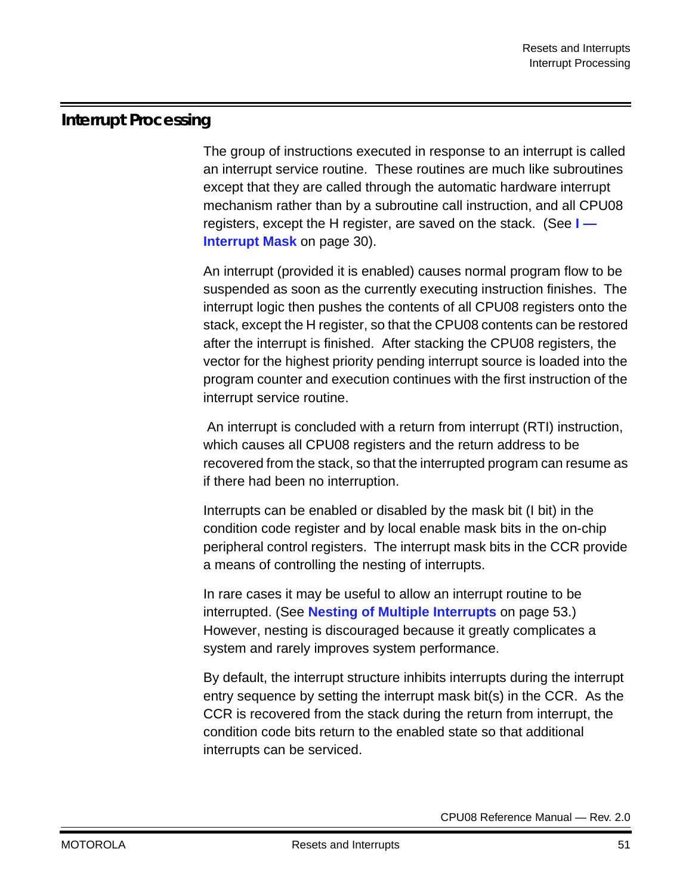## Interrupt Processing

The group of instructions executed in response to an interrupt is called an interrupt service routine. These routines are much like subroutines except that they are called through the automatic hardware interrupt mechanism rather than by a subroutine call instruction, and all CPU08 registers, except the H register, are saved on the stack. (See **I — Interrupt Mask** on page 30).

An interrupt (provided it is enabled) causes normal program flow to be suspended as soon as the currently executing instruction finishes. The interrupt logic then pushes the contents of all CPU08 registers onto the stack, except the H register, so that the CPU08 contents can be restored after the interrupt is finished. After stacking the CPU08 registers, the vector for the highest priority pending interrupt source is loaded into the program counter and execution continues with the first instruction of the interrupt service routine.

An interrupt is concluded with a return from interrupt (RTI) instruction, which causes all CPU08 registers and the return address to be recovered from the stack, so that the interrupted program can resume as if there had been no interruption.

Interrupts can be enabled or disabled by the mask bit (I bit) in the condition code register and by local enable mask bits in the on-chip peripheral control registers. The interrupt mask bits in the CCR provide a means of controlling the nesting of interrupts.

In rare cases it may be useful to allow an interrupt routine to be interrupted. (See **Nesting of Multiple Interrupts** on page 53.) However, nesting is discouraged because it greatly complicates a system and rarely improves system performance.

By default, the interrupt structure inhibits interrupts during the interrupt entry sequence by setting the interrupt mask bit(s) in the CCR. As the CCR is recovered from the stack during the return from interrupt, the condition code bits return to the enabled state so that additional interrupts can be serviced.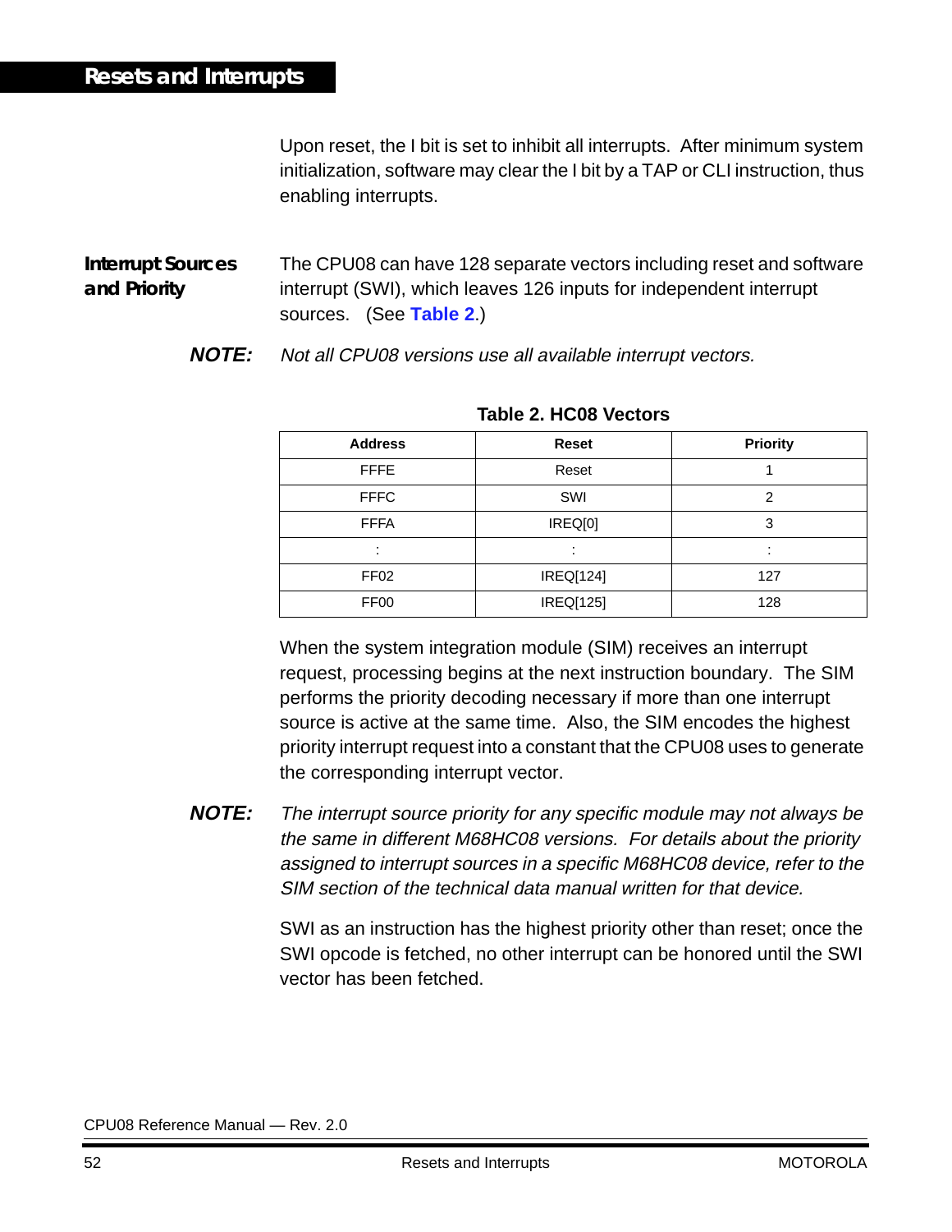Upon reset, the I bit is set to inhibit all interrupts. After minimum system initialization, software may clear the I bit by a TAP or CLI instruction, thus enabling interrupts.

## Interrupt Sources and Priority

The CPU08 can have 128 separate vectors including reset and software interrupt (SWI), which leaves 126 inputs for independent interrupt sources. (See **Table 2**.)

***NOTE:*** *Not all CPU08 versions use all available interrupt vectors.*

**Table 2. HC08 Vectors**

| Address | Reset | Priority |
|---|---|---|
| FFFE | Reset | 1 |
| FFFC | SWI | 2 |
| FFFA | IREQ[0] | 3 |
| : | : | : |
| FF02 | IREQ[124] | 127 |
| FF00 | IREQ[125] | 128 |

When the system integration module (SIM) receives an interrupt request, processing begins at the next instruction boundary. The SIM performs the priority decoding necessary if more than one interrupt source is active at the same time. Also, the SIM encodes the highest priority interrupt request into a constant that the CPU08 uses to generate the corresponding interrupt vector.

***NOTE:*** *The interrupt source priority for any specific module may not always be the same in different M68HC08 versions. For details about the priority assigned to interrupt sources in a specific M68HC08 device, refer to the SIM section of the technical data manual written for that device.*

SWI as an instruction has the highest priority other than reset; once the SWI opcode is fetched, no other interrupt can be honored until the SWI vector has been fetched.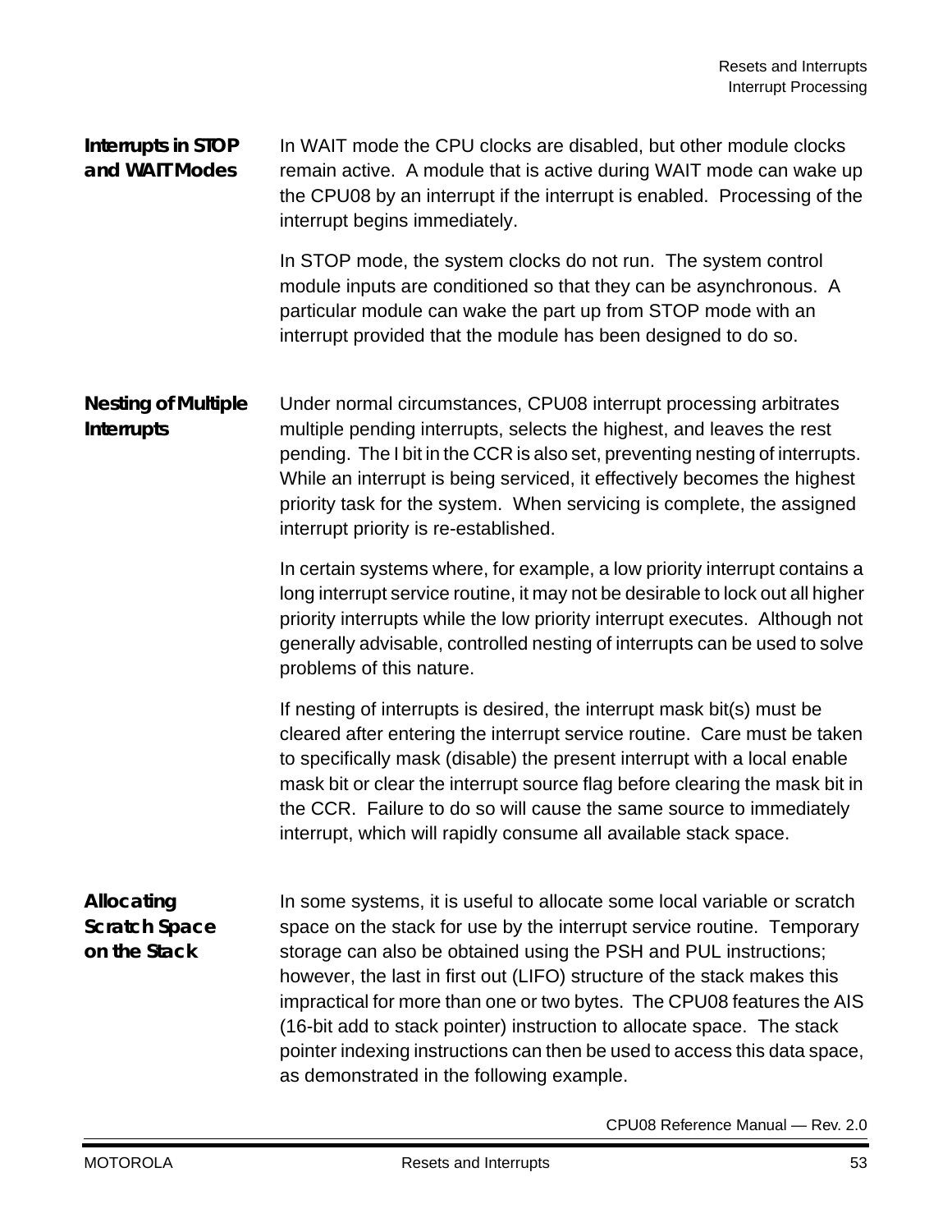### Interrupts in STOP and WAIT Modes

In WAIT mode the CPU clocks are disabled, but other module clocks remain active. A module that is active during WAIT mode can wake up the CPU08 by an interrupt if the interrupt is enabled. Processing of the interrupt begins immediately.

In STOP mode, the system clocks do not run. The system control module inputs are conditioned so that they can be asynchronous. A particular module can wake the part up from STOP mode with an interrupt provided that the module has been designed to do so.

### Nesting of Multiple Interrupts

Under normal circumstances, CPU08 interrupt processing arbitrates multiple pending interrupts, selects the highest, and leaves the rest pending. The I bit in the CCR is also set, preventing nesting of interrupts. While an interrupt is being serviced, it effectively becomes the highest priority task for the system. When servicing is complete, the assigned interrupt priority is re-established.

In certain systems where, for example, a low priority interrupt contains a long interrupt service routine, it may not be desirable to lock out all higher priority interrupts while the low priority interrupt executes. Although not generally advisable, controlled nesting of interrupts can be used to solve problems of this nature.

If nesting of interrupts is desired, the interrupt mask bit(s) must be cleared after entering the interrupt service routine. Care must be taken to specifically mask (disable) the present interrupt with a local enable mask bit or clear the interrupt source flag before clearing the mask bit in the CCR. Failure to do so will cause the same source to immediately interrupt, which will rapidly consume all available stack space.

### Allocating Scratch Space on the Stack

In some systems, it is useful to allocate some local variable or scratch space on the stack for use by the interrupt service routine. Temporary storage can also be obtained using the PSH and PUL instructions; however, the last in first out (LIFO) structure of the stack makes this impractical for more than one or two bytes. The CPU08 features the AIS (16-bit add to stack pointer) instruction to allocate space. The stack pointer indexing instructions can then be used to access this data space, as demonstrated in the following example.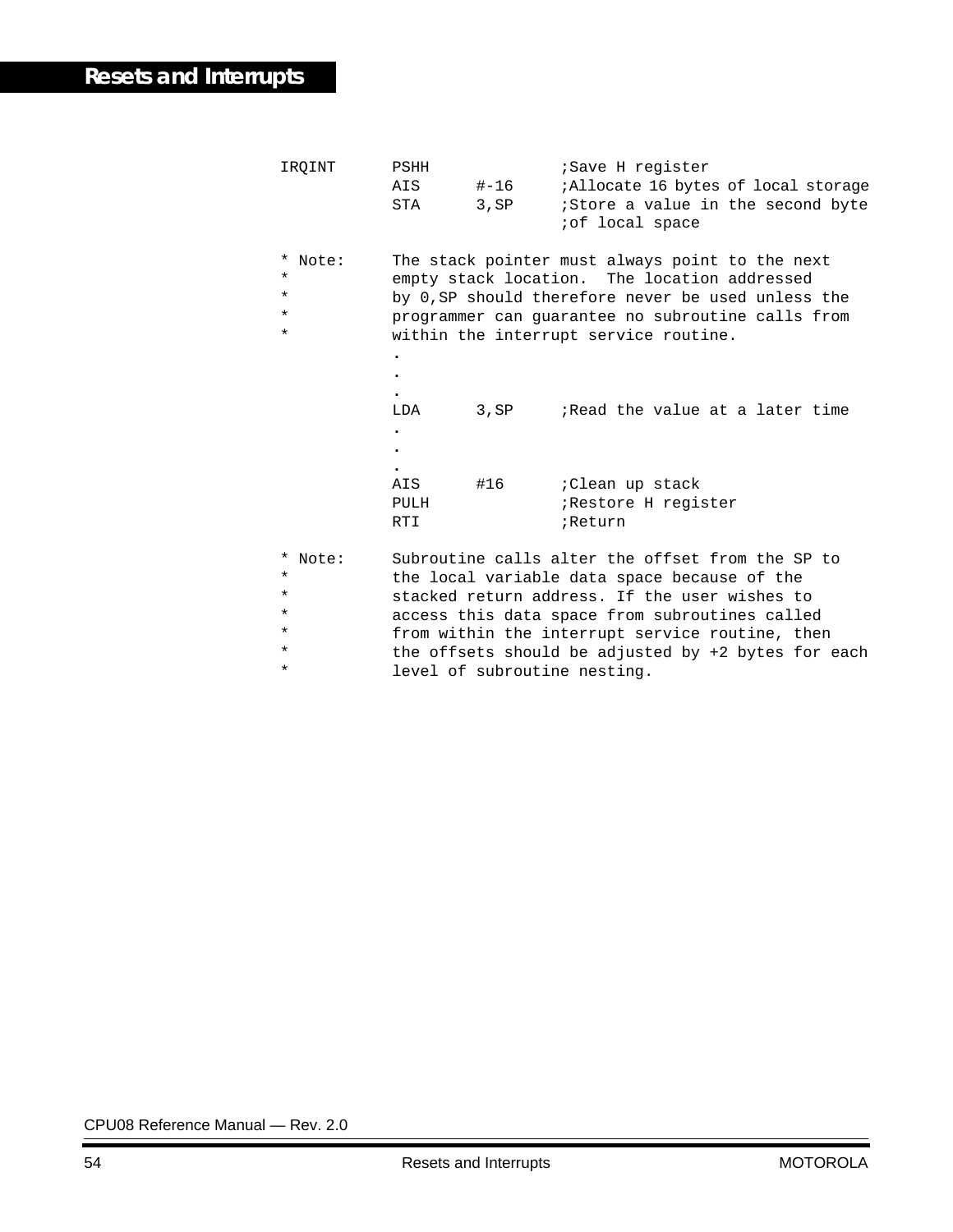```
IRQINT      PSHH              ;Save H register
            AIS      #-16     ;Allocate 16 bytes of local storage
            STA      3,SP     ;Store a value in the second byte
                              ;of local space

* Note:     The stack pointer must always point to the next
*           empty stack location.  The location addressed
*           by 0,SP should therefore never be used unless the
*           programmer can guarantee no subroutine calls from
*           within the interrupt service routine.
            .
            .
            .
            LDA      3,SP     ;Read the value at a later time
            .
            .
            .
            AIS      #16      ;Clean up stack
            PULH              ;Restore H register
            RTI               ;Return

* Note:     Subroutine calls alter the offset from the SP to
*           the local variable data space because of the
*           stacked return address. If the user wishes to
*           access this data space from subroutines called
*           from within the interrupt service routine, then
*           the offsets should be adjusted by +2 bytes for each
*           level of subroutine nesting.
```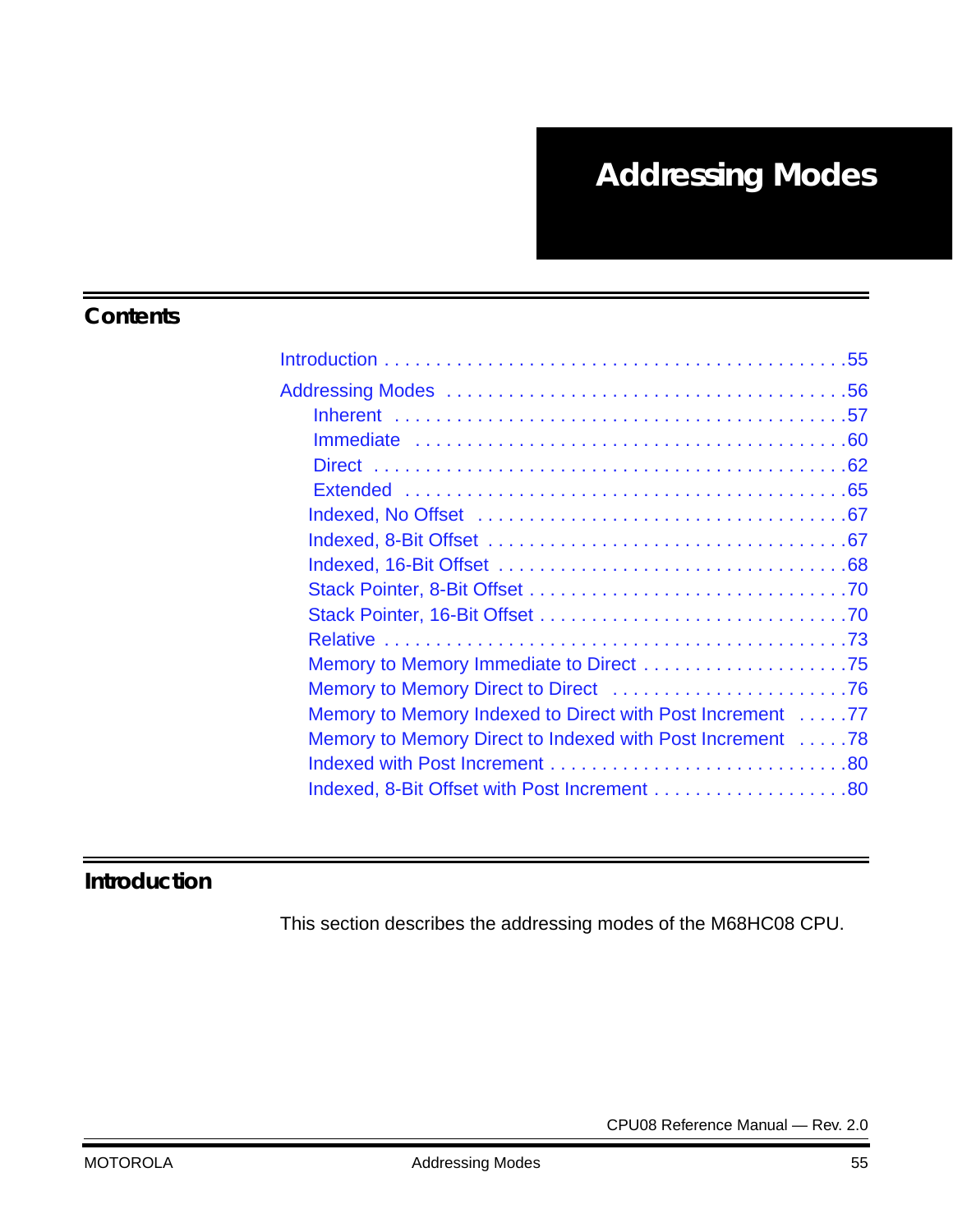# Addressing Modes

## Contents

- Introduction . . . . . . . . . . . . . . . . . . . . . . . . . . . . . . . . . . . . . . . . . . . . .55
- Addressing Modes . . . . . . . . . . . . . . . . . . . . . . . . . . . . . . . . . . . . . . . .56
  - Inherent . . . . . . . . . . . . . . . . . . . . . . . . . . . . . . . . . . . . . . . . . .57
  - Immediate . . . . . . . . . . . . . . . . . . . . . . . . . . . . . . . . . . . . . . . .60
  - Direct . . . . . . . . . . . . . . . . . . . . . . . . . . . . . . . . . . . . . . . . . . .62
  - Extended . . . . . . . . . . . . . . . . . . . . . . . . . . . . . . . . . . . . . . . . .65
  - Indexed, No Offset . . . . . . . . . . . . . . . . . . . . . . . . . . . . . . . . . . .67
  - Indexed, 8-Bit Offset . . . . . . . . . . . . . . . . . . . . . . . . . . . . . . . . . .67
  - Indexed, 16-Bit Offset . . . . . . . . . . . . . . . . . . . . . . . . . . . . . . . . .68
  - Stack Pointer, 8-Bit Offset . . . . . . . . . . . . . . . . . . . . . . . . . . . . . .70
  - Stack Pointer, 16-Bit Offset . . . . . . . . . . . . . . . . . . . . . . . . . . . . .70
  - Relative . . . . . . . . . . . . . . . . . . . . . . . . . . . . . . . . . . . . . . . . . .73
  - Memory to Memory Immediate to Direct . . . . . . . . . . . . . . . . . . . .75
  - Memory to Memory Direct to Direct . . . . . . . . . . . . . . . . . . . . . . .76
  - Memory to Memory Indexed to Direct with Post Increment . . . . .77
  - Memory to Memory Direct to Indexed with Post Increment . . . . .78
  - Indexed with Post Increment . . . . . . . . . . . . . . . . . . . . . . . . . . . .80
  - Indexed, 8-Bit Offset with Post Increment . . . . . . . . . . . . . . . . . .80

## Introduction

This section describes the addressing modes of the M68HC08 CPU.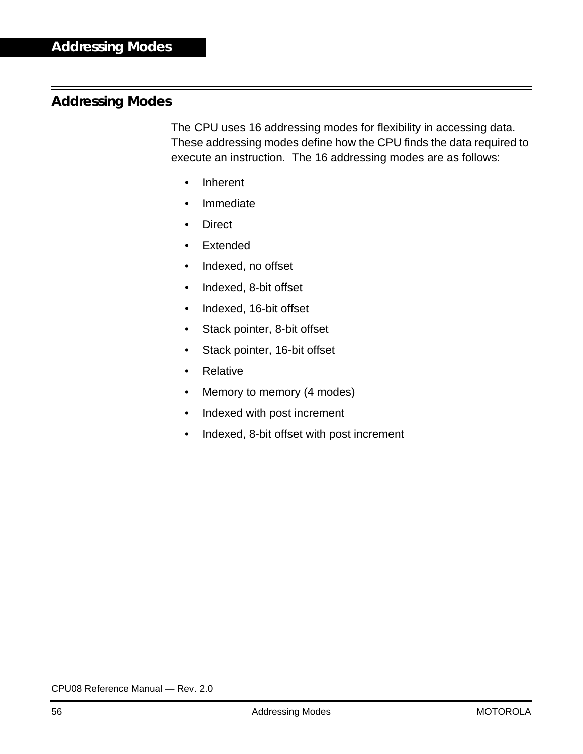## Addressing Modes

The CPU uses 16 addressing modes for flexibility in accessing data. These addressing modes define how the CPU finds the data required to execute an instruction. The 16 addressing modes are as follows:

- Inherent
- Immediate
- Direct
- Extended
- Indexed, no offset
- Indexed, 8-bit offset
- Indexed, 16-bit offset
- Stack pointer, 8-bit offset
- Stack pointer, 16-bit offset
- Relative
- Memory to memory (4 modes)
- Indexed with post increment
- Indexed, 8-bit offset with post increment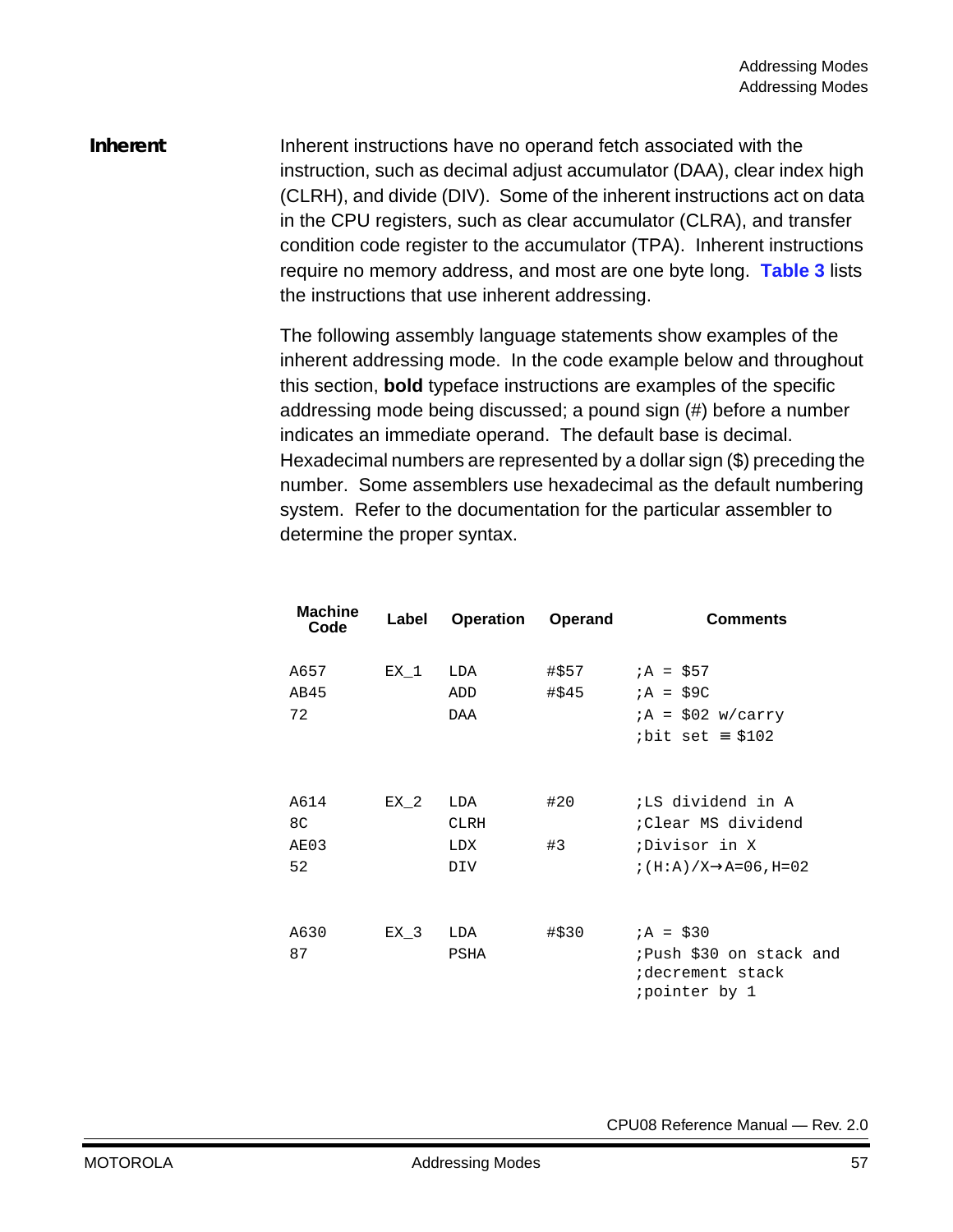## Inherent

Inherent instructions have no operand fetch associated with the instruction, such as decimal adjust accumulator (DAA), clear index high (CLRH), and divide (DIV). Some of the inherent instructions act on data in the CPU registers, such as clear accumulator (CLRA), and transfer condition code register to the accumulator (TPA). Inherent instructions require no memory address, and most are one byte long. **Table 3** lists the instructions that use inherent addressing.

The following assembly language statements show examples of the inherent addressing mode. In the code example below and throughout this section, **bold** typeface instructions are examples of the specific addressing mode being discussed; a pound sign (#) before a number indicates an immediate operand. The default base is decimal. Hexadecimal numbers are represented by a dollar sign ($) preceding the number. Some assemblers use hexadecimal as the default numbering system. Refer to the documentation for the particular assembler to determine the proper syntax.

| Machine Code | Label | Operation | Operand | Comments |
|---|---|---|---|---|
| A657 | EX_1 | LDA | #$57 | ;A = $57 |
| AB45 | | ADD | #$45 | ;A = $9C |
| 72 | | **DAA** | | ;A = $02 w/carry<br>;bit set ≡ $102 |
| A614 | EX_2 | LDA | #20 | ;LS dividend in A |
| 8C | | **CLRH** | | ;Clear MS dividend |
| AE03 | | LDX | #3 | ;Divisor in X |
| 52 | | **DIV** | | ;(H:A)/X→A=06,H=02 |
| A630 | EX_3 | LDA | #$30 | ;A = $30 |
| 87 | | **PSHA** | | ;Push $30 on stack and<br>;decrement stack<br>;pointer by 1 |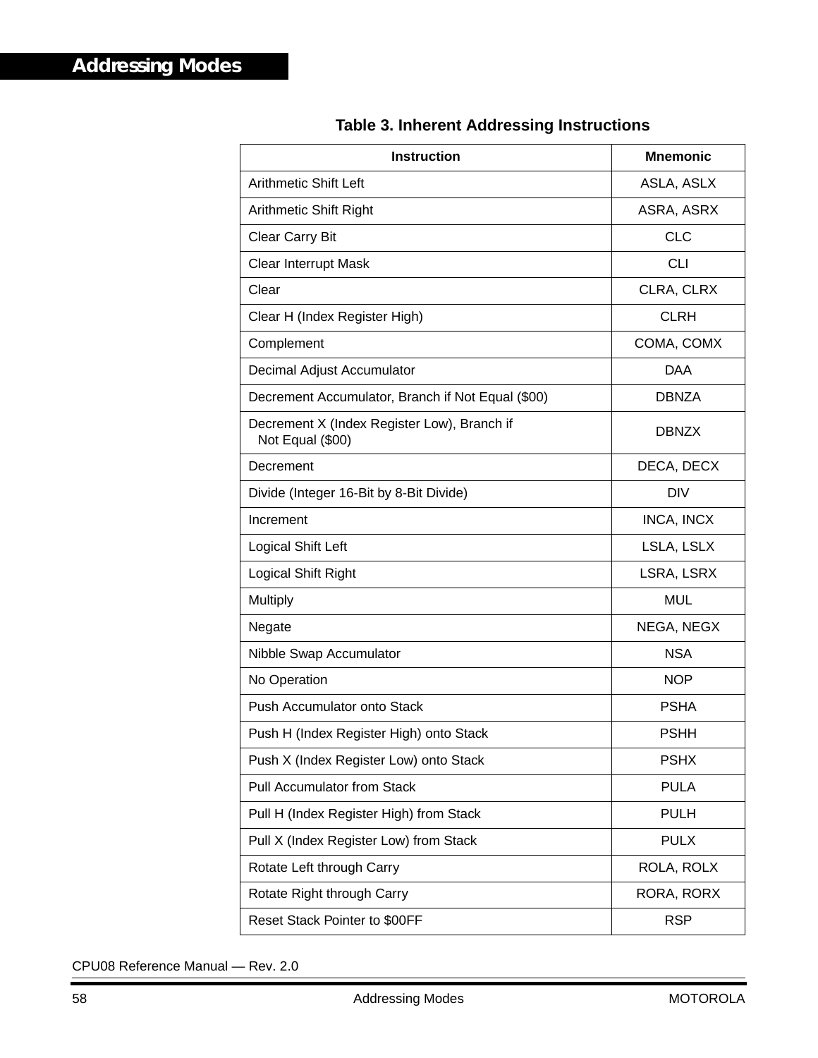**Table 3. Inherent Addressing Instructions**

| Instruction | Mnemonic |
|---|---|
| Arithmetic Shift Left | ASLA, ASLX |
| Arithmetic Shift Right | ASRA, ASRX |
| Clear Carry Bit | CLC |
| Clear Interrupt Mask | CLI |
| Clear | CLRA, CLRX |
| Clear H (Index Register High) | CLRH |
| Complement | COMA, COMX |
| Decimal Adjust Accumulator | DAA |
| Decrement Accumulator, Branch if Not Equal ($00) | DBNZA |
| Decrement X (Index Register Low), Branch if Not Equal ($00) | DBNZX |
| Decrement | DECA, DECX |
| Divide (Integer 16-Bit by 8-Bit Divide) | DIV |
| Increment | INCA, INCX |
| Logical Shift Left | LSLA, LSLX |
| Logical Shift Right | LSRA, LSRX |
| Multiply | MUL |
| Negate | NEGA, NEGX |
| Nibble Swap Accumulator | NSA |
| No Operation | NOP |
| Push Accumulator onto Stack | PSHA |
| Push H (Index Register High) onto Stack | PSHH |
| Push X (Index Register Low) onto Stack | PSHX |
| Pull Accumulator from Stack | PULA |
| Pull H (Index Register High) from Stack | PULH |
| Pull X (Index Register Low) from Stack | PULX |
| Rotate Left through Carry | ROLA, ROLX |
| Rotate Right through Carry | RORA, RORX |
| Reset Stack Pointer to $00FF | RSP |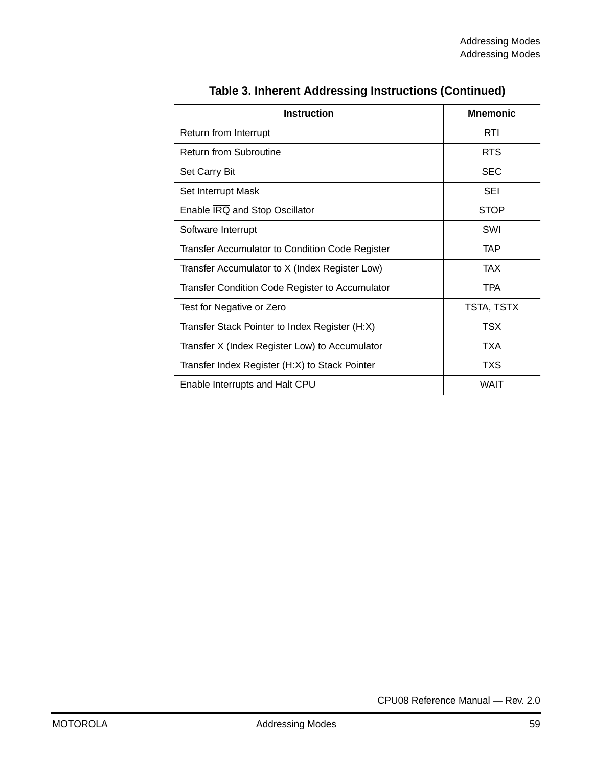**Table 3. Inherent Addressing Instructions (Continued)**

| Instruction | Mnemonic |
|---|---|
| Return from Interrupt | RTI |
| Return from Subroutine | RTS |
| Set Carry Bit | SEC |
| Set Interrupt Mask | SEI |
| Enable $\overline{IRQ}$ and Stop Oscillator | STOP |
| Software Interrupt | SWI |
| Transfer Accumulator to Condition Code Register | TAP |
| Transfer Accumulator to X (Index Register Low) | TAX |
| Transfer Condition Code Register to Accumulator | TPA |
| Test for Negative or Zero | TSTA, TSTX |
| Transfer Stack Pointer to Index Register (H:X) | TSX |
| Transfer X (Index Register Low) to Accumulator | TXA |
| Transfer Index Register (H:X) to Stack Pointer | TXS |
| Enable Interrupts and Halt CPU | WAIT |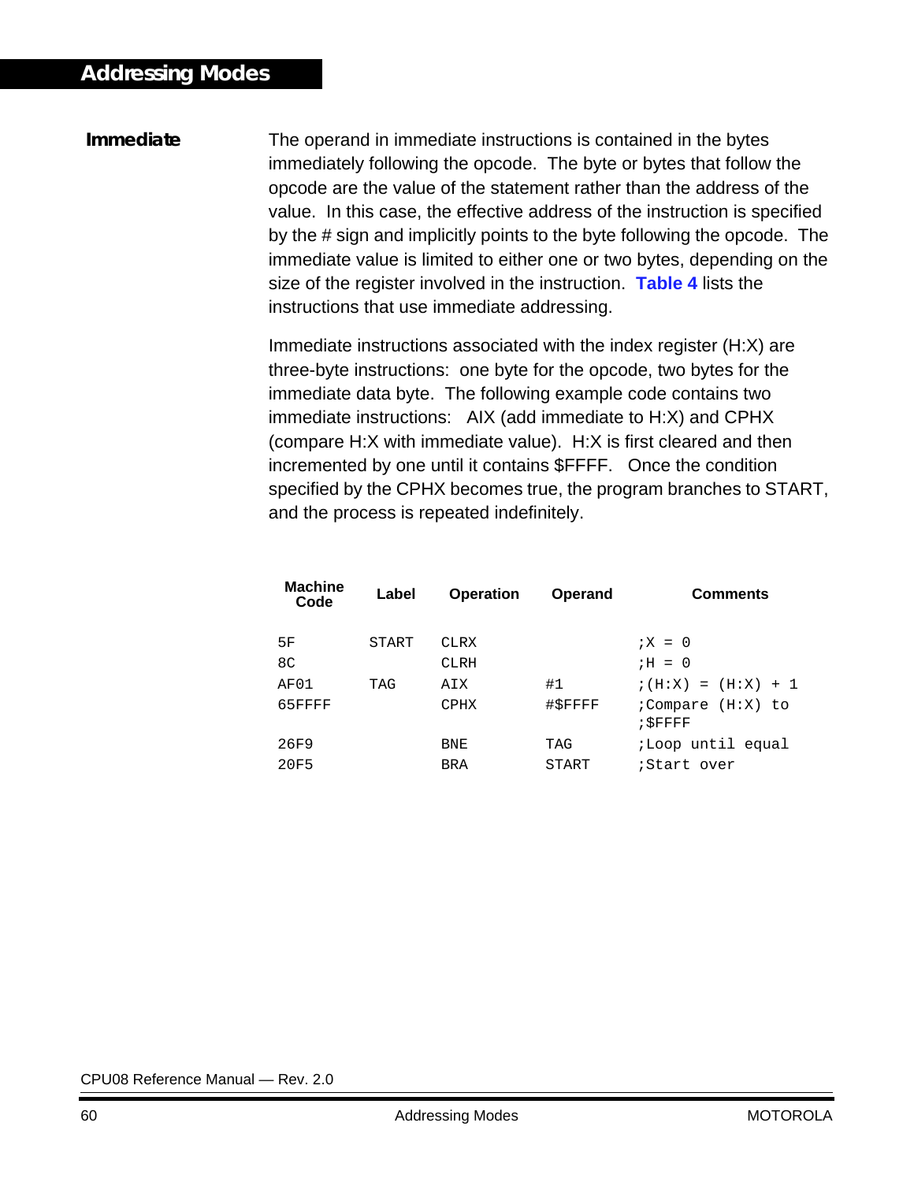## Addressing Modes

### Immediate

The operand in immediate instructions is contained in the bytes immediately following the opcode. The byte or bytes that follow the opcode are the value of the statement rather than the address of the value. In this case, the effective address of the instruction is specified by the # sign and implicitly points to the byte following the opcode. The immediate value is limited to either one or two bytes, depending on the size of the register involved in the instruction. **Table 4** lists the instructions that use immediate addressing.

Immediate instructions associated with the index register (H:X) are three-byte instructions: one byte for the opcode, two bytes for the immediate data byte. The following example code contains two immediate instructions: AIX (add immediate to H:X) and CPHX (compare H:X with immediate value). H:X is first cleared and then incremented by one until it contains $FFFF. Once the condition specified by the CPHX becomes true, the program branches to START, and the process is repeated indefinitely.

| Machine Code | Label | Operation | Operand | Comments |
|---|---|---|---|---|
| 5F | START | CLRX | | ;X = 0 |
| 8C | | CLRH | | ;H = 0 |
| AF01 | TAG | AIX | #1 | ;(H:X) = (H:X) + 1 |
| 65FFFF | | CPHX | #$FFFF | ;Compare (H:X) to ;$FFFF |
| 26F9 | | BNE | TAG | ;Loop until equal |
| 20F5 | | BRA | START | ;Start over |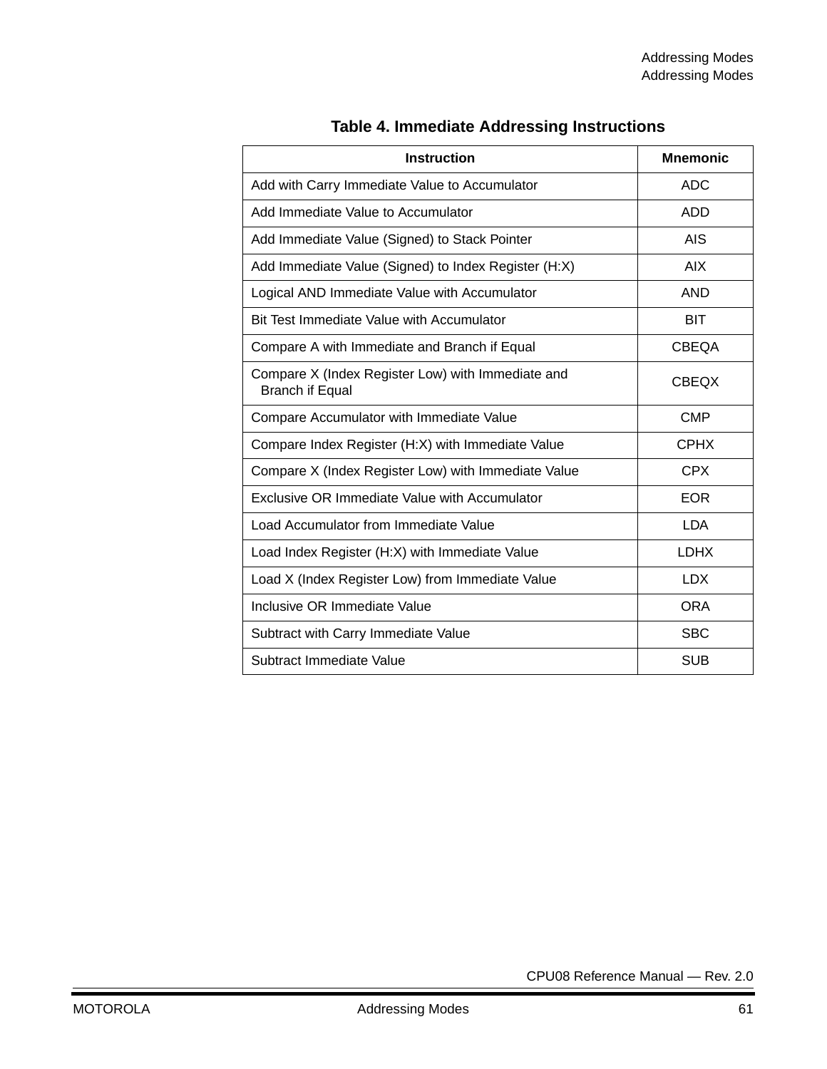**Table 4. Immediate Addressing Instructions**

| Instruction | Mnemonic |
|---|---|
| Add with Carry Immediate Value to Accumulator | ADC |
| Add Immediate Value to Accumulator | ADD |
| Add Immediate Value (Signed) to Stack Pointer | AIS |
| Add Immediate Value (Signed) to Index Register (H:X) | AIX |
| Logical AND Immediate Value with Accumulator | AND |
| Bit Test Immediate Value with Accumulator | BIT |
| Compare A with Immediate and Branch if Equal | CBEQA |
| Compare X (Index Register Low) with Immediate and Branch if Equal | CBEQX |
| Compare Accumulator with Immediate Value | CMP |
| Compare Index Register (H:X) with Immediate Value | CPHX |
| Compare X (Index Register Low) with Immediate Value | CPX |
| Exclusive OR Immediate Value with Accumulator | EOR |
| Load Accumulator from Immediate Value | LDA |
| Load Index Register (H:X) with Immediate Value | LDHX |
| Load X (Index Register Low) from Immediate Value | LDX |
| Inclusive OR Immediate Value | ORA |
| Subtract with Carry Immediate Value | SBC |
| Subtract Immediate Value | SUB |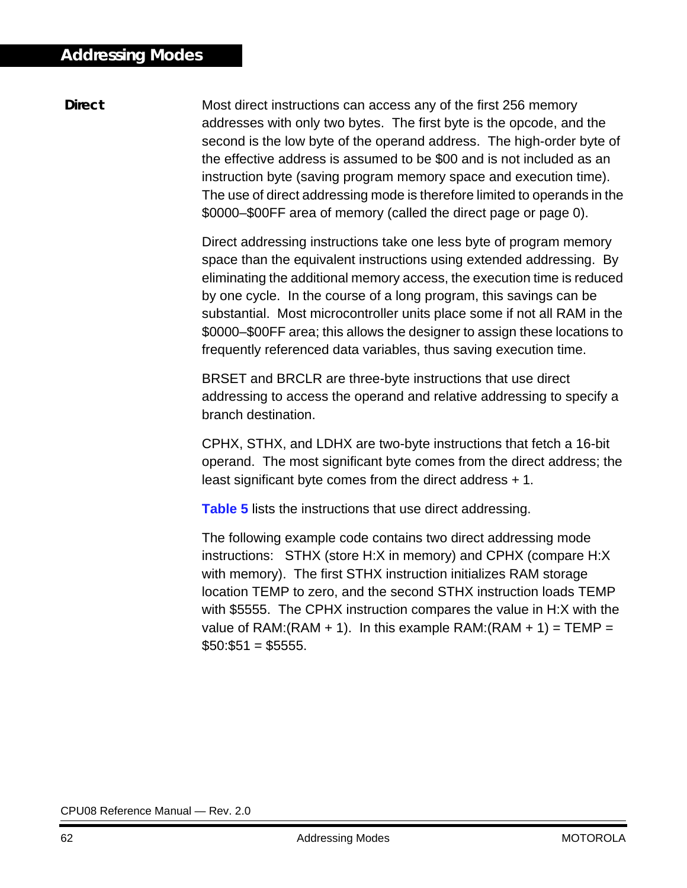## Direct

Most direct instructions can access any of the first 256 memory addresses with only two bytes. The first byte is the opcode, and the second is the low byte of the operand address. The high-order byte of the effective address is assumed to be $00 and is not included as an instruction byte (saving program memory space and execution time). The use of direct addressing mode is therefore limited to operands in the $0000–$00FF area of memory (called the direct page or page 0).

Direct addressing instructions take one less byte of program memory space than the equivalent instructions using extended addressing. By eliminating the additional memory access, the execution time is reduced by one cycle. In the course of a long program, this savings can be substantial. Most microcontroller units place some if not all RAM in the $0000–$00FF area; this allows the designer to assign these locations to frequently referenced data variables, thus saving execution time.

BRSET and BRCLR are three-byte instructions that use direct addressing to access the operand and relative addressing to specify a branch destination.

CPHX, STHX, and LDHX are two-byte instructions that fetch a 16-bit operand. The most significant byte comes from the direct address; the least significant byte comes from the direct address + 1.

**Table 5** lists the instructions that use direct addressing.

The following example code contains two direct addressing mode instructions: STHX (store H:X in memory) and CPHX (compare H:X with memory). The first STHX instruction initializes RAM storage location TEMP to zero, and the second STHX instruction loads TEMP with $5555. The CPHX instruction compares the value in H:X with the value of RAM:(RAM + 1). In this example RAM:(RAM + 1) = TEMP = $50:$51 = $5555.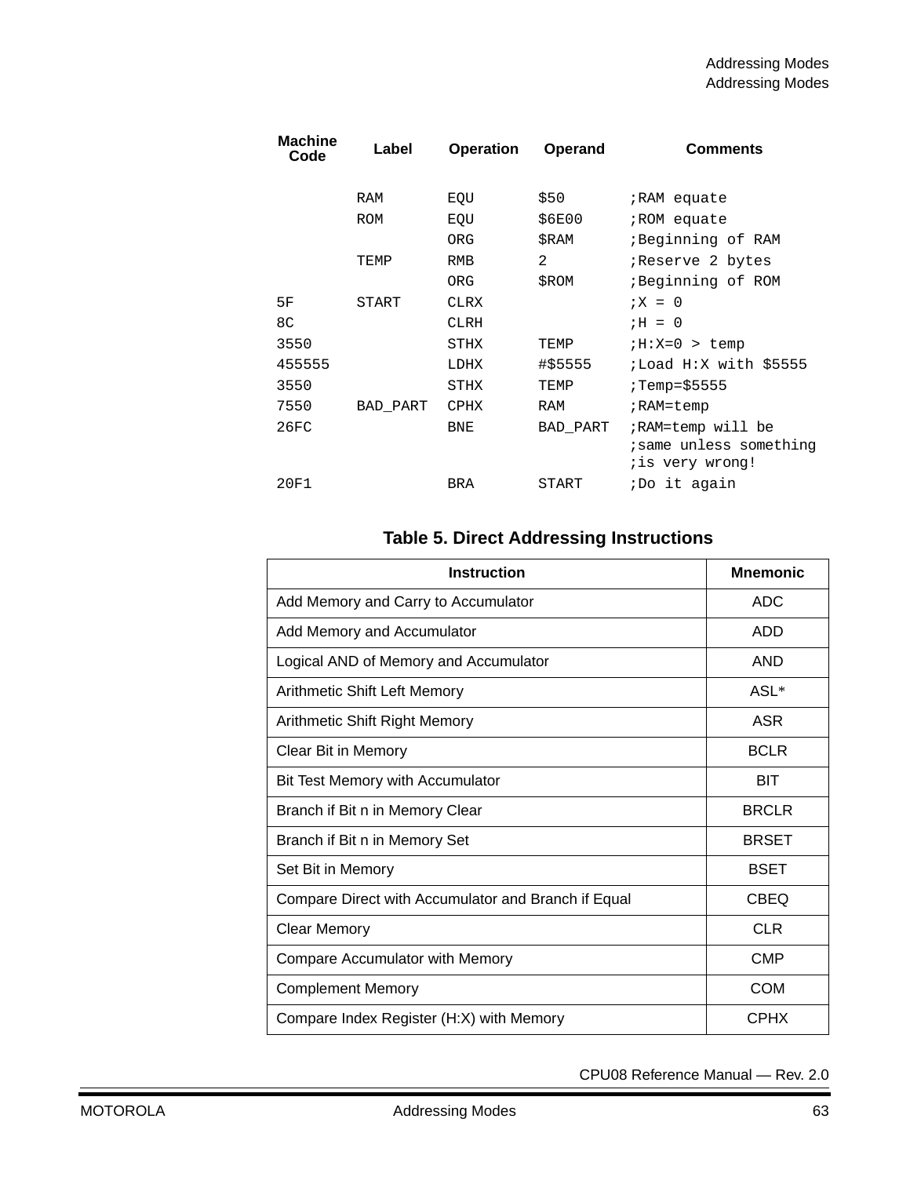| Machine Code | Label | Operation | Operand | Comments |
|---|---|---|---|---|
| | RAM | EQU | $50 | ;RAM equate |
| | ROM | EQU | $6E00 | ;ROM equate |
| | | ORG | $RAM | ;Beginning of RAM |
| | TEMP | RMB | 2 | ;Reserve 2 bytes |
| | | ORG | $ROM | ;Beginning of ROM |
| 5F | START | CLRX | | ;X = 0 |
| 8C | | CLRH | | ;H = 0 |
| 3550 | | STHX | TEMP | ;H:X=0 > temp |
| 455555 | | LDHX | #$5555 | ;Load H:X with $5555 |
| 3550 | | STHX | TEMP | ;Temp=$5555 |
| 7550 | BAD_PART | CPHX | RAM | ;RAM=temp |
| 26FC | | BNE | BAD_PART | ;RAM=temp will be ;same unless something ;is very wrong! |
| 20F1 | | BRA | START | ;Do it again |

**Table 5. Direct Addressing Instructions**

| Instruction | Mnemonic |
|---|---|
| Add Memory and Carry to Accumulator | ADC |
| Add Memory and Accumulator | ADD |
| Logical AND of Memory and Accumulator | AND |
| Arithmetic Shift Left Memory | ASL* |
| Arithmetic Shift Right Memory | ASR |
| Clear Bit in Memory | BCLR |
| Bit Test Memory with Accumulator | BIT |
| Branch if Bit n in Memory Clear | BRCLR |
| Branch if Bit n in Memory Set | BRSET |
| Set Bit in Memory | BSET |
| Compare Direct with Accumulator and Branch if Equal | CBEQ |
| Clear Memory | CLR |
| Compare Accumulator with Memory | CMP |
| Complement Memory | COM |
| Compare Index Register (H:X) with Memory | CPHX |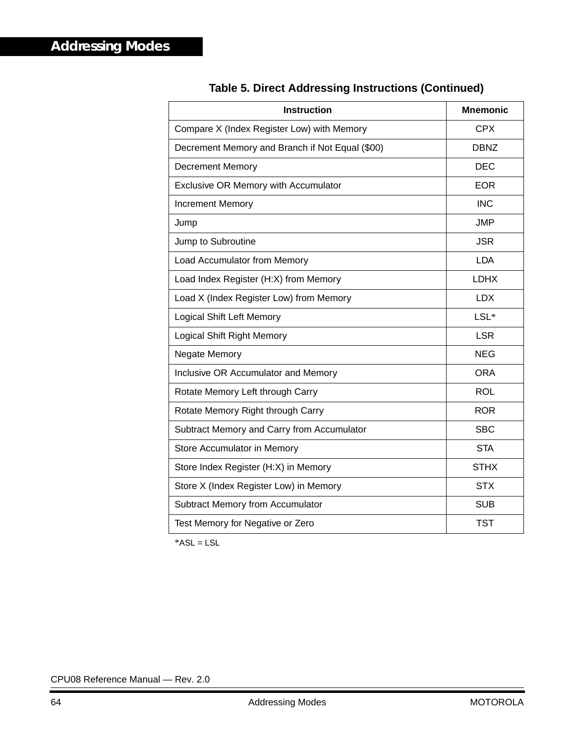**Table 5. Direct Addressing Instructions (Continued)**

| Instruction | Mnemonic |
|---|---|
| Compare X (Index Register Low) with Memory | CPX |
| Decrement Memory and Branch if Not Equal ($00) | DBNZ |
| Decrement Memory | DEC |
| Exclusive OR Memory with Accumulator | EOR |
| Increment Memory | INC |
| Jump | JMP |
| Jump to Subroutine | JSR |
| Load Accumulator from Memory | LDA |
| Load Index Register (H:X) from Memory | LDHX |
| Load X (Index Register Low) from Memory | LDX |
| Logical Shift Left Memory | LSL* |
| Logical Shift Right Memory | LSR |
| Negate Memory | NEG |
| Inclusive OR Accumulator and Memory | ORA |
| Rotate Memory Left through Carry | ROL |
| Rotate Memory Right through Carry | ROR |
| Subtract Memory and Carry from Accumulator | SBC |
| Store Accumulator in Memory | STA |
| Store Index Register (H:X) in Memory | STHX |
| Store X (Index Register Low) in Memory | STX |
| Subtract Memory from Accumulator | SUB |
| Test Memory for Negative or Zero | TST |

*ASL = LSL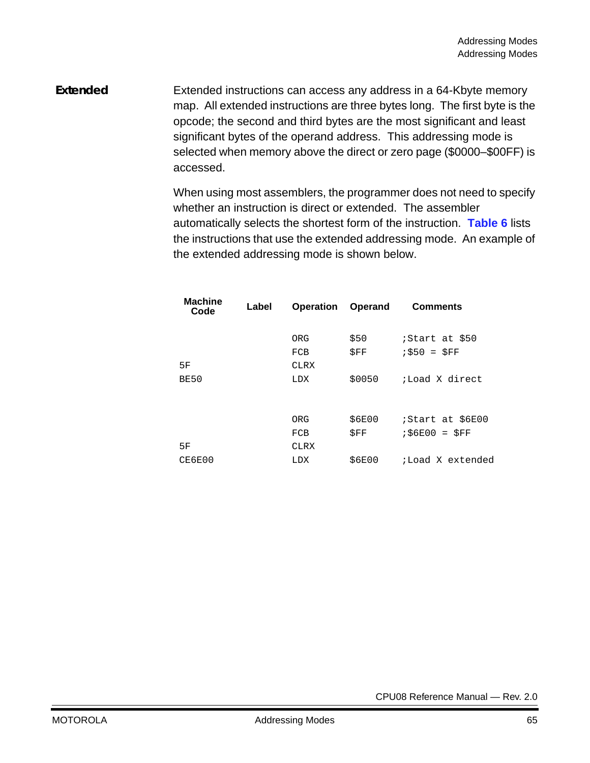### Extended

Extended instructions can access any address in a 64-Kbyte memory map. All extended instructions are three bytes long. The first byte is the opcode; the second and third bytes are the most significant and least significant bytes of the operand address. This addressing mode is selected when memory above the direct or zero page ($0000–$00FF) is accessed.

When using most assemblers, the programmer does not need to specify whether an instruction is direct or extended. The assembler automatically selects the shortest form of the instruction. **Table 6** lists the instructions that use the extended addressing mode. An example of the extended addressing mode is shown below.

| Machine Code | Label | Operation | Operand | Comments |
|---|---|---|---|---|
| | | ORG | $50 | ;Start at $50 |
| | | FCB | $FF | ;$50 = $FF |
| 5F | | CLRX | | |
| BE50 | | LDX | $0050 | ;Load X direct |
| | | | | |
| | | ORG | $6E00 | ;Start at $6E00 |
| | | FCB | $FF | ;$6E00 = $FF |
| 5F | | CLRX | | |
| CE6E00 | | LDX | $6E00 | ;Load X extended |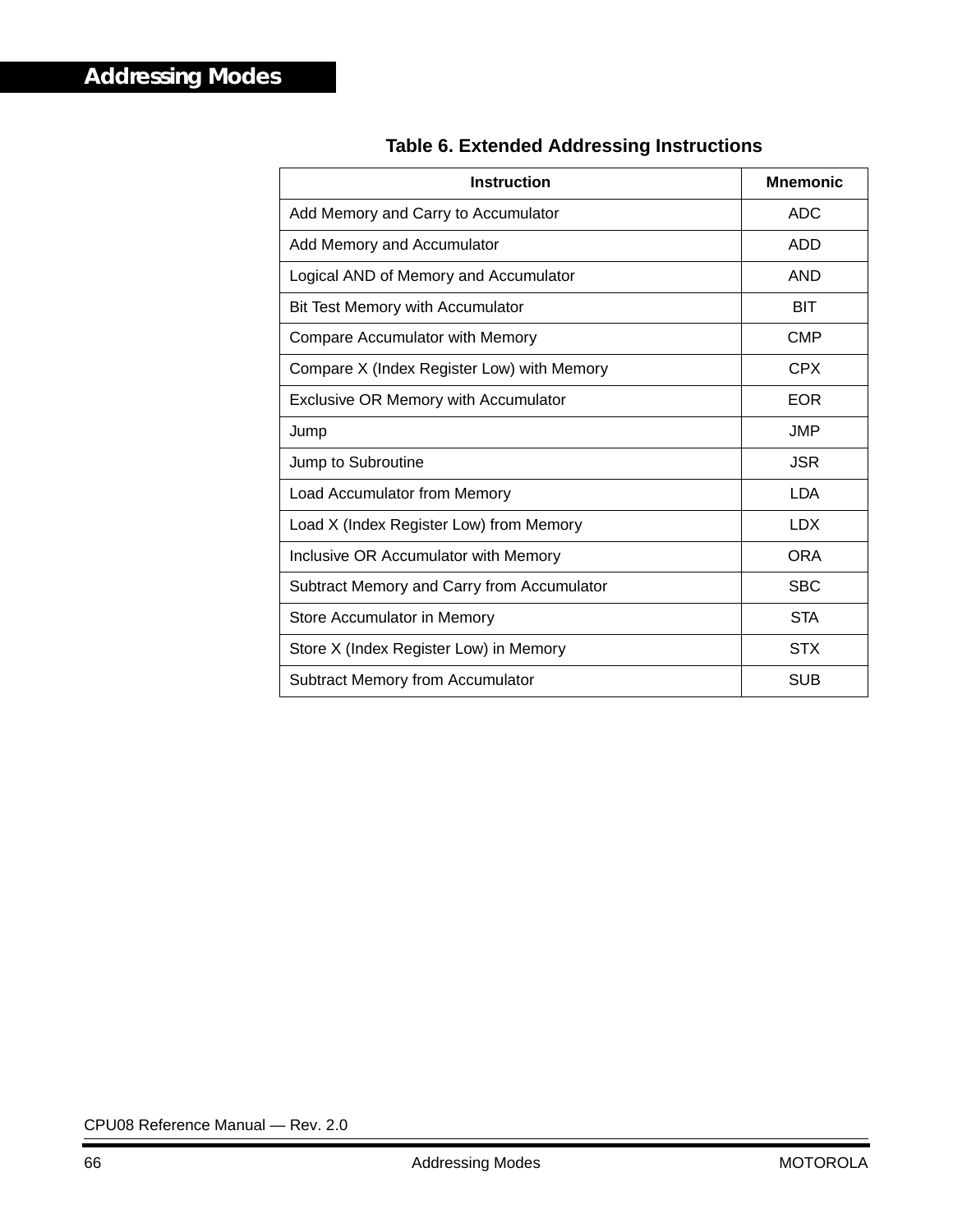**Table 6. Extended Addressing Instructions**

| Instruction | Mnemonic |
|---|---|
| Add Memory and Carry to Accumulator | ADC |
| Add Memory and Accumulator | ADD |
| Logical AND of Memory and Accumulator | AND |
| Bit Test Memory with Accumulator | BIT |
| Compare Accumulator with Memory | CMP |
| Compare X (Index Register Low) with Memory | CPX |
| Exclusive OR Memory with Accumulator | EOR |
| Jump | JMP |
| Jump to Subroutine | JSR |
| Load Accumulator from Memory | LDA |
| Load X (Index Register Low) from Memory | LDX |
| Inclusive OR Accumulator with Memory | ORA |
| Subtract Memory and Carry from Accumulator | SBC |
| Store Accumulator in Memory | STA |
| Store X (Index Register Low) in Memory | STX |
| Subtract Memory from Accumulator | SUB |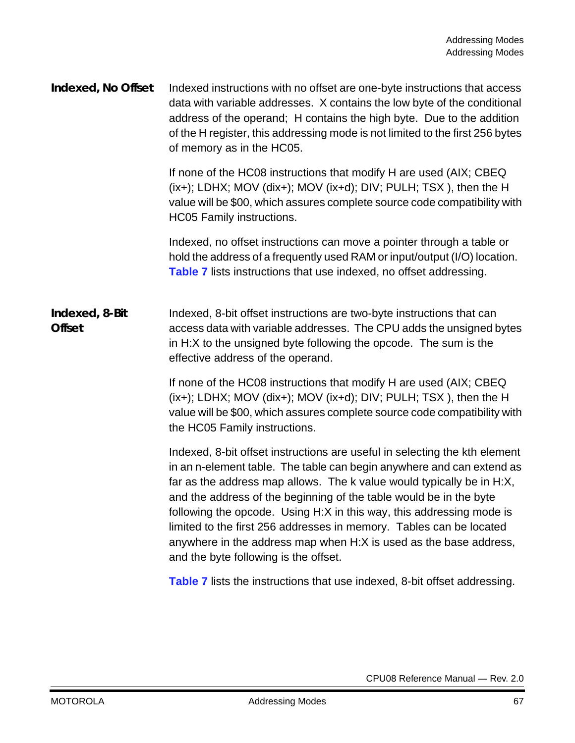### Indexed, No Offset

Indexed instructions with no offset are one-byte instructions that access data with variable addresses. X contains the low byte of the conditional address of the operand; H contains the high byte. Due to the addition of the H register, this addressing mode is not limited to the first 256 bytes of memory as in the HC05.

If none of the HC08 instructions that modify H are used (AIX; CBEQ (ix+); LDHX; MOV (dix+); MOV (ix+d); DIV; PULH; TSX ), then the H value will be $00, which assures complete source code compatibility with HC05 Family instructions.

Indexed, no offset instructions can move a pointer through a table or hold the address of a frequently used RAM or input/output (I/O) location. **Table 7** lists instructions that use indexed, no offset addressing.

### Indexed, 8-Bit Offset

Indexed, 8-bit offset instructions are two-byte instructions that can access data with variable addresses. The CPU adds the unsigned bytes in H:X to the unsigned byte following the opcode. The sum is the effective address of the operand.

If none of the HC08 instructions that modify H are used (AIX; CBEQ (ix+); LDHX; MOV (dix+); MOV (ix+d); DIV; PULH; TSX ), then the H value will be $00, which assures complete source code compatibility with the HC05 Family instructions.

Indexed, 8-bit offset instructions are useful in selecting the kth element in an n-element table. The table can begin anywhere and can extend as far as the address map allows. The k value would typically be in H:X, and the address of the beginning of the table would be in the byte following the opcode. Using H:X in this way, this addressing mode is limited to the first 256 addresses in memory. Tables can be located anywhere in the address map when H:X is used as the base address, and the byte following is the offset.

**Table 7** lists the instructions that use indexed, 8-bit offset addressing.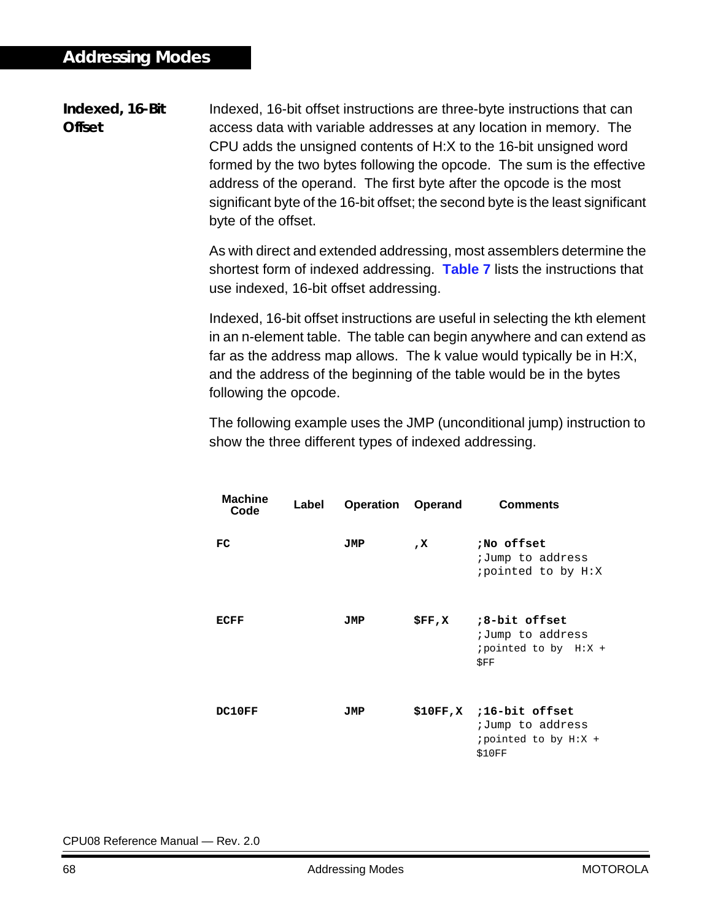## Indexed, 16-Bit Offset

Indexed, 16-bit offset instructions are three-byte instructions that can access data with variable addresses at any location in memory. The CPU adds the unsigned contents of H:X to the 16-bit unsigned word formed by the two bytes following the opcode. The sum is the effective address of the operand. The first byte after the opcode is the most significant byte of the 16-bit offset; the second byte is the least significant byte of the offset.

As with direct and extended addressing, most assemblers determine the shortest form of indexed addressing. **Table 7** lists the instructions that use indexed, 16-bit offset addressing.

Indexed, 16-bit offset instructions are useful in selecting the kth element in an n-element table. The table can begin anywhere and can extend as far as the address map allows. The k value would typically be in H:X, and the address of the beginning of the table would be in the bytes following the opcode.

The following example uses the JMP (unconditional jump) instruction to show the three different types of indexed addressing.

| Machine Code | Label | Operation | Operand | Comments |
|---|---|---|---|---|
| **FC** | | **JMP** | **,X** | **;No offset** ;Jump to address ;pointed to by H:X |
| **ECFF** | | **JMP** | **$FF,X** | **;8-bit offset** ;Jump to address ;pointed to by H:X + $FF |
| **DC10FF** | | **JMP** | **$10FF,X** | **;16-bit offset** ;Jump to address ;pointed to by H:X + $10FF |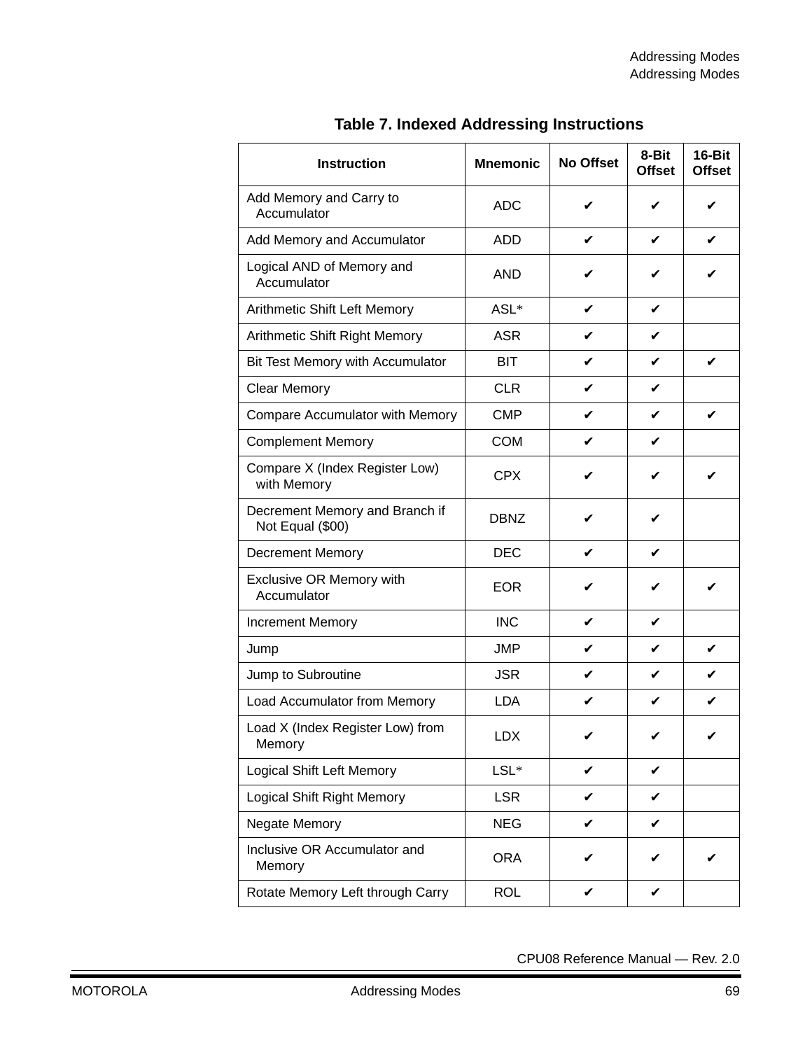**Table 7. Indexed Addressing Instructions**

| Instruction | Mnemonic | No Offset | 8-Bit Offset | 16-Bit Offset |
|---|---|---|---|---|
| Add Memory and Carry to Accumulator | ADC | ✔ | ✔ | ✔ |
| Add Memory and Accumulator | ADD | ✔ | ✔ | ✔ |
| Logical AND of Memory and Accumulator | AND | ✔ | ✔ | ✔ |
| Arithmetic Shift Left Memory | ASL* | ✔ | ✔ | |
| Arithmetic Shift Right Memory | ASR | ✔ | ✔ | |
| Bit Test Memory with Accumulator | BIT | ✔ | ✔ | ✔ |
| Clear Memory | CLR | ✔ | ✔ | |
| Compare Accumulator with Memory | CMP | ✔ | ✔ | ✔ |
| Complement Memory | COM | ✔ | ✔ | |
| Compare X (Index Register Low) with Memory | CPX | ✔ | ✔ | ✔ |
| Decrement Memory and Branch if Not Equal ($00) | DBNZ | ✔ | ✔ | |
| Decrement Memory | DEC | ✔ | ✔ | |
| Exclusive OR Memory with Accumulator | EOR | ✔ | ✔ | ✔ |
| Increment Memory | INC | ✔ | ✔ | |
| Jump | JMP | ✔ | ✔ | ✔ |
| Jump to Subroutine | JSR | ✔ | ✔ | ✔ |
| Load Accumulator from Memory | LDA | ✔ | ✔ | ✔ |
| Load X (Index Register Low) from Memory | LDX | ✔ | ✔ | ✔ |
| Logical Shift Left Memory | LSL* | ✔ | ✔ | |
| Logical Shift Right Memory | LSR | ✔ | ✔ | |
| Negate Memory | NEG | ✔ | ✔ | |
| Inclusive OR Accumulator and Memory | ORA | ✔ | ✔ | ✔ |
| Rotate Memory Left through Carry | ROL | ✔ | ✔ | |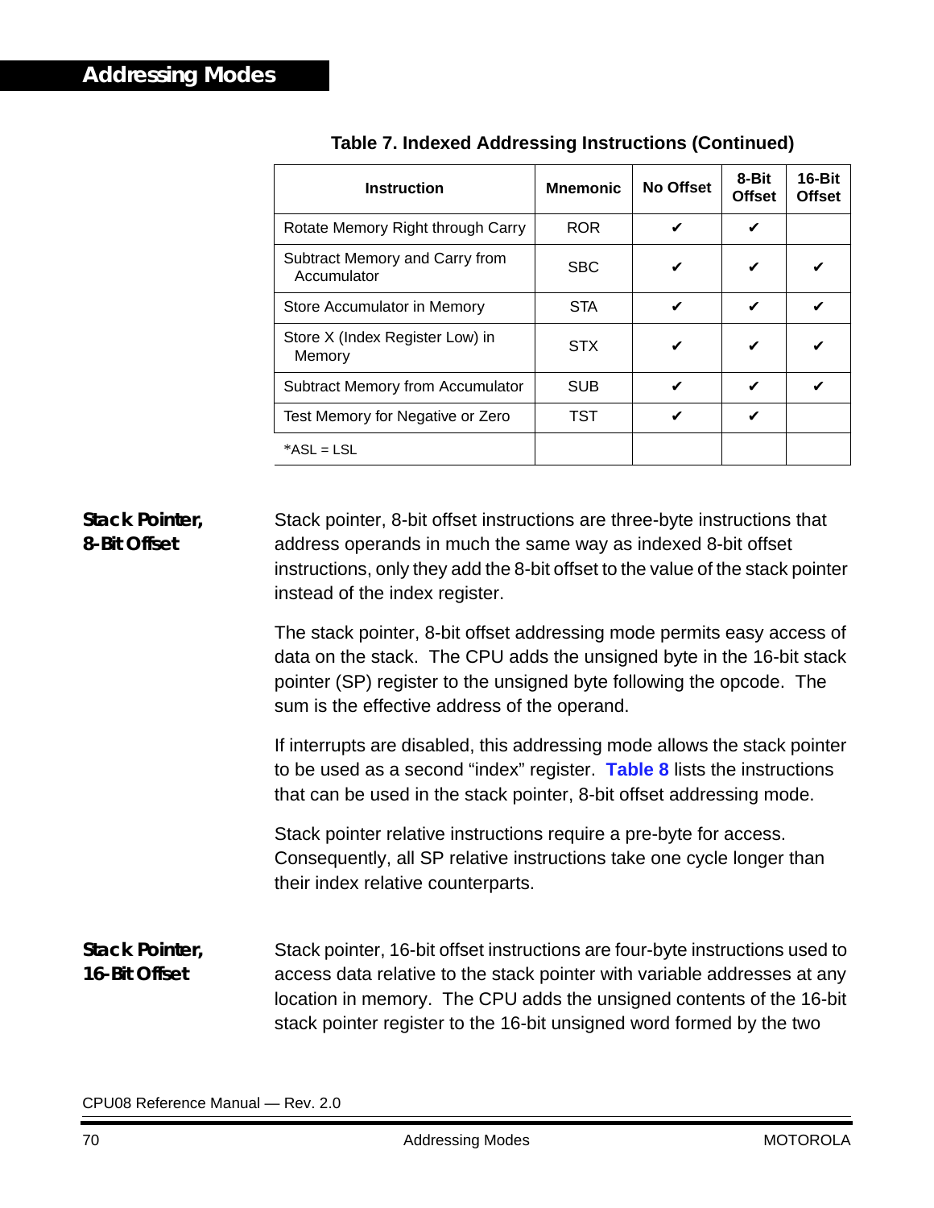**Table 7. Indexed Addressing Instructions (Continued)**

| Instruction | Mnemonic | No Offset | 8-Bit Offset | 16-Bit Offset |
|---|---|---|---|---|
| Rotate Memory Right through Carry | ROR | ✔ | ✔ | |
| Subtract Memory and Carry from Accumulator | SBC | ✔ | ✔ | ✔ |
| Store Accumulator in Memory | STA | ✔ | ✔ | ✔ |
| Store X (Index Register Low) in Memory | STX | ✔ | ✔ | ✔ |
| Subtract Memory from Accumulator | SUB | ✔ | ✔ | ✔ |
| Test Memory for Negative or Zero | TST | ✔ | ✔ | |
| *ASL = LSL | | | | |

### Stack Pointer, 8-Bit Offset

Stack pointer, 8-bit offset instructions are three-byte instructions that address operands in much the same way as indexed 8-bit offset instructions, only they add the 8-bit offset to the value of the stack pointer instead of the index register.

The stack pointer, 8-bit offset addressing mode permits easy access of data on the stack. The CPU adds the unsigned byte in the 16-bit stack pointer (SP) register to the unsigned byte following the opcode. The sum is the effective address of the operand.

If interrupts are disabled, this addressing mode allows the stack pointer to be used as a second "index" register. **Table 8** lists the instructions that can be used in the stack pointer, 8-bit offset addressing mode.

Stack pointer relative instructions require a pre-byte for access. Consequently, all SP relative instructions take one cycle longer than their index relative counterparts.

### Stack Pointer, 16-Bit Offset

Stack pointer, 16-bit offset instructions are four-byte instructions used to access data relative to the stack pointer with variable addresses at any location in memory. The CPU adds the unsigned contents of the 16-bit stack pointer register to the 16-bit unsigned word formed by the two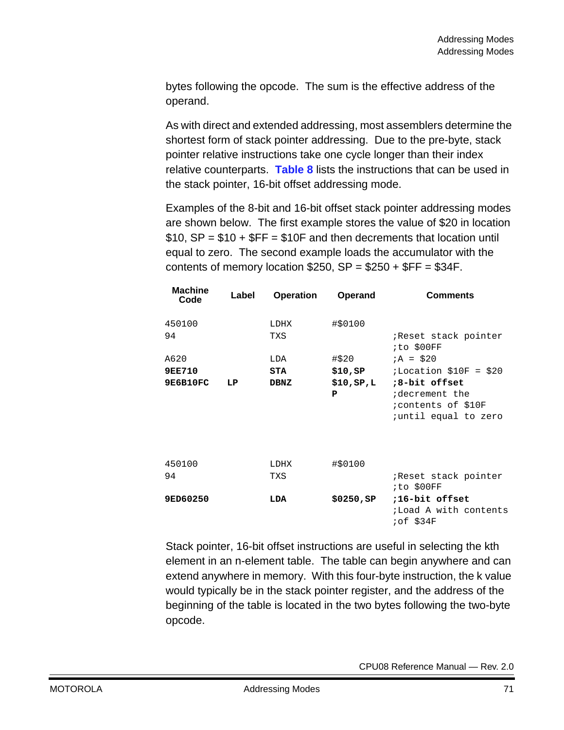bytes following the opcode. The sum is the effective address of the operand.

As with direct and extended addressing, most assemblers determine the shortest form of stack pointer addressing. Due to the pre-byte, stack pointer relative instructions take one cycle longer than their index relative counterparts. **Table 8** lists the instructions that can be used in the stack pointer, 16-bit offset addressing mode.

Examples of the 8-bit and 16-bit offset stack pointer addressing modes are shown below. The first example stores the value of \$20 in location \$10, SP = \$10 + \$FF = \$10F and then decrements that location until equal to zero. The second example loads the accumulator with the contents of memory location \$250, SP = \$250 + \$FF = \$34F.

| Machine Code | Label | Operation | Operand | Comments |
|---|---|---|---|---|
| 450100 | | LDHX | #$0100 | |
| 94 | | TXS | | ;Reset stack pointer ;to $00FF |
| A620 | | LDA | #$20 | ;A = $20 |
| **9EE710** | | **STA** | **$10,SP** | ;Location $10F = $20 |
| **9E6B10FC** | **LP** | **DBNZ** | **$10,SP,LP** | **;8-bit offset** ;decrement the ;contents of $10F ;until equal to zero |
| | | | | |
| 450100 | | LDHX | #$0100 | |
| 94 | | TXS | | ;Reset stack pointer ;to $00FF |
| **9ED60250** | | **LDA** | **$0250,SP** | **;16-bit offset** ;Load A with contents ;of $34F |

Stack pointer, 16-bit offset instructions are useful in selecting the kth element in an n-element table. The table can begin anywhere and can extend anywhere in memory. With this four-byte instruction, the k value would typically be in the stack pointer register, and the address of the beginning of the table is located in the two bytes following the two-byte opcode.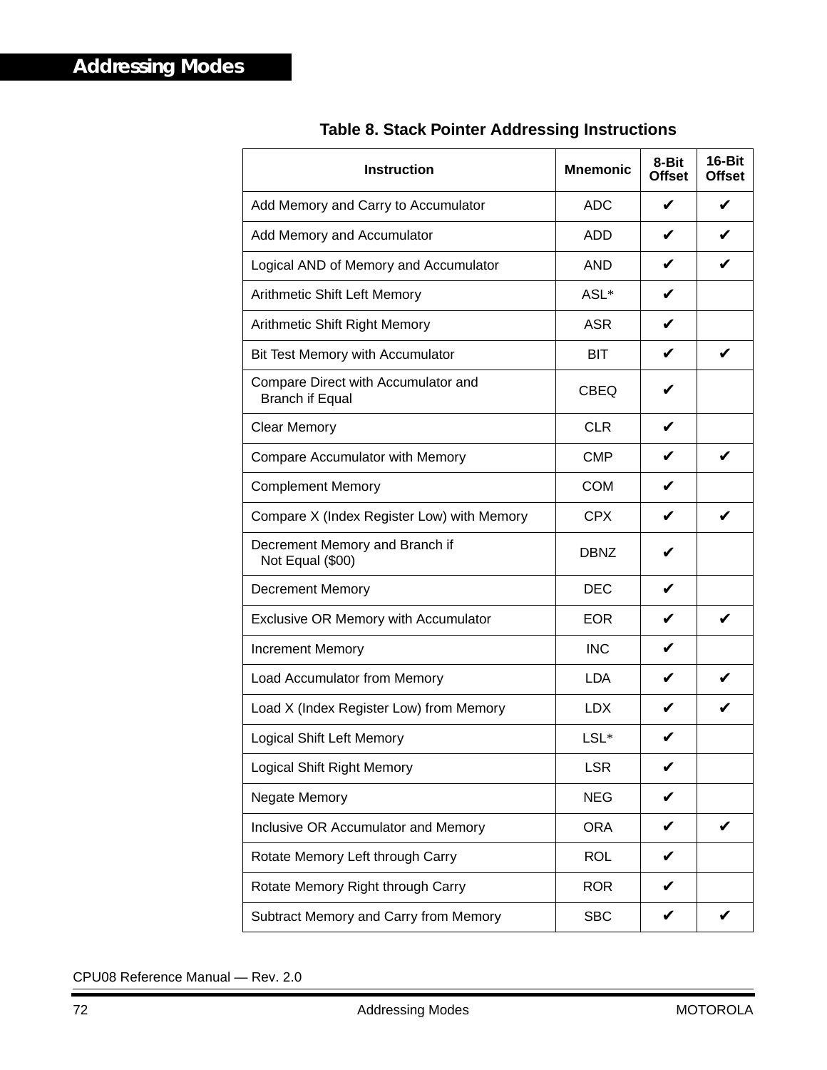**Table 8. Stack Pointer Addressing Instructions**

| Instruction | Mnemonic | 8-Bit Offset | 16-Bit Offset |
|---|---|---|---|
| Add Memory and Carry to Accumulator | ADC | ✔ | ✔ |
| Add Memory and Accumulator | ADD | ✔ | ✔ |
| Logical AND of Memory and Accumulator | AND | ✔ | ✔ |
| Arithmetic Shift Left Memory | ASL* | ✔ | |
| Arithmetic Shift Right Memory | ASR | ✔ | |
| Bit Test Memory with Accumulator | BIT | ✔ | ✔ |
| Compare Direct with Accumulator and Branch if Equal | CBEQ | ✔ | |
| Clear Memory | CLR | ✔ | |
| Compare Accumulator with Memory | CMP | ✔ | ✔ |
| Complement Memory | COM | ✔ | |
| Compare X (Index Register Low) with Memory | CPX | ✔ | ✔ |
| Decrement Memory and Branch if Not Equal ($00) | DBNZ | ✔ | |
| Decrement Memory | DEC | ✔ | |
| Exclusive OR Memory with Accumulator | EOR | ✔ | ✔ |
| Increment Memory | INC | ✔ | |
| Load Accumulator from Memory | LDA | ✔ | ✔ |
| Load X (Index Register Low) from Memory | LDX | ✔ | ✔ |
| Logical Shift Left Memory | LSL* | ✔ | |
| Logical Shift Right Memory | LSR | ✔ | |
| Negate Memory | NEG | ✔ | |
| Inclusive OR Accumulator and Memory | ORA | ✔ | ✔ |
| Rotate Memory Left through Carry | ROL | ✔ | |
| Rotate Memory Right through Carry | ROR | ✔ | |
| Subtract Memory and Carry from Memory | SBC | ✔ | ✔ |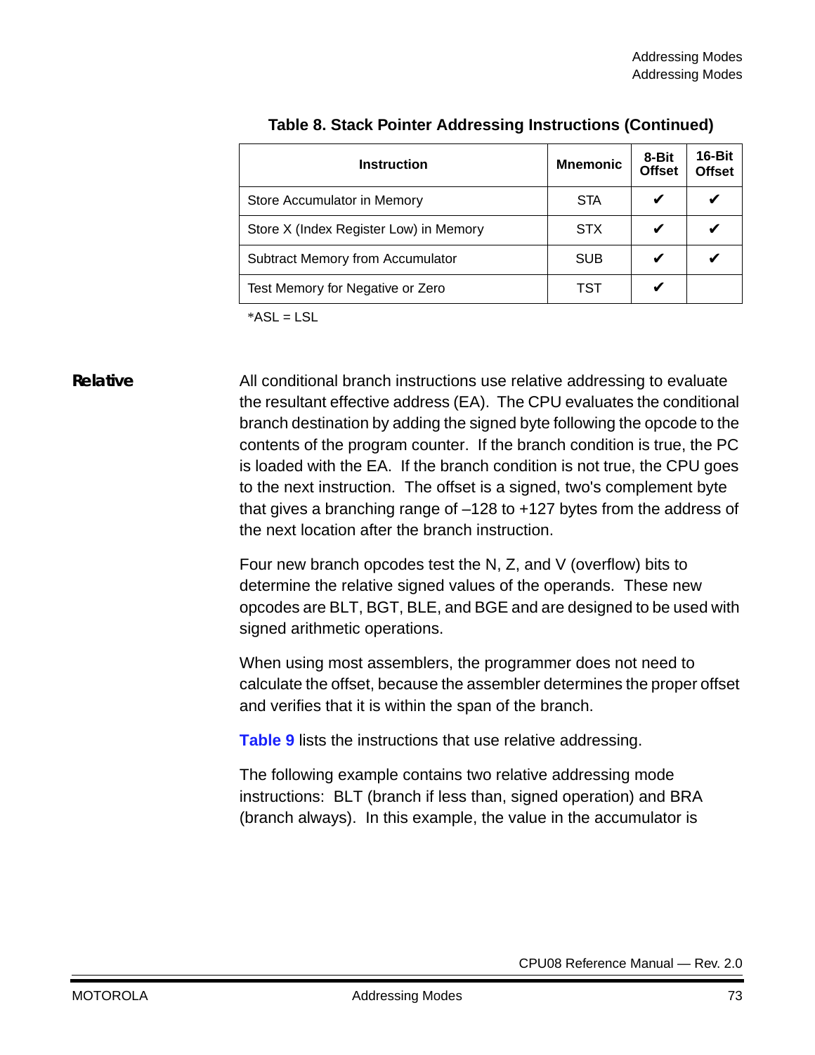**Table 8. Stack Pointer Addressing Instructions (Continued)**

| Instruction | Mnemonic | 8-Bit Offset | 16-Bit Offset |
|---|---|---|---|
| Store Accumulator in Memory | STA | ✔ | ✔ |
| Store X (Index Register Low) in Memory | STX | ✔ | ✔ |
| Subtract Memory from Accumulator | SUB | ✔ | ✔ |
| Test Memory for Negative or Zero | TST | ✔ | |

*ASL = LSL

### Relative

All conditional branch instructions use relative addressing to evaluate the resultant effective address (EA). The CPU evaluates the conditional branch destination by adding the signed byte following the opcode to the contents of the program counter. If the branch condition is true, the PC is loaded with the EA. If the branch condition is not true, the CPU goes to the next instruction. The offset is a signed, two's complement byte that gives a branching range of –128 to +127 bytes from the address of the next location after the branch instruction.

Four new branch opcodes test the N, Z, and V (overflow) bits to determine the relative signed values of the operands. These new opcodes are BLT, BGT, BLE, and BGE and are designed to be used with signed arithmetic operations.

When using most assemblers, the programmer does not need to calculate the offset, because the assembler determines the proper offset and verifies that it is within the span of the branch.

**Table 9** lists the instructions that use relative addressing.

The following example contains two relative addressing mode instructions: BLT (branch if less than, signed operation) and BRA (branch always). In this example, the value in the accumulator is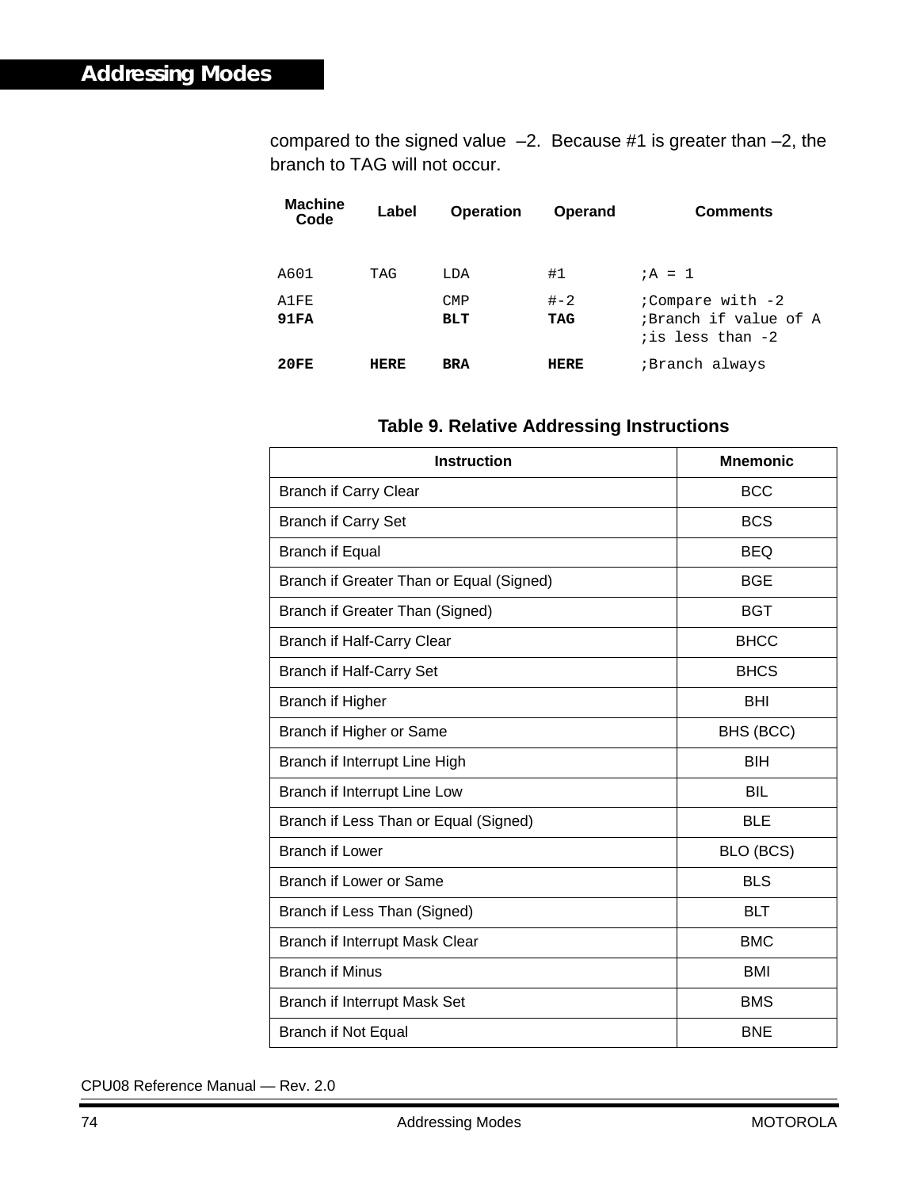compared to the signed value –2. Because #1 is greater than –2, the branch to TAG will not occur.

| Machine Code | Label | Operation | Operand | Comments |
|---|---|---|---|---|
| A601 | TAG | LDA | #1 | ;A = 1 |
| A1FE | | CMP | #-2 | ;Compare with -2 |
| **91FA** | | **BLT** | **TAG** | ;Branch if value of A<br>;is less than -2 |
| **20FE** | **HERE** | **BRA** | **HERE** | ;Branch always |

**Table 9. Relative Addressing Instructions**

| Instruction | Mnemonic |
|---|---|
| Branch if Carry Clear | BCC |
| Branch if Carry Set | BCS |
| Branch if Equal | BEQ |
| Branch if Greater Than or Equal (Signed) | BGE |
| Branch if Greater Than (Signed) | BGT |
| Branch if Half-Carry Clear | BHCC |
| Branch if Half-Carry Set | BHCS |
| Branch if Higher | BHI |
| Branch if Higher or Same | BHS (BCC) |
| Branch if Interrupt Line High | BIH |
| Branch if Interrupt Line Low | BIL |
| Branch if Less Than or Equal (Signed) | BLE |
| Branch if Lower | BLO (BCS) |
| Branch if Lower or Same | BLS |
| Branch if Less Than (Signed) | BLT |
| Branch if Interrupt Mask Clear | BMC |
| Branch if Minus | BMI |
| Branch if Interrupt Mask Set | BMS |
| Branch if Not Equal | BNE |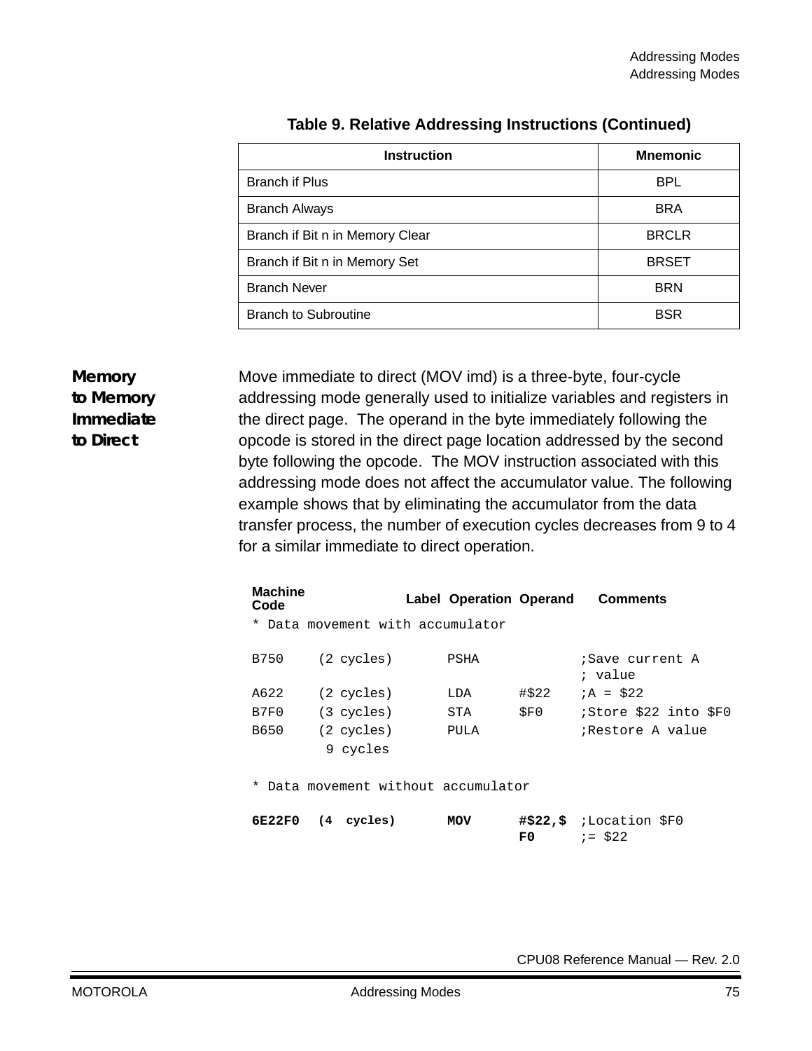**Table 9. Relative Addressing Instructions (Continued)**

| Instruction | Mnemonic |
|---|---|
| Branch if Plus | BPL |
| Branch Always | BRA |
| Branch if Bit n in Memory Clear | BRCLR |
| Branch if Bit n in Memory Set | BRSET |
| Branch Never | BRN |
| Branch to Subroutine | BSR |

### Memory to Memory Immediate to Direct

Move immediate to direct (MOV imd) is a three-byte, four-cycle addressing mode generally used to initialize variables and registers in the direct page. The operand in the byte immediately following the opcode is stored in the direct page location addressed by the second byte following the opcode. The MOV instruction associated with this addressing mode does not affect the accumulator value. The following example shows that by eliminating the accumulator from the data transfer process, the number of execution cycles decreases from 9 to 4 for a similar immediate to direct operation.

```
Machine
Code                 Label  Operation  Operand     Comments
* Data movement with accumulator

B750    (2 cycles)        PSHA                ;Save current A
                                              ; value
A622    (2 cycles)        LDA       #$22      ;A = $22
B7F0    (3 cycles)        STA       $F0       ;Store $22 into $F0
B650    (2 cycles)        PULA                ;Restore A value
         9 cycles

* Data movement without accumulator

6E22F0  (4  cycles)       MOV       #$22,$    ;Location $F0
                                    F0        ;= $22
```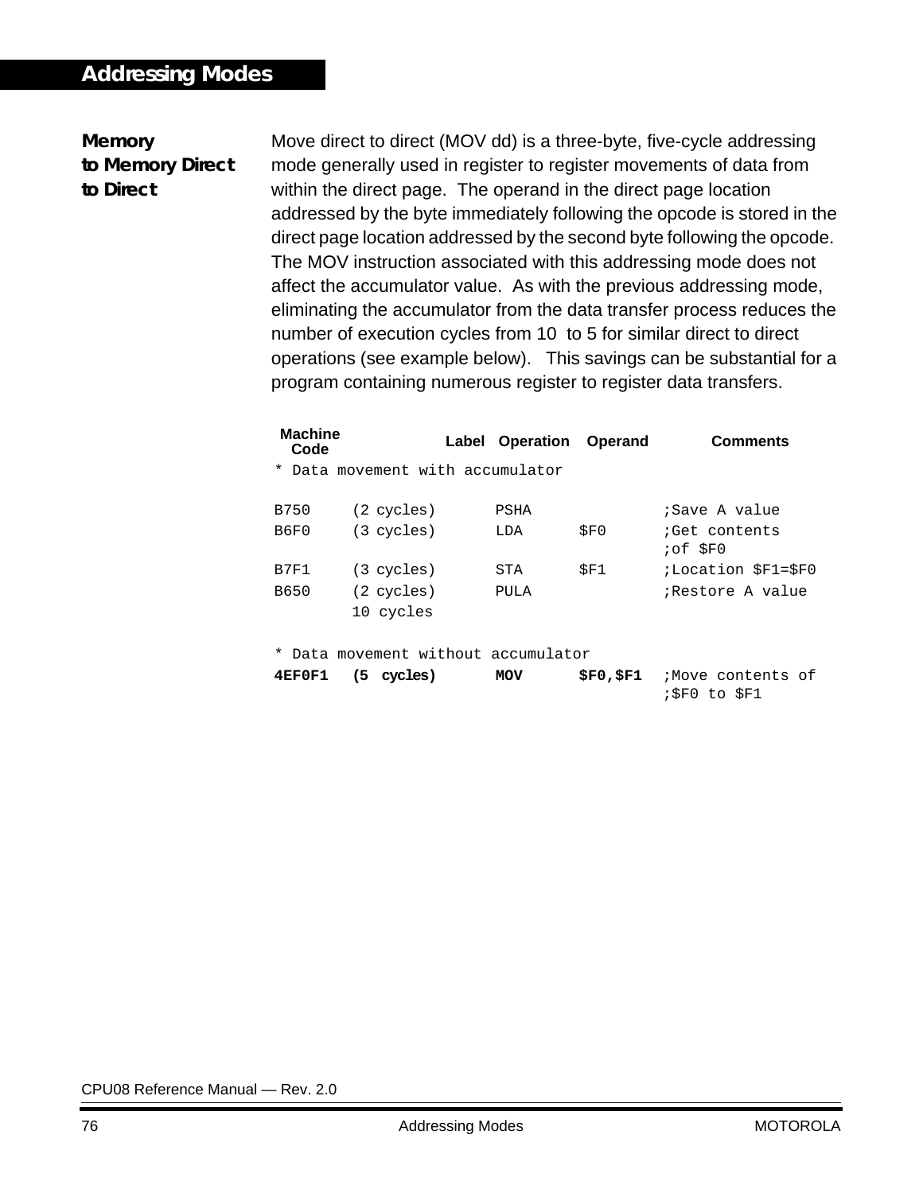### Memory to Memory Direct to Direct

Move direct to direct (MOV dd) is a three-byte, five-cycle addressing mode generally used in register to register movements of data from within the direct page. The operand in the direct page location addressed by the byte immediately following the opcode is stored in the direct page location addressed by the second byte following the opcode. The MOV instruction associated with this addressing mode does not affect the accumulator value. As with the previous addressing mode, eliminating the accumulator from the data transfer process reduces the number of execution cycles from 10 to 5 for similar direct to direct operations (see example below). This savings can be substantial for a program containing numerous register to register data transfers.

| Machine Code | | Label | Operation | Operand | Comments |
|---|---|---|---|---|---|

```
* Data movement with accumulator

B750     (2 cycles)       PSHA              ;Save A value
B6F0     (3 cycles)       LDA      $F0      ;Get contents
                                            ;of $F0
B7F1     (3 cycles)       STA      $F1      ;Location $F1=$F0
B650     (2 cycles)       PULA              ;Restore A value
         10 cycles

* Data movement without accumulator
4EF0F1   (5  cycles)      MOV      $F0,$F1  ;Move contents of
                                            ;$F0 to $F1
```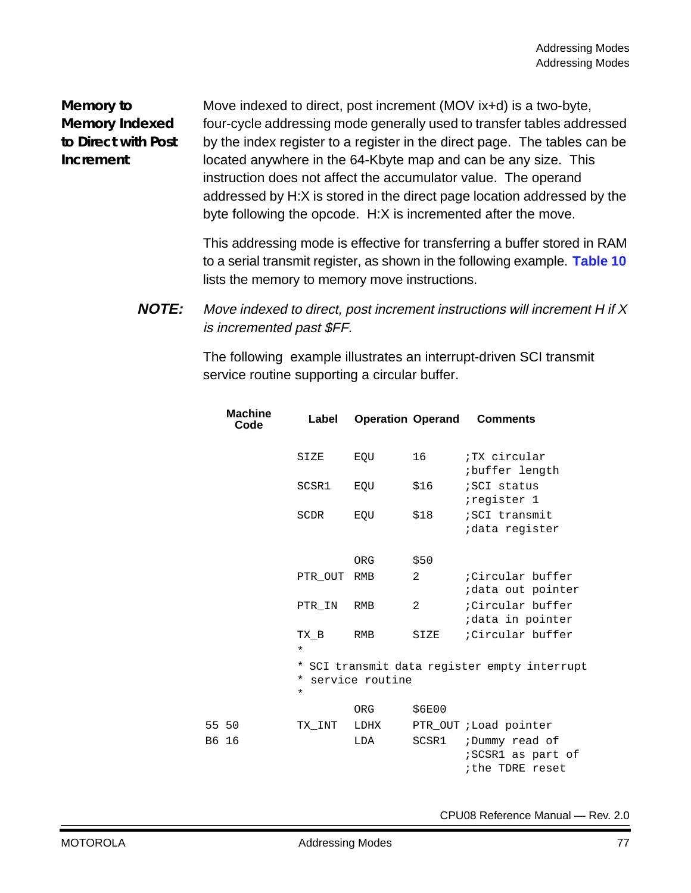### Memory to Memory Indexed to Direct with Post Increment

Move indexed to direct, post increment (MOV ix+d) is a two-byte, four-cycle addressing mode generally used to transfer tables addressed by the index register to a register in the direct page. The tables can be located anywhere in the 64-Kbyte map and can be any size. This instruction does not affect the accumulator value. The operand addressed by H:X is stored in the direct page location addressed by the byte following the opcode. H:X is incremented after the move.

This addressing mode is effective for transferring a buffer stored in RAM to a serial transmit register, as shown in the following example. **Table 10** lists the memory to memory move instructions.

**NOTE:** *Move indexed to direct, post increment instructions will increment H if X is incremented past $FF.*

The following example illustrates an interrupt-driven SCI transmit service routine supporting a circular buffer.

```
Machine   Label    Operation Operand  Comments
Code

          SIZE     EQU       16       ;TX circular
                                      ;buffer length
          SCSR1    EQU       $16      ;SCI status
                                      ;register 1
          SCDR     EQU       $18      ;SCI transmit
                                      ;data register

                   ORG       $50
          PTR_OUT  RMB       2        ;Circular buffer
                                      ;data out pointer
          PTR_IN   RMB       2        ;Circular buffer
                                      ;data in pointer
          TX_B     RMB       SIZE     ;Circular buffer
          *
          * SCI transmit data register empty interrupt
          * service routine
          *
                   ORG       $6E00
55 50     TX_INT   LDHX      PTR_OUT  ;Load pointer
B6 16              LDA       SCSR1    ;Dummy read of
                                      ;SCSR1 as part of
                                      ;the TDRE reset
```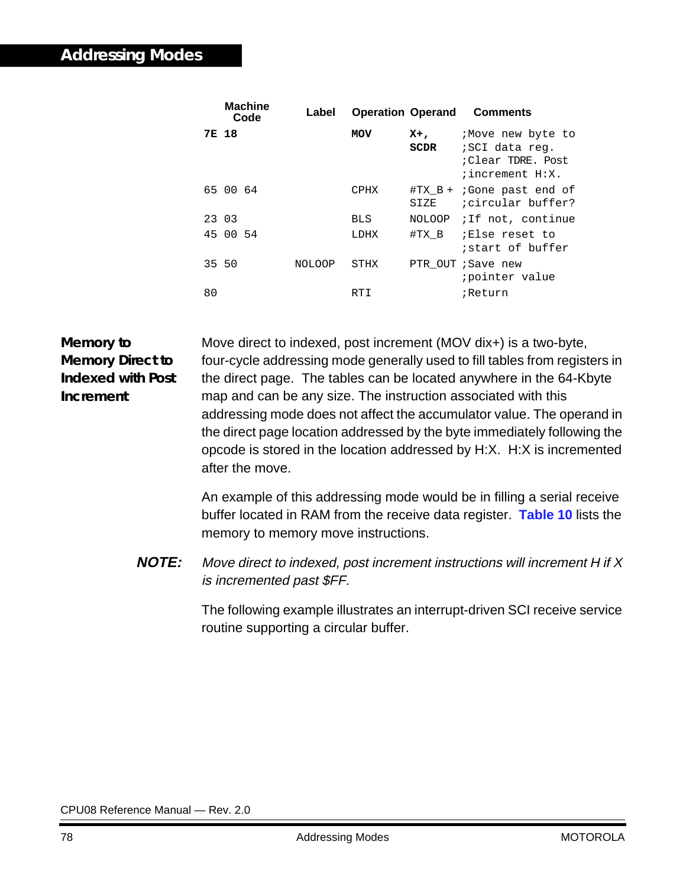| Machine Code | Label | Operation | Operand | Comments |
|---|---|---|---|---|
| **7E 18** | | **MOV** | **X+, SCDR** | ;Move new byte to ;SCI data reg. ;Clear TDRE. Post ;increment H:X. |
| 65 00 64 | | CPHX | #TX_B + SIZE | ;Gone past end of ;circular buffer? |
| 23 03 | | BLS | NOLOOP | ;If not, continue |
| 45 00 54 | | LDHX | #TX_B | ;Else reset to ;start of buffer |
| 35 50 | NOLOOP | STHX | PTR_OUT | ;Save new ;pointer value |
| 80 | | RTI | | ;Return |

### Memory to Memory Direct to Indexed with Post Increment

Move direct to indexed, post increment (MOV dix+) is a two-byte, four-cycle addressing mode generally used to fill tables from registers in the direct page. The tables can be located anywhere in the 64-Kbyte map and can be any size. The instruction associated with this addressing mode does not affect the accumulator value. The operand in the direct page location addressed by the byte immediately following the opcode is stored in the location addressed by H:X. H:X is incremented after the move.

An example of this addressing mode would be in filling a serial receive buffer located in RAM from the receive data register. **Table 10** lists the memory to memory move instructions.

***NOTE:*** *Move direct to indexed, post increment instructions will increment H if X is incremented past $FF.*

The following example illustrates an interrupt-driven SCI receive service routine supporting a circular buffer.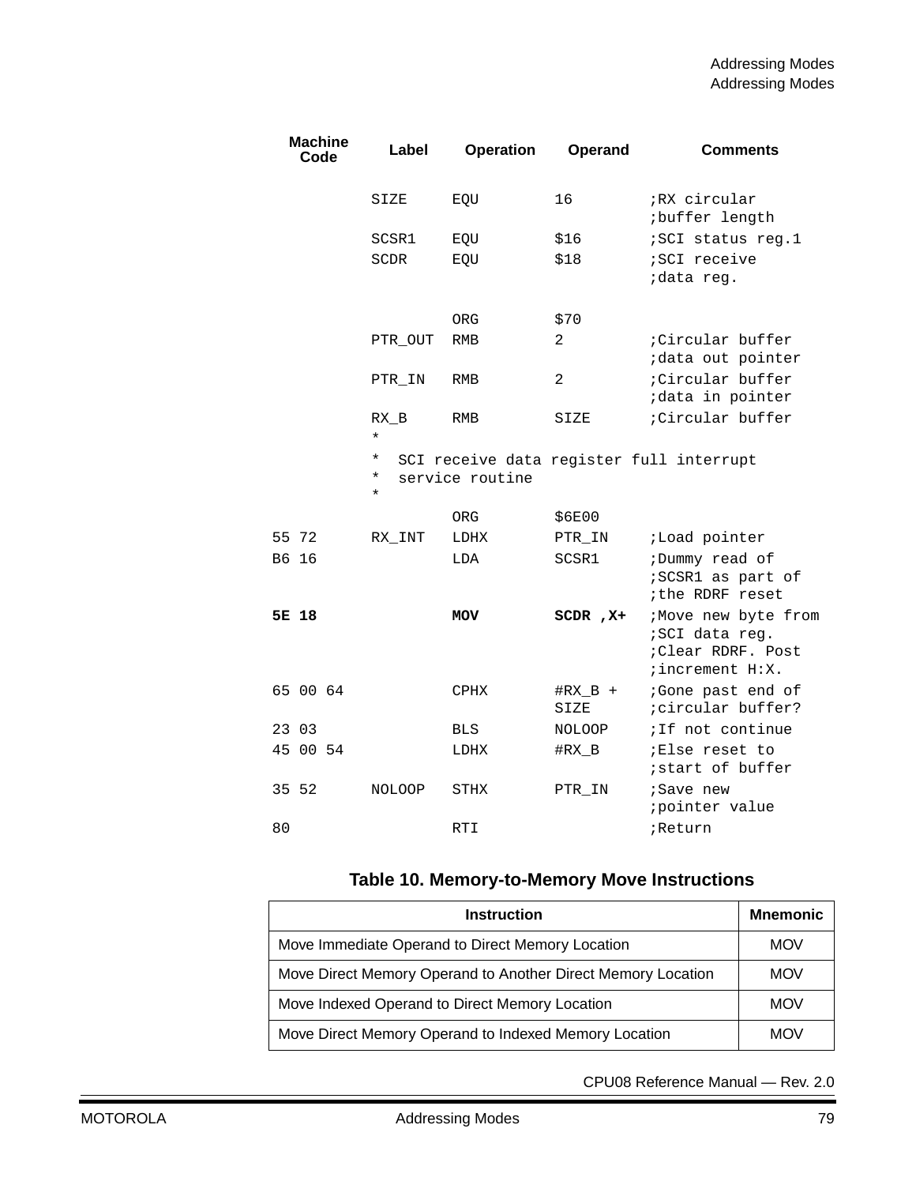| Machine Code | Label | Operation | Operand | Comments |
|---|---|---|---|---|
| | SIZE | EQU | 16 | ;RX circular ;buffer length |
| | SCSR1 | EQU | $16 | ;SCI status reg.1 |
| | SCDR | EQU | $18 | ;SCI receive ;data reg. |
| | | ORG | $70 | |
| | PTR_OUT | RMB | 2 | ;Circular buffer ;data out pointer |
| | PTR_IN | RMB | 2 | ;Circular buffer ;data in pointer |
| | RX_B | RMB | SIZE | ;Circular buffer |
| | * | | | |
| | * SCI receive data register full interrupt | | | |
| | * service routine | | | |
| | * | | | |
| | | ORG | $6E00 | |
| 55 72 | RX_INT | LDHX | PTR_IN | ;Load pointer |
| B6 16 | | LDA | SCSR1 | ;Dummy read of ;SCSR1 as part of ;the RDRF reset |
| **5E 18** | | **MOV** | **SCDR ,X+** | ;Move new byte from ;SCI data reg. ;Clear RDRF. Post ;increment H:X. |
| 65 00 64 | | CPHX | #RX_B + SIZE | ;Gone past end of ;circular buffer? |
| 23 03 | | BLS | NOLOOP | ;If not continue |
| 45 00 54 | | LDHX | #RX_B | ;Else reset to ;start of buffer |
| 35 52 | NOLOOP | STHX | PTR_IN | ;Save new ;pointer value |
| 80 | | RTI | | ;Return |

**Table 10. Memory-to-Memory Move Instructions**

| Instruction | Mnemonic |
|---|---|
| Move Immediate Operand to Direct Memory Location | MOV |
| Move Direct Memory Operand to Another Direct Memory Location | MOV |
| Move Indexed Operand to Direct Memory Location | MOV |
| Move Direct Memory Operand to Indexed Memory Location | MOV |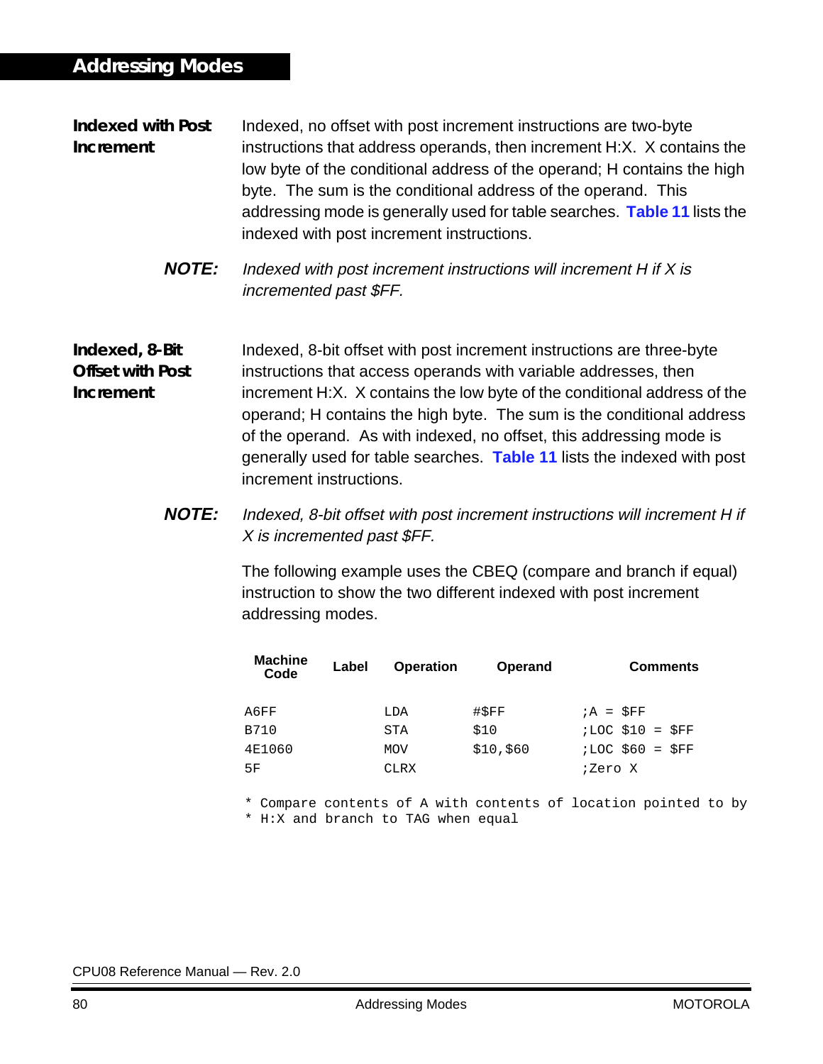## Indexed with Post Increment

Indexed, no offset with post increment instructions are two-byte instructions that address operands, then increment H:X. X contains the low byte of the conditional address of the operand; H contains the high byte. The sum is the conditional address of the operand. This addressing mode is generally used for table searches. **Table 11** lists the indexed with post increment instructions.

**NOTE:** *Indexed with post increment instructions will increment H if X is incremented past $FF.*

## Indexed, 8-Bit Offset with Post Increment

Indexed, 8-bit offset with post increment instructions are three-byte instructions that access operands with variable addresses, then increment H:X. X contains the low byte of the conditional address of the operand; H contains the high byte. The sum is the conditional address of the operand. As with indexed, no offset, this addressing mode is generally used for table searches. **Table 11** lists the indexed with post increment instructions.

**NOTE:** *Indexed, 8-bit offset with post increment instructions will increment H if X is incremented past $FF.*

The following example uses the CBEQ (compare and branch if equal) instruction to show the two different indexed with post increment addressing modes.

| Machine Code | Label | Operation | Operand | Comments |
|---|---|---|---|---|
| A6FF | | LDA | #$FF | ;A = $FF |
| B710 | | STA | $10 | ;LOC $10 = $FF |
| 4E1060 | | MOV | $10,$60 | ;LOC $60 = $FF |
| 5F | | CLRX | | ;Zero X |

```
* Compare contents of A with contents of location pointed to by
* H:X and branch to TAG when equal
```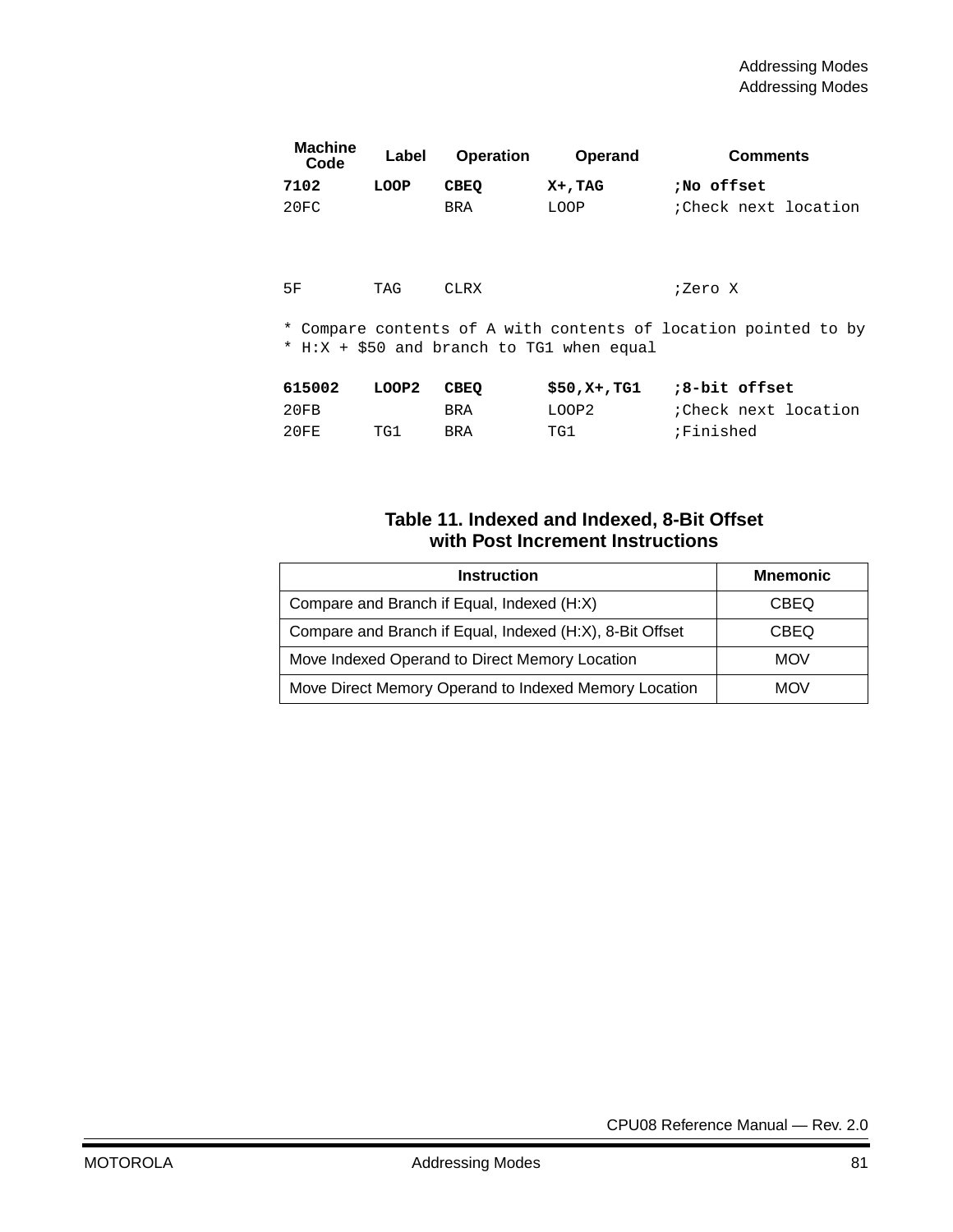| Machine Code | Label | Operation | Operand | Comments |
|---|---|---|---|---|
| **7102** | **LOOP** | **CBEQ** | **X+,TAG** | **;No offset** |
| 20FC | | BRA | LOOP | ;Check next location |
| | | | | |
| 5F | TAG | CLRX | | ;Zero X |

```
* Compare contents of A with contents of location pointed to by
* H:X + $50 and branch to TG1 when equal
```

| Machine Code | Label | Operation | Operand | Comments |
|---|---|---|---|---|
| **615002** | **LOOP2** | **CBEQ** | **$50,X+,TG1** | **;8-bit offset** |
| 20FB | | BRA | LOOP2 | ;Check next location |
| 20FE | TG1 | BRA | TG1 | ;Finished |

**Table 11. Indexed and Indexed, 8-Bit Offset with Post Increment Instructions**

| Instruction | Mnemonic |
|---|---|
| Compare and Branch if Equal, Indexed (H:X) | CBEQ |
| Compare and Branch if Equal, Indexed (H:X), 8-Bit Offset | CBEQ |
| Move Indexed Operand to Direct Memory Location | MOV |
| Move Direct Memory Operand to Indexed Memory Location | MOV |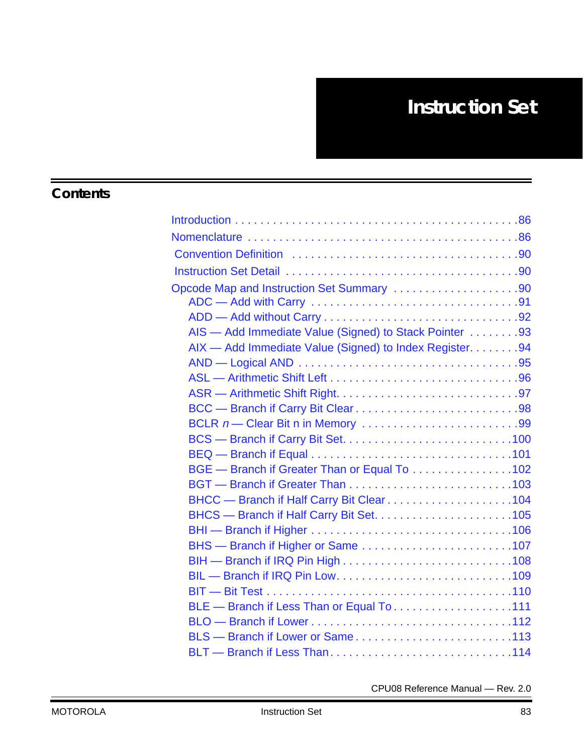# Instruction Set

## Contents

| | |
|---|---|
| Introduction | 86 |
| Nomenclature | 86 |
| Convention Definition | 90 |
| Instruction Set Detail | 90 |
| Opcode Map and Instruction Set Summary | 90 |
| ADC — Add with Carry | 91 |
| ADD — Add without Carry | 92 |
| AIS — Add Immediate Value (Signed) to Stack Pointer | 93 |
| AIX — Add Immediate Value (Signed) to Index Register | 94 |
| AND — Logical AND | 95 |
| ASL — Arithmetic Shift Left | 96 |
| ASR — Arithmetic Shift Right | 97 |
| BCC — Branch if Carry Bit Clear | 98 |
| BCLR *n* — Clear Bit n in Memory | 99 |
| BCS — Branch if Carry Bit Set | 100 |
| BEQ — Branch if Equal | 101 |
| BGE — Branch if Greater Than or Equal To | 102 |
| BGT — Branch if Greater Than | 103 |
| BHCC — Branch if Half Carry Bit Clear | 104 |
| BHCS — Branch if Half Carry Bit Set | 105 |
| BHI — Branch if Higher | 106 |
| BHS — Branch if Higher or Same | 107 |
| BIH — Branch if IRQ Pin High | 108 |
| BIL — Branch if IRQ Pin Low | 109 |
| BIT — Bit Test | 110 |
| BLE — Branch if Less Than or Equal To | 111 |
| BLO — Branch if Lower | 112 |
| BLS — Branch if Lower or Same | 113 |
| BLT — Branch if Less Than | 114 |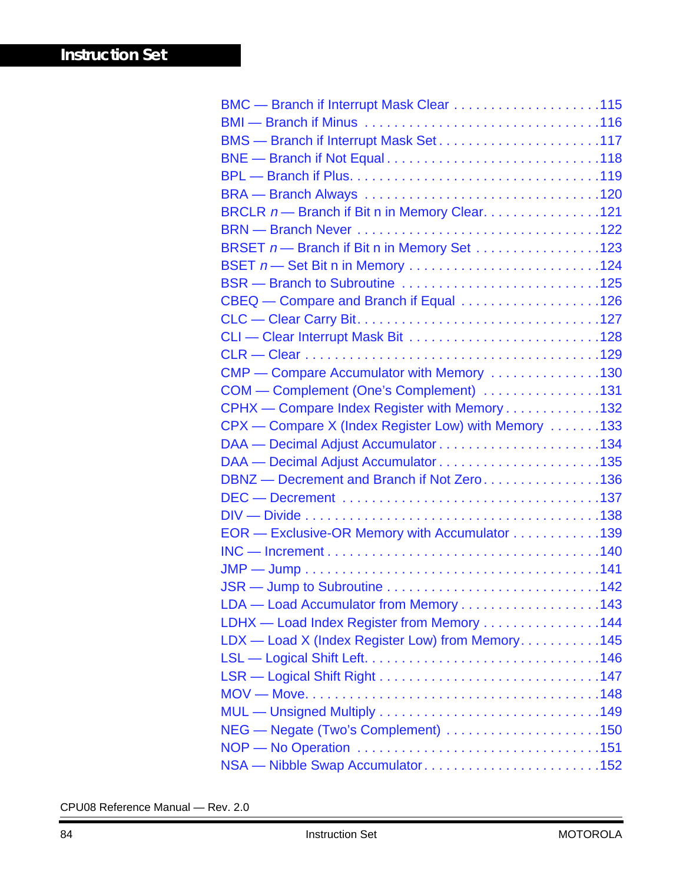BMC — Branch if Interrupt Mask Clear . . . . . . . . . . . . . . . . . . . .115
BMI — Branch if Minus . . . . . . . . . . . . . . . . . . . . . . . . . . . . . . .116
BMS — Branch if Interrupt Mask Set . . . . . . . . . . . . . . . . . . . . . .117
BNE — Branch if Not Equal . . . . . . . . . . . . . . . . . . . . . . . . . . . .118
BPL — Branch if Plus. . . . . . . . . . . . . . . . . . . . . . . . . . . . . . . . .119
BRA — Branch Always . . . . . . . . . . . . . . . . . . . . . . . . . . . . . . .120
BRCLR *n* — Branch if Bit n in Memory Clear. . . . . . . . . . . . . . . .121
BRN — Branch Never . . . . . . . . . . . . . . . . . . . . . . . . . . . . . . . .122
BRSET *n* — Branch if Bit n in Memory Set . . . . . . . . . . . . . . . . .123
BSET *n* — Set Bit n in Memory . . . . . . . . . . . . . . . . . . . . . . . . .124
BSR — Branch to Subroutine . . . . . . . . . . . . . . . . . . . . . . . . . .125
CBEQ — Compare and Branch if Equal . . . . . . . . . . . . . . . . . . .126
CLC — Clear Carry Bit. . . . . . . . . . . . . . . . . . . . . . . . . . . . . . . .127
CLI — Clear Interrupt Mask Bit . . . . . . . . . . . . . . . . . . . . . . . . .128
CLR — Clear . . . . . . . . . . . . . . . . . . . . . . . . . . . . . . . . . . . . . .129
CMP — Compare Accumulator with Memory . . . . . . . . . . . . . . .130
COM — Complement (One's Complement) . . . . . . . . . . . . . . . .131
CPHX — Compare Index Register with Memory . . . . . . . . . . . . .132
CPX — Compare X (Index Register Low) with Memory . . . . . . .133
DAA — Decimal Adjust Accumulator . . . . . . . . . . . . . . . . . . . . .134
DAA — Decimal Adjust Accumulator . . . . . . . . . . . . . . . . . . . . .135
DBNZ — Decrement and Branch if Not Zero. . . . . . . . . . . . . . . .136
DEC — Decrement . . . . . . . . . . . . . . . . . . . . . . . . . . . . . . . . .137
DIV — Divide . . . . . . . . . . . . . . . . . . . . . . . . . . . . . . . . . . . . . .138
EOR — Exclusive-OR Memory with Accumulator . . . . . . . . . . . .139
INC — Increment . . . . . . . . . . . . . . . . . . . . . . . . . . . . . . . . . . .140
JMP — Jump . . . . . . . . . . . . . . . . . . . . . . . . . . . . . . . . . . . . . .141
JSR — Jump to Subroutine . . . . . . . . . . . . . . . . . . . . . . . . . . . .142
LDA — Load Accumulator from Memory . . . . . . . . . . . . . . . . . . .143
LDHX — Load Index Register from Memory . . . . . . . . . . . . . . . .144
LDX — Load X (Index Register Low) from Memory. . . . . . . . . . .145
LSL — Logical Shift Left. . . . . . . . . . . . . . . . . . . . . . . . . . . . . . .146
LSR — Logical Shift Right . . . . . . . . . . . . . . . . . . . . . . . . . . . . .147
MOV — Move. . . . . . . . . . . . . . . . . . . . . . . . . . . . . . . . . . . . . .148
MUL — Unsigned Multiply . . . . . . . . . . . . . . . . . . . . . . . . . . . . .149
NEG — Negate (Two's Complement) . . . . . . . . . . . . . . . . . . . . .150
NOP — No Operation . . . . . . . . . . . . . . . . . . . . . . . . . . . . . . . .151
NSA — Nibble Swap Accumulator. . . . . . . . . . . . . . . . . . . . . . . .152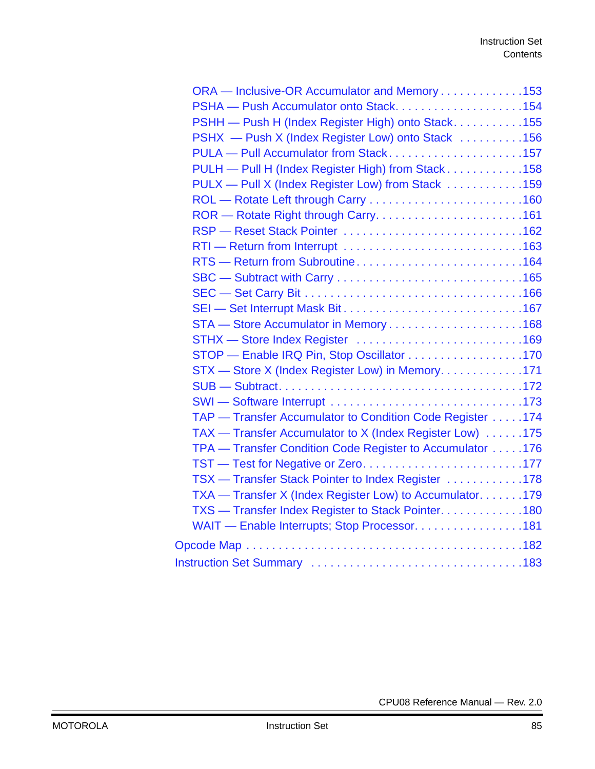ORA — Inclusive-OR Accumulator and Memory . . . . . . . . . . . . .153
PSHA — Push Accumulator onto Stack. . . . . . . . . . . . . . . . . . . .154
PSHH — Push H (Index Register High) onto Stack. . . . . . . . . . .155
PSHX — Push X (Index Register Low) onto Stack . . . . . . . . . .156
PULA — Pull Accumulator from Stack. . . . . . . . . . . . . . . . . . . .157
PULH — Pull H (Index Register High) from Stack . . . . . . . . . . . .158
PULX — Pull X (Index Register Low) from Stack . . . . . . . . . . . .159
ROL — Rotate Left through Carry . . . . . . . . . . . . . . . . . . . . . . . .160
ROR — Rotate Right through Carry. . . . . . . . . . . . . . . . . . . . . . .161
RSP — Reset Stack Pointer . . . . . . . . . . . . . . . . . . . . . . . . . . .162
RTI — Return from Interrupt . . . . . . . . . . . . . . . . . . . . . . . . . .163
RTS — Return from Subroutine. . . . . . . . . . . . . . . . . . . . . . . . .164
SBC — Subtract with Carry . . . . . . . . . . . . . . . . . . . . . . . . . . . .165
SEC — Set Carry Bit . . . . . . . . . . . . . . . . . . . . . . . . . . . . . . . .166
SEI — Set Interrupt Mask Bit . . . . . . . . . . . . . . . . . . . . . . . . . .167
STA — Store Accumulator in Memory . . . . . . . . . . . . . . . . . . . .168
STHX — Store Index Register . . . . . . . . . . . . . . . . . . . . . . . . .169
STOP — Enable IRQ Pin, Stop Oscillator . . . . . . . . . . . . . . . . . .170
STX — Store X (Index Register Low) in Memory. . . . . . . . . . . . .171
SUB — Subtract. . . . . . . . . . . . . . . . . . . . . . . . . . . . . . . . . . . .172
SWI — Software Interrupt . . . . . . . . . . . . . . . . . . . . . . . . . . . .173
TAP — Transfer Accumulator to Condition Code Register . . . . .174
TAX — Transfer Accumulator to X (Index Register Low) . . . . . .175
TPA — Transfer Condition Code Register to Accumulator . . . . .176
TST — Test for Negative or Zero. . . . . . . . . . . . . . . . . . . . . . . .177
TSX — Transfer Stack Pointer to Index Register . . . . . . . . . . . .178
TXA — Transfer X (Index Register Low) to Accumulator. . . . . . .179
TXS — Transfer Index Register to Stack Pointer. . . . . . . . . . . . .180
WAIT — Enable Interrupts; Stop Processor. . . . . . . . . . . . . . . . .181

Opcode Map . . . . . . . . . . . . . . . . . . . . . . . . . . . . . . . . . . . . . .182
Instruction Set Summary . . . . . . . . . . . . . . . . . . . . . . . . . . . . .183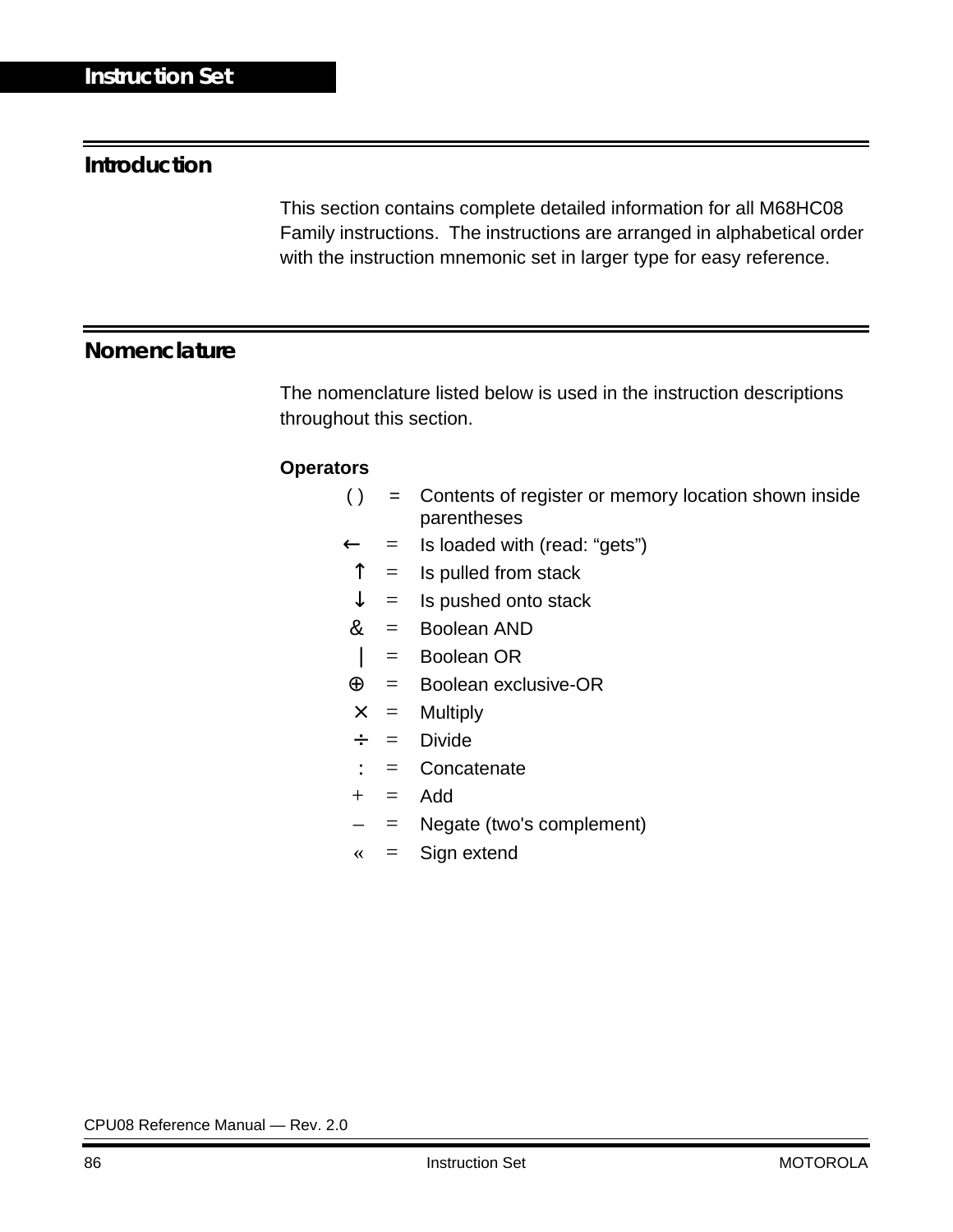## Introduction

This section contains complete detailed information for all M68HC08 Family instructions. The instructions are arranged in alphabetical order with the instruction mnemonic set in larger type for easy reference.

## Nomenclature

The nomenclature listed below is used in the instruction descriptions throughout this section.

**Operators**

| | | |
|---|---|---|
| ( ) | = | Contents of register or memory location shown inside parentheses |
| ← | = | Is loaded with (read: “gets”) |
| ↑ | = | Is pulled from stack |
| ↓ | = | Is pushed onto stack |
| & | = | Boolean AND |
| \| | = | Boolean OR |
| ⊕ | = | Boolean exclusive-OR |
| × | = | Multiply |
| ÷ | = | Divide |
| : | = | Concatenate |
| + | = | Add |
| – | = | Negate (two's complement) |
| « | = | Sign extend |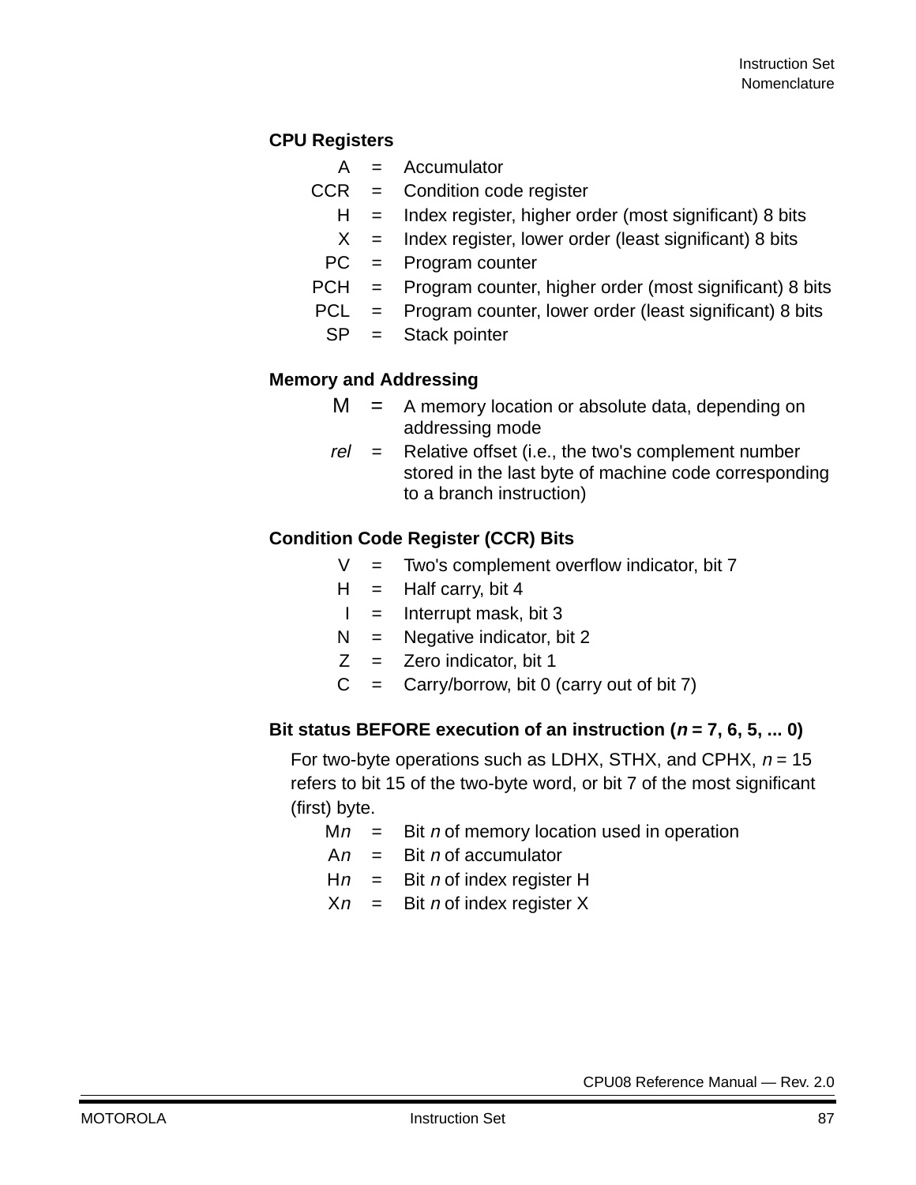### CPU Registers

| | | |
|---|---|---|
| A | = | Accumulator |
| CCR | = | Condition code register |
| H | = | Index register, higher order (most significant) 8 bits |
| X | = | Index register, lower order (least significant) 8 bits |
| PC | = | Program counter |
| PCH | = | Program counter, higher order (most significant) 8 bits |
| PCL | = | Program counter, lower order (least significant) 8 bits |
| SP | = | Stack pointer |

### Memory and Addressing

| | | |
|---|---|---|
| M | = | A memory location or absolute data, depending on addressing mode |
| *rel* | = | Relative offset (i.e., the two's complement number stored in the last byte of machine code corresponding to a branch instruction) |

### Condition Code Register (CCR) Bits

| | | |
|---|---|---|
| V | = | Two's complement overflow indicator, bit 7 |
| H | = | Half carry, bit 4 |
| I | = | Interrupt mask, bit 3 |
| N | = | Negative indicator, bit 2 |
| Z | = | Zero indicator, bit 1 |
| C | = | Carry/borrow, bit 0 (carry out of bit 7) |

### Bit status BEFORE execution of an instruction (*n* = 7, 6, 5, ... 0)

For two-byte operations such as LDHX, STHX, and CPHX, *n* = 15 refers to bit 15 of the two-byte word, or bit 7 of the most significant (first) byte.

| | | |
|---|---|---|
| M*n* | = | Bit *n* of memory location used in operation |
| A*n* | = | Bit *n* of accumulator |
| H*n* | = | Bit *n* of index register H |
| X*n* | = | Bit *n* of index register X |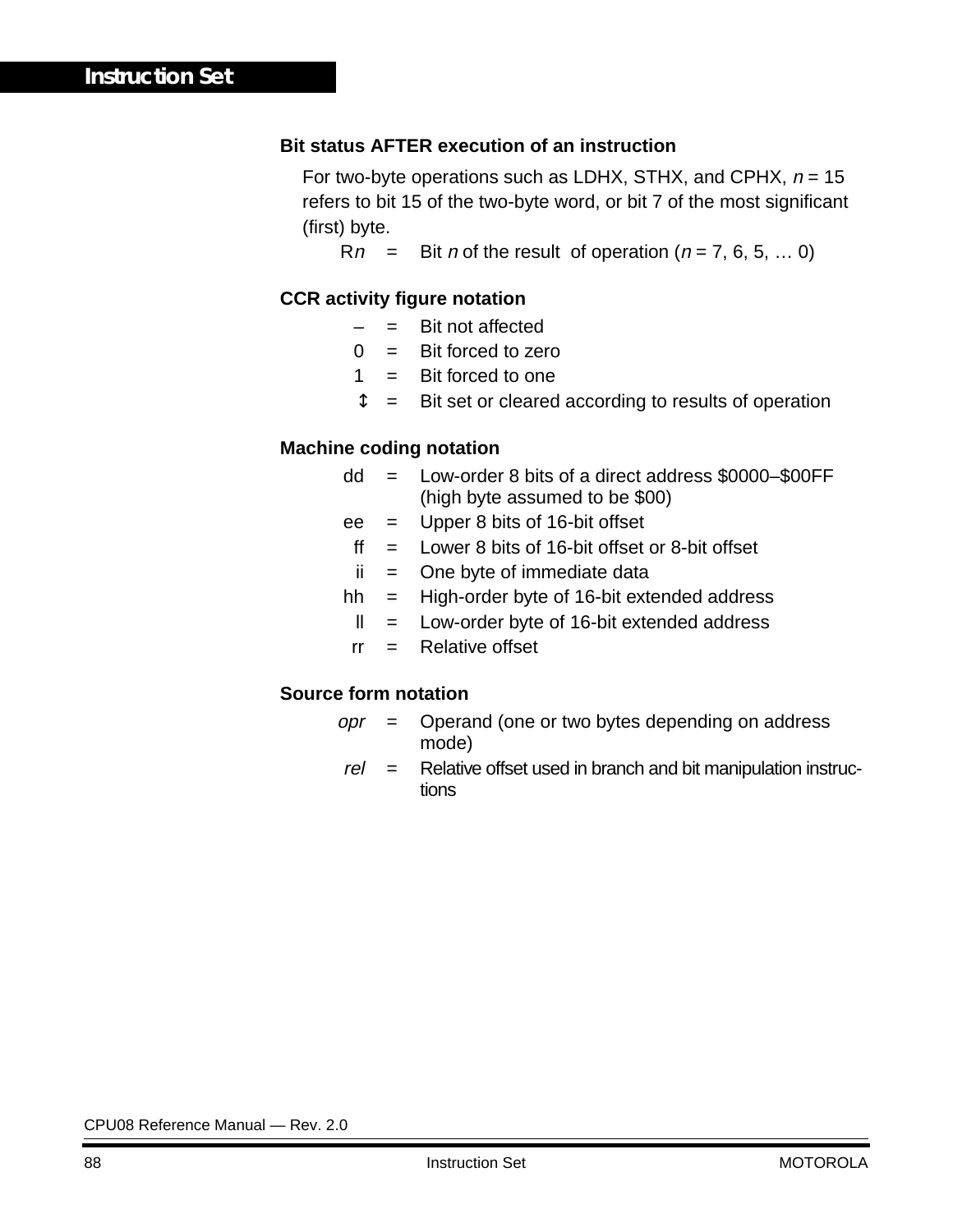### Bit status AFTER execution of an instruction

For two-byte operations such as LDHX, STHX, and CPHX, *n* = 15 refers to bit 15 of the two-byte word, or bit 7 of the most significant (first) byte.

R*n* = Bit *n* of the result of operation (*n* = 7, 6, 5, … 0)

### CCR activity figure notation

| | | |
|---|---|---|
| – | = | Bit not affected |
| 0 | = | Bit forced to zero |
| 1 | = | Bit forced to one |
| ↕ | = | Bit set or cleared according to results of operation |

### Machine coding notation

| | | |
|---|---|---|
| dd | = | Low-order 8 bits of a direct address $0000–$00FF (high byte assumed to be $00) |
| ee | = | Upper 8 bits of 16-bit offset |
| ff | = | Lower 8 bits of 16-bit offset or 8-bit offset |
| ii | = | One byte of immediate data |
| hh | = | High-order byte of 16-bit extended address |
| ll | = | Low-order byte of 16-bit extended address |
| rr | = | Relative offset |

### Source form notation

| | | |
|---|---|---|
| *opr* | = | Operand (one or two bytes depending on address mode) |
| *rel* | = | Relative offset used in branch and bit manipulation instructions |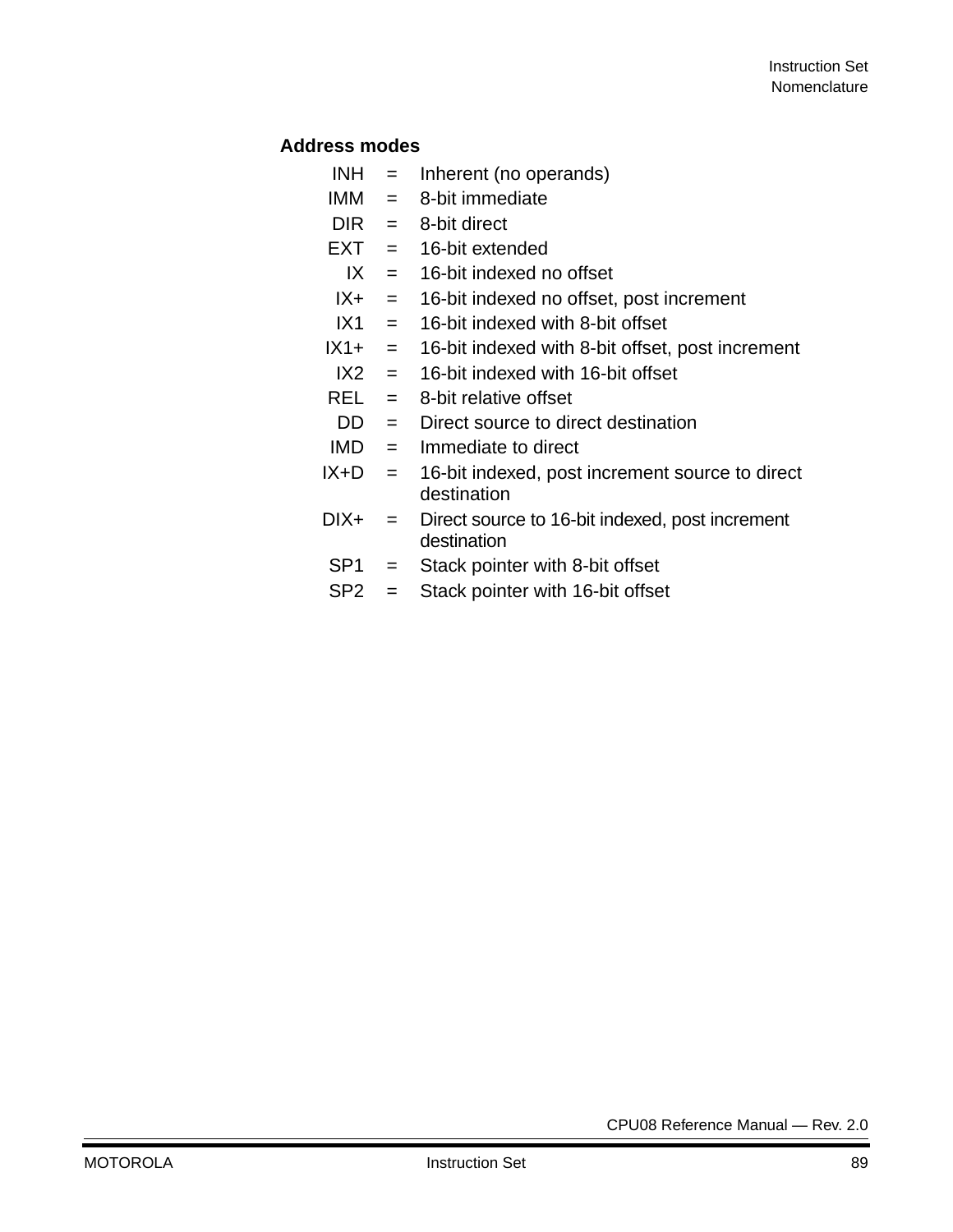**Address modes**

| | | |
|---|---|---|
| INH | = | Inherent (no operands) |
| IMM | = | 8-bit immediate |
| DIR | = | 8-bit direct |
| EXT | = | 16-bit extended |
| IX | = | 16-bit indexed no offset |
| IX+ | = | 16-bit indexed no offset, post increment |
| IX1 | = | 16-bit indexed with 8-bit offset |
| IX1+ | = | 16-bit indexed with 8-bit offset, post increment |
| IX2 | = | 16-bit indexed with 16-bit offset |
| REL | = | 8-bit relative offset |
| DD | = | Direct source to direct destination |
| IMD | = | Immediate to direct |
| IX+D | = | 16-bit indexed, post increment source to direct destination |
| DIX+ | = | Direct source to 16-bit indexed, post increment destination |
| SP1 | = | Stack pointer with 8-bit offset |
| SP2 | = | Stack pointer with 16-bit offset |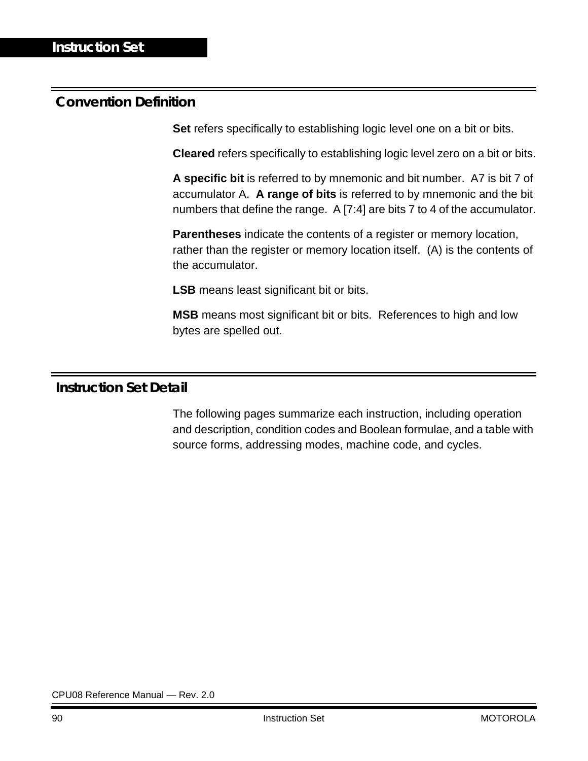## Convention Definition

**Set** refers specifically to establishing logic level one on a bit or bits.

**Cleared** refers specifically to establishing logic level zero on a bit or bits.

**A specific bit** is referred to by mnemonic and bit number. A7 is bit 7 of accumulator A. **A range of bits** is referred to by mnemonic and the bit numbers that define the range. A [7:4] are bits 7 to 4 of the accumulator.

**Parentheses** indicate the contents of a register or memory location, rather than the register or memory location itself. (A) is the contents of the accumulator.

**LSB** means least significant bit or bits.

**MSB** means most significant bit or bits. References to high and low bytes are spelled out.

## Instruction Set Detail

The following pages summarize each instruction, including operation and description, condition codes and Boolean formulae, and a table with source forms, addressing modes, machine code, and cycles.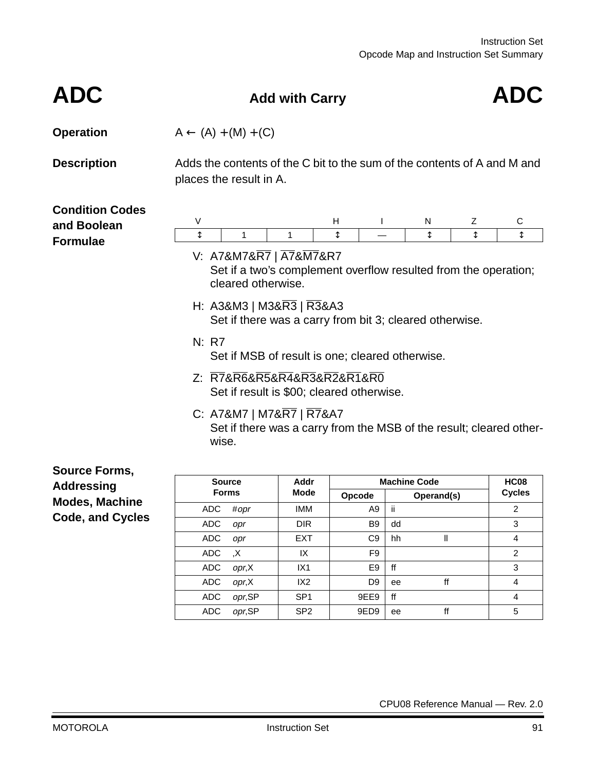# ADC — Add with Carry — ADC

**Operation**

$A \leftarrow (A) + (M) + (C)$

**Description**

Adds the contents of the C bit to the sum of the contents of A and M and places the result in A.

**Condition Codes and Boolean Formulae**

| V | | | H | I | N | Z | C |
|---|---|---|---|---|---|---|---|
| ↕ | 1 | 1 | ↕ | — | ↕ | ↕ | ↕ |

V: $A7\&M7\&\overline{R7} \mid \overline{A7}\&\overline{M7}\&R7$
Set if a two's complement overflow resulted from the operation; cleared otherwise.

H: $A3\&M3 \mid M3\&\overline{R3} \mid \overline{R3}\&A3$
Set if there was a carry from bit 3; cleared otherwise.

N: R7
Set if MSB of result is one; cleared otherwise.

Z: $\overline{R7}\&\overline{R6}\&\overline{R5}\&\overline{R4}\&\overline{R3}\&\overline{R2}\&\overline{R1}\&\overline{R0}$
Set if result is $00; cleared otherwise.

C: $A7\&M7 \mid M7\&\overline{R7} \mid \overline{R7}\&A7$
Set if there was a carry from the MSB of the result; cleared otherwise.

**Source Forms, Addressing Modes, Machine Code, and Cycles**

| Source Forms | Addr Mode | Machine Code | | HC08 Cycles |
|---|---|---|---|---|
| | | Opcode | Operand(s) | |
| ADC #*opr* | IMM | A9 | ii | 2 |
| ADC *opr* | DIR | B9 | dd | 3 |
| ADC *opr* | EXT | C9 | hh ll | 4 |
| ADC ,X | IX | F9 | | 2 |
| ADC *opr*,X | IX1 | E9 | ff | 3 |
| ADC *opr*,X | IX2 | D9 | ee ff | 4 |
| ADC *opr*,SP | SP1 | 9EE9 | ff | 4 |
| ADC *opr*,SP | SP2 | 9ED9 | ee ff | 5 |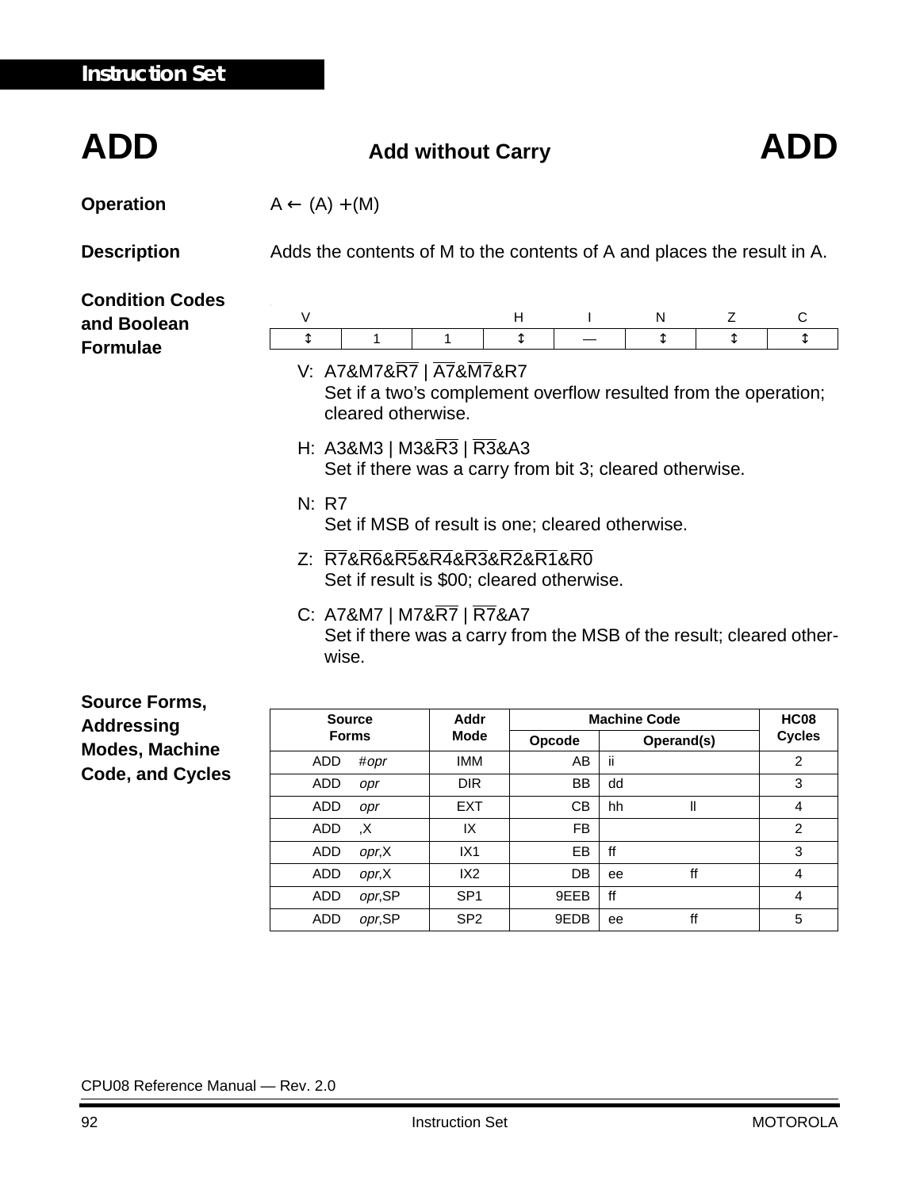## ADD — Add without Carry — ADD

**Operation**

A ← (A) + (M)

**Description**

Adds the contents of M to the contents of A and places the result in A.

**Condition Codes and Boolean Formulae**

| V | | | H | I | N | Z | C |
|---|---|---|---|---|---|---|---|
| ↕ | 1 | 1 | ↕ | — | ↕ | ↕ | ↕ |

V: $A7\&M7\&\overline{R7} \mid \overline{A7}\&\overline{M7}\&R7$
Set if a two's complement overflow resulted from the operation; cleared otherwise.

H: $A3\&M3 \mid M3\&\overline{R3} \mid \overline{R3}\&A3$
Set if there was a carry from bit 3; cleared otherwise.

N: R7
Set if MSB of result is one; cleared otherwise.

Z: $\overline{R7}\&\overline{R6}\&\overline{R5}\&\overline{R4}\&\overline{R3}\&\overline{R2}\&\overline{R1}\&\overline{R0}$
Set if result is $00; cleared otherwise.

C: $A7\&M7 \mid M7\&\overline{R7} \mid \overline{R7}\&A7$
Set if there was a carry from the MSB of the result; cleared otherwise.

**Source Forms, Addressing Modes, Machine Code, and Cycles**

| Source Forms | Addr Mode | Machine Code | | HC08 Cycles |
|---|---|---|---|---|
| | | Opcode | Operand(s) | |
| ADD #*opr* | IMM | AB | ii | 2 |
| ADD *opr* | DIR | BB | dd | 3 |
| ADD *opr* | EXT | CB | hh ll | 4 |
| ADD ,X | IX | FB | | 2 |
| ADD *opr*,X | IX1 | EB | ff | 3 |
| ADD *opr*,X | IX2 | DB | ee ff | 4 |
| ADD *opr*,SP | SP1 | 9EEB | ff | 4 |
| ADD *opr*,SP | SP2 | 9EDB | ee ff | 5 |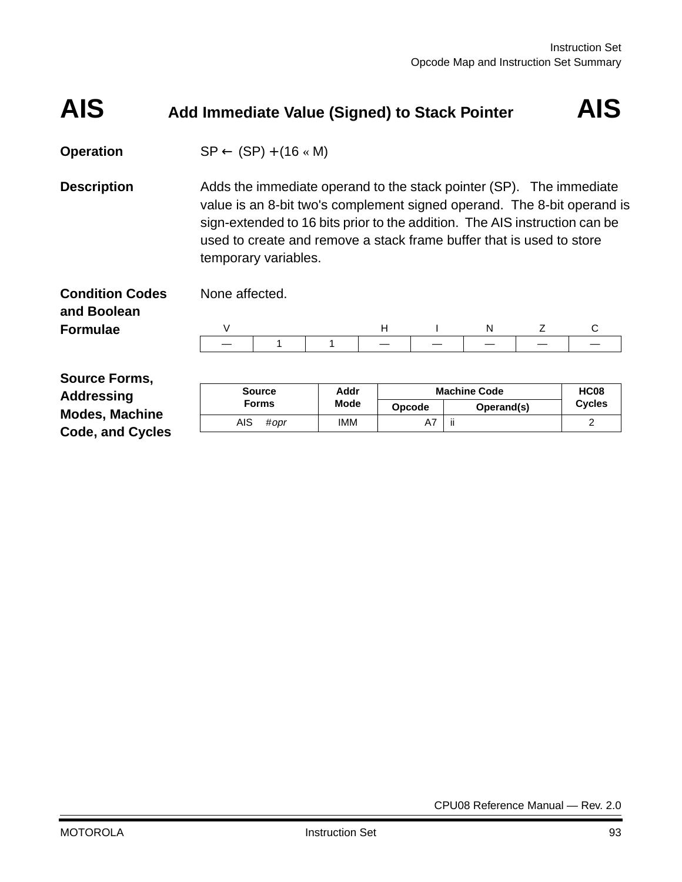# AIS Add Immediate Value (Signed) to Stack Pointer AIS

**Operation** $SP \leftarrow (SP) + (16 \ll M)$

**Description** Adds the immediate operand to the stack pointer (SP). The immediate value is an 8-bit two's complement signed operand. The 8-bit operand is sign-extended to 16 bits prior to the addition. The AIS instruction can be used to create and remove a stack frame buffer that is used to store temporary variables.

**Condition Codes and Boolean Formulae** None affected.

| V | | | H | I | N | Z | C |
|---|---|---|---|---|---|---|---|
| — | 1 | 1 | — | — | — | — | — |

**Source Forms, Addressing Modes, Machine Code, and Cycles**

| Source Forms | Addr Mode | Machine Code | | HC08 Cycles |
|---|---|---|---|---|
| | | Opcode | Operand(s) | |
| AIS *#opr* | IMM | A7 | ii | 2 |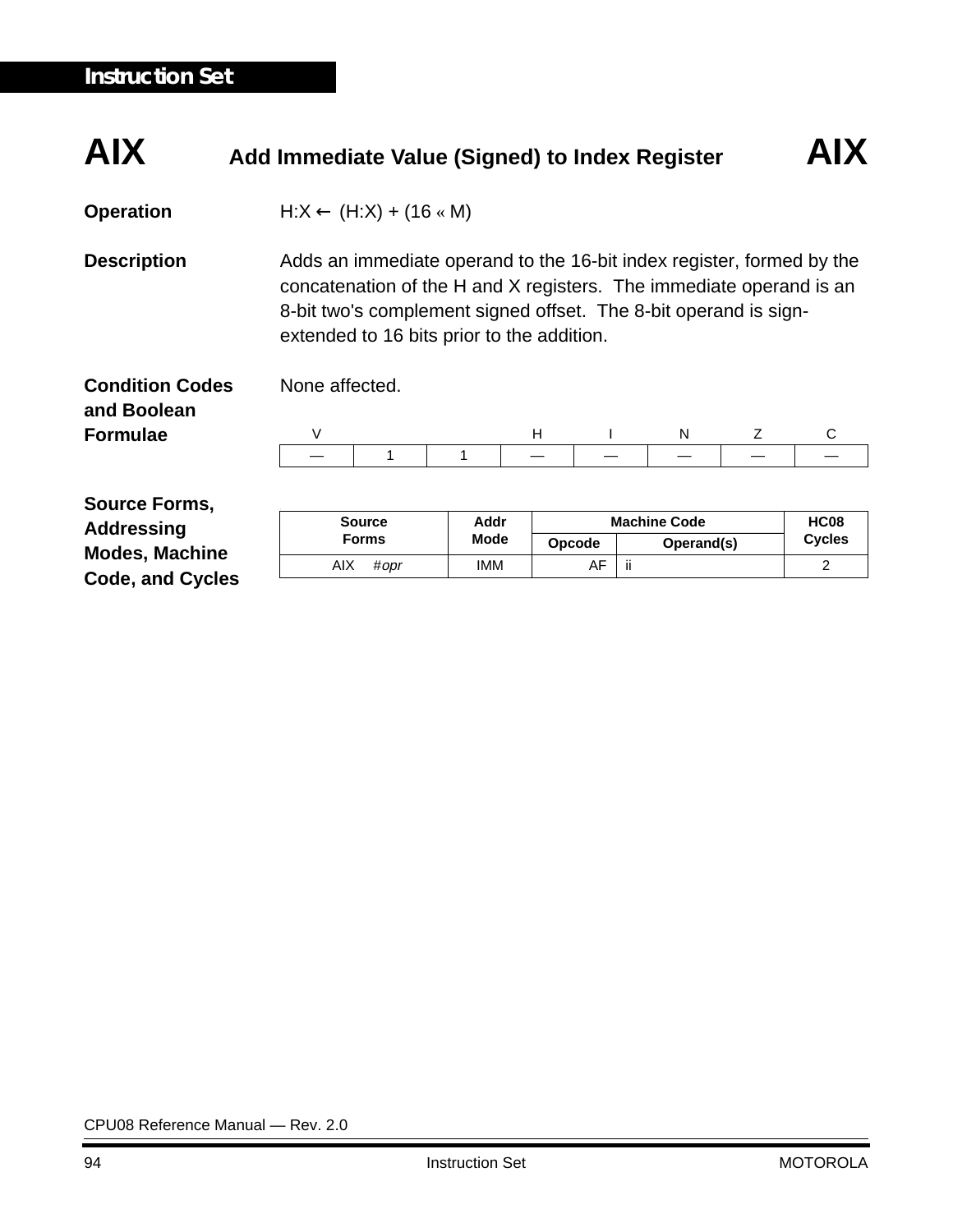# AIX — Add Immediate Value (Signed) to Index Register — AIX

**Operation** H:X ← (H:X) + (16 « M)

**Description** Adds an immediate operand to the 16-bit index register, formed by the concatenation of the H and X registers. The immediate operand is an 8-bit two's complement signed offset. The 8-bit operand is sign-extended to 16 bits prior to the addition.

**Condition Codes and Boolean Formulae** None affected.

| V | | | H | I | N | Z | C |
|---|---|---|---|---|---|---|---|
| — | 1 | 1 | — | — | — | — | — |

**Source Forms, Addressing Modes, Machine Code, and Cycles**

| Source Forms | Addr Mode | Machine Code | | HC08 Cycles |
|---|---|---|---|---|
| | | Opcode | Operand(s) | |
| AIX #*opr* | IMM | AF | ii | 2 |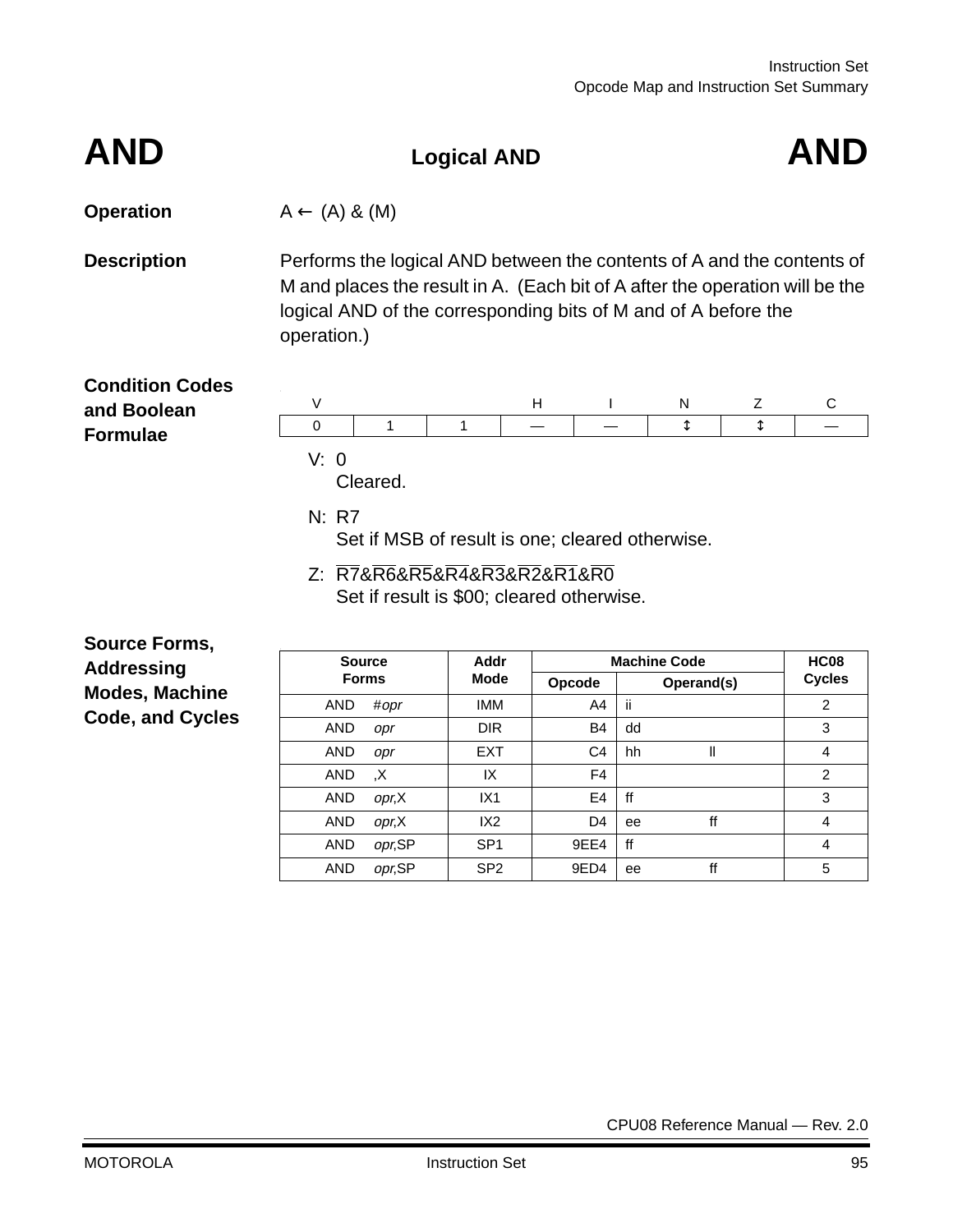# AND — Logical AND — AND

**Operation**

A ← (A) & (M)

**Description**

Performs the logical AND between the contents of A and the contents of M and places the result in A. (Each bit of A after the operation will be the logical AND of the corresponding bits of M and of A before the operation.)

**Condition Codes and Boolean Formulae**

| V | | | H | I | N | Z | C |
|---|---|---|---|---|---|---|---|
| 0 | 1 | 1 | — | — | ↕ | ↕ | — |

V: 0
Cleared.

N: R7
Set if MSB of result is one; cleared otherwise.

Z: $\overline{R7}\&\overline{R6}\&\overline{R5}\&\overline{R4}\&\overline{R3}\&\overline{R2}\&\overline{R1}\&\overline{R0}$
Set if result is $00; cleared otherwise.

**Source Forms, Addressing Modes, Machine Code, and Cycles**

| Source Forms | Addr Mode | Machine Code | | HC08 Cycles |
|---|---|---|---|---|
| | | Opcode | Operand(s) | |
| AND #*opr* | IMM | A4 | ii | 2 |
| AND *opr* | DIR | B4 | dd | 3 |
| AND *opr* | EXT | C4 | hh ll | 4 |
| AND ,X | IX | F4 | | 2 |
| AND *opr*,X | IX1 | E4 | ff | 3 |
| AND *opr*,X | IX2 | D4 | ee ff | 4 |
| AND *opr*,SP | SP1 | 9EE4 | ff | 4 |
| AND *opr*,SP | SP2 | 9ED4 | ee ff | 5 |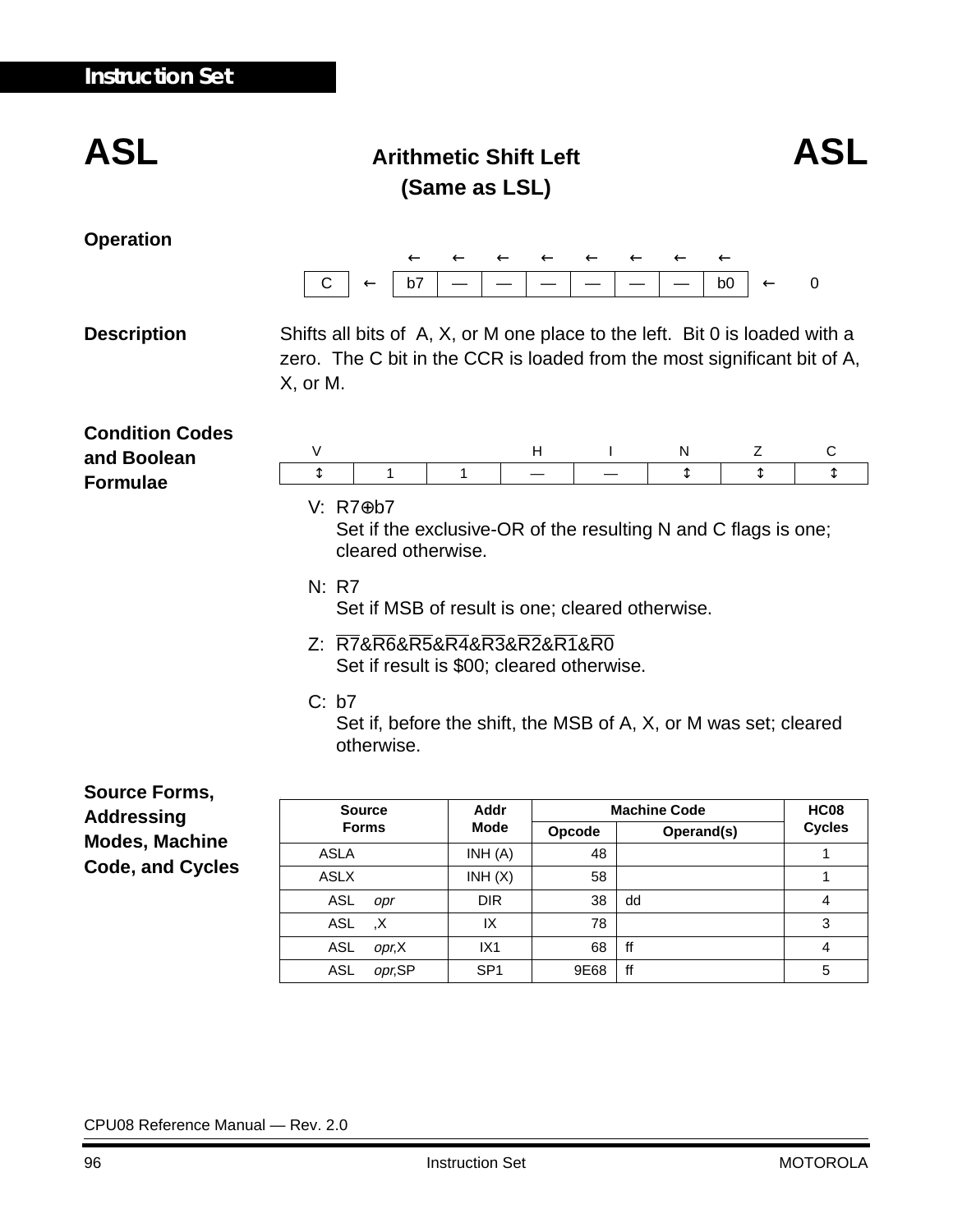# ASL — Arithmetic Shift Left (Same as LSL) — ASL

## Operation

| C | ← | b7 | — | — | — | — | — | — | b0 | ← | 0 |
|---|---|---|---|---|---|---|---|---|---|---|---|

(Each bit b7 through b0 shifts one place to the left.)

## Description

Shifts all bits of A, X, or M one place to the left. Bit 0 is loaded with a zero. The C bit in the CCR is loaded from the most significant bit of A, X, or M.

## Condition Codes and Boolean Formulae

| V | | | H | I | N | Z | C |
|---|---|---|---|---|---|---|---|
| ↕ | 1 | 1 | — | — | ↕ | ↕ | ↕ |

V: $R7 \oplus b7$
Set if the exclusive-OR of the resulting N and C flags is one; cleared otherwise.

N: R7
Set if MSB of result is one; cleared otherwise.

Z: $\overline{R7} \& \overline{R6} \& \overline{R5} \& \overline{R4} \& \overline{R3} \& \overline{R2} \& \overline{R1} \& \overline{R0}$
Set if result is $00; cleared otherwise.

C: b7
Set if, before the shift, the MSB of A, X, or M was set; cleared otherwise.

## Source Forms, Addressing Modes, Machine Code, and Cycles

| Source Forms | Addr Mode | Machine Code | | HC08 Cycles |
|---|---|---|---|---|
| | | Opcode | Operand(s) | |
| ASLA | INH (A) | 48 | | 1 |
| ASLX | INH (X) | 58 | | 1 |
| ASL *opr* | DIR | 38 | dd | 4 |
| ASL ,X | IX | 78 | | 3 |
| ASL *opr*,X | IX1 | 68 | ff | 4 |
| ASL *opr*,SP | SP1 | 9E68 | ff | 5 |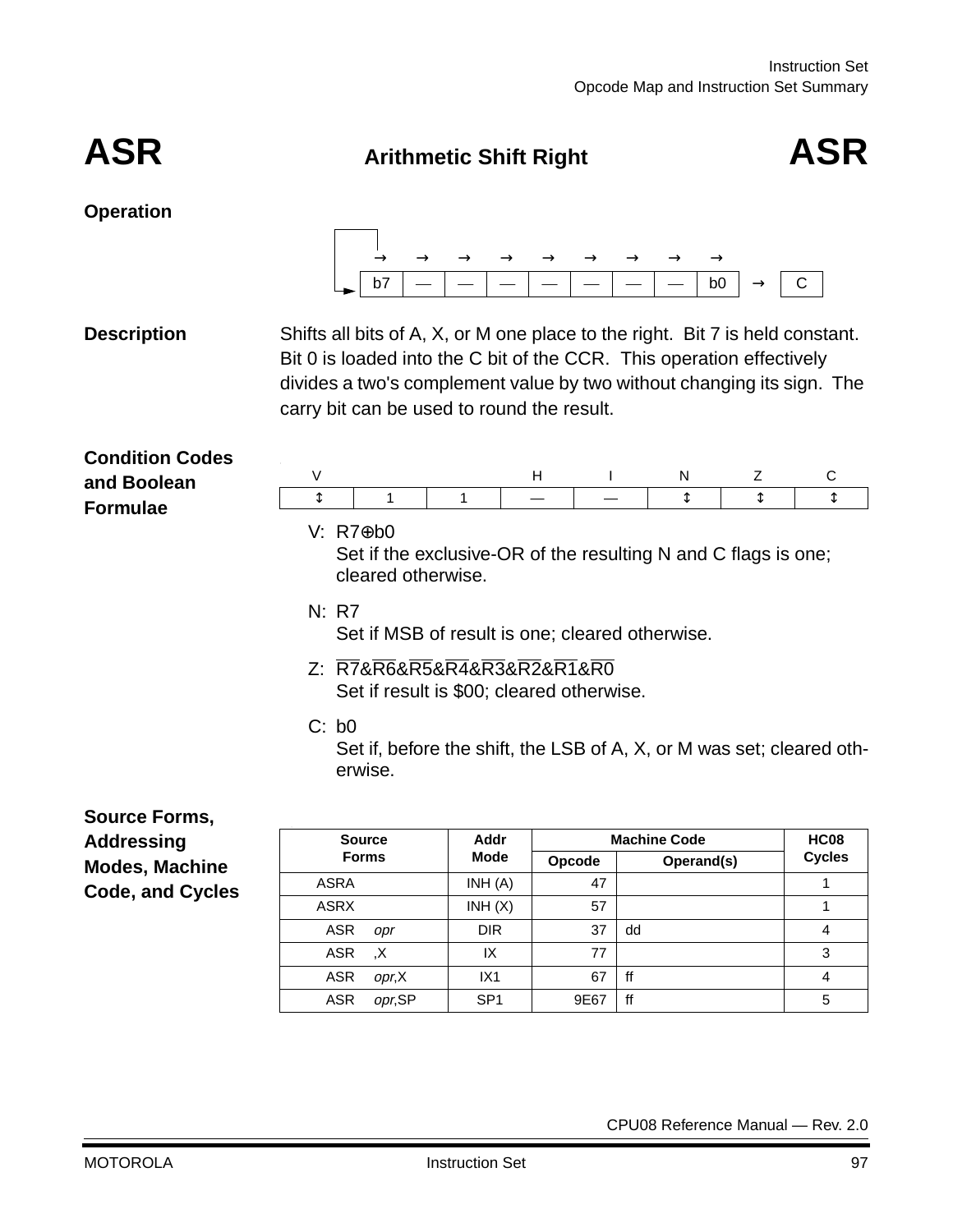# ASR — Arithmetic Shift Right — ASR

## Operation

| b7 | — | — | — | — | — | — | — | b0 | → | C |
|---|---|---|---|---|---|---|---|---|---|---|

## Description

Shifts all bits of A, X, or M one place to the right. Bit 7 is held constant. Bit 0 is loaded into the C bit of the CCR. This operation effectively divides a two's complement value by two without changing its sign. The carry bit can be used to round the result.

## Condition Codes and Boolean Formulae

| V | | | H | I | N | Z | C |
|---|---|---|---|---|---|---|---|
| ↕ | 1 | 1 | — | — | ↕ | ↕ | ↕ |

V: $R7 \oplus b0$
Set if the exclusive-OR of the resulting N and C flags is one; cleared otherwise.

N: R7
Set if MSB of result is one; cleared otherwise.

Z: $\overline{R7}\&\overline{R6}\&\overline{R5}\&\overline{R4}\&\overline{R3}\&\overline{R2}\&\overline{R1}\&\overline{R0}$
Set if result is $00; cleared otherwise.

C: b0
Set if, before the shift, the LSB of A, X, or M was set; cleared otherwise.

## Source Forms, Addressing Modes, Machine Code, and Cycles

| Source Forms | Addr Mode | Machine Code | | HC08 Cycles |
|---|---|---|---|---|
| | | Opcode | Operand(s) | |
| ASRA | INH (A) | 47 | | 1 |
| ASRX | INH (X) | 57 | | 1 |
| ASR *opr* | DIR | 37 | dd | 4 |
| ASR ,X | IX | 77 | | 3 |
| ASR *opr*,X | IX1 | 67 | ff | 4 |
| ASR *opr*,SP | SP1 | 9E67 | ff | 5 |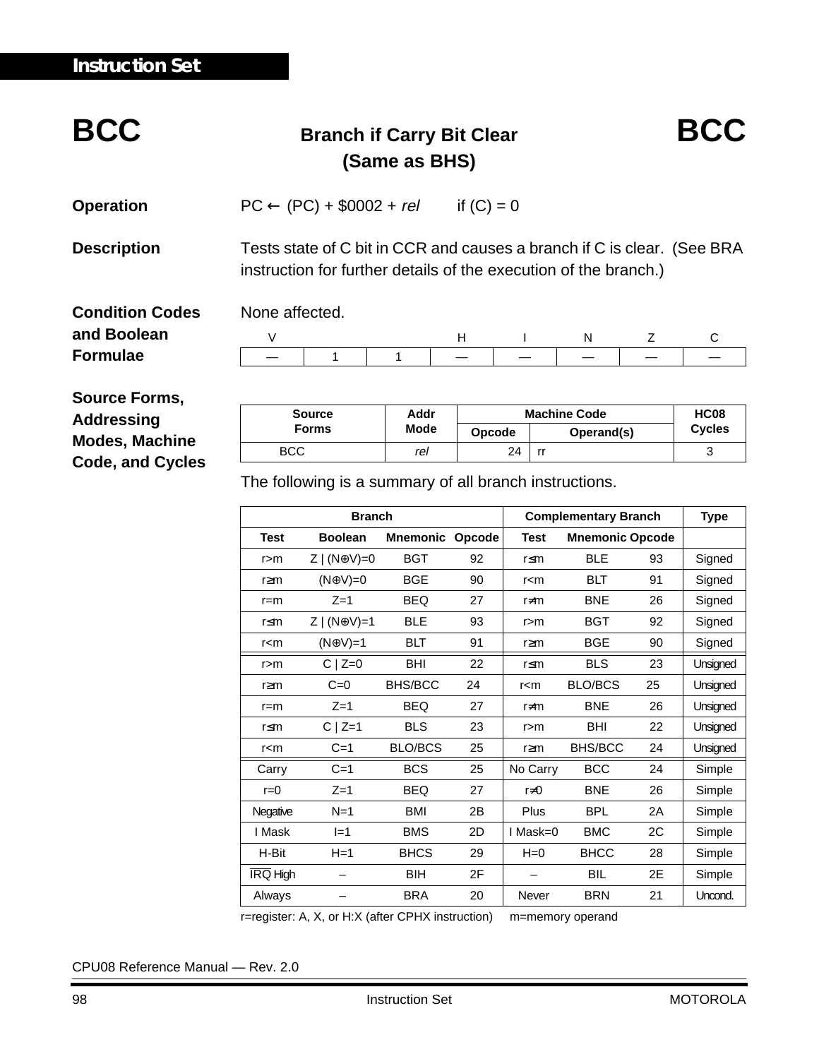# BCC — Branch if Carry Bit Clear (Same as BHS)

**Operation**

PC ← (PC) + $0002 + *rel* if (C) = 0

**Description**

Tests state of C bit in CCR and causes a branch if C is clear. (See BRA instruction for further details of the execution of the branch.)

**Condition Codes and Boolean Formulae**

None affected.

| V | | | H | I | N | Z | C |
|---|---|---|---|---|---|---|---|
| — | 1 | 1 | — | — | — | — | — |

**Source Forms, Addressing Modes, Machine Code, and Cycles**

| Source Forms | Addr Mode | Machine Code | | HC08 Cycles |
|---|---|---|---|---|
| | | Opcode | Operand(s) | |
| BCC | *rel* | 24 | rr | 3 |

The following is a summary of all branch instructions.

| Branch | | | | Complementary Branch | | | Type |
|---|---|---|---|---|---|---|---|
| Test | Boolean | Mnemonic | Opcode | Test | Mnemonic | Opcode | |
| r>m | Z \| (N⊕V)=0 | BGT | 92 | r≤m | BLE | 93 | Signed |
| r≥m | (N⊕V)=0 | BGE | 90 | r<m | BLT | 91 | Signed |
| r=m | Z=1 | BEQ | 27 | r≠m | BNE | 26 | Signed |
| r≤m | Z \| (N⊕V)=1 | BLE | 93 | r>m | BGT | 92 | Signed |
| r<m | (N⊕V)=1 | BLT | 91 | r≥m | BGE | 90 | Signed |
| r>m | C \| Z=0 | BHI | 22 | r≤m | BLS | 23 | Unsigned |
| r≥m | C=0 | BHS/BCC | 24 | r<m | BLO/BCS | 25 | Unsigned |
| r=m | Z=1 | BEQ | 27 | r≠m | BNE | 26 | Unsigned |
| r≤m | C \| Z=1 | BLS | 23 | r>m | BHI | 22 | Unsigned |
| r<m | C=1 | BLO/BCS | 25 | r≥m | BHS/BCC | 24 | Unsigned |
| Carry | C=1 | BCS | 25 | No Carry | BCC | 24 | Simple |
| r=0 | Z=1 | BEQ | 27 | r≠0 | BNE | 26 | Simple |
| Negative | N=1 | BMI | 2B | Plus | BPL | 2A | Simple |
| I Mask | I=1 | BMS | 2D | I Mask=0 | BMC | 2C | Simple |
| H-Bit | H=1 | BHCS | 29 | H=0 | BHCC | 28 | Simple |
| $\overline{IRQ}$ High | – | BIH | 2F | – | BIL | 2E | Simple |
| Always | – | BRA | 20 | Never | BRN | 21 | Uncond. |

r=register: A, X, or H:X (after CPHX instruction) m=memory operand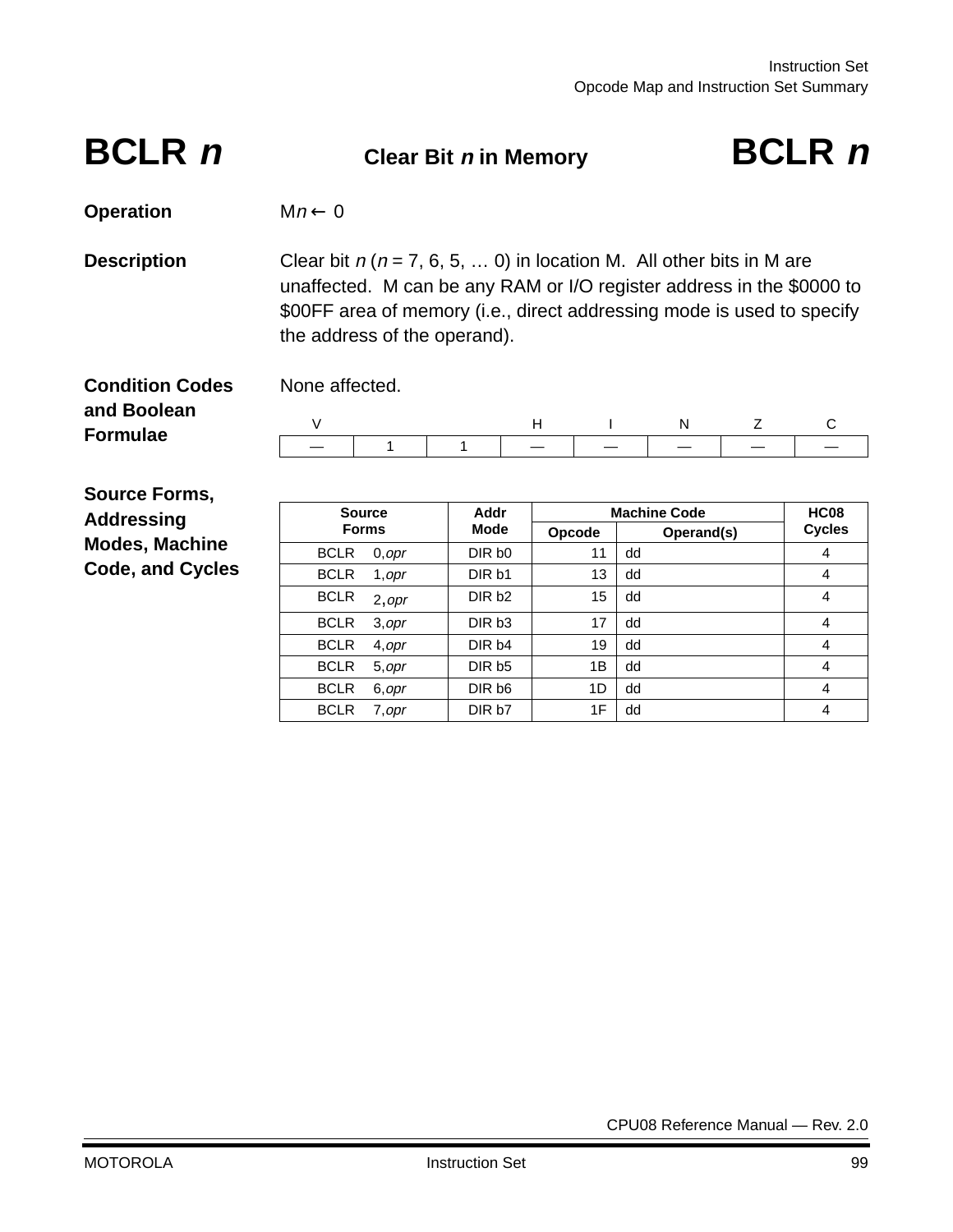# BCLR *n* — Clear Bit *n* in Memory — BCLR *n*

**Operation**

M*n* ← 0

**Description**

Clear bit *n* (*n* = 7, 6, 5, … 0) in location M. All other bits in M are unaffected. M can be any RAM or I/O register address in the $0000 to $00FF area of memory (i.e., direct addressing mode is used to specify the address of the operand).

**Condition Codes and Boolean Formulae**

None affected.

| V | | | H | I | N | Z | C |
|---|---|---|---|---|---|---|---|
| — | 1 | 1 | — | — | — | — | — |

**Source Forms, Addressing Modes, Machine Code, and Cycles**

| Source Forms | Addr Mode | Machine Code | | HC08 Cycles |
|---|---|---|---|---|
| | | Opcode | Operand(s) | |
| BCLR 0,*opr* | DIR b0 | 11 | dd | 4 |
| BCLR 1,*opr* | DIR b1 | 13 | dd | 4 |
| BCLR 2,*opr* | DIR b2 | 15 | dd | 4 |
| BCLR 3,*opr* | DIR b3 | 17 | dd | 4 |
| BCLR 4,*opr* | DIR b4 | 19 | dd | 4 |
| BCLR 5,*opr* | DIR b5 | 1B | dd | 4 |
| BCLR 6,*opr* | DIR b6 | 1D | dd | 4 |
| BCLR 7,*opr* | DIR b7 | 1F | dd | 4 |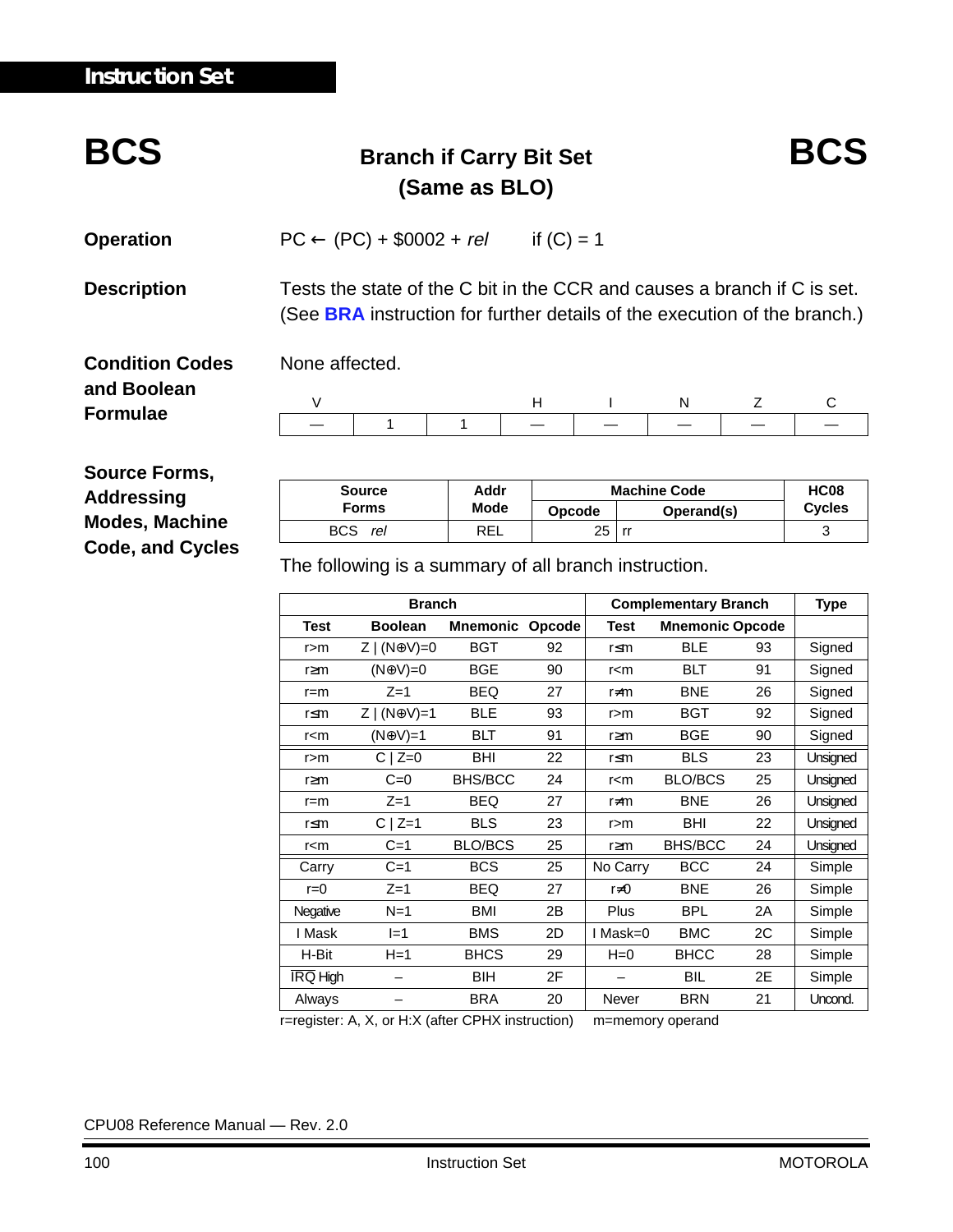# BCS — Branch if Carry Bit Set (Same as BLO)

**Operation**

PC ← (PC) + $0002 + *rel*  if (C) = 1

**Description**

Tests the state of the C bit in the CCR and causes a branch if C is set. (See **BRA** instruction for further details of the execution of the branch.)

**Condition Codes and Boolean Formulae**

None affected.

| V | | | H | I | N | Z | C |
|---|---|---|---|---|---|---|---|
| — | 1 | 1 | — | — | — | — | — |

**Source Forms, Addressing Modes, Machine Code, and Cycles**

| Source Forms | Addr Mode | Machine Code | | HC08 Cycles |
|---|---|---|---|---|
| | | Opcode | Operand(s) | |
| BCS *rel* | REL | 25 | rr | 3 |

The following is a summary of all branch instruction.

| Branch | | | | Complementary Branch | | | Type |
|---|---|---|---|---|---|---|---|
| Test | Boolean | Mnemonic | Opcode | Test | Mnemonic | Opcode | |
| r>m | Z \| (N⊕V)=0 | BGT | 92 | r≤m | BLE | 93 | Signed |
| r≥m | (N⊕V)=0 | BGE | 90 | r<m | BLT | 91 | Signed |
| r=m | Z=1 | BEQ | 27 | r≠m | BNE | 26 | Signed |
| r≤m | Z \| (N⊕V)=1 | BLE | 93 | r>m | BGT | 92 | Signed |
| r<m | (N⊕V)=1 | BLT | 91 | r≥m | BGE | 90 | Signed |
| r>m | C \| Z=0 | BHI | 22 | r≤m | BLS | 23 | Unsigned |
| r≥m | C=0 | BHS/BCC | 24 | r<m | BLO/BCS | 25 | Unsigned |
| r=m | Z=1 | BEQ | 27 | r≠m | BNE | 26 | Unsigned |
| r≤m | C \| Z=1 | BLS | 23 | r>m | BHI | 22 | Unsigned |
| r<m | C=1 | BLO/BCS | 25 | r≥m | BHS/BCC | 24 | Unsigned |
| Carry | C=1 | BCS | 25 | No Carry | BCC | 24 | Simple |
| r=0 | Z=1 | BEQ | 27 | r≠0 | BNE | 26 | Simple |
| Negative | N=1 | BMI | 2B | Plus | BPL | 2A | Simple |
| I Mask | I=1 | BMS | 2D | I Mask=0 | BMC | 2C | Simple |
| H-Bit | H=1 | BHCS | 29 | H=0 | BHCC | 28 | Simple |
| $\overline{\text{IRQ}}$ High | – | BIH | 2F | – | BIL | 2E | Simple |
| Always | – | BRA | 20 | Never | BRN | 21 | Uncond. |

r=register: A, X, or H:X (after CPHX instruction)  m=memory operand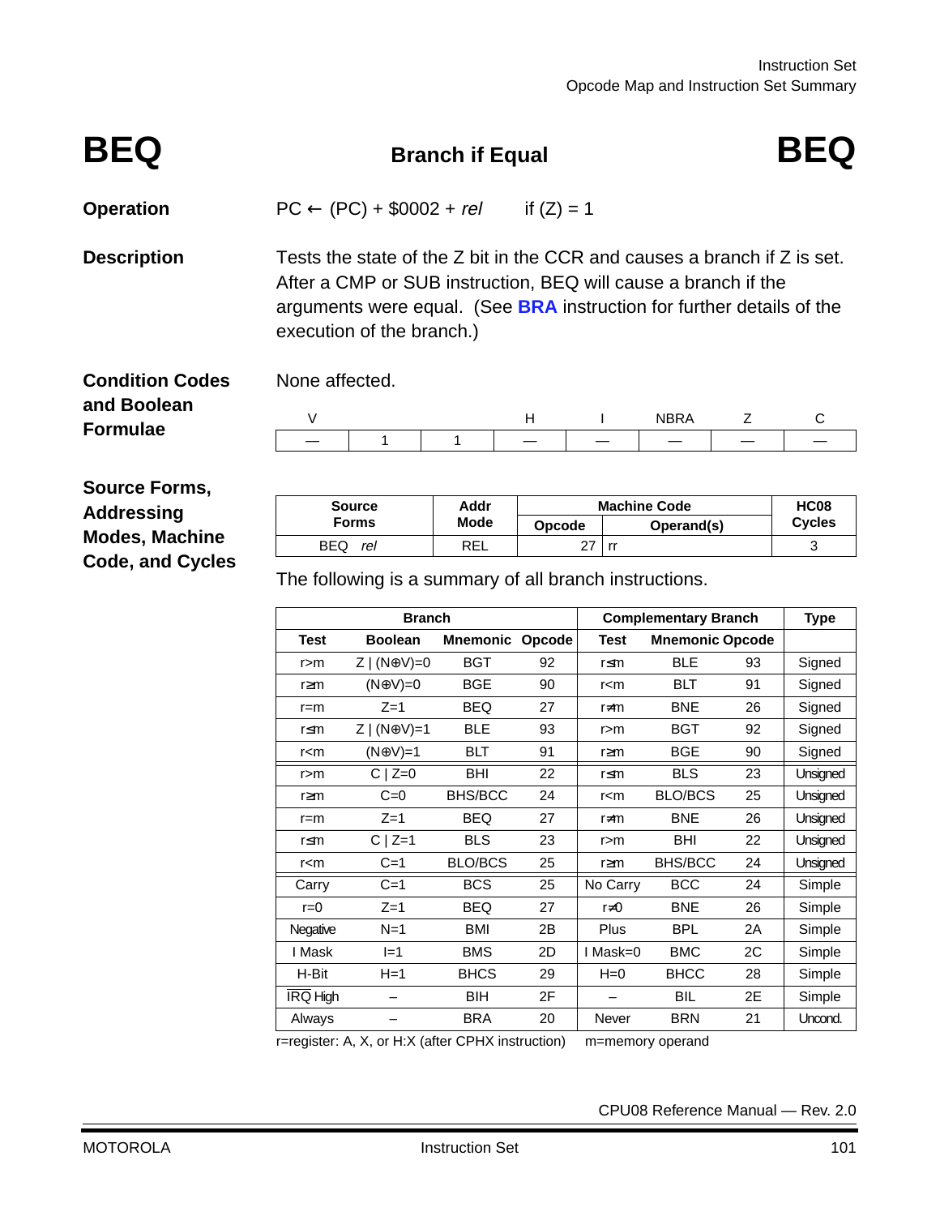# BEQ — Branch if Equal

**Operation**

PC ← (PC) + $0002 + *rel*   if (Z) = 1

**Description**

Tests the state of the Z bit in the CCR and causes a branch if Z is set. After a CMP or SUB instruction, BEQ will cause a branch if the arguments were equal. (See **BRA** instruction for further details of the execution of the branch.)

**Condition Codes and Boolean Formulae**

None affected.

| V | | | H | I | NBRA | Z | C |
|---|---|---|---|---|---|---|---|
| — | 1 | 1 | — | — | — | — | — |

**Source Forms, Addressing Modes, Machine Code, and Cycles**

| Source Forms | Addr Mode | Machine Code | | HC08 Cycles |
|---|---|---|---|---|
| | | Opcode | Operand(s) | |
| BEQ *rel* | REL | 27 | rr | 3 |

The following is a summary of all branch instructions.

| Branch | | | | Complementary Branch | | | Type |
|---|---|---|---|---|---|---|---|
| Test | Boolean | Mnemonic | Opcode | Test | Mnemonic | Opcode | |
| r>m | Z \| (N⊕V)=0 | BGT | 92 | r≤m | BLE | 93 | Signed |
| r≥m | (N⊕V)=0 | BGE | 90 | r<m | BLT | 91 | Signed |
| r=m | Z=1 | BEQ | 27 | r≠m | BNE | 26 | Signed |
| r≤m | Z \| (N⊕V)=1 | BLE | 93 | r>m | BGT | 92 | Signed |
| r<m | (N⊕V)=1 | BLT | 91 | r≥m | BGE | 90 | Signed |
| r>m | C \| Z=0 | BHI | 22 | r≤m | BLS | 23 | Unsigned |
| r≥m | C=0 | BHS/BCC | 24 | r<m | BLO/BCS | 25 | Unsigned |
| r=m | Z=1 | BEQ | 27 | r≠m | BNE | 26 | Unsigned |
| r≤m | C \| Z=1 | BLS | 23 | r>m | BHI | 22 | Unsigned |
| r<m | C=1 | BLO/BCS | 25 | r≥m | BHS/BCC | 24 | Unsigned |
| Carry | C=1 | BCS | 25 | No Carry | BCC | 24 | Simple |
| r=0 | Z=1 | BEQ | 27 | r≠0 | BNE | 26 | Simple |
| Negative | N=1 | BMI | 2B | Plus | BPL | 2A | Simple |
| I Mask | I=1 | BMS | 2D | I Mask=0 | BMC | 2C | Simple |
| H-Bit | H=1 | BHCS | 29 | H=0 | BHCC | 28 | Simple |
| $\overline{IRQ}$ High | – | BIH | 2F | – | BIL | 2E | Simple |
| Always | – | BRA | 20 | Never | BRN | 21 | Uncond. |

r=register: A, X, or H:X (after CPHX instruction)   m=memory operand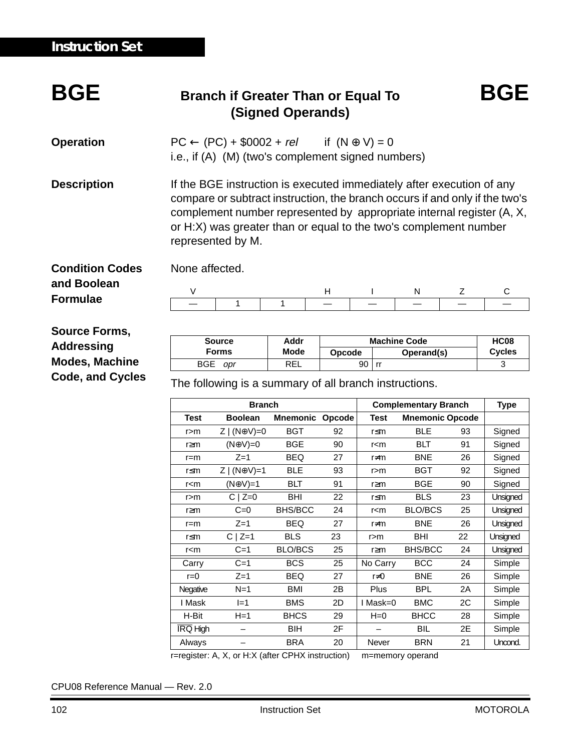# BGE — Branch if Greater Than or Equal To (Signed Operands)

**Operation**

PC ← (PC) + \$0002 + *rel*   if (N ⊕ V) = 0

i.e., if (A)  (M) (two's complement signed numbers)

**Description**

If the BGE instruction is executed immediately after execution of any compare or subtract instruction, the branch occurs if and only if the two's complement number represented by appropriate internal register (A, X, or H:X) was greater than or equal to the two's complement number represented by M.

**Condition Codes and Boolean Formulae**

None affected.

| V | | | H | I | N | Z | C |
|---|---|---|---|---|---|---|---|
| — | 1 | 1 | — | — | — | — | — |

**Source Forms, Addressing Modes, Machine Code, and Cycles**

| Source Forms | Addr Mode | Machine Code | | HC08 Cycles |
|---|---|---|---|---|
| | | Opcode | Operand(s) | |
| BGE *opr* | REL | 90 | rr | 3 |

The following is a summary of all branch instructions.

| Branch | | | | Complementary Branch | | | Type |
|---|---|---|---|---|---|---|---|
| Test | Boolean | Mnemonic | Opcode | Test | Mnemonic | Opcode | |
| r>m | Z \| (N⊕V)=0 | BGT | 92 | r≤m | BLE | 93 | Signed |
| r≥m | (N⊕V)=0 | BGE | 90 | r<m | BLT | 91 | Signed |
| r=m | Z=1 | BEQ | 27 | r≠m | BNE | 26 | Signed |
| r≤m | Z \| (N⊕V)=1 | BLE | 93 | r>m | BGT | 92 | Signed |
| r<m | (N⊕V)=1 | BLT | 91 | r≥m | BGE | 90 | Signed |
| r>m | C \| Z=0 | BHI | 22 | r≤m | BLS | 23 | Unsigned |
| r≥m | C=0 | BHS/BCC | 24 | r<m | BLO/BCS | 25 | Unsigned |
| r=m | Z=1 | BEQ | 27 | r≠m | BNE | 26 | Unsigned |
| r≤m | C \| Z=1 | BLS | 23 | r>m | BHI | 22 | Unsigned |
| r<m | C=1 | BLO/BCS | 25 | r≥m | BHS/BCC | 24 | Unsigned |
| Carry | C=1 | BCS | 25 | No Carry | BCC | 24 | Simple |
| r=0 | Z=1 | BEQ | 27 | r≠0 | BNE | 26 | Simple |
| Negative | N=1 | BMI | 2B | Plus | BPL | 2A | Simple |
| I Mask | I=1 | BMS | 2D | I Mask=0 | BMC | 2C | Simple |
| H-Bit | H=1 | BHCS | 29 | H=0 | BHCC | 28 | Simple |
| $\overline{IRQ}$ High | – | BIH | 2F | – | BIL | 2E | Simple |
| Always | – | BRA | 20 | Never | BRN | 21 | Uncond. |

r=register: A, X, or H:X (after CPHX instruction)   m=memory operand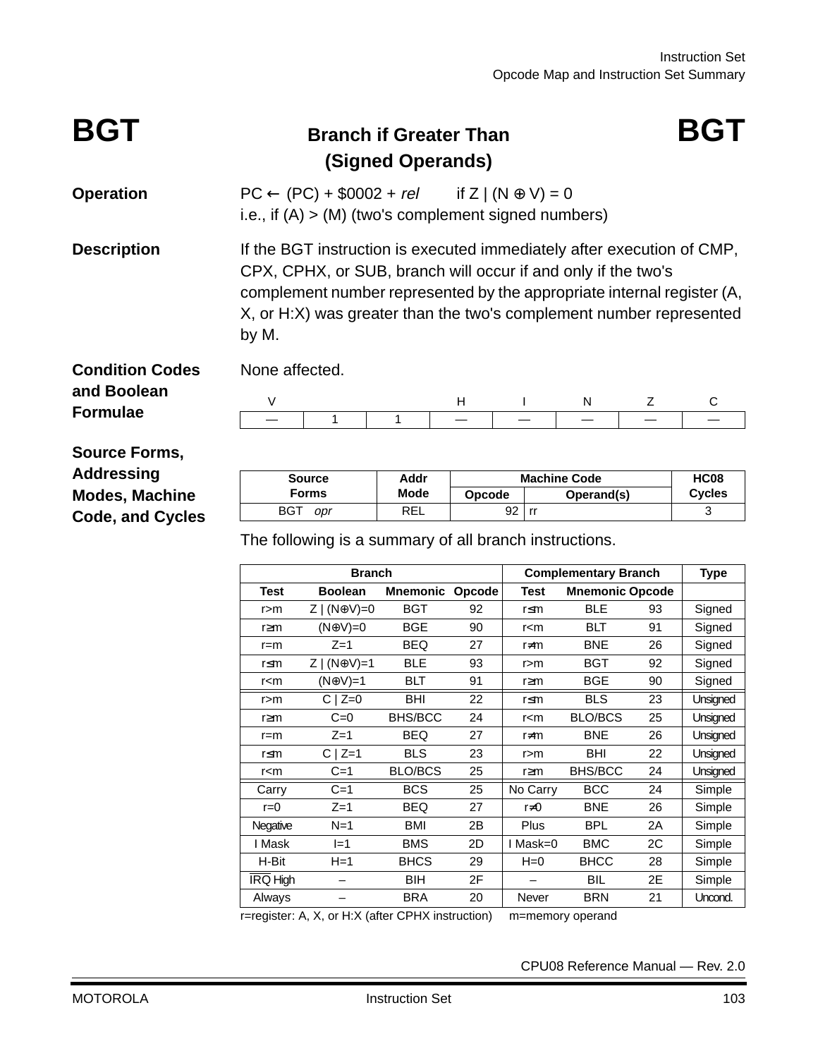# BGT — Branch if Greater Than (Signed Operands) — BGT

**Operation**

PC ← (PC) + \$0002 + *rel* if Z | (N ⊕ V) = 0
i.e., if (A) > (M) (two's complement signed numbers)

**Description**

If the BGT instruction is executed immediately after execution of CMP, CPX, CPHX, or SUB, branch will occur if and only if the two's complement number represented by the appropriate internal register (A, X, or H:X) was greater than the two's complement number represented by M.

**Condition Codes and Boolean Formulae**

None affected.

| V | | | H | I | N | Z | C |
|---|---|---|---|---|---|---|---|
| — | 1 | 1 | — | — | — | — | — |

**Source Forms, Addressing Modes, Machine Code, and Cycles**

| Source Forms | Addr Mode | Machine Code | | HC08 Cycles |
|---|---|---|---|---|
| | | Opcode | Operand(s) | |
| BGT *opr* | REL | 92 | rr | 3 |

The following is a summary of all branch instructions.

| Branch | | | | Complementary Branch | | | Type |
|---|---|---|---|---|---|---|---|
| Test | Boolean | Mnemonic | Opcode | Test | Mnemonic | Opcode | |
| r>m | Z \| (N⊕V)=0 | BGT | 92 | r≤m | BLE | 93 | Signed |
| r≥m | (N⊕V)=0 | BGE | 90 | r<m | BLT | 91 | Signed |
| r=m | Z=1 | BEQ | 27 | r≠m | BNE | 26 | Signed |
| r≤m | Z \| (N⊕V)=1 | BLE | 93 | r>m | BGT | 92 | Signed |
| r<m | (N⊕V)=1 | BLT | 91 | r≥m | BGE | 90 | Signed |
| r>m | C \| Z=0 | BHI | 22 | r≤m | BLS | 23 | Unsigned |
| r≥m | C=0 | BHS/BCC | 24 | r<m | BLO/BCS | 25 | Unsigned |
| r=m | Z=1 | BEQ | 27 | r≠m | BNE | 26 | Unsigned |
| r≤m | C \| Z=1 | BLS | 23 | r>m | BHI | 22 | Unsigned |
| r<m | C=1 | BLO/BCS | 25 | r≥m | BHS/BCC | 24 | Unsigned |
| Carry | C=1 | BCS | 25 | No Carry | BCC | 24 | Simple |
| r=0 | Z=1 | BEQ | 27 | r≠0 | BNE | 26 | Simple |
| Negative | N=1 | BMI | 2B | Plus | BPL | 2A | Simple |
| I Mask | I=1 | BMS | 2D | I Mask=0 | BMC | 2C | Simple |
| H-Bit | H=1 | BHCS | 29 | H=0 | BHCC | 28 | Simple |
| $\overline{IRQ}$ High | – | BIH | 2F | – | BIL | 2E | Simple |
| Always | – | BRA | 20 | Never | BRN | 21 | Uncond. |

r=register: A, X, or H:X (after CPHX instruction) m=memory operand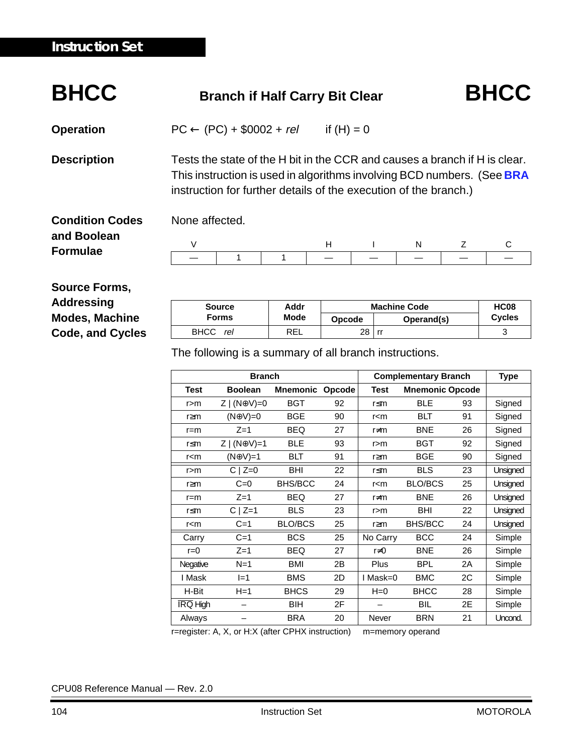# BHCC — Branch if Half Carry Bit Clear — BHCC

**Operation**

PC ← (PC) + $0002 + *rel* if (H) = 0

**Description**

Tests the state of the H bit in the CCR and causes a branch if H is clear. This instruction is used in algorithms involving BCD numbers. (See **BRA** instruction for further details of the execution of the branch.)

**Condition Codes and Boolean Formulae**

None affected.

| V | | | H | I | N | Z | C |
|---|---|---|---|---|---|---|---|
| — | 1 | 1 | — | — | — | — | — |

**Source Forms, Addressing Modes, Machine Code, and Cycles**

| Source Forms | Addr Mode | Machine Code | | HC08 Cycles |
|---|---|---|---|---|
| | | Opcode | Operand(s) | |
| BHCC *rel* | REL | 28 | rr | 3 |

The following is a summary of all branch instructions.

| Branch | | | | Complementary Branch | | | Type |
|---|---|---|---|---|---|---|---|
| Test | Boolean | Mnemonic | Opcode | Test | Mnemonic | Opcode | |
| r>m | Z \| (N⊕V)=0 | BGT | 92 | r≤m | BLE | 93 | Signed |
| r≥m | (N⊕V)=0 | BGE | 90 | r<m | BLT | 91 | Signed |
| r=m | Z=1 | BEQ | 27 | r≠m | BNE | 26 | Signed |
| r≤m | Z \| (N⊕V)=1 | BLE | 93 | r>m | BGT | 92 | Signed |
| r<m | (N⊕V)=1 | BLT | 91 | r≥m | BGE | 90 | Signed |
| r>m | C \| Z=0 | BHI | 22 | r≤m | BLS | 23 | Unsigned |
| r≥m | C=0 | BHS/BCC | 24 | r<m | BLO/BCS | 25 | Unsigned |
| r=m | Z=1 | BEQ | 27 | r≠m | BNE | 26 | Unsigned |
| r≤m | C \| Z=1 | BLS | 23 | r>m | BHI | 22 | Unsigned |
| r<m | C=1 | BLO/BCS | 25 | r≥m | BHS/BCC | 24 | Unsigned |
| Carry | C=1 | BCS | 25 | No Carry | BCC | 24 | Simple |
| r=0 | Z=1 | BEQ | 27 | r≠0 | BNE | 26 | Simple |
| Negative | N=1 | BMI | 2B | Plus | BPL | 2A | Simple |
| I Mask | I=1 | BMS | 2D | I Mask=0 | BMC | 2C | Simple |
| H-Bit | H=1 | BHCS | 29 | H=0 | BHCC | 28 | Simple |
| $\overline{\text{IRQ}}$ High | – | BIH | 2F | – | BIL | 2E | Simple |
| Always | – | BRA | 20 | Never | BRN | 21 | Uncond. |

r=register: A, X, or H:X (after CPHX instruction) m=memory operand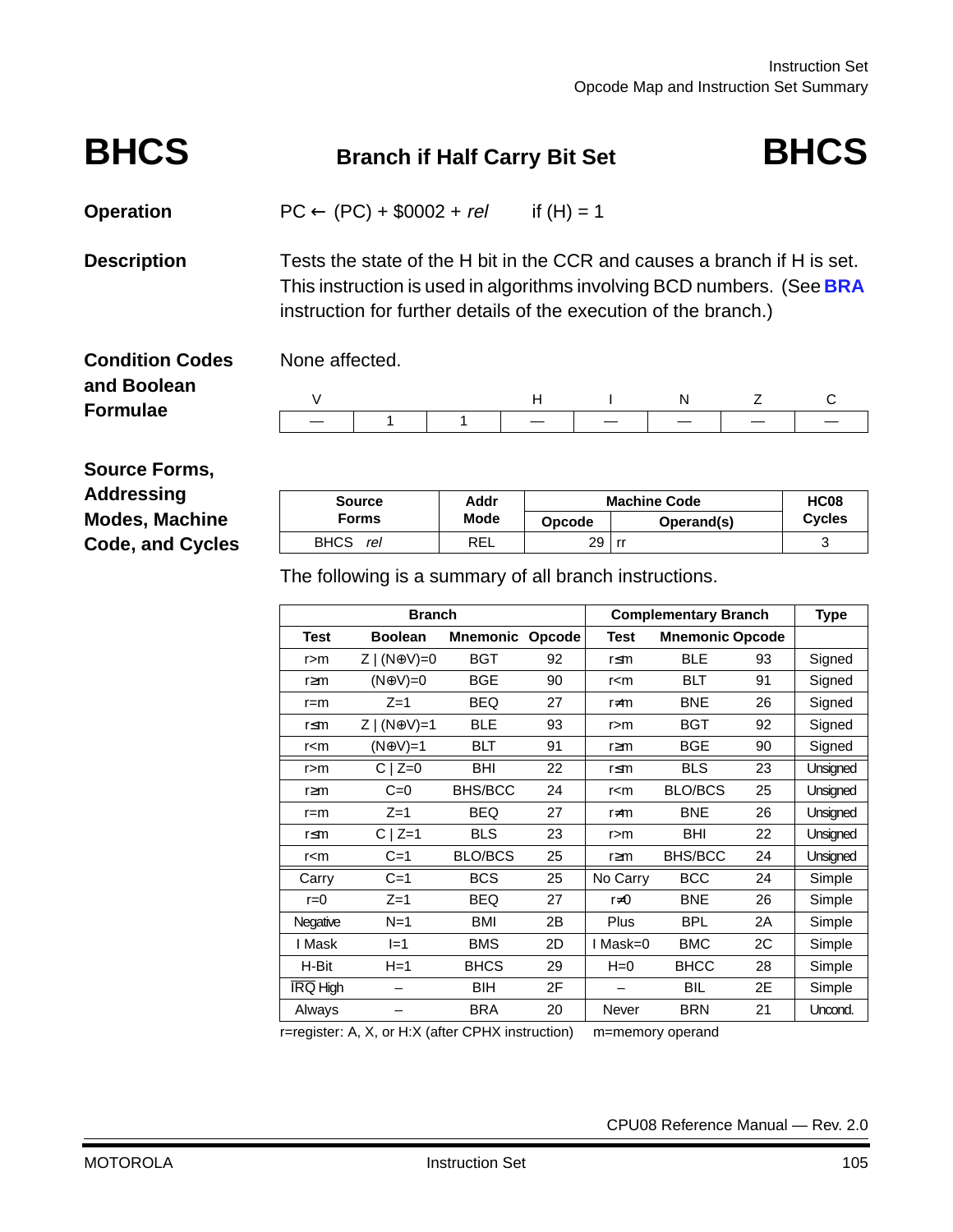# BHCS — Branch if Half Carry Bit Set — BHCS

**Operation**

PC ← (PC) + \$0002 + *rel* if (H) = 1

**Description**

Tests the state of the H bit in the CCR and causes a branch if H is set. This instruction is used in algorithms involving BCD numbers. (See **BRA** instruction for further details of the execution of the branch.)

**Condition Codes and Boolean Formulae**

None affected.

| V | | | H | I | N | Z | C |
|---|---|---|---|---|---|---|---|
| — | 1 | 1 | — | — | — | — | — |

**Source Forms, Addressing Modes, Machine Code, and Cycles**

| Source Forms | Addr Mode | Machine Code | | HC08 Cycles |
|---|---|---|---|---|
| | | Opcode | Operand(s) | |
| BHCS *rel* | REL | 29 | rr | 3 |

The following is a summary of all branch instructions.

| Branch | | | | Complementary Branch | | | Type |
|---|---|---|---|---|---|---|---|
| Test | Boolean | Mnemonic | Opcode | Test | Mnemonic | Opcode | |
| r>m | Z \| (N⊕V)=0 | BGT | 92 | r≤m | BLE | 93 | Signed |
| r≥m | (N⊕V)=0 | BGE | 90 | r<m | BLT | 91 | Signed |
| r=m | Z=1 | BEQ | 27 | r≠m | BNE | 26 | Signed |
| r≤m | Z \| (N⊕V)=1 | BLE | 93 | r>m | BGT | 92 | Signed |
| r<m | (N⊕V)=1 | BLT | 91 | r≥m | BGE | 90 | Signed |
| r>m | C \| Z=0 | BHI | 22 | r≤m | BLS | 23 | Unsigned |
| r≥m | C=0 | BHS/BCC | 24 | r<m | BLO/BCS | 25 | Unsigned |
| r=m | Z=1 | BEQ | 27 | r≠m | BNE | 26 | Unsigned |
| r≤m | C \| Z=1 | BLS | 23 | r>m | BHI | 22 | Unsigned |
| r<m | C=1 | BLO/BCS | 25 | r≥m | BHS/BCC | 24 | Unsigned |
| Carry | C=1 | BCS | 25 | No Carry | BCC | 24 | Simple |
| r=0 | Z=1 | BEQ | 27 | r≠0 | BNE | 26 | Simple |
| Negative | N=1 | BMI | 2B | Plus | BPL | 2A | Simple |
| I Mask | I=1 | BMS | 2D | I Mask=0 | BMC | 2C | Simple |
| H-Bit | H=1 | BHCS | 29 | H=0 | BHCC | 28 | Simple |
| $\overline{IRQ}$ High | – | BIH | 2F | – | BIL | 2E | Simple |
| Always | – | BRA | 20 | Never | BRN | 21 | Uncond. |

r=register: A, X, or H:X (after CPHX instruction) m=memory operand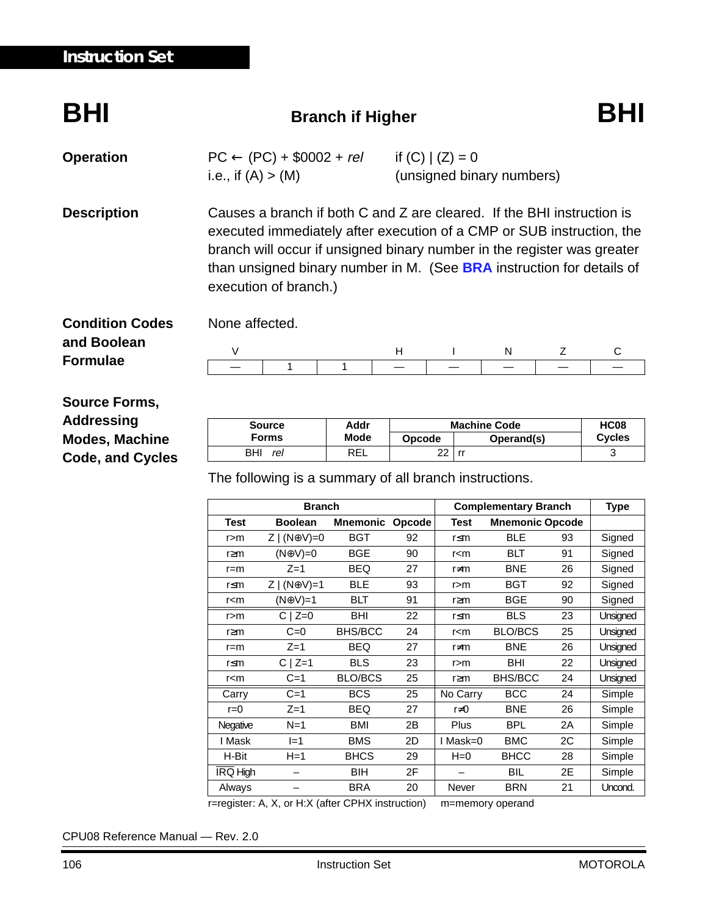# BHI — Branch if Higher

**Operation**

PC ← (PC) + \$0002 + *rel* if (C) | (Z) = 0

i.e., if (A) > (M) (unsigned binary numbers)

**Description**

Causes a branch if both C and Z are cleared. If the BHI instruction is executed immediately after execution of a CMP or SUB instruction, the branch will occur if unsigned binary number in the register was greater than unsigned binary number in M. (See **BRA** instruction for details of execution of branch.)

**Condition Codes and Boolean Formulae**

None affected.

| V | | | H | I | N | Z | C |
|---|---|---|---|---|---|---|---|
| — | 1 | 1 | — | — | — | — | — |

**Source Forms, Addressing Modes, Machine Code, and Cycles**

| Source Forms | Addr Mode | Machine Code | | HC08 Cycles |
|---|---|---|---|---|
| | | Opcode | Operand(s) | |
| BHI *rel* | REL | 22 | rr | 3 |

The following is a summary of all branch instructions.

| Branch | | | | Complementary Branch | | | Type |
|---|---|---|---|---|---|---|---|
| Test | Boolean | Mnemonic | Opcode | Test | Mnemonic | Opcode | |
| r>m | Z \| (N⊕V)=0 | BGT | 92 | r≤m | BLE | 93 | Signed |
| r≥m | (N⊕V)=0 | BGE | 90 | r<m | BLT | 91 | Signed |
| r=m | Z=1 | BEQ | 27 | r≠m | BNE | 26 | Signed |
| r≤m | Z \| (N⊕V)=1 | BLE | 93 | r>m | BGT | 92 | Signed |
| r<m | (N⊕V)=1 | BLT | 91 | r≥m | BGE | 90 | Signed |
| r>m | C \| Z=0 | BHI | 22 | r≤m | BLS | 23 | Unsigned |
| r≥m | C=0 | BHS/BCC | 24 | r<m | BLO/BCS | 25 | Unsigned |
| r=m | Z=1 | BEQ | 27 | r≠m | BNE | 26 | Unsigned |
| r≤m | C \| Z=1 | BLS | 23 | r>m | BHI | 22 | Unsigned |
| r<m | C=1 | BLO/BCS | 25 | r≥m | BHS/BCC | 24 | Unsigned |
| Carry | C=1 | BCS | 25 | No Carry | BCC | 24 | Simple |
| r=0 | Z=1 | BEQ | 27 | r≠0 | BNE | 26 | Simple |
| Negative | N=1 | BMI | 2B | Plus | BPL | 2A | Simple |
| I Mask | I=1 | BMS | 2D | I Mask=0 | BMC | 2C | Simple |
| H-Bit | H=1 | BHCS | 29 | H=0 | BHCC | 28 | Simple |
| $\overline{\text{IRQ}}$ High | – | BIH | 2F | – | BIL | 2E | Simple |
| Always | – | BRA | 20 | Never | BRN | 21 | Uncond. |

r=register: A, X, or H:X (after CPHX instruction) m=memory operand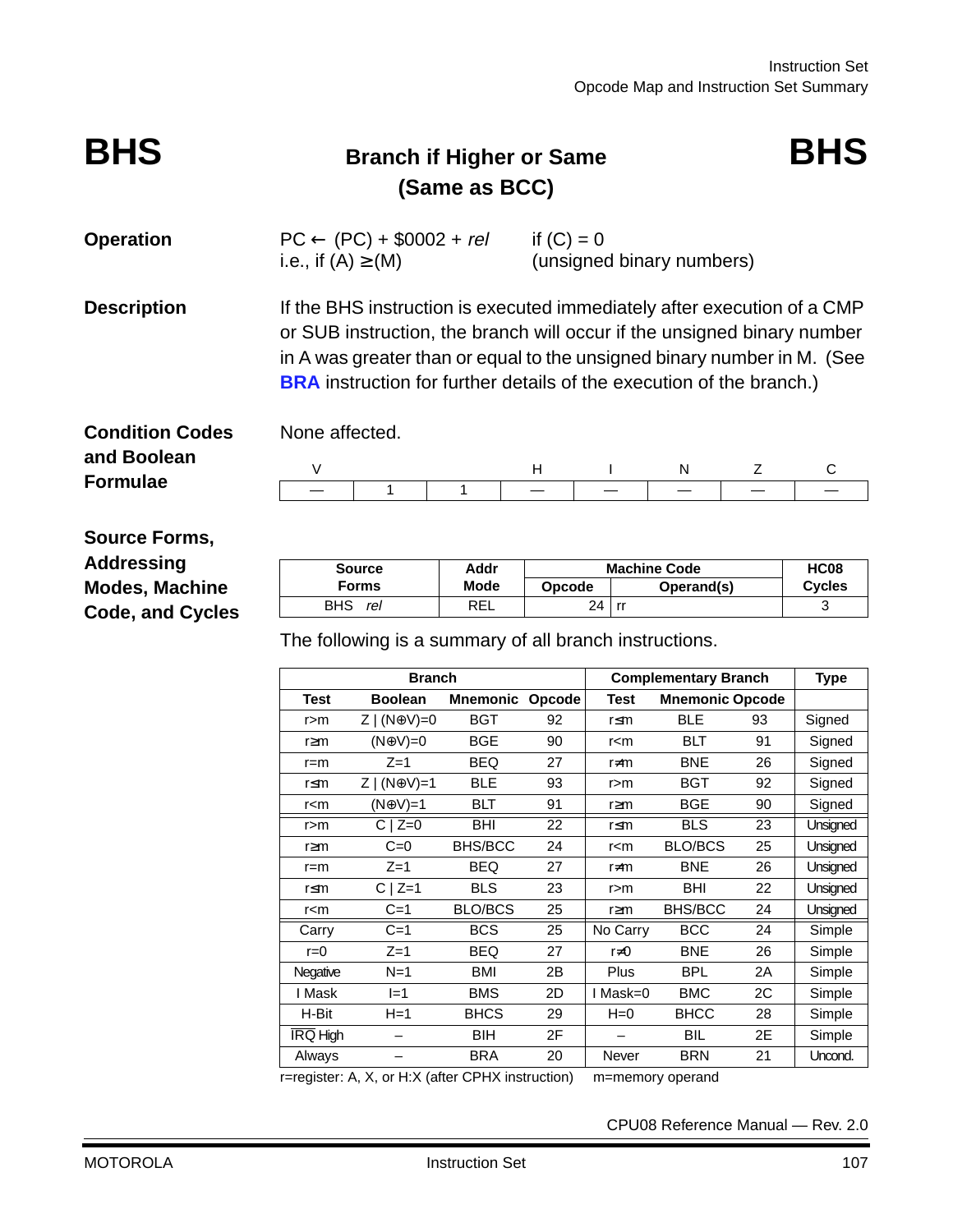# BHS — Branch if Higher or Same (Same as BCC)

**Operation**

PC ← (PC) + $0002 + *rel* if (C) = 0

i.e., if (A) ≥ (M) (unsigned binary numbers)

**Description**

If the BHS instruction is executed immediately after execution of a CMP or SUB instruction, the branch will occur if the unsigned binary number in A was greater than or equal to the unsigned binary number in M. (See **BRA** instruction for further details of the execution of the branch.)

**Condition Codes and Boolean Formulae**

None affected.

| V | | | H | I | N | Z | C |
|---|---|---|---|---|---|---|---|
| — | 1 | 1 | — | — | — | — | — |

**Source Forms, Addressing Modes, Machine Code, and Cycles**

| Source Forms | Addr Mode | Machine Code Opcode | Machine Code Operand(s) | HC08 Cycles |
|---|---|---|---|---|
| BHS *rel* | REL | 24 | rr | 3 |

The following is a summary of all branch instructions.

| Branch | | | | Complementary Branch | | | Type |
|---|---|---|---|---|---|---|---|
| Test | Boolean | Mnemonic | Opcode | Test | Mnemonic | Opcode | |
| r>m | Z \| (N⊕V)=0 | BGT | 92 | r≤m | BLE | 93 | Signed |
| r≥m | (N⊕V)=0 | BGE | 90 | r<m | BLT | 91 | Signed |
| r=m | Z=1 | BEQ | 27 | r≠m | BNE | 26 | Signed |
| r≤m | Z \| (N⊕V)=1 | BLE | 93 | r>m | BGT | 92 | Signed |
| r<m | (N⊕V)=1 | BLT | 91 | r≥m | BGE | 90 | Signed |
| r>m | C \| Z=0 | BHI | 22 | r≤m | BLS | 23 | Unsigned |
| r≥m | C=0 | BHS/BCC | 24 | r<m | BLO/BCS | 25 | Unsigned |
| r=m | Z=1 | BEQ | 27 | r≠m | BNE | 26 | Unsigned |
| r≤m | C \| Z=1 | BLS | 23 | r>m | BHI | 22 | Unsigned |
| r<m | C=1 | BLO/BCS | 25 | r≥m | BHS/BCC | 24 | Unsigned |
| Carry | C=1 | BCS | 25 | No Carry | BCC | 24 | Simple |
| r=0 | Z=1 | BEQ | 27 | r≠0 | BNE | 26 | Simple |
| Negative | N=1 | BMI | 2B | Plus | BPL | 2A | Simple |
| I Mask | I=1 | BMS | 2D | I Mask=0 | BMC | 2C | Simple |
| H-Bit | H=1 | BHCS | 29 | H=0 | BHCC | 28 | Simple |
| $\overline{IRQ}$ High | – | BIH | 2F | – | BIL | 2E | Simple |
| Always | – | BRA | 20 | Never | BRN | 21 | Uncond. |

r=register: A, X, or H:X (after CPHX instruction) m=memory operand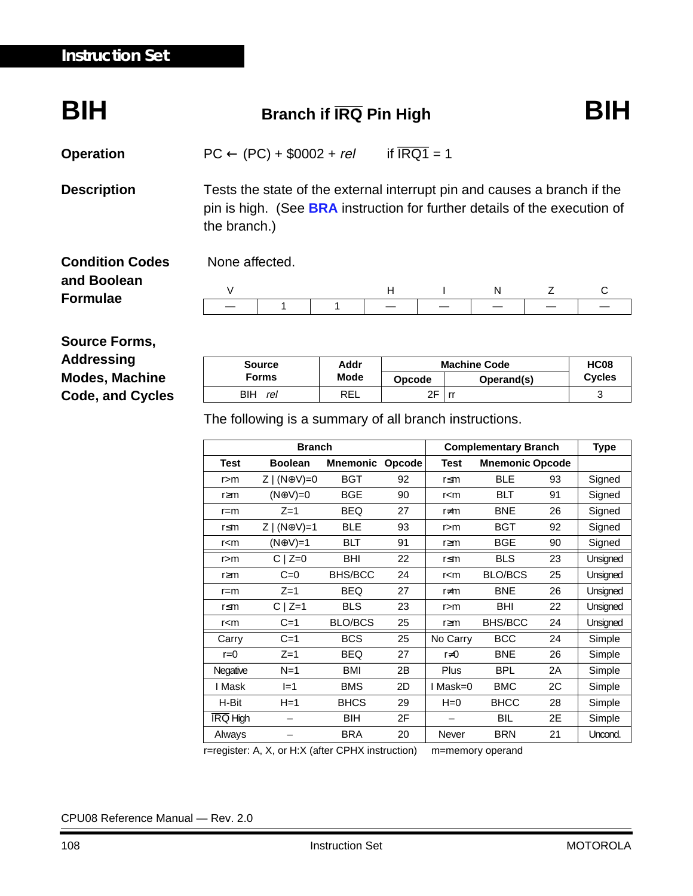## Instruction Set

# BIH — Branch if $\overline{IRQ}$ Pin High — BIH

**Operation** $PC \leftarrow (PC) + \$0002 + rel$ if $\overline{IRQ1} = 1$

**Description** Tests the state of the external interrupt pin and causes a branch if the pin is high. (See **BRA** instruction for further details of the execution of the branch.)

**Condition Codes and Boolean Formulae** None affected.

| V | | | H | I | N | Z | C |
|---|---|---|---|---|---|---|---|
| — | 1 | 1 | — | — | — | — | — |

**Source Forms, Addressing Modes, Machine Code, and Cycles**

| Source Forms | Addr Mode | Machine Code | | HC08 Cycles |
|---|---|---|---|---|
| | | Opcode | Operand(s) | |
| BIH *rel* | REL | 2F | rr | 3 |

The following is a summary of all branch instructions.

| Branch | | | | Complementary Branch | | | Type |
|---|---|---|---|---|---|---|---|
| Test | Boolean | Mnemonic | Opcode | Test | Mnemonic | Opcode | |
| r>m | Z \| (N⊕V)=0 | BGT | 92 | r≤m | BLE | 93 | Signed |
| r≥m | (N⊕V)=0 | BGE | 90 | r<m | BLT | 91 | Signed |
| r=m | Z=1 | BEQ | 27 | r≠m | BNE | 26 | Signed |
| r≤m | Z \| (N⊕V)=1 | BLE | 93 | r>m | BGT | 92 | Signed |
| r<m | (N⊕V)=1 | BLT | 91 | r≥m | BGE | 90 | Signed |
| r>m | C \| Z=0 | BHI | 22 | r≤m | BLS | 23 | Unsigned |
| r≥m | C=0 | BHS/BCC | 24 | r<m | BLO/BCS | 25 | Unsigned |
| r=m | Z=1 | BEQ | 27 | r≠m | BNE | 26 | Unsigned |
| r≤m | C \| Z=1 | BLS | 23 | r>m | BHI | 22 | Unsigned |
| r<m | C=1 | BLO/BCS | 25 | r≥m | BHS/BCC | 24 | Unsigned |
| Carry | C=1 | BCS | 25 | No Carry | BCC | 24 | Simple |
| r=0 | Z=1 | BEQ | 27 | r≠0 | BNE | 26 | Simple |
| Negative | N=1 | BMI | 2B | Plus | BPL | 2A | Simple |
| I Mask | I=1 | BMS | 2D | I Mask=0 | BMC | 2C | Simple |
| H-Bit | H=1 | BHCS | 29 | H=0 | BHCC | 28 | Simple |
| $\overline{IRQ}$ High | – | BIH | 2F | – | BIL | 2E | Simple |
| Always | – | BRA | 20 | Never | BRN | 21 | Uncond. |

r=register: A, X, or H:X (after CPHX instruction) m=memory operand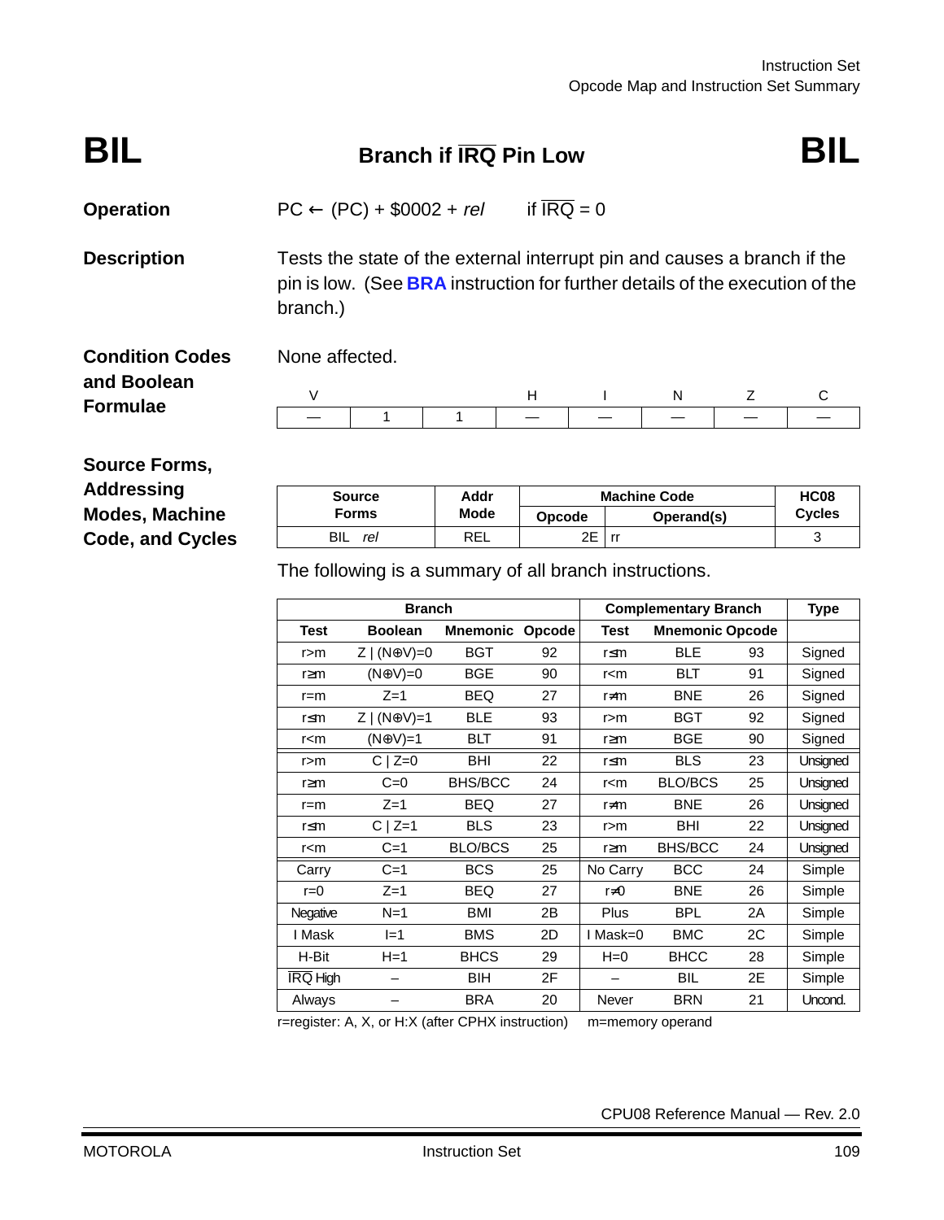# BIL — Branch if $\overline{IRQ}$ Pin Low — BIL

**Operation**

PC ← (PC) + $0002 + *rel*   if $\overline{IRQ}$ = 0

**Description**

Tests the state of the external interrupt pin and causes a branch if the pin is low. (See **BRA** instruction for further details of the execution of the branch.)

**Condition Codes and Boolean Formulae**

None affected.

| V | | | H | I | N | Z | C |
|---|---|---|---|---|---|---|---|
| — | 1 | 1 | — | — | — | — | — |

**Source Forms, Addressing Modes, Machine Code, and Cycles**

| Source Forms | Addr Mode | Machine Code | | HC08 Cycles |
|---|---|---|---|---|
| | | Opcode | Operand(s) | |
| BIL *rel* | REL | 2E | rr | 3 |

The following is a summary of all branch instructions.

| Branch | | | | Complementary Branch | | | Type |
|---|---|---|---|---|---|---|---|
| Test | Boolean | Mnemonic | Opcode | Test | Mnemonic | Opcode | |
| r>m | Z \| (N⊕V)=0 | BGT | 92 | r≤m | BLE | 93 | Signed |
| r≥m | (N⊕V)=0 | BGE | 90 | r<m | BLT | 91 | Signed |
| r=m | Z=1 | BEQ | 27 | r≠m | BNE | 26 | Signed |
| r≤m | Z \| (N⊕V)=1 | BLE | 93 | r>m | BGT | 92 | Signed |
| r<m | (N⊕V)=1 | BLT | 91 | r≥m | BGE | 90 | Signed |
| r>m | C \| Z=0 | BHI | 22 | r≤m | BLS | 23 | Unsigned |
| r≥m | C=0 | BHS/BCC | 24 | r<m | BLO/BCS | 25 | Unsigned |
| r=m | Z=1 | BEQ | 27 | r≠m | BNE | 26 | Unsigned |
| r≤m | C \| Z=1 | BLS | 23 | r>m | BHI | 22 | Unsigned |
| r<m | C=1 | BLO/BCS | 25 | r≥m | BHS/BCC | 24 | Unsigned |
| Carry | C=1 | BCS | 25 | No Carry | BCC | 24 | Simple |
| r=0 | Z=1 | BEQ | 27 | r≠0 | BNE | 26 | Simple |
| Negative | N=1 | BMI | 2B | Plus | BPL | 2A | Simple |
| I Mask | I=1 | BMS | 2D | I Mask=0 | BMC | 2C | Simple |
| H-Bit | H=1 | BHCS | 29 | H=0 | BHCC | 28 | Simple |
| $\overline{IRQ}$ High | – | BIH | 2F | – | BIL | 2E | Simple |
| Always | – | BRA | 20 | Never | BRN | 21 | Uncond. |

r=register: A, X, or H:X (after CPHX instruction)   m=memory operand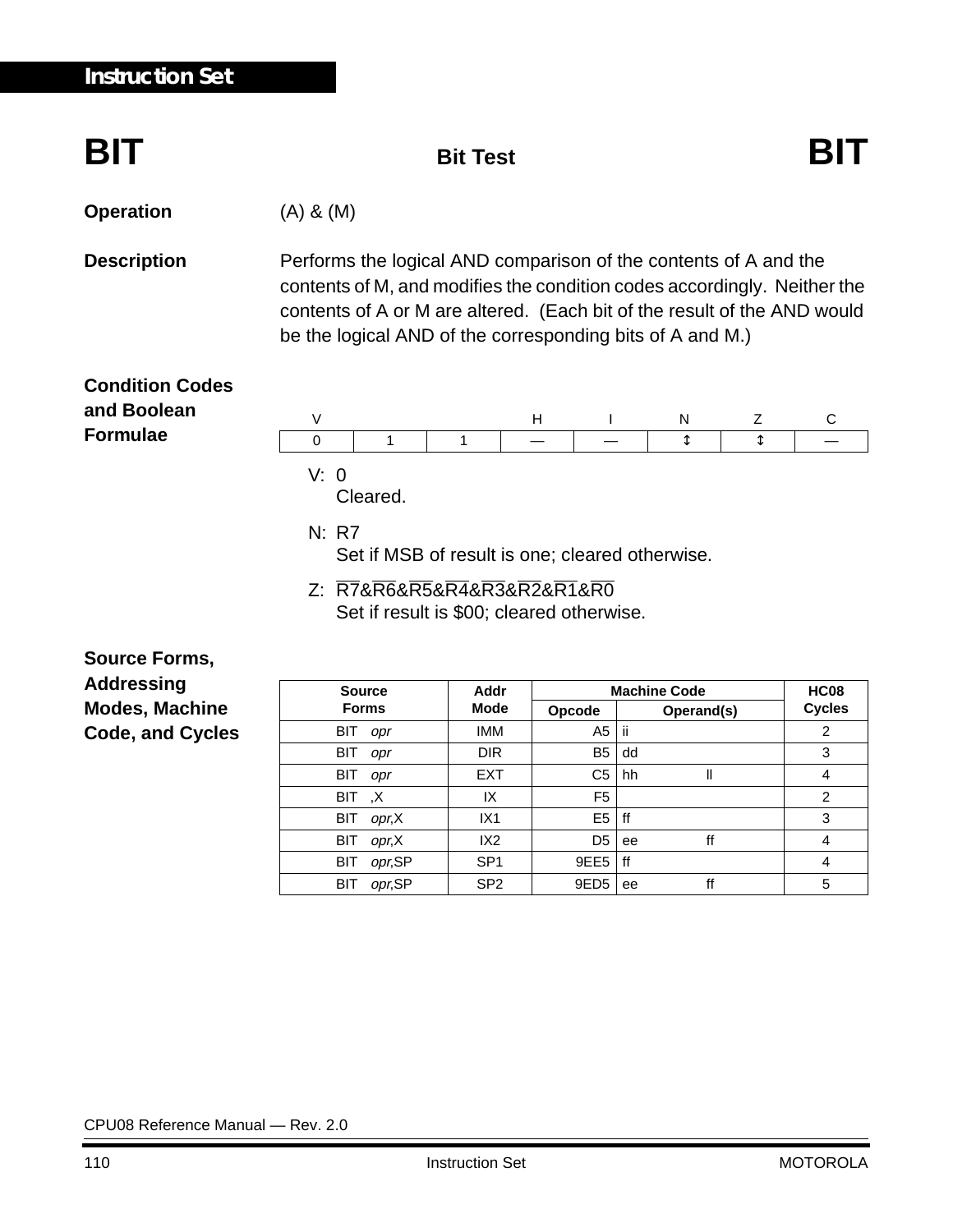# BIT — Bit Test — BIT

**Operation** (A) & (M)

**Description** Performs the logical AND comparison of the contents of A and the contents of M, and modifies the condition codes accordingly. Neither the contents of A or M are altered. (Each bit of the result of the AND would be the logical AND of the corresponding bits of A and M.)

**Condition Codes and Boolean Formulae**

| V | | | H | I | N | Z | C |
|---|---|---|---|---|---|---|---|
| 0 | 1 | 1 | — | — | ↕ | ↕ | — |

V: 0
Cleared.

N: R7
Set if MSB of result is one; cleared otherwise.

Z: $\overline{R7}\&\overline{R6}\&\overline{R5}\&\overline{R4}\&\overline{R3}\&\overline{R2}\&\overline{R1}\&\overline{R0}$
Set if result is \$00; cleared otherwise.

**Source Forms, Addressing Modes, Machine Code, and Cycles**

| Source Forms | Addr Mode | Machine Code | | HC08 Cycles |
|---|---|---|---|---|
| | | Opcode | Operand(s) | |
| BIT *opr* | IMM | A5 | ii | 2 |
| BIT *opr* | DIR | B5 | dd | 3 |
| BIT *opr* | EXT | C5 | hh ll | 4 |
| BIT ,X | IX | F5 | | 2 |
| BIT *opr*,X | IX1 | E5 | ff | 3 |
| BIT *opr*,X | IX2 | D5 | ee ff | 4 |
| BIT *opr*,SP | SP1 | 9EE5 | ff | 4 |
| BIT *opr*,SP | SP2 | 9ED5 | ee ff | 5 |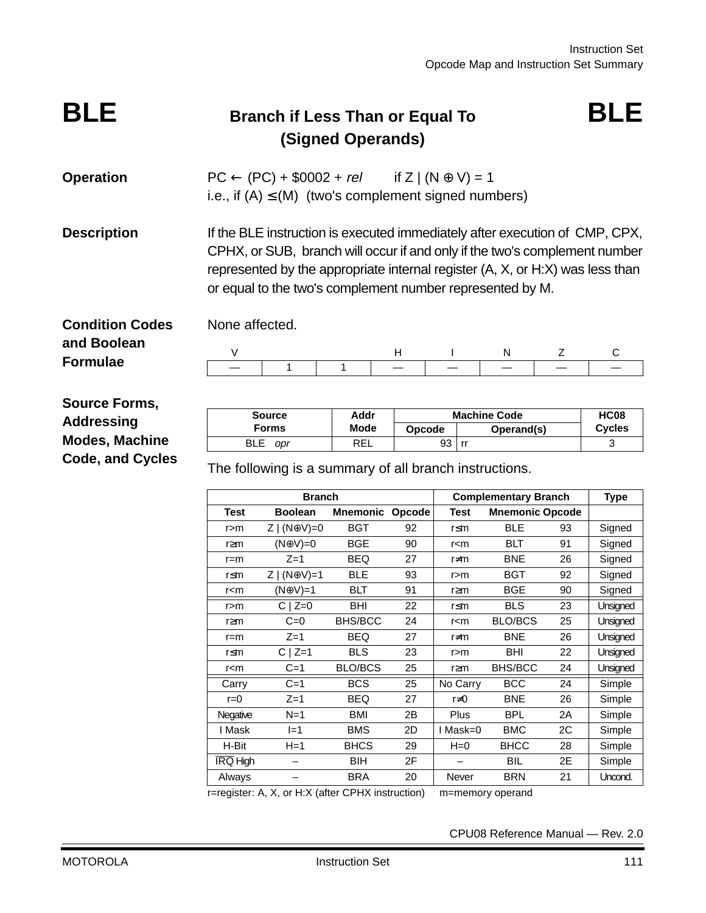# BLE — Branch if Less Than or Equal To (Signed Operands)

**Operation**

$PC \leftarrow (PC) + \$0002 + rel$ if $Z \mid (N \oplus V) = 1$

i.e., if $(A) \leq (M)$ (two's complement signed numbers)

**Description**

If the BLE instruction is executed immediately after execution of CMP, CPX, CPHX, or SUB, branch will occur if and only if the two's complement number represented by the appropriate internal register (A, X, or H:X) was less than or equal to the two's complement number represented by M.

**Condition Codes and Boolean Formulae**

None affected.

| V | | | H | I | N | Z | C |
|---|---|---|---|---|---|---|---|
| — | 1 | 1 | — | — | — | — | — |

**Source Forms, Addressing Modes, Machine Code, and Cycles**

| Source Forms | Addr Mode | Machine Code | | HC08 Cycles |
|---|---|---|---|---|
| | | Opcode | Operand(s) | |
| BLE *opr* | REL | 93 | rr | 3 |

The following is a summary of all branch instructions.

| Branch | | | | Complementary Branch | | | Type |
|---|---|---|---|---|---|---|---|
| Test | Boolean | Mnemonic | Opcode | Test | Mnemonic | Opcode | |
| r>m | Z \| (N⊕V)=0 | BGT | 92 | r≤m | BLE | 93 | Signed |
| r≥m | (N⊕V)=0 | BGE | 90 | r<m | BLT | 91 | Signed |
| r=m | Z=1 | BEQ | 27 | r≠m | BNE | 26 | Signed |
| r≤m | Z \| (N⊕V)=1 | BLE | 93 | r>m | BGT | 92 | Signed |
| r<m | (N⊕V)=1 | BLT | 91 | r≥m | BGE | 90 | Signed |
| r>m | C \| Z=0 | BHI | 22 | r≤m | BLS | 23 | Unsigned |
| r≥m | C=0 | BHS/BCC | 24 | r<m | BLO/BCS | 25 | Unsigned |
| r=m | Z=1 | BEQ | 27 | r≠m | BNE | 26 | Unsigned |
| r≤m | C \| Z=1 | BLS | 23 | r>m | BHI | 22 | Unsigned |
| r<m | C=1 | BLO/BCS | 25 | r≥m | BHS/BCC | 24 | Unsigned |
| Carry | C=1 | BCS | 25 | No Carry | BCC | 24 | Simple |
| r=0 | Z=1 | BEQ | 27 | r≠0 | BNE | 26 | Simple |
| Negative | N=1 | BMI | 2B | Plus | BPL | 2A | Simple |
| I Mask | I=1 | BMS | 2D | I Mask=0 | BMC | 2C | Simple |
| H-Bit | H=1 | BHCS | 29 | H=0 | BHCC | 28 | Simple |
| $\overline{IRQ}$ High | – | BIH | 2F | – | BIL | 2E | Simple |
| Always | – | BRA | 20 | Never | BRN | 21 | Uncond. |

r=register: A, X, or H:X (after CPHX instruction) m=memory operand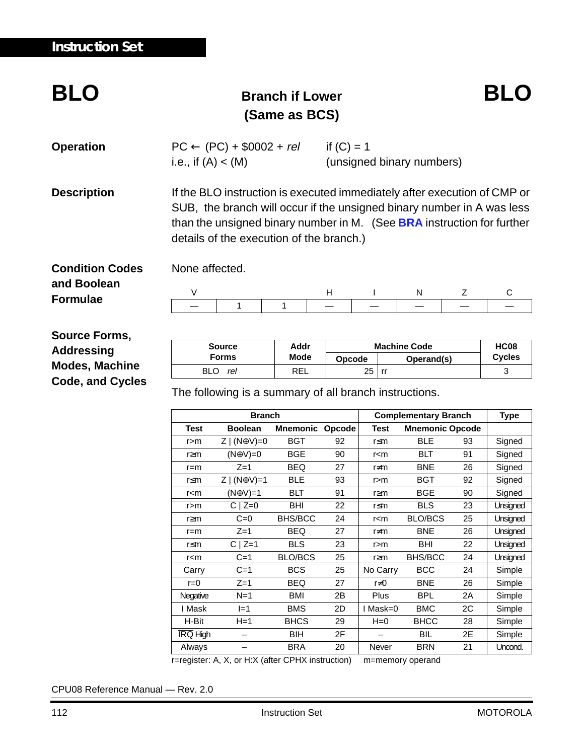# BLO — Branch if Lower (Same as BCS) — BLO

**Operation**

PC ← (PC) + $0002 + *rel* if (C) = 1
i.e., if (A) < (M) (unsigned binary numbers)

**Description**

If the BLO instruction is executed immediately after execution of CMP or SUB, the branch will occur if the unsigned binary number in A was less than the unsigned binary number in M. (See **BRA** instruction for further details of the execution of the branch.)

**Condition Codes and Boolean Formulae**

None affected.

| V | | | H | I | N | Z | C |
|---|---|---|---|---|---|---|---|
| — | 1 | 1 | — | — | — | — | — |

**Source Forms, Addressing Modes, Machine Code, and Cycles**

| Source Forms | Addr Mode | Machine Code | | HC08 Cycles |
|---|---|---|---|---|
| | | Opcode | Operand(s) | |
| BLO *rel* | REL | 25 | rr | 3 |

The following is a summary of all branch instructions.

| Branch | | | | Complementary Branch | | | Type |
|---|---|---|---|---|---|---|---|
| Test | Boolean | Mnemonic | Opcode | Test | Mnemonic | Opcode | |
| r>m | Z \| (N⊕V)=0 | BGT | 92 | r≤m | BLE | 93 | Signed |
| r≥m | (N⊕V)=0 | BGE | 90 | r<m | BLT | 91 | Signed |
| r=m | Z=1 | BEQ | 27 | r≠m | BNE | 26 | Signed |
| r≤m | Z \| (N⊕V)=1 | BLE | 93 | r>m | BGT | 92 | Signed |
| r<m | (N⊕V)=1 | BLT | 91 | r≥m | BGE | 90 | Signed |
| r>m | C \| Z=0 | BHI | 22 | r≤m | BLS | 23 | Unsigned |
| r≥m | C=0 | BHS/BCC | 24 | r<m | BLO/BCS | 25 | Unsigned |
| r=m | Z=1 | BEQ | 27 | r≠m | BNE | 26 | Unsigned |
| r≤m | C \| Z=1 | BLS | 23 | r>m | BHI | 22 | Unsigned |
| r<m | C=1 | BLO/BCS | 25 | r≥m | BHS/BCC | 24 | Unsigned |
| Carry | C=1 | BCS | 25 | No Carry | BCC | 24 | Simple |
| r=0 | Z=1 | BEQ | 27 | r≠0 | BNE | 26 | Simple |
| Negative | N=1 | BMI | 2B | Plus | BPL | 2A | Simple |
| I Mask | I=1 | BMS | 2D | I Mask=0 | BMC | 2C | Simple |
| H-Bit | H=1 | BHCS | 29 | H=0 | BHCC | 28 | Simple |
| $\overline{IRQ}$ High | – | BIH | 2F | – | BIL | 2E | Simple |
| Always | – | BRA | 20 | Never | BRN | 21 | Uncond. |

r=register: A, X, or H:X (after CPHX instruction) m=memory operand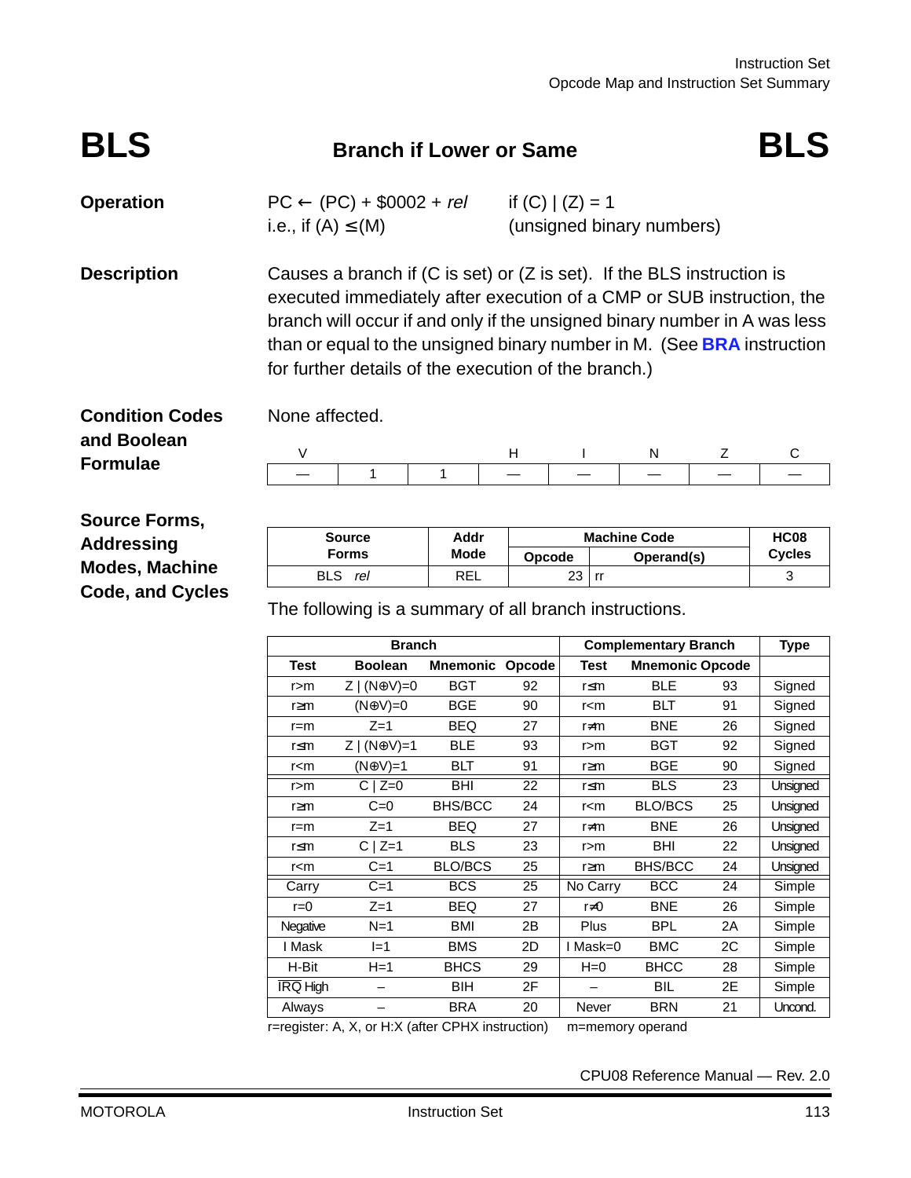# BLS — Branch if Lower or Same — BLS

**Operation**

PC ← (PC) + \$0002 + *rel* &nbsp;&nbsp;&nbsp; if (C) | (Z) = 1
i.e., if (A) ≤ (M) &nbsp;&nbsp;&nbsp; (unsigned binary numbers)

**Description**

Causes a branch if (C is set) or (Z is set). If the BLS instruction is executed immediately after execution of a CMP or SUB instruction, the branch will occur if and only if the unsigned binary number in A was less than or equal to the unsigned binary number in M. (See **BRA** instruction for further details of the execution of the branch.)

**Condition Codes and Boolean Formulae**

None affected.

| V | | | H | I | N | Z | C |
|---|---|---|---|---|---|---|---|
| — | 1 | 1 | — | — | — | — | — |

**Source Forms, Addressing Modes, Machine Code, and Cycles**

| Source Forms | Addr Mode | Machine Code | | HC08 Cycles |
|---|---|---|---|---|
| | | Opcode | Operand(s) | |
| BLS *rel* | REL | 23 | rr | 3 |

The following is a summary of all branch instructions.

| Branch | | | | Complementary Branch | | | Type |
|---|---|---|---|---|---|---|---|
| Test | Boolean | Mnemonic | Opcode | Test | Mnemonic | Opcode | |
| r>m | Z \| (N⊕V)=0 | BGT | 92 | r≤m | BLE | 93 | Signed |
| r≥m | (N⊕V)=0 | BGE | 90 | r<m | BLT | 91 | Signed |
| r=m | Z=1 | BEQ | 27 | r≠m | BNE | 26 | Signed |
| r≤m | Z \| (N⊕V)=1 | BLE | 93 | r>m | BGT | 92 | Signed |
| r<m | (N⊕V)=1 | BLT | 91 | r≥m | BGE | 90 | Signed |
| r>m | C \| Z=0 | BHI | 22 | r≤m | BLS | 23 | Unsigned |
| r≥m | C=0 | BHS/BCC | 24 | r<m | BLO/BCS | 25 | Unsigned |
| r=m | Z=1 | BEQ | 27 | r≠m | BNE | 26 | Unsigned |
| r≤m | C \| Z=1 | BLS | 23 | r>m | BHI | 22 | Unsigned |
| r<m | C=1 | BLO/BCS | 25 | r≥m | BHS/BCC | 24 | Unsigned |
| Carry | C=1 | BCS | 25 | No Carry | BCC | 24 | Simple |
| r=0 | Z=1 | BEQ | 27 | r≠0 | BNE | 26 | Simple |
| Negative | N=1 | BMI | 2B | Plus | BPL | 2A | Simple |
| I Mask | I=1 | BMS | 2D | I Mask=0 | BMC | 2C | Simple |
| H-Bit | H=1 | BHCS | 29 | H=0 | BHCC | 28 | Simple |
| $\overline{IRQ}$ High | – | BIH | 2F | – | BIL | 2E | Simple |
| Always | – | BRA | 20 | Never | BRN | 21 | Uncond. |

r=register: A, X, or H:X (after CPHX instruction) &nbsp;&nbsp;&nbsp; m=memory operand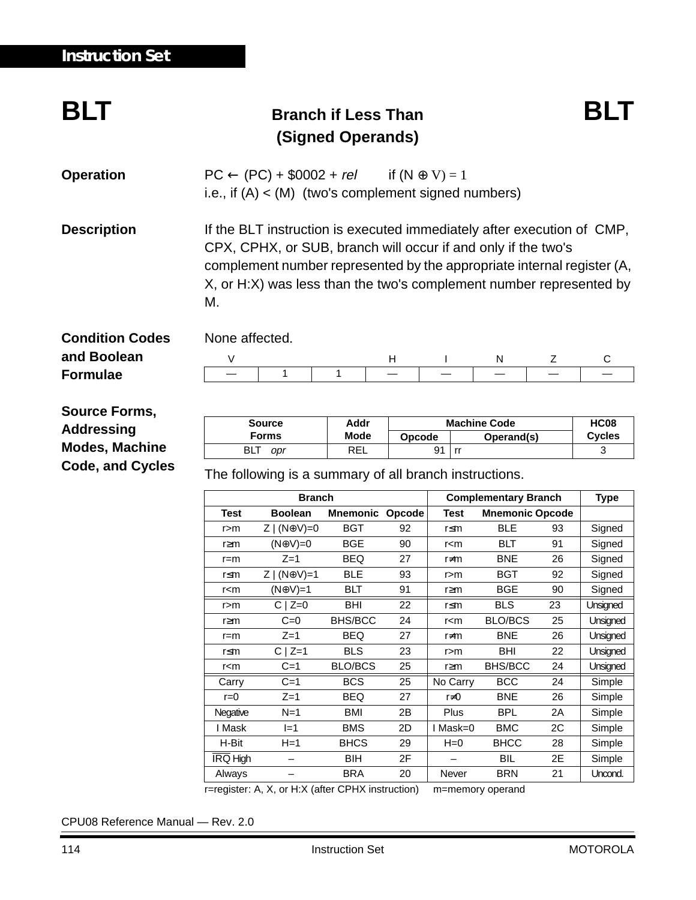# BLT — Branch if Less Than (Signed Operands) — BLT

**Operation**

PC ← (PC) + \$0002 + *rel*   if $(N \oplus V) = 1$

i.e., if (A) < (M)  (two's complement signed numbers)

**Description**

If the BLT instruction is executed immediately after execution of CMP, CPX, CPHX, or SUB, branch will occur if and only if the two's complement number represented by the appropriate internal register (A, X, or H:X) was less than the two's complement number represented by M.

**Condition Codes and Boolean Formulae**

None affected.

| V | | | H | I | N | Z | C |
|---|---|---|---|---|---|---|---|
| — | 1 | 1 | — | — | — | — | — |

**Source Forms, Addressing Modes, Machine Code, and Cycles**

| Source Forms | Addr Mode | Machine Code | | HC08 Cycles |
|---|---|---|---|---|
| | | Opcode | Operand(s) | |
| BLT *opr* | REL | 91 | rr | 3 |

The following is a summary of all branch instructions.

| Branch | | | | Complementary Branch | | | Type |
|---|---|---|---|---|---|---|---|
| Test | Boolean | Mnemonic | Opcode | Test | Mnemonic | Opcode | |
| r>m | Z \| (N⊕V)=0 | BGT | 92 | r≤m | BLE | 93 | Signed |
| r≥m | (N⊕V)=0 | BGE | 90 | r<m | BLT | 91 | Signed |
| r=m | Z=1 | BEQ | 27 | r≠m | BNE | 26 | Signed |
| r≤m | Z \| (N⊕V)=1 | BLE | 93 | r>m | BGT | 92 | Signed |
| r<m | (N⊕V)=1 | BLT | 91 | r≥m | BGE | 90 | Signed |
| r>m | C \| Z=0 | BHI | 22 | r≤m | BLS | 23 | Unsigned |
| r≥m | C=0 | BHS/BCC | 24 | r<m | BLO/BCS | 25 | Unsigned |
| r=m | Z=1 | BEQ | 27 | r≠m | BNE | 26 | Unsigned |
| r≤m | C \| Z=1 | BLS | 23 | r>m | BHI | 22 | Unsigned |
| r<m | C=1 | BLO/BCS | 25 | r≥m | BHS/BCC | 24 | Unsigned |
| Carry | C=1 | BCS | 25 | No Carry | BCC | 24 | Simple |
| r=0 | Z=1 | BEQ | 27 | r≠0 | BNE | 26 | Simple |
| Negative | N=1 | BMI | 2B | Plus | BPL | 2A | Simple |
| I Mask | I=1 | BMS | 2D | I Mask=0 | BMC | 2C | Simple |
| H-Bit | H=1 | BHCS | 29 | H=0 | BHCC | 28 | Simple |
| $\overline{IRQ}$ High | – | BIH | 2F | – | BIL | 2E | Simple |
| Always | – | BRA | 20 | Never | BRN | 21 | Uncond. |

r=register: A, X, or H:X (after CPHX instruction)   m=memory operand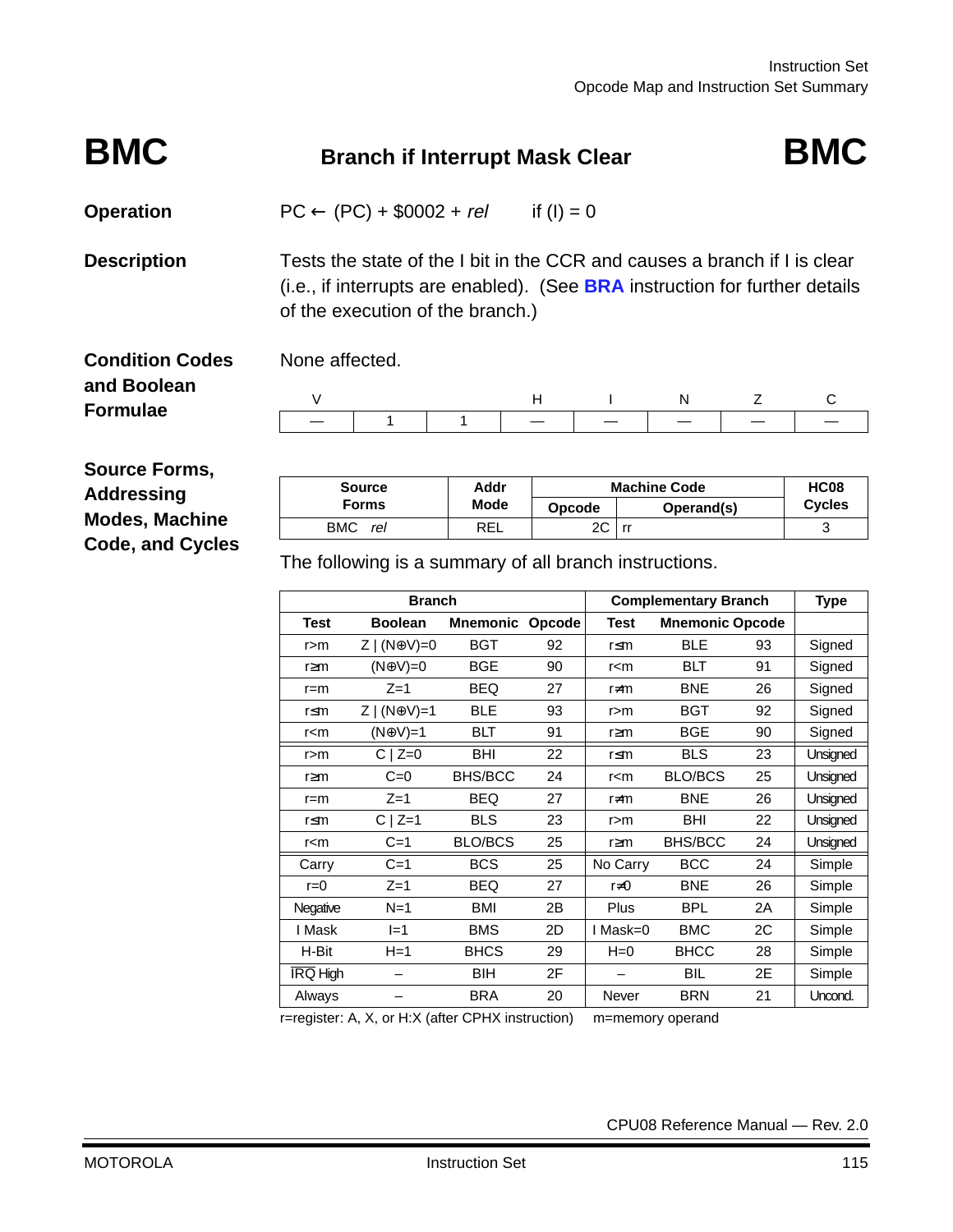# BMC — Branch if Interrupt Mask Clear

**Operation**

PC ← (PC) + \$0002 + *rel* if (I) = 0

**Description**

Tests the state of the I bit in the CCR and causes a branch if I is clear (i.e., if interrupts are enabled). (See **BRA** instruction for further details of the execution of the branch.)

**Condition Codes and Boolean Formulae**

None affected.

| V | | | H | I | N | Z | C |
|---|---|---|---|---|---|---|---|
| — | 1 | 1 | — | — | — | — | — |

**Source Forms, Addressing Modes, Machine Code, and Cycles**

| Source Forms | Addr Mode | Machine Code | | HC08 Cycles |
|---|---|---|---|---|
| | | Opcode | Operand(s) | |
| BMC *rel* | REL | 2C | rr | 3 |

The following is a summary of all branch instructions.

| Branch | | | | Complementary Branch | | | Type |
|---|---|---|---|---|---|---|---|
| Test | Boolean | Mnemonic | Opcode | Test | Mnemonic | Opcode | |
| r>m | Z \| (N⊕V)=0 | BGT | 92 | r≤m | BLE | 93 | Signed |
| r≥m | (N⊕V)=0 | BGE | 90 | r<m | BLT | 91 | Signed |
| r=m | Z=1 | BEQ | 27 | r≠m | BNE | 26 | Signed |
| r≤m | Z \| (N⊕V)=1 | BLE | 93 | r>m | BGT | 92 | Signed |
| r<m | (N⊕V)=1 | BLT | 91 | r≥m | BGE | 90 | Signed |
| r>m | C \| Z=0 | BHI | 22 | r≤m | BLS | 23 | Unsigned |
| r≥m | C=0 | BHS/BCC | 24 | r<m | BLO/BCS | 25 | Unsigned |
| r=m | Z=1 | BEQ | 27 | r≠m | BNE | 26 | Unsigned |
| r≤m | C \| Z=1 | BLS | 23 | r>m | BHI | 22 | Unsigned |
| r<m | C=1 | BLO/BCS | 25 | r≥m | BHS/BCC | 24 | Unsigned |
| Carry | C=1 | BCS | 25 | No Carry | BCC | 24 | Simple |
| r=0 | Z=1 | BEQ | 27 | r≠0 | BNE | 26 | Simple |
| Negative | N=1 | BMI | 2B | Plus | BPL | 2A | Simple |
| I Mask | I=1 | BMS | 2D | I Mask=0 | BMC | 2C | Simple |
| H-Bit | H=1 | BHCS | 29 | H=0 | BHCC | 28 | Simple |
| $\overline{\text{IRQ}}$ High | – | BIH | 2F | – | BIL | 2E | Simple |
| Always | – | BRA | 20 | Never | BRN | 21 | Uncond. |

r=register: A, X, or H:X (after CPHX instruction) m=memory operand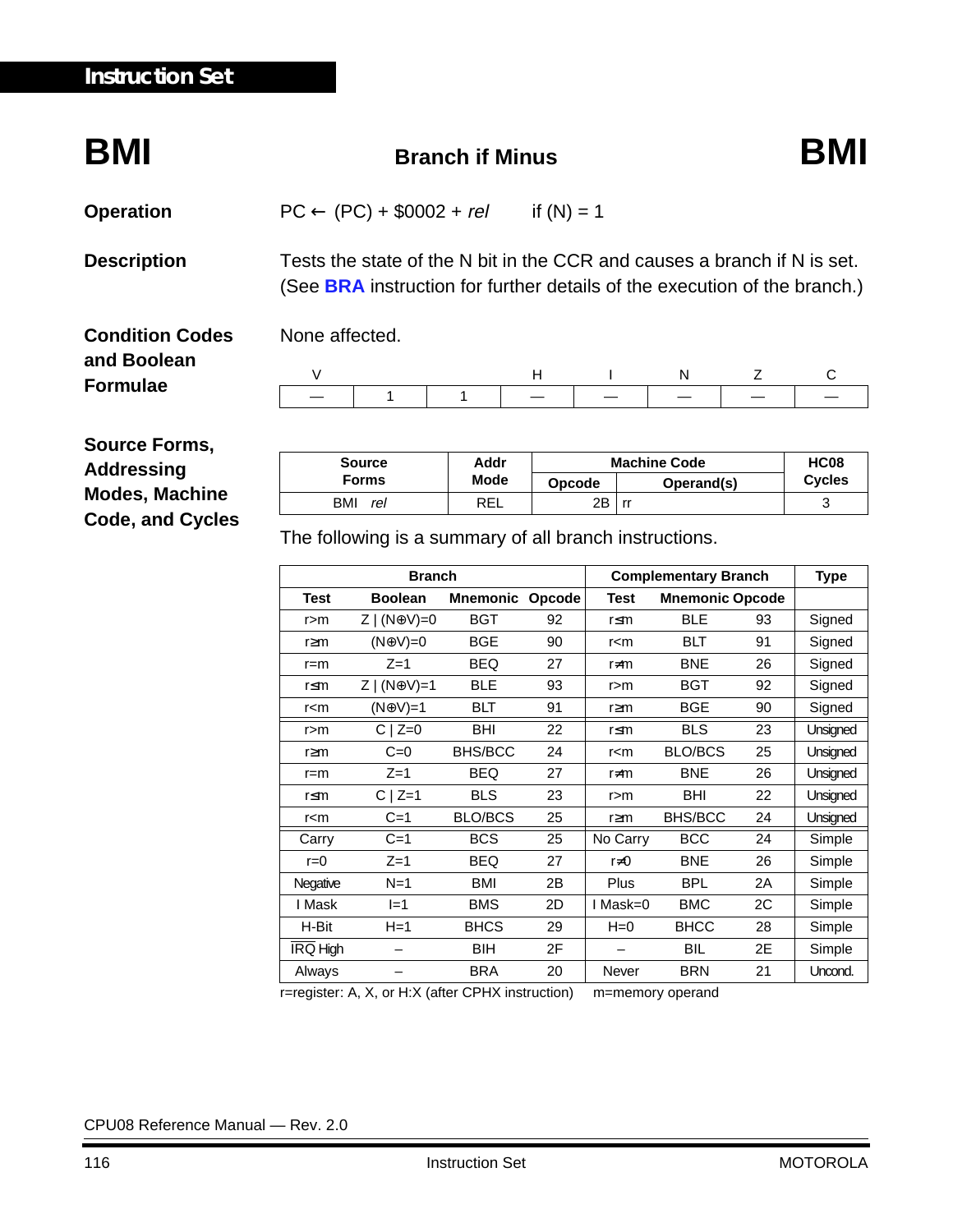# BMI — Branch if Minus

**Operation**

PC ← (PC) + \$0002 + *rel*  if (N) = 1

**Description**

Tests the state of the N bit in the CCR and causes a branch if N is set. (See **BRA** instruction for further details of the execution of the branch.)

**Condition Codes and Boolean Formulae**

None affected.

| V | | | H | I | N | Z | C |
|---|---|---|---|---|---|---|---|
| — | 1 | 1 | — | — | — | — | — |

**Source Forms, Addressing Modes, Machine Code, and Cycles**

| Source Forms | Addr Mode | Machine Code | | HC08 Cycles |
|---|---|---|---|---|
| | | Opcode | Operand(s) | |
| BMI *rel* | REL | 2B | rr | 3 |

The following is a summary of all branch instructions.

| Branch | | | | Complementary Branch | | | Type |
|---|---|---|---|---|---|---|---|
| Test | Boolean | Mnemonic | Opcode | Test | Mnemonic | Opcode | |
| r>m | Z \| (N⊕V)=0 | BGT | 92 | r≤m | BLE | 93 | Signed |
| r≥m | (N⊕V)=0 | BGE | 90 | r<m | BLT | 91 | Signed |
| r=m | Z=1 | BEQ | 27 | r≠m | BNE | 26 | Signed |
| r≤m | Z \| (N⊕V)=1 | BLE | 93 | r>m | BGT | 92 | Signed |
| r<m | (N⊕V)=1 | BLT | 91 | r≥m | BGE | 90 | Signed |
| r>m | C \| Z=0 | BHI | 22 | r≤m | BLS | 23 | Unsigned |
| r≥m | C=0 | BHS/BCC | 24 | r<m | BLO/BCS | 25 | Unsigned |
| r=m | Z=1 | BEQ | 27 | r≠m | BNE | 26 | Unsigned |
| r≤m | C \| Z=1 | BLS | 23 | r>m | BHI | 22 | Unsigned |
| r<m | C=1 | BLO/BCS | 25 | r≥m | BHS/BCC | 24 | Unsigned |
| Carry | C=1 | BCS | 25 | No Carry | BCC | 24 | Simple |
| r=0 | Z=1 | BEQ | 27 | r≠0 | BNE | 26 | Simple |
| Negative | N=1 | BMI | 2B | Plus | BPL | 2A | Simple |
| I Mask | I=1 | BMS | 2D | I Mask=0 | BMC | 2C | Simple |
| H-Bit | H=1 | BHCS | 29 | H=0 | BHCC | 28 | Simple |
| $\overline{\text{IRQ}}$ High | – | BIH | 2F | – | BIL | 2E | Simple |
| Always | – | BRA | 20 | Never | BRN | 21 | Uncond. |

r=register: A, X, or H:X (after CPHX instruction)  m=memory operand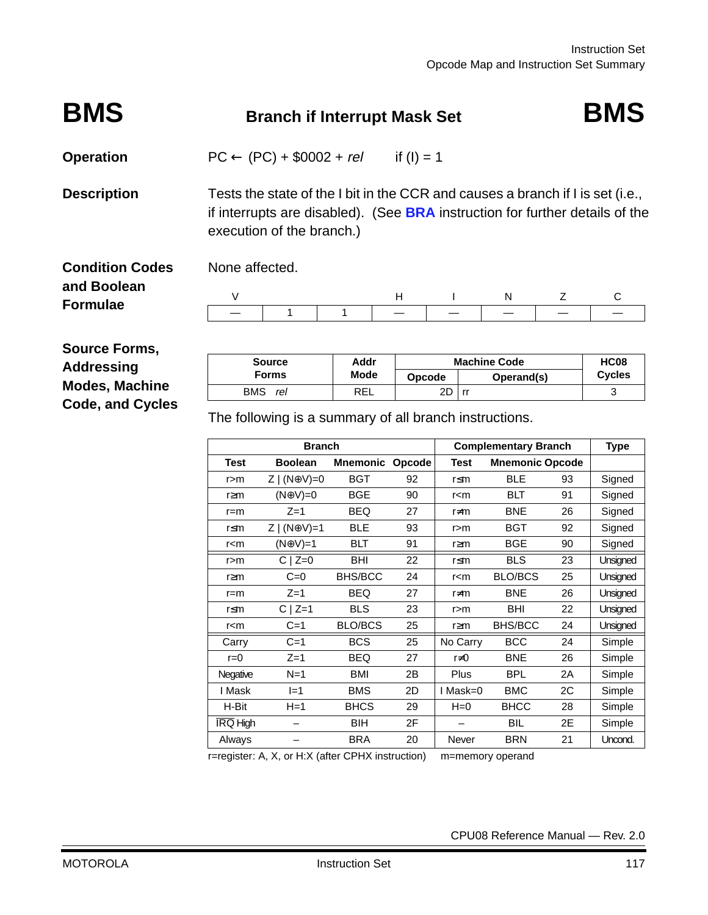# BMS — Branch if Interrupt Mask Set

**Operation**

PC ← (PC) + \$0002 + *rel*  if (I) = 1

**Description**

Tests the state of the I bit in the CCR and causes a branch if I is set (i.e., if interrupts are disabled). (See **BRA** instruction for further details of the execution of the branch.)

**Condition Codes and Boolean Formulae**

None affected.

| V | | | H | I | N | Z | C |
|---|---|---|---|---|---|---|---|
| — | 1 | 1 | — | — | — | — | — |

**Source Forms, Addressing Modes, Machine Code, and Cycles**

| Source Forms | Addr Mode | Machine Code | | HC08 Cycles |
|---|---|---|---|---|
| | | Opcode | Operand(s) | |
| BMS *rel* | REL | 2D | rr | 3 |

The following is a summary of all branch instructions.

| Branch | | | | Complementary Branch | | | Type |
|---|---|---|---|---|---|---|---|
| Test | Boolean | Mnemonic | Opcode | Test | Mnemonic | Opcode | |
| r>m | Z \| (N⊕V)=0 | BGT | 92 | r≤m | BLE | 93 | Signed |
| r≥m | (N⊕V)=0 | BGE | 90 | r<m | BLT | 91 | Signed |
| r=m | Z=1 | BEQ | 27 | r≠m | BNE | 26 | Signed |
| r≤m | Z \| (N⊕V)=1 | BLE | 93 | r>m | BGT | 92 | Signed |
| r<m | (N⊕V)=1 | BLT | 91 | r≥m | BGE | 90 | Signed |
| r>m | C \| Z=0 | BHI | 22 | r≤m | BLS | 23 | Unsigned |
| r≥m | C=0 | BHS/BCC | 24 | r<m | BLO/BCS | 25 | Unsigned |
| r=m | Z=1 | BEQ | 27 | r≠m | BNE | 26 | Unsigned |
| r≤m | C \| Z=1 | BLS | 23 | r>m | BHI | 22 | Unsigned |
| r<m | C=1 | BLO/BCS | 25 | r≥m | BHS/BCC | 24 | Unsigned |
| Carry | C=1 | BCS | 25 | No Carry | BCC | 24 | Simple |
| r=0 | Z=1 | BEQ | 27 | r≠0 | BNE | 26 | Simple |
| Negative | N=1 | BMI | 2B | Plus | BPL | 2A | Simple |
| I Mask | I=1 | BMS | 2D | I Mask=0 | BMC | 2C | Simple |
| H-Bit | H=1 | BHCS | 29 | H=0 | BHCC | 28 | Simple |
| $\overline{\text{IRQ}}$ High | – | BIH | 2F | – | BIL | 2E | Simple |
| Always | – | BRA | 20 | Never | BRN | 21 | Uncond. |

r=register: A, X, or H:X (after CPHX instruction)  m=memory operand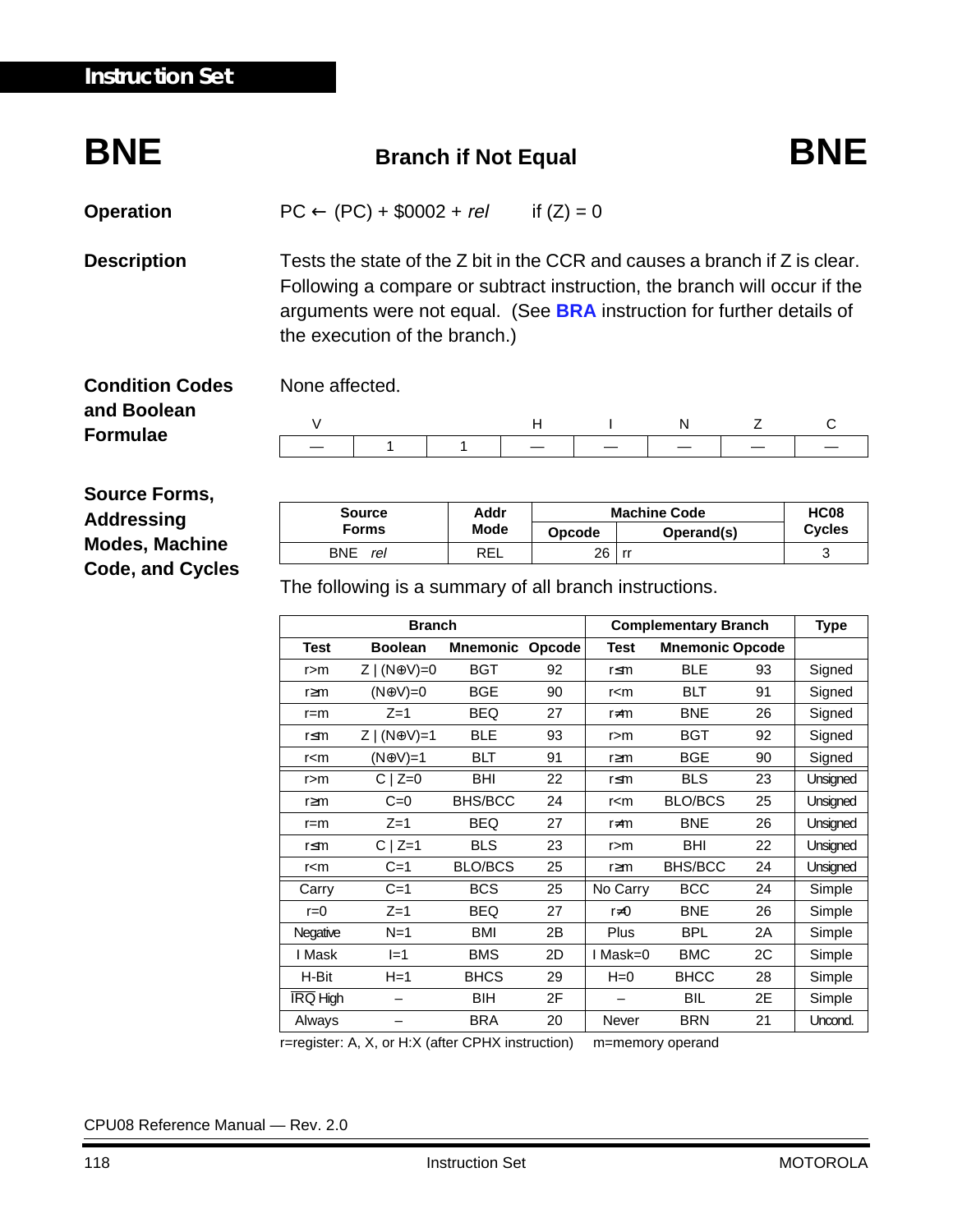# BNE — Branch if Not Equal

**Operation**

PC ← (PC) + \$0002 + *rel*  if (Z) = 0

**Description**

Tests the state of the Z bit in the CCR and causes a branch if Z is clear. Following a compare or subtract instruction, the branch will occur if the arguments were not equal. (See **BRA** instruction for further details of the execution of the branch.)

**Condition Codes and Boolean Formulae**

None affected.

| V | | | H | I | N | Z | C |
|---|---|---|---|---|---|---|---|
| — | 1 | 1 | — | — | — | — | — |

**Source Forms, Addressing Modes, Machine Code, and Cycles**

| Source Forms | Addr Mode | Machine Code | | HC08 Cycles |
|---|---|---|---|---|
| | | Opcode | Operand(s) | |
| BNE *rel* | REL | 26 | rr | 3 |

The following is a summary of all branch instructions.

| Branch | | | | Complementary Branch | | | Type |
|---|---|---|---|---|---|---|---|
| Test | Boolean | Mnemonic | Opcode | Test | Mnemonic | Opcode | |
| r>m | Z \| (N⊕V)=0 | BGT | 92 | r≤m | BLE | 93 | Signed |
| r≥m | (N⊕V)=0 | BGE | 90 | r<m | BLT | 91 | Signed |
| r=m | Z=1 | BEQ | 27 | r≠m | BNE | 26 | Signed |
| r≤m | Z \| (N⊕V)=1 | BLE | 93 | r>m | BGT | 92 | Signed |
| r<m | (N⊕V)=1 | BLT | 91 | r≥m | BGE | 90 | Signed |
| r>m | C \| Z=0 | BHI | 22 | r≤m | BLS | 23 | Unsigned |
| r≥m | C=0 | BHS/BCC | 24 | r<m | BLO/BCS | 25 | Unsigned |
| r=m | Z=1 | BEQ | 27 | r≠m | BNE | 26 | Unsigned |
| r≤m | C \| Z=1 | BLS | 23 | r>m | BHI | 22 | Unsigned |
| r<m | C=1 | BLO/BCS | 25 | r≥m | BHS/BCC | 24 | Unsigned |
| Carry | C=1 | BCS | 25 | No Carry | BCC | 24 | Simple |
| r=0 | Z=1 | BEQ | 27 | r≠0 | BNE | 26 | Simple |
| Negative | N=1 | BMI | 2B | Plus | BPL | 2A | Simple |
| I Mask | I=1 | BMS | 2D | I Mask=0 | BMC | 2C | Simple |
| H-Bit | H=1 | BHCS | 29 | H=0 | BHCC | 28 | Simple |
| $\overline{\text{IRQ}}$ High | – | BIH | 2F | – | BIL | 2E | Simple |
| Always | – | BRA | 20 | Never | BRN | 21 | Uncond. |

r=register: A, X, or H:X (after CPHX instruction)  m=memory operand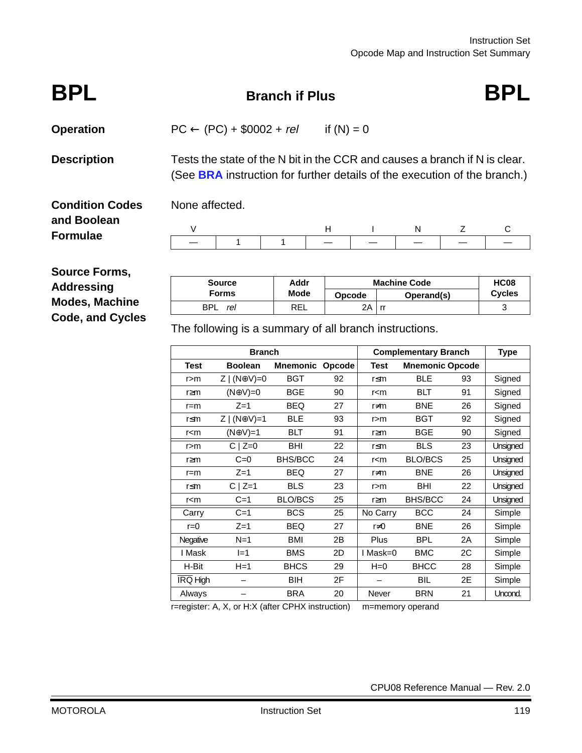# BPL — Branch if Plus — BPL

**Operation**

PC ← (PC) + \$0002 + *rel*   if (N) = 0

**Description**

Tests the state of the N bit in the CCR and causes a branch if N is clear. (See **BRA** instruction for further details of the execution of the branch.)

**Condition Codes and Boolean Formulae**

None affected.

| V | | | H | I | N | Z | C |
|---|---|---|---|---|---|---|---|
| — | 1 | 1 | — | — | — | — | — |

**Source Forms, Addressing Modes, Machine Code, and Cycles**

| Source Forms | Addr Mode | Machine Code | | HC08 Cycles |
|---|---|---|---|---|
| | | Opcode | Operand(s) | |
| BPL *rel* | REL | 2A | rr | 3 |

The following is a summary of all branch instructions.

| Branch | | | | Complementary Branch | | | Type |
|---|---|---|---|---|---|---|---|
| Test | Boolean | Mnemonic | Opcode | Test | Mnemonic | Opcode | |
| r>m | Z \| (N⊕V)=0 | BGT | 92 | r≤m | BLE | 93 | Signed |
| r≥m | (N⊕V)=0 | BGE | 90 | r<m | BLT | 91 | Signed |
| r=m | Z=1 | BEQ | 27 | r≠m | BNE | 26 | Signed |
| r≤m | Z \| (N⊕V)=1 | BLE | 93 | r>m | BGT | 92 | Signed |
| r<m | (N⊕V)=1 | BLT | 91 | r≥m | BGE | 90 | Signed |
| r>m | C \| Z=0 | BHI | 22 | r≤m | BLS | 23 | Unsigned |
| r≥m | C=0 | BHS/BCC | 24 | r<m | BLO/BCS | 25 | Unsigned |
| r=m | Z=1 | BEQ | 27 | r≠m | BNE | 26 | Unsigned |
| r≤m | C \| Z=1 | BLS | 23 | r>m | BHI | 22 | Unsigned |
| r<m | C=1 | BLO/BCS | 25 | r≥m | BHS/BCC | 24 | Unsigned |
| Carry | C=1 | BCS | 25 | No Carry | BCC | 24 | Simple |
| r=0 | Z=1 | BEQ | 27 | r≠0 | BNE | 26 | Simple |
| Negative | N=1 | BMI | 2B | Plus | BPL | 2A | Simple |
| I Mask | I=1 | BMS | 2D | I Mask=0 | BMC | 2C | Simple |
| H-Bit | H=1 | BHCS | 29 | H=0 | BHCC | 28 | Simple |
| $\overline{\text{IRQ}}$ High | – | BIH | 2F | – | BIL | 2E | Simple |
| Always | – | BRA | 20 | Never | BRN | 21 | Uncond. |

r=register: A, X, or H:X (after CPHX instruction)   m=memory operand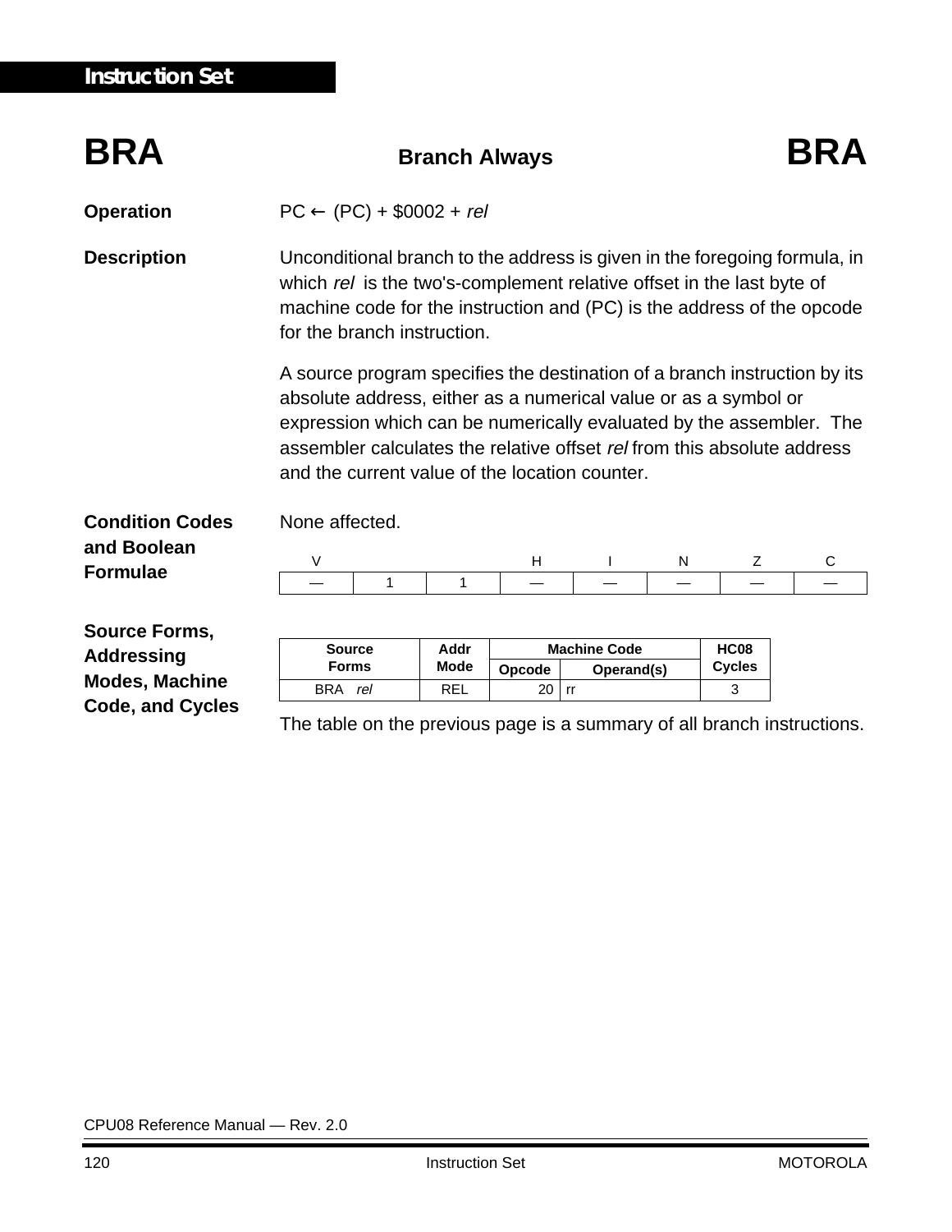# BRA — Branch Always — BRA

**Operation**

PC ← (PC) + \$0002 + *rel*

**Description**

Unconditional branch to the address is given in the foregoing formula, in which *rel* is the two's-complement relative offset in the last byte of machine code for the instruction and (PC) is the address of the opcode for the branch instruction.

A source program specifies the destination of a branch instruction by its absolute address, either as a numerical value or as a symbol or expression which can be numerically evaluated by the assembler. The assembler calculates the relative offset *rel* from this absolute address and the current value of the location counter.

**Condition Codes and Boolean Formulae**

None affected.

| V | | | H | I | N | Z | C |
|---|---|---|---|---|---|---|---|
| — | 1 | 1 | — | — | — | — | — |

**Source Forms, Addressing Modes, Machine Code, and Cycles**

| Source Forms | Addr Mode | Machine Code | | HC08 Cycles |
|---|---|---|---|---|
| | | Opcode | Operand(s) | |
| BRA *rel* | REL | 20 | rr | 3 |

The table on the previous page is a summary of all branch instructions.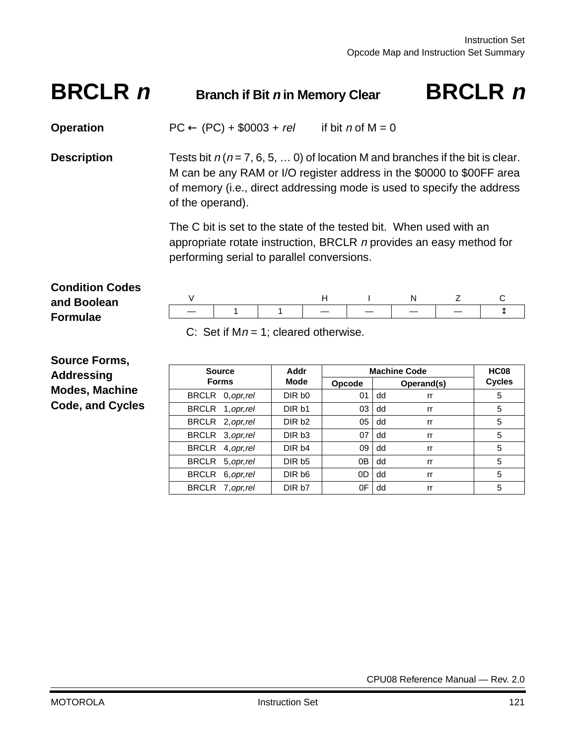# BRCLR *n* — Branch if Bit *n* in Memory Clear — BRCLR *n*

**Operation**

PC ← (PC) + $0003 + *rel*     if bit *n* of M = 0

**Description**

Tests bit *n* (*n* = 7, 6, 5, … 0) of location M and branches if the bit is clear. M can be any RAM or I/O register address in the $0000 to $00FF area of memory (i.e., direct addressing mode is used to specify the address of the operand).

The C bit is set to the state of the tested bit. When used with an appropriate rotate instruction, BRCLR *n* provides an easy method for performing serial to parallel conversions.

**Condition Codes and Boolean Formulae**

| V | | | H | I | N | Z | C |
|---|---|---|---|---|---|---|---|
| — | 1 | 1 | — | — | — | — | ↕ |

C: Set if M*n* = 1; cleared otherwise.

**Source Forms, Addressing Modes, Machine Code, and Cycles**

| Source Forms | Addr Mode | Machine Code | | HC08 Cycles |
|---|---|---|---|---|
| | | Opcode | Operand(s) | |
| BRCLR 0,*opr*,*rel* | DIR b0 | 01 | dd rr | 5 |
| BRCLR 1,*opr*,*rel* | DIR b1 | 03 | dd rr | 5 |
| BRCLR 2,*opr*,*rel* | DIR b2 | 05 | dd rr | 5 |
| BRCLR 3,*opr*,*rel* | DIR b3 | 07 | dd rr | 5 |
| BRCLR 4,*opr*,*rel* | DIR b4 | 09 | dd rr | 5 |
| BRCLR 5,*opr*,*rel* | DIR b5 | 0B | dd rr | 5 |
| BRCLR 6,*opr*,*rel* | DIR b6 | 0D | dd rr | 5 |
| BRCLR 7,*opr*,*rel* | DIR b7 | 0F | dd rr | 5 |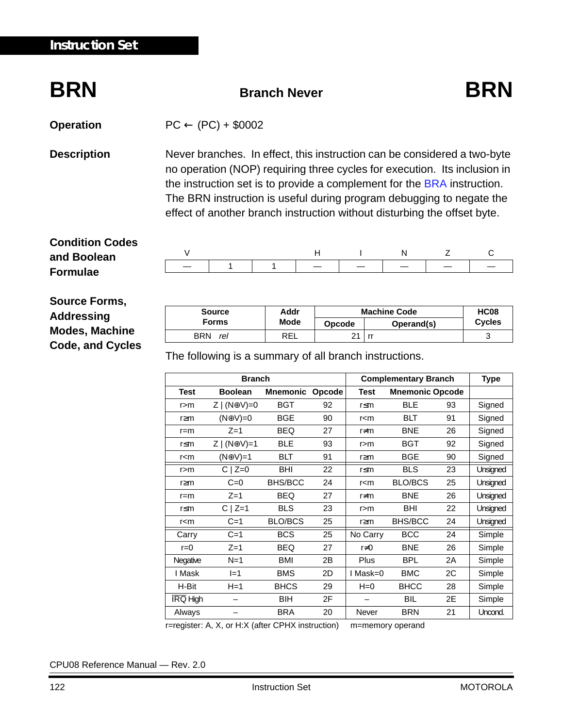# BRN — Branch Never — BRN

**Operation**

PC ← (PC) + $0002

**Description**

Never branches. In effect, this instruction can be considered a two-byte no operation (NOP) requiring three cycles for execution. Its inclusion in the instruction set is to provide a complement for the BRA instruction. The BRN instruction is useful during program debugging to negate the effect of another branch instruction without disturbing the offset byte.

**Condition Codes and Boolean Formulae**

| V | | | H | I | N | Z | C |
|---|---|---|---|---|---|---|---|
| — | 1 | 1 | — | — | — | — | — |

**Source Forms, Addressing Modes, Machine Code, and Cycles**

| Source Forms | Addr Mode | Machine Code | | HC08 Cycles |
|---|---|---|---|---|
| | | Opcode | Operand(s) | |
| BRN *rel* | REL | 21 | rr | 3 |

The following is a summary of all branch instructions.

| Branch | | | | Complementary Branch | | | Type |
|---|---|---|---|---|---|---|---|
| Test | Boolean | Mnemonic | Opcode | Test | Mnemonic | Opcode | |
| r>m | Z \| (N⊕V)=0 | BGT | 92 | r≤m | BLE | 93 | Signed |
| r≥m | (N⊕V)=0 | BGE | 90 | r<m | BLT | 91 | Signed |
| r=m | Z=1 | BEQ | 27 | r≠m | BNE | 26 | Signed |
| r≤m | Z \| (N⊕V)=1 | BLE | 93 | r>m | BGT | 92 | Signed |
| r<m | (N⊕V)=1 | BLT | 91 | r≥m | BGE | 90 | Signed |
| r>m | C \| Z=0 | BHI | 22 | r≤m | BLS | 23 | Unsigned |
| r≥m | C=0 | BHS/BCC | 24 | r<m | BLO/BCS | 25 | Unsigned |
| r=m | Z=1 | BEQ | 27 | r≠m | BNE | 26 | Unsigned |
| r≤m | C \| Z=1 | BLS | 23 | r>m | BHI | 22 | Unsigned |
| r<m | C=1 | BLO/BCS | 25 | r≥m | BHS/BCC | 24 | Unsigned |
| Carry | C=1 | BCS | 25 | No Carry | BCC | 24 | Simple |
| r=0 | Z=1 | BEQ | 27 | r≠0 | BNE | 26 | Simple |
| Negative | N=1 | BMI | 2B | Plus | BPL | 2A | Simple |
| I Mask | I=1 | BMS | 2D | I Mask=0 | BMC | 2C | Simple |
| H-Bit | H=1 | BHCS | 29 | H=0 | BHCC | 28 | Simple |
| $\overline{\text{IRQ}}$ High | – | BIH | 2F | – | BIL | 2E | Simple |
| Always | – | BRA | 20 | Never | BRN | 21 | Uncond. |

r=register: A, X, or H:X (after CPHX instruction)  m=memory operand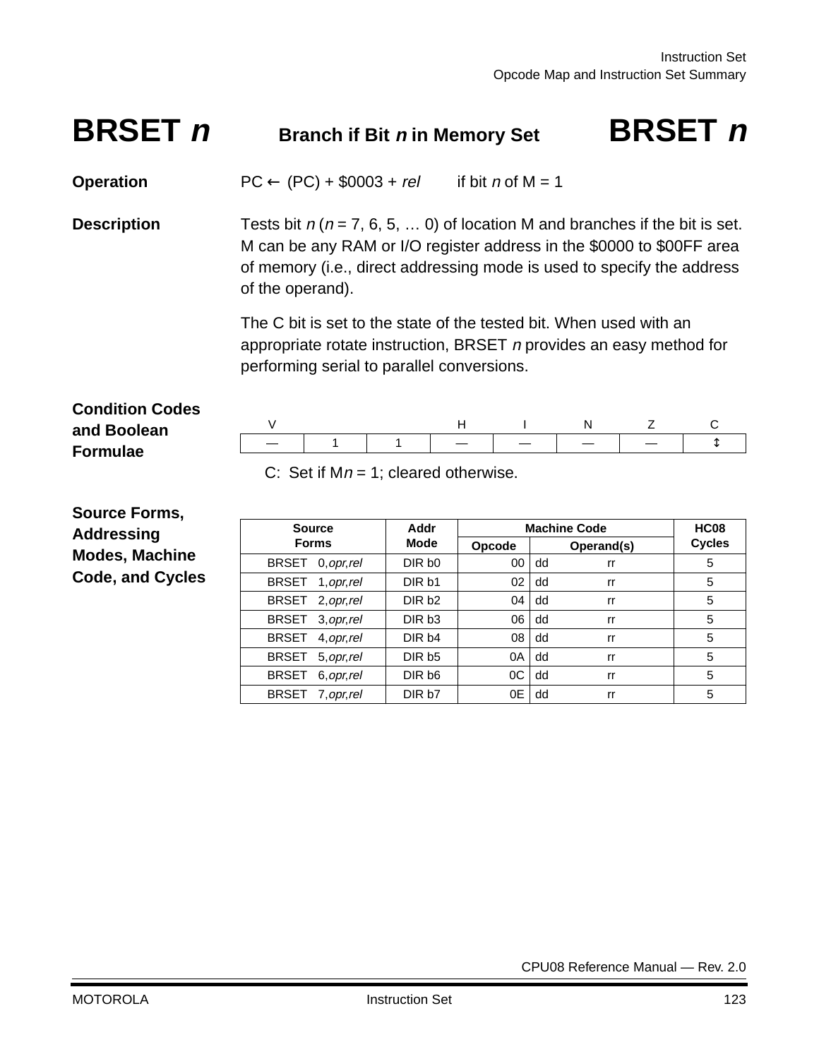# BRSET *n* — Branch if Bit *n* in Memory Set — BRSET *n*

**Operation**

PC ← (PC) + $0003 + *rel*    if bit *n* of M = 1

**Description**

Tests bit *n* (*n* = 7, 6, 5, … 0) of location M and branches if the bit is set. M can be any RAM or I/O register address in the $0000 to $00FF area of memory (i.e., direct addressing mode is used to specify the address of the operand).

The C bit is set to the state of the tested bit. When used with an appropriate rotate instruction, BRSET *n* provides an easy method for performing serial to parallel conversions.

**Condition Codes and Boolean Formulae**

| V | | | H | I | N | Z | C |
|---|---|---|---|---|---|---|---|
| — | 1 | 1 | — | — | — | — | ↕ |

C: Set if M*n* = 1; cleared otherwise.

**Source Forms, Addressing Modes, Machine Code, and Cycles**

| Source Forms | Addr Mode | Machine Code | | HC08 Cycles |
|---|---|---|---|---|
| | | Opcode | Operand(s) | |
| BRSET 0,*opr,rel* | DIR b0 | 00 | dd rr | 5 |
| BRSET 1,*opr,rel* | DIR b1 | 02 | dd rr | 5 |
| BRSET 2,*opr,rel* | DIR b2 | 04 | dd rr | 5 |
| BRSET 3,*opr,rel* | DIR b3 | 06 | dd rr | 5 |
| BRSET 4,*opr,rel* | DIR b4 | 08 | dd rr | 5 |
| BRSET 5,*opr,rel* | DIR b5 | 0A | dd rr | 5 |
| BRSET 6,*opr,rel* | DIR b6 | 0C | dd rr | 5 |
| BRSET 7,*opr,rel* | DIR b7 | 0E | dd rr | 5 |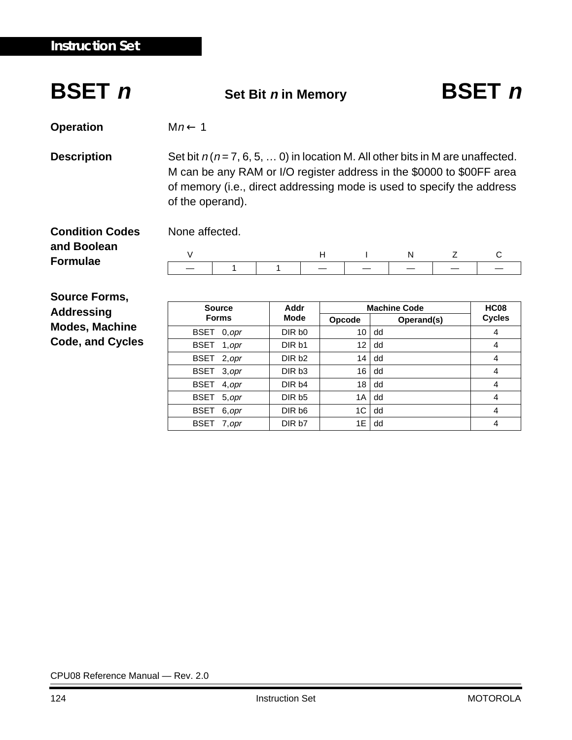# BSET *n* — Set Bit *n* in Memory

**Operation**

M*n* ← 1

**Description**

Set bit *n* (*n* = 7, 6, 5, … 0) in location M. All other bits in M are unaffected. M can be any RAM or I/O register address in the $0000 to $00FF area of memory (i.e., direct addressing mode is used to specify the address of the operand).

**Condition Codes and Boolean Formulae**

None affected.

| V | | | H | I | N | Z | C |
|---|---|---|---|---|---|---|---|
| — | 1 | 1 | — | — | — | — | — |

**Source Forms, Addressing Modes, Machine Code, and Cycles**

| Source Forms | Addr Mode | Machine Code | | HC08 Cycles |
|---|---|---|---|---|
| | | Opcode | Operand(s) | |
| BSET 0,*opr* | DIR b0 | 10 | dd | 4 |
| BSET 1,*opr* | DIR b1 | 12 | dd | 4 |
| BSET 2,*opr* | DIR b2 | 14 | dd | 4 |
| BSET 3,*opr* | DIR b3 | 16 | dd | 4 |
| BSET 4,*opr* | DIR b4 | 18 | dd | 4 |
| BSET 5,*opr* | DIR b5 | 1A | dd | 4 |
| BSET 6,*opr* | DIR b6 | 1C | dd | 4 |
| BSET 7,*opr* | DIR b7 | 1E | dd | 4 |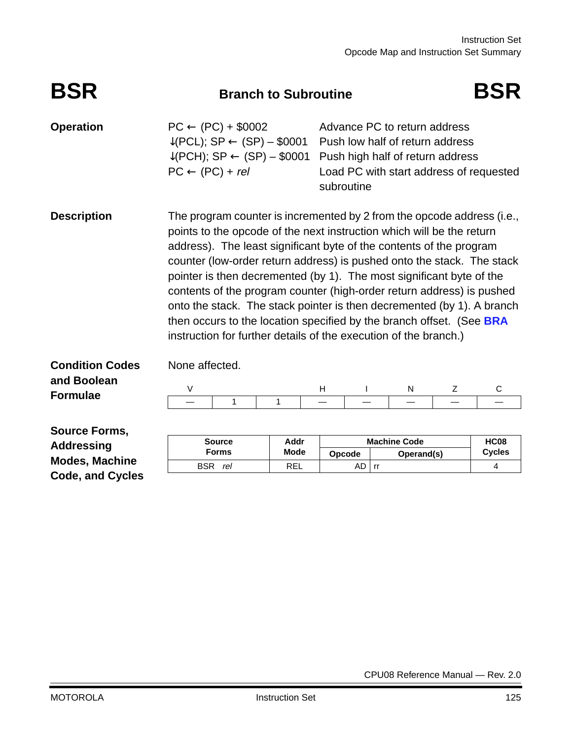# BSR — Branch to Subroutine — BSR

**Operation**

| | |
|---|---|
| PC ← (PC) + $0002 | Advance PC to return address |
| ↓(PCL); SP ← (SP) – $0001 | Push low half of return address |
| ↓(PCH); SP ← (SP) – $0001 | Push high half of return address |
| PC ← (PC) + *rel* | Load PC with start address of requested subroutine |

**Description**

The program counter is incremented by 2 from the opcode address (i.e., points to the opcode of the next instruction which will be the return address). The least significant byte of the contents of the program counter (low-order return address) is pushed onto the stack. The stack pointer is then decremented (by 1). The most significant byte of the contents of the program counter (high-order return address) is pushed onto the stack. The stack pointer is then decremented (by 1). A branch then occurs to the location specified by the branch offset. (See **BRA** instruction for further details of the execution of the branch.)

**Condition Codes and Boolean Formulae**

None affected.

| V | | | H | I | N | Z | C |
|---|---|---|---|---|---|---|---|
| — | 1 | 1 | — | — | — | — | — |

**Source Forms, Addressing Modes, Machine Code, and Cycles**

| Source Forms | Addr Mode | Machine Code | | HC08 Cycles |
|---|---|---|---|---|
| | | Opcode | Operand(s) | |
| BSR *rel* | REL | AD | rr | 4 |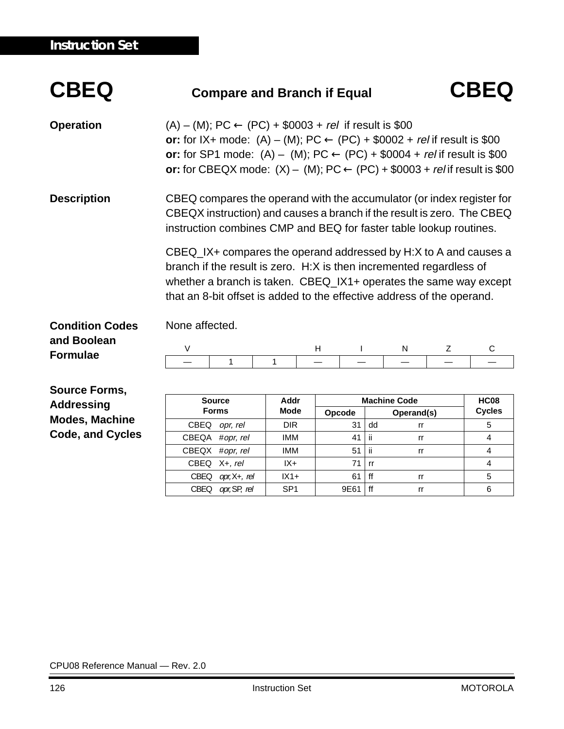## CBEQ — Compare and Branch if Equal

**Operation**

(A) – (M); PC ← (PC) + \$0003 + *rel* if result is \$00
**or:** for IX+ mode: (A) – (M); PC ← (PC) + \$0002 + *rel* if result is \$00
**or:** for SP1 mode: (A) – (M); PC ← (PC) + \$0004 + *rel* if result is \$00
**or:** for CBEQX mode: (X) – (M); PC ← (PC) + \$0003 + *rel* if result is \$00

**Description**

CBEQ compares the operand with the accumulator (or index register for CBEQX instruction) and causes a branch if the result is zero. The CBEQ instruction combines CMP and BEQ for faster table lookup routines.

CBEQ_IX+ compares the operand addressed by H:X to A and causes a branch if the result is zero. H:X is then incremented regardless of whether a branch is taken. CBEQ_IX1+ operates the same way except that an 8-bit offset is added to the effective address of the operand.

**Condition Codes and Boolean Formulae**

None affected.

| V | | | H | I | N | Z | C |
|---|---|---|---|---|---|---|---|
| — | 1 | 1 | — | — | — | — | — |

**Source Forms, Addressing Modes, Machine Code, and Cycles**

| Source Forms | Addr Mode | Machine Code | | HC08 Cycles |
|---|---|---|---|---|
| | | Opcode | Operand(s) | |
| CBEQ *opr, rel* | DIR | 31 | dd rr | 5 |
| CBEQA #*opr, rel* | IMM | 41 | ii rr | 4 |
| CBEQX #*opr, rel* | IMM | 51 | ii rr | 4 |
| CBEQ X+, *rel* | IX+ | 71 | rr | 4 |
| CBEQ *opr,* X+, *rel* | IX1+ | 61 | ff rr | 5 |
| CBEQ *opr,* SP, *rel* | SP1 | 9E61 | ff rr | 6 |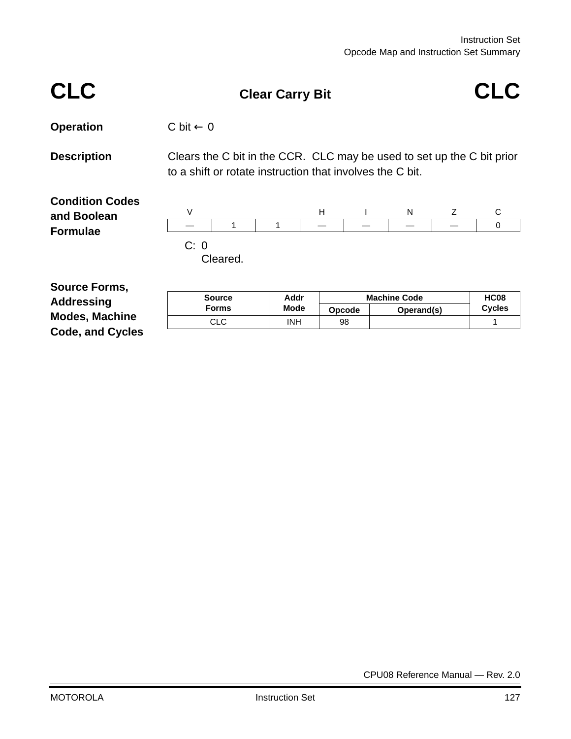# CLC — Clear Carry Bit — CLC

**Operation**

C bit ← 0

**Description**

Clears the C bit in the CCR. CLC may be used to set up the C bit prior to a shift or rotate instruction that involves the C bit.

**Condition Codes and Boolean Formulae**

| V | | | H | I | N | Z | C |
|---|---|---|---|---|---|---|---|
| — | 1 | 1 | — | — | — | — | 0 |

C: 0
Cleared.

**Source Forms, Addressing Modes, Machine Code, and Cycles**

| Source Forms | Addr Mode | Machine Code | | HC08 Cycles |
|---|---|---|---|---|
| | | Opcode | Operand(s) | |
| CLC | INH | 98 | | 1 |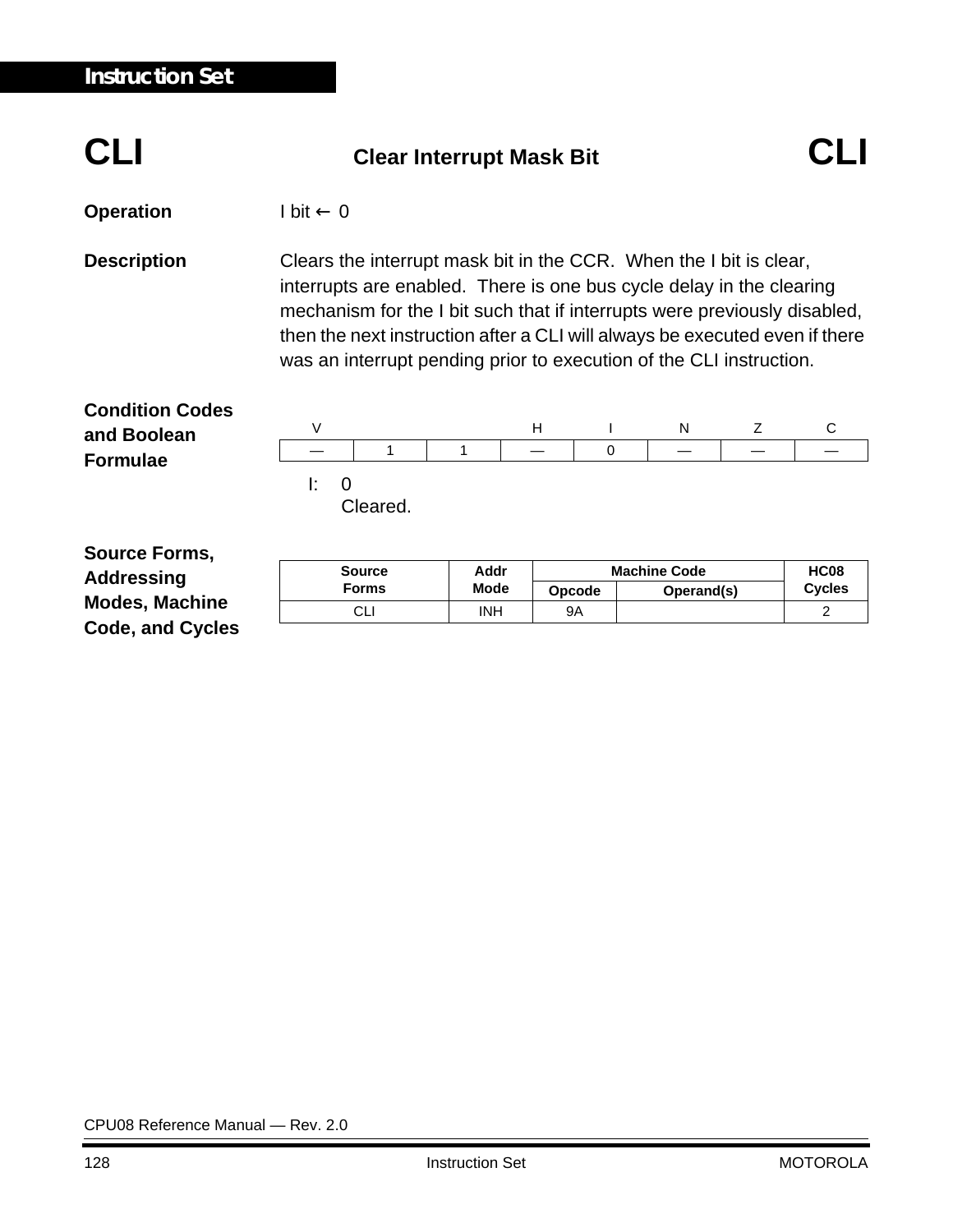# CLI — Clear Interrupt Mask Bit — CLI

**Operation** I bit ← 0

**Description** Clears the interrupt mask bit in the CCR. When the I bit is clear, interrupts are enabled. There is one bus cycle delay in the clearing mechanism for the I bit such that if interrupts were previously disabled, then the next instruction after a CLI will always be executed even if there was an interrupt pending prior to execution of the CLI instruction.

**Condition Codes and Boolean Formulae**

| V | | | H | I | N | Z | C |
|---|---|---|---|---|---|---|---|
| — | 1 | 1 | — | 0 | — | — | — |

I: 0
Cleared.

**Source Forms, Addressing Modes, Machine Code, and Cycles**

| Source Forms | Addr Mode | Machine Code | | HC08 Cycles |
|---|---|---|---|---|
| | | Opcode | Operand(s) | |
| CLI | INH | 9A | | 2 |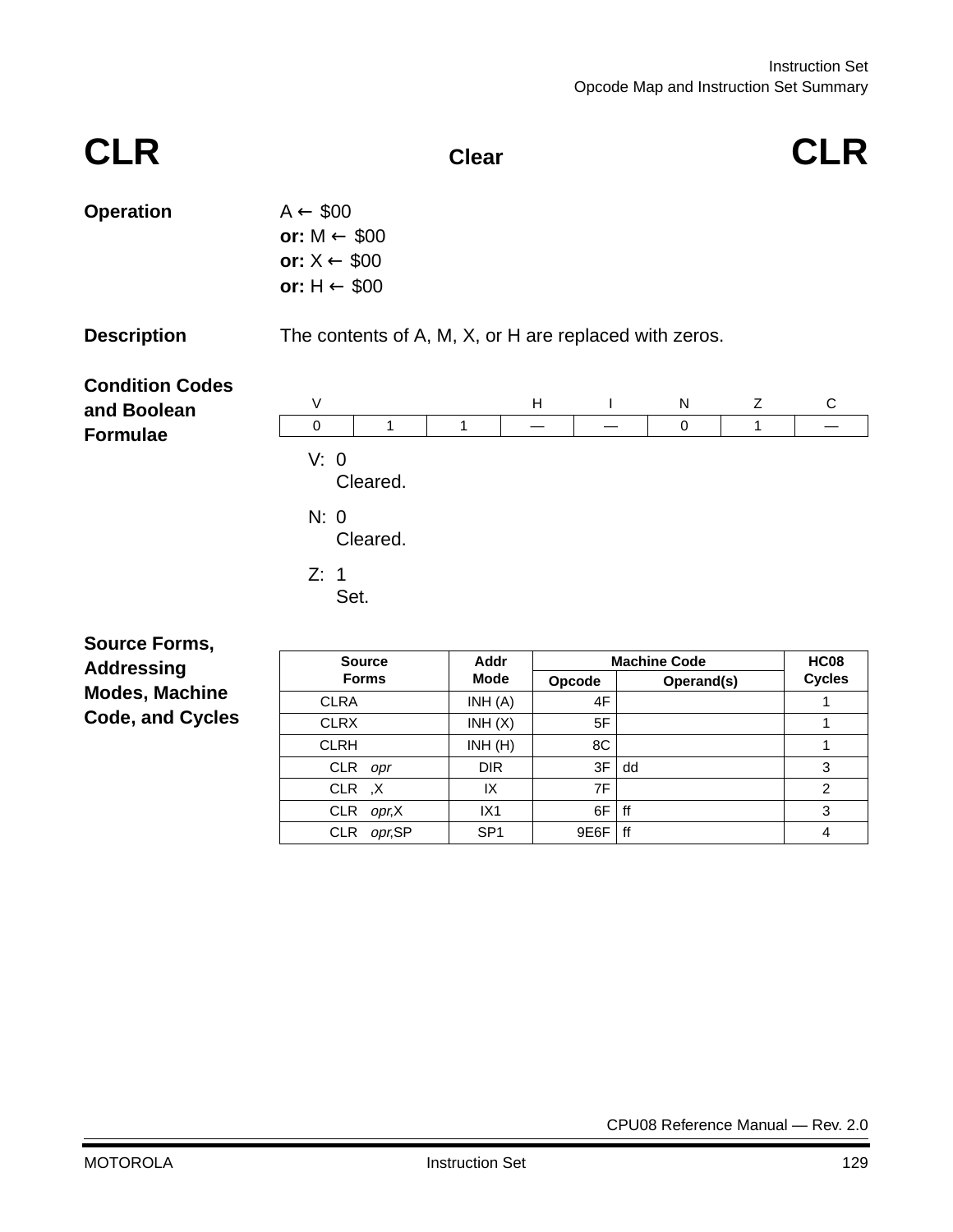# CLR — Clear — CLR

**Operation**

A ← \$00
**or:** M ← \$00
**or:** X ← \$00
**or:** H ← \$00

**Description**

The contents of A, M, X, or H are replaced with zeros.

**Condition Codes and Boolean Formulae**

| V | | | H | I | N | Z | C |
|---|---|---|---|---|---|---|---|
| 0 | 1 | 1 | — | — | 0 | 1 | — |

V: 0
Cleared.

N: 0
Cleared.

Z: 1
Set.

**Source Forms, Addressing Modes, Machine Code, and Cycles**

| Source Forms | Addr Mode | Machine Code | | HC08 Cycles |
|---|---|---|---|---|
| | | Opcode | Operand(s) | |
| CLRA | INH (A) | 4F | | 1 |
| CLRX | INH (X) | 5F | | 1 |
| CLRH | INH (H) | 8C | | 1 |
| CLR *opr* | DIR | 3F | dd | 3 |
| CLR ,X | IX | 7F | | 2 |
| CLR *opr*,X | IX1 | 6F | ff | 3 |
| CLR *opr*,SP | SP1 | 9E6F | ff | 4 |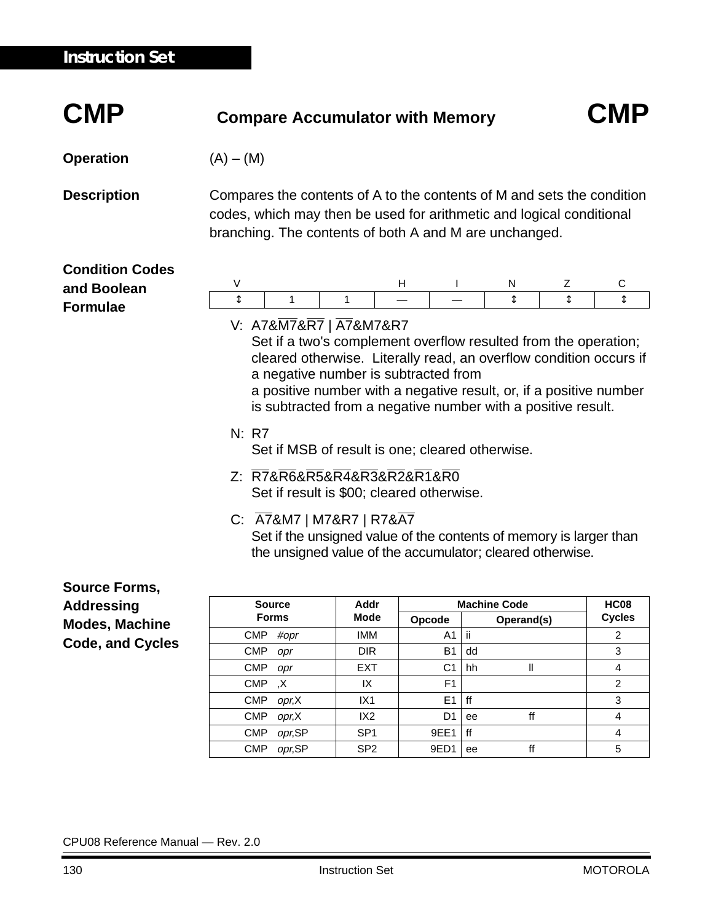# CMP — Compare Accumulator with Memory — CMP

**Operation**

(A) – (M)

**Description**

Compares the contents of A to the contents of M and sets the condition codes, which may then be used for arithmetic and logical conditional branching. The contents of both A and M are unchanged.

**Condition Codes and Boolean Formulae**

| V | | | H | I | N | Z | C |
|---|---|---|---|---|---|---|---|
| ↕ | 1 | 1 | — | — | ↕ | ↕ | ↕ |

V: $A7\&\overline{M7}\&\overline{R7} \mid \overline{A7}\&M7\&R7$
Set if a two's complement overflow resulted from the operation; cleared otherwise. Literally read, an overflow condition occurs if a negative number is subtracted from a positive number with a negative result, or, if a positive number is subtracted from a negative number with a positive result.

N: R7
Set if MSB of result is one; cleared otherwise.

Z: $\overline{R7}\&\overline{R6}\&\overline{R5}\&\overline{R4}\&\overline{R3}\&\overline{R2}\&\overline{R1}\&\overline{R0}$
Set if result is \$00; cleared otherwise.

C: $\overline{A7}\&M7 \mid M7\&R7 \mid R7\&\overline{A7}$
Set if the unsigned value of the contents of memory is larger than the unsigned value of the accumulator; cleared otherwise.

**Source Forms, Addressing Modes, Machine Code, and Cycles**

| Source Forms | Addr Mode | Machine Code | | HC08 Cycles |
|---|---|---|---|---|
| | | Opcode | Operand(s) | |
| CMP *#opr* | IMM | A1 | ii | 2 |
| CMP *opr* | DIR | B1 | dd | 3 |
| CMP *opr* | EXT | C1 | hh ll | 4 |
| CMP ,X | IX | F1 | | 2 |
| CMP *opr*,X | IX1 | E1 | ff | 3 |
| CMP *opr*,X | IX2 | D1 | ee ff | 4 |
| CMP *opr*,SP | SP1 | 9EE1 | ff | 4 |
| CMP *opr*,SP | SP2 | 9ED1 | ee ff | 5 |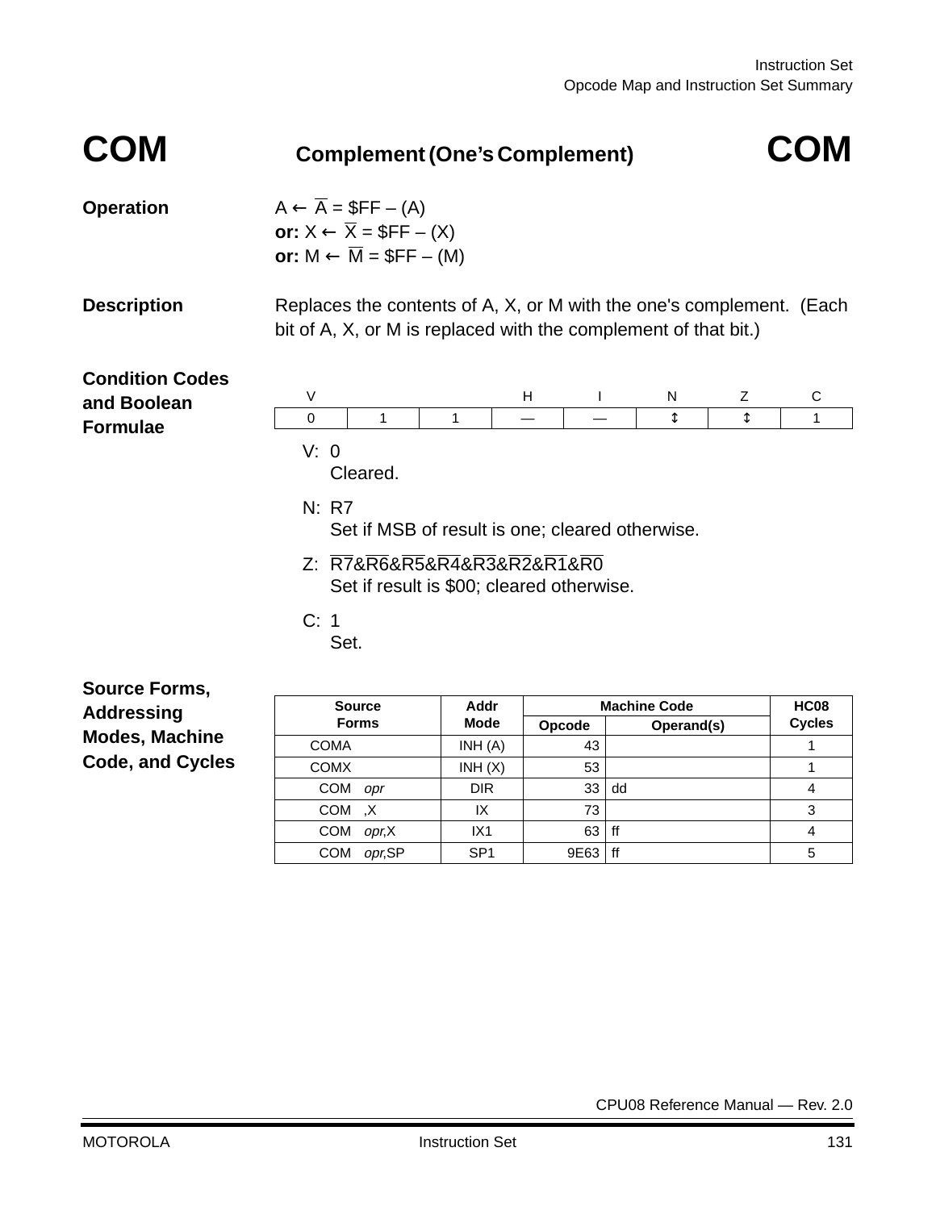# COM — Complement (One's Complement) — COM

**Operation**

$A \leftarrow \overline{A} = \$FF - (A)$
**or:** $X \leftarrow \overline{X} = \$FF - (X)$
**or:** $M \leftarrow \overline{M} = \$FF - (M)$

**Description**

Replaces the contents of A, X, or M with the one's complement. (Each bit of A, X, or M is replaced with the complement of that bit.)

**Condition Codes and Boolean Formulae**

| V | | | H | I | N | Z | C |
|---|---|---|---|---|---|---|---|
| 0 | 1 | 1 | — | — | ↕ | ↕ | 1 |

V: 0
Cleared.

N: R7
Set if MSB of result is one; cleared otherwise.

Z: $\overline{R7}\&\overline{R6}\&\overline{R5}\&\overline{R4}\&\overline{R3}\&\overline{R2}\&\overline{R1}\&\overline{R0}$
Set if result is \$00; cleared otherwise.

C: 1
Set.

**Source Forms, Addressing Modes, Machine Code, and Cycles**

| Source Forms | Addr Mode | Machine Code | | HC08 Cycles |
|---|---|---|---|---|
| | | Opcode | Operand(s) | |
| COMA | INH (A) | 43 | | 1 |
| COMX | INH (X) | 53 | | 1 |
| COM *opr* | DIR | 33 | dd | 4 |
| COM ,X | IX | 73 | | 3 |
| COM *opr*,X | IX1 | 63 | ff | 4 |
| COM *opr*,SP | SP1 | 9E63 | ff | 5 |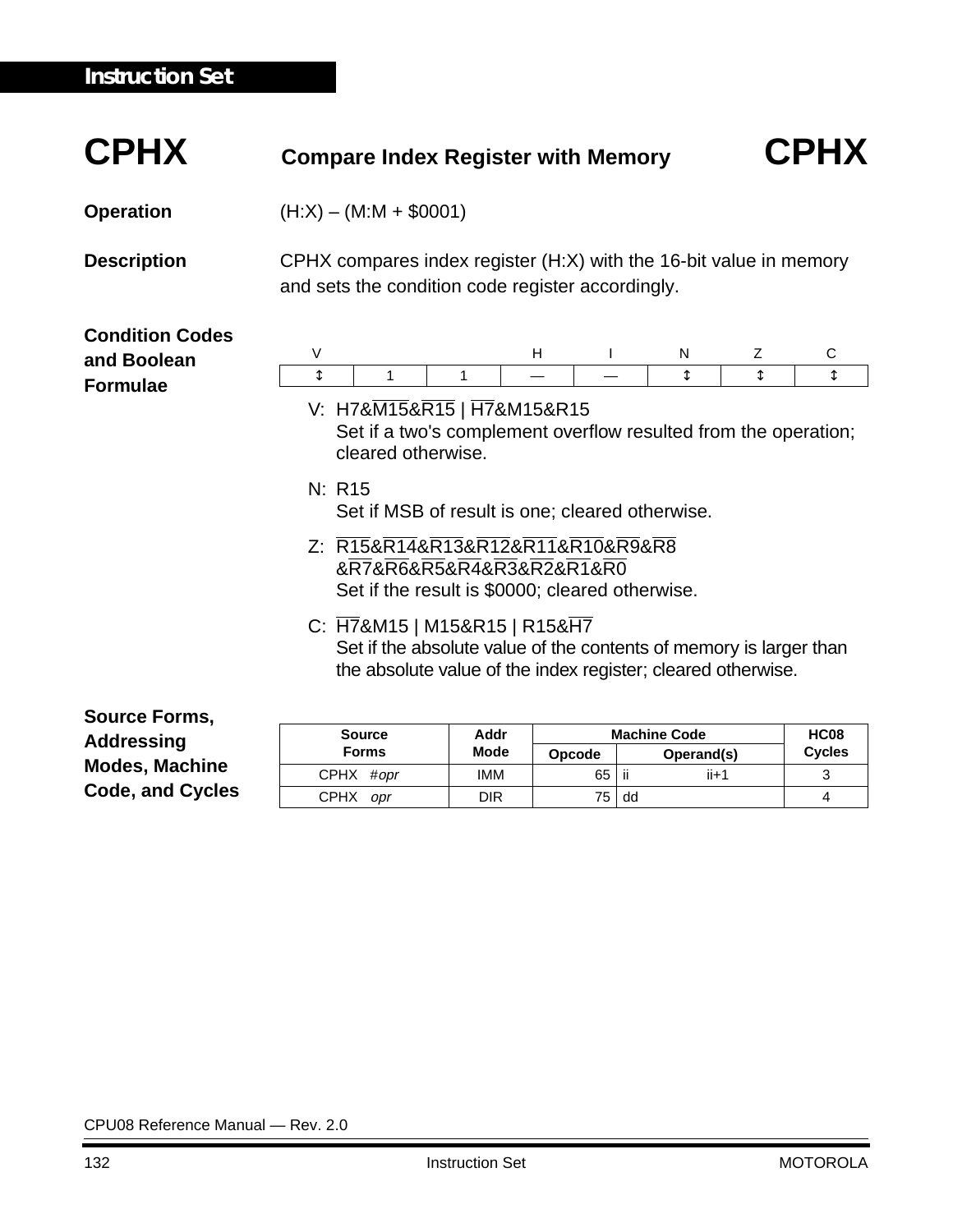# CPHX — Compare Index Register with Memory — CPHX

**Operation**

(H:X) – (M:M + $0001)

**Description**

CPHX compares index register (H:X) with the 16-bit value in memory and sets the condition code register accordingly.

**Condition Codes and Boolean Formulae**

| V | | | H | I | N | Z | C |
|---|---|---|---|---|---|---|---|
| ↕ | 1 | 1 | — | — | ↕ | ↕ | ↕ |

V: $H7\&\overline{M15}\&\overline{R15} \mid \overline{H7}\&M15\&R15$
Set if a two's complement overflow resulted from the operation; cleared otherwise.

N: R15
Set if MSB of result is one; cleared otherwise.

Z: $\overline{R15}\&\overline{R14}\&\overline{R13}\&\overline{R12}\&\overline{R11}\&\overline{R10}\&\overline{R9}\&\overline{R8}$
$\&\overline{R7}\&\overline{R6}\&\overline{R5}\&\overline{R4}\&\overline{R3}\&\overline{R2}\&\overline{R1}\&\overline{R0}$
Set if the result is $0000; cleared otherwise.

C: $\overline{H7}\&M15 \mid M15\&R15 \mid R15\&\overline{H7}$
Set if the absolute value of the contents of memory is larger than the absolute value of the index register; cleared otherwise.

**Source Forms, Addressing Modes, Machine Code, and Cycles**

| Source Forms | Addr Mode | Machine Code | | HC08 Cycles |
|---|---|---|---|---|
| | | Opcode | Operand(s) | |
| CPHX #*opr* | IMM | 65 | ii ii+1 | 3 |
| CPHX *opr* | DIR | 75 | dd | 4 |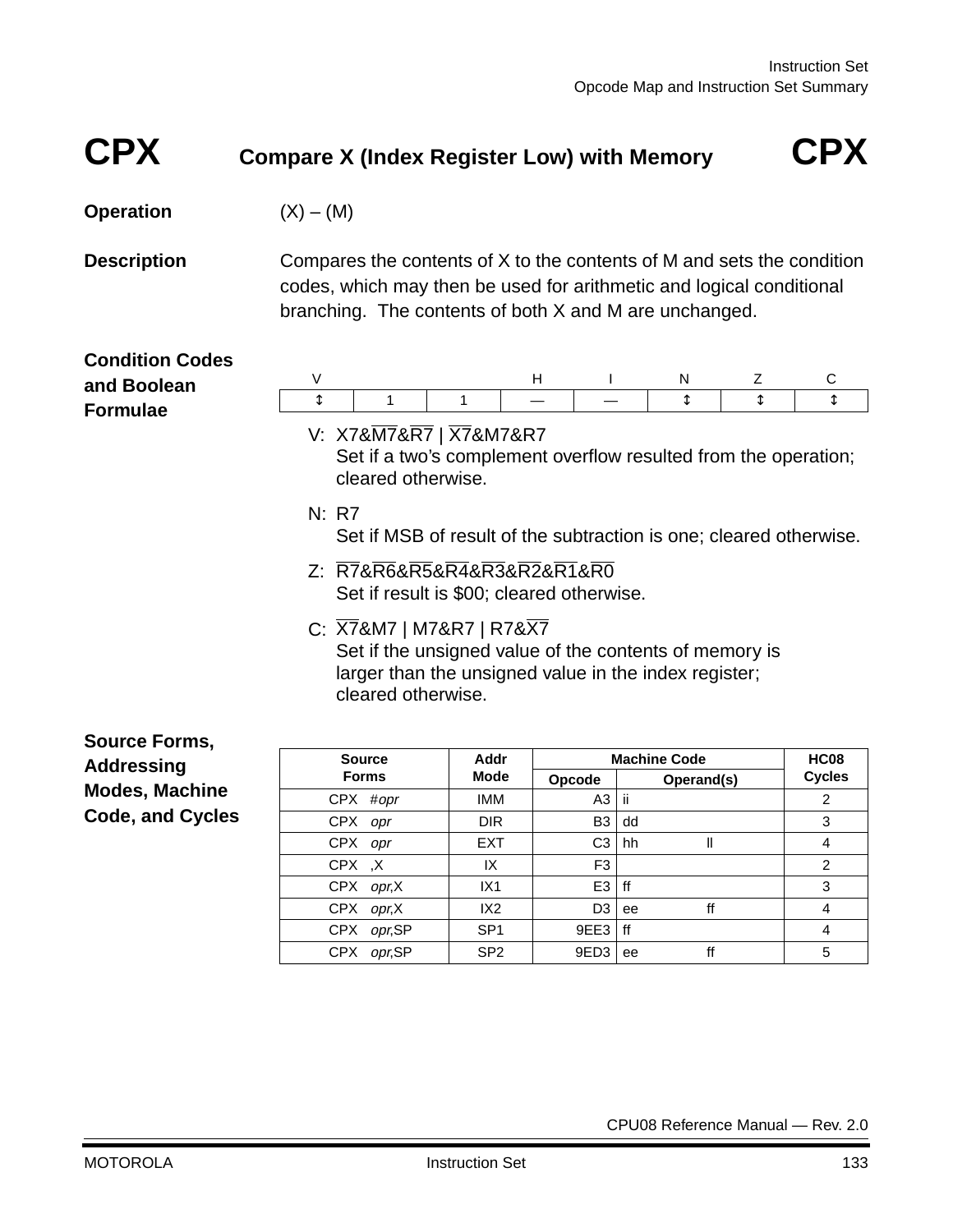# CPX Compare X (Index Register Low) with Memory CPX

**Operation** (X) – (M)

**Description** Compares the contents of X to the contents of M and sets the condition codes, which may then be used for arithmetic and logical conditional branching. The contents of both X and M are unchanged.

**Condition Codes and Boolean Formulae**

| V | | | H | I | N | Z | C |
|---|---|---|---|---|---|---|---|
| ↕ | 1 | 1 | — | — | ↕ | ↕ | ↕ |

V: $X7\&\overline{M7}\&\overline{R7} \mid \overline{X7}\&M7\&R7$
Set if a two's complement overflow resulted from the operation; cleared otherwise.

N: R7
Set if MSB of result of the subtraction is one; cleared otherwise.

Z: $\overline{R7}\&\overline{R6}\&\overline{R5}\&\overline{R4}\&\overline{R3}\&\overline{R2}\&\overline{R1}\&\overline{R0}$
Set if result is $00; cleared otherwise.

C: $\overline{X7}\&M7 \mid M7\&R7 \mid R7\&\overline{X7}$
Set if the unsigned value of the contents of memory is larger than the unsigned value in the index register; cleared otherwise.

**Source Forms, Addressing Modes, Machine Code, and Cycles**

| Source Forms | Addr Mode | Machine Code | | HC08 Cycles |
|---|---|---|---|---|
| | | Opcode | Operand(s) | |
| CPX *#opr* | IMM | A3 | ii | 2 |
| CPX *opr* | DIR | B3 | dd | 3 |
| CPX *opr* | EXT | C3 | hh ll | 4 |
| CPX ,X | IX | F3 | | 2 |
| CPX *opr*,X | IX1 | E3 | ff | 3 |
| CPX *opr*,X | IX2 | D3 | ee ff | 4 |
| CPX *opr*,SP | SP1 | 9EE3 | ff | 4 |
| CPX *opr*,SP | SP2 | 9ED3 | ee ff | 5 |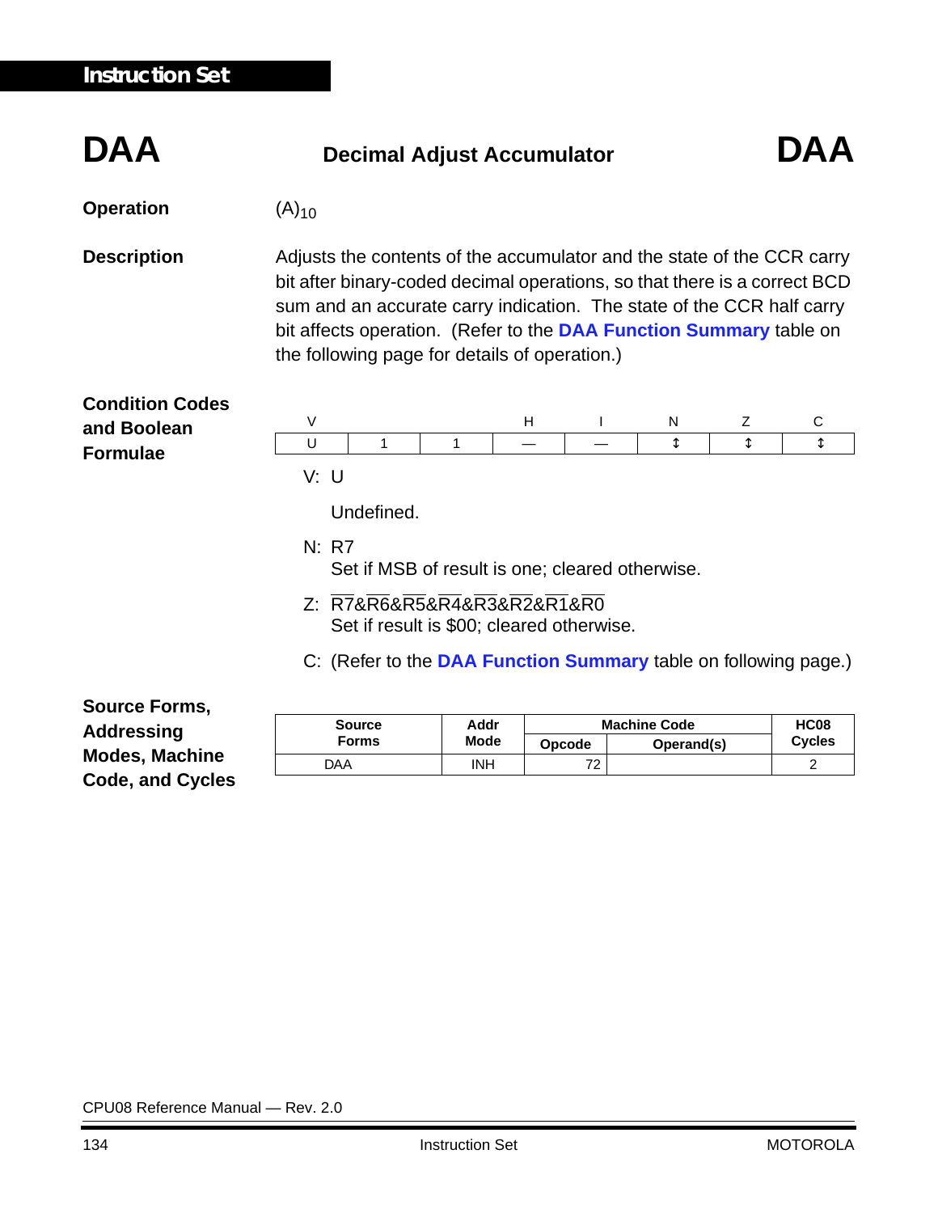# DAA — Decimal Adjust Accumulator — DAA

**Operation**

$(A)_{10}$

**Description**

Adjusts the contents of the accumulator and the state of the CCR carry bit after binary-coded decimal operations, so that there is a correct BCD sum and an accurate carry indication. The state of the CCR half carry bit affects operation. (Refer to the **DAA Function Summary** table on the following page for details of operation.)

**Condition Codes and Boolean Formulae**

| V | | | H | I | N | Z | C |
|---|---|---|---|---|---|---|---|
| U | 1 | 1 | — | — | ↕ | ↕ | ↕ |

V: U

Undefined.

N: R7

Set if MSB of result is one; cleared otherwise.

Z: $\overline{R7}\&\overline{R6}\&\overline{R5}\&\overline{R4}\&\overline{R3}\&\overline{R2}\&\overline{R1}\&\overline{R0}$

Set if result is $00; cleared otherwise.

C: (Refer to the **DAA Function Summary** table on following page.)

**Source Forms, Addressing Modes, Machine Code, and Cycles**

| Source Forms | Addr Mode | Machine Code | | HC08 Cycles |
|---|---|---|---|---|
| | | Opcode | Operand(s) | |
| DAA | INH | 72 | | 2 |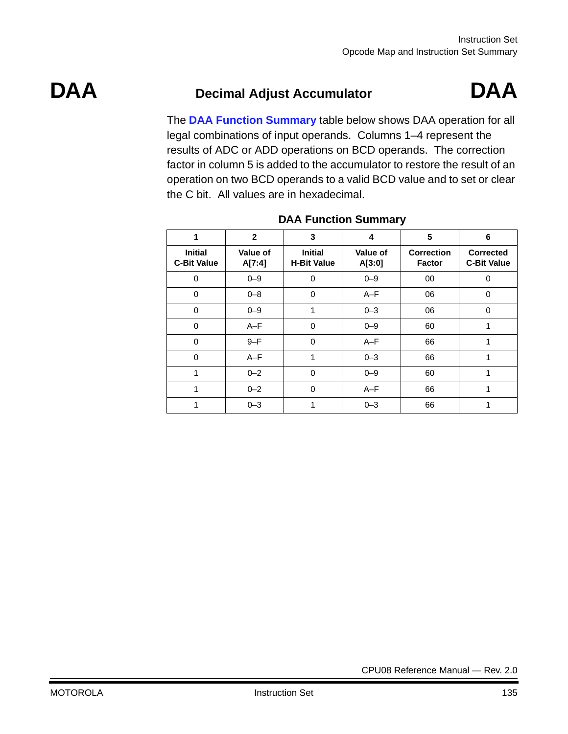# DAA Decimal Adjust Accumulator DAA

The **DAA Function Summary** table below shows DAA operation for all legal combinations of input operands. Columns 1–4 represent the results of ADC or ADD operations on BCD operands. The correction factor in column 5 is added to the accumulator to restore the result of an operation on two BCD operands to a valid BCD value and to set or clear the C bit. All values are in hexadecimal.

**DAA Function Summary**

| 1 | 2 | 3 | 4 | 5 | 6 |
|---|---|---|---|---|---|
| **Initial C-Bit Value** | **Value of A[7:4]** | **Initial H-Bit Value** | **Value of A[3:0]** | **Correction Factor** | **Corrected C-Bit Value** |
| 0 | 0–9 | 0 | 0–9 | 00 | 0 |
| 0 | 0–8 | 0 | A–F | 06 | 0 |
| 0 | 0–9 | 1 | 0–3 | 06 | 0 |
| 0 | A–F | 0 | 0–9 | 60 | 1 |
| 0 | 9–F | 0 | A–F | 66 | 1 |
| 0 | A–F | 1 | 0–3 | 66 | 1 |
| 1 | 0–2 | 0 | 0–9 | 60 | 1 |
| 1 | 0–2 | 0 | A–F | 66 | 1 |
| 1 | 0–3 | 1 | 0–3 | 66 | 1 |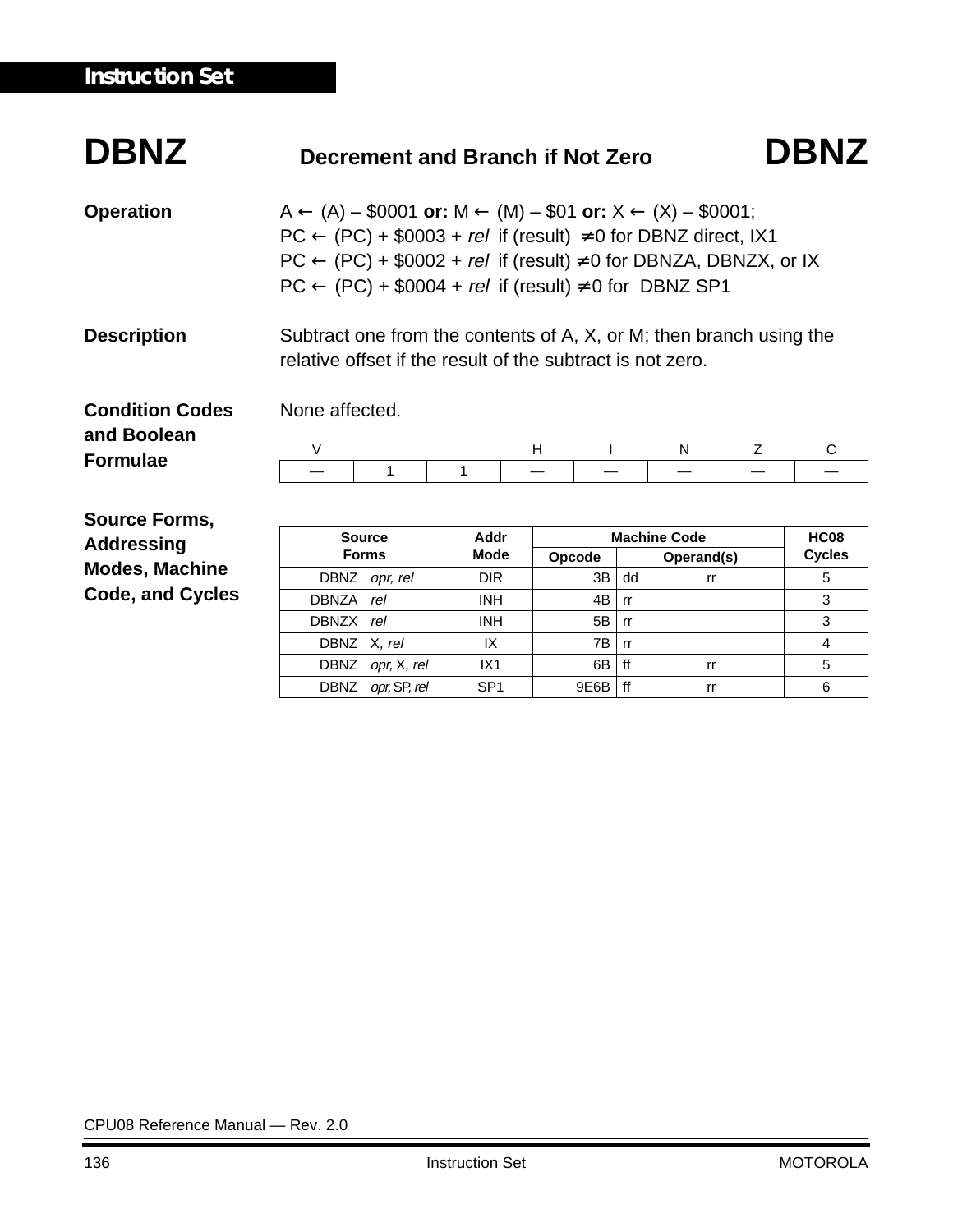# DBNZ — Decrement and Branch if Not Zero — DBNZ

**Operation**

A ← (A) – $0001 **or:** M ← (M) – $01 **or:** X ← (X) – $0001;
PC ← (PC) + $0003 + *rel* if (result) ≠0 for DBNZ direct, IX1
PC ← (PC) + $0002 + *rel* if (result) ≠0 for DBNZA, DBNZX, or IX
PC ← (PC) + $0004 + *rel* if (result) ≠0 for DBNZ SP1

**Description**

Subtract one from the contents of A, X, or M; then branch using the relative offset if the result of the subtract is not zero.

**Condition Codes and Boolean Formulae**

None affected.

| V | | | H | I | N | Z | C |
|---|---|---|---|---|---|---|---|
| — | 1 | 1 | — | — | — | — | — |

**Source Forms, Addressing Modes, Machine Code, and Cycles**

| Source Forms | Addr Mode | Machine Code | | HC08 Cycles |
|---|---|---|---|---|
| | | Opcode | Operand(s) | |
| DBNZ *opr, rel* | DIR | 3B | dd rr | 5 |
| DBNZA *rel* | INH | 4B | rr | 3 |
| DBNZX *rel* | INH | 5B | rr | 3 |
| DBNZ X, *rel* | IX | 7B | rr | 4 |
| DBNZ *opr*, X, *rel* | IX1 | 6B | ff rr | 5 |
| DBNZ *opr*, SP, *rel* | SP1 | 9E6B | ff rr | 6 |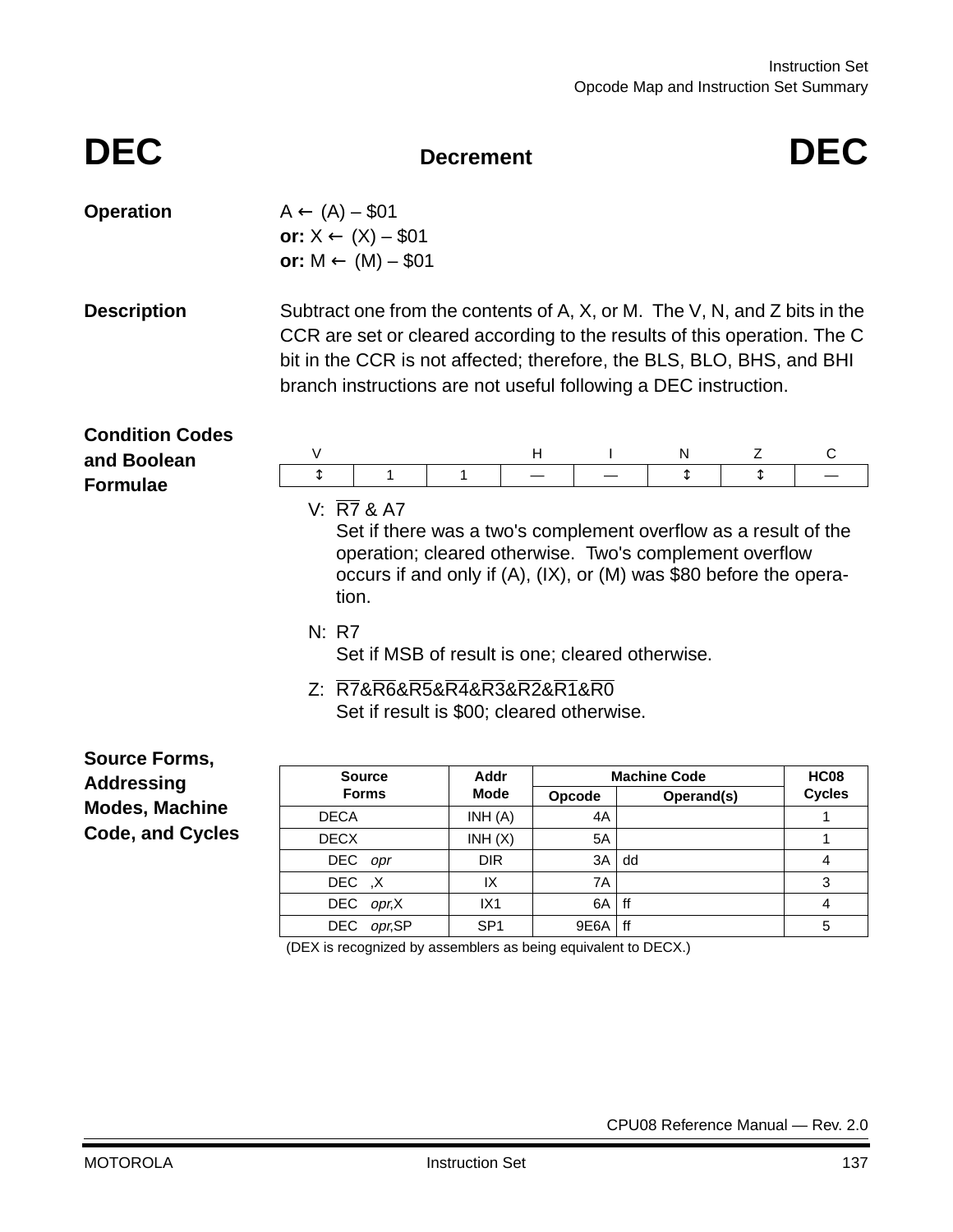# DEC — Decrement — DEC

**Operation**

$A \leftarrow (A) - \$01$
**or:** $X \leftarrow (X) - \$01$
**or:** $M \leftarrow (M) - \$01$

**Description**

Subtract one from the contents of A, X, or M. The V, N, and Z bits in the CCR are set or cleared according to the results of this operation. The C bit in the CCR is not affected; therefore, the BLS, BLO, BHS, and BHI branch instructions are not useful following a DEC instruction.

**Condition Codes and Boolean Formulae**

| V | | | H | I | N | Z | C |
|---|---|---|---|---|---|---|---|
| ↕ | 1 | 1 | — | — | ↕ | ↕ | — |

V: $\overline{R7}$ & A7
Set if there was a two's complement overflow as a result of the operation; cleared otherwise. Two's complement overflow occurs if and only if (A), (IX), or (M) was \$80 before the operation.

N: R7
Set if MSB of result is one; cleared otherwise.

Z: $\overline{R7}$&$\overline{R6}$&$\overline{R5}$&$\overline{R4}$&$\overline{R3}$&$\overline{R2}$&$\overline{R1}$&$\overline{R0}$
Set if result is \$00; cleared otherwise.

**Source Forms, Addressing Modes, Machine Code, and Cycles**

| Source Forms | Addr Mode | Machine Code | | HC08 Cycles |
|---|---|---|---|---|
| | | Opcode | Operand(s) | |
| DECA | INH (A) | 4A | | 1 |
| DECX | INH (X) | 5A | | 1 |
| DEC *opr* | DIR | 3A | dd | 4 |
| DEC ,X | IX | 7A | | 3 |
| DEC *opr*,X | IX1 | 6A | ff | 4 |
| DEC *opr*,SP | SP1 | 9E6A | ff | 5 |

(DEX is recognized by assemblers as being equivalent to DECX.)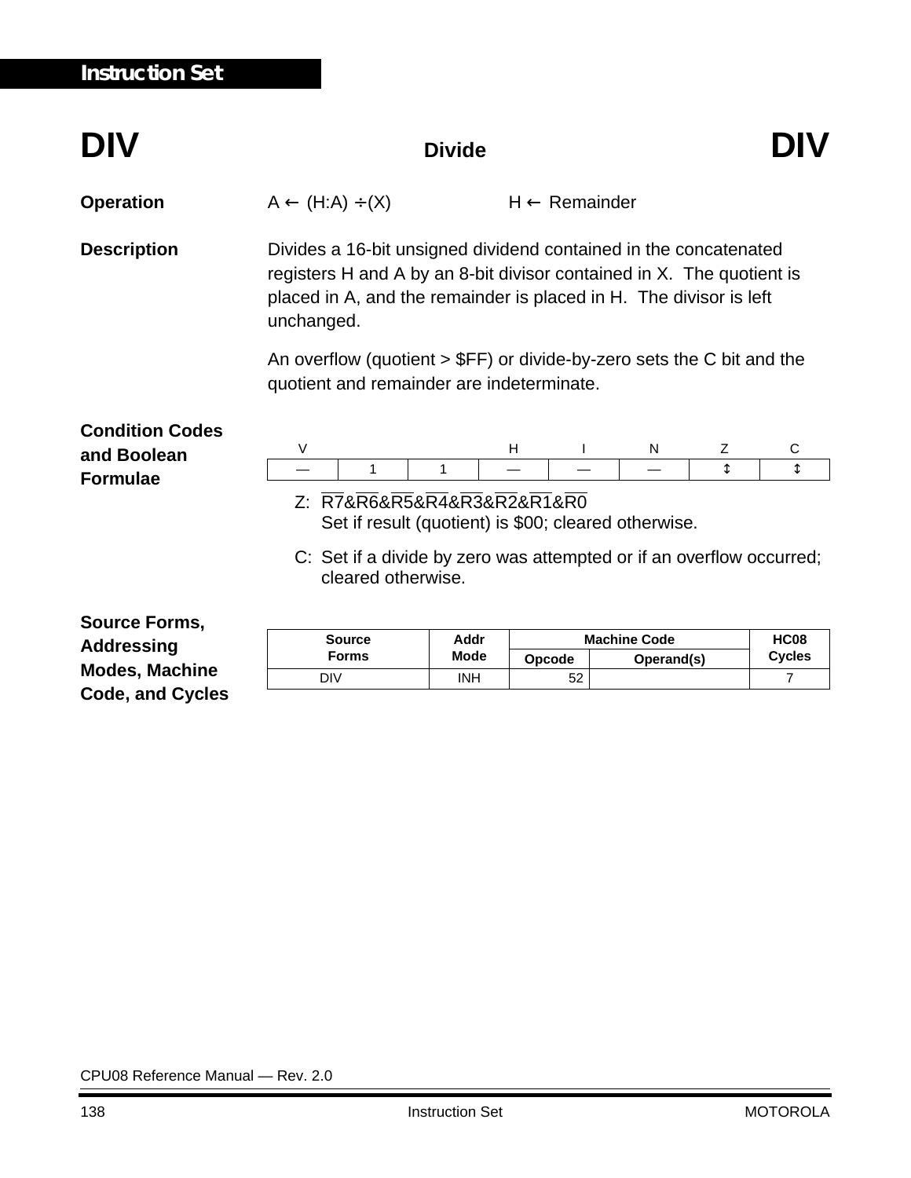# DIV — Divide — DIV

**Operation** A ← (H:A) ÷(X)  H ← Remainder

**Description** Divides a 16-bit unsigned dividend contained in the concatenated registers H and A by an 8-bit divisor contained in X. The quotient is placed in A, and the remainder is placed in H. The divisor is left unchanged.

An overflow (quotient > $FF) or divide-by-zero sets the C bit and the quotient and remainder are indeterminate.

**Condition Codes and Boolean Formulae**

| V | | | H | I | N | Z | C |
|---|---|---|---|---|---|---|---|
| — | 1 | 1 | — | — | — | ↕ | ↕ |

Z: $\overline{R7}\&\overline{R6}\&\overline{R5}\&\overline{R4}\&\overline{R3}\&\overline{R2}\&\overline{R1}\&\overline{R0}$
Set if result (quotient) is $00; cleared otherwise.

C: Set if a divide by zero was attempted or if an overflow occurred; cleared otherwise.

**Source Forms, Addressing Modes, Machine Code, and Cycles**

| Source Forms | Addr Mode | Machine Code | | HC08 Cycles |
|---|---|---|---|---|
| | | Opcode | Operand(s) | |
| DIV | INH | 52 | | 7 |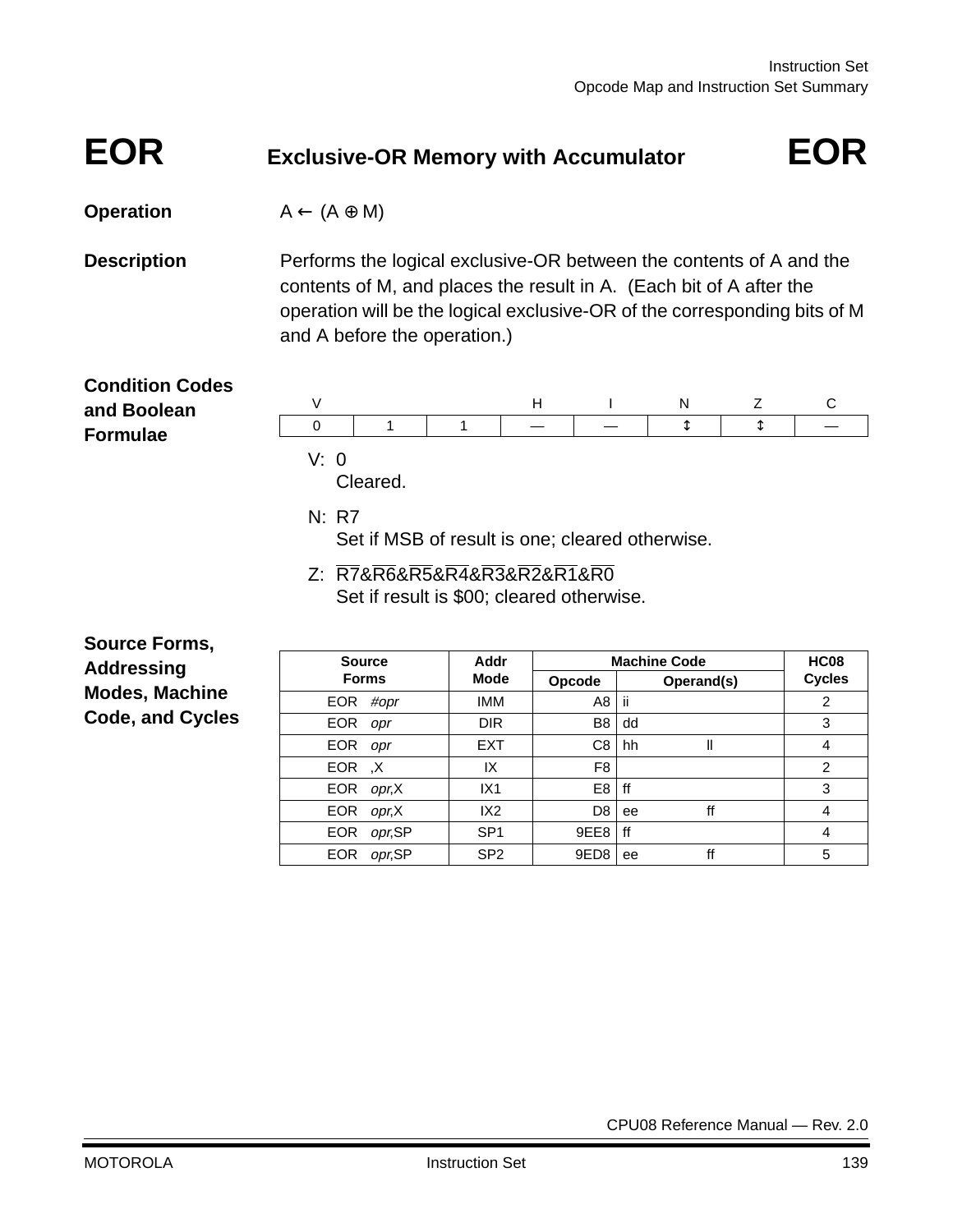# EOR — Exclusive-OR Memory with Accumulator — EOR

**Operation**

A ← (A ⊕ M)

**Description**

Performs the logical exclusive-OR between the contents of A and the contents of M, and places the result in A. (Each bit of A after the operation will be the logical exclusive-OR of the corresponding bits of M and A before the operation.)

**Condition Codes and Boolean Formulae**

| V | | | H | I | N | Z | C |
|---|---|---|---|---|---|---|---|
| 0 | 1 | 1 | — | — | ↕ | ↕ | — |

V: 0
Cleared.

N: R7
Set if MSB of result is one; cleared otherwise.

Z: $\overline{R7}\&\overline{R6}\&\overline{R5}\&\overline{R4}\&\overline{R3}\&\overline{R2}\&\overline{R1}\&\overline{R0}$
Set if result is \$00; cleared otherwise.

**Source Forms, Addressing Modes, Machine Code, and Cycles**

| Source Forms | Addr Mode | Machine Code | | HC08 Cycles |
|---|---|---|---|---|
| | | Opcode | Operand(s) | |
| EOR *#opr* | IMM | A8 | ii | 2 |
| EOR *opr* | DIR | B8 | dd | 3 |
| EOR *opr* | EXT | C8 | hh ll | 4 |
| EOR ,X | IX | F8 | | 2 |
| EOR *opr*,X | IX1 | E8 | ff | 3 |
| EOR *opr*,X | IX2 | D8 | ee ff | 4 |
| EOR *opr*,SP | SP1 | 9EE8 | ff | 4 |
| EOR *opr*,SP | SP2 | 9ED8 | ee ff | 5 |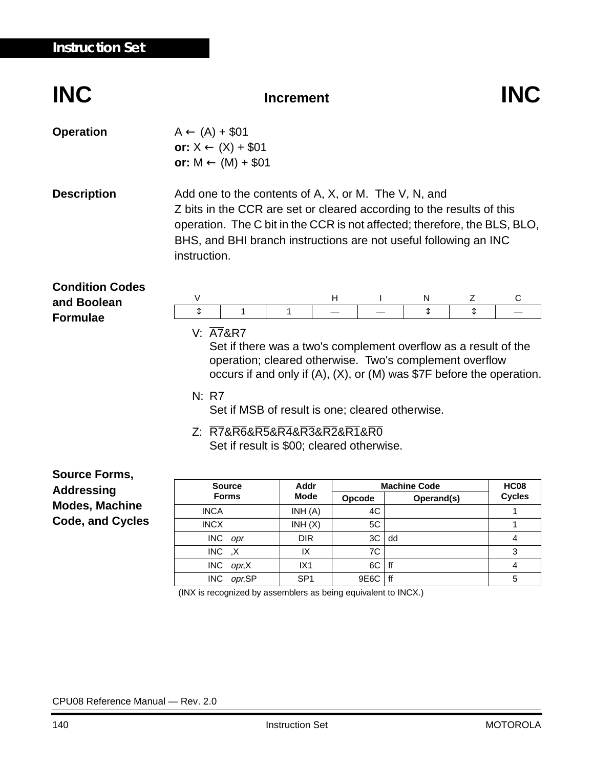# INC — Increment — INC

**Operation**

A ← (A) + $01
**or:** X ← (X) + $01
**or:** M ← (M) + $01

**Description**

Add one to the contents of A, X, or M. The V, N, and Z bits in the CCR are set or cleared according to the results of this operation. The C bit in the CCR is not affected; therefore, the BLS, BLO, BHS, and BHI branch instructions are not useful following an INC instruction.

**Condition Codes and Boolean Formulae**

| V | | | H | I | N | Z | C |
|---|---|---|---|---|---|---|---|
| ↕ | 1 | 1 | — | — | ↕ | ↕ | — |

V: $\overline{A7}$&R7
Set if there was a two's complement overflow as a result of the operation; cleared otherwise. Two's complement overflow occurs if and only if (A), (X), or (M) was $7F before the operation.

N: R7
Set if MSB of result is one; cleared otherwise.

Z: $\overline{R7}$&$\overline{R6}$&$\overline{R5}$&$\overline{R4}$&$\overline{R3}$&$\overline{R2}$&$\overline{R1}$&$\overline{R0}$
Set if result is $00; cleared otherwise.

**Source Forms, Addressing Modes, Machine Code, and Cycles**

| Source Forms | Addr Mode | Machine Code | | HC08 Cycles |
|---|---|---|---|---|
| | | Opcode | Operand(s) | |
| INCA | INH (A) | 4C | | 1 |
| INCX | INH (X) | 5C | | 1 |
| INC *opr* | DIR | 3C | dd | 4 |
| INC ,X | IX | 7C | | 3 |
| INC *opr*,X | IX1 | 6C | ff | 4 |
| INC *opr*,SP | SP1 | 9E6C | ff | 5 |

(INX is recognized by assemblers as being equivalent to INCX.)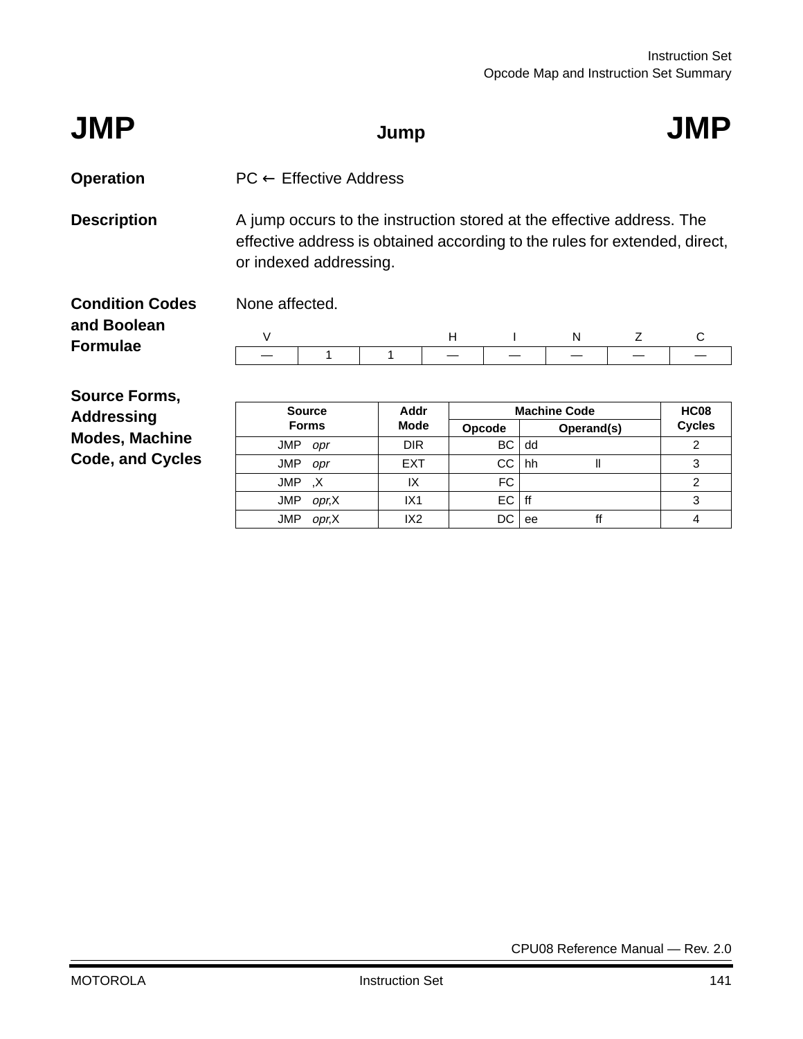# JMP — Jump — JMP

**Operation** PC ← Effective Address

**Description** A jump occurs to the instruction stored at the effective address. The effective address is obtained according to the rules for extended, direct, or indexed addressing.

**Condition Codes and Boolean Formulae** None affected.

| V | | | H | I | N | Z | C |
|---|---|---|---|---|---|---|---|
| — | 1 | 1 | — | — | — | — | — |

**Source Forms, Addressing Modes, Machine Code, and Cycles**

| Source Forms | Addr Mode | Machine Code | | HC08 Cycles |
|---|---|---|---|---|
| | | Opcode | Operand(s) | |
| JMP *opr* | DIR | BC | dd | 2 |
| JMP *opr* | EXT | CC | hh ll | 3 |
| JMP ,X | IX | FC | | 2 |
| JMP *opr*,X | IX1 | EC | ff | 3 |
| JMP *opr*,X | IX2 | DC | ee ff | 4 |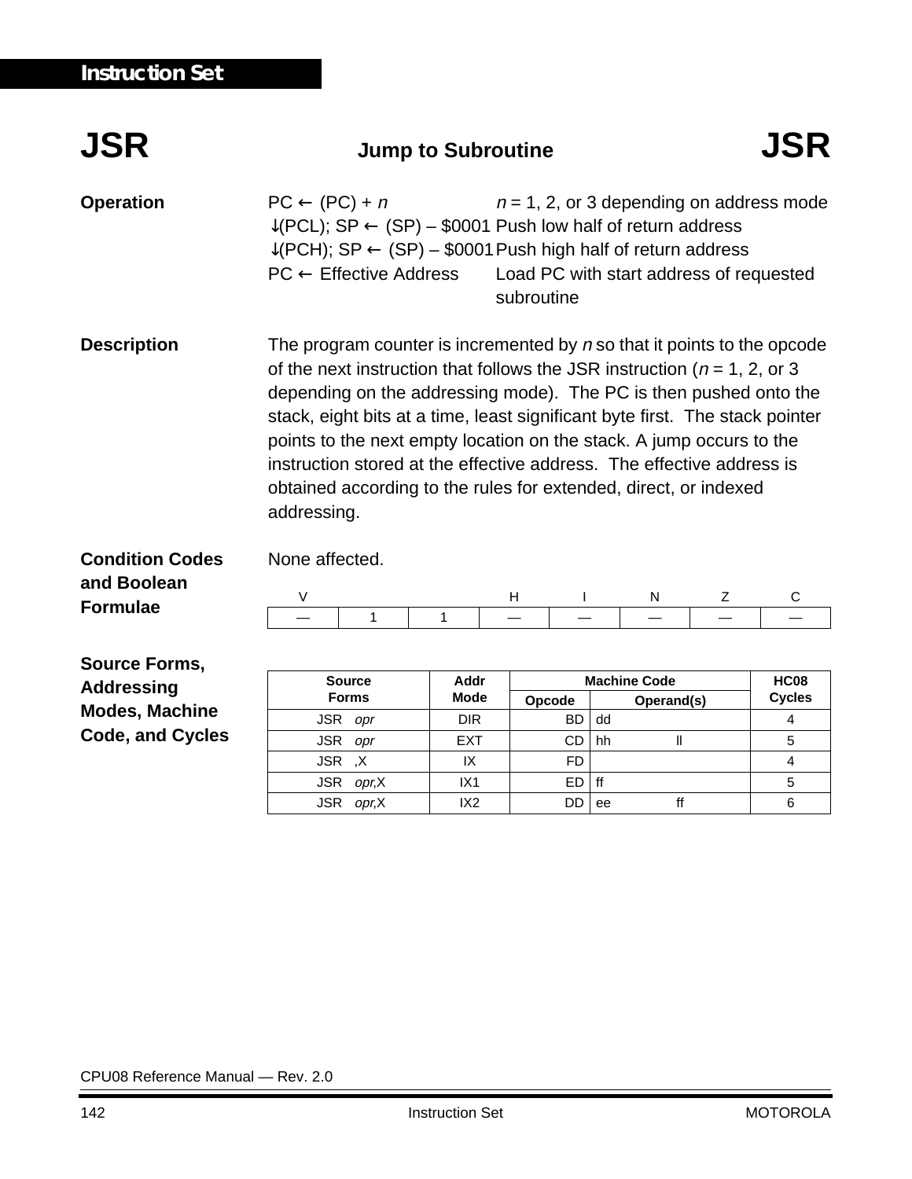## JSR — Jump to Subroutine — JSR

**Operation**

| | |
|---|---|
| PC ← (PC) + *n* | *n* = 1, 2, or 3 depending on address mode |
| ↓(PCL); SP ← (SP) – $0001 | Push low half of return address |
| ↓(PCH); SP ← (SP) – $0001 | Push high half of return address |
| PC ← Effective Address | Load PC with start address of requested subroutine |

**Description**

The program counter is incremented by *n* so that it points to the opcode of the next instruction that follows the JSR instruction (*n* = 1, 2, or 3 depending on the addressing mode). The PC is then pushed onto the stack, eight bits at a time, least significant byte first. The stack pointer points to the next empty location on the stack. A jump occurs to the instruction stored at the effective address. The effective address is obtained according to the rules for extended, direct, or indexed addressing.

**Condition Codes and Boolean Formulae**

None affected.

| V | | | H | I | N | Z | C |
|---|---|---|---|---|---|---|---|
| — | 1 | 1 | — | — | — | — | — |

**Source Forms, Addressing Modes, Machine Code, and Cycles**

| Source Forms | Addr Mode | Machine Code | | HC08 Cycles |
|---|---|---|---|---|
| | | Opcode | Operand(s) | |
| JSR *opr* | DIR | BD | dd | 4 |
| JSR *opr* | EXT | CD | hh ll | 5 |
| JSR ,X | IX | FD | | 4 |
| JSR *opr*,X | IX1 | ED | ff | 5 |
| JSR *opr*,X | IX2 | DD | ee ff | 6 |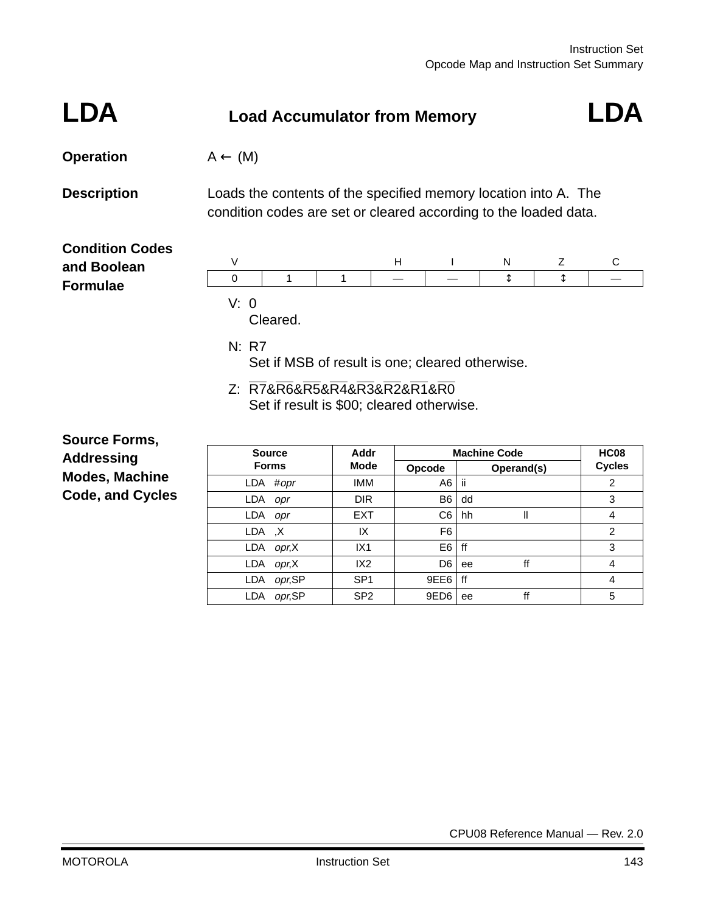# LDA — Load Accumulator from Memory — LDA

**Operation** $A \leftarrow (M)$

**Description** Loads the contents of the specified memory location into A. The condition codes are set or cleared according to the loaded data.

**Condition Codes and Boolean Formulae**

| V | | | H | I | N | Z | C |
|---|---|---|---|---|---|---|---|
| 0 | 1 | 1 | — | — | ↕ | ↕ | — |

V: 0
Cleared.

N: R7
Set if MSB of result is one; cleared otherwise.

Z: $\overline{R7}\&\overline{R6}\&\overline{R5}\&\overline{R4}\&\overline{R3}\&\overline{R2}\&\overline{R1}\&\overline{R0}$
Set if result is \$00; cleared otherwise.

**Source Forms, Addressing Modes, Machine Code, and Cycles**

| Source Forms | Addr Mode | Machine Code | | HC08 Cycles |
|---|---|---|---|---|
| | | Opcode | Operand(s) | |
| LDA #*opr* | IMM | A6 | ii | 2 |
| LDA *opr* | DIR | B6 | dd | 3 |
| LDA *opr* | EXT | C6 | hh ll | 4 |
| LDA ,X | IX | F6 | | 2 |
| LDA *opr*,X | IX1 | E6 | ff | 3 |
| LDA *opr*,X | IX2 | D6 | ee ff | 4 |
| LDA *opr*,SP | SP1 | 9EE6 | ff | 4 |
| LDA *opr*,SP | SP2 | 9ED6 | ee ff | 5 |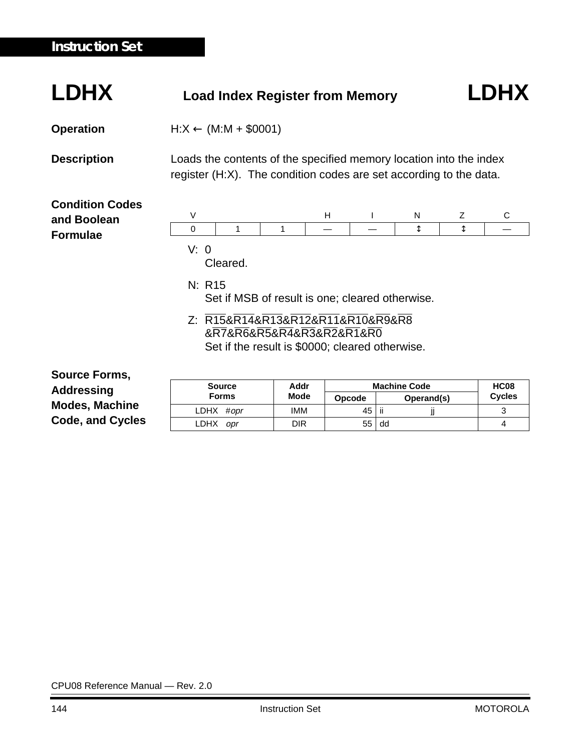# LDHX — Load Index Register from Memory — LDHX

**Operation** H:X ← (M:M + $0001)

**Description** Loads the contents of the specified memory location into the index register (H:X). The condition codes are set according to the data.

**Condition Codes and Boolean Formulae**

| V | | | H | I | N | Z | C |
|---|---|---|---|---|---|---|---|
| 0 | 1 | 1 | — | — | ↕ | ↕ | — |

V: 0
Cleared.

N: R15
Set if MSB of result is one; cleared otherwise.

Z: $\overline{R15}\&\overline{R14}\&\overline{R13}\&\overline{R12}\&\overline{R11}\&\overline{R10}\&\overline{R9}\&\overline{R8}$
$\&\overline{R7}\&\overline{R6}\&\overline{R5}\&\overline{R4}\&\overline{R3}\&\overline{R2}\&\overline{R1}\&\overline{R0}$
Set if the result is $0000; cleared otherwise.

**Source Forms, Addressing Modes, Machine Code, and Cycles**

| Source Forms | Addr Mode | Machine Code | | HC08 Cycles |
|---|---|---|---|---|
| | | Opcode | Operand(s) | |
| LDHX #*opr* | IMM | 45 | ii jj | 3 |
| LDHX *opr* | DIR | 55 | dd | 4 |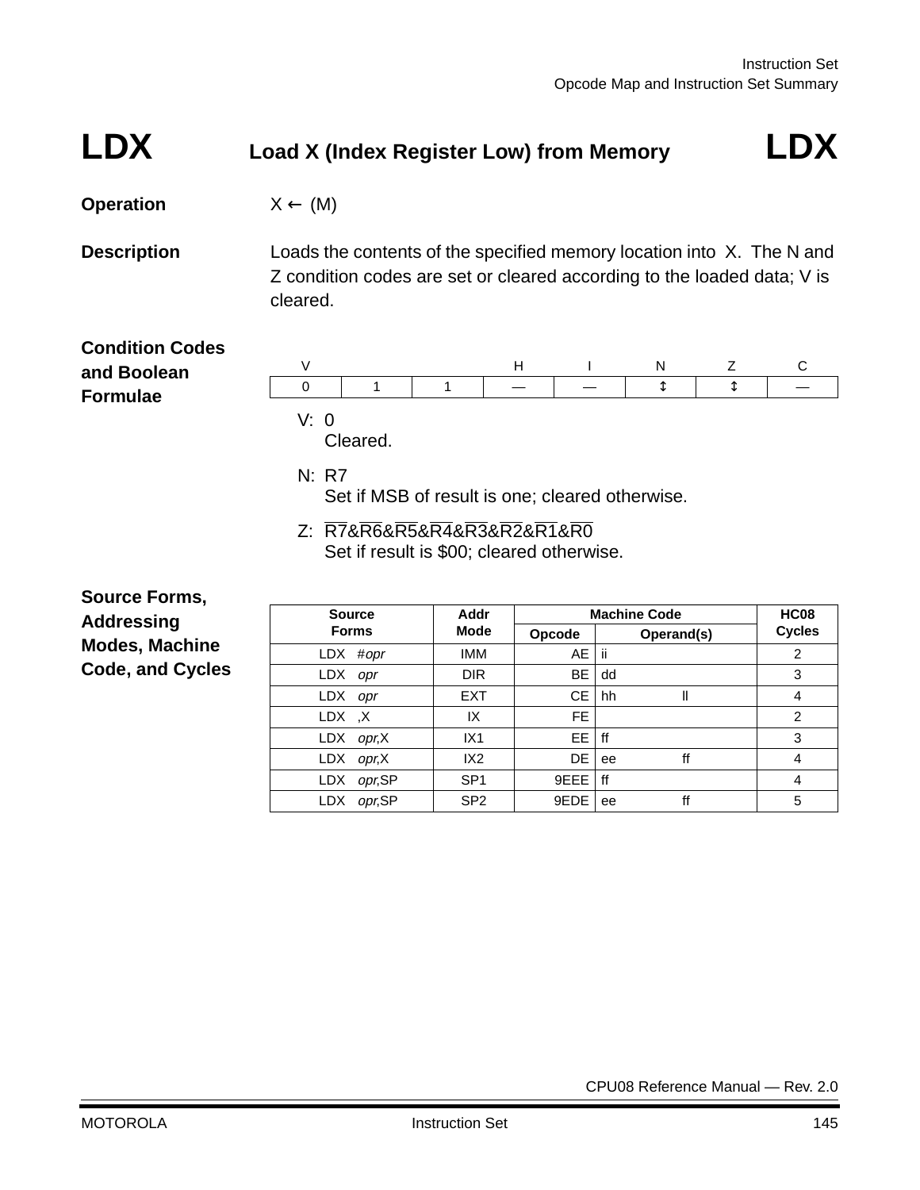# LDX — Load X (Index Register Low) from Memory — LDX

**Operation**

X ← (M)

**Description**

Loads the contents of the specified memory location into X. The N and Z condition codes are set or cleared according to the loaded data; V is cleared.

**Condition Codes and Boolean Formulae**

| V | | | H | I | N | Z | C |
|---|---|---|---|---|---|---|---|
| 0 | 1 | 1 | — | — | ↕ | ↕ | — |

V: 0
Cleared.

N: R7
Set if MSB of result is one; cleared otherwise.

Z: $\overline{R7}\&\overline{R6}\&\overline{R5}\&\overline{R4}\&\overline{R3}\&\overline{R2}\&\overline{R1}\&\overline{R0}$
Set if result is $00; cleared otherwise.

**Source Forms, Addressing Modes, Machine Code, and Cycles**

| Source Forms | Addr Mode | Machine Code | | HC08 Cycles |
|---|---|---|---|---|
| | | Opcode | Operand(s) | |
| LDX #*opr* | IMM | AE | ii | 2 |
| LDX *opr* | DIR | BE | dd | 3 |
| LDX *opr* | EXT | CE | hh ll | 4 |
| LDX ,X | IX | FE | | 2 |
| LDX *opr*,X | IX1 | EE | ff | 3 |
| LDX *opr*,X | IX2 | DE | ee ff | 4 |
| LDX *opr*,SP | SP1 | 9EEE | ff | 4 |
| LDX *opr*,SP | SP2 | 9EDE | ee ff | 5 |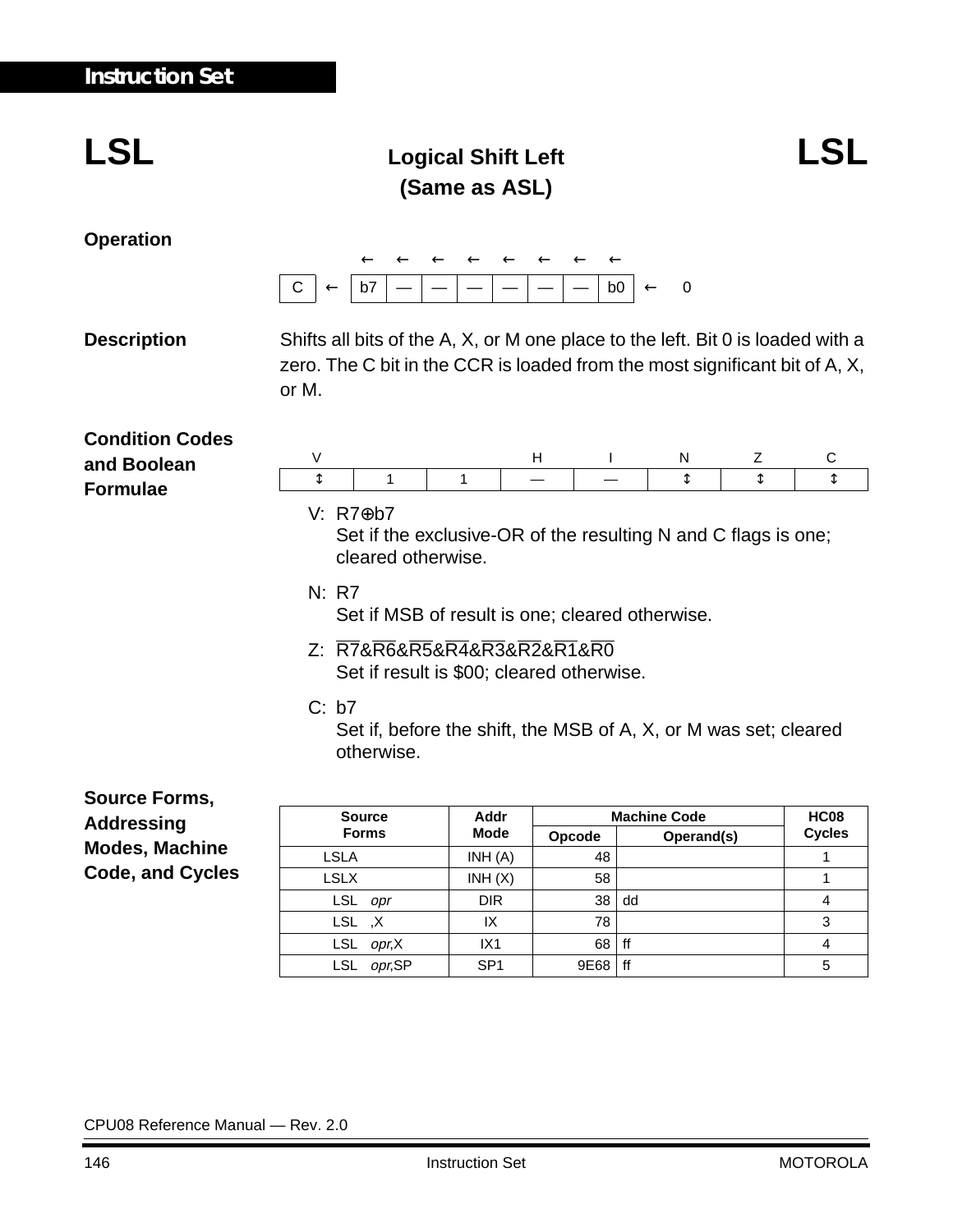# LSL — Logical Shift Left (Same as ASL) — LSL

**Operation**

| | | | ← | ← | ← | ← | ← | ← | ← | ← | | |
|---|---|---|---|---|---|---|---|---|---|---|---|---|
| C | ← | | b7 | — | — | — | — | — | — | b0 | ← | 0 |

**Description**

Shifts all bits of the A, X, or M one place to the left. Bit 0 is loaded with a zero. The C bit in the CCR is loaded from the most significant bit of A, X, or M.

**Condition Codes and Boolean Formulae**

| V | | | H | I | N | Z | C |
|---|---|---|---|---|---|---|---|
| ↕ | 1 | 1 | — | — | ↕ | ↕ | ↕ |

V: $R7 \oplus b7$
Set if the exclusive-OR of the resulting N and C flags is one; cleared otherwise.

N: R7
Set if MSB of result is one; cleared otherwise.

Z: $\overline{R7}\&\overline{R6}\&\overline{R5}\&\overline{R4}\&\overline{R3}\&\overline{R2}\&\overline{R1}\&\overline{R0}$
Set if result is $00; cleared otherwise.

C: b7
Set if, before the shift, the MSB of A, X, or M was set; cleared otherwise.

**Source Forms, Addressing Modes, Machine Code, and Cycles**

| Source Forms | Addr Mode | Machine Code | | HC08 Cycles |
|---|---|---|---|---|
| | | Opcode | Operand(s) | |
| LSLA | INH (A) | 48 | | 1 |
| LSLX | INH (X) | 58 | | 1 |
| LSL *opr* | DIR | 38 | dd | 4 |
| LSL ,X | IX | 78 | | 3 |
| LSL *opr*,X | IX1 | 68 | ff | 4 |
| LSL *opr*,SP | SP1 | 9E68 | ff | 5 |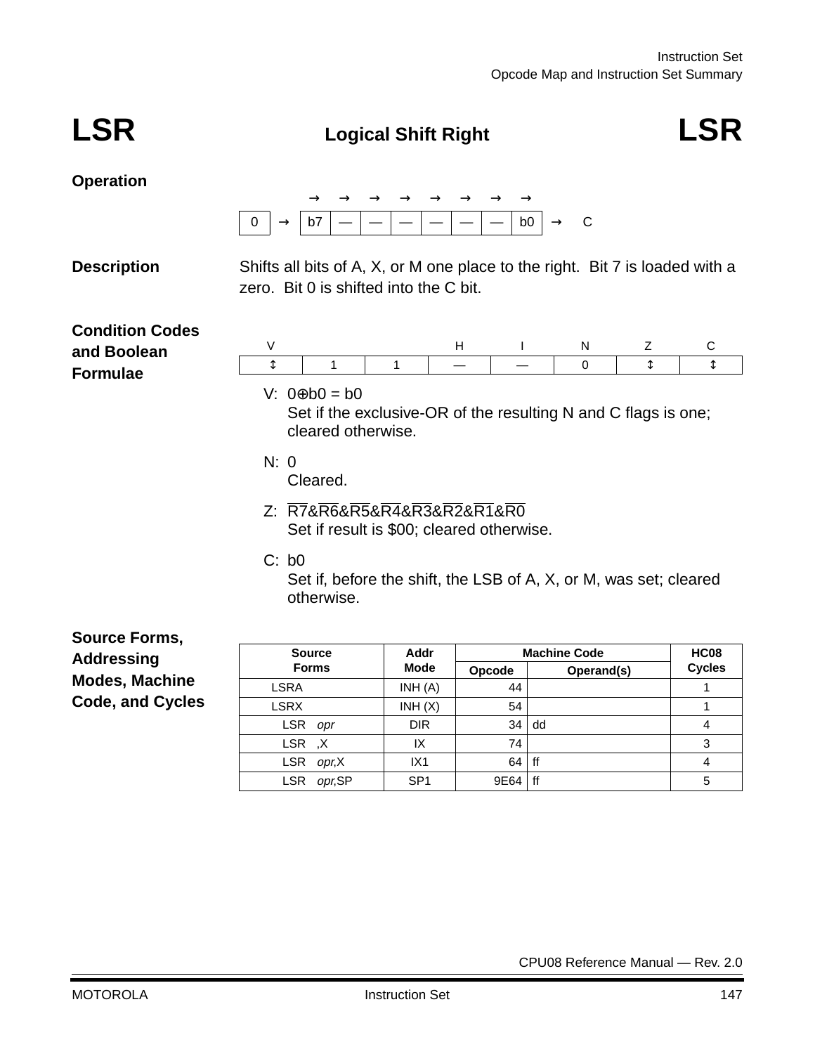# LSR — Logical Shift Right — LSR

**Operation**

| 0 | → | b7 | — | — | — | — | — | — | b0 | → | C |
|---|---|---|---|---|---|---|---|---|---|---|---|

**Description**

Shifts all bits of A, X, or M one place to the right. Bit 7 is loaded with a zero. Bit 0 is shifted into the C bit.

**Condition Codes and Boolean Formulae**

| V | | | H | I | N | Z | C |
|---|---|---|---|---|---|---|---|
| ↕ | 1 | 1 | — | — | 0 | ↕ | ↕ |

V: $0 \oplus b0 = b0$
Set if the exclusive-OR of the resulting N and C flags is one; cleared otherwise.

N: 0
Cleared.

Z: $\overline{R7}\&\overline{R6}\&\overline{R5}\&\overline{R4}\&\overline{R3}\&\overline{R2}\&\overline{R1}\&\overline{R0}$
Set if result is $00; cleared otherwise.

C: b0
Set if, before the shift, the LSB of A, X, or M, was set; cleared otherwise.

**Source Forms, Addressing Modes, Machine Code, and Cycles**

| Source Forms | Addr Mode | Machine Code | | HC08 Cycles |
|---|---|---|---|---|
| | | Opcode | Operand(s) | |
| LSRA | INH (A) | 44 | | 1 |
| LSRX | INH (X) | 54 | | 1 |
| LSR *opr* | DIR | 34 | dd | 4 |
| LSR ,X | IX | 74 | | 3 |
| LSR *opr*,X | IX1 | 64 | ff | 4 |
| LSR *opr*,SP | SP1 | 9E64 | ff | 5 |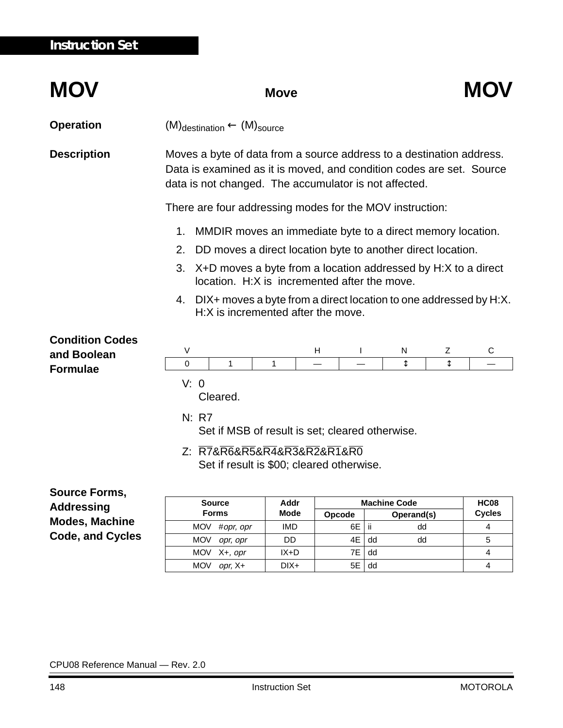## Instruction Set

# MOV — Move — MOV

**Operation**

$(M)_{destination} \leftarrow (M)_{source}$

**Description**

Moves a byte of data from a source address to a destination address. Data is examined as it is moved, and condition codes are set. Source data is not changed. The accumulator is not affected.

There are four addressing modes for the MOV instruction:

1. MMDIR moves an immediate byte to a direct memory location.
2. DD moves a direct location byte to another direct location.
3. X+D moves a byte from a location addressed by H:X to a direct location. H:X is incremented after the move.
4. DIX+ moves a byte from a direct location to one addressed by H:X. H:X is incremented after the move.

**Condition Codes and Boolean Formulae**

| V | | | H | I | N | Z | C |
|---|---|---|---|---|---|---|---|
| 0 | 1 | 1 | — | — | ↕ | ↕ | — |

V: 0
Cleared.

N: R7
Set if MSB of result is set; cleared otherwise.

Z: $\overline{R7}\&\overline{R6}\&\overline{R5}\&\overline{R4}\&\overline{R3}\&\overline{R2}\&\overline{R1}\&\overline{R0}$
Set if result is \$00; cleared otherwise.

**Source Forms, Addressing Modes, Machine Code, and Cycles**

| Source Forms | Addr Mode | Machine Code | | HC08 Cycles |
|---|---|---|---|---|
| | | Opcode | Operand(s) | |
| MOV #*opr, opr* | IMD | 6E | ii dd | 4 |
| MOV *opr, opr* | DD | 4E | dd dd | 5 |
| MOV X+, *opr* | IX+D | 7E | dd | 4 |
| MOV *opr,* X+ | DIX+ | 5E | dd | 4 |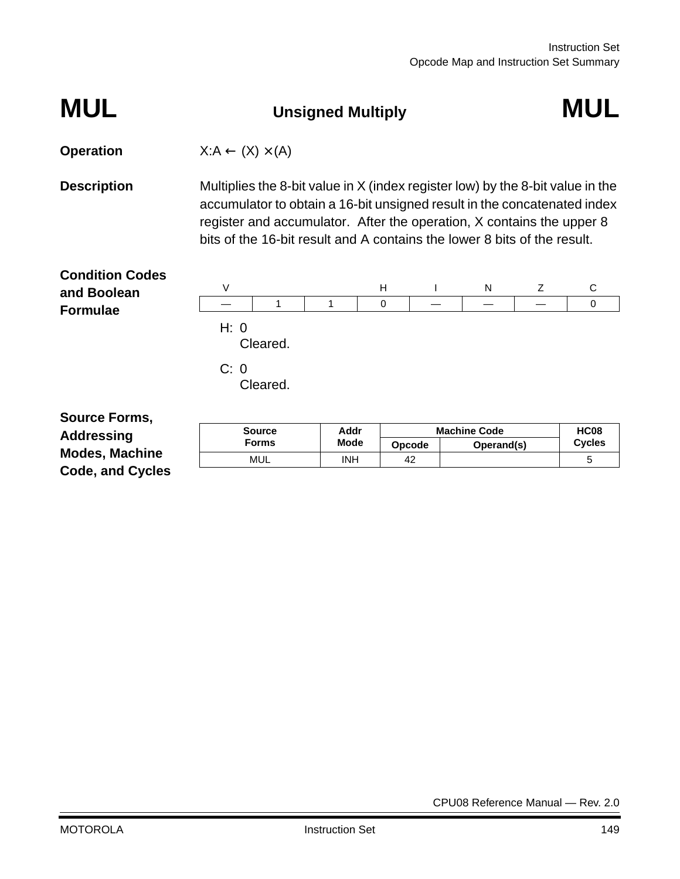# MUL Unsigned Multiply MUL

**Operation** $X:A \leftarrow (X) \times (A)$

**Description** Multiplies the 8-bit value in X (index register low) by the 8-bit value in the accumulator to obtain a 16-bit unsigned result in the concatenated index register and accumulator. After the operation, X contains the upper 8 bits of the 16-bit result and A contains the lower 8 bits of the result.

**Condition Codes and Boolean Formulae**

| V | | | H | I | N | Z | C |
|---|---|---|---|---|---|---|---|
| — | 1 | 1 | 0 | — | — | — | 0 |

H: 0
Cleared.

C: 0
Cleared.

**Source Forms, Addressing Modes, Machine Code, and Cycles**

| Source Forms | Addr Mode | Machine Code | | HC08 Cycles |
|---|---|---|---|---|
| | | Opcode | Operand(s) | |
| MUL | INH | 42 | | 5 |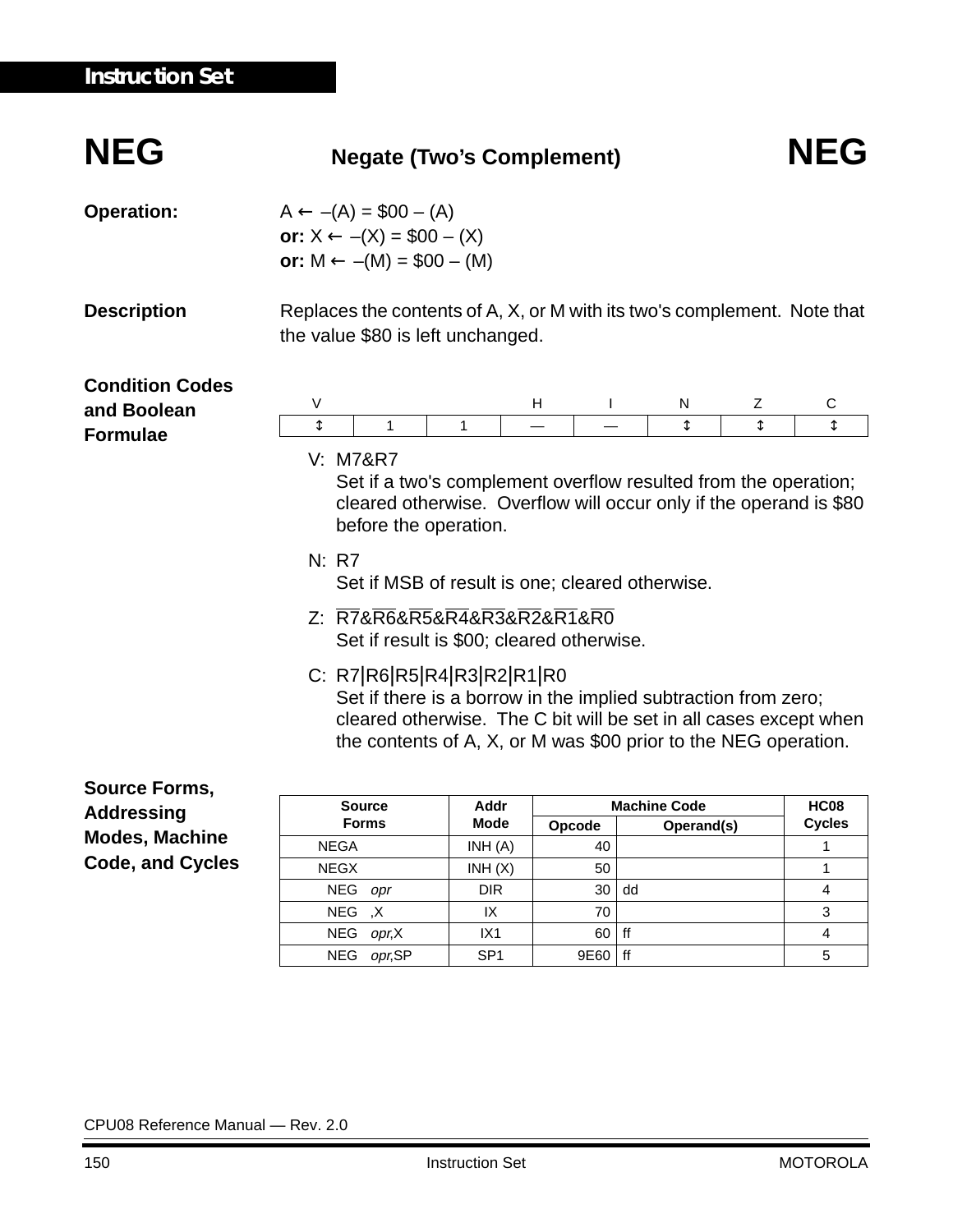# NEG — Negate (Two's Complement) — NEG

**Operation:**

A ← –(A) = \$00 – (A)
**or:** X ← –(X) = \$00 – (X)
**or:** M ← –(M) = \$00 – (M)

**Description**

Replaces the contents of A, X, or M with its two's complement. Note that the value \$80 is left unchanged.

**Condition Codes and Boolean Formulae**

| V | | | H | I | N | Z | C |
|---|---|---|---|---|---|---|---|
| ↕ | 1 | 1 | — | — | ↕ | ↕ | ↕ |

V: M7&R7
Set if a two's complement overflow resulted from the operation; cleared otherwise. Overflow will occur only if the operand is \$80 before the operation.

N: R7
Set if MSB of result is one; cleared otherwise.

Z: $\overline{R7}$&$\overline{R6}$&$\overline{R5}$&$\overline{R4}$&$\overline{R3}$&$\overline{R2}$&$\overline{R1}$&$\overline{R0}$
Set if result is \$00; cleared otherwise.

C: R7|R6|R5|R4|R3|R2|R1|R0
Set if there is a borrow in the implied subtraction from zero; cleared otherwise. The C bit will be set in all cases except when the contents of A, X, or M was \$00 prior to the NEG operation.

**Source Forms, Addressing Modes, Machine Code, and Cycles**

| Source Forms | Addr Mode | Machine Code | | HC08 Cycles |
|---|---|---|---|---|
| | | Opcode | Operand(s) | |
| NEGA | INH (A) | 40 | | 1 |
| NEGX | INH (X) | 50 | | 1 |
| NEG *opr* | DIR | 30 | dd | 4 |
| NEG ,X | IX | 70 | | 3 |
| NEG *opr*,X | IX1 | 60 | ff | 4 |
| NEG *opr*,SP | SP1 | 9E60 | ff | 5 |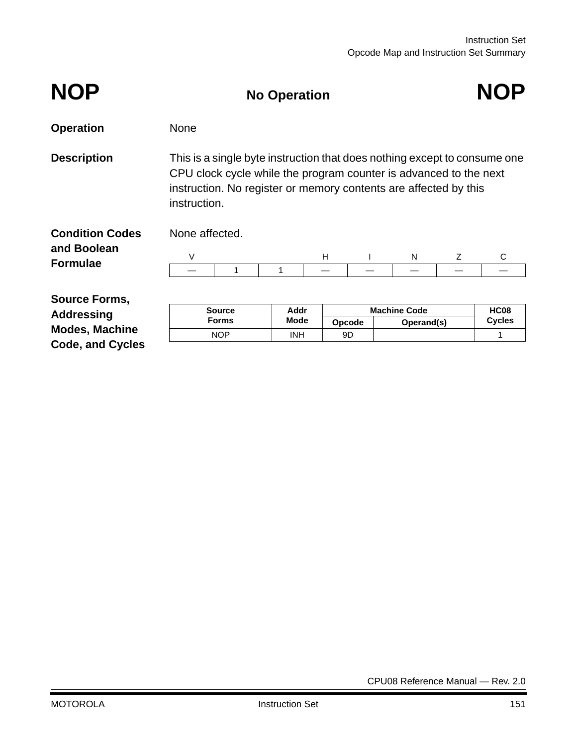# NOP — No Operation — NOP

**Operation** None

**Description** This is a single byte instruction that does nothing except to consume one CPU clock cycle while the program counter is advanced to the next instruction. No register or memory contents are affected by this instruction.

**Condition Codes and Boolean Formulae** None affected.

| V | | | H | I | N | Z | C |
|---|---|---|---|---|---|---|---|
| — | 1 | 1 | — | — | — | — | — |

**Source Forms, Addressing Modes, Machine Code, and Cycles**

| Source Forms | Addr Mode | Machine Code | | HC08 Cycles |
|---|---|---|---|---|
| | | Opcode | Operand(s) | |
| NOP | INH | 9D | | 1 |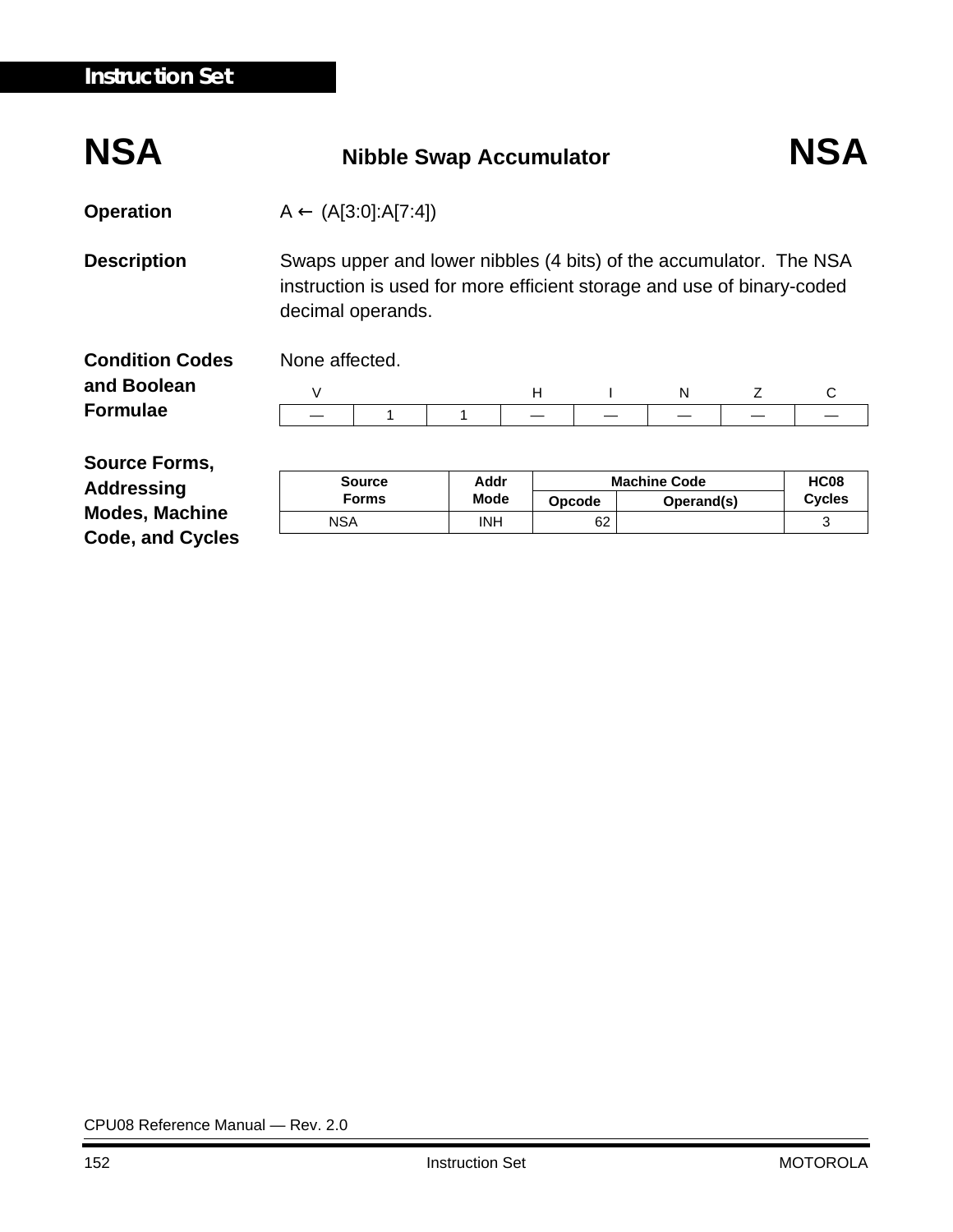# NSA — Nibble Swap Accumulator — NSA

**Operation**

A ← (A[3:0]:A[7:4])

**Description**

Swaps upper and lower nibbles (4 bits) of the accumulator. The NSA instruction is used for more efficient storage and use of binary-coded decimal operands.

**Condition Codes and Boolean Formulae**

None affected.

| V | | | H | I | N | Z | C |
|---|---|---|---|---|---|---|---|
| — | 1 | 1 | — | — | — | — | — |

**Source Forms, Addressing Modes, Machine Code, and Cycles**

| Source Forms | Addr Mode | Machine Code | | HC08 Cycles |
|---|---|---|---|---|
| | | Opcode | Operand(s) | |
| NSA | INH | 62 | | 3 |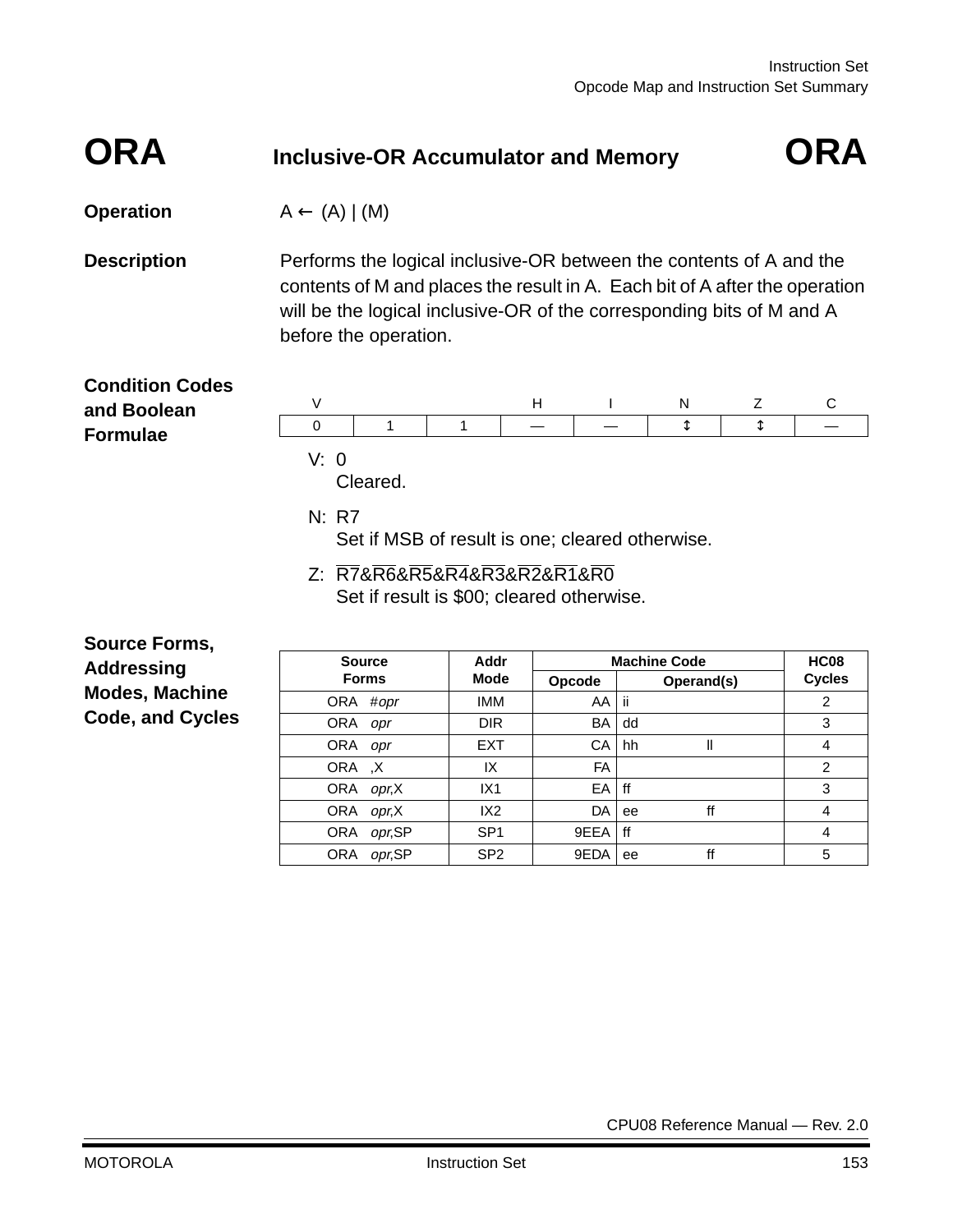# ORA — Inclusive-OR Accumulator and Memory — ORA

**Operation**

A ← (A) | (M)

**Description**

Performs the logical inclusive-OR between the contents of A and the contents of M and places the result in A. Each bit of A after the operation will be the logical inclusive-OR of the corresponding bits of M and A before the operation.

**Condition Codes and Boolean Formulae**

| V | | | H | I | N | Z | C |
|---|---|---|---|---|---|---|---|
| 0 | 1 | 1 | — | — | ↕ | ↕ | — |

V: 0
Cleared.

N: R7
Set if MSB of result is one; cleared otherwise.

Z: $\overline{R7}\&\overline{R6}\&\overline{R5}\&\overline{R4}\&\overline{R3}\&\overline{R2}\&\overline{R1}\&\overline{R0}$
Set if result is \$00; cleared otherwise.

**Source Forms, Addressing Modes, Machine Code, and Cycles**

| Source Forms | Addr Mode | Machine Code | | HC08 Cycles |
|---|---|---|---|---|
| | | Opcode | Operand(s) | |
| ORA #*opr* | IMM | AA | ii | 2 |
| ORA *opr* | DIR | BA | dd | 3 |
| ORA *opr* | EXT | CA | hh ll | 4 |
| ORA ,X | IX | FA | | 2 |
| ORA *opr*,X | IX1 | EA | ff | 3 |
| ORA *opr*,X | IX2 | DA | ee ff | 4 |
| ORA *opr*,SP | SP1 | 9EEA | ff | 4 |
| ORA *opr*,SP | SP2 | 9EDA | ee ff | 5 |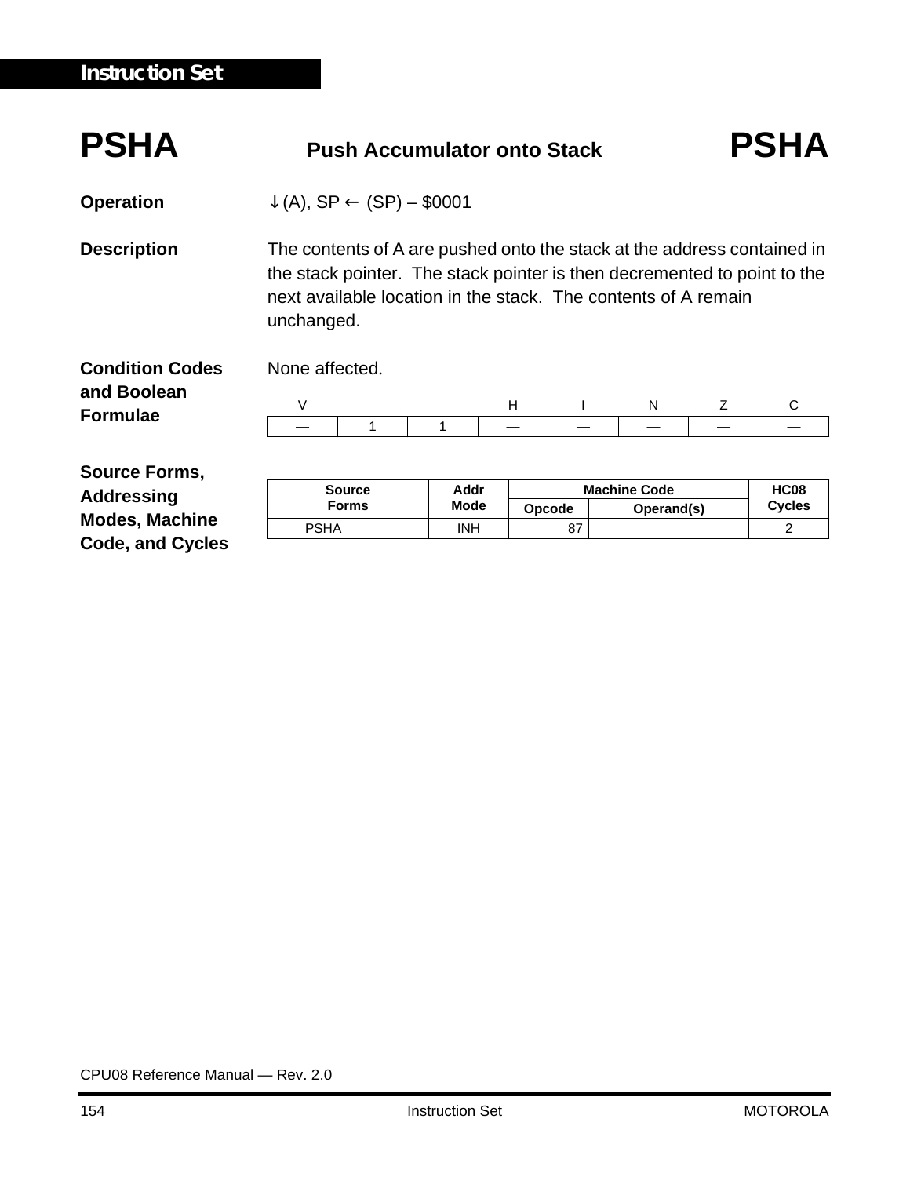# PSHA — Push Accumulator onto Stack — PSHA

**Operation** ↓(A), SP ← (SP) – $0001

**Description** The contents of A are pushed onto the stack at the address contained in the stack pointer. The stack pointer is then decremented to point to the next available location in the stack. The contents of A remain unchanged.

**Condition Codes and Boolean Formulae** None affected.

| V | | | H | I | N | Z | C |
|---|---|---|---|---|---|---|---|
| — | 1 | 1 | — | — | — | — | — |

**Source Forms, Addressing Modes, Machine Code, and Cycles**

| Source Forms | Addr Mode | Machine Code | | HC08 Cycles |
|---|---|---|---|---|
| | | Opcode | Operand(s) | |
| PSHA | INH | 87 | | 2 |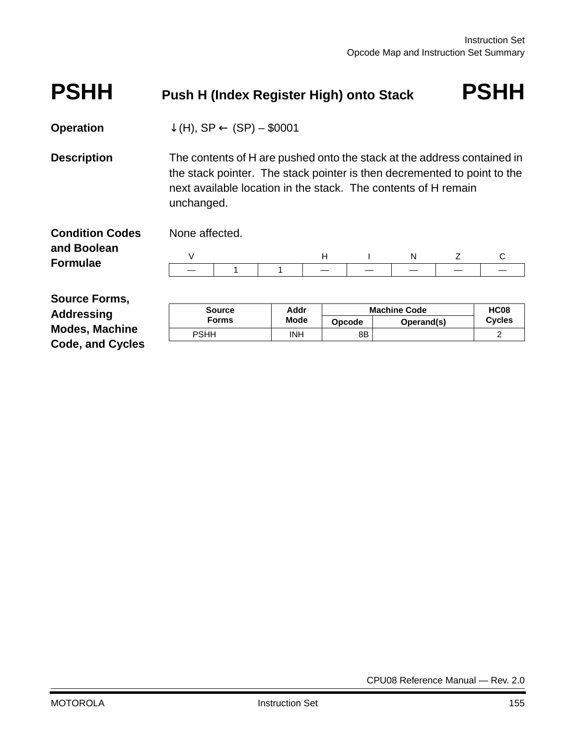# PSHH — Push H (Index Register High) onto Stack — PSHH

**Operation**

↓(H), SP ← (SP) – $0001

**Description**

The contents of H are pushed onto the stack at the address contained in the stack pointer. The stack pointer is then decremented to point to the next available location in the stack. The contents of H remain unchanged.

**Condition Codes and Boolean Formulae**

None affected.

| V | | | H | I | N | Z | C |
|---|---|---|---|---|---|---|---|
| — | 1 | 1 | — | — | — | — | — |

**Source Forms, Addressing Modes, Machine Code, and Cycles**

| Source Forms | Addr Mode | Machine Code | | HC08 Cycles |
|---|---|---|---|---|
| | | Opcode | Operand(s) | |
| PSHH | INH | 8B | | 2 |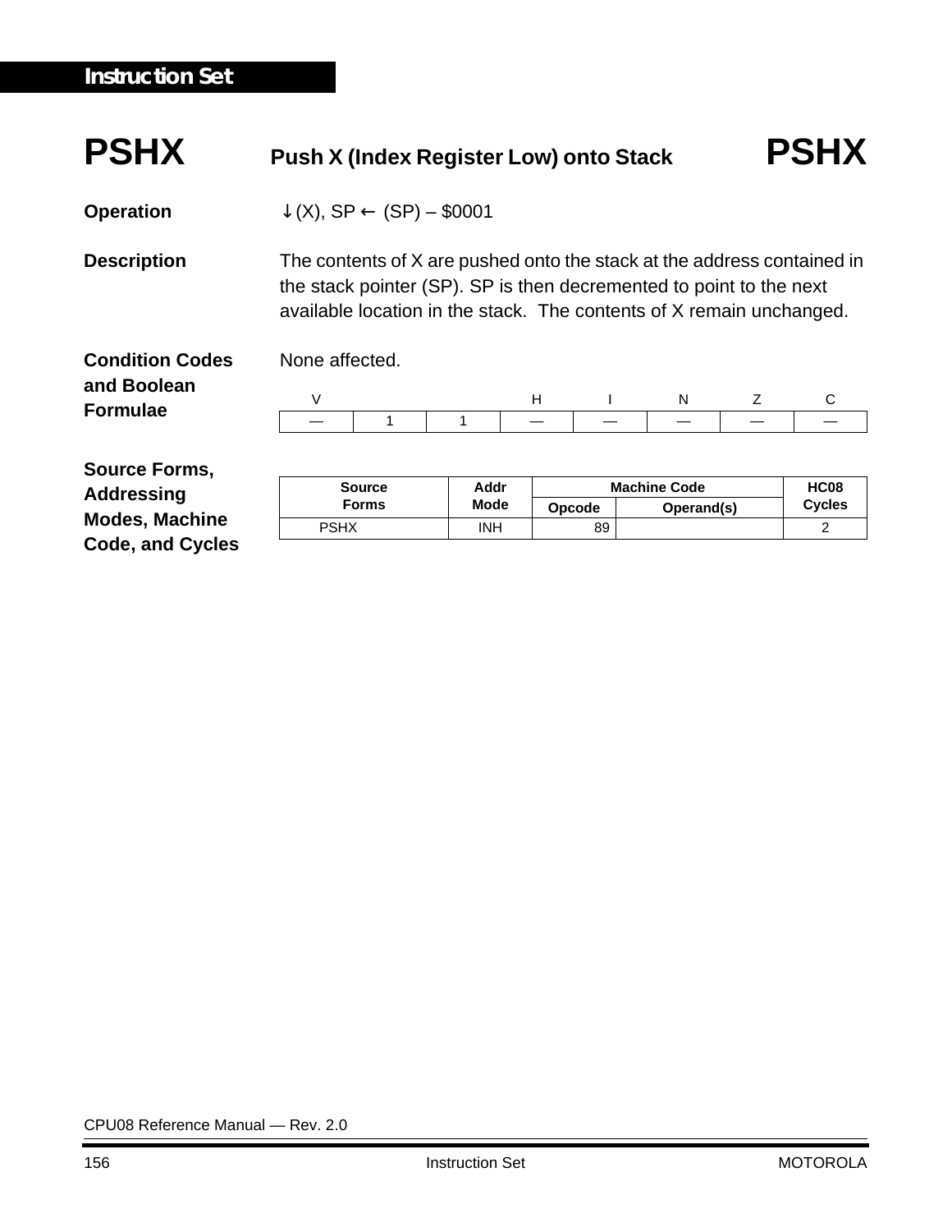# PSHX — Push X (Index Register Low) onto Stack — PSHX

**Operation** ↓(X), SP ← (SP) – $0001

**Description** The contents of X are pushed onto the stack at the address contained in the stack pointer (SP). SP is then decremented to point to the next available location in the stack. The contents of X remain unchanged.

**Condition Codes and Boolean Formulae** None affected.

| V | | | H | I | N | Z | C |
|---|---|---|---|---|---|---|---|
| — | 1 | 1 | — | — | — | — | — |

**Source Forms, Addressing Modes, Machine Code, and Cycles**

| Source Forms | Addr Mode | Machine Code | | HC08 Cycles |
|---|---|---|---|---|
| | | Opcode | Operand(s) | |
| PSHX | INH | 89 | | 2 |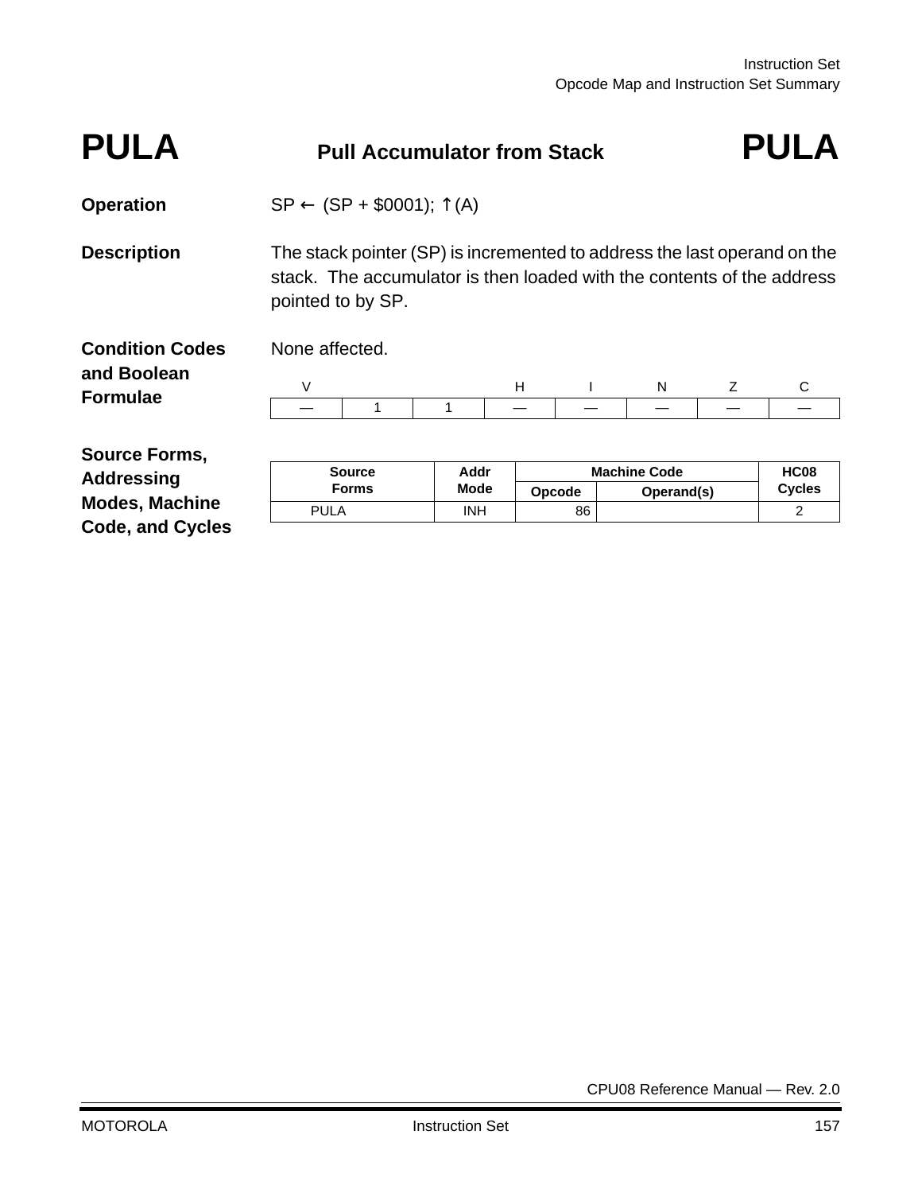# PULA — Pull Accumulator from Stack — PULA

**Operation**

SP ← (SP + $0001); ↑(A)

**Description**

The stack pointer (SP) is incremented to address the last operand on the stack. The accumulator is then loaded with the contents of the address pointed to by SP.

**Condition Codes and Boolean Formulae**

None affected.

| V | | | H | I | N | Z | C |
|---|---|---|---|---|---|---|---|
| — | 1 | 1 | — | — | — | — | — |

**Source Forms, Addressing Modes, Machine Code, and Cycles**

| Source Forms | Addr Mode | Machine Code | | HC08 Cycles |
|---|---|---|---|---|
| | | Opcode | Operand(s) | |
| PULA | INH | 86 | | 2 |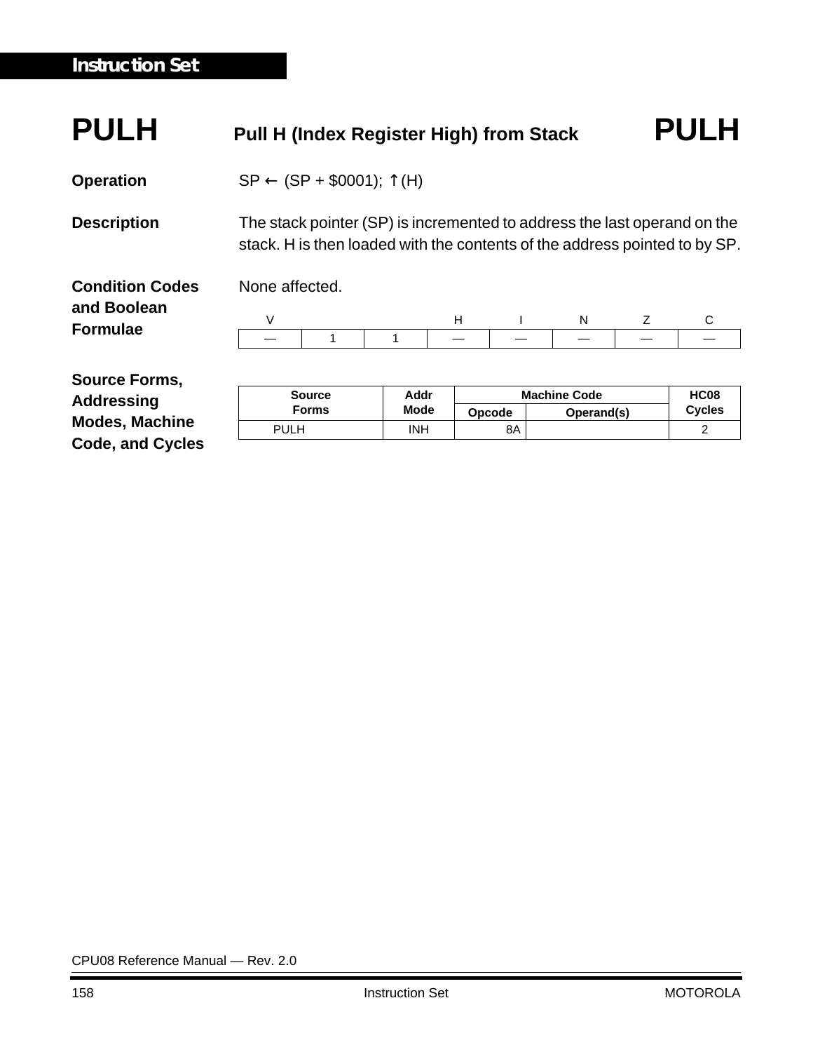# PULH — Pull H (Index Register High) from Stack — PULH

**Operation**

SP ← (SP + $0001); ↑(H)

**Description**

The stack pointer (SP) is incremented to address the last operand on the stack. H is then loaded with the contents of the address pointed to by SP.

**Condition Codes and Boolean Formulae**

None affected.

| V | | | H | I | N | Z | C |
|---|---|---|---|---|---|---|---|
| — | 1 | 1 | — | — | — | — | — |

**Source Forms, Addressing Modes, Machine Code, and Cycles**

| Source Forms | Addr Mode | Machine Code | | HC08 Cycles |
|---|---|---|---|---|
| | | Opcode | Operand(s) | |
| PULH | INH | 8A | | 2 |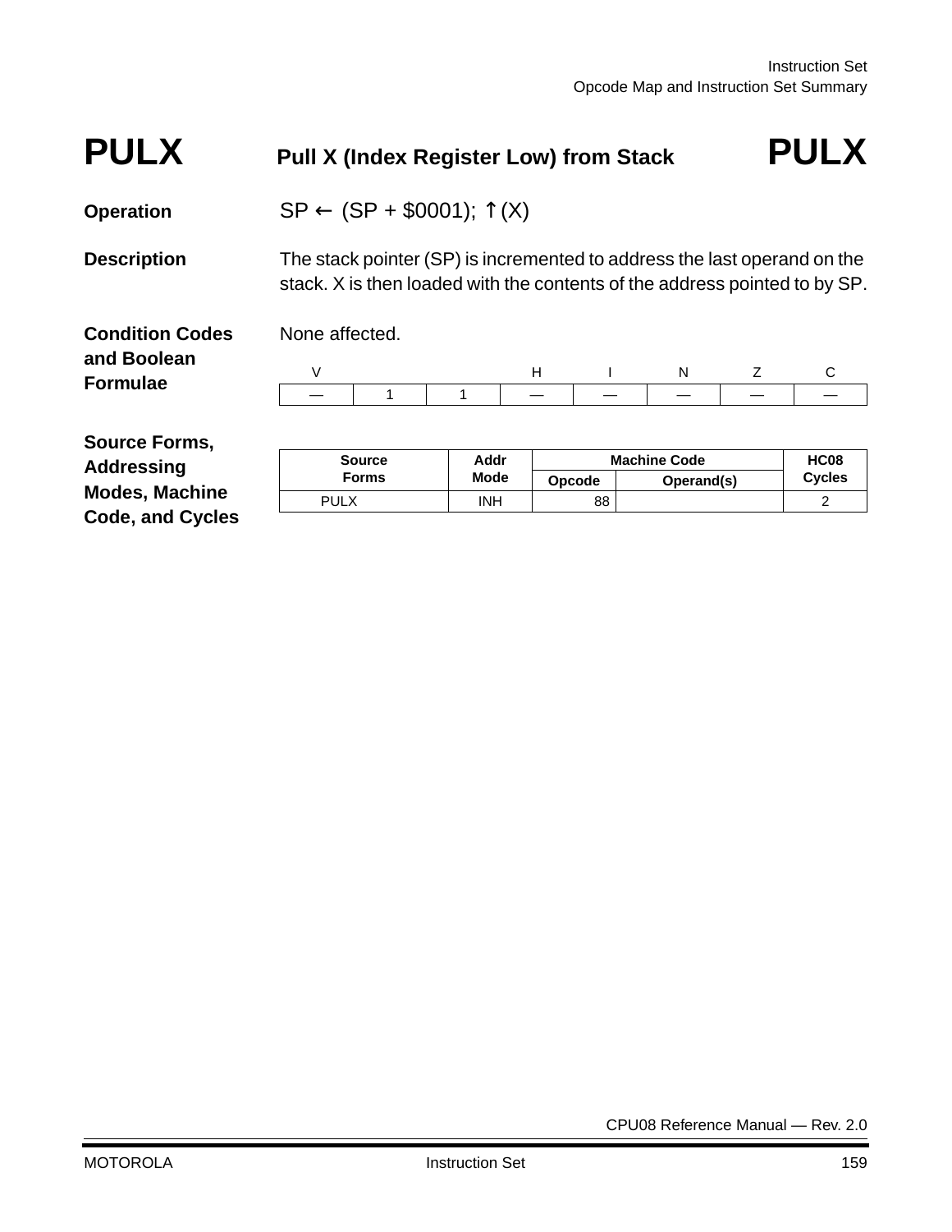# PULX — Pull X (Index Register Low) from Stack — PULX

**Operation**

SP ← (SP + $0001); ↑(X)

**Description**

The stack pointer (SP) is incremented to address the last operand on the stack. X is then loaded with the contents of the address pointed to by SP.

**Condition Codes and Boolean Formulae**

None affected.

| V | | | H | I | N | Z | C |
|---|---|---|---|---|---|---|---|
| — | 1 | 1 | — | — | — | — | — |

**Source Forms, Addressing Modes, Machine Code, and Cycles**

| Source Forms | Addr Mode | Machine Code | | HC08 Cycles |
|---|---|---|---|---|
| | | Opcode | Operand(s) | |
| PULX | INH | 88 | | 2 |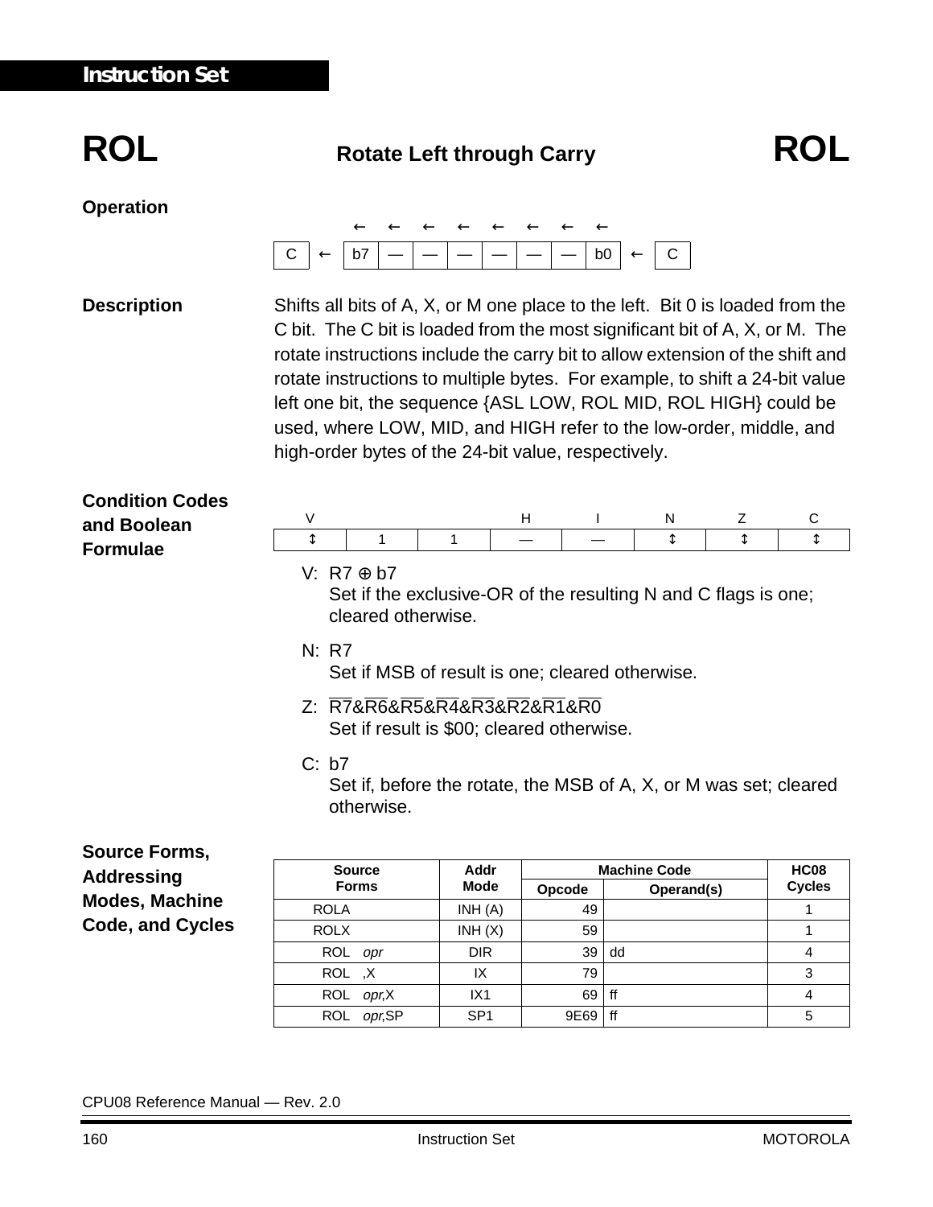# ROL — Rotate Left through Carry — ROL

**Operation**

| | | | | | | | | | | |
|---|---|---|---|---|---|---|---|---|---|---|
| | | ← | ← | ← | ← | ← | ← | ← | ← | |
| C | ← | b7 | — | — | — | — | — | — | b0 | ← C |

**Description**

Shifts all bits of A, X, or M one place to the left. Bit 0 is loaded from the C bit. The C bit is loaded from the most significant bit of A, X, or M. The rotate instructions include the carry bit to allow extension of the shift and rotate instructions to multiple bytes. For example, to shift a 24-bit value left one bit, the sequence {ASL LOW, ROL MID, ROL HIGH} could be used, where LOW, MID, and HIGH refer to the low-order, middle, and high-order bytes of the 24-bit value, respectively.

**Condition Codes and Boolean Formulae**

| V | | | H | I | N | Z | C |
|---|---|---|---|---|---|---|---|
| ↕ | 1 | 1 | — | — | ↕ | ↕ | ↕ |

V: $R7 \oplus b7$
Set if the exclusive-OR of the resulting N and C flags is one; cleared otherwise.

N: R7
Set if MSB of result is one; cleared otherwise.

Z: $\overline{R7}\&\overline{R6}\&\overline{R5}\&\overline{R4}\&\overline{R3}\&\overline{R2}\&\overline{R1}\&\overline{R0}$
Set if result is \$00; cleared otherwise.

C: b7
Set if, before the rotate, the MSB of A, X, or M was set; cleared otherwise.

**Source Forms, Addressing Modes, Machine Code, and Cycles**

| Source Forms | Addr Mode | Machine Code | | HC08 Cycles |
|---|---|---|---|---|
| | | Opcode | Operand(s) | |
| ROLA | INH (A) | 49 | | 1 |
| ROLX | INH (X) | 59 | | 1 |
| ROL *opr* | DIR | 39 | dd | 4 |
| ROL ,X | IX | 79 | | 3 |
| ROL *opr*,X | IX1 | 69 | ff | 4 |
| ROL *opr*,SP | SP1 | 9E69 | ff | 5 |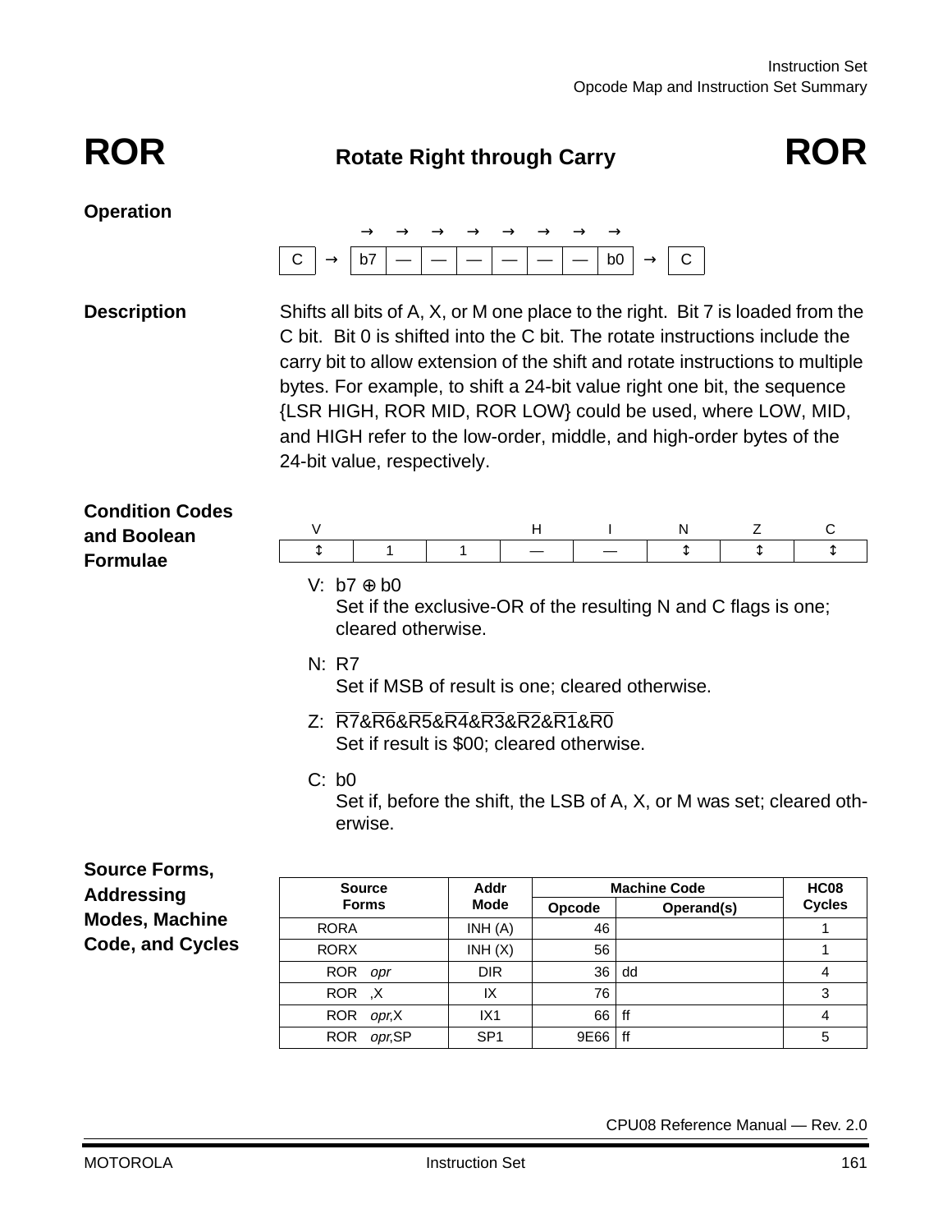# ROR — Rotate Right through Carry — ROR

## Operation

| C | → | b7 | — | — | — | — | — | — | b0 | → | C |
|---|---|---|---|---|---|---|---|---|---|---|---|

## Description

Shifts all bits of A, X, or M one place to the right. Bit 7 is loaded from the C bit. Bit 0 is shifted into the C bit. The rotate instructions include the carry bit to allow extension of the shift and rotate instructions to multiple bytes. For example, to shift a 24-bit value right one bit, the sequence {LSR HIGH, ROR MID, ROR LOW} could be used, where LOW, MID, and HIGH refer to the low-order, middle, and high-order bytes of the 24-bit value, respectively.

## Condition Codes and Boolean Formulae

| V | | | H | I | N | Z | C |
|---|---|---|---|---|---|---|---|
| ↕ | 1 | 1 | — | — | ↕ | ↕ | ↕ |

V: $b7 \oplus b0$
Set if the exclusive-OR of the resulting N and C flags is one; cleared otherwise.

N: R7
Set if MSB of result is one; cleared otherwise.

Z: $\overline{R7}\&\overline{R6}\&\overline{R5}\&\overline{R4}\&\overline{R3}\&\overline{R2}\&\overline{R1}\&\overline{R0}$
Set if result is \$00; cleared otherwise.

C: b0
Set if, before the shift, the LSB of A, X, or M was set; cleared otherwise.

## Source Forms, Addressing Modes, Machine Code, and Cycles

| Source Forms | Addr Mode | Machine Code | | HC08 Cycles |
|---|---|---|---|---|
| | | Opcode | Operand(s) | |
| RORA | INH (A) | 46 | | 1 |
| RORX | INH (X) | 56 | | 1 |
| ROR *opr* | DIR | 36 | dd | 4 |
| ROR ,X | IX | 76 | | 3 |
| ROR *opr*,X | IX1 | 66 | ff | 4 |
| ROR *opr*,SP | SP1 | 9E66 | ff | 5 |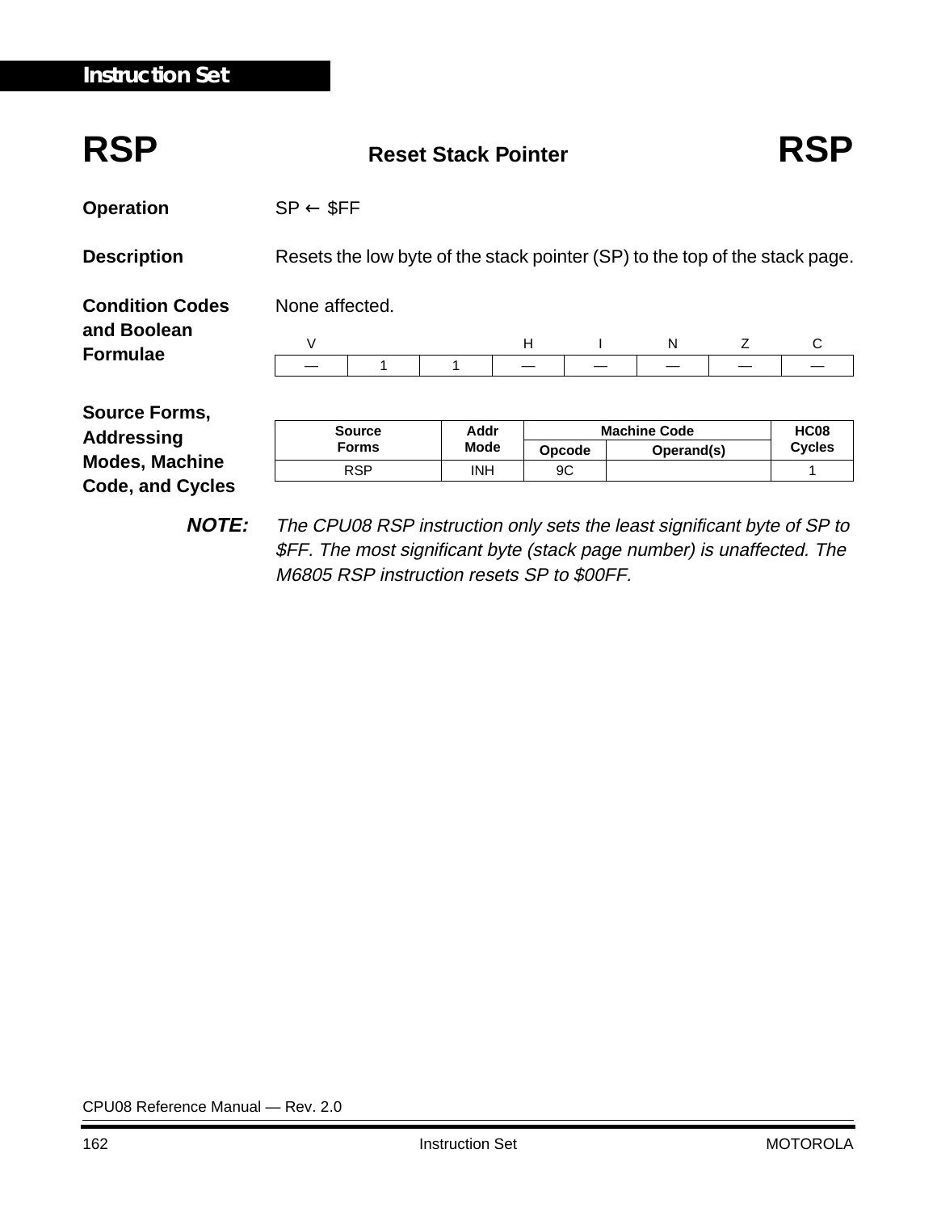# RSP — Reset Stack Pointer — RSP

**Operation**

SP ← $FF

**Description**

Resets the low byte of the stack pointer (SP) to the top of the stack page.

**Condition Codes and Boolean Formulae**

None affected.

| V | | | H | I | N | Z | C |
|---|---|---|---|---|---|---|---|
| — | 1 | 1 | — | — | — | — | — |

**Source Forms, Addressing Modes, Machine Code, and Cycles**

| Source Forms | Addr Mode | Machine Code | | HC08 Cycles |
|---|---|---|---|---|
| | | Opcode | Operand(s) | |
| RSP | INH | 9C | | 1 |

***NOTE:*** *The CPU08 RSP instruction only sets the least significant byte of SP to $FF. The most significant byte (stack page number) is unaffected. The M6805 RSP instruction resets SP to $00FF.*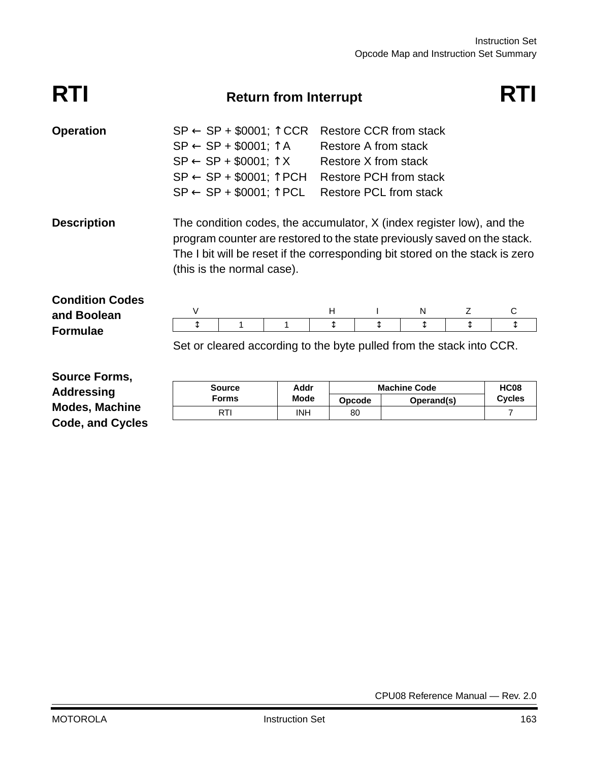# RTI — Return from Interrupt — RTI

**Operation**

SP ← SP + \$0001; ↑CCR   Restore CCR from stack
SP ← SP + \$0001; ↑A   Restore A from stack
SP ← SP + \$0001; ↑X   Restore X from stack
SP ← SP + \$0001; ↑PCH   Restore PCH from stack
SP ← SP + \$0001; ↑PCL   Restore PCL from stack

**Description**

The condition codes, the accumulator, X (index register low), and the program counter are restored to the state previously saved on the stack. The I bit will be reset if the corresponding bit stored on the stack is zero (this is the normal case).

**Condition Codes and Boolean Formulae**

| V | | | H | I | N | Z | C |
|---|---|---|---|---|---|---|---|
| ↕ | 1 | 1 | ↕ | ↕ | ↕ | ↕ | ↕ |

Set or cleared according to the byte pulled from the stack into CCR.

**Source Forms, Addressing Modes, Machine Code, and Cycles**

| Source Forms | Addr Mode | Machine Code | | HC08 Cycles |
|---|---|---|---|---|
| | | Opcode | Operand(s) | |
| RTI | INH | 80 | | 7 |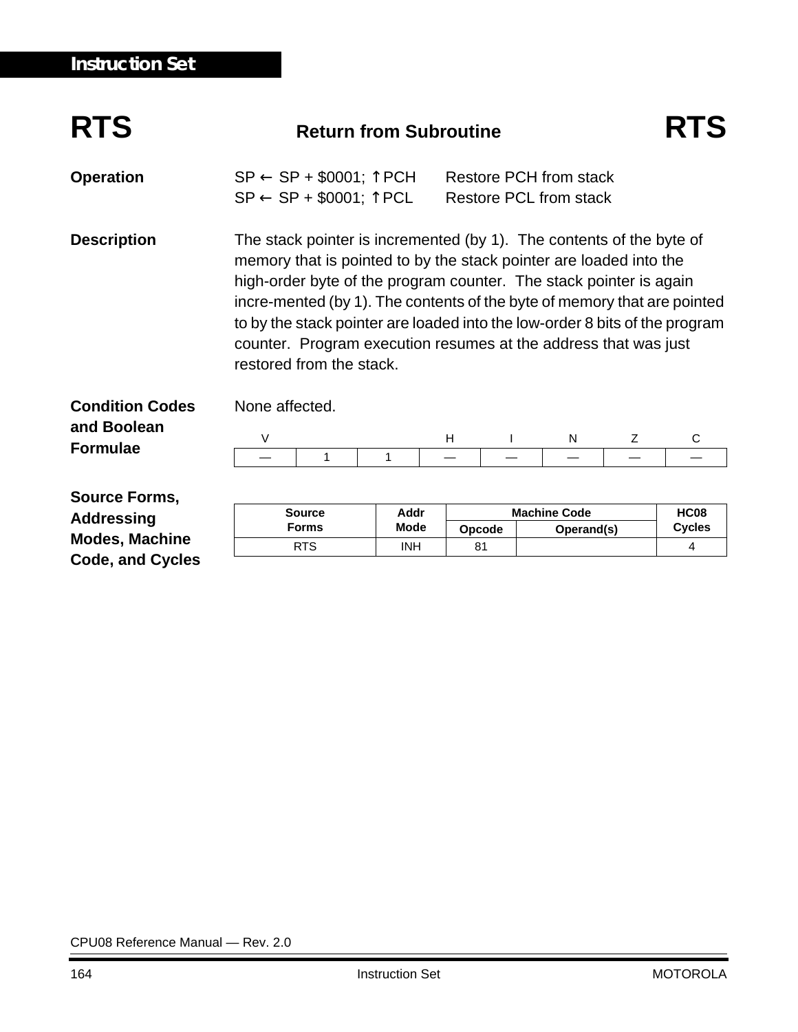## Instruction Set

# RTS — Return from Subroutine — RTS

**Operation**

SP ← SP + \$0001; ↑PCH    Restore PCH from stack
SP ← SP + \$0001; ↑PCL    Restore PCL from stack

**Description**

The stack pointer is incremented (by 1). The contents of the byte of memory that is pointed to by the stack pointer are loaded into the high-order byte of the program counter. The stack pointer is again incre-mented (by 1). The contents of the byte of memory that are pointed to by the stack pointer are loaded into the low-order 8 bits of the program counter. Program execution resumes at the address that was just restored from the stack.

**Condition Codes and Boolean Formulae**

None affected.

| V | | | H | I | N | Z | C |
|---|---|---|---|---|---|---|---|
| — | 1 | 1 | — | — | — | — | — |

**Source Forms, Addressing Modes, Machine Code, and Cycles**

| Source Forms | Addr Mode | Machine Code | | HC08 Cycles |
|---|---|---|---|---|
| | | Opcode | Operand(s) | |
| RTS | INH | 81 | | 4 |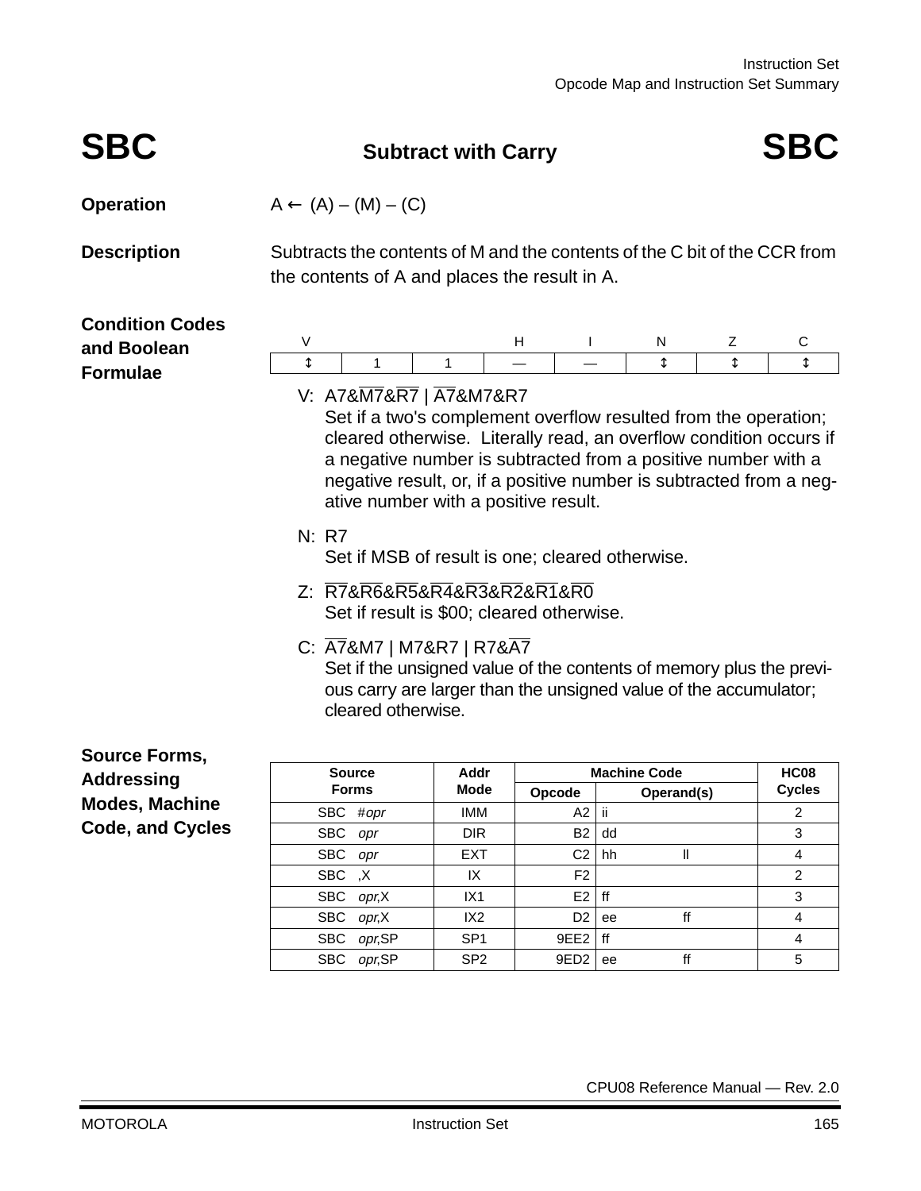# SBC — Subtract with Carry — SBC

**Operation** $A \leftarrow (A) - (M) - (C)$

**Description** Subtracts the contents of M and the contents of the C bit of the CCR from the contents of A and places the result in A.

**Condition Codes and Boolean Formulae**

| V | | | H | I | N | Z | C |
|---|---|---|---|---|---|---|---|
| ↕ | 1 | 1 | — | — | ↕ | ↕ | ↕ |

V: $A7\&\overline{M7}\&\overline{R7} \mid \overline{A7}\&M7\&R7$
Set if a two's complement overflow resulted from the operation; cleared otherwise. Literally read, an overflow condition occurs if a negative number is subtracted from a positive number with a negative result, or, if a positive number is subtracted from a negative number with a positive result.

N: R7
Set if MSB of result is one; cleared otherwise.

Z: $\overline{R7}\&\overline{R6}\&\overline{R5}\&\overline{R4}\&\overline{R3}\&\overline{R2}\&\overline{R1}\&\overline{R0}$
Set if result is \$00; cleared otherwise.

C: $\overline{A7}\&M7 \mid M7\&R7 \mid R7\&\overline{A7}$
Set if the unsigned value of the contents of memory plus the previous carry are larger than the unsigned value of the accumulator; cleared otherwise.

**Source Forms, Addressing Modes, Machine Code, and Cycles**

| Source Forms | Addr Mode | Machine Code | | HC08 Cycles |
|---|---|---|---|---|
| | | Opcode | Operand(s) | |
| SBC #*opr* | IMM | A2 | ii | 2 |
| SBC *opr* | DIR | B2 | dd | 3 |
| SBC *opr* | EXT | C2 | hh ll | 4 |
| SBC ,X | IX | F2 | | 2 |
| SBC *opr*,X | IX1 | E2 | ff | 3 |
| SBC *opr*,X | IX2 | D2 | ee ff | 4 |
| SBC *opr*,SP | SP1 | 9EE2 | ff | 4 |
| SBC *opr*,SP | SP2 | 9ED2 | ee ff | 5 |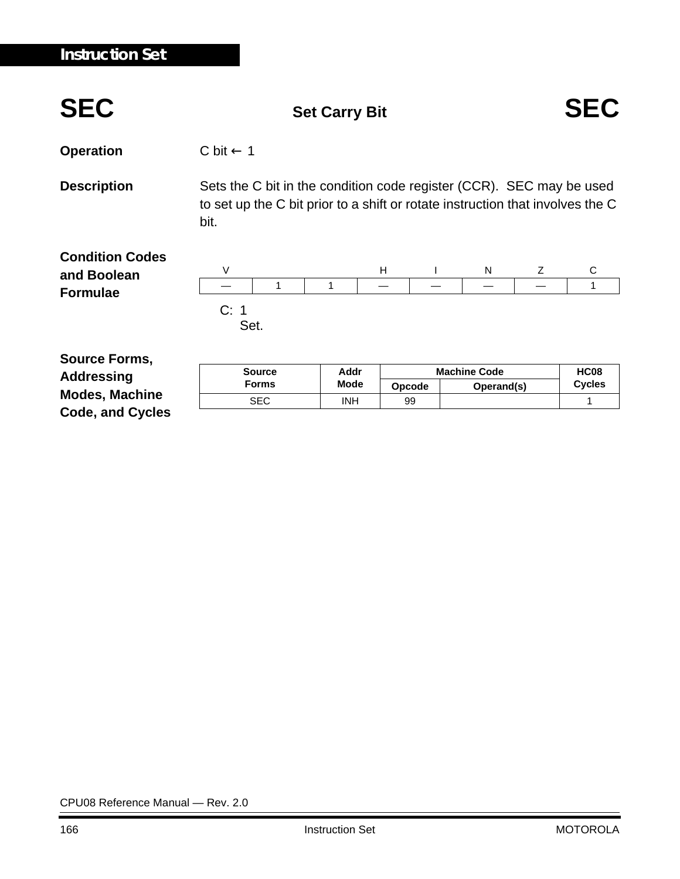# SEC — Set Carry Bit — SEC

**Operation**

C bit ← 1

**Description**

Sets the C bit in the condition code register (CCR). SEC may be used to set up the C bit prior to a shift or rotate instruction that involves the C bit.

**Condition Codes and Boolean Formulae**

| V | | | H | I | N | Z | C |
|---|---|---|---|---|---|---|---|
| — | 1 | 1 | — | — | — | — | 1 |

C: 1
Set.

**Source Forms, Addressing Modes, Machine Code, and Cycles**

| Source Forms | Addr Mode | Machine Code | | HC08 Cycles |
|---|---|---|---|---|
| | | Opcode | Operand(s) | |
| SEC | INH | 99 | | 1 |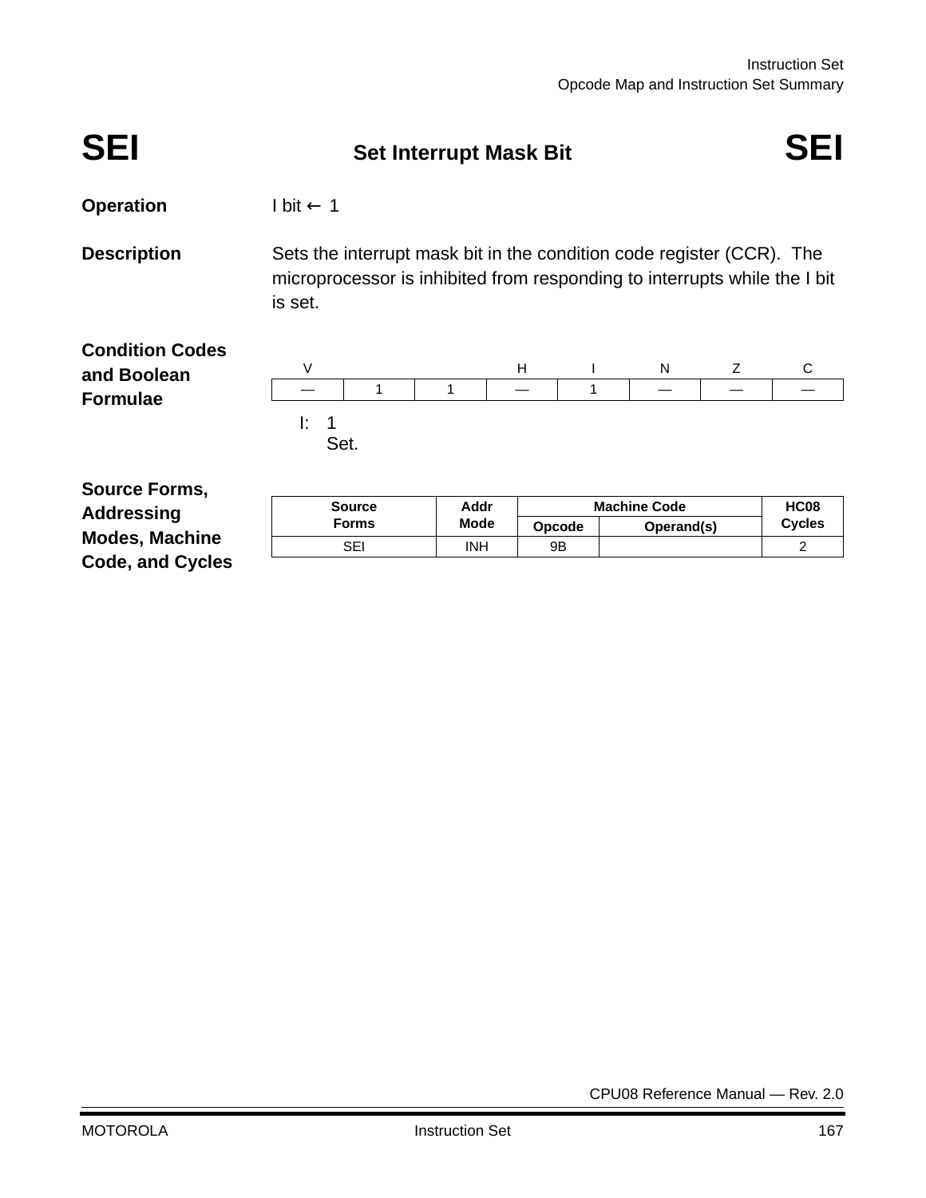# SEI — Set Interrupt Mask Bit — SEI

**Operation**

I bit ← 1

**Description**

Sets the interrupt mask bit in the condition code register (CCR). The microprocessor is inhibited from responding to interrupts while the I bit is set.

**Condition Codes and Boolean Formulae**

| V | | | H | I | N | Z | C |
|---|---|---|---|---|---|---|---|
| — | 1 | 1 | — | 1 | — | — | — |

I: 1
Set.

**Source Forms, Addressing Modes, Machine Code, and Cycles**

| Source Forms | Addr Mode | Machine Code | | HC08 Cycles |
|---|---|---|---|---|
| | | Opcode | Operand(s) | |
| SEI | INH | 9B | | 2 |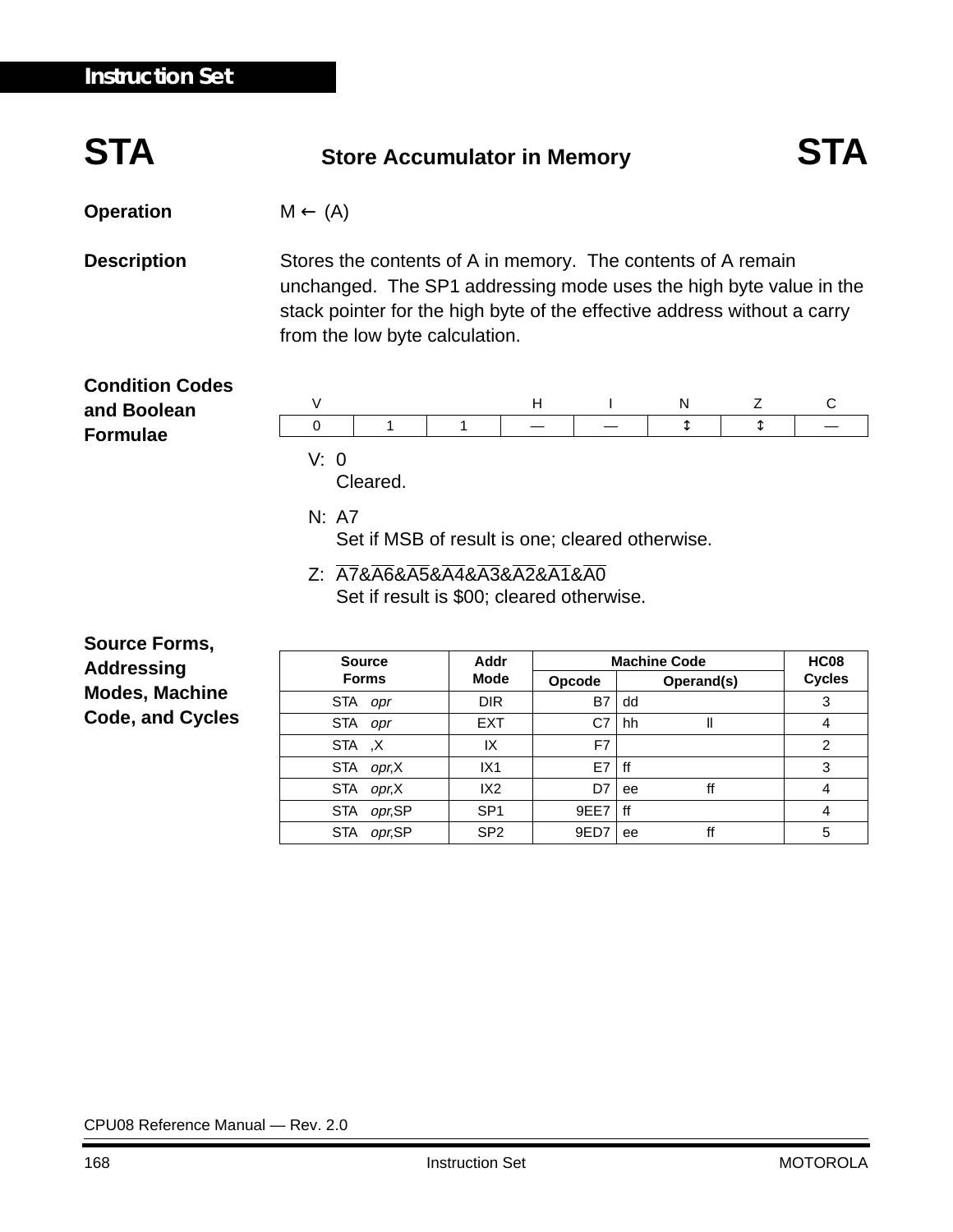# STA — Store Accumulator in Memory — STA

**Operation**

M ← (A)

**Description**

Stores the contents of A in memory. The contents of A remain unchanged. The SP1 addressing mode uses the high byte value in the stack pointer for the high byte of the effective address without a carry from the low byte calculation.

**Condition Codes and Boolean Formulae**

| V | | | H | I | N | Z | C |
|---|---|---|---|---|---|---|---|
| 0 | 1 | 1 | — | — | ↕ | ↕ | — |

V: 0
Cleared.

N: A7
Set if MSB of result is one; cleared otherwise.

Z: $\overline{A7}\&\overline{A6}\&\overline{A5}\&\overline{A4}\&\overline{A3}\&\overline{A2}\&\overline{A1}\&\overline{A0}$
Set if result is $00; cleared otherwise.

**Source Forms, Addressing Modes, Machine Code, and Cycles**

| Source Forms | Addr Mode | Machine Code | | HC08 Cycles |
|---|---|---|---|---|
| | | Opcode | Operand(s) | |
| STA *opr* | DIR | B7 | dd | 3 |
| STA *opr* | EXT | C7 | hh ll | 4 |
| STA ,X | IX | F7 | | 2 |
| STA *opr*,X | IX1 | E7 | ff | 3 |
| STA *opr*,X | IX2 | D7 | ee ff | 4 |
| STA *opr*,SP | SP1 | 9EE7 | ff | 4 |
| STA *opr*,SP | SP2 | 9ED7 | ee ff | 5 |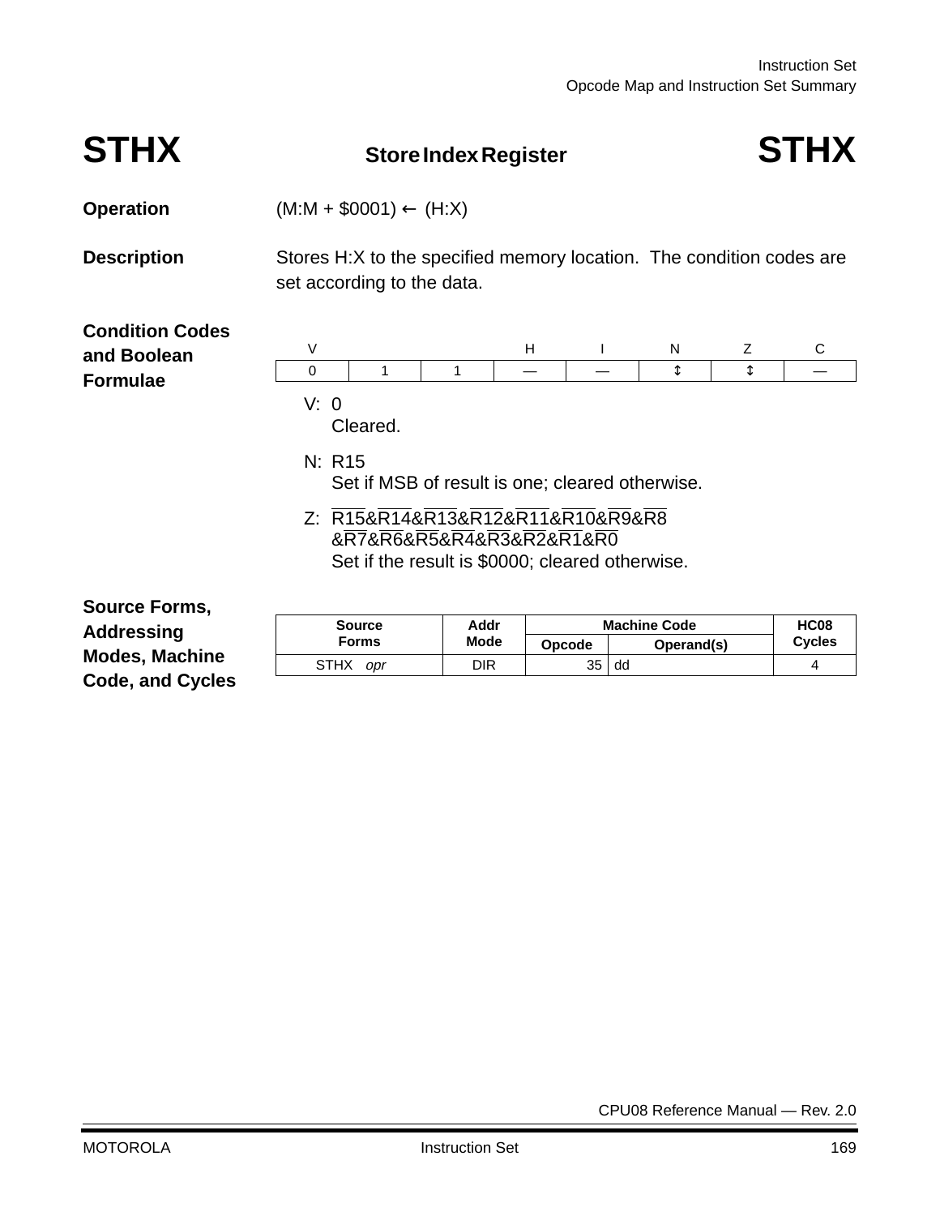# STHX — Store Index Register — STHX

**Operation**

(M:M + \$0001) ← (H:X)

**Description**

Stores H:X to the specified memory location. The condition codes are set according to the data.

**Condition Codes and Boolean Formulae**

| V | | | H | I | N | Z | C |
|---|---|---|---|---|---|---|---|
| 0 | 1 | 1 | — | — | ↕ | ↕ | — |

V: 0
Cleared.

N: R15
Set if MSB of result is one; cleared otherwise.

Z: $\overline{R15}\&\overline{R14}\&\overline{R13}\&\overline{R12}\&\overline{R11}\&\overline{R10}\&\overline{R9}\&\overline{R8}$
$\&\overline{R7}\&\overline{R6}\&\overline{R5}\&\overline{R4}\&\overline{R3}\&\overline{R2}\&\overline{R1}\&\overline{R0}$
Set if the result is \$0000; cleared otherwise.

**Source Forms, Addressing Modes, Machine Code, and Cycles**

| Source Forms | Addr Mode | Machine Code | | HC08 Cycles |
|---|---|---|---|---|
| | | Opcode | Operand(s) | |
| STHX *opr* | DIR | 35 | dd | 4 |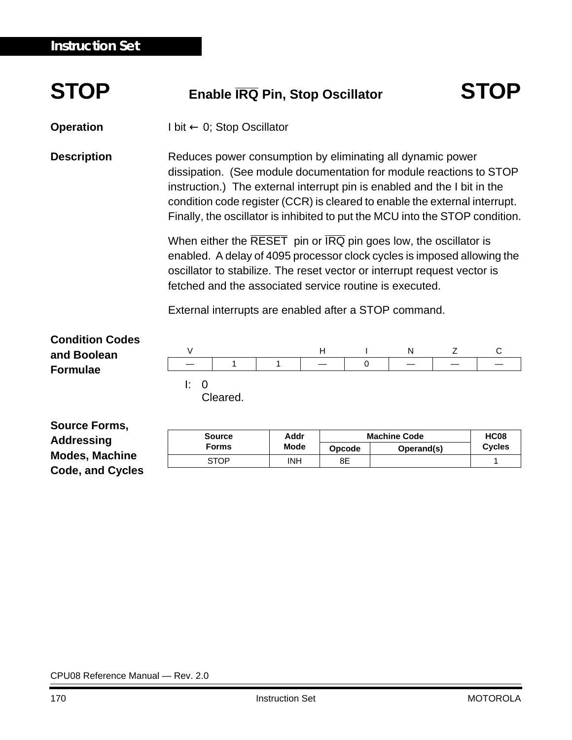# STOP — Enable $\overline{IRQ}$ Pin, Stop Oscillator — STOP

**Operation**

I bit ← 0; Stop Oscillator

**Description**

Reduces power consumption by eliminating all dynamic power dissipation. (See module documentation for module reactions to STOP instruction.) The external interrupt pin is enabled and the I bit in the condition code register (CCR) is cleared to enable the external interrupt. Finally, the oscillator is inhibited to put the MCU into the STOP condition.

When either the $\overline{RESET}$ pin or $\overline{IRQ}$ pin goes low, the oscillator is enabled. A delay of 4095 processor clock cycles is imposed allowing the oscillator to stabilize. The reset vector or interrupt request vector is fetched and the associated service routine is executed.

External interrupts are enabled after a STOP command.

**Condition Codes and Boolean Formulae**

| V | | | H | I | N | Z | C |
|---|---|---|---|---|---|---|---|
| — | 1 | 1 | — | 0 | — | — | — |

I: 0
Cleared.

**Source Forms, Addressing Modes, Machine Code, and Cycles**

| Source Forms | Addr Mode | Machine Code | | HC08 Cycles |
|---|---|---|---|---|
| | | Opcode | Operand(s) | |
| STOP | INH | 8E | | 1 |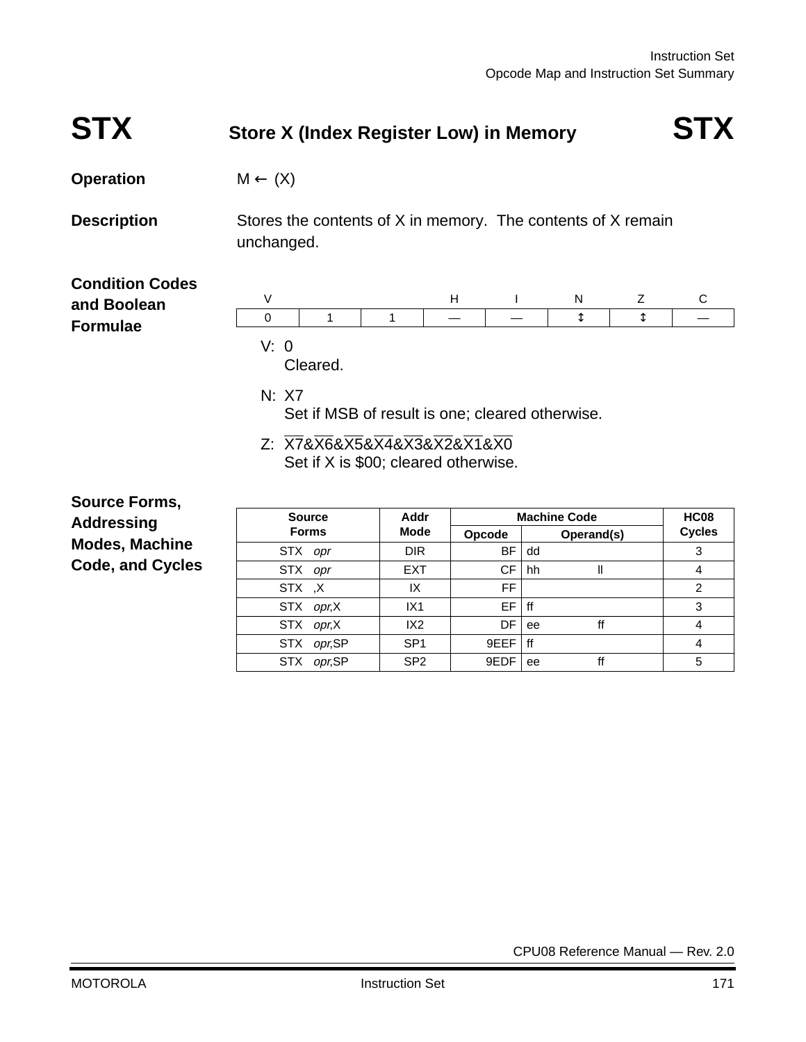# STX — Store X (Index Register Low) in Memory — STX

**Operation**

M ← (X)

**Description**

Stores the contents of X in memory. The contents of X remain unchanged.

**Condition Codes and Boolean Formulae**

| V | | | H | I | N | Z | C |
|---|---|---|---|---|---|---|---|
| 0 | 1 | 1 | — | — | ↕ | ↕ | — |

V: 0
Cleared.

N: X7
Set if MSB of result is one; cleared otherwise.

Z: $\overline{X7}$&$\overline{X6}$&$\overline{X5}$&$\overline{X4}$&$\overline{X3}$&$\overline{X2}$&$\overline{X1}$&$\overline{X0}$
Set if X is $00; cleared otherwise.

**Source Forms, Addressing Modes, Machine Code, and Cycles**

| Source Forms | Addr Mode | Machine Code | | HC08 Cycles |
|---|---|---|---|---|
| | | Opcode | Operand(s) | |
| STX *opr* | DIR | BF | dd | 3 |
| STX *opr* | EXT | CF | hh ll | 4 |
| STX ,X | IX | FF | | 2 |
| STX *opr*,X | IX1 | EF | ff | 3 |
| STX *opr*,X | IX2 | DF | ee ff | 4 |
| STX *opr*,SP | SP1 | 9EEF | ff | 4 |
| STX *opr*,SP | SP2 | 9EDF | ee ff | 5 |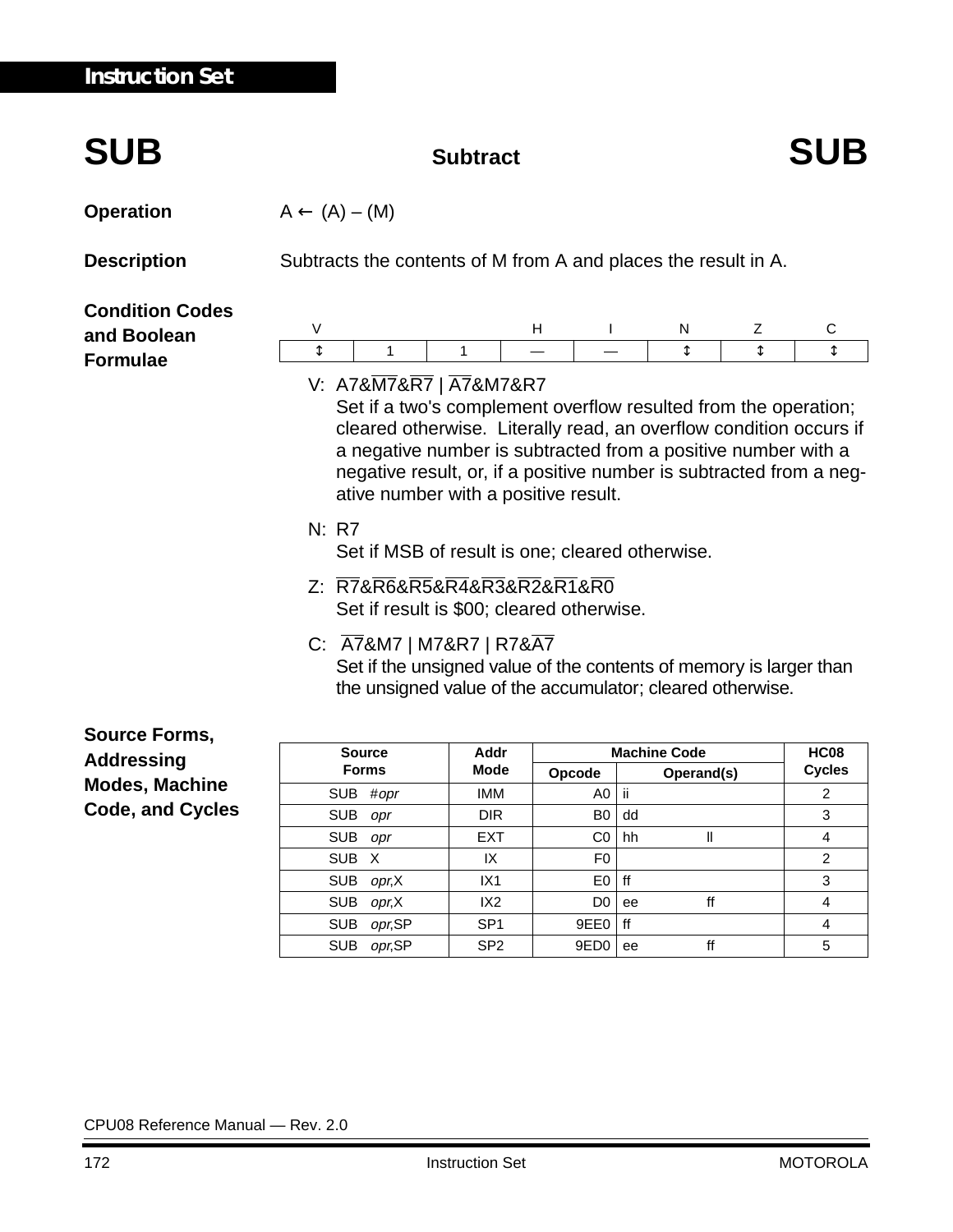## SUB — Subtract — SUB

**Operation** $A \leftarrow (A) - (M)$

**Description** Subtracts the contents of M from A and places the result in A.

**Condition Codes and Boolean Formulae**

| V | | | H | I | N | Z | C |
|---|---|---|---|---|---|---|---|
| ↕ | 1 | 1 | — | — | ↕ | ↕ | ↕ |

V: $A7\&\overline{M7}\&\overline{R7} \mid \overline{A7}\&M7\&R7$
Set if a two's complement overflow resulted from the operation; cleared otherwise. Literally read, an overflow condition occurs if a negative number is subtracted from a positive number with a negative result, or, if a positive number is subtracted from a negative number with a positive result.

N: R7
Set if MSB of result is one; cleared otherwise.

Z: $\overline{R7}\&\overline{R6}\&\overline{R5}\&\overline{R4}\&\overline{R3}\&\overline{R2}\&\overline{R1}\&\overline{R0}$
Set if result is \$00; cleared otherwise.

C: $\overline{A7}\&M7 \mid M7\&R7 \mid R7\&\overline{A7}$
Set if the unsigned value of the contents of memory is larger than the unsigned value of the accumulator; cleared otherwise.

**Source Forms, Addressing Modes, Machine Code, and Cycles**

| Source Forms | Addr Mode | Machine Code | | HC08 Cycles |
|---|---|---|---|---|
| | | Opcode | Operand(s) | |
| SUB #*opr* | IMM | A0 | ii | 2 |
| SUB *opr* | DIR | B0 | dd | 3 |
| SUB *opr* | EXT | C0 | hh ll | 4 |
| SUB X | IX | F0 | | 2 |
| SUB *opr*,X | IX1 | E0 | ff | 3 |
| SUB *opr*,X | IX2 | D0 | ee ff | 4 |
| SUB *opr*,SP | SP1 | 9EE0 | ff | 4 |
| SUB *opr*,SP | SP2 | 9ED0 | ee ff | 5 |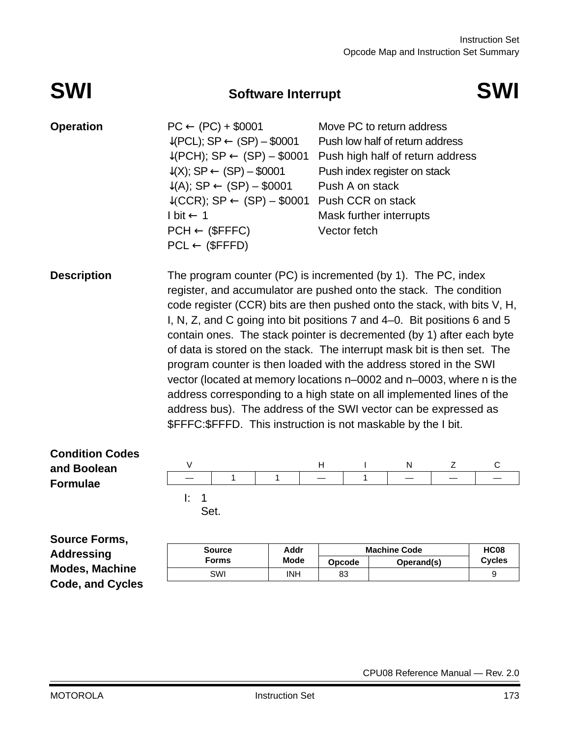# SWI — Software Interrupt — SWI

**Operation**

| | |
|---|---|
| PC ← (PC) + $0001 | Move PC to return address |
| ↓(PCL); SP ← (SP) – $0001 | Push low half of return address |
| ↓(PCH); SP ← (SP) – $0001 | Push high half of return address |
| ↓(X); SP ← (SP) – $0001 | Push index register on stack |
| ↓(A); SP ← (SP) – $0001 | Push A on stack |
| ↓(CCR); SP ← (SP) – $0001 | Push CCR on stack |
| I bit ← 1 | Mask further interrupts |
| PCH ← ($FFFC) | Vector fetch |
| PCL ← ($FFFD) | |

**Description**

The program counter (PC) is incremented (by 1). The PC, index register, and accumulator are pushed onto the stack. The condition code register (CCR) bits are then pushed onto the stack, with bits V, H, I, N, Z, and C going into bit positions 7 and 4–0. Bit positions 6 and 5 contain ones. The stack pointer is decremented (by 1) after each byte of data is stored on the stack. The interrupt mask bit is then set. The program counter is then loaded with the address stored in the SWI vector (located at memory locations n–0002 and n–0003, where n is the address corresponding to a high state on all implemented lines of the address bus). The address of the SWI vector can be expressed as $FFFC:$FFFD. This instruction is not maskable by the I bit.

**Condition Codes and Boolean Formulae**

| V | | | H | I | N | Z | C |
|---|---|---|---|---|---|---|---|
| — | 1 | 1 | — | 1 | — | — | — |

I: 1
Set.

**Source Forms, Addressing Modes, Machine Code, and Cycles**

| Source Forms | Addr Mode | Machine Code | | HC08 Cycles |
|---|---|---|---|---|
| | | Opcode | Operand(s) | |
| SWI | INH | 83 | | 9 |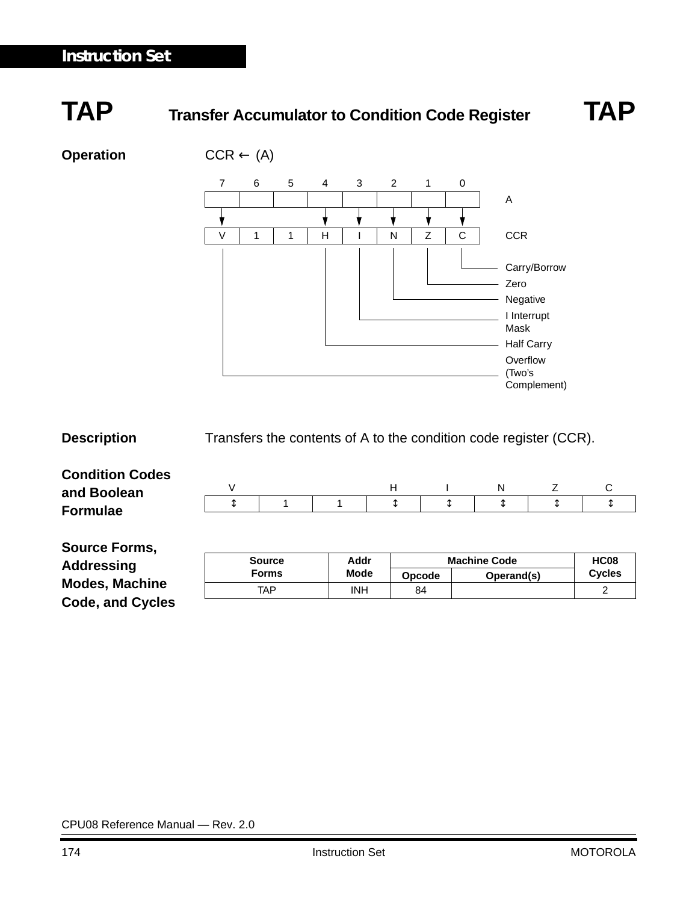## TAP — Transfer Accumulator to Condition Code Register — TAP

**Operation** CCR ← (A)

| | 7 | 6 | 5 | 4 | 3 | 2 | 1 | 0 |
|---|---|---|---|---|---|---|---|---|
| A | | | | | | | | |
| CCR | V | 1 | 1 | H | I | N | Z | C |

- C — Carry/Borrow
- Z — Zero
- N — Negative
- I — I Interrupt Mask
- H — Half Carry
- V — Overflow (Two's Complement)

**Description** Transfers the contents of A to the condition code register (CCR).

**Condition Codes and Boolean Formulae**

| V | | | H | I | N | Z | C |
|---|---|---|---|---|---|---|---|
| ↕ | 1 | 1 | ↕ | ↕ | ↕ | ↕ | ↕ |

**Source Forms, Addressing Modes, Machine Code, and Cycles**

| Source Forms | Addr Mode | Machine Code | | HC08 Cycles |
|---|---|---|---|---|
| | | Opcode | Operand(s) | |
| TAP | INH | 84 | | 2 |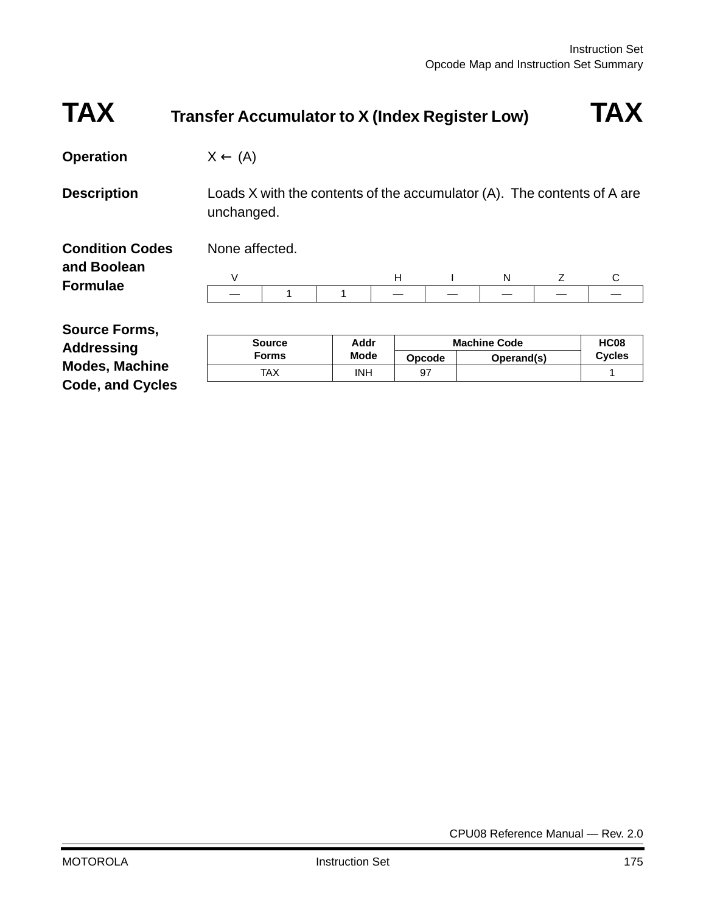# TAX — Transfer Accumulator to X (Index Register Low) — TAX

**Operation** X ← (A)

**Description** Loads X with the contents of the accumulator (A). The contents of A are unchanged.

**Condition Codes and Boolean Formulae** None affected.

| V | | | H | I | N | Z | C |
|---|---|---|---|---|---|---|---|
| — | 1 | 1 | — | — | — | — | — |

**Source Forms, Addressing Modes, Machine Code, and Cycles**

| Source Forms | Addr Mode | Machine Code | | HC08 Cycles |
|---|---|---|---|---|
| | | Opcode | Operand(s) | |
| TAX | INH | 97 | | 1 |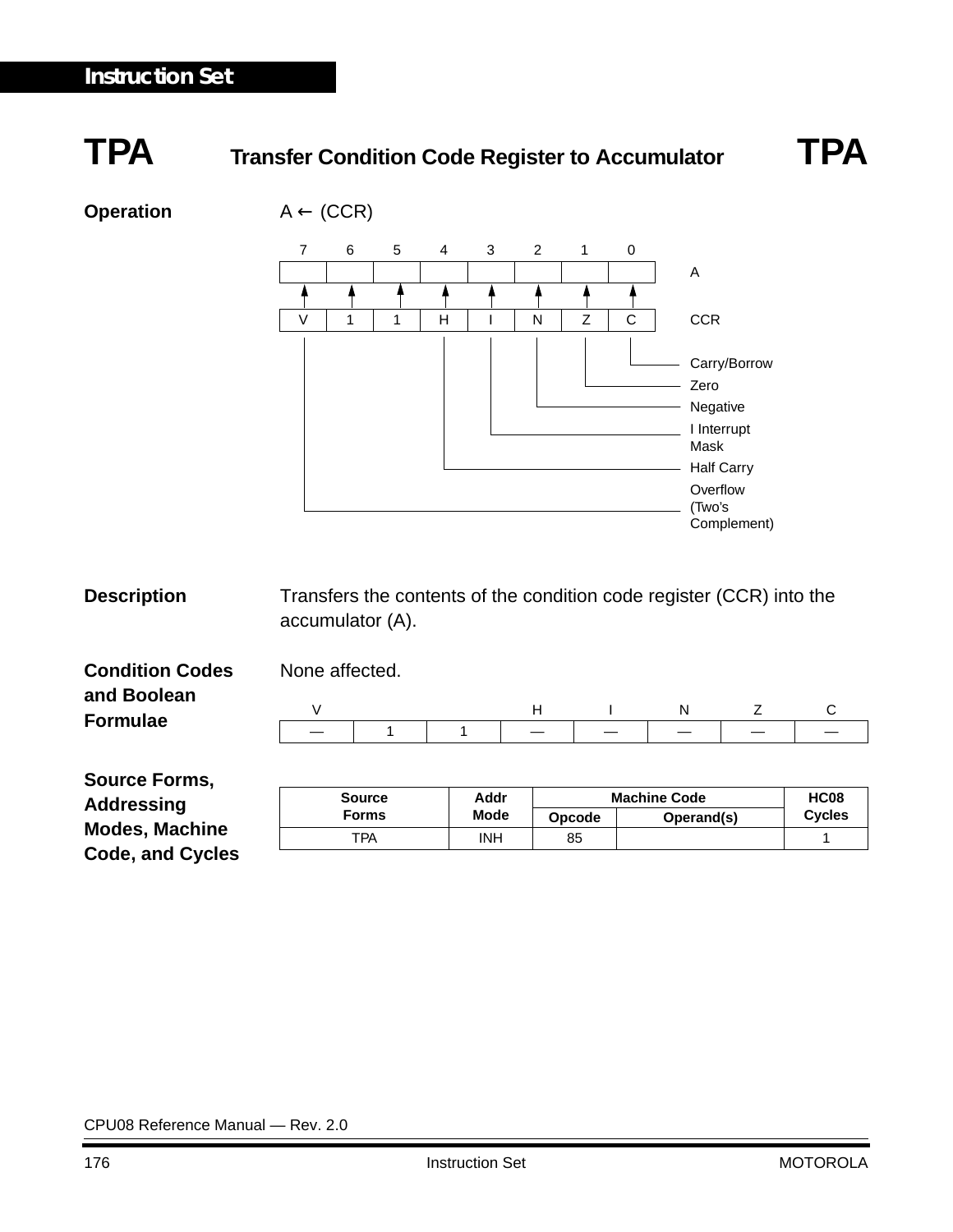# TPA — Transfer Condition Code Register to Accumulator — TPA

**Operation** $A \leftarrow (CCR)$

| 7 | 6 | 5 | 4 | 3 | 2 | 1 | 0 | |
|---|---|---|---|---|---|---|---|---|
| | | | | | | | | A |
| ↑ | ↑ | ↑ | ↑ | ↑ | ↑ | ↑ | ↑ | |
| V | 1 | 1 | H | I | N | Z | C | CCR |

- C — Carry/Borrow
- Z — Zero
- N — Negative
- I — I Interrupt Mask
- H — Half Carry
- V — Overflow (Two's Complement)

**Description** Transfers the contents of the condition code register (CCR) into the accumulator (A).

**Condition Codes and Boolean Formulae** None affected.

| V | | | H | I | N | Z | C |
|---|---|---|---|---|---|---|---|
| — | 1 | 1 | — | — | — | — | — |

**Source Forms, Addressing Modes, Machine Code, and Cycles**

| Source Forms | Addr Mode | Machine Code | | HC08 Cycles |
|---|---|---|---|---|
| | | Opcode | Operand(s) | |
| TPA | INH | 85 | | 1 |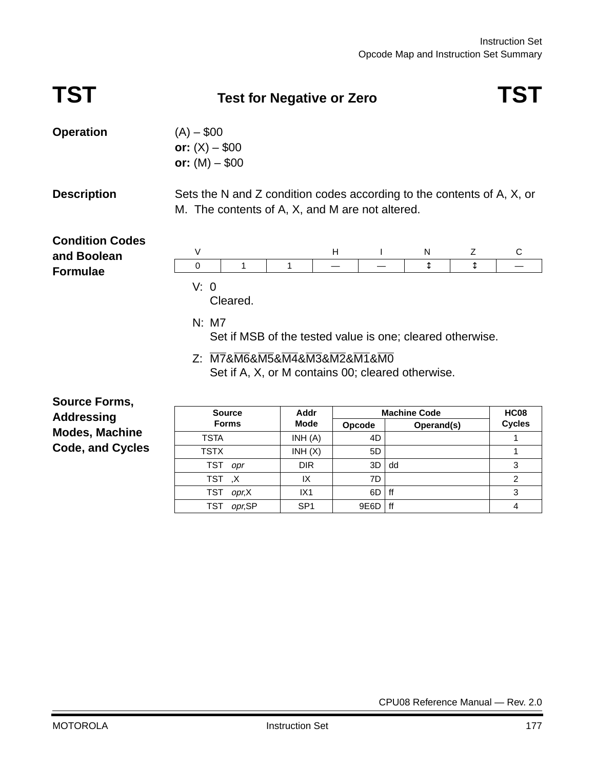# TST — Test for Negative or Zero — TST

**Operation**

(A) – $00
**or:** (X) – $00
**or:** (M) – $00

**Description**

Sets the N and Z condition codes according to the contents of A, X, or M. The contents of A, X, and M are not altered.

**Condition Codes and Boolean Formulae**

| V | | | H | I | N | Z | C |
|---|---|---|---|---|---|---|---|
| 0 | 1 | 1 | — | — | ↕ | ↕ | — |

V: 0
Cleared.

N: M7
Set if MSB of the tested value is one; cleared otherwise.

Z: $\overline{M7}$&$\overline{M6}$&$\overline{M5}$&$\overline{M4}$&$\overline{M3}$&$\overline{M2}$&$\overline{M1}$&$\overline{M0}$
Set if A, X, or M contains 00; cleared otherwise.

**Source Forms, Addressing Modes, Machine Code, and Cycles**

| Source Forms | Addr Mode | Machine Code | | HC08 Cycles |
|---|---|---|---|---|
| | | Opcode | Operand(s) | |
| TSTA | INH (A) | 4D | | 1 |
| TSTX | INH (X) | 5D | | 1 |
| TST *opr* | DIR | 3D | dd | 3 |
| TST ,X | IX | 7D | | 2 |
| TST *opr*,X | IX1 | 6D | ff | 3 |
| TST *opr*,SP | SP1 | 9E6D | ff | 4 |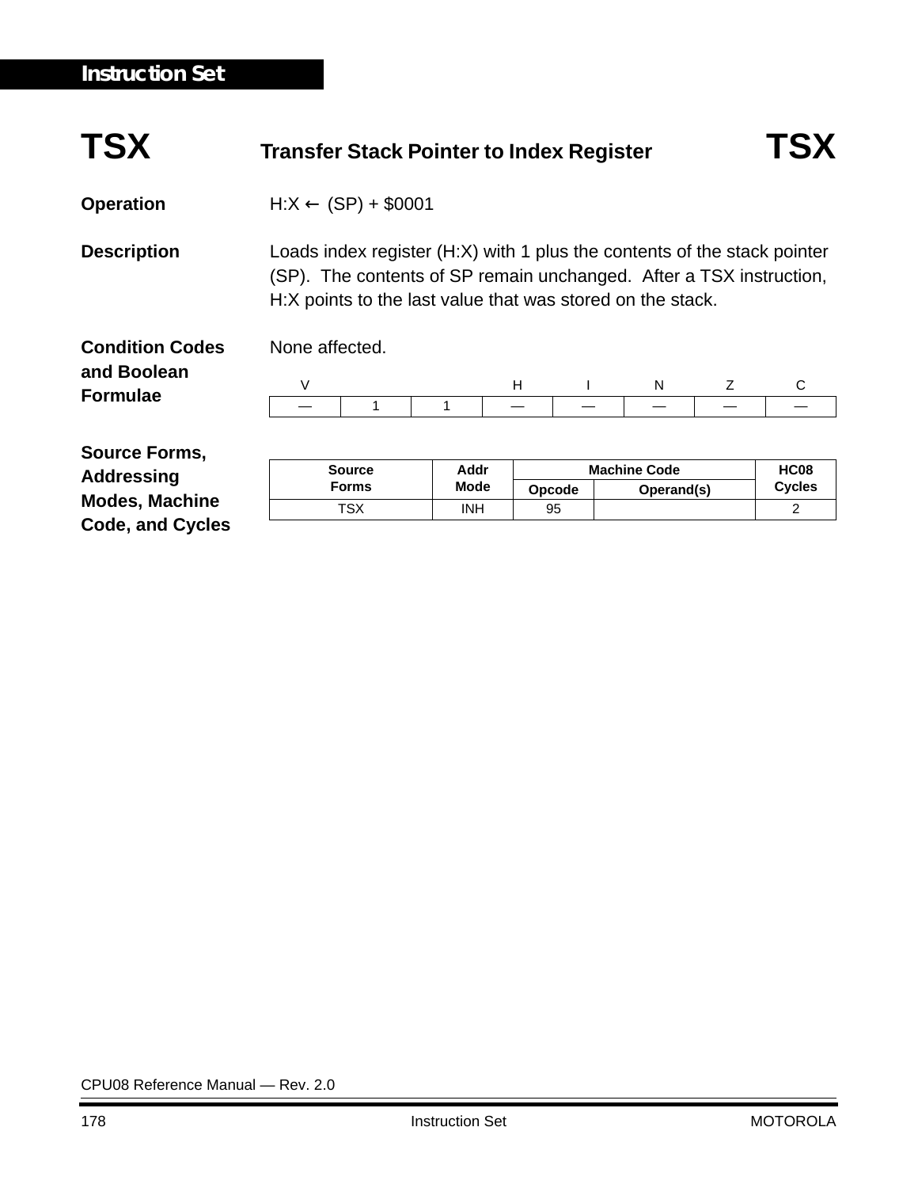# TSX — Transfer Stack Pointer to Index Register — TSX

**Operation**

H:X ← (SP) + $0001

**Description**

Loads index register (H:X) with 1 plus the contents of the stack pointer (SP). The contents of SP remain unchanged. After a TSX instruction, H:X points to the last value that was stored on the stack.

**Condition Codes and Boolean Formulae**

None affected.

| V | | | H | I | N | Z | C |
|---|---|---|---|---|---|---|---|
| — | 1 | 1 | — | — | — | — | — |

**Source Forms, Addressing Modes, Machine Code, and Cycles**

| Source Forms | Addr Mode | Machine Code | | HC08 Cycles |
|---|---|---|---|---|
| | | Opcode | Operand(s) | |
| TSX | INH | 95 | | 2 |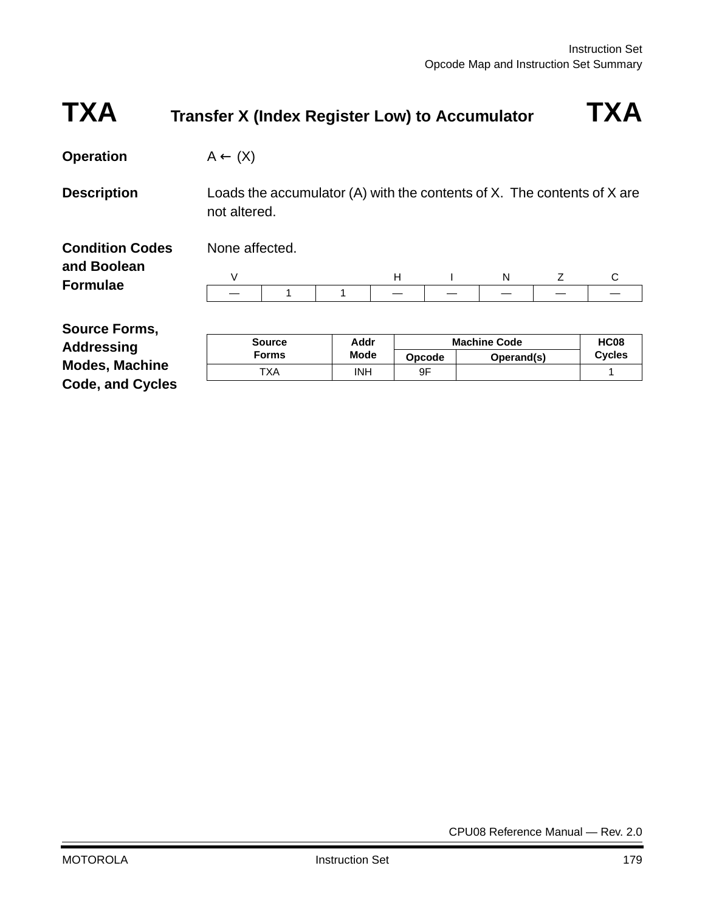# TXA — Transfer X (Index Register Low) to Accumulator — TXA

**Operation**

A ← (X)

**Description**

Loads the accumulator (A) with the contents of X. The contents of X are not altered.

**Condition Codes and Boolean Formulae**

None affected.

| V | | | H | I | N | Z | C |
|---|---|---|---|---|---|---|---|
| — | 1 | 1 | — | — | — | — | — |

**Source Forms, Addressing Modes, Machine Code, and Cycles**

| Source Forms | Addr Mode | Machine Code | | HC08 Cycles |
|---|---|---|---|---|
| | | Opcode | Operand(s) | |
| TXA | INH | 9F | | 1 |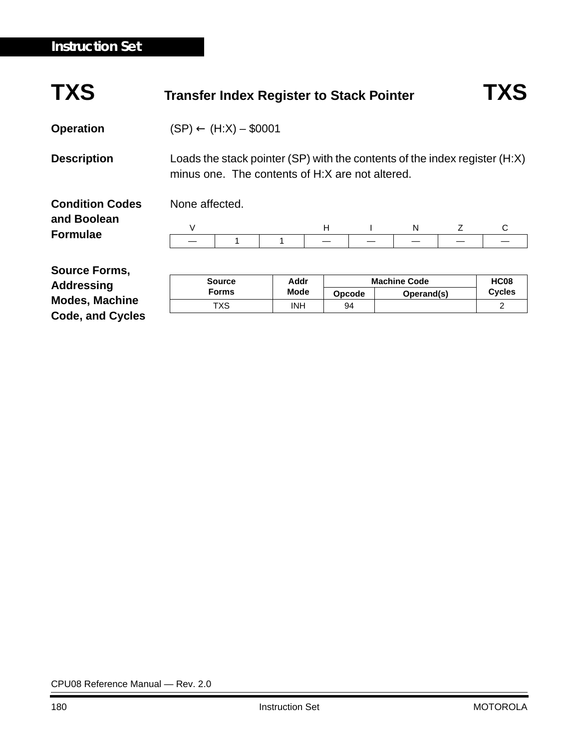# TXS — Transfer Index Register to Stack Pointer — TXS

**Operation**

(SP) ← (H:X) – $0001

**Description**

Loads the stack pointer (SP) with the contents of the index register (H:X) minus one. The contents of H:X are not altered.

**Condition Codes and Boolean Formulae**

None affected.

| V | | | H | I | N | Z | C |
|---|---|---|---|---|---|---|---|
| — | 1 | 1 | — | — | — | — | — |

**Source Forms, Addressing Modes, Machine Code, and Cycles**

| Source Forms | Addr Mode | Machine Code | | HC08 Cycles |
|---|---|---|---|---|
| | | Opcode | Operand(s) | |
| TXS | INH | 94 | | 2 |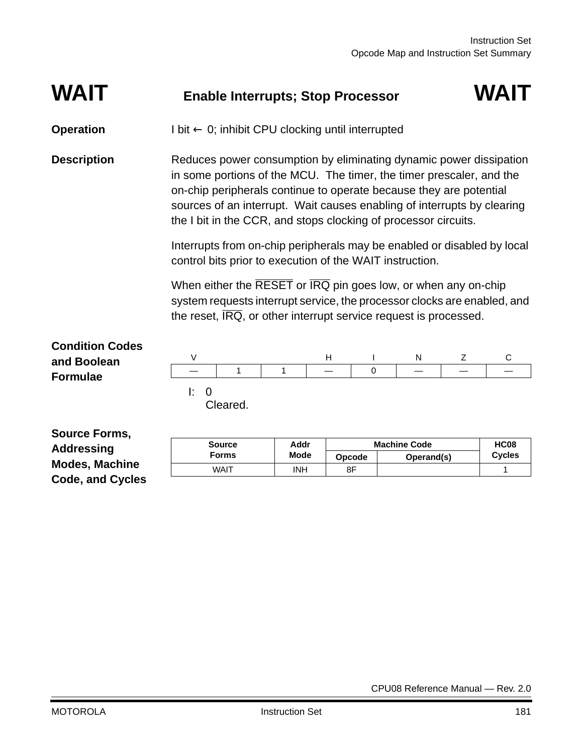# WAIT — Enable Interrupts; Stop Processor — WAIT

**Operation** I bit ← 0; inhibit CPU clocking until interrupted

**Description** Reduces power consumption by eliminating dynamic power dissipation in some portions of the MCU. The timer, the timer prescaler, and the on-chip peripherals continue to operate because they are potential sources of an interrupt. Wait causes enabling of interrupts by clearing the I bit in the CCR, and stops clocking of processor circuits.

Interrupts from on-chip peripherals may be enabled or disabled by local control bits prior to execution of the WAIT instruction.

When either the $\overline{\text{RESET}}$ or $\overline{\text{IRQ}}$ pin goes low, or when any on-chip system requests interrupt service, the processor clocks are enabled, and the reset, $\overline{\text{IRQ}}$, or other interrupt service request is processed.

**Condition Codes and Boolean Formulae**

| V | | | H | I | N | Z | C |
|---|---|---|---|---|---|---|---|
| — | 1 | 1 | — | 0 | — | — | — |

I: 0
Cleared.

**Source Forms, Addressing Modes, Machine Code, and Cycles**

| Source Forms | Addr Mode | Machine Code | | HC08 Cycles |
|---|---|---|---|---|
| | | Opcode | Operand(s) | |
| WAIT | INH | 8F | | 1 |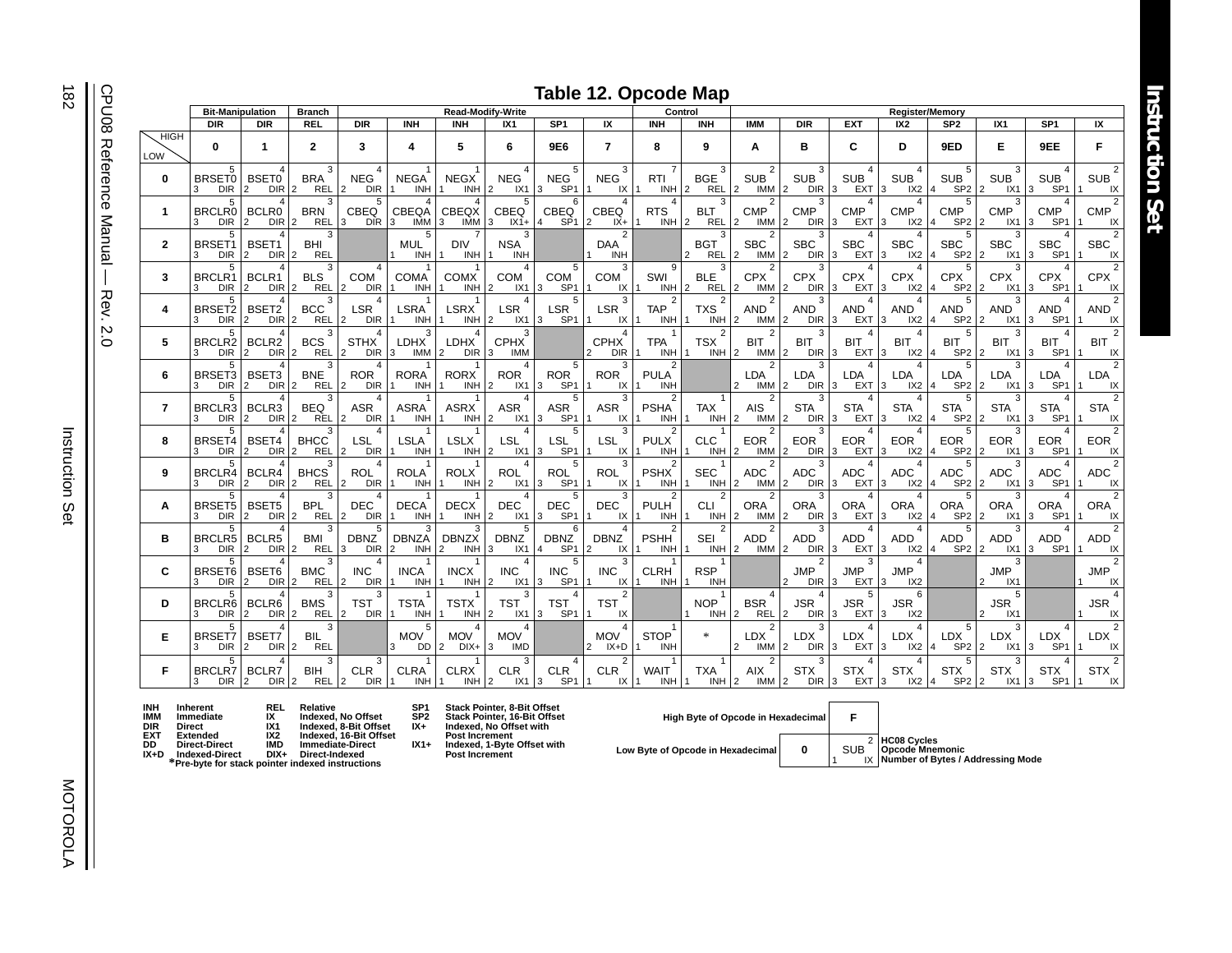## Table 12. Opcode Map

Each cell: HC08 cycles, opcode mnemonic, number of bytes, addressing mode.

| | Bit-Manipulation | | Branch | Read-Modify-Write | | | | | | Control | | Register/Memory | | | | | | | |
|---|---|---|---|---|---|---|---|---|---|---|---|---|---|---|---|---|---|---|---|
| | DIR | DIR | REL | DIR | INH | INH | IX1 | SP1 | IX | INH | INH | IMM | DIR | EXT | IX2 | SP2 | IX1 | SP1 | IX |
| LOW \ HIGH | 0 | 1 | 2 | 3 | 4 | 5 | 6 | 9E6 | 7 | 8 | 9 | A | B | C | D | 9ED | E | 9EE | F |
| 0 | 5 BRSET0 3 DIR | 4 BSET0 2 DIR | 3 BRA 2 REL | 4 NEG 2 DIR | 1 NEGA 1 INH | 1 NEGX 1 INH | 4 NEG 2 IX1 | 5 NEG 3 SP1 | 3 NEG 1 IX | 7 RTI 1 INH | 3 BGE 2 REL | 2 SUB 2 IMM | 3 SUB 2 DIR | 4 SUB 3 EXT | 4 SUB 3 IX2 | 5 SUB 4 SP2 | 3 SUB 2 IX1 | 4 SUB 3 SP1 | 2 SUB 1 IX |
| 1 | 5 BRCLR0 3 DIR | 4 BCLR0 2 DIR | 3 BRN 2 REL | 5 CBEQ 3 DIR | 4 CBEQA 3 IMM | 4 CBEQX 3 IMM | 5 CBEQ 3 IX1+ | 6 CBEQ 4 SP1 | 4 CBEQ 2 IX+ | 4 RTS 1 INH | 3 BLT 2 REL | 2 CMP 2 IMM | 3 CMP 2 DIR | 4 CMP 3 EXT | 4 CMP 3 IX2 | 5 CMP 4 SP2 | 3 CMP 2 IX1 | 4 CMP 3 SP1 | 2 CMP 1 IX |
| 2 | 5 BRSET1 3 DIR | 4 BSET1 2 DIR | 3 BHI 2 REL | | 5 MUL 1 INH | 7 DIV 1 INH | 3 NSA 1 INH | | 2 DAA 1 INH | | 3 BGT 2 REL | 2 SBC 2 IMM | 3 SBC 2 DIR | 4 SBC 3 EXT | 4 SBC 3 IX2 | 5 SBC 4 SP2 | 3 SBC 2 IX1 | 4 SBC 3 SP1 | 2 SBC 1 IX |
| 3 | 5 BRCLR1 3 DIR | 4 BCLR1 2 DIR | 3 BLS 2 REL | 4 COM 2 DIR | 1 COMA 1 INH | 1 COMX 1 INH | 4 COM 2 IX1 | 5 COM 3 SP1 | 3 COM 1 IX | 9 SWI 1 INH | 3 BLE 2 REL | 2 CPX 2 IMM | 3 CPX 2 DIR | 4 CPX 3 EXT | 4 CPX 3 IX2 | 5 CPX 4 SP2 | 3 CPX 2 IX1 | 4 CPX 3 SP1 | 2 CPX 1 IX |
| 4 | 5 BRSET2 3 DIR | 4 BSET2 2 DIR | 3 BCC 2 REL | 4 LSR 2 DIR | 1 LSRA 1 INH | 1 LSRX 1 INH | 4 LSR 2 IX1 | 5 LSR 3 SP1 | 3 LSR 1 IX | 2 TAP 1 INH | 2 TXS 1 INH | 2 AND 2 IMM | 3 AND 2 DIR | 4 AND 3 EXT | 4 AND 3 IX2 | 5 AND 4 SP2 | 3 AND 2 IX1 | 4 AND 3 SP1 | 2 AND 1 IX |
| 5 | 5 BRCLR2 3 DIR | 4 BCLR2 2 DIR | 3 BCS 2 REL | 4 STHX 2 DIR | 3 LDHX 3 IMM | 4 LDHX 2 DIR | 3 CPHX 3 IMM | | 4 CPHX 2 DIR | 1 TPA 1 INH | 2 TSX 1 INH | 2 BIT 2 IMM | 3 BIT 2 DIR | 4 BIT 3 EXT | 4 BIT 3 IX2 | 5 BIT 4 SP2 | 3 BIT 2 IX1 | 4 BIT 3 SP1 | 2 BIT 1 IX |
| 6 | 5 BRSET3 3 DIR | 4 BSET3 2 DIR | 3 BNE 2 REL | 4 ROR 2 DIR | 1 RORA 1 INH | 1 RORX 1 INH | 4 ROR 2 IX1 | 5 ROR 3 SP1 | 3 ROR 1 IX | 2 PULA 1 INH | | 2 LDA 2 IMM | 3 LDA 2 DIR | 4 LDA 3 EXT | 4 LDA 3 IX2 | 5 LDA 4 SP2 | 3 LDA 2 IX1 | 4 LDA 3 SP1 | 2 LDA 1 IX |
| 7 | 5 BRCLR3 3 DIR | 4 BCLR3 2 DIR | 3 BEQ 2 REL | 4 ASR 2 DIR | 1 ASRA 1 INH | 1 ASRX 1 INH | 4 ASR 2 IX1 | 5 ASR 3 SP1 | 3 ASR 1 IX | 2 PSHA 1 INH | 1 TAX 1 INH | 2 AIS 2 IMM | 3 STA 2 DIR | 4 STA 3 EXT | 4 STA 3 IX2 | 5 STA 4 SP2 | 3 STA 2 IX1 | 4 STA 3 SP1 | 2 STA 1 IX |
| 8 | 5 BRSET4 3 DIR | 4 BSET4 2 DIR | 3 BHCC 2 REL | 4 LSL 2 DIR | 1 LSLA 1 INH | 1 LSLX 1 INH | 4 LSL 2 IX1 | 5 LSL 3 SP1 | 3 LSL 1 IX | 2 PULX 1 INH | 1 CLC 1 INH | 2 EOR 2 IMM | 3 EOR 2 DIR | 4 EOR 3 EXT | 4 EOR 3 IX2 | 5 EOR 4 SP2 | 3 EOR 2 IX1 | 4 EOR 3 SP1 | 2 EOR 1 IX |
| 9 | 5 BRCLR4 3 DIR | 4 BCLR4 2 DIR | 3 BHCS 2 REL | 4 ROL 2 DIR | 1 ROLA 1 INH | 1 ROLX 1 INH | 4 ROL 2 IX1 | 5 ROL 3 SP1 | 3 ROL 1 IX | 2 PSHX 1 INH | 1 SEC 1 INH | 2 ADC 2 IMM | 3 ADC 2 DIR | 4 ADC 3 EXT | 4 ADC 3 IX2 | 5 ADC 4 SP2 | 3 ADC 2 IX1 | 4 ADC 3 SP1 | 2 ADC 1 IX |
| A | 5 BRSET5 3 DIR | 4 BSET5 2 DIR | 3 BPL 2 REL | 4 DEC 2 DIR | 1 DECA 1 INH | 1 DECX 1 INH | 4 DEC 2 IX1 | 5 DEC 3 SP1 | 3 DEC 1 IX | 2 PULH 1 INH | 2 CLI 1 INH | 2 ORA 2 IMM | 3 ORA 2 DIR | 4 ORA 3 EXT | 4 ORA 3 IX2 | 5 ORA 4 SP2 | 3 ORA 2 IX1 | 4 ORA 3 SP1 | 2 ORA 1 IX |
| B | 5 BRCLR5 3 DIR | 4 BCLR5 2 DIR | 3 BMI 2 REL | 5 DBNZ 3 DIR | 3 DBNZA 2 INH | 3 DBNZX 2 INH | 5 DBNZ 3 IX1 | 6 DBNZ 4 SP1 | 4 DBNZ 2 IX | 2 PSHH 1 INH | 2 SEI 1 INH | 2 ADD 2 IMM | 3 ADD 2 DIR | 4 ADD 3 EXT | 4 ADD 3 IX2 | 5 ADD 4 SP2 | 3 ADD 2 IX1 | 4 ADD 3 SP1 | 2 ADD 1 IX |
| C | 5 BRSET6 3 DIR | 4 BSET6 2 DIR | 3 BMC 2 REL | 4 INC 2 DIR | 1 INCA 1 INH | 1 INCX 1 INH | 4 INC 2 IX1 | 5 INC 3 SP1 | 3 INC 1 IX | 1 CLRH 1 INH | 1 RSP 1 INH | | 2 JMP 2 DIR | 3 JMP 3 EXT | 4 JMP 3 IX2 | | 3 JMP 2 IX1 | | 2 JMP 1 IX |
| D | 5 BRCLR6 3 DIR | 4 BCLR6 2 DIR | 3 BMS 2 REL | 3 TST 2 DIR | 1 TSTA 1 INH | 1 TSTX 1 INH | 3 TST 2 IX1 | 4 TST 3 SP1 | 2 TST 1 IX | | 1 NOP 1 INH | 4 BSR 2 REL | 4 JSR 2 DIR | 5 JSR 3 EXT | 6 JSR 3 IX2 | | 5 JSR 2 IX1 | | 4 JSR 1 IX |
| E | 5 BRSET7 3 DIR | 4 BSET7 2 DIR | 3 BIL 2 REL | | 5 MOV 3 DD | 4 MOV 2 DIX+ | 4 MOV 3 IMD | | 4 MOV 2 IX+D | 1 STOP 1 INH | * | 2 LDX 2 IMM | 3 LDX 2 DIR | 4 LDX 3 EXT | 4 LDX 3 IX2 | 5 LDX 4 SP2 | 3 LDX 2 IX1 | 4 LDX 3 SP1 | 2 LDX 1 IX |
| F | 5 BRCLR7 3 DIR | 4 BCLR7 2 DIR | 3 BIH 2 REL | 3 CLR 2 DIR | 1 CLRA 1 INH | 1 CLRX 1 INH | 3 CLR 2 IX1 | 4 CLR 3 SP1 | 2 CLR 1 IX | 1 WAIT 1 INH | 1 TXA 1 INH | 2 AIX 2 IMM | 3 STX 2 DIR | 4 STX 3 EXT | 4 STX 3 IX2 | 5 STX 4 SP2 | 3 STX 2 IX1 | 4 STX 3 SP1 | 2 STX 1 IX |

| | | | | | |
|---|---|---|---|---|---|
| INH | Inherent | REL | Relative | SP1 | Stack Pointer, 8-Bit Offset |
| IMM | Immediate | IX | Indexed, No Offset | SP2 | Stack Pointer, 16-Bit Offset |
| DIR | Direct | IX1 | Indexed, 8-Bit Offset | IX+ | Indexed, No Offset with Post Increment |
| EXT | Extended | IX2 | Indexed, 16-Bit Offset | IX1+ | Indexed, 1-Byte Offset with Post Increment |
| DD | Direct-Direct | IMD | Immediate-Direct | | |
| IX+D | Indexed-Direct | DIX+ | Direct-Indexed | | |

*Pre-byte for stack pointer indexed instructions

Legend example: High Byte of Opcode in Hexadecimal = F; Low Byte of Opcode in Hexadecimal = 0; cell "2 SUB 1 IX" = HC08 Cycles (2), Opcode Mnemonic (SUB), Number of Bytes / Addressing Mode (1 IX)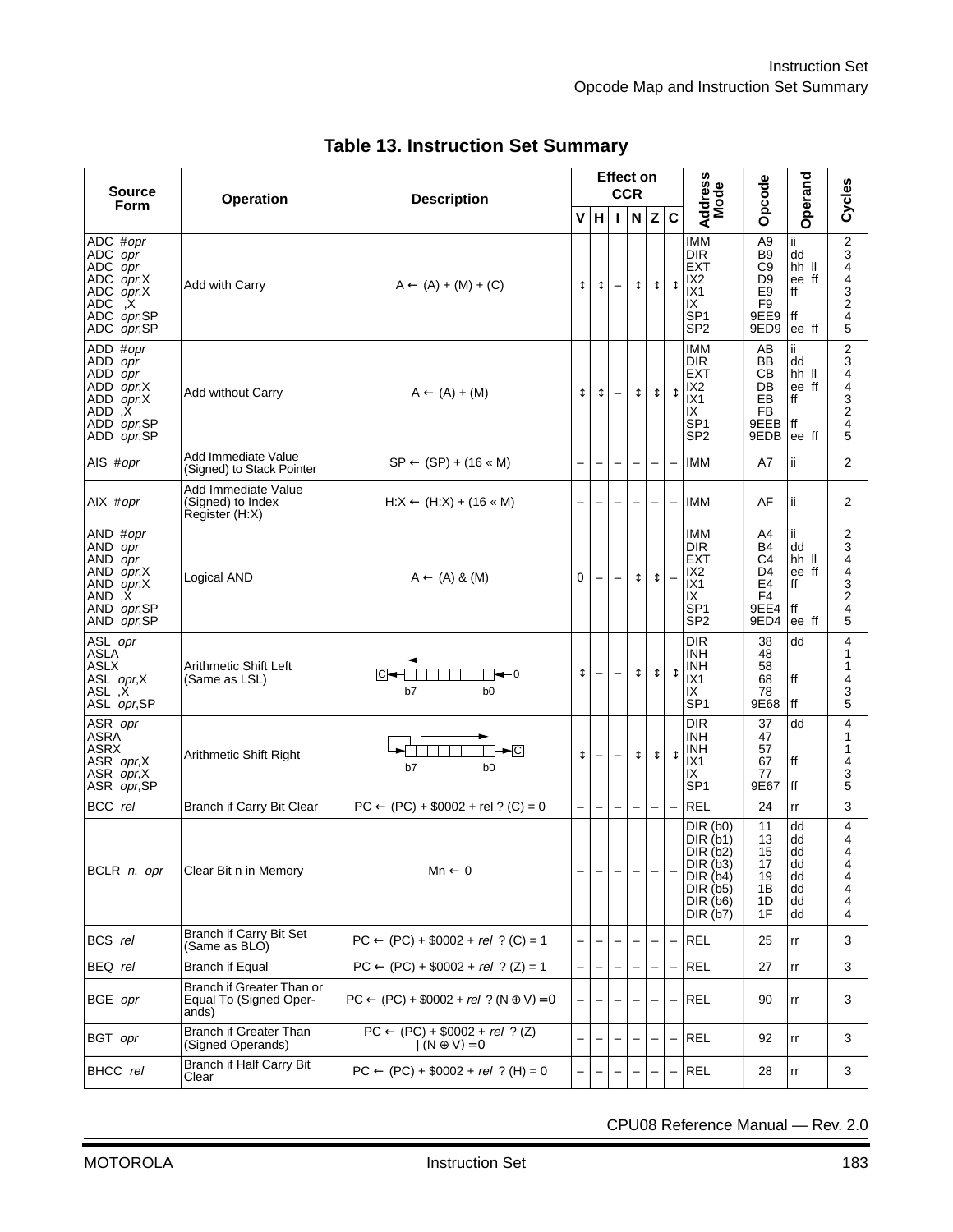**Table 13. Instruction Set Summary**

| Source Form | Operation | Description | Effect on CCR | | | | | | Address Mode | Opcode | Operand | Cycles |
|---|---|---|---|---|---|---|---|---|---|---|---|---|
| | | | V | H | I | N | Z | C | | | | |
| ADC #*opr*<br>ADC *opr*<br>ADC *opr*<br>ADC *opr*,X<br>ADC *opr*,X<br>ADC ,X<br>ADC *opr*,SP<br>ADC *opr*,SP | Add with Carry | A ← (A) + (M) + (C) | ↕ | ↕ | – | ↕ | ↕ | ↕ | IMM<br>DIR<br>EXT<br>IX2<br>IX1<br>IX<br>SP1<br>SP2 | A9<br>B9<br>C9<br>D9<br>E9<br>F9<br>9EE9<br>9ED9 | ii<br>dd<br>hh ll<br>ee ff<br>ff<br><br>ff<br>ee ff | 2<br>3<br>4<br>4<br>3<br>2<br>4<br>5 |
| ADD #*opr*<br>ADD *opr*<br>ADD *opr*<br>ADD *opr*,X<br>ADD *opr*,X<br>ADD ,X<br>ADD *opr*,SP<br>ADD *opr*,SP | Add without Carry | A ← (A) + (M) | ↕ | ↕ | – | ↕ | ↕ | ↕ | IMM<br>DIR<br>EXT<br>IX2<br>IX1<br>IX<br>SP1<br>SP2 | AB<br>BB<br>CB<br>DB<br>EB<br>FB<br>9EEB<br>9EDB | ii<br>dd<br>hh ll<br>ee ff<br>ff<br><br>ff<br>ee ff | 2<br>3<br>4<br>4<br>3<br>2<br>4<br>5 |
| AIS #*opr* | Add Immediate Value (Signed) to Stack Pointer | SP ← (SP) + (16 « M) | – | – | – | – | – | – | IMM | A7 | ii | 2 |
| AIX #*opr* | Add Immediate Value (Signed) to Index Register (H:X) | H:X ← (H:X) + (16 « M) | – | – | – | – | – | – | IMM | AF | ii | 2 |
| AND #*opr*<br>AND *opr*<br>AND *opr*<br>AND *opr*,X<br>AND *opr*,X<br>AND ,X<br>AND *opr*,SP<br>AND *opr*,SP | Logical AND | A ← (A) & (M) | 0 | – | – | ↕ | ↕ | – | IMM<br>DIR<br>EXT<br>IX2<br>IX1<br>IX<br>SP1<br>SP2 | A4<br>B4<br>C4<br>D4<br>E4<br>F4<br>9EE4<br>9ED4 | ii<br>dd<br>hh ll<br>ee ff<br>ff<br><br>ff<br>ee ff | 2<br>3<br>4<br>4<br>3<br>2<br>4<br>5 |
| ASL *opr*<br>ASLA<br>ASLX<br>ASL *opr*,X<br>ASL ,X<br>ASL *opr*,SP | Arithmetic Shift Left (Same as LSL) | C ← [b7 … b0] ← 0 | ↕ | – | – | ↕ | ↕ | ↕ | DIR<br>INH<br>INH<br>IX1<br>IX<br>SP1 | 38<br>48<br>58<br>68<br>78<br>9E68 | dd<br><br><br>ff<br><br>ff | 4<br>1<br>1<br>4<br>3<br>5 |
| ASR *opr*<br>ASRA<br>ASRX<br>ASR *opr*,X<br>ASR *opr*,X<br>ASR *opr*,SP | Arithmetic Shift Right | [b7 … b0] → C (b7 retained) | ↕ | – | – | ↕ | ↕ | ↕ | DIR<br>INH<br>INH<br>IX1<br>IX<br>SP1 | 37<br>47<br>57<br>67<br>77<br>9E67 | dd<br><br><br>ff<br><br>ff | 4<br>1<br>1<br>4<br>3<br>5 |
| BCC *rel* | Branch if Carry Bit Clear | PC ← (PC) + \$0002 + rel ? (C) = 0 | – | – | – | – | – | – | REL | 24 | rr | 3 |
| BCLR *n*, *opr* | Clear Bit n in Memory | Mn ← 0 | – | – | – | – | – | – | DIR (b0)<br>DIR (b1)<br>DIR (b2)<br>DIR (b3)<br>DIR (b4)<br>DIR (b5)<br>DIR (b6)<br>DIR (b7) | 11<br>13<br>15<br>17<br>19<br>1B<br>1D<br>1F | dd<br>dd<br>dd<br>dd<br>dd<br>dd<br>dd<br>dd | 4<br>4<br>4<br>4<br>4<br>4<br>4<br>4 |
| BCS *rel* | Branch if Carry Bit Set (Same as BLO) | PC ← (PC) + \$0002 + *rel* ? (C) = 1 | – | – | – | – | – | – | REL | 25 | rr | 3 |
| BEQ *rel* | Branch if Equal | PC ← (PC) + \$0002 + *rel* ? (Z) = 1 | – | – | – | – | – | – | REL | 27 | rr | 3 |
| BGE *opr* | Branch if Greater Than or Equal To (Signed Operands) | PC ← (PC) + \$0002 + *rel* ? (N ⊕ V) = 0 | – | – | – | – | – | – | REL | 90 | rr | 3 |
| BGT *opr* | Branch if Greater Than (Signed Operands) | PC ← (PC) + \$0002 + *rel* ? (Z) \| (N ⊕ V) = 0 | – | – | – | – | – | – | REL | 92 | rr | 3 |
| BHCC *rel* | Branch if Half Carry Bit Clear | PC ← (PC) + \$0002 + *rel* ? (H) = 0 | – | – | – | – | – | – | REL | 28 | rr | 3 |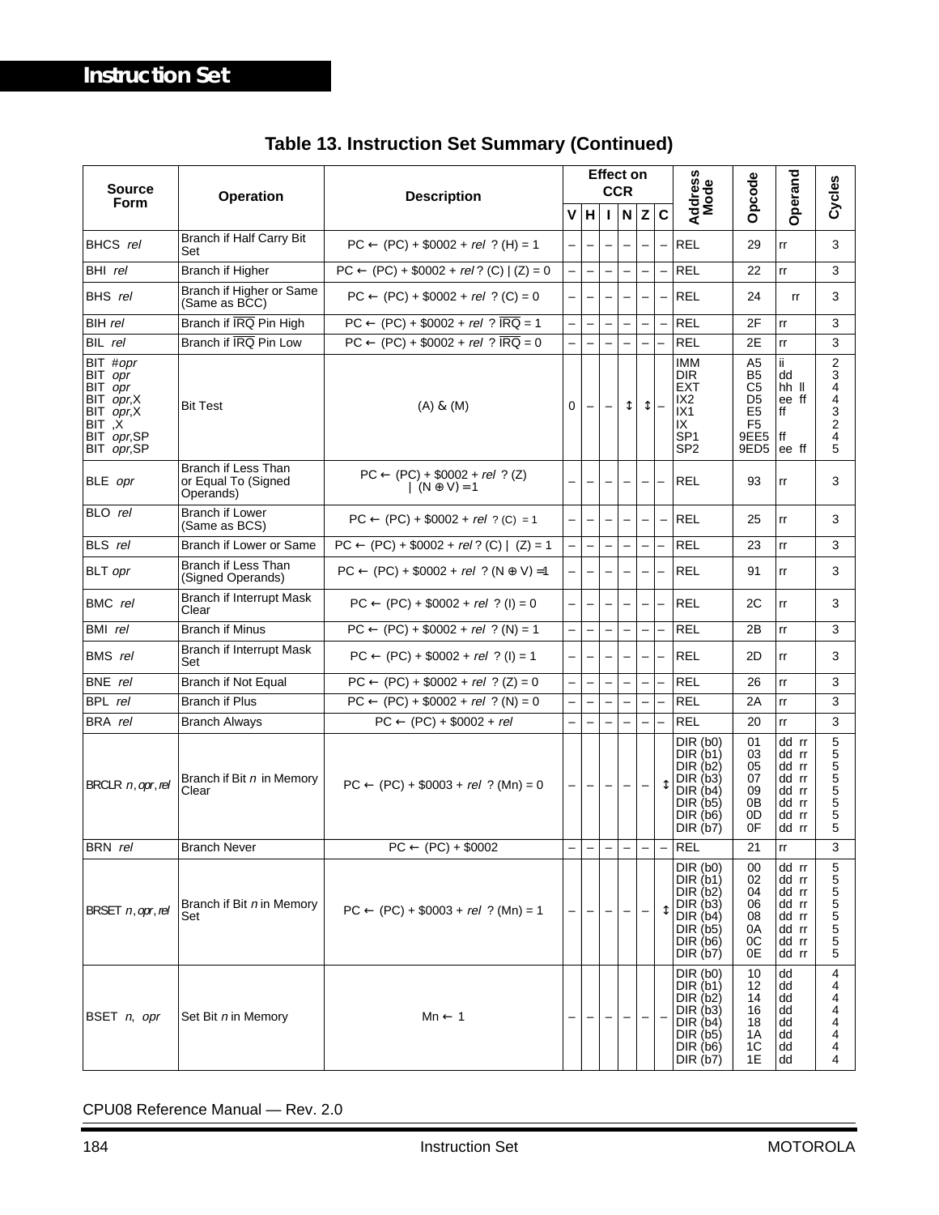# Instruction Set

**Table 13. Instruction Set Summary (Continued)**

| Source Form | Operation | Description | Effect on CCR | | | | | | Address Mode | Opcode | Operand | Cycles |
|---|---|---|---|---|---|---|---|---|---|---|---|---|
| | | | V | H | I | N | Z | C | | | | |
| BHCS *rel* | Branch if Half Carry Bit Set | PC ← (PC) + $0002 + *rel* ? (H) = 1 | – | – | – | – | – | – | REL | 29 | rr | 3 |
| BHI *rel* | Branch if Higher | PC ← (PC) + $0002 + *rel* ? (C) \| (Z) = 0 | – | – | – | – | – | – | REL | 22 | rr | 3 |
| BHS *rel* | Branch if Higher or Same (Same as BCC) | PC ← (PC) + $0002 + *rel* ? (C) = 0 | – | – | – | – | – | – | REL | 24 | rr | 3 |
| BIH *rel* | Branch if $\overline{IRQ}$ Pin High | PC ← (PC) + $0002 + *rel* ? $\overline{IRQ}$ = 1 | – | – | – | – | – | – | REL | 2F | rr | 3 |
| BIL *rel* | Branch if $\overline{IRQ}$ Pin Low | PC ← (PC) + $0002 + *rel* ? $\overline{IRQ}$ = 0 | – | – | – | – | – | – | REL | 2E | rr | 3 |
| BIT #*opr*<br>BIT *opr*<br>BIT *opr*<br>BIT *opr*,X<br>BIT *opr*,X<br>BIT ,X<br>BIT *opr*,SP<br>BIT *opr*,SP | Bit Test | (A) & (M) | 0 | – | – | ↕ | ↕ | – | IMM<br>DIR<br>EXT<br>IX2<br>IX1<br>IX<br>SP1<br>SP2 | A5<br>B5<br>C5<br>D5<br>E5<br>F5<br>9EE5<br>9ED5 | ii<br>dd<br>hh ll<br>ee ff<br>ff<br><br>ff<br>ee ff | 2<br>3<br>4<br>4<br>3<br>2<br>4<br>5 |
| BLE *opr* | Branch if Less Than or Equal To (Signed Operands) | PC ← (PC) + $0002 + *rel* ? (Z) \| (N ⊕ V) = 1 | – | – | – | – | – | – | REL | 93 | rr | 3 |
| BLO *rel* | Branch if Lower (Same as BCS) | PC ← (PC) + $0002 + *rel* ? (C) = 1 | – | – | – | – | – | – | REL | 25 | rr | 3 |
| BLS *rel* | Branch if Lower or Same | PC ← (PC) + $0002 + *rel* ? (C) \| (Z) = 1 | – | – | – | – | – | – | REL | 23 | rr | 3 |
| BLT *opr* | Branch if Less Than (Signed Operands) | PC ← (PC) + $0002 + *rel* ? (N ⊕ V) =1 | – | – | – | – | – | – | REL | 91 | rr | 3 |
| BMC *rel* | Branch if Interrupt Mask Clear | PC ← (PC) + $0002 + *rel* ? (I) = 0 | – | – | – | – | – | – | REL | 2C | rr | 3 |
| BMI *rel* | Branch if Minus | PC ← (PC) + $0002 + *rel* ? (N) = 1 | – | – | – | – | – | – | REL | 2B | rr | 3 |
| BMS *rel* | Branch if Interrupt Mask Set | PC ← (PC) + $0002 + *rel* ? (I) = 1 | – | – | – | – | – | – | REL | 2D | rr | 3 |
| BNE *rel* | Branch if Not Equal | PC ← (PC) + $0002 + *rel* ? (Z) = 0 | – | – | – | – | – | – | REL | 26 | rr | 3 |
| BPL *rel* | Branch if Plus | PC ← (PC) + $0002 + *rel* ? (N) = 0 | – | – | – | – | – | – | REL | 2A | rr | 3 |
| BRA *rel* | Branch Always | PC ← (PC) + $0002 + *rel* | – | – | – | – | – | – | REL | 20 | rr | 3 |
| BRCLR *n*, *opr*, *rel* | Branch if Bit *n* in Memory Clear | PC ← (PC) + $0003 + *rel* ? (Mn) = 0 | – | – | – | – | – | ↕ | DIR (b0)<br>DIR (b1)<br>DIR (b2)<br>DIR (b3)<br>DIR (b4)<br>DIR (b5)<br>DIR (b6)<br>DIR (b7) | 01<br>03<br>05<br>07<br>09<br>0B<br>0D<br>0F | dd rr<br>dd rr<br>dd rr<br>dd rr<br>dd rr<br>dd rr<br>dd rr<br>dd rr | 5<br>5<br>5<br>5<br>5<br>5<br>5<br>5 |
| BRN *rel* | Branch Never | PC ← (PC) + $0002 | – | – | – | – | – | – | REL | 21 | rr | 3 |
| BRSET *n*, *opr*, *rel* | Branch if Bit *n* in Memory Set | PC ← (PC) + $0003 + *rel* ? (Mn) = 1 | – | – | – | – | – | ↕ | DIR (b0)<br>DIR (b1)<br>DIR (b2)<br>DIR (b3)<br>DIR (b4)<br>DIR (b5)<br>DIR (b6)<br>DIR (b7) | 00<br>02<br>04<br>06<br>08<br>0A<br>0C<br>0E | dd rr<br>dd rr<br>dd rr<br>dd rr<br>dd rr<br>dd rr<br>dd rr<br>dd rr | 5<br>5<br>5<br>5<br>5<br>5<br>5<br>5 |
| BSET *n*, *opr* | Set Bit *n* in Memory | Mn ← 1 | – | – | – | – | – | – | DIR (b0)<br>DIR (b1)<br>DIR (b2)<br>DIR (b3)<br>DIR (b4)<br>DIR (b5)<br>DIR (b6)<br>DIR (b7) | 10<br>12<br>14<br>16<br>18<br>1A<br>1C<br>1E | dd<br>dd<br>dd<br>dd<br>dd<br>dd<br>dd<br>dd | 4<br>4<br>4<br>4<br>4<br>4<br>4<br>4 |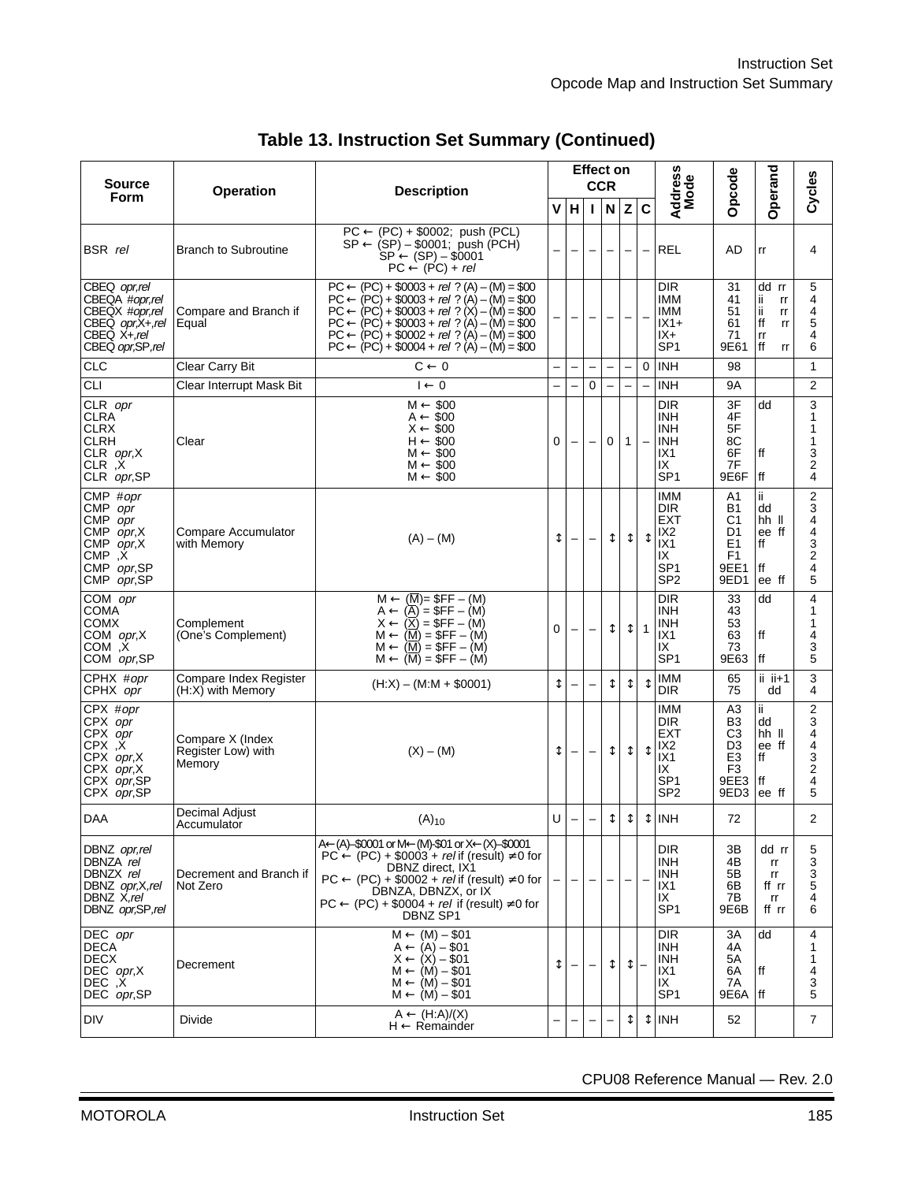**Table 13. Instruction Set Summary (Continued)**

| Source Form | Operation | Description | Effect on CCR | | | | | | Address Mode | Opcode | Operand | Cycles |
|---|---|---|---|---|---|---|---|---|---|---|---|---|
| | | | V | H | I | N | Z | C | | | | |
| BSR *rel* | Branch to Subroutine | PC ← (PC) + $0002; push (PCL)<br>SP ← (SP) – $0001; push (PCH)<br>SP ← (SP) – $0001<br>PC ← (PC) + *rel* | – | – | – | – | – | – | REL | AD | rr | 4 |
| CBEQ *opr,rel*<br>CBEQA *#opr,rel*<br>CBEQX *#opr,rel*<br>CBEQ *opr*,X+,*rel*<br>CBEQ X+,*rel*<br>CBEQ *opr*,SP,*rel* | Compare and Branch if Equal | PC ← (PC) + $0003 + *rel* ? (A) – (M) = $00<br>PC ← (PC) + $0003 + *rel* ? (A) – (M) = $00<br>PC ← (PC) + $0003 + *rel* ? (X) – (M) = $00<br>PC ← (PC) + $0003 + *rel* ? (A) – (M) = $00<br>PC ← (PC) + $0002 + *rel* ? (A) – (M) = $00<br>PC ← (PC) + $0004 + *rel* ? (A) – (M) = $00 | – | – | – | – | – | – | DIR<br>IMM<br>IMM<br>IX1+<br>IX+<br>SP1 | 31<br>41<br>51<br>61<br>71<br>9E61 | dd rr<br>ii rr<br>ii rr<br>ff rr<br>rr<br>ff rr | 5<br>4<br>4<br>5<br>4<br>6 |
| CLC | Clear Carry Bit | C ← 0 | – | – | – | – | – | 0 | INH | 98 | | 1 |
| CLI | Clear Interrupt Mask Bit | I ← 0 | – | – | 0 | – | – | – | INH | 9A | | 2 |
| CLR *opr*<br>CLRA<br>CLRX<br>CLRH<br>CLR *opr*,X<br>CLR ,X<br>CLR *opr*,SP | Clear | M ← $00<br>A ← $00<br>X ← $00<br>H ← $00<br>M ← $00<br>M ← $00<br>M ← $00 | 0 | – | – | 0 | 1 | – | DIR<br>INH<br>INH<br>INH<br>IX1<br>IX<br>SP1 | 3F<br>4F<br>5F<br>8C<br>6F<br>7F<br>9E6F | dd<br><br><br><br>ff<br><br>ff | 3<br>1<br>1<br>1<br>3<br>2<br>4 |
| CMP *#opr*<br>CMP *opr*<br>CMP *opr*<br>CMP *opr*,X<br>CMP *opr*,X<br>CMP ,X<br>CMP *opr*,SP<br>CMP *opr*,SP | Compare Accumulator with Memory | (A) – (M) | ↕ | – | – | ↕ | ↕ | ↕ | IMM<br>DIR<br>EXT<br>IX2<br>IX1<br>IX<br>SP1<br>SP2 | A1<br>B1<br>C1<br>D1<br>E1<br>F1<br>9EE1<br>9ED1 | ii<br>dd<br>hh ll<br>ee ff<br>ff<br><br>ff<br>ee ff | 2<br>3<br>4<br>4<br>3<br>2<br>4<br>5 |
| COM *opr*<br>COMA<br>COMX<br>COM *opr*,X<br>COM ,X<br>COM *opr*,SP | Complement (One's Complement) | M ← $(\overline{M})$ = $FF – (M)<br>A ← $(\overline{A})$ = $FF – (M)<br>X ← $(\overline{X})$ = $FF – (M)<br>M ← $(\overline{M})$ = $FF – (M)<br>M ← $(\overline{M})$ = $FF – (M)<br>M ← $(\overline{M})$ = $FF – (M) | 0 | – | – | ↕ | ↕ | 1 | DIR<br>INH<br>INH<br>IX1<br>IX<br>SP1 | 33<br>43<br>53<br>63<br>73<br>9E63 | dd<br><br><br>ff<br><br>ff | 4<br>1<br>1<br>4<br>3<br>5 |
| CPHX *#opr*<br>CPHX *opr* | Compare Index Register (H:X) with Memory | (H:X) – (M:M + $0001) | ↕ | – | – | ↕ | ↕ | ↕ | IMM<br>DIR | 65<br>75 | ii ii+1<br>dd | 3<br>4 |
| CPX *#opr*<br>CPX *opr*<br>CPX *opr*<br>CPX ,X<br>CPX *opr*,X<br>CPX *opr*,X<br>CPX *opr*,SP<br>CPX *opr*,SP | Compare X (Index Register Low) with Memory | (X) – (M) | ↕ | – | – | ↕ | ↕ | ↕ | IMM<br>DIR<br>EXT<br>IX2<br>IX1<br>IX<br>SP1<br>SP2 | A3<br>B3<br>C3<br>D3<br>E3<br>F3<br>9EE3<br>9ED3 | ii<br>dd<br>hh ll<br>ee ff<br>ff<br><br>ff<br>ee ff | 2<br>3<br>4<br>4<br>3<br>2<br>4<br>5 |
| DAA | Decimal Adjust Accumulator | $(A)_{10}$ | U | – | – | ↕ | ↕ | ↕ | INH | 72 | | 2 |
| DBNZ *opr,rel*<br>DBNZA *rel*<br>DBNZX *rel*<br>DBNZ *opr*,X,*rel*<br>DBNZ X,*rel*<br>DBNZ *opr*,SP,*rel* | Decrement and Branch if Not Zero | A← (A)–$0001 or M← (M)–$01 or X← (X)–$0001<br>PC ← (PC) + $0003 + *rel* if (result) ≠ 0 for DBNZ direct, IX1<br>PC ← (PC) + $0002 + *rel* if (result) ≠ 0 for DBNZA, DBNZX, or IX<br>PC ← (PC) + $0004 + *rel* if (result) ≠ 0 for DBNZ SP1 | – | – | – | – | – | – | DIR<br>INH<br>INH<br>IX1<br>IX<br>SP1 | 3B<br>4B<br>5B<br>6B<br>7B<br>9E6B | dd rr<br>rr<br>rr<br>ff rr<br>rr<br>ff rr | 5<br>3<br>3<br>5<br>4<br>6 |
| DEC *opr*<br>DECA<br>DECX<br>DEC *opr*,X<br>DEC ,X<br>DEC *opr*,SP | Decrement | M ← (M) – $01<br>A ← (A) – $01<br>X ← (X) – $01<br>M ← (M) – $01<br>M ← (M) – $01<br>M ← (M) – $01 | ↕ | – | – | ↕ | ↕ | – | DIR<br>INH<br>INH<br>IX1<br>IX<br>SP1 | 3A<br>4A<br>5A<br>6A<br>7A<br>9E6A | dd<br><br><br>ff<br><br>ff | 4<br>1<br>1<br>4<br>3<br>5 |
| DIV | Divide | A ← (H:A)/(X)<br>H ← Remainder | – | – | – | – | ↕ | ↕ | INH | 52 | | 7 |

CPU08 Reference Manual — Rev. 2.0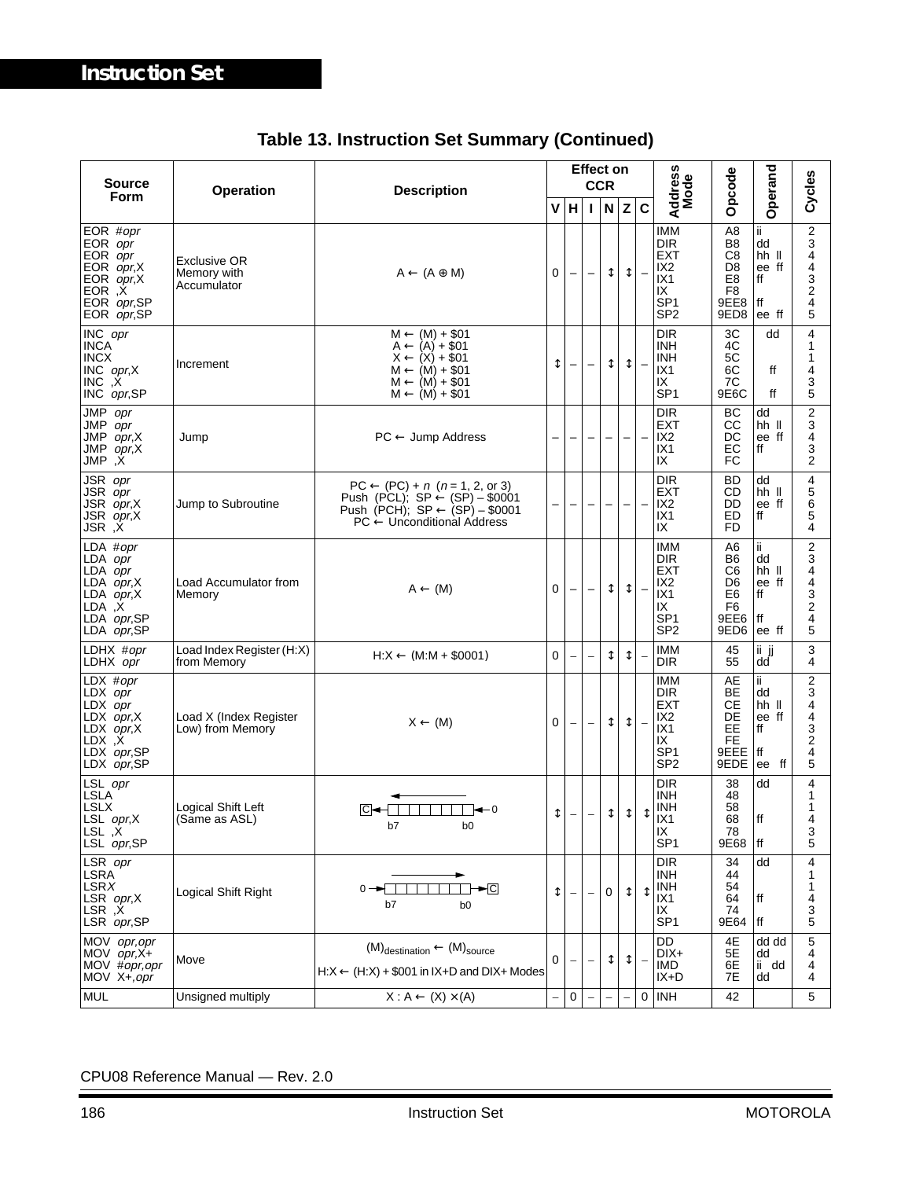# Instruction Set

**Table 13. Instruction Set Summary (Continued)**

| Source Form | Operation | Description | Effect on CCR | | | | | | Address Mode | Opcode | Operand | Cycles |
|---|---|---|---|---|---|---|---|---|---|---|---|---|
| | | | V | H | I | N | Z | C | | | | |
| EOR #*opr*<br>EOR *opr*<br>EOR *opr*<br>EOR *opr*,X<br>EOR *opr*,X<br>EOR ,X<br>EOR *opr*,SP<br>EOR *opr*,SP | Exclusive OR Memory with Accumulator | A ← (A ⊕ M) | 0 | – | – | ↕ | ↕ | – | IMM<br>DIR<br>EXT<br>IX2<br>IX1<br>IX<br>SP1<br>SP2 | A8<br>B8<br>C8<br>D8<br>E8<br>F8<br>9EE8<br>9ED8 | ii<br>dd<br>hh ll<br>ee ff<br>ff<br><br>ff<br>ee ff | 2<br>3<br>4<br>4<br>3<br>2<br>4<br>5 |
| INC *opr*<br>INCA<br>INCX<br>INC *opr*,X<br>INC ,X<br>INC *opr*,SP | Increment | M ← (M) + $01<br>A ← (A) + $01<br>X ← (X) + $01<br>M ← (M) + $01<br>M ← (M) + $01<br>M ← (M) + $01 | ↕ | – | – | ↕ | ↕ | – | DIR<br>INH<br>INH<br>IX1<br>IX<br>SP1 | 3C<br>4C<br>5C<br>6C<br>7C<br>9E6C | dd<br><br><br>ff<br><br>ff | 4<br>1<br>1<br>4<br>3<br>5 |
| JMP *opr*<br>JMP *opr*<br>JMP *opr*,X<br>JMP *opr*,X<br>JMP ,X | Jump | PC ← Jump Address | – | – | – | – | – | – | DIR<br>EXT<br>IX2<br>IX1<br>IX | BC<br>CC<br>DC<br>EC<br>FC | dd<br>hh ll<br>ee ff<br>ff | 2<br>3<br>4<br>3<br>2 |
| JSR *opr*<br>JSR *opr*<br>JSR *opr*,X<br>JSR *opr*,X<br>JSR ,X | Jump to Subroutine | PC ← (PC) + *n* (*n* = 1, 2, or 3)<br>Push (PCL); SP ← (SP) – $0001<br>Push (PCH); SP ← (SP) – $0001<br>PC ← Unconditional Address | – | – | – | – | – | – | DIR<br>EXT<br>IX2<br>IX1<br>IX | BD<br>CD<br>DD<br>ED<br>FD | dd<br>hh ll<br>ee ff<br>ff | 4<br>5<br>6<br>5<br>4 |
| LDA #*opr*<br>LDA *opr*<br>LDA *opr*<br>LDA *opr*,X<br>LDA *opr*,X<br>LDA ,X<br>LDA *opr*,SP<br>LDA *opr*,SP | Load Accumulator from Memory | A ← (M) | 0 | – | – | ↕ | ↕ | – | IMM<br>DIR<br>EXT<br>IX2<br>IX1<br>IX<br>SP1<br>SP2 | A6<br>B6<br>C6<br>D6<br>E6<br>F6<br>9EE6<br>9ED6 | ii<br>dd<br>hh ll<br>ee ff<br>ff<br><br>ff<br>ee ff | 2<br>3<br>4<br>4<br>3<br>2<br>4<br>5 |
| LDHX #*opr*<br>LDHX *opr* | Load Index Register (H:X) from Memory | H:X ← (M:M + $0001) | 0 | – | – | ↕ | ↕ | – | IMM<br>DIR | 45<br>55 | ii jj<br>dd | 3<br>4 |
| LDX #*opr*<br>LDX *opr*<br>LDX *opr*<br>LDX *opr*,X<br>LDX *opr*,X<br>LDX ,X<br>LDX *opr*,SP<br>LDX *opr*,SP | Load X (Index Register Low) from Memory | X ← (M) | 0 | – | – | ↕ | ↕ | – | IMM<br>DIR<br>EXT<br>IX2<br>IX1<br>IX<br>SP1<br>SP2 | AE<br>BE<br>CE<br>DE<br>EE<br>FE<br>9EEE<br>9EDE | ii<br>dd<br>hh ll<br>ee ff<br>ff<br><br>ff<br>ee ff | 2<br>3<br>4<br>4<br>3<br>2<br>4<br>5 |
| LSL *opr*<br>LSLA<br>LSLX<br>LSL *opr*,X<br>LSL ,X<br>LSL *opr*,SP | Logical Shift Left (Same as ASL) | C ← [b7 … b0] ← 0 | ↕ | – | – | ↕ | ↕ | ↕ | DIR<br>INH<br>INH<br>IX1<br>IX<br>SP1 | 38<br>48<br>58<br>68<br>78<br>9E68 | dd<br><br><br>ff<br><br>ff | 4<br>1<br>1<br>4<br>3<br>5 |
| LSR *opr*<br>LSRA<br>LSR*X*<br>LSR *opr*,X<br>LSR ,X<br>LSR *opr*,SP | Logical Shift Right | 0 → [b7 … b0] → C | ↕ | – | – | 0 | ↕ | ↕ | DIR<br>INH<br>INH<br>IX1<br>IX<br>SP1 | 34<br>44<br>54<br>64<br>74<br>9E64 | dd<br><br><br>ff<br><br>ff | 4<br>1<br>1<br>4<br>3<br>5 |
| MOV *opr,opr*<br>MOV *opr*,X+<br>MOV #*opr,opr*<br>MOV X+,*opr* | Move | $(M)_{destination} \leftarrow (M)_{source}$<br>H:X ← (H:X) + $001 in IX+D and DIX+ Modes | 0 | – | – | ↕ | ↕ | – | DD<br>DIX+<br>IMD<br>IX+D | 4E<br>5E<br>6E<br>7E | dd dd<br>dd<br>ii dd<br>dd | 5<br>4<br>4<br>4 |
| MUL | Unsigned multiply | X : A ← (X) × (A) | – | 0 | – | – | – | 0 | INH | 42 | | 5 |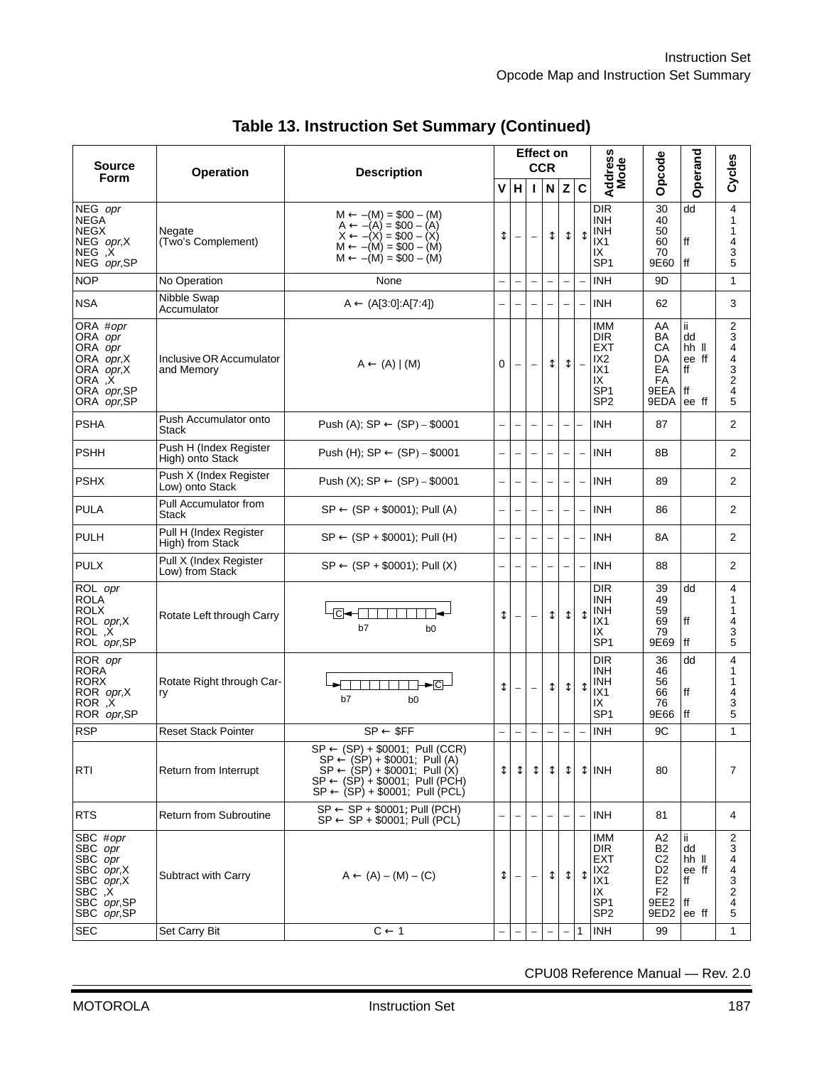## Table 13. Instruction Set Summary (Continued)

| Source Form | Operation | Description | Effect on CCR | | | | | | Address Mode | Opcode | Operand | Cycles |
|---|---|---|---|---|---|---|---|---|---|---|---|---|
| | | | V | H | I | N | Z | C | | | | |
| NEG *opr*<br>NEGA<br>NEGX<br>NEG *opr*,X<br>NEG ,X<br>NEG *opr*,SP | Negate (Two's Complement) | M ← –(M) = $00 – (M)<br>A ← –(A) = $00 – (A)<br>X ← –(X) = $00 – (X)<br>M ← –(M) = $00 – (M)<br>M ← –(M) = $00 – (M) | ↕ | – | – | ↕ | ↕ | ↕ | DIR<br>INH<br>INH<br>IX1<br>IX<br>SP1 | 30<br>40<br>50<br>60<br>70<br>9E60 | dd<br><br><br>ff<br><br>ff | 4<br>1<br>1<br>4<br>3<br>5 |
| NOP | No Operation | None | – | – | – | – | – | – | INH | 9D | | 1 |
| NSA | Nibble Swap Accumulator | A ← (A[3:0]:A[7:4]) | – | – | – | – | – | – | INH | 62 | | 3 |
| ORA #*opr*<br>ORA *opr*<br>ORA *opr*<br>ORA *opr*,X<br>ORA *opr*,X<br>ORA ,X<br>ORA *opr*,SP<br>ORA *opr*,SP | Inclusive OR Accumulator and Memory | A ← (A) \| (M) | 0 | – | – | ↕ | ↕ | – | IMM<br>DIR<br>EXT<br>IX2<br>IX1<br>IX<br>SP1<br>SP2 | AA<br>BA<br>CA<br>DA<br>EA<br>FA<br>9EEA<br>9EDA | ii<br>dd<br>hh ll<br>ee ff<br>ff<br><br>ff<br>ee ff | 2<br>3<br>4<br>4<br>3<br>2<br>4<br>5 |
| PSHA | Push Accumulator onto Stack | Push (A); SP ← (SP) – $0001 | – | – | – | – | – | – | INH | 87 | | 2 |
| PSHH | Push H (Index Register High) onto Stack | Push (H); SP ← (SP) – $0001 | – | – | – | – | – | – | INH | 8B | | 2 |
| PSHX | Push X (Index Register Low) onto Stack | Push (X); SP ← (SP) – $0001 | – | – | – | – | – | – | INH | 89 | | 2 |
| PULA | Pull Accumulator from Stack | SP ← (SP + $0001); Pull (A) | – | – | – | – | – | – | INH | 86 | | 2 |
| PULH | Pull H (Index Register High) from Stack | SP ← (SP + $0001); Pull (H) | – | – | – | – | – | – | INH | 8A | | 2 |
| PULX | Pull X (Index Register Low) from Stack | SP ← (SP + $0001); Pull (X) | – | – | – | – | – | – | INH | 88 | | 2 |
| ROL *opr*<br>ROLA<br>ROLX<br>ROL *opr*,X<br>ROL ,X<br>ROL *opr*,SP | Rotate Left through Carry | C ← b7 … b0 ← C (diagram) | ↕ | – | – | ↕ | ↕ | ↕ | DIR<br>INH<br>INH<br>IX1<br>IX<br>SP1 | 39<br>49<br>59<br>69<br>79<br>9E69 | dd<br><br><br>ff<br><br>ff | 4<br>1<br>1<br>4<br>3<br>5 |
| ROR *opr*<br>RORA<br>RORX<br>ROR *opr*,X<br>ROR ,X<br>ROR *opr*,SP | Rotate Right through Carry | C → b7 … b0 → C (diagram) | ↕ | – | – | ↕ | ↕ | ↕ | DIR<br>INH<br>INH<br>IX1<br>IX<br>SP1 | 36<br>46<br>56<br>66<br>76<br>9E66 | dd<br><br><br>ff<br><br>ff | 4<br>1<br>1<br>4<br>3<br>5 |
| RSP | Reset Stack Pointer | SP ← $FF | – | – | – | – | – | – | INH | 9C | | 1 |
| RTI | Return from Interrupt | SP ← (SP) + $0001; Pull (CCR)<br>SP ← (SP) + $0001; Pull (A)<br>SP ← (SP) + $0001; Pull (X)<br>SP ← (SP) + $0001; Pull (PCH)<br>SP ← (SP) + $0001; Pull (PCL) | ↕ | ↕ | ↕ | ↕ | ↕ | ↕ | INH | 80 | | 7 |
| RTS | Return from Subroutine | SP ← SP + $0001; Pull (PCH)<br>SP ← SP + $0001; Pull (PCL) | – | – | – | – | – | – | INH | 81 | | 4 |
| SBC #*opr*<br>SBC *opr*<br>SBC *opr*<br>SBC *opr*,X<br>SBC *opr*,X<br>SBC ,X<br>SBC *opr*,SP<br>SBC *opr*,SP | Subtract with Carry | A ← (A) – (M) – (C) | ↕ | – | – | ↕ | ↕ | ↕ | IMM<br>DIR<br>EXT<br>IX2<br>IX1<br>IX<br>SP1<br>SP2 | A2<br>B2<br>C2<br>D2<br>E2<br>F2<br>9EE2<br>9ED2 | ii<br>dd<br>hh ll<br>ee ff<br>ff<br><br>ff<br>ee ff | 2<br>3<br>4<br>4<br>3<br>2<br>4<br>5 |
| SEC | Set Carry Bit | C ← 1 | – | – | – | – | – | 1 | INH | 99 | | 1 |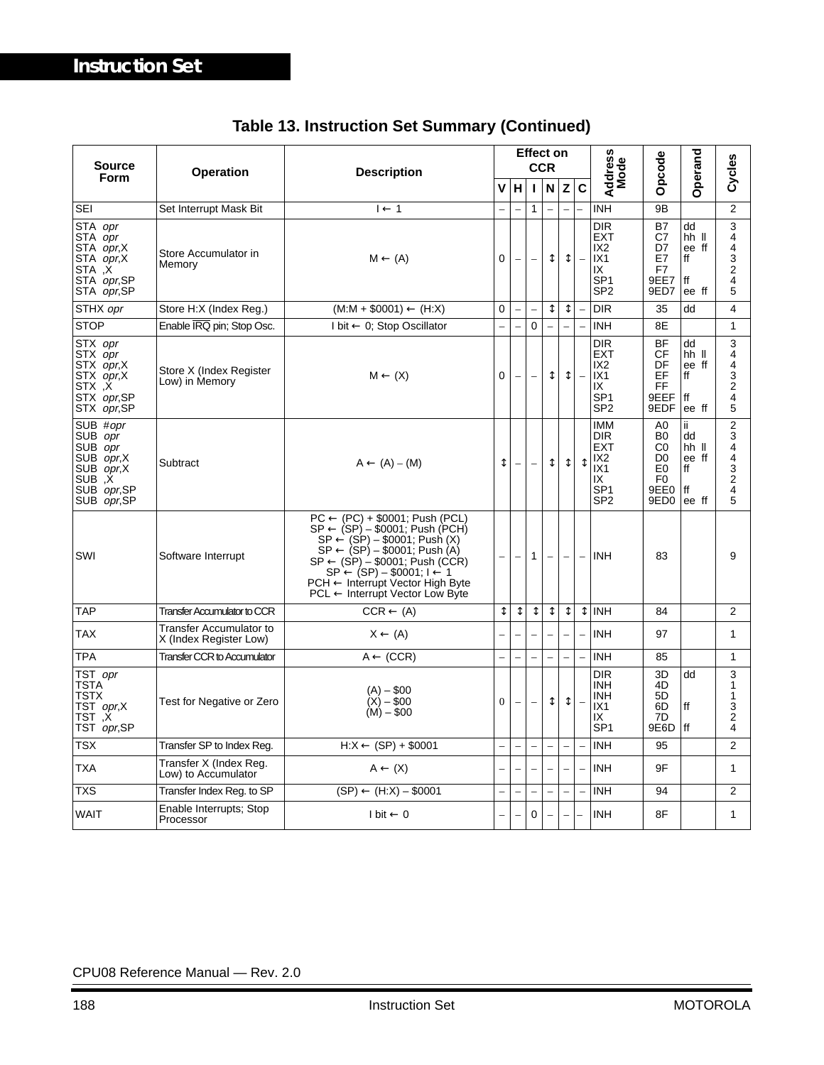## Instruction Set

**Table 13. Instruction Set Summary (Continued)**

| Source Form | Operation | Description | Effect on CCR | | | | | | Address Mode | Opcode | Operand | Cycles |
|---|---|---|---|---|---|---|---|---|---|---|---|---|
| | | | V | H | I | N | Z | C | | | | |
| SEI | Set Interrupt Mask Bit | I ← 1 | – | – | 1 | – | – | – | INH | 9B | | 2 |
| STA *opr*<br>STA *opr*<br>STA *opr*,X<br>STA *opr*,X<br>STA ,X<br>STA *opr*,SP<br>STA *opr*,SP | Store Accumulator in Memory | M ← (A) | 0 | – | – | ↕ | ↕ | – | DIR<br>EXT<br>IX2<br>IX1<br>IX<br>SP1<br>SP2 | B7<br>C7<br>D7<br>E7<br>F7<br>9EE7<br>9ED7 | dd<br>hh ll<br>ee ff<br>ff<br><br>ff<br>ee ff | 3<br>4<br>4<br>3<br>2<br>4<br>5 |
| STHX *opr* | Store H:X (Index Reg.) | (M:M + $0001) ← (H:X) | 0 | – | – | ↕ | ↕ | – | DIR | 35 | dd | 4 |
| STOP | Enable $\overline{\text{IRQ}}$ pin; Stop Osc. | I bit ← 0; Stop Oscillator | – | – | 0 | – | – | – | INH | 8E | | 1 |
| STX *opr*<br>STX *opr*<br>STX *opr*,X<br>STX *opr*,X<br>STX ,X<br>STX *opr*,SP<br>STX *opr*,SP | Store X (Index Register Low) in Memory | M ← (X) | 0 | – | – | ↕ | ↕ | – | DIR<br>EXT<br>IX2<br>IX1<br>IX<br>SP1<br>SP2 | BF<br>CF<br>DF<br>EF<br>FF<br>9EEF<br>9EDF | dd<br>hh ll<br>ee ff<br>ff<br><br>ff<br>ee ff | 3<br>4<br>4<br>3<br>2<br>4<br>5 |
| SUB #*opr*<br>SUB *opr*<br>SUB *opr*<br>SUB *opr*,X<br>SUB *opr*,X<br>SUB ,X<br>SUB *opr*,SP<br>SUB *opr*,SP | Subtract | A ← (A) – (M) | ↕ | – | – | ↕ | ↕ | ↕ | IMM<br>DIR<br>EXT<br>IX2<br>IX1<br>IX<br>SP1<br>SP2 | A0<br>B0<br>C0<br>D0<br>E0<br>F0<br>9EE0<br>9ED0 | ii<br>dd<br>hh ll<br>ee ff<br>ff<br><br>ff<br>ee ff | 2<br>3<br>4<br>4<br>3<br>2<br>4<br>5 |
| SWI | Software Interrupt | PC ← (PC) + $0001; Push (PCL)<br>SP ← (SP) – $0001; Push (PCH)<br>SP ← (SP) – $0001; Push (X)<br>SP ← (SP) – $0001; Push (A)<br>SP ← (SP) – $0001; Push (CCR)<br>SP ← (SP) – $0001; I ← 1<br>PCH ← Interrupt Vector High Byte<br>PCL ← Interrupt Vector Low Byte | – | – | 1 | – | – | – | INH | 83 | | 9 |
| TAP | Transfer Accumulator to CCR | CCR ← (A) | ↕ | ↕ | ↕ | ↕ | ↕ | ↕ | INH | 84 | | 2 |
| TAX | Transfer Accumulator to X (Index Register Low) | X ← (A) | – | – | – | – | – | – | INH | 97 | | 1 |
| TPA | Transfer CCR to Accumulator | A ← (CCR) | – | – | – | – | – | – | INH | 85 | | 1 |
| TST *opr*<br>TSTA<br>TSTX<br>TST *opr*,X<br>TST ,X<br>TST *opr*,SP | Test for Negative or Zero | (A) – $00<br>(X) – $00<br>(M) – $00 | 0 | – | – | ↕ | ↕ | – | DIR<br>INH<br>INH<br>IX1<br>IX<br>SP1 | 3D<br>4D<br>5D<br>6D<br>7D<br>9E6D | dd<br><br><br>ff<br><br>ff | 3<br>1<br>1<br>3<br>2<br>4 |
| TSX | Transfer SP to Index Reg. | H:X ← (SP) + $0001 | – | – | – | – | – | – | INH | 95 | | 2 |
| TXA | Transfer X (Index Reg. Low) to Accumulator | A ← (X) | – | – | – | – | – | – | INH | 9F | | 1 |
| TXS | Transfer Index Reg. to SP | (SP) ← (H:X) – $0001 | – | – | – | – | – | – | INH | 94 | | 2 |
| WAIT | Enable Interrupts; Stop Processor | I bit ← 0 | – | – | 0 | – | – | – | INH | 8F | | 1 |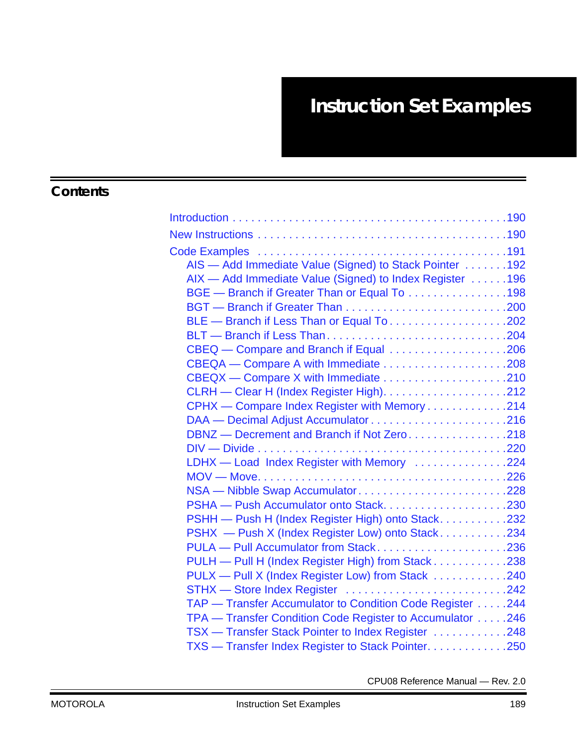# Instruction Set Examples

## Contents

Introduction . . . . . . . . . . . . . . . . . . . . . . . . . . . . . . . . . . . . . . . . . . . .190

New Instructions . . . . . . . . . . . . . . . . . . . . . . . . . . . . . . . . . . . . . . . .190

Code Examples . . . . . . . . . . . . . . . . . . . . . . . . . . . . . . . . . . . . . . . .191

- AIS — Add Immediate Value (Signed) to Stack Pointer . . . . . . .192
- AIX — Add Immediate Value (Signed) to Index Register . . . . . .196
- BGE — Branch if Greater Than or Equal To . . . . . . . . . . . . . . . .198
- BGT — Branch if Greater Than . . . . . . . . . . . . . . . . . . . . . . . . . .200
- BLE — Branch if Less Than or Equal To . . . . . . . . . . . . . . . . . . .202
- BLT — Branch if Less Than. . . . . . . . . . . . . . . . . . . . . . . . . . . . .204
- CBEQ — Compare and Branch if Equal . . . . . . . . . . . . . . . . . . .206
- CBEQA — Compare A with Immediate . . . . . . . . . . . . . . . . . . . .208
- CBEQX — Compare X with Immediate . . . . . . . . . . . . . . . . . . . .210
- CLRH — Clear H (Index Register High). . . . . . . . . . . . . . . . . . . .212
- CPHX — Compare Index Register with Memory . . . . . . . . . . . . .214
- DAA — Decimal Adjust Accumulator . . . . . . . . . . . . . . . . . . . . . .216
- DBNZ — Decrement and Branch if Not Zero. . . . . . . . . . . . . . . .218
- DIV — Divide . . . . . . . . . . . . . . . . . . . . . . . . . . . . . . . . . . . . . . .220
- LDHX — Load Index Register with Memory . . . . . . . . . . . . . . .224
- MOV — Move. . . . . . . . . . . . . . . . . . . . . . . . . . . . . . . . . . . . . . .226
- NSA — Nibble Swap Accumulator . . . . . . . . . . . . . . . . . . . . . . . .228
- PSHA — Push Accumulator onto Stack. . . . . . . . . . . . . . . . . . . .230
- PSHH — Push H (Index Register High) onto Stack. . . . . . . . . . .232
- PSHX — Push X (Index Register Low) onto Stack . . . . . . . . . . .234
- PULA — Pull Accumulator from Stack. . . . . . . . . . . . . . . . . . . . .236
- PULH — Pull H (Index Register High) from Stack . . . . . . . . . . . .238
- PULX — Pull X (Index Register Low) from Stack . . . . . . . . . . . .240
- STHX — Store Index Register . . . . . . . . . . . . . . . . . . . . . . . . . .242
- TAP — Transfer Accumulator to Condition Code Register . . . . .244
- TPA — Transfer Condition Code Register to Accumulator . . . . .246
- TSX — Transfer Stack Pointer to Index Register . . . . . . . . . . . .248
- TXS — Transfer Index Register to Stack Pointer. . . . . . . . . . . . .250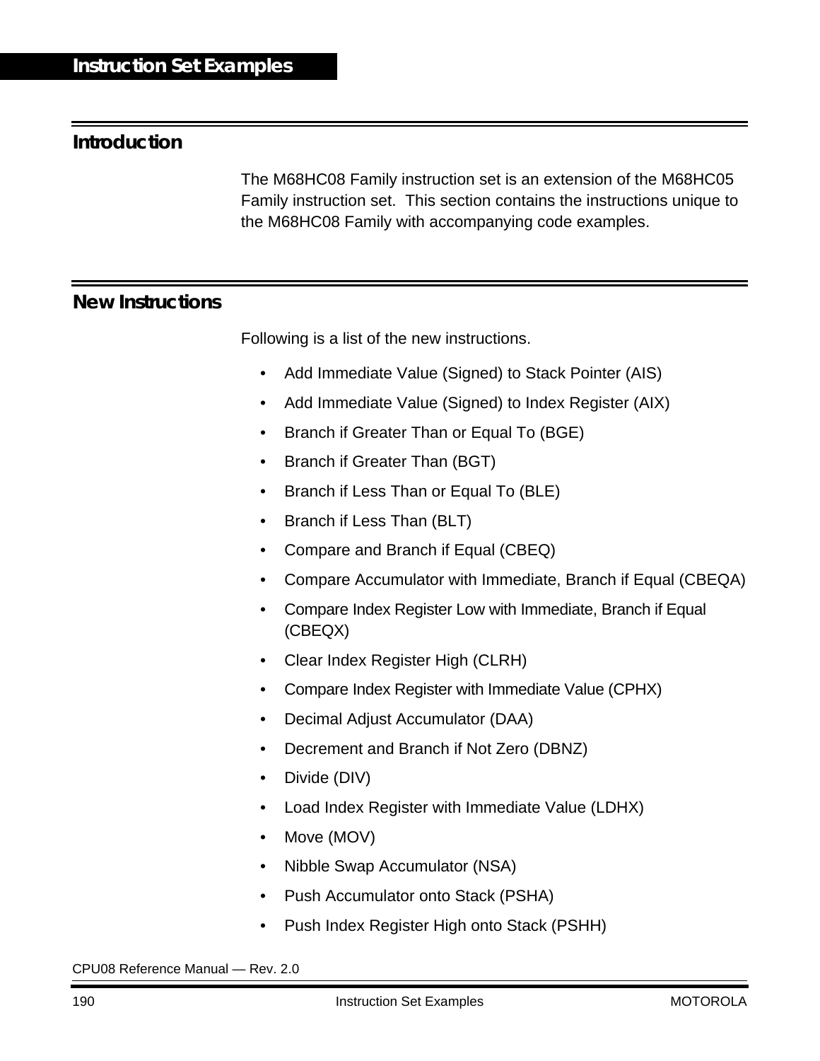# Instruction Set Examples

## Introduction

The M68HC08 Family instruction set is an extension of the M68HC05 Family instruction set. This section contains the instructions unique to the M68HC08 Family with accompanying code examples.

## New Instructions

Following is a list of the new instructions.

- Add Immediate Value (Signed) to Stack Pointer (AIS)
- Add Immediate Value (Signed) to Index Register (AIX)
- Branch if Greater Than or Equal To (BGE)
- Branch if Greater Than (BGT)
- Branch if Less Than or Equal To (BLE)
- Branch if Less Than (BLT)
- Compare and Branch if Equal (CBEQ)
- Compare Accumulator with Immediate, Branch if Equal (CBEQA)
- Compare Index Register Low with Immediate, Branch if Equal (CBEQX)
- Clear Index Register High (CLRH)
- Compare Index Register with Immediate Value (CPHX)
- Decimal Adjust Accumulator (DAA)
- Decrement and Branch if Not Zero (DBNZ)
- Divide (DIV)
- Load Index Register with Immediate Value (LDHX)
- Move (MOV)
- Nibble Swap Accumulator (NSA)
- Push Accumulator onto Stack (PSHA)
- Push Index Register High onto Stack (PSHH)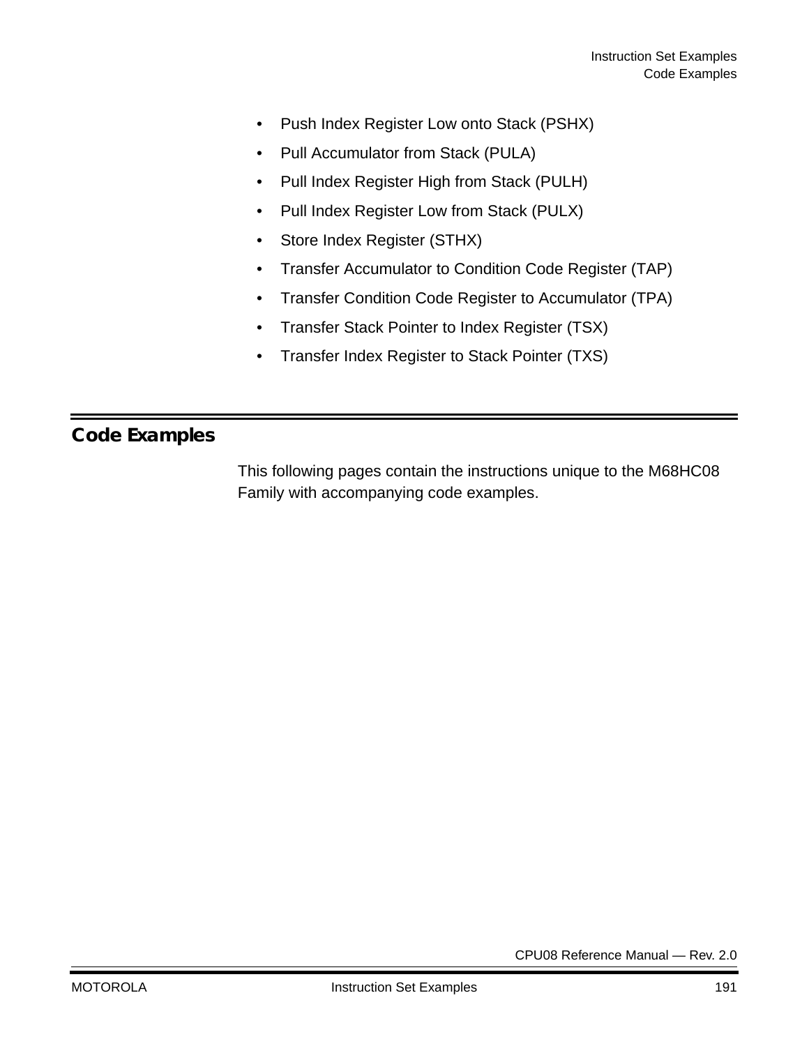- Push Index Register Low onto Stack (PSHX)
- Pull Accumulator from Stack (PULA)
- Pull Index Register High from Stack (PULH)
- Pull Index Register Low from Stack (PULX)
- Store Index Register (STHX)
- Transfer Accumulator to Condition Code Register (TAP)
- Transfer Condition Code Register to Accumulator (TPA)
- Transfer Stack Pointer to Index Register (TSX)
- Transfer Index Register to Stack Pointer (TXS)

## Code Examples

This following pages contain the instructions unique to the M68HC08 Family with accompanying code examples.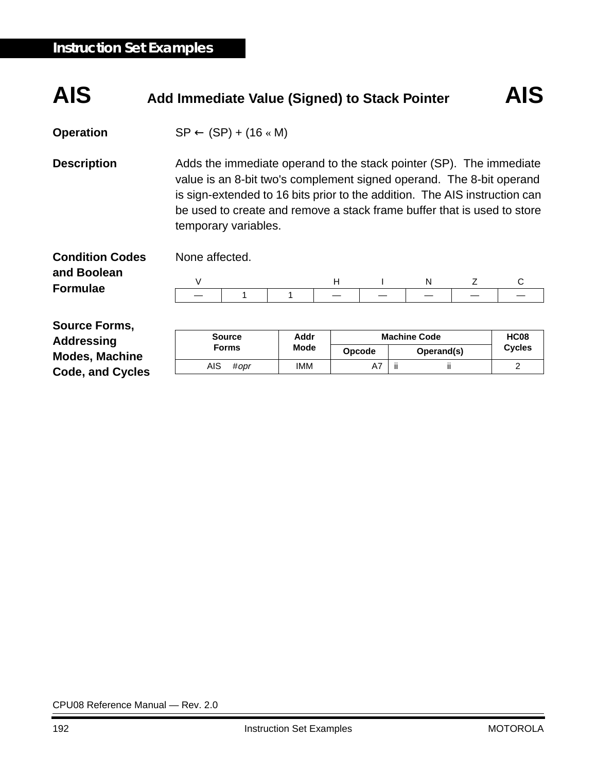# AIS — Add Immediate Value (Signed) to Stack Pointer — AIS

**Operation**

SP ← (SP) + (16 « M)

**Description**

Adds the immediate operand to the stack pointer (SP). The immediate value is an 8-bit two's complement signed operand. The 8-bit operand is sign-extended to 16 bits prior to the addition. The AIS instruction can be used to create and remove a stack frame buffer that is used to store temporary variables.

**Condition Codes and Boolean Formulae**

None affected.

| V | | | H | I | N | Z | C |
|---|---|---|---|---|---|---|---|
| — | 1 | 1 | — | — | — | — | — |

**Source Forms, Addressing Modes, Machine Code, and Cycles**

| Source Forms | Addr Mode | Machine Code | | HC08 Cycles |
|---|---|---|---|---|
| | | Opcode | Operand(s) | |
| AIS *#opr* | IMM | A7 | ii ii | 2 |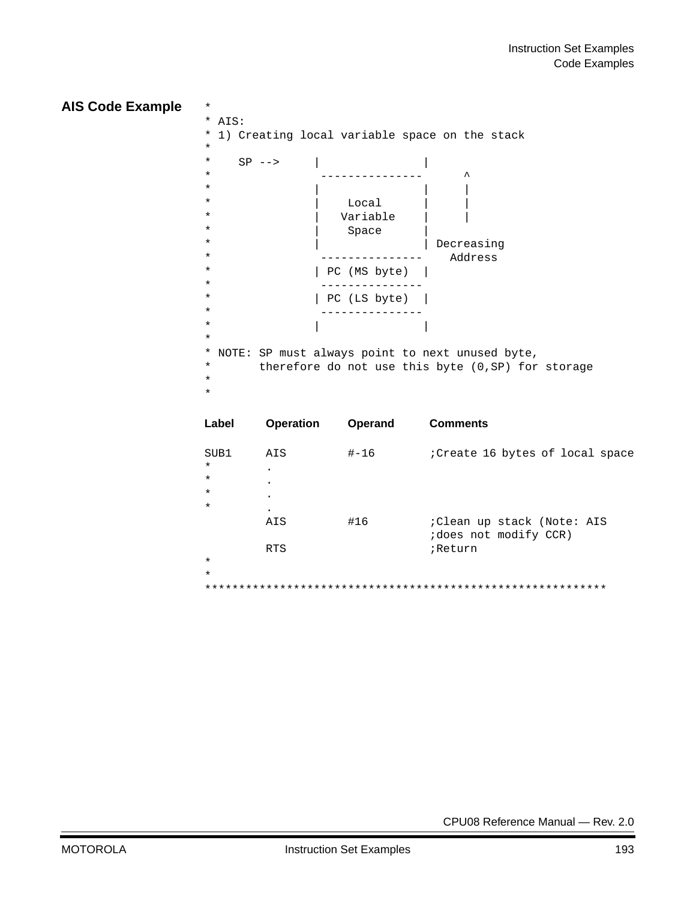## AIS Code Example

```
*
* AIS:
* 1) Creating local variable space on the stack
*
*    SP -->     |               |
*                ---------------      ^
*               |               |     |
*               |    Local      |     |
*               |   Variable    |     |
*               |    Space      |
*               |               | Decreasing
*                ---------------    Address
*               | PC (MS byte)  |
*                ---------------
*               | PC (LS byte)  |
*                ---------------
*               |               |
*
* NOTE: SP must always point to next unused byte,
*       therefore do not use this byte (0,SP) for storage
*
*
```

```
Label    Operation   Operand     Comments

SUB1     AIS         #-16        ;Create 16 bytes of local space
*        .
*        .
*        .
*        .
         AIS         #16         ;Clean up stack (Note: AIS
                                 ;does not modify CCR)
         RTS                     ;Return
*
*
***********************************************************
```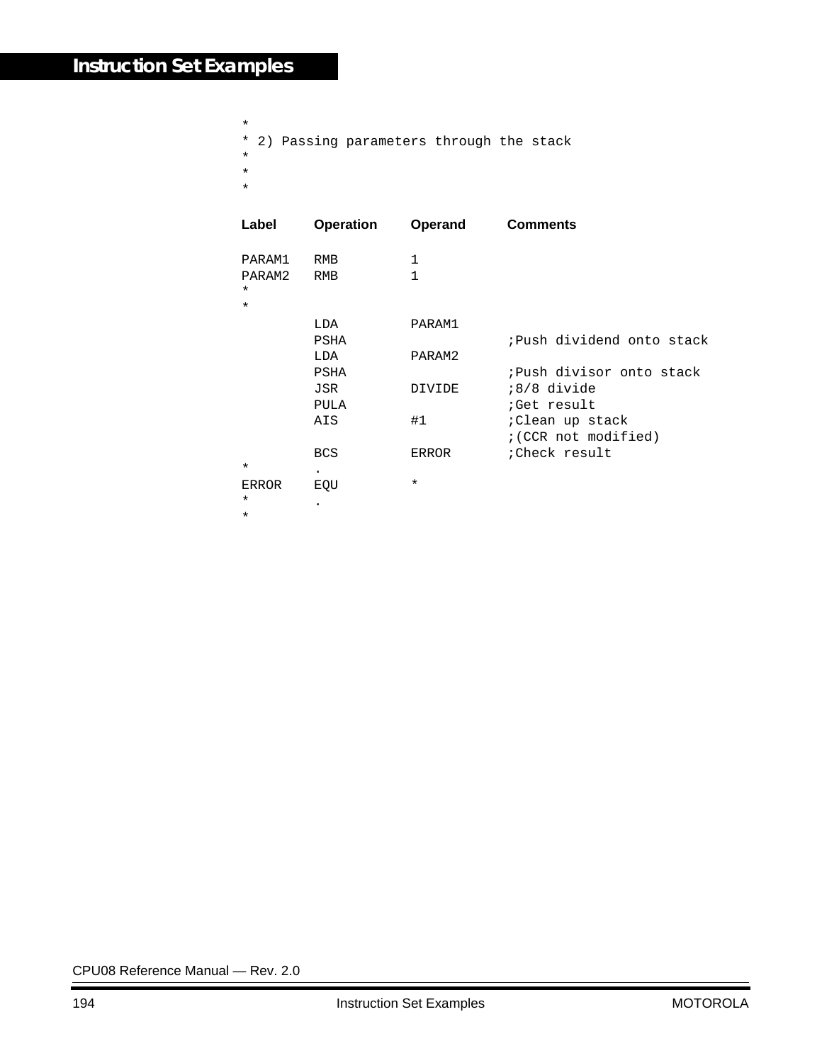```
*
* 2) Passing parameters through the stack
*
*
*

Label    Operation   Operand    Comments

PARAM1   RMB         1
PARAM2   RMB         1
*
*
         LDA         PARAM1
         PSHA                   ;Push dividend onto stack
         LDA         PARAM2
         PSHA                   ;Push divisor onto stack
         JSR         DIVIDE     ;8/8 divide
         PULA                   ;Get result
         AIS         #1         ;Clean up stack
                                ;(CCR not modified)
         BCS         ERROR      ;Check result
*        .
ERROR    EQU         *
*        .
*
```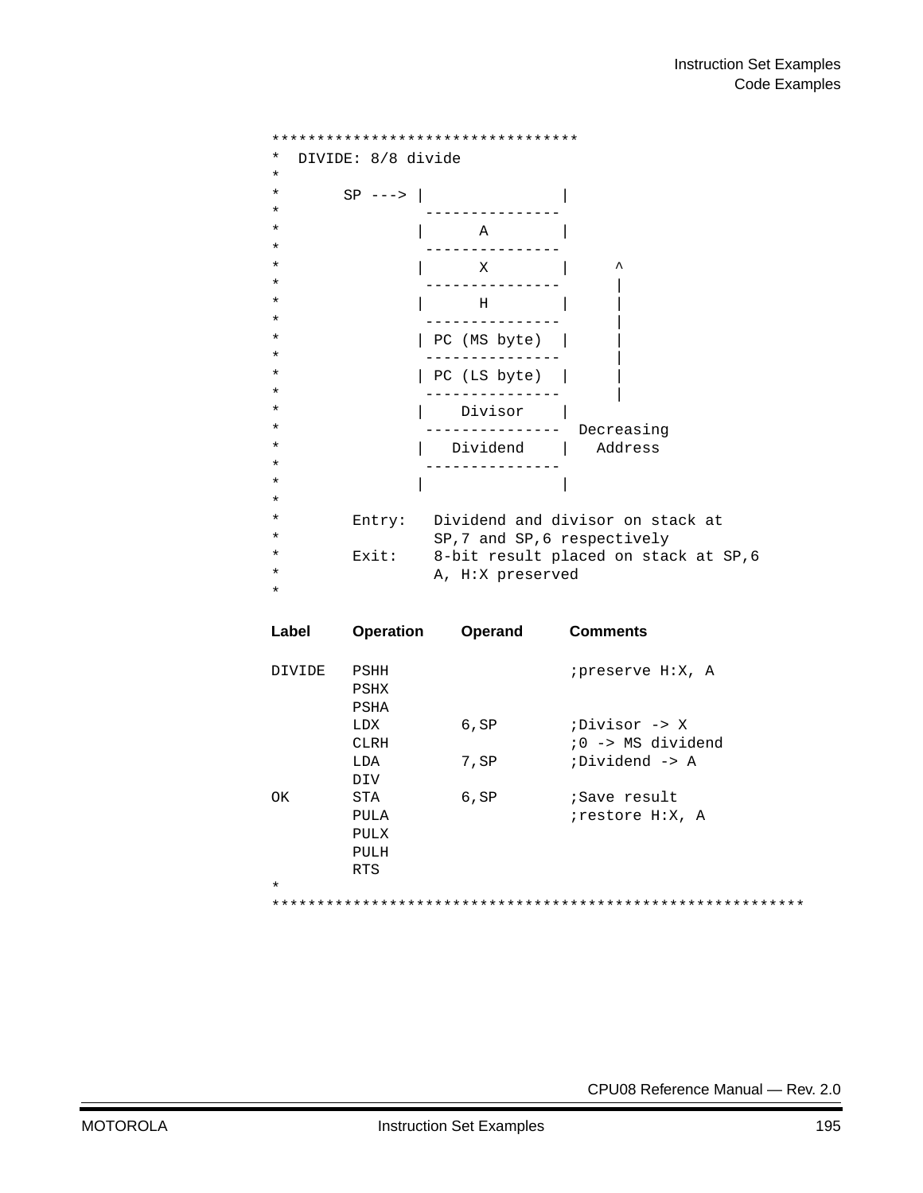```
*********************************
*  DIVIDE: 8/8 divide
*
*       SP ---> |               |
*                ---------------
*               |      A        |
*                ---------------
*               |      X        |     ^
*                ---------------      |
*               |      H        |     |
*                ---------------      |
*               | PC (MS byte)  |     |
*                ---------------      |
*               | PC (LS byte)  |     |
*                ---------------      |
*               |    Divisor    |
*                ---------------  Decreasing
*               |   Dividend    |   Address
*                ---------------
*               |               |
*
*        Entry:   Dividend and divisor on stack at
*                 SP,7 and SP,6 respectively
*        Exit:    8-bit result placed on stack at SP,6
*                 A, H:X preserved
*
```

| Label | Operation | Operand | Comments |
|---|---|---|---|

```
DIVIDE   PSHH                   ;preserve H:X, A
         PSHX
         PSHA
         LDX         6,SP       ;Divisor -> X
         CLRH                   ;0 -> MS dividend
         LDA         7,SP       ;Dividend -> A
         DIV
OK       STA         6,SP       ;Save result
         PULA                   ;restore H:X, A
         PULX
         PULH
         RTS
*
************************************************************
```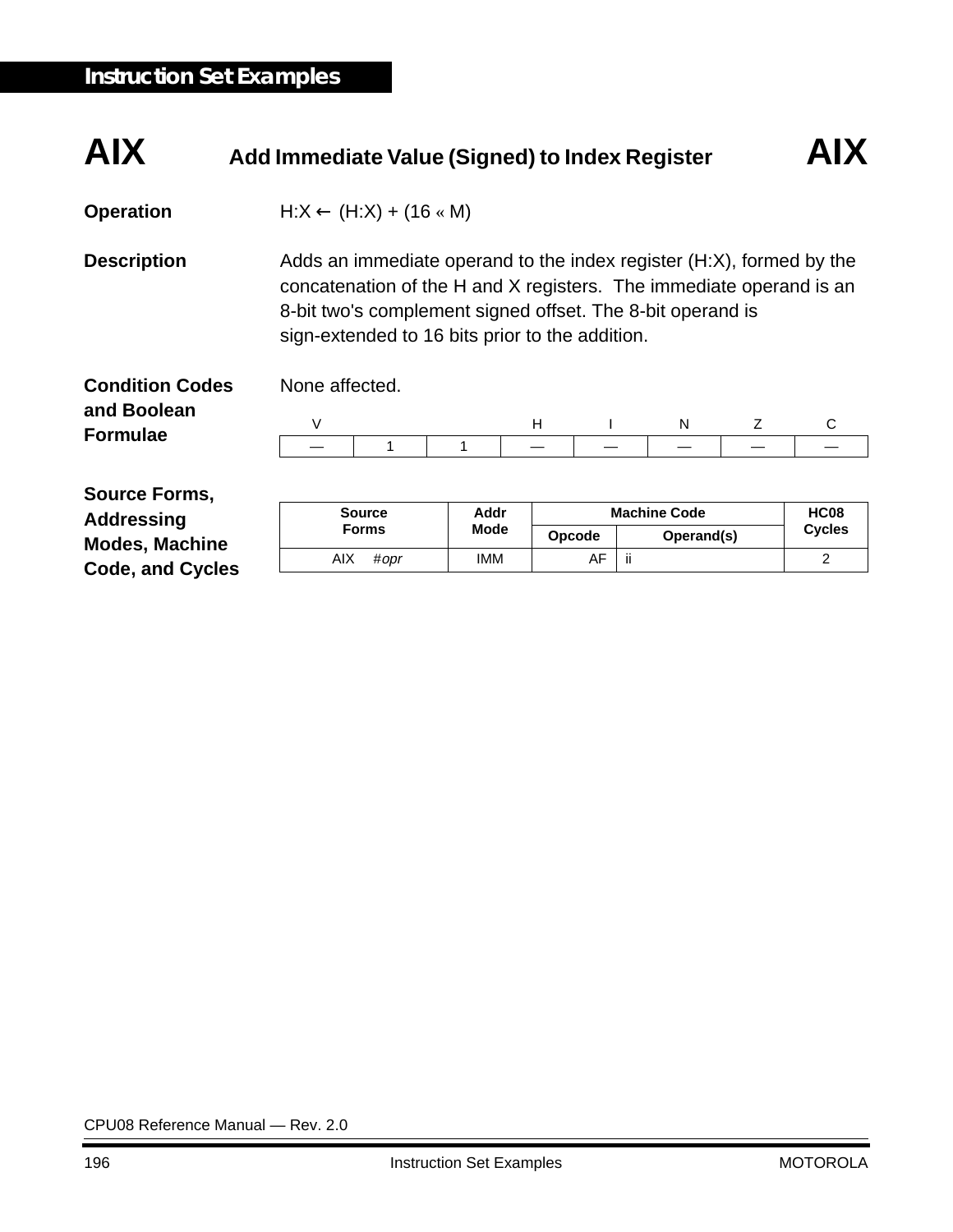## AIX — Add Immediate Value (Signed) to Index Register — AIX

**Operation**

H:X ← (H:X) + (16 « M)

**Description**

Adds an immediate operand to the index register (H:X), formed by the concatenation of the H and X registers. The immediate operand is an 8-bit two's complement signed offset. The 8-bit operand is sign-extended to 16 bits prior to the addition.

**Condition Codes and Boolean Formulae**

None affected.

| V | | | H | I | N | Z | C |
|---|---|---|---|---|---|---|---|
| — | 1 | 1 | — | — | — | — | — |

**Source Forms, Addressing Modes, Machine Code, and Cycles**

| Source Forms | Addr Mode | Machine Code | | HC08 Cycles |
|---|---|---|---|---|
| | | Opcode | Operand(s) | |
| AIX *#opr* | IMM | AF | ii | 2 |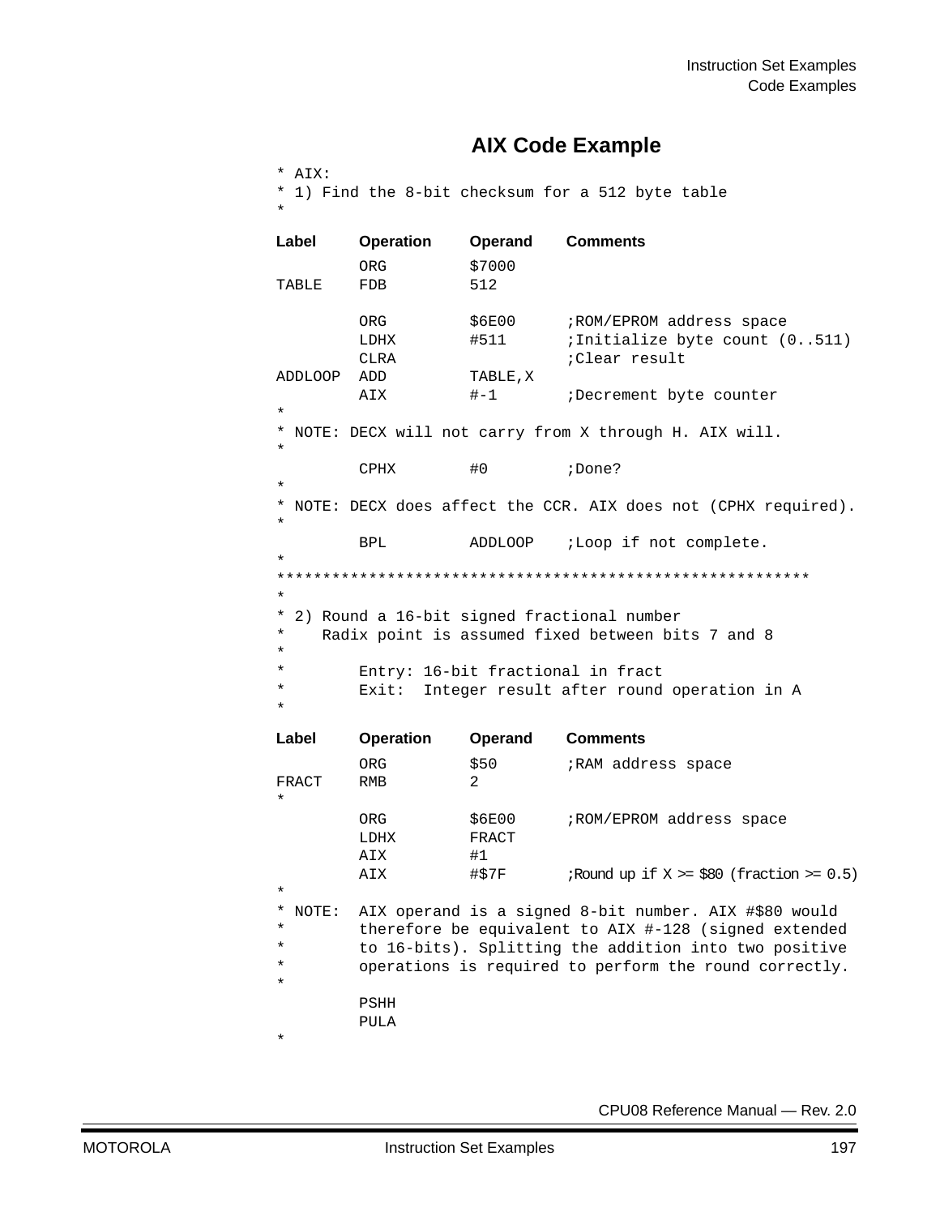## AIX Code Example

```
* AIX:
* 1) Find the 8-bit checksum for a 512 byte table
*
Label    Operation   Operand    Comments

         ORG         $7000
TABLE    FDB         512

         ORG         $6E00      ;ROM/EPROM address space
         LDHX        #511       ;Initialize byte count (0..511)
         CLRA                   ;Clear result
ADDLOOP  ADD         TABLE,X
         AIX         #-1        ;Decrement byte counter
*
* NOTE: DECX will not carry from X through H. AIX will.
*
         CPHX        #0         ;Done?
*
* NOTE: DECX does affect the CCR. AIX does not (CPHX required).
*
         BPL         ADDLOOP    ;Loop if not complete.
*
**********************************************************
*
* 2) Round a 16-bit signed fractional number
*    Radix point is assumed fixed between bits 7 and 8
*
*        Entry: 16-bit fractional in fract
*        Exit:  Integer result after round operation in A
*
Label    Operation   Operand    Comments

         ORG         $50        ;RAM address space
FRACT    RMB         2
*
         ORG         $6E00      ;ROM/EPROM address space
         LDHX        FRACT
         AIX         #1
         AIX         #$7F       ;Round up if X >= $80 (fraction >= 0.5)
*
* NOTE:  AIX operand is a signed 8-bit number. AIX #$80 would
*        therefore be equivalent to AIX #-128 (signed extended
*        to 16-bits). Splitting the addition into two positive
*        operations is required to perform the round correctly.
*
         PSHH
         PULA
*
```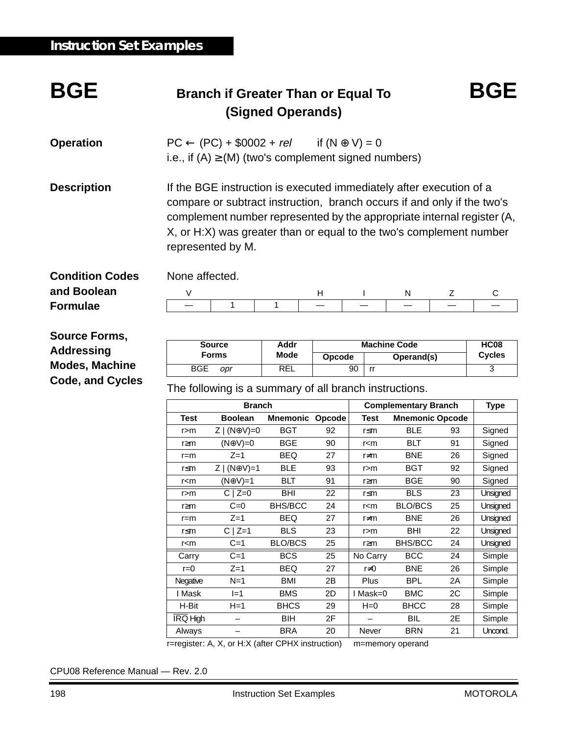## Instruction Set Examples

# BGE — Branch if Greater Than or Equal To (Signed Operands)

**Operation**

PC ← (PC) + \$0002 + *rel*   if $(N \oplus V) = 0$
i.e., if (A) ≥ (M) (two's complement signed numbers)

**Description**

If the BGE instruction is executed immediately after execution of a compare or subtract instruction, branch occurs if and only if the two's complement number represented by the appropriate internal register (A, X, or H:X) was greater than or equal to the two's complement number represented by M.

**Condition Codes and Boolean Formulae**

None affected.

| V | | | H | I | N | Z | C |
|---|---|---|---|---|---|---|---|
| — | 1 | 1 | — | — | — | — | — |

**Source Forms, Addressing Modes, Machine Code, and Cycles**

| Source Forms | Addr Mode | Machine Code | | HC08 Cycles |
|---|---|---|---|---|
| | | Opcode | Operand(s) | |
| BGE *opr* | REL | 90 | rr | 3 |

The following is a summary of all branch instructions.

| Branch | | | | Complementary Branch | | | Type |
|---|---|---|---|---|---|---|---|
| Test | Boolean | Mnemonic | Opcode | Test | Mnemonic | Opcode | |
| r>m | Z \| (N⊕V)=0 | BGT | 92 | r≤m | BLE | 93 | Signed |
| r≥m | (N⊕V)=0 | BGE | 90 | r<m | BLT | 91 | Signed |
| r=m | Z=1 | BEQ | 27 | r≠m | BNE | 26 | Signed |
| r≤m | Z \| (N⊕V)=1 | BLE | 93 | r>m | BGT | 92 | Signed |
| r<m | (N⊕V)=1 | BLT | 91 | r≥m | BGE | 90 | Signed |
| r>m | C \| Z=0 | BHI | 22 | r≤m | BLS | 23 | Unsigned |
| r≥m | C=0 | BHS/BCC | 24 | r<m | BLO/BCS | 25 | Unsigned |
| r=m | Z=1 | BEQ | 27 | r≠m | BNE | 26 | Unsigned |
| r≤m | C \| Z=1 | BLS | 23 | r>m | BHI | 22 | Unsigned |
| r<m | C=1 | BLO/BCS | 25 | r≥m | BHS/BCC | 24 | Unsigned |
| Carry | C=1 | BCS | 25 | No Carry | BCC | 24 | Simple |
| r=0 | Z=1 | BEQ | 27 | r≠0 | BNE | 26 | Simple |
| Negative | N=1 | BMI | 2B | Plus | BPL | 2A | Simple |
| I Mask | I=1 | BMS | 2D | I Mask=0 | BMC | 2C | Simple |
| H-Bit | H=1 | BHCS | 29 | H=0 | BHCC | 28 | Simple |
| $\overline{IRQ}$ High | – | BIH | 2F | – | BIL | 2E | Simple |
| Always | – | BRA | 20 | Never | BRN | 21 | Uncond. |

r=register: A, X, or H:X (after CPHX instruction)   m=memory operand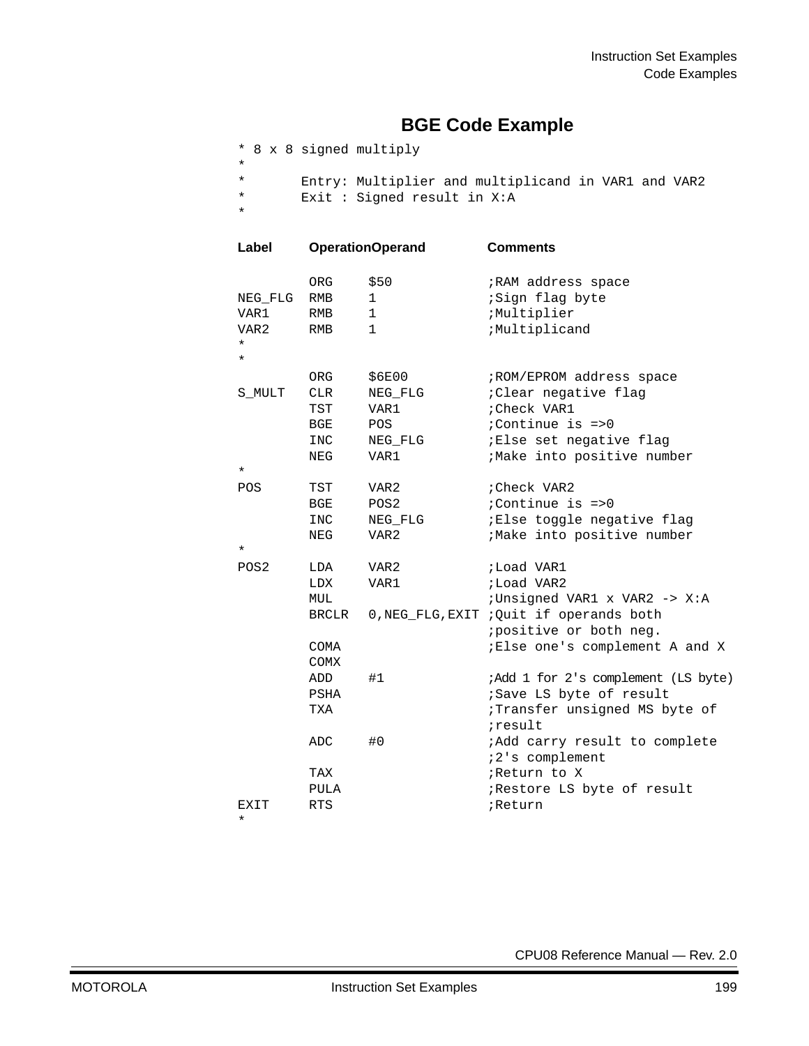## BGE Code Example

```
* 8 x 8 signed multiply
*
*       Entry: Multiplier and multiplicand in VAR1 and VAR2
*       Exit : Signed result in X:A
*

Label   OperationOperand        Comments

        ORG     $50             ;RAM address space
NEG_FLG RMB     1               ;Sign flag byte
VAR1    RMB     1               ;Multiplier
VAR2    RMB     1               ;Multiplicand
*
*
        ORG     $6E00           ;ROM/EPROM address space
S_MULT  CLR     NEG_FLG         ;Clear negative flag
        TST     VAR1            ;Check VAR1
        BGE     POS             ;Continue is =>0
        INC     NEG_FLG         ;Else set negative flag
        NEG     VAR1            ;Make into positive number
*
POS     TST     VAR2            ;Check VAR2
        BGE     POS2            ;Continue is =>0
        INC     NEG_FLG         ;Else toggle negative flag
        NEG     VAR2            ;Make into positive number
*
POS2    LDA     VAR2            ;Load VAR1
        LDX     VAR1            ;Load VAR2
        MUL                     ;Unsigned VAR1 x VAR2 -> X:A
        BRCLR   0,NEG_FLG,EXIT  ;Quit if operands both
                                ;positive or both neg.
        COMA                    ;Else one's complement A and X
        COMX
        ADD     #1              ;Add 1 for 2's complement (LS byte)
        PSHA                    ;Save LS byte of result
        TXA                     ;Transfer unsigned MS byte of
                                ;result
        ADC     #0              ;Add carry result to complete
                                ;2's complement
        TAX                     ;Return to X
        PULA                    ;Restore LS byte of result
EXIT    RTS                     ;Return
*
```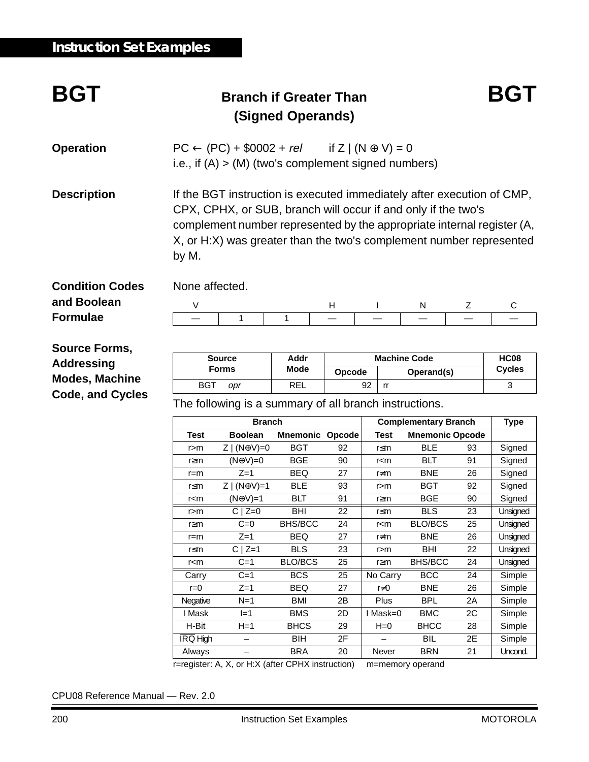# BGT — Branch if Greater Than (Signed Operands) — BGT

**Operation**

$PC \leftarrow (PC) + \$0002 + rel$ if $Z \mid (N \oplus V) = 0$

i.e., if (A) > (M) (two's complement signed numbers)

**Description**

If the BGT instruction is executed immediately after execution of CMP, CPX, CPHX, or SUB, branch will occur if and only if the two's complement number represented by the appropriate internal register (A, X, or H:X) was greater than the two's complement number represented by M.

**Condition Codes and Boolean Formulae**

None affected.

| V | | | H | I | N | Z | C |
|---|---|---|---|---|---|---|---|
| — | 1 | 1 | — | — | — | — | — |

**Source Forms, Addressing Modes, Machine Code, and Cycles**

| Source Forms | Addr Mode | Machine Code | | HC08 Cycles |
|---|---|---|---|---|
| | | Opcode | Operand(s) | |
| BGT *opr* | REL | 92 | rr | 3 |

The following is a summary of all branch instructions.

| Branch | | | | Complementary Branch | | | Type |
|---|---|---|---|---|---|---|---|
| Test | Boolean | Mnemonic | Opcode | Test | Mnemonic | Opcode | |
| r>m | Z \| (N⊕V)=0 | BGT | 92 | r≤m | BLE | 93 | Signed |
| r≥m | (N⊕V)=0 | BGE | 90 | r<m | BLT | 91 | Signed |
| r=m | Z=1 | BEQ | 27 | r≠m | BNE | 26 | Signed |
| r≤m | Z \| (N⊕V)=1 | BLE | 93 | r>m | BGT | 92 | Signed |
| r<m | (N⊕V)=1 | BLT | 91 | r≥m | BGE | 90 | Signed |
| r>m | C \| Z=0 | BHI | 22 | r≤m | BLS | 23 | Unsigned |
| r≥m | C=0 | BHS/BCC | 24 | r<m | BLO/BCS | 25 | Unsigned |
| r=m | Z=1 | BEQ | 27 | r≠m | BNE | 26 | Unsigned |
| r≤m | C \| Z=1 | BLS | 23 | r>m | BHI | 22 | Unsigned |
| r<m | C=1 | BLO/BCS | 25 | r≥m | BHS/BCC | 24 | Unsigned |
| Carry | C=1 | BCS | 25 | No Carry | BCC | 24 | Simple |
| r=0 | Z=1 | BEQ | 27 | r≠0 | BNE | 26 | Simple |
| Negative | N=1 | BMI | 2B | Plus | BPL | 2A | Simple |
| I Mask | I=1 | BMS | 2D | I Mask=0 | BMC | 2C | Simple |
| H-Bit | H=1 | BHCS | 29 | H=0 | BHCC | 28 | Simple |
| IRQ High | – | BIH | 2F | – | BIL | 2E | Simple |
| Always | – | BRA | 20 | Never | BRN | 21 | Uncond. |

r=register: A, X, or H:X (after CPHX instruction) m=memory operand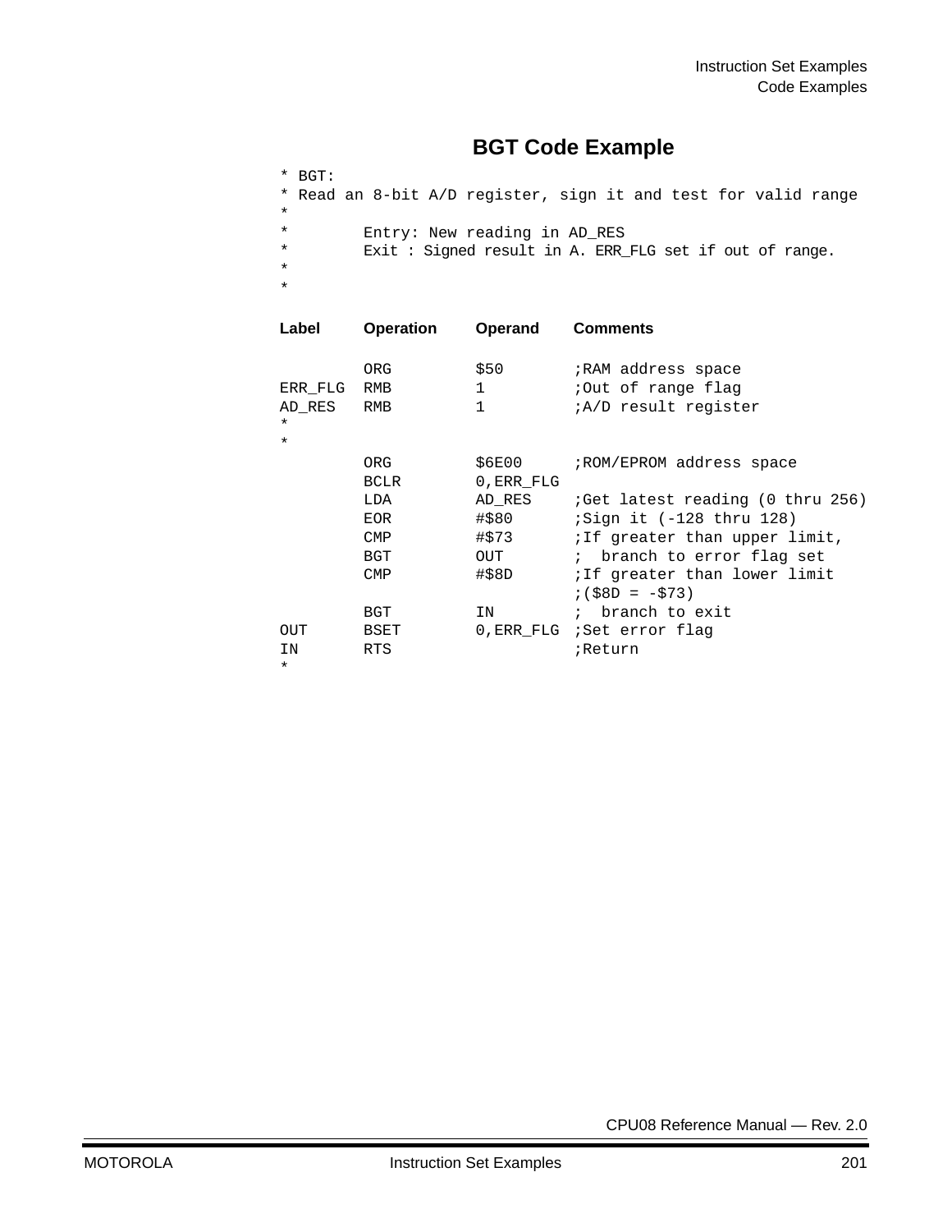## BGT Code Example

```
* BGT:
* Read an 8-bit A/D register, sign it and test for valid range
*
*        Entry: New reading in AD_RES
*        Exit : Signed result in A. ERR_FLG set if out of range.
*
*

Label    Operation   Operand    Comments

         ORG         $50        ;RAM address space
ERR_FLG  RMB         1          ;Out of range flag
AD_RES   RMB         1          ;A/D result register
*
*
         ORG         $6E00      ;ROM/EPROM address space
         BCLR        0,ERR_FLG
         LDA         AD_RES     ;Get latest reading (0 thru 256)
         EOR         #$80       ;Sign it (-128 thru 128)
         CMP         #$73       ;If greater than upper limit,
         BGT         OUT        ;  branch to error flag set
         CMP         #$8D       ;If greater than lower limit
                                ;($8D = -$73)
         BGT         IN         ;  branch to exit
OUT      BSET        0,ERR_FLG  ;Set error flag
IN       RTS                    ;Return
*
```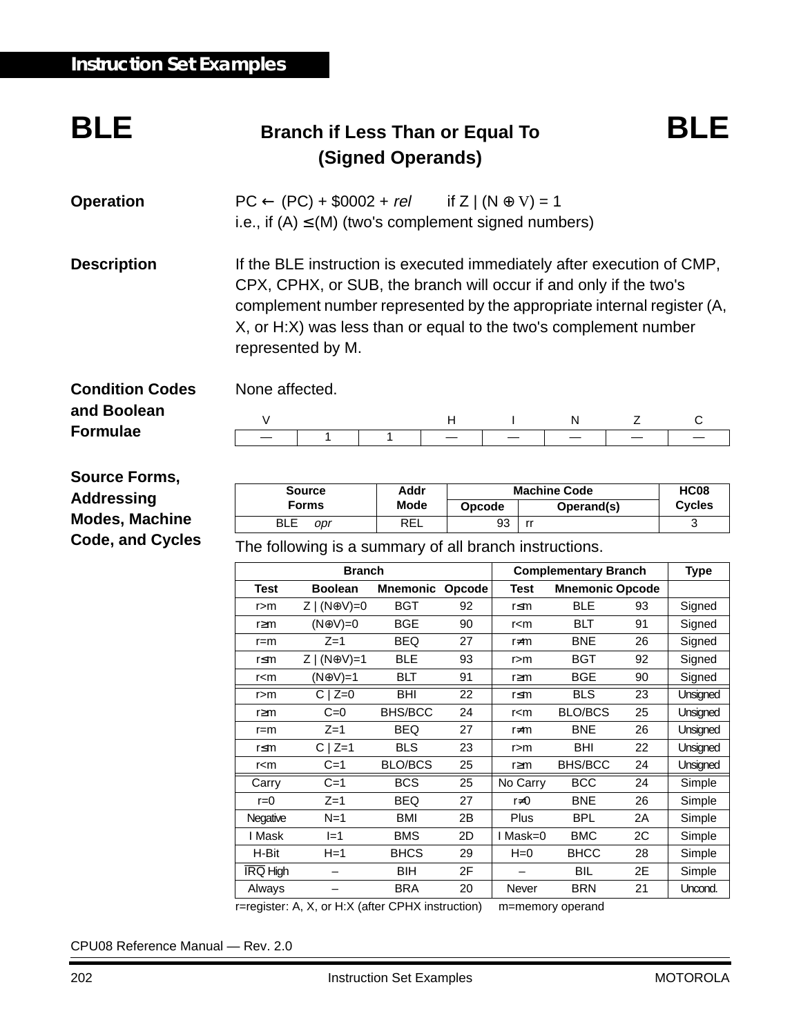## BLE — Branch if Less Than or Equal To (Signed Operands)

**Operation**

PC ← (PC) + \$0002 + *rel*     if Z | (N ⊕ V) = 1
i.e., if (A) ≤ (M) (two's complement signed numbers)

**Description**

If the BLE instruction is executed immediately after execution of CMP, CPX, CPHX, or SUB, the branch will occur if and only if the two's complement number represented by the appropriate internal register (A, X, or H:X) was less than or equal to the two's complement number represented by M.

**Condition Codes and Boolean Formulae**

None affected.

| V | | | H | I | N | Z | C |
|---|---|---|---|---|---|---|---|
| — | 1 | 1 | — | — | — | — | — |

**Source Forms, Addressing Modes, Machine Code, and Cycles**

| Source Forms | Addr Mode | Machine Code | | HC08 Cycles |
|---|---|---|---|---|
| | | Opcode | Operand(s) | |
| BLE *opr* | REL | 93 | rr | 3 |

The following is a summary of all branch instructions.

| Branch | | | | Complementary Branch | | | Type |
|---|---|---|---|---|---|---|---|
| Test | Boolean | Mnemonic | Opcode | Test | Mnemonic | Opcode | |
| r>m | Z \| (N⊕V)=0 | BGT | 92 | r≤m | BLE | 93 | Signed |
| r≥m | (N⊕V)=0 | BGE | 90 | r<m | BLT | 91 | Signed |
| r=m | Z=1 | BEQ | 27 | r≠m | BNE | 26 | Signed |
| r≤m | Z \| (N⊕V)=1 | BLE | 93 | r>m | BGT | 92 | Signed |
| r<m | (N⊕V)=1 | BLT | 91 | r≥m | BGE | 90 | Signed |
| r>m | C \| Z=0 | BHI | 22 | r≤m | BLS | 23 | Unsigned |
| r≥m | C=0 | BHS/BCC | 24 | r<m | BLO/BCS | 25 | Unsigned |
| r=m | Z=1 | BEQ | 27 | r≠m | BNE | 26 | Unsigned |
| r≤m | C \| Z=1 | BLS | 23 | r>m | BHI | 22 | Unsigned |
| r<m | C=1 | BLO/BCS | 25 | r≥m | BHS/BCC | 24 | Unsigned |
| Carry | C=1 | BCS | 25 | No Carry | BCC | 24 | Simple |
| r=0 | Z=1 | BEQ | 27 | r≠0 | BNE | 26 | Simple |
| Negative | N=1 | BMI | 2B | Plus | BPL | 2A | Simple |
| I Mask | I=1 | BMS | 2D | I Mask=0 | BMC | 2C | Simple |
| H-Bit | H=1 | BHCS | 29 | H=0 | BHCC | 28 | Simple |
| $\overline{\text{IRQ}}$ High | – | BIH | 2F | – | BIL | 2E | Simple |
| Always | – | BRA | 20 | Never | BRN | 21 | Uncond. |

r=register: A, X, or H:X (after CPHX instruction)     m=memory operand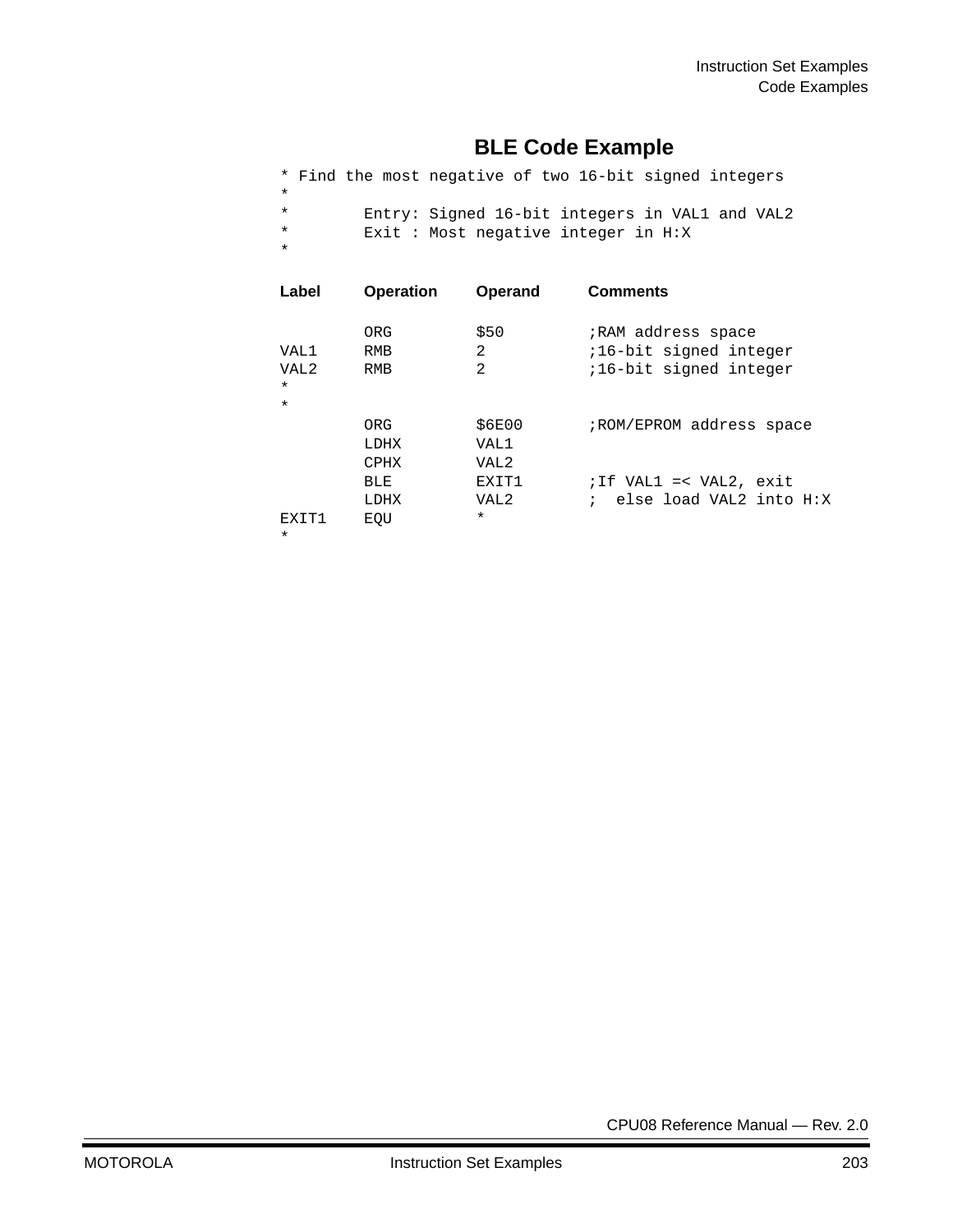## BLE Code Example

```
* Find the most negative of two 16-bit signed integers
*
*        Entry: Signed 16-bit integers in VAL1 and VAL2
*        Exit : Most negative integer in H:X
*

Label    Operation   Operand    Comments

         ORG         $50        ;RAM address space
VAL1     RMB         2          ;16-bit signed integer
VAL2     RMB         2          ;16-bit signed integer
*
*
         ORG         $6E00      ;ROM/EPROM address space
         LDHX        VAL1
         CPHX        VAL2
         BLE         EXIT1      ;If VAL1 =< VAL2, exit
         LDHX        VAL2       ;  else load VAL2 into H:X
EXIT1    EQU         *
*
```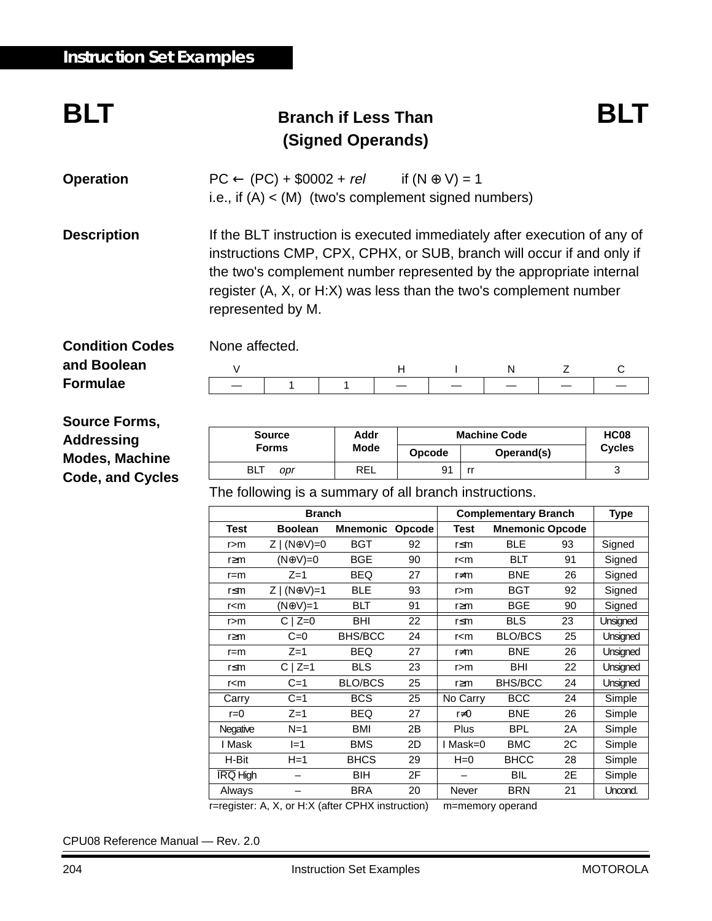## BLT — Branch if Less Than (Signed Operands)

**Operation**

$PC \leftarrow (PC) + \$0002 + rel$ if $(N \oplus V) = 1$

i.e., if (A) < (M) (two's complement signed numbers)

**Description**

If the BLT instruction is executed immediately after execution of any of instructions CMP, CPX, CPHX, or SUB, branch will occur if and only if the two's complement number represented by the appropriate internal register (A, X, or H:X) was less than the two's complement number represented by M.

**Condition Codes and Boolean Formulae**

None affected.

| V | | | H | I | N | Z | C |
|---|---|---|---|---|---|---|---|
| — | 1 | 1 | — | — | — | — | — |

**Source Forms, Addressing Modes, Machine Code, and Cycles**

| Source Forms | Addr Mode | Machine Code | | HC08 Cycles |
|---|---|---|---|---|
| | | Opcode | Operand(s) | |
| BLT *opr* | REL | 91 | rr | 3 |

The following is a summary of all branch instructions.

| Branch | | | | Complementary Branch | | | Type |
|---|---|---|---|---|---|---|---|
| Test | Boolean | Mnemonic | Opcode | Test | Mnemonic | Opcode | |
| r>m | Z \| (N⊕V)=0 | BGT | 92 | r≤m | BLE | 93 | Signed |
| r≥m | (N⊕V)=0 | BGE | 90 | r<m | BLT | 91 | Signed |
| r=m | Z=1 | BEQ | 27 | r≠m | BNE | 26 | Signed |
| r≤m | Z \| (N⊕V)=1 | BLE | 93 | r>m | BGT | 92 | Signed |
| r<m | (N⊕V)=1 | BLT | 91 | r≥m | BGE | 90 | Signed |
| r>m | C \| Z=0 | BHI | 22 | r≤m | BLS | 23 | Unsigned |
| r≥m | C=0 | BHS/BCC | 24 | r<m | BLO/BCS | 25 | Unsigned |
| r=m | Z=1 | BEQ | 27 | r≠m | BNE | 26 | Unsigned |
| r≤m | C \| Z=1 | BLS | 23 | r>m | BHI | 22 | Unsigned |
| r<m | C=1 | BLO/BCS | 25 | r≥m | BHS/BCC | 24 | Unsigned |
| Carry | C=1 | BCS | 25 | No Carry | BCC | 24 | Simple |
| r=0 | Z=1 | BEQ | 27 | r≠0 | BNE | 26 | Simple |
| Negative | N=1 | BMI | 2B | Plus | BPL | 2A | Simple |
| I Mask | I=1 | BMS | 2D | I Mask=0 | BMC | 2C | Simple |
| H-Bit | H=1 | BHCS | 29 | H=0 | BHCC | 28 | Simple |
| $\overline{IRQ}$ High | – | BIH | 2F | – | BIL | 2E | Simple |
| Always | – | BRA | 20 | Never | BRN | 21 | Uncond. |

r=register: A, X, or H:X (after CPHX instruction) m=memory operand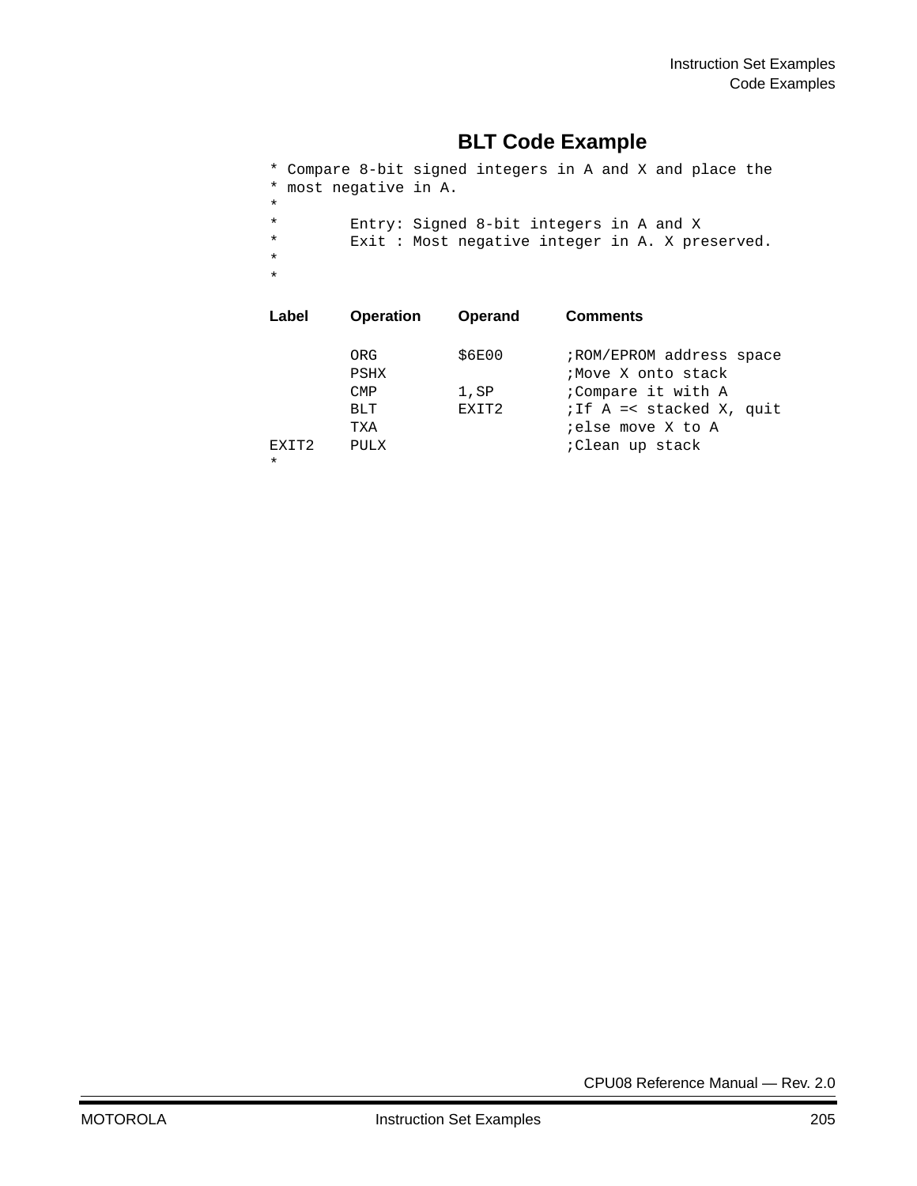## BLT Code Example

```
* Compare 8-bit signed integers in A and X and place the
* most negative in A.
*
*        Entry: Signed 8-bit integers in A and X
*        Exit : Most negative integer in A. X preserved.
*
*
```

```
Label    Operation    Operand    Comments

         ORG          $6E00      ;ROM/EPROM address space
         PSHX                    ;Move X onto stack
         CMP          1,SP       ;Compare it with A
         BLT          EXIT2      ;If A =< stacked X, quit
         TXA                     ;else move X to A
EXIT2    PULX                    ;Clean up stack
*
```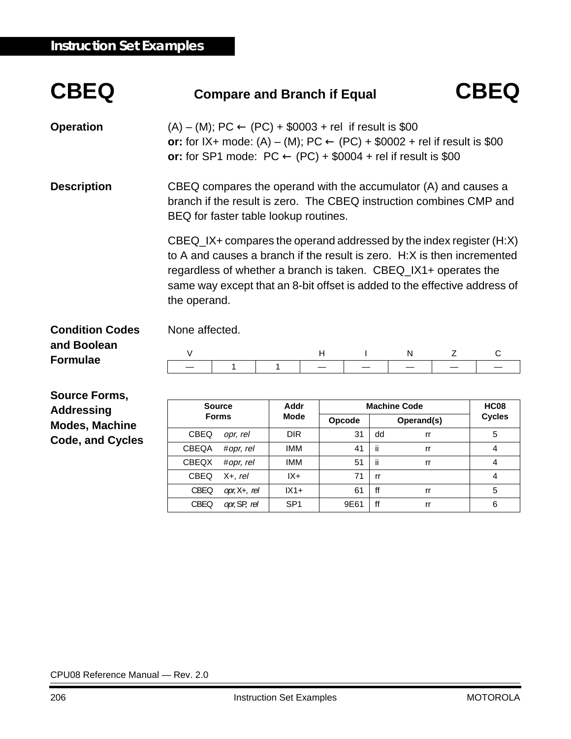## CBEQ — Compare and Branch if Equal — CBEQ

**Operation**

(A) – (M); PC ← (PC) + \$0003 + rel if result is \$00
**or:** for IX+ mode: (A) – (M); PC ← (PC) + \$0002 + rel if result is \$00
**or:** for SP1 mode: PC ← (PC) + \$0004 + rel if result is \$00

**Description**

CBEQ compares the operand with the accumulator (A) and causes a branch if the result is zero. The CBEQ instruction combines CMP and BEQ for faster table lookup routines.

CBEQ_IX+ compares the operand addressed by the index register (H:X) to A and causes a branch if the result is zero. H:X is then incremented regardless of whether a branch is taken. CBEQ_IX1+ operates the same way except that an 8-bit offset is added to the effective address of the operand.

**Condition Codes and Boolean Formulae**

None affected.

| V | | | H | I | N | Z | C |
|---|---|---|---|---|---|---|---|
| — | 1 | 1 | — | — | — | — | — |

**Source Forms, Addressing Modes, Machine Code, and Cycles**

| Source Forms | Addr Mode | Machine Code | | HC08 Cycles |
|---|---|---|---|---|
| | | Opcode | Operand(s) | |
| CBEQ *opr, rel* | DIR | 31 | dd rr | 5 |
| CBEQA #*opr, rel* | IMM | 41 | ii rr | 4 |
| CBEQX #*opr, rel* | IMM | 51 | ii rr | 4 |
| CBEQ X+, *rel* | IX+ | 71 | rr | 4 |
| CBEQ *opr,* X+, *rel* | IX1+ | 61 | ff rr | 5 |
| CBEQ *opr,* SP, *rel* | SP1 | 9E61 | ff rr | 6 |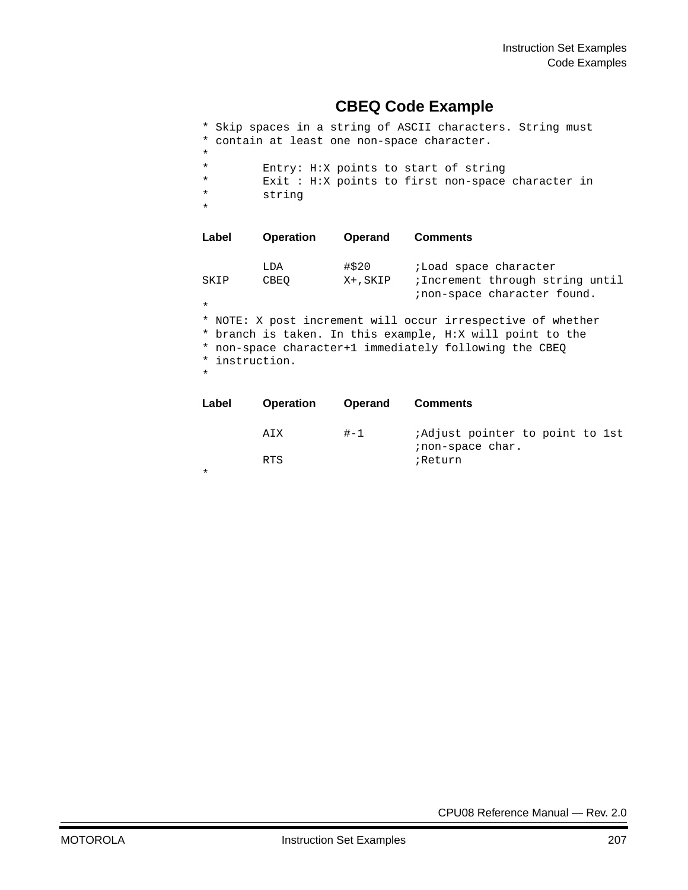## CBEQ Code Example

```
* Skip spaces in a string of ASCII characters. String must
* contain at least one non-space character.
*
*        Entry: H:X points to start of string
*        Exit : H:X points to first non-space character in
*        string
*
```

| Label | Operation | Operand | Comments |
|---|---|---|---|
| | LDA | #$20 | ;Load space character |
| SKIP | CBEQ | X+,SKIP | ;Increment through string until ;non-space character found. |

```
*
* NOTE: X post increment will occur irrespective of whether
* branch is taken. In this example, H:X will point to the
* non-space character+1 immediately following the CBEQ
* instruction.
*
```

| Label | Operation | Operand | Comments |
|---|---|---|---|
| | AIX | #-1 | ;Adjust pointer to point to 1st ;non-space char. |
| | RTS | | ;Return |

```
*
```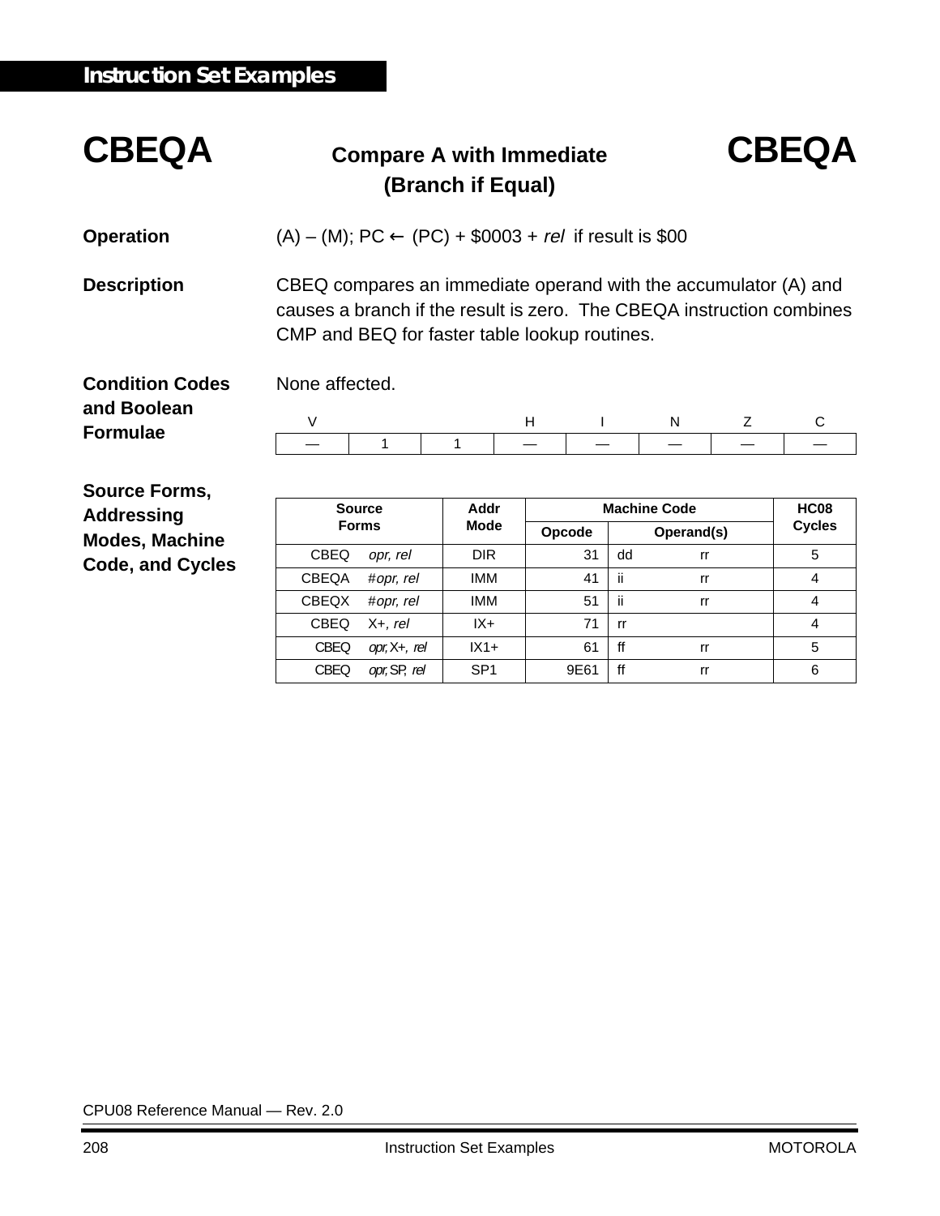# CBEQA Compare A with Immediate (Branch if Equal) CBEQA

**Operation** (A) – (M); PC ← (PC) + $0003 + *rel* if result is $00

**Description** CBEQ compares an immediate operand with the accumulator (A) and causes a branch if the result is zero. The CBEQA instruction combines CMP and BEQ for faster table lookup routines.

**Condition Codes and Boolean Formulae**

None affected.

| V | | | H | I | N | Z | C |
|---|---|---|---|---|---|---|---|
| — | 1 | 1 | — | — | — | — | — |

**Source Forms, Addressing Modes, Machine Code, and Cycles**

| Source Forms | Addr Mode | Machine Code | | HC08 Cycles |
|---|---|---|---|---|
| | | Opcode | Operand(s) | |
| CBEQ *opr, rel* | DIR | 31 | dd rr | 5 |
| CBEQA #*opr, rel* | IMM | 41 | ii rr | 4 |
| CBEQX #*opr, rel* | IMM | 51 | ii rr | 4 |
| CBEQ X+, *rel* | IX+ | 71 | rr | 4 |
| CBEQ *opr,* X+, *rel* | IX1+ | 61 | ff rr | 5 |
| CBEQ *opr,* SP, *rel* | SP1 | 9E61 | ff rr | 6 |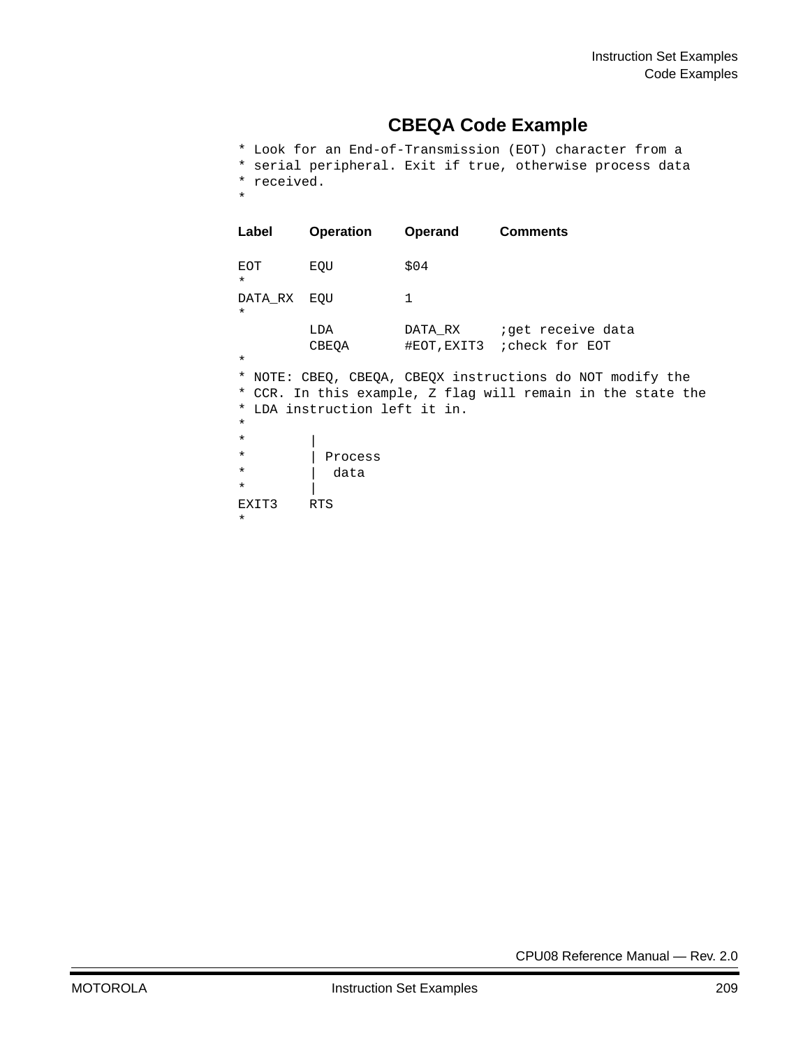## CBEQA Code Example

```
* Look for an End-of-Transmission (EOT) character from a
* serial peripheral. Exit if true, otherwise process data
* received.
*

Label    Operation   Operand     Comments

EOT      EQU         $04
*
DATA_RX  EQU         1
*
         LDA         DATA_RX     ;get receive data
         CBEQA       #EOT,EXIT3  ;check for EOT
*
* NOTE: CBEQ, CBEQA, CBEQX instructions do NOT modify the
* CCR. In this example, Z flag will remain in the state the
* LDA instruction left it in.
*
*        |
*        | Process
*        |  data
*        |
EXIT3    RTS
*
```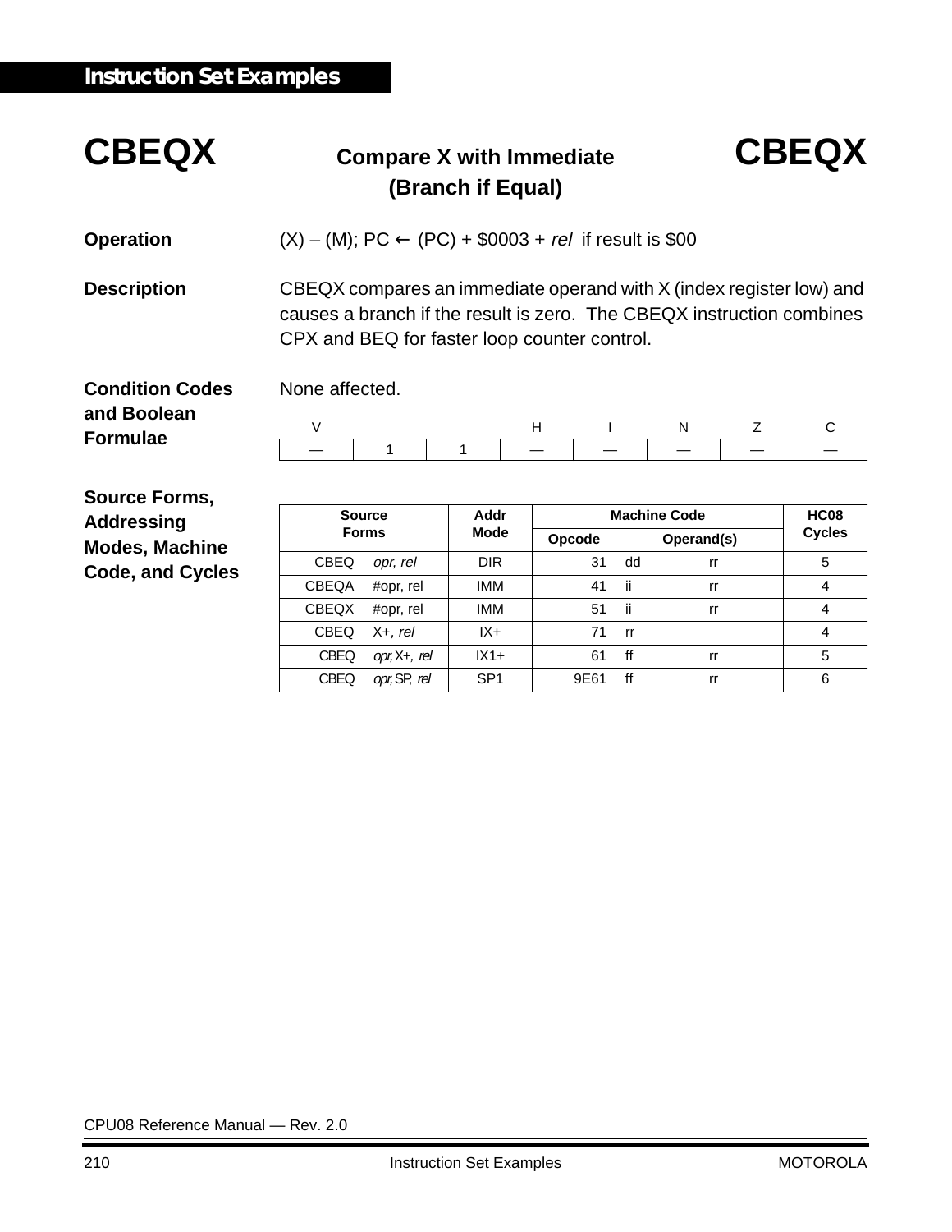# CBEQX — Compare X with Immediate (Branch if Equal) — CBEQX

**Operation**

(X) – (M); PC ← (PC) + \$0003 + *rel* if result is \$00

**Description**

CBEQX compares an immediate operand with X (index register low) and causes a branch if the result is zero. The CBEQX instruction combines CPX and BEQ for faster loop counter control.

**Condition Codes and Boolean Formulae**

None affected.

| V | | | H | I | N | Z | C |
|---|---|---|---|---|---|---|---|
| — | 1 | 1 | — | — | — | — | — |

**Source Forms, Addressing Modes, Machine Code, and Cycles**

| Source Forms | Addr Mode | Machine Code | | HC08 Cycles |
|---|---|---|---|---|
| | | Opcode | Operand(s) | |
| CBEQ *opr, rel* | DIR | 31 | dd rr | 5 |
| CBEQA #opr, rel | IMM | 41 | ii rr | 4 |
| CBEQX #opr, rel | IMM | 51 | ii rr | 4 |
| CBEQ X+, *rel* | IX+ | 71 | rr | 4 |
| CBEQ *opr,* X+, *rel* | IX1+ | 61 | ff rr | 5 |
| CBEQ *opr,* SP, *rel* | SP1 | 9E61 | ff rr | 6 |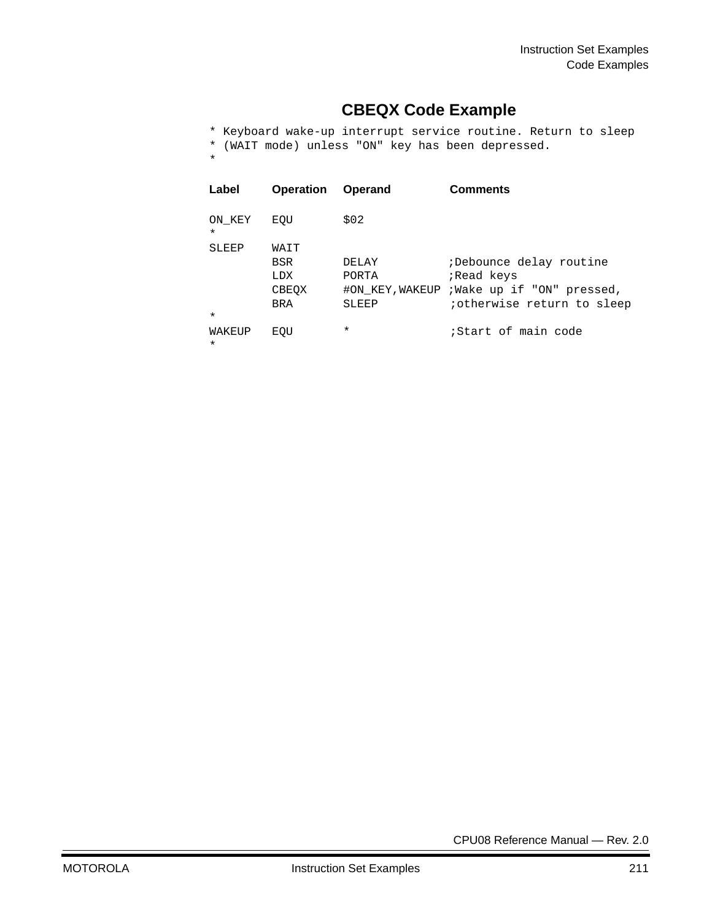## CBEQX Code Example

```
* Keyboard wake-up interrupt service routine. Return to sleep
* (WAIT mode) unless "ON" key has been depressed.
*

Label     Operation   Operand          Comments

ON_KEY    EQU         $02
*
SLEEP     WAIT
          BSR         DELAY            ;Debounce delay routine
          LDX         PORTA            ;Read keys
          CBEQX       #ON_KEY,WAKEUP   ;Wake up if "ON" pressed,
          BRA         SLEEP            ;otherwise return to sleep
*
WAKEUP    EQU         *                ;Start of main code
*
```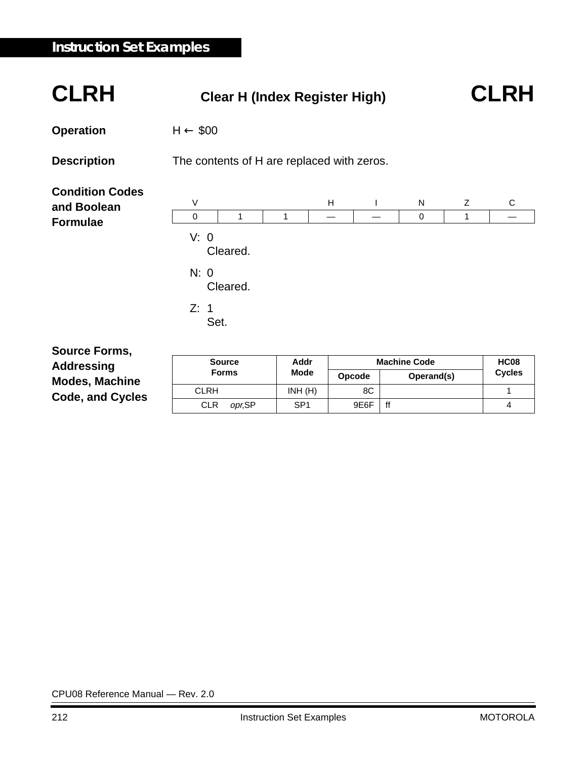# CLRH — Clear H (Index Register High) — CLRH

**Operation**

H ← $00

**Description**

The contents of H are replaced with zeros.

**Condition Codes and Boolean Formulae**

| V | | | H | I | N | Z | C |
|---|---|---|---|---|---|---|---|
| 0 | 1 | 1 | — | — | 0 | 1 | — |

V: 0
Cleared.

N: 0
Cleared.

Z: 1
Set.

**Source Forms, Addressing Modes, Machine Code, and Cycles**

| Source Forms | Addr Mode | Machine Code | | HC08 Cycles |
|---|---|---|---|---|
| | | Opcode | Operand(s) | |
| CLRH | INH (H) | 8C | | 1 |
| CLR *opr*,SP | SP1 | 9E6F | ff | 4 |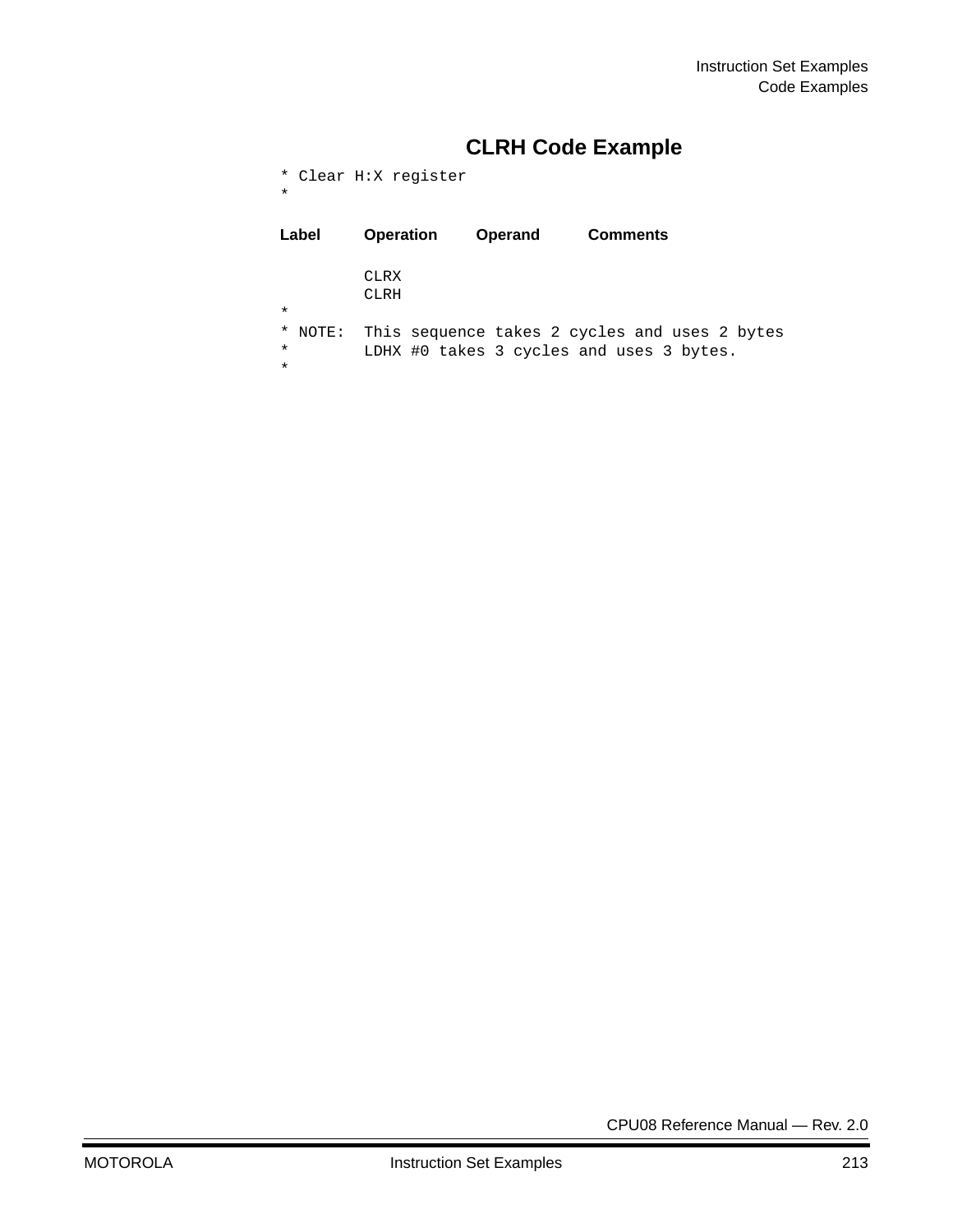## CLRH Code Example

```
* Clear H:X register
*
```

| Label | Operation | Operand | Comments |
|---|---|---|---|

```
        CLRX
        CLRH
*
* NOTE:  This sequence takes 2 cycles and uses 2 bytes
*        LDHX #0 takes 3 cycles and uses 3 bytes.
*
```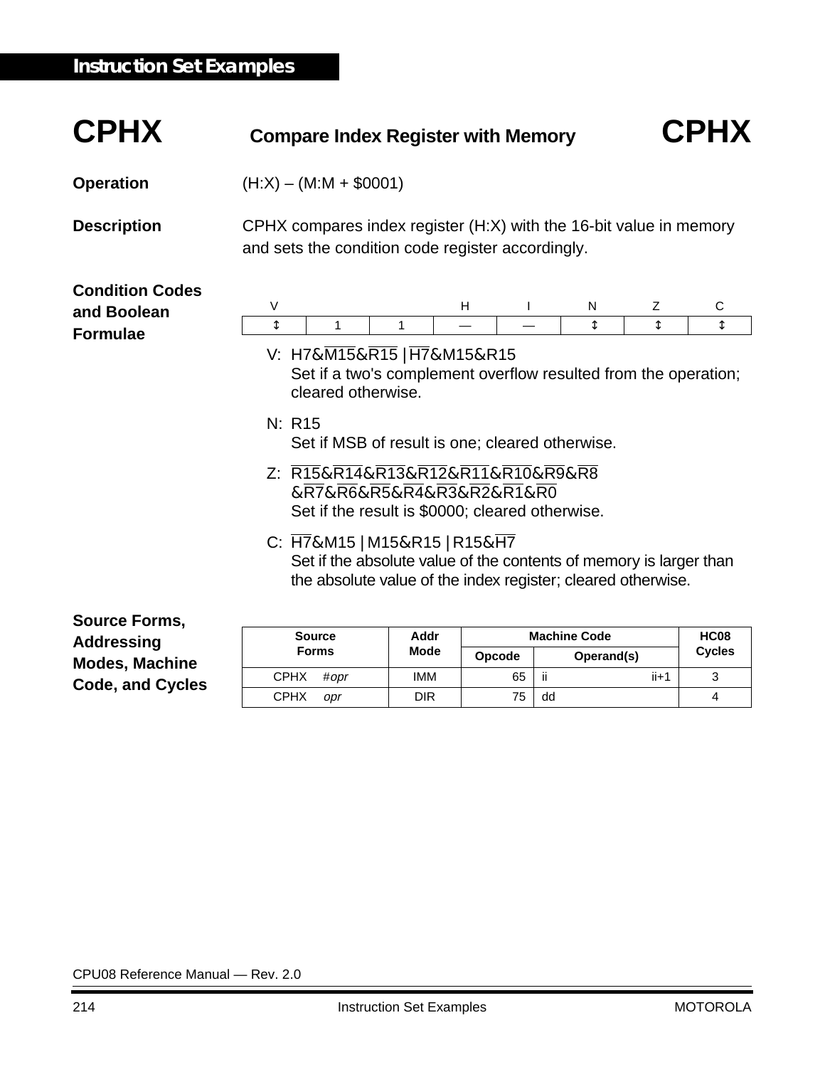## Instruction Set Examples

# CPHX — Compare Index Register with Memory — CPHX

**Operation**

(H:X) – (M:M + $0001)

**Description**

CPHX compares index register (H:X) with the 16-bit value in memory and sets the condition code register accordingly.

**Condition Codes and Boolean Formulae**

| V | | | H | I | N | Z | C |
|---|---|---|---|---|---|---|---|
| ↕ | 1 | 1 | — | — | ↕ | ↕ | ↕ |

V: $H7\&\overline{M15}\&\overline{R15}\ |\ \overline{H7}\&M15\&R15$
Set if a two's complement overflow resulted from the operation; cleared otherwise.

N: R15
Set if MSB of result is one; cleared otherwise.

Z: $\overline{R15}\&\overline{R14}\&\overline{R13}\&\overline{R12}\&\overline{R11}\&\overline{R10}\&\overline{R9}\&\overline{R8}$
$\&\overline{R7}\&\overline{R6}\&\overline{R5}\&\overline{R4}\&\overline{R3}\&\overline{R2}\&\overline{R1}\&\overline{R0}$
Set if the result is $0000; cleared otherwise.

C: $\overline{H7}\&M15\ |\ M15\&R15\ |\ R15\&\overline{H7}$
Set if the absolute value of the contents of memory is larger than the absolute value of the index register; cleared otherwise.

**Source Forms, Addressing Modes, Machine Code, and Cycles**

| Source Forms | Addr Mode | Machine Code | | HC08 Cycles |
|---|---|---|---|---|
| | | Opcode | Operand(s) | |
| CPHX #*opr* | IMM | 65 | ii ii+1 | 3 |
| CPHX *opr* | DIR | 75 | dd | 4 |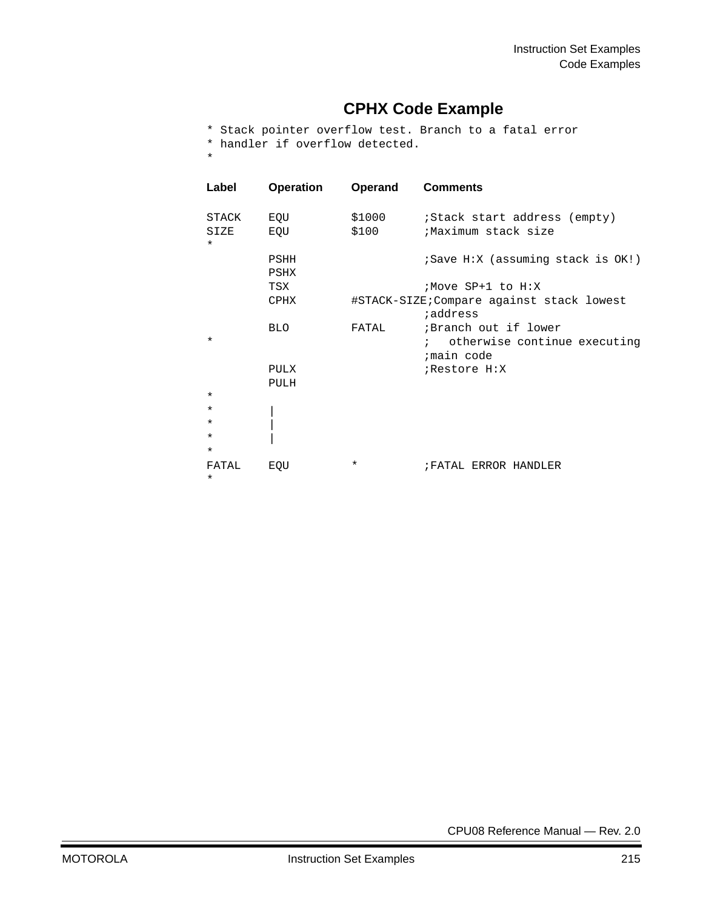### CPHX Code Example

```
* Stack pointer overflow test. Branch to a fatal error
* handler if overflow detected.
*

Label    Operation   Operand     Comments

STACK    EQU         $1000       ;Stack start address (empty)
SIZE     EQU         $100        ;Maximum stack size
*
         PSHH                    ;Save H:X (assuming stack is OK!)
         PSHX
         TSX                     ;Move SP+1 to H:X
         CPHX        #STACK-SIZE;Compare against stack lowest
                                 ;address
         BLO         FATAL       ;Branch out if lower
*                                ;   otherwise continue executing
                                 ;main code
         PULX                    ;Restore H:X
         PULH
*
*        |
*        |
*        |
*
FATAL    EQU         *           ;FATAL ERROR HANDLER
*
```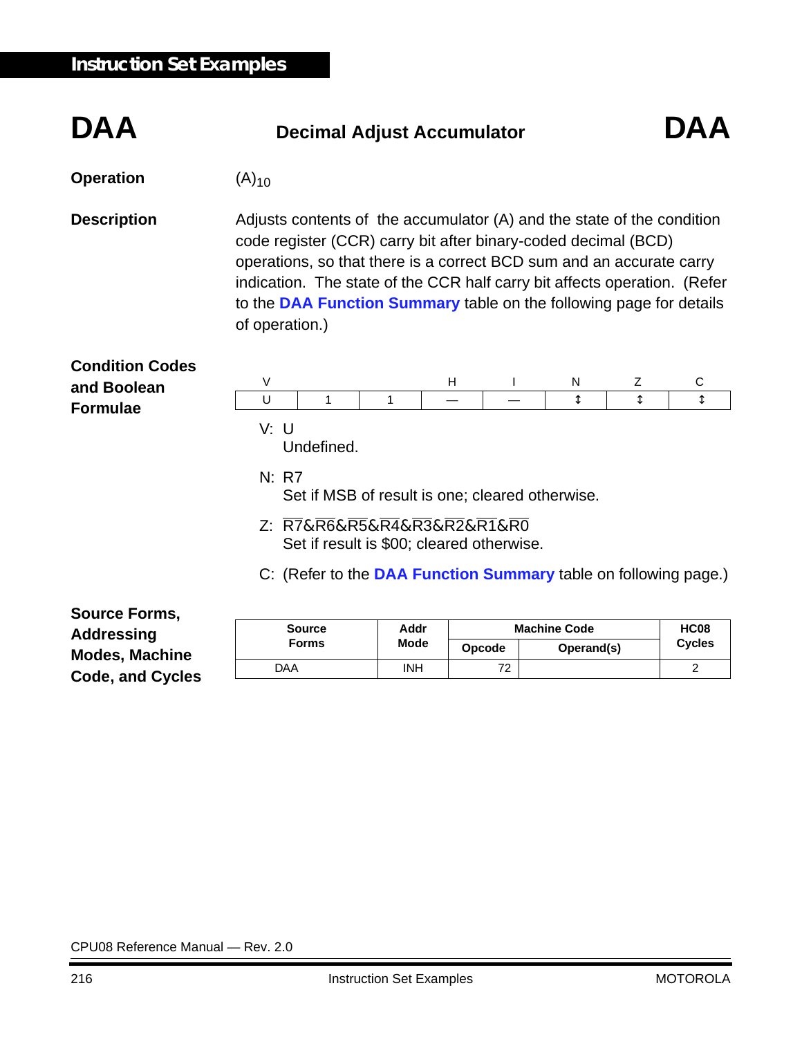# DAA — Decimal Adjust Accumulator — DAA

**Operation**

$(A)_{10}$

**Description**

Adjusts contents of the accumulator (A) and the state of the condition code register (CCR) carry bit after binary-coded decimal (BCD) operations, so that there is a correct BCD sum and an accurate carry indication. The state of the CCR half carry bit affects operation. (Refer to the **DAA Function Summary** table on the following page for details of operation.)

**Condition Codes and Boolean Formulae**

| V | | | H | I | N | Z | C |
|---|---|---|---|---|---|---|---|
| U | 1 | 1 | — | — | ↕ | ↕ | ↕ |

V: U
Undefined.

N: R7
Set if MSB of result is one; cleared otherwise.

Z: $\overline{R7}\&\overline{R6}\&\overline{R5}\&\overline{R4}\&\overline{R3}\&\overline{R2}\&\overline{R1}\&\overline{R0}$
Set if result is $00; cleared otherwise.

C: (Refer to the **DAA Function Summary** table on following page.)

**Source Forms, Addressing Modes, Machine Code, and Cycles**

| Source Forms | Addr Mode | Machine Code | | HC08 Cycles |
|---|---|---|---|---|
| | | Opcode | Operand(s) | |
| DAA | INH | 72 | | 2 |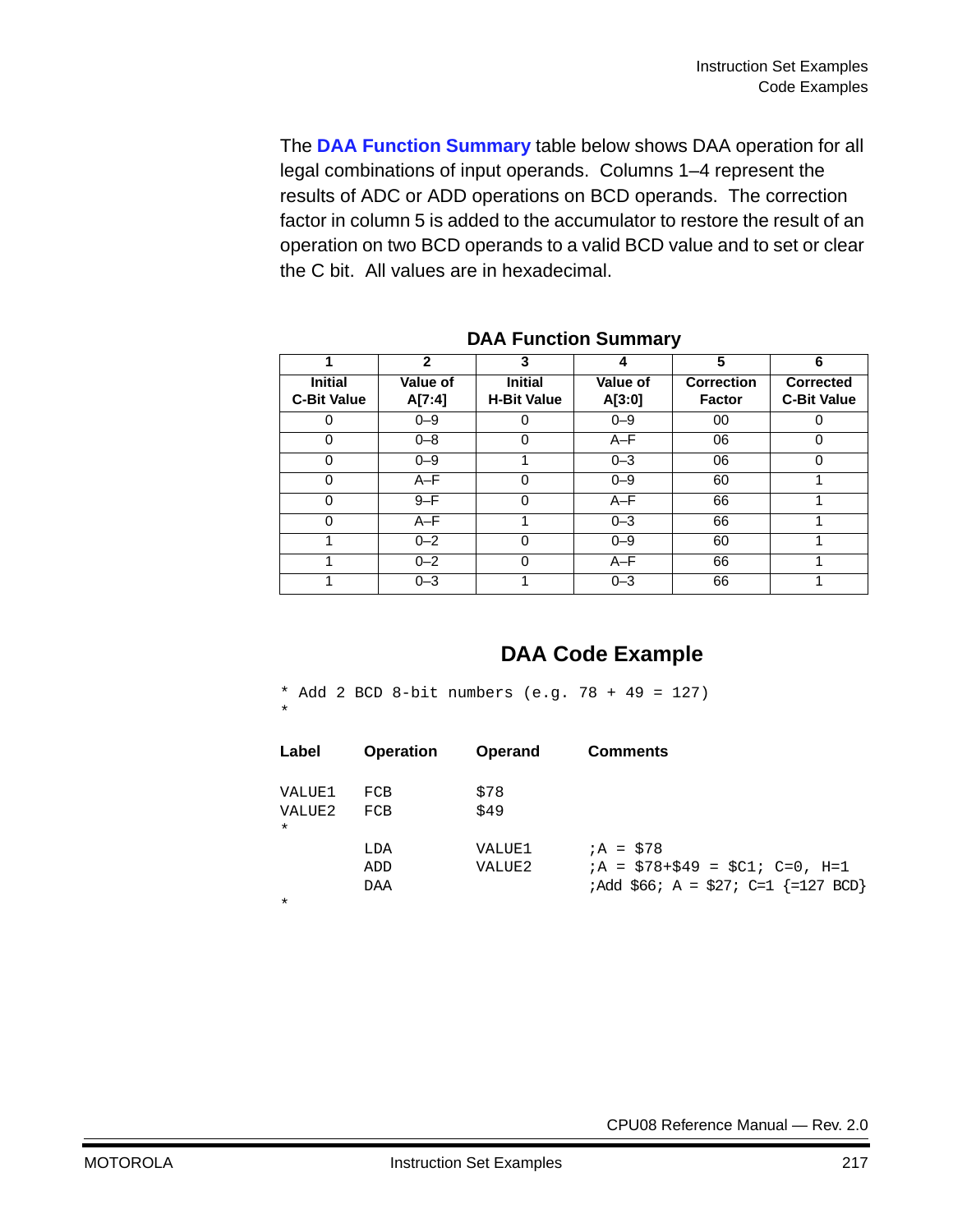The **DAA Function Summary** table below shows DAA operation for all legal combinations of input operands. Columns 1–4 represent the results of ADC or ADD operations on BCD operands. The correction factor in column 5 is added to the accumulator to restore the result of an operation on two BCD operands to a valid BCD value and to set or clear the C bit. All values are in hexadecimal.

**DAA Function Summary**

| 1 | 2 | 3 | 4 | 5 | 6 |
|---|---|---|---|---|---|
| **Initial C-Bit Value** | **Value of A[7:4]** | **Initial H-Bit Value** | **Value of A[3:0]** | **Correction Factor** | **Corrected C-Bit Value** |
| 0 | 0–9 | 0 | 0–9 | 00 | 0 |
| 0 | 0–8 | 0 | A–F | 06 | 0 |
| 0 | 0–9 | 1 | 0–3 | 06 | 0 |
| 0 | A–F | 0 | 0–9 | 60 | 1 |
| 0 | 9–F | 0 | A–F | 66 | 1 |
| 0 | A–F | 1 | 0–3 | 66 | 1 |
| 1 | 0–2 | 0 | 0–9 | 60 | 1 |
| 1 | 0–2 | 0 | A–F | 66 | 1 |
| 1 | 0–3 | 1 | 0–3 | 66 | 1 |

## DAA Code Example

```
* Add 2 BCD 8-bit numbers (e.g. 78 + 49 = 127)
*
Label     Operation   Operand     Comments

VALUE1    FCB         $78
VALUE2    FCB         $49
*
          LDA         VALUE1      ;A = $78
          ADD         VALUE2      ;A = $78+$49 = $C1; C=0, H=1
          DAA                     ;Add $66; A = $27; C=1 {=127 BCD}
*
```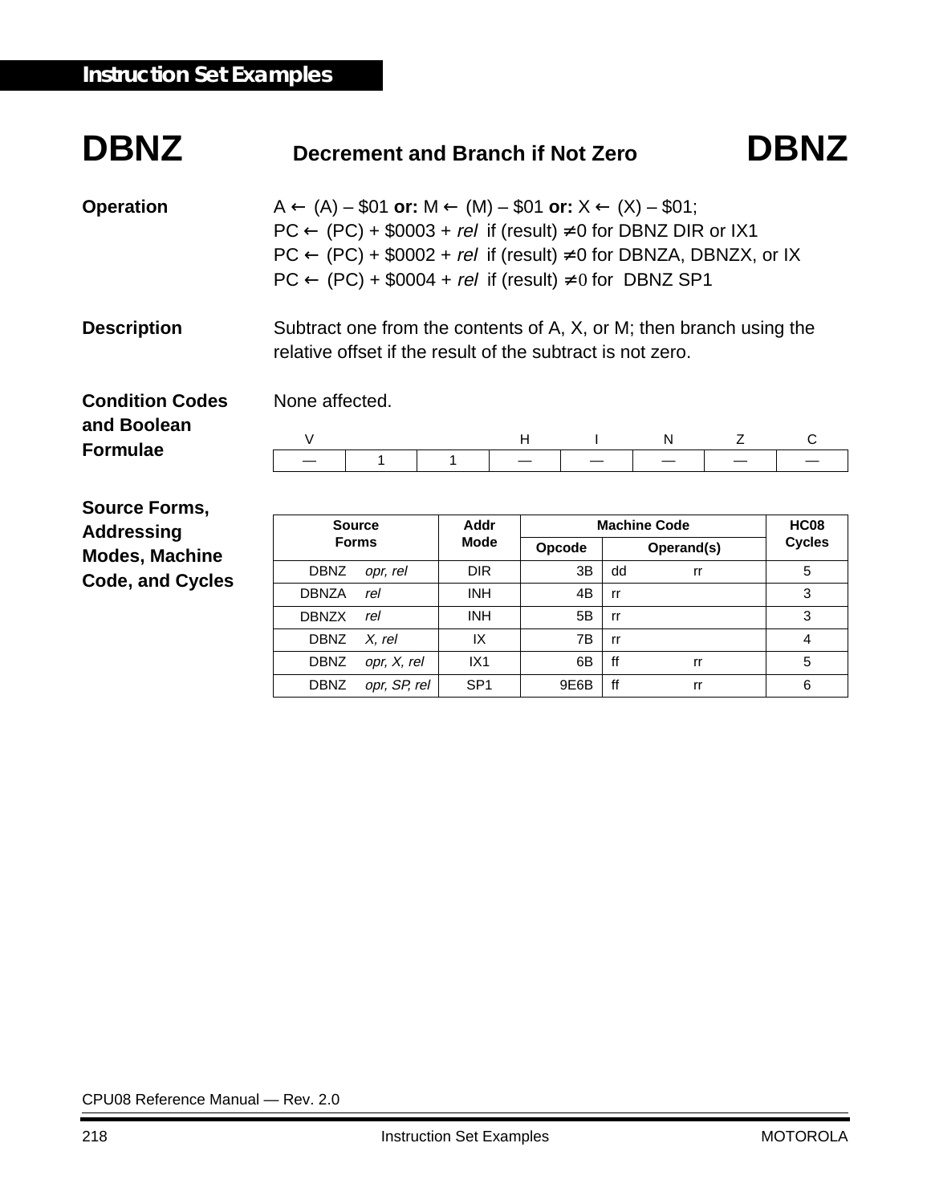# DBNZ — Decrement and Branch if Not Zero — DBNZ

**Operation**

A ← (A) – \$01 **or:** M ← (M) – \$01 **or:** X ← (X) – \$01;
PC ← (PC) + \$0003 + *rel* if (result) ≠ 0 for DBNZ DIR or IX1
PC ← (PC) + \$0002 + *rel* if (result) ≠ 0 for DBNZA, DBNZX, or IX
PC ← (PC) + \$0004 + *rel* if (result) ≠ 0 for DBNZ SP1

**Description**

Subtract one from the contents of A, X, or M; then branch using the relative offset if the result of the subtract is not zero.

**Condition Codes and Boolean Formulae**

None affected.

| V | | | H | I | N | Z | C |
|---|---|---|---|---|---|---|---|
| — | 1 | 1 | — | — | — | — | — |

**Source Forms, Addressing Modes, Machine Code, and Cycles**

| Source Forms | Addr Mode | Machine Code | | HC08 Cycles |
|---|---|---|---|---|
| | | Opcode | Operand(s) | |
| DBNZ *opr, rel* | DIR | 3B | dd rr | 5 |
| DBNZA *rel* | INH | 4B | rr | 3 |
| DBNZX *rel* | INH | 5B | rr | 3 |
| DBNZ *X, rel* | IX | 7B | rr | 4 |
| DBNZ *opr, X, rel* | IX1 | 6B | ff rr | 5 |
| DBNZ *opr, SP, rel* | SP1 | 9E6B | ff rr | 6 |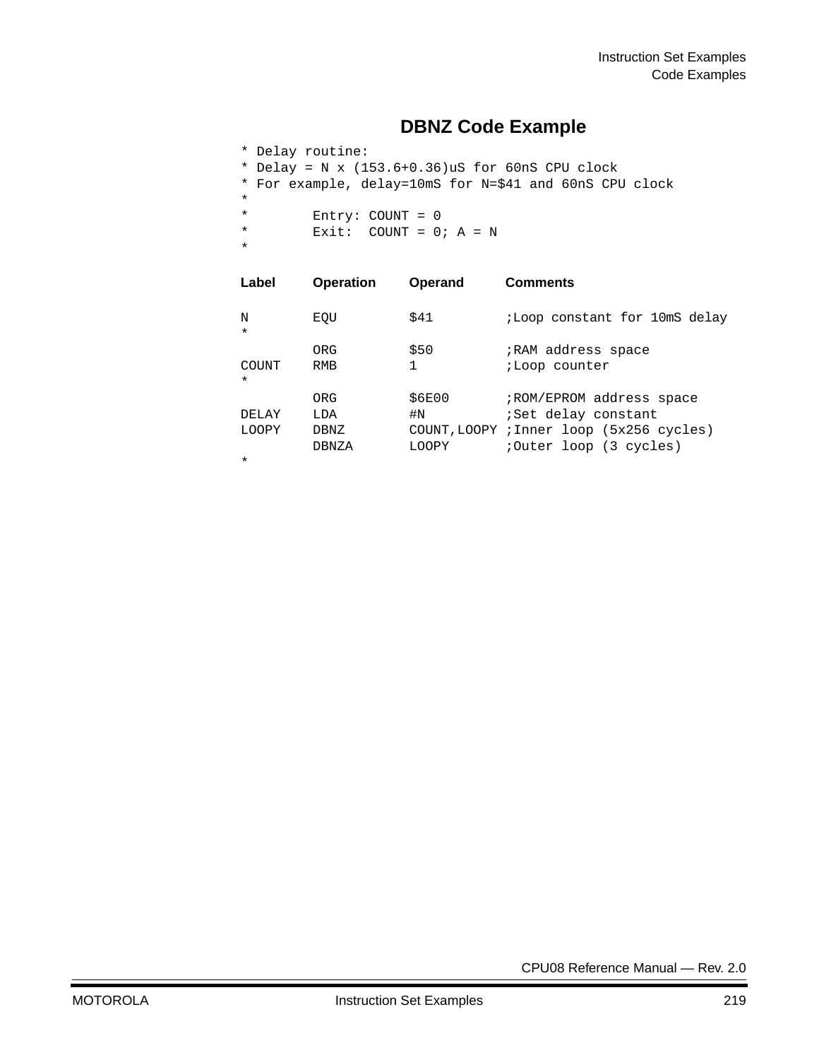## DBNZ Code Example

```
* Delay routine:
* Delay = N x (153.6+0.36)uS for 60nS CPU clock
* For example, delay=10mS for N=$41 and 60nS CPU clock
*
*        Entry: COUNT = 0
*        Exit:  COUNT = 0; A = N
*
```

| Label | Operation | Operand | Comments |
|---|---|---|---|

```
N        EQU         $41         ;Loop constant for 10mS delay
*
         ORG         $50         ;RAM address space
COUNT    RMB         1           ;Loop counter
*
         ORG         $6E00       ;ROM/EPROM address space
DELAY    LDA         #N          ;Set delay constant
LOOPY    DBNZ        COUNT,LOOPY ;Inner loop (5x256 cycles)
         DBNZA       LOOPY       ;Outer loop (3 cycles)
*
```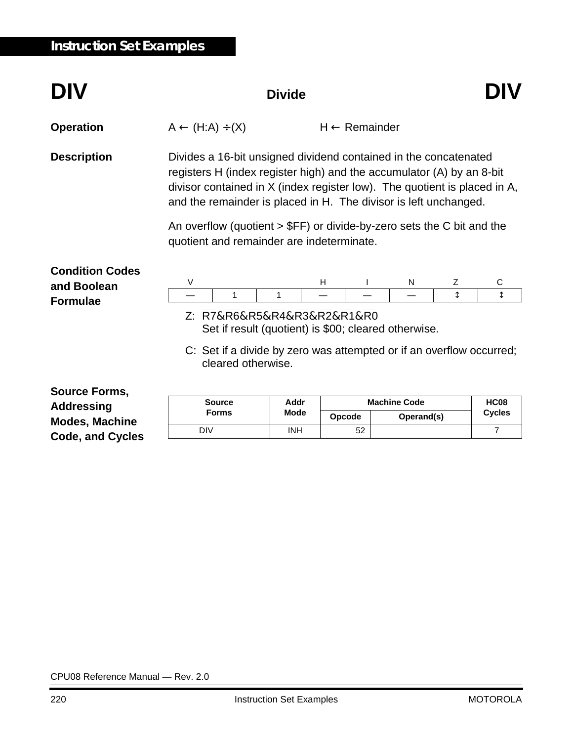# DIV — Divide — DIV

**Operation** $A \leftarrow (H:A) \div (X)$ $H \leftarrow$ Remainder

**Description** Divides a 16-bit unsigned dividend contained in the concatenated registers H (index register high) and the accumulator (A) by an 8-bit divisor contained in X (index register low). The quotient is placed in A, and the remainder is placed in H. The divisor is left unchanged.

An overflow (quotient > $FF) or divide-by-zero sets the C bit and the quotient and remainder are indeterminate.

**Condition Codes and Boolean Formulae**

| V | | | H | I | N | Z | C |
|---|---|---|---|---|---|---|---|
| — | 1 | 1 | — | — | — | ↕ | ↕ |

Z: $\overline{R7}\&\overline{R6}\&\overline{R5}\&\overline{R4}\&\overline{R3}\&\overline{R2}\&\overline{R1}\&\overline{R0}$
Set if result (quotient) is $00; cleared otherwise.

C: Set if a divide by zero was attempted or if an overflow occurred; cleared otherwise.

**Source Forms, Addressing Modes, Machine Code, and Cycles**

| Source Forms | Addr Mode | Machine Code | | HC08 Cycles |
|---|---|---|---|---|
| | | Opcode | Operand(s) | |
| DIV | INH | 52 | | 7 |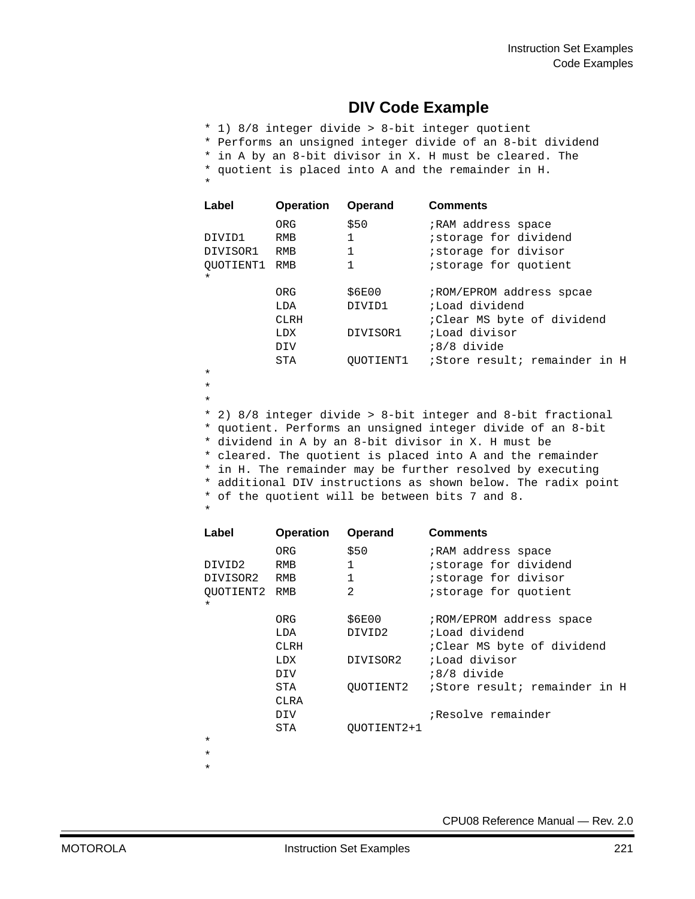## DIV Code Example

```
* 1) 8/8 integer divide > 8-bit integer quotient
* Performs an unsigned integer divide of an 8-bit dividend
* in A by an 8-bit divisor in X. H must be cleared. The
* quotient is placed into A and the remainder in H.
*
```

| Label | Operation | Operand | Comments |
|---|---|---|---|
| | ORG | $50 | ;RAM address space |
| DIVID1 | RMB | 1 | ;storage for dividend |
| DIVISOR1 | RMB | 1 | ;storage for divisor |
| QUOTIENT1 | RMB | 1 | ;storage for quotient |
| * | | | |
| | ORG | $6E00 | ;ROM/EPROM address spcae |
| | LDA | DIVID1 | ;Load dividend |
| | CLRH | | ;Clear MS byte of dividend |
| | LDX | DIVISOR1 | ;Load divisor |
| | DIV | | ;8/8 divide |
| | STA | QUOTIENT1 | ;Store result; remainder in H |

```
*
*
*
* 2) 8/8 integer divide > 8-bit integer and 8-bit fractional
* quotient. Performs an unsigned integer divide of an 8-bit
* dividend in A by an 8-bit divisor in X. H must be
* cleared. The quotient is placed into A and the remainder
* in H. The remainder may be further resolved by executing
* additional DIV instructions as shown below. The radix point
* of the quotient will be between bits 7 and 8.
*
```

| Label | Operation | Operand | Comments |
|---|---|---|---|
| | ORG | $50 | ;RAM address space |
| DIVID2 | RMB | 1 | ;storage for dividend |
| DIVISOR2 | RMB | 1 | ;storage for divisor |
| QUOTIENT2 | RMB | 2 | ;storage for quotient |
| * | | | |
| | ORG | $6E00 | ;ROM/EPROM address space |
| | LDA | DIVID2 | ;Load dividend |
| | CLRH | | ;Clear MS byte of dividend |
| | LDX | DIVISOR2 | ;Load divisor |
| | DIV | | ;8/8 divide |
| | STA | QUOTIENT2 | ;Store result; remainder in H |
| | CLRA | | |
| | DIV | | ;Resolve remainder |
| | STA | QUOTIENT2+1 | |

```
*
*
*
```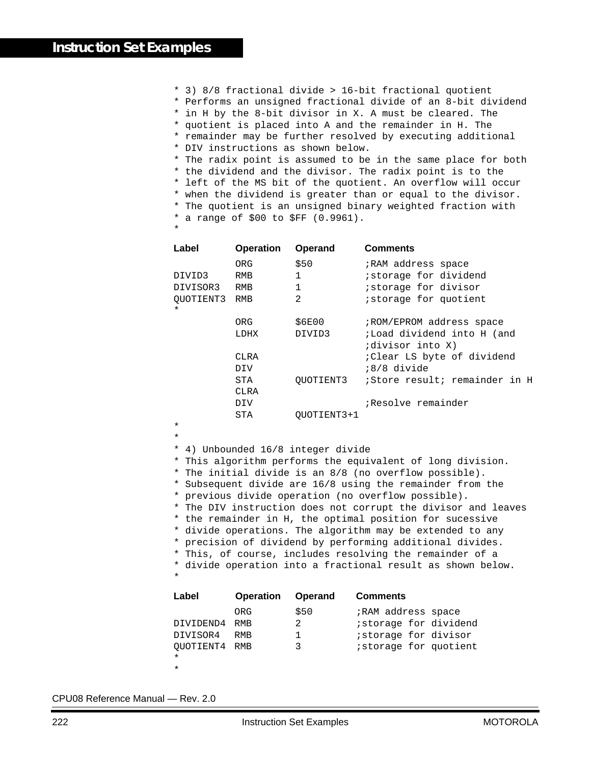```
* 3) 8/8 fractional divide > 16-bit fractional quotient
* Performs an unsigned fractional divide of an 8-bit dividend
* in H by the 8-bit divisor in X. A must be cleared. The
* quotient is placed into A and the remainder in H. The
* remainder may be further resolved by executing additional
* DIV instructions as shown below.
* The radix point is assumed to be in the same place for both
* the dividend and the divisor. The radix point is to the
* left of the MS bit of the quotient. An overflow will occur
* when the dividend is greater than or equal to the divisor.
* The quotient is an unsigned binary weighted fraction with
* a range of $00 to $FF (0.9961).
*
```

| Label | Operation | Operand | Comments |
|---|---|---|---|
| | ORG | $50 | ;RAM address space |
| DIVID3 | RMB | 1 | ;storage for dividend |
| DIVISOR3 | RMB | 1 | ;storage for divisor |
| QUOTIENT3 | RMB | 2 | ;storage for quotient |
| * | | | |
| | ORG | $6E00 | ;ROM/EPROM address space |
| | LDHX | DIVID3 | ;Load dividend into H (and ;divisor into X) |
| | CLRA | | ;Clear LS byte of dividend |
| | DIV | | ;8/8 divide |
| | STA | QUOTIENT3 | ;Store result; remainder in H |
| | CLRA | | |
| | DIV | | ;Resolve remainder |
| | STA | QUOTIENT3+1 | |

```
*
*
* 4) Unbounded 16/8 integer divide
* This algorithm performs the equivalent of long division.
* The initial divide is an 8/8 (no overflow possible).
* Subsequent divide are 16/8 using the remainder from the
* previous divide operation (no overflow possible).
* The DIV instruction does not corrupt the divisor and leaves
* the remainder in H, the optimal position for sucessive
* divide operations. The algorithm may be extended to any
* precision of dividend by performing additional divides.
* This, of course, includes resolving the remainder of a
* divide operation into a fractional result as shown below.
*
```

| Label | Operation | Operand | Comments |
|---|---|---|---|
| | ORG | $50 | ;RAM address space |
| DIVIDEND4 | RMB | 2 | ;storage for dividend |
| DIVISOR4 | RMB | 1 | ;storage for divisor |
| QUOTIENT4 | RMB | 3 | ;storage for quotient |

```
*
*
```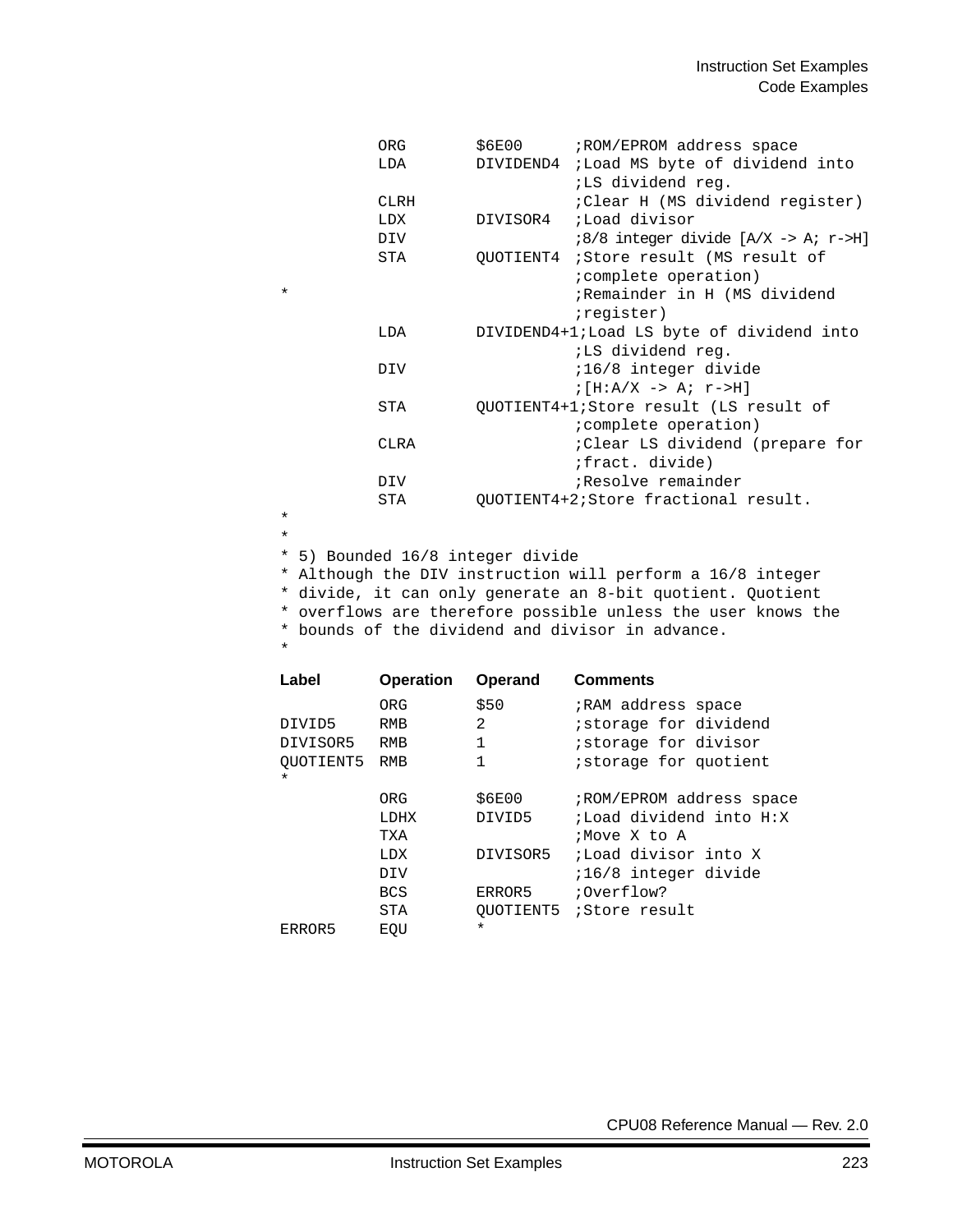```
          ORG       $6E00      ;ROM/EPROM address space
          LDA       DIVIDEND4  ;Load MS byte of dividend into
                               ;LS dividend reg.
          CLRH                 ;Clear H (MS dividend register)
          LDX       DIVISOR4   ;Load divisor
          DIV                  ;8/8 integer divide [A/X -> A; r->H]
          STA       QUOTIENT4  ;Store result (MS result of
                               ;complete operation)
*                              ;Remainder in H (MS dividend
                               ;register)
          LDA       DIVIDEND4+1;Load LS byte of dividend into
                               ;LS dividend reg.
          DIV                  ;16/8 integer divide
                               ;[H:A/X -> A; r->H]
          STA       QUOTIENT4+1;Store result (LS result of
                               ;complete operation)
          CLRA                 ;Clear LS dividend (prepare for
                               ;fract. divide)
          DIV                  ;Resolve remainder
          STA       QUOTIENT4+2;Store fractional result.
*
*
* 5) Bounded 16/8 integer divide
* Although the DIV instruction will perform a 16/8 integer
* divide, it can only generate an 8-bit quotient. Quotient
* overflows are therefore possible unless the user knows the
* bounds of the dividend and divisor in advance.
*
```

```
Label     Operation Operand    Comments

          ORG       $50        ;RAM address space
DIVID5    RMB       2          ;storage for dividend
DIVISOR5  RMB       1          ;storage for divisor
QUOTIENT5 RMB       1          ;storage for quotient
*
          ORG       $6E00      ;ROM/EPROM address space
          LDHX      DIVID5     ;Load dividend into H:X
          TXA                  ;Move X to A
          LDX       DIVISOR5   ;Load divisor into X
          DIV                  ;16/8 integer divide
          BCS       ERROR5     ;Overflow?
          STA       QUOTIENT5  ;Store result
ERROR5    EQU       *
```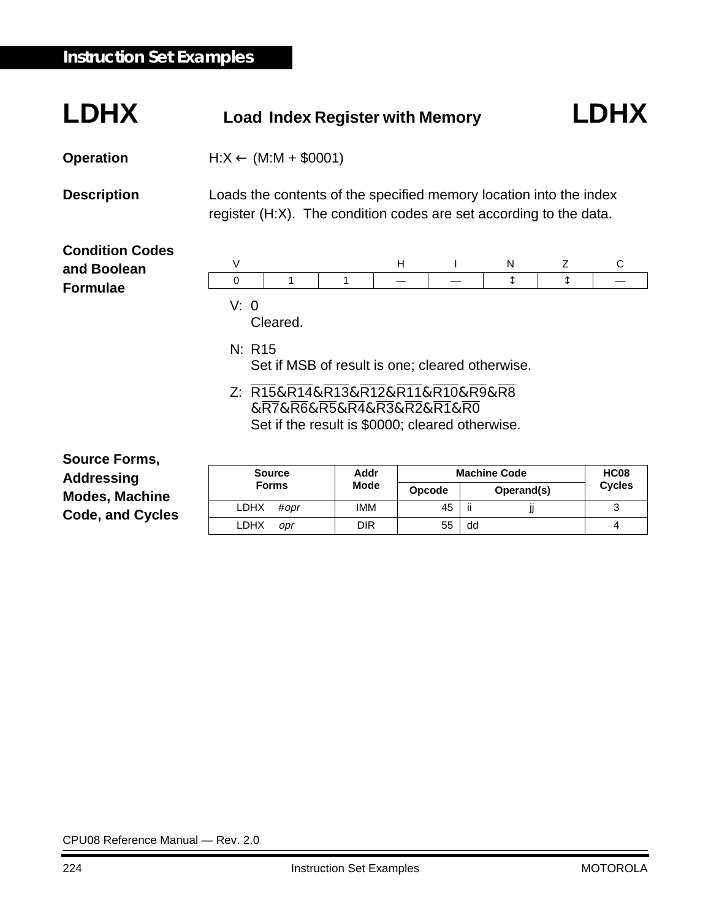# LDHX — Load Index Register with Memory — LDHX

**Operation**

H:X ← (M:M + $0001)

**Description**

Loads the contents of the specified memory location into the index register (H:X). The condition codes are set according to the data.

**Condition Codes and Boolean Formulae**

| V | | | H | I | N | Z | C |
|---|---|---|---|---|---|---|---|
| 0 | 1 | 1 | — | — | ↕ | ↕ | — |

V: 0
Cleared.

N: R15
Set if MSB of result is one; cleared otherwise.

Z: $\overline{R15}\&\overline{R14}\&\overline{R13}\&\overline{R12}\&\overline{R11}\&\overline{R10}\&\overline{R9}\&\overline{R8}$
$\&\overline{R7}\&\overline{R6}\&\overline{R5}\&\overline{R4}\&\overline{R3}\&\overline{R2}\&\overline{R1}\&\overline{R0}$
Set if the result is $0000; cleared otherwise.

**Source Forms, Addressing Modes, Machine Code, and Cycles**

| Source Forms | Addr Mode | Machine Code | | HC08 Cycles |
|---|---|---|---|---|
| | | Opcode | Operand(s) | |
| LDHX *#opr* | IMM | 45 | ii jj | 3 |
| LDHX *opr* | DIR | 55 | dd | 4 |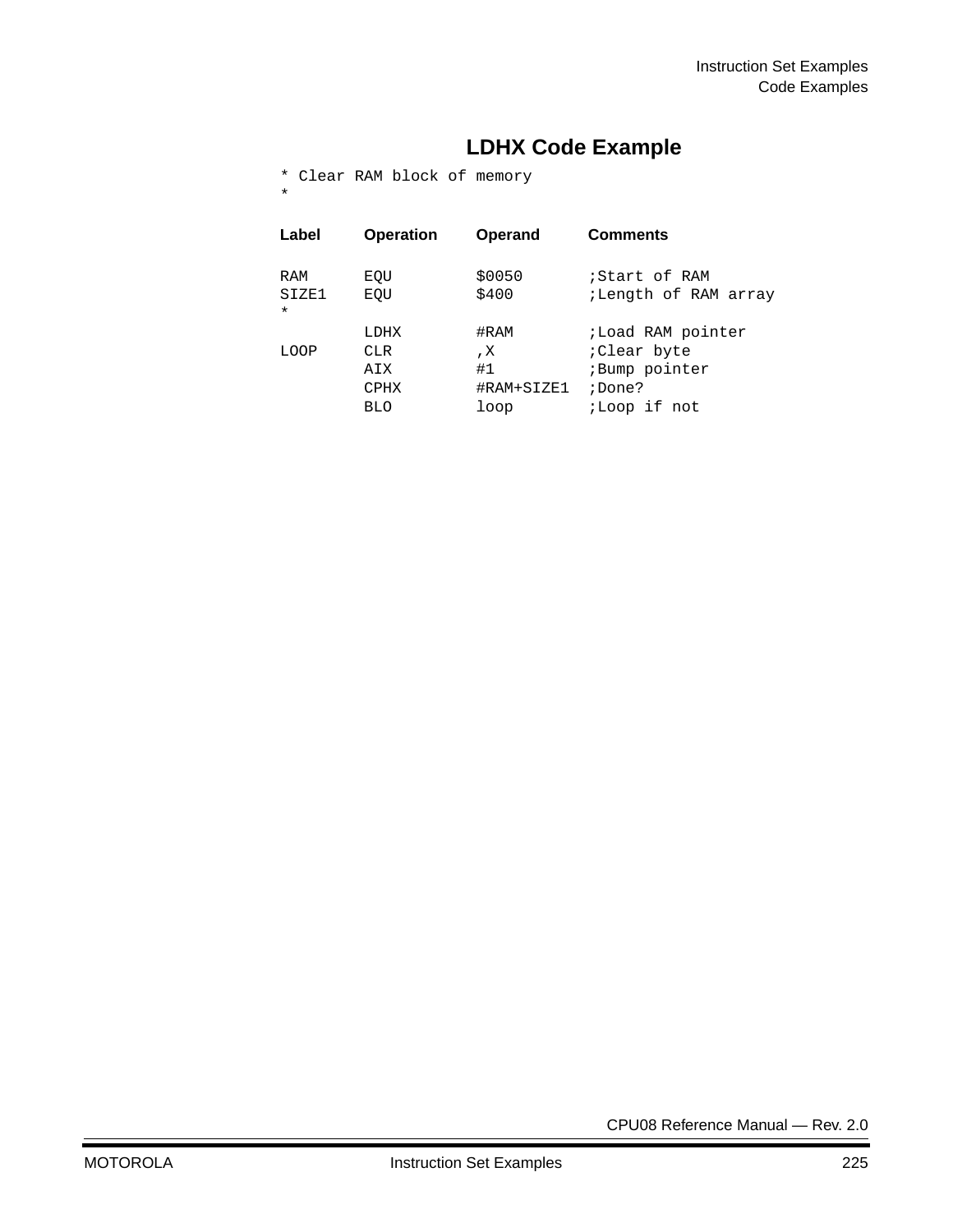## LDHX Code Example

```
* Clear RAM block of memory
*

Label     Operation   Operand      Comments

RAM       EQU         $0050        ;Start of RAM
SIZE1     EQU         $400         ;Length of RAM array
*
          LDHX        #RAM         ;Load RAM pointer
LOOP      CLR         ,X           ;Clear byte
          AIX         #1           ;Bump pointer
          CPHX        #RAM+SIZE1   ;Done?
          BLO         loop         ;Loop if not
```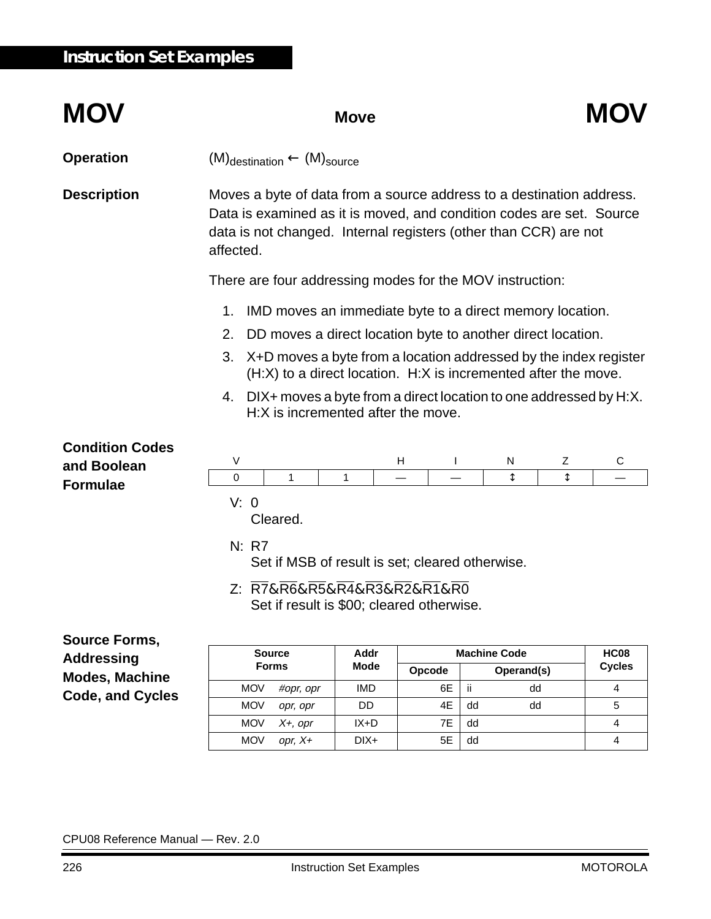## MOV — Move — MOV

**Operation**

$(M)_{destination} \leftarrow (M)_{source}$

**Description**

Moves a byte of data from a source address to a destination address. Data is examined as it is moved, and condition codes are set. Source data is not changed. Internal registers (other than CCR) are not affected.

There are four addressing modes for the MOV instruction:

1. IMD moves an immediate byte to a direct memory location.
2. DD moves a direct location byte to another direct location.
3. X+D moves a byte from a location addressed by the index register (H:X) to a direct location. H:X is incremented after the move.
4. DIX+ moves a byte from a direct location to one addressed by H:X. H:X is incremented after the move.

**Condition Codes and Boolean Formulae**

| V | | | H | I | N | Z | C |
|---|---|---|---|---|---|---|---|
| 0 | 1 | 1 | — | — | ↕ | ↕ | — |

V: 0
Cleared.

N: R7
Set if MSB of result is set; cleared otherwise.

Z: $\overline{R7}\&\overline{R6}\&\overline{R5}\&\overline{R4}\&\overline{R3}\&\overline{R2}\&\overline{R1}\&\overline{R0}$
Set if result is \$00; cleared otherwise.

**Source Forms, Addressing Modes, Machine Code, and Cycles**

| Source Forms | Addr Mode | Machine Code | | HC08 Cycles |
|---|---|---|---|---|
| | | Opcode | Operand(s) | |
| MOV *#opr, opr* | IMD | 6E | ii dd | 4 |
| MOV *opr, opr* | DD | 4E | dd dd | 5 |
| MOV *X+, opr* | IX+D | 7E | dd | 4 |
| MOV *opr, X+* | DIX+ | 5E | dd | 4 |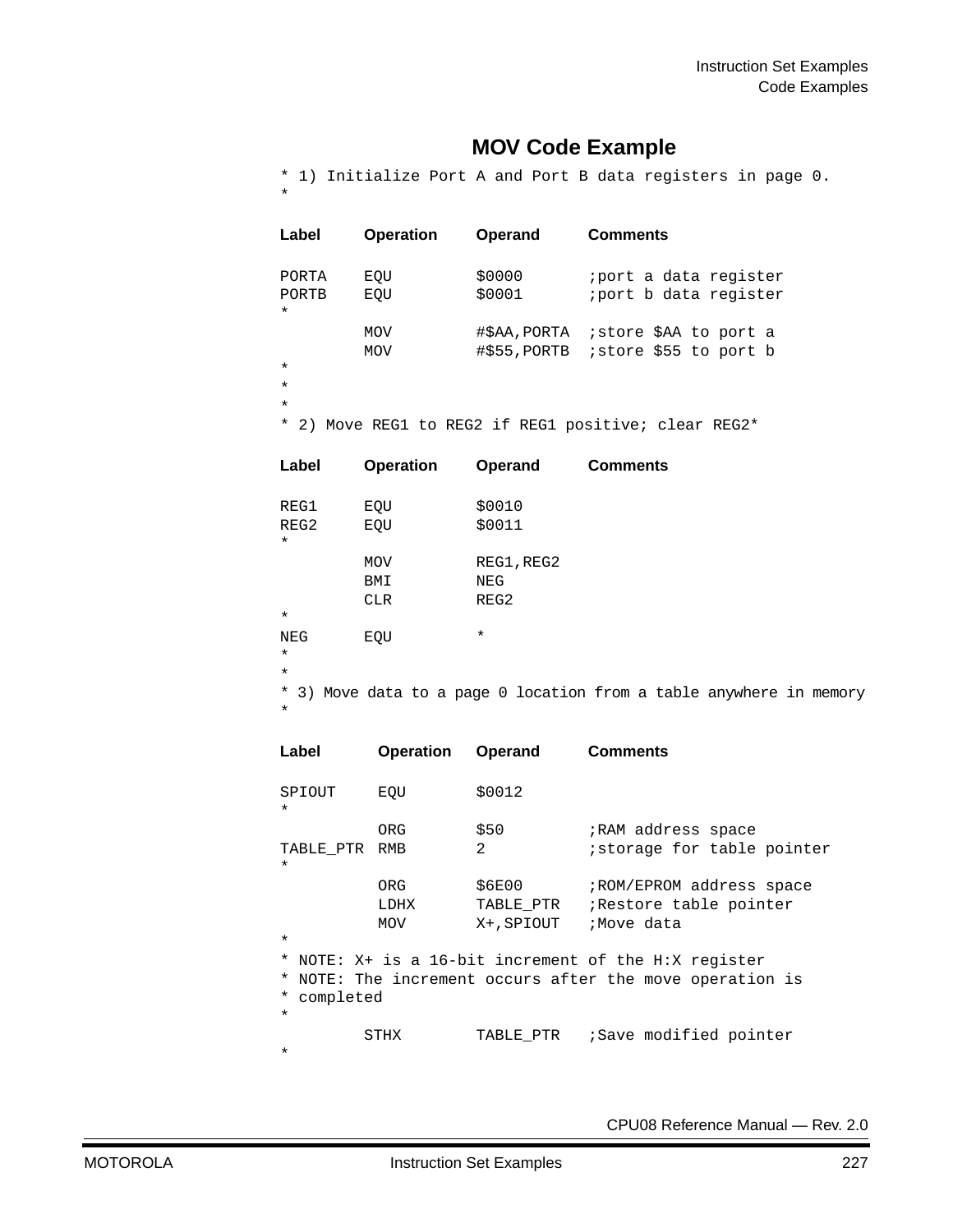## MOV Code Example

```
* 1) Initialize Port A and Port B data registers in page 0.
*

Label     Operation   Operand      Comments

PORTA     EQU         $0000        ;port a data register
PORTB     EQU         $0001        ;port b data register
*
          MOV         #$AA,PORTA   ;store $AA to port a
          MOV         #$55,PORTB   ;store $55 to port b
*
*
*
* 2) Move REG1 to REG2 if REG1 positive; clear REG2*

Label     Operation   Operand      Comments

REG1      EQU         $0010
REG2      EQU         $0011
*
          MOV         REG1,REG2
          BMI         NEG
          CLR         REG2
*
NEG       EQU         *
*
*
* 3) Move data to a page 0 location from a table anywhere in memory
*

Label       Operation   Operand      Comments

SPIOUT      EQU         $0012
*
            ORG         $50          ;RAM address space
TABLE_PTR   RMB         2            ;storage for table pointer
*
            ORG         $6E00        ;ROM/EPROM address space
            LDHX        TABLE_PTR    ;Restore table pointer
            MOV         X+,SPIOUT    ;Move data
*
* NOTE: X+ is a 16-bit increment of the H:X register
* NOTE: The increment occurs after the move operation is
* completed
*
          STHX        TABLE_PTR    ;Save modified pointer
*
```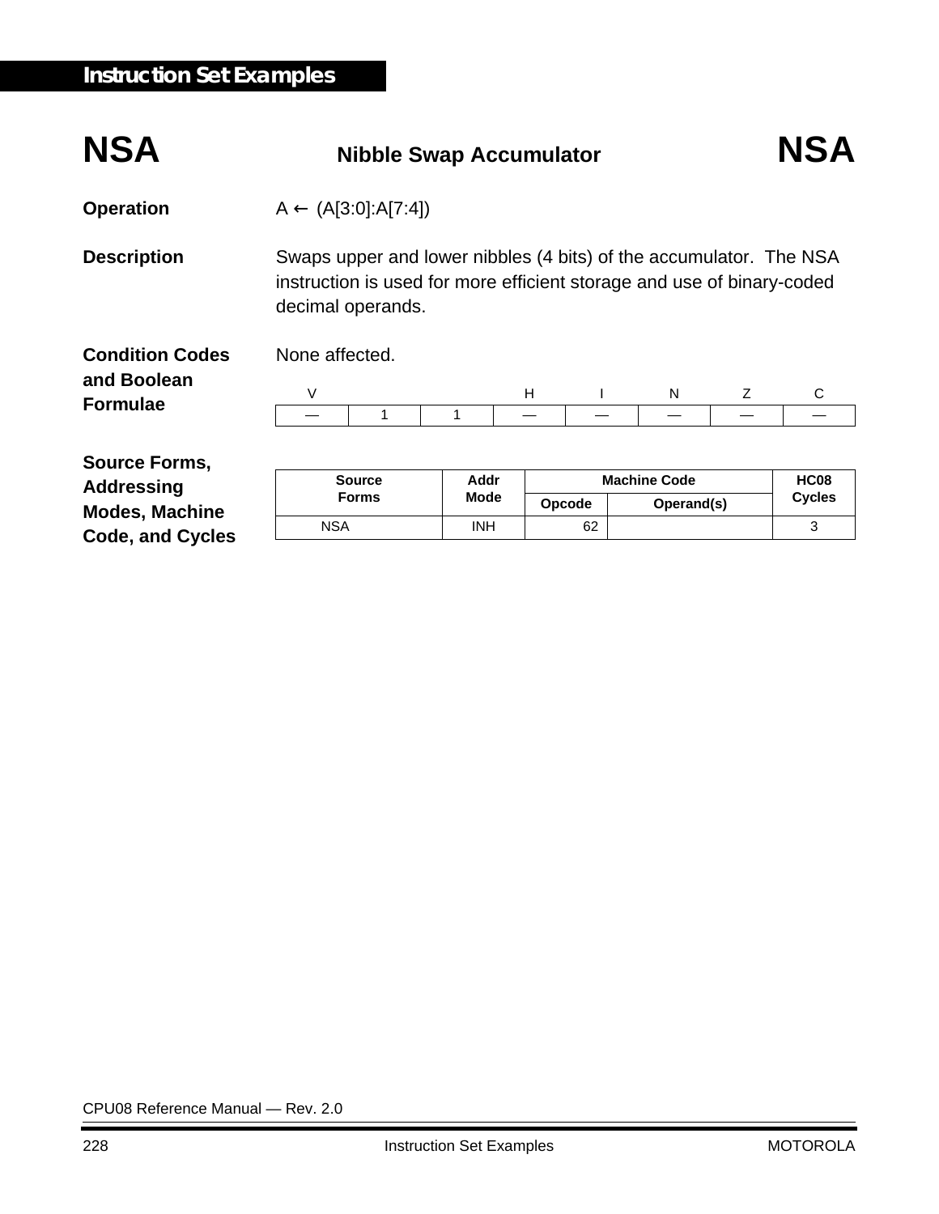# NSA — Nibble Swap Accumulator — NSA

**Operation** A ← (A[3:0]:A[7:4])

**Description** Swaps upper and lower nibbles (4 bits) of the accumulator. The NSA instruction is used for more efficient storage and use of binary-coded decimal operands.

**Condition Codes and Boolean Formulae** None affected.

| V | | | H | I | N | Z | C |
|---|---|---|---|---|---|---|---|
| — | 1 | 1 | — | — | — | — | — |

**Source Forms, Addressing Modes, Machine Code, and Cycles**

| Source Forms | Addr Mode | Machine Code | | HC08 Cycles |
|---|---|---|---|---|
| | | Opcode | Operand(s) | |
| NSA | INH | 62 | | 3 |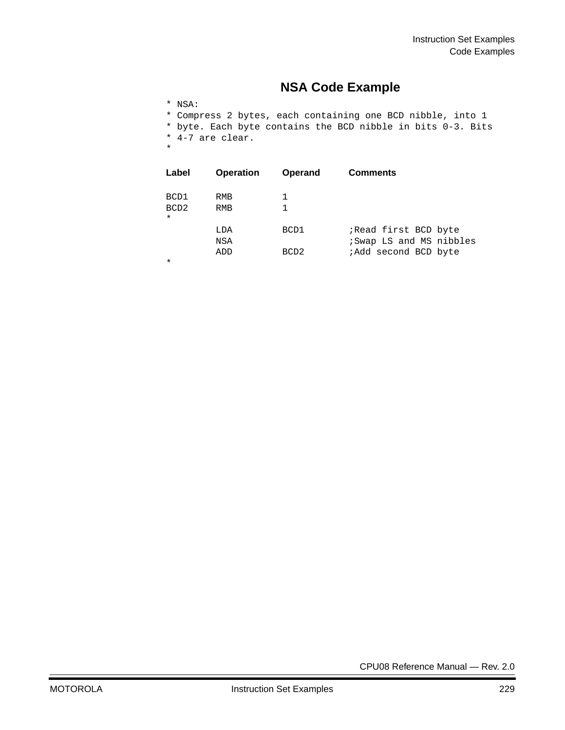## NSA Code Example

```
* NSA:
* Compress 2 bytes, each containing one BCD nibble, into 1
* byte. Each byte contains the BCD nibble in bits 0-3. Bits
* 4-7 are clear.
*

Label    Operation    Operand    Comments

BCD1     RMB          1
BCD2     RMB          1
*
         LDA          BCD1       ;Read first BCD byte
         NSA                     ;Swap LS and MS nibbles
         ADD          BCD2       ;Add second BCD byte
*
```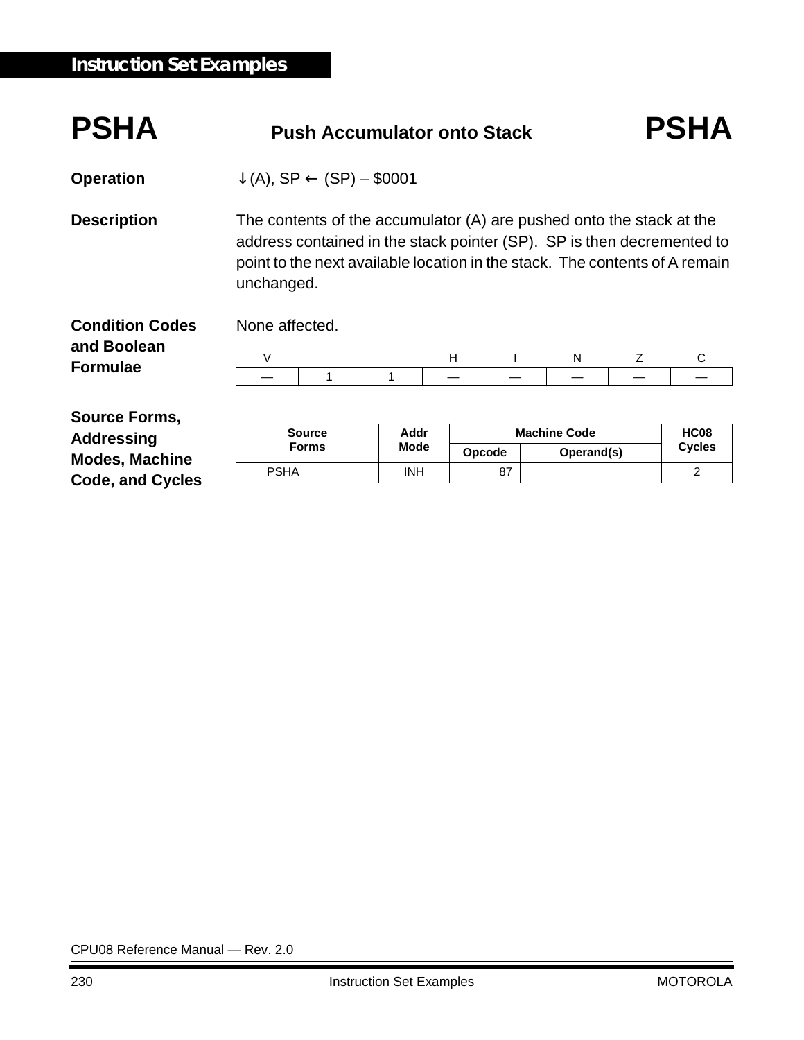## PSHA — Push Accumulator onto Stack — PSHA

**Operation** ↓(A), SP ← (SP) – $0001

**Description** The contents of the accumulator (A) are pushed onto the stack at the address contained in the stack pointer (SP). SP is then decremented to point to the next available location in the stack. The contents of A remain unchanged.

**Condition Codes and Boolean Formulae**

None affected.

| V | | | H | I | N | Z | C |
|---|---|---|---|---|---|---|---|
| — | 1 | 1 | — | — | — | — | — |

**Source Forms, Addressing Modes, Machine Code, and Cycles**

| Source Forms | Addr Mode | Machine Code | | HC08 Cycles |
|---|---|---|---|---|
| | | Opcode | Operand(s) | |
| PSHA | INH | 87 | | 2 |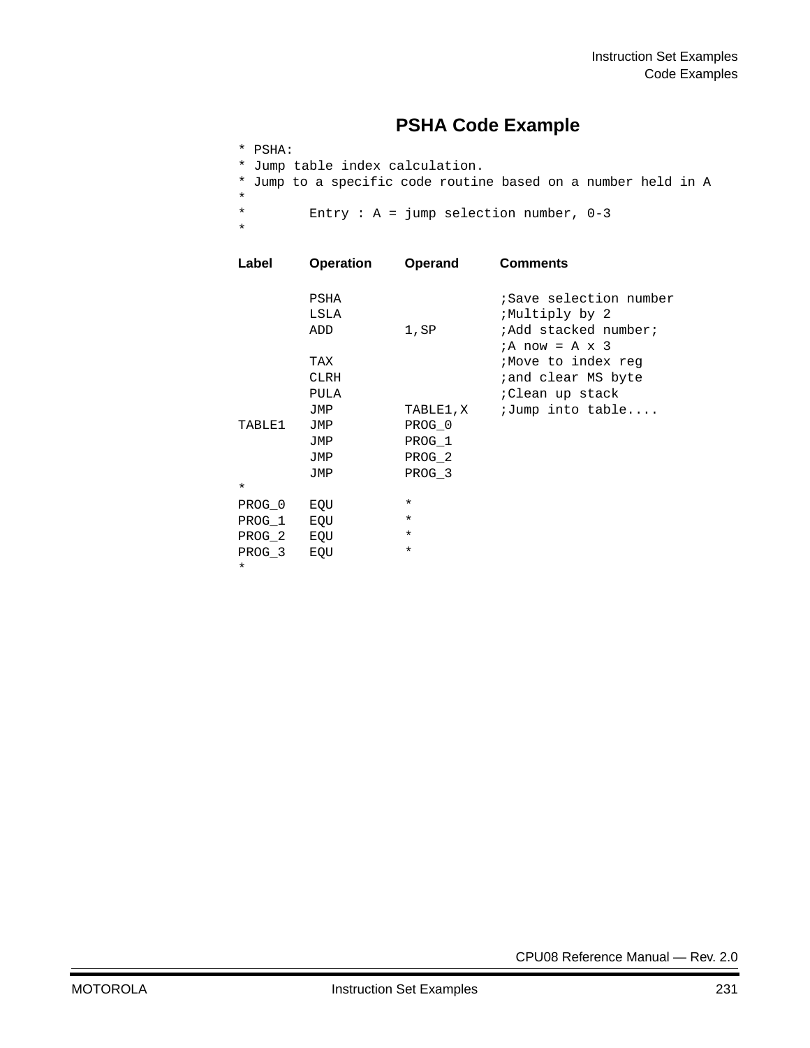# PSHA Code Example

```
* PSHA:
* Jump table index calculation.
* Jump to a specific code routine based on a number held in A
*
*        Entry : A = jump selection number, 0-3
*

Label     Operation    Operand      Comments

          PSHA                      ;Save selection number
          LSLA                      ;Multiply by 2
          ADD          1,SP         ;Add stacked number;
                                    ;A now = A x 3
          TAX                       ;Move to index reg
          CLRH                      ;and clear MS byte
          PULA                      ;Clean up stack
          JMP          TABLE1,X     ;Jump into table....
TABLE1    JMP          PROG_0
          JMP          PROG_1
          JMP          PROG_2
          JMP          PROG_3
*
PROG_0    EQU          *
PROG_1    EQU          *
PROG_2    EQU          *
PROG_3    EQU          *
*
```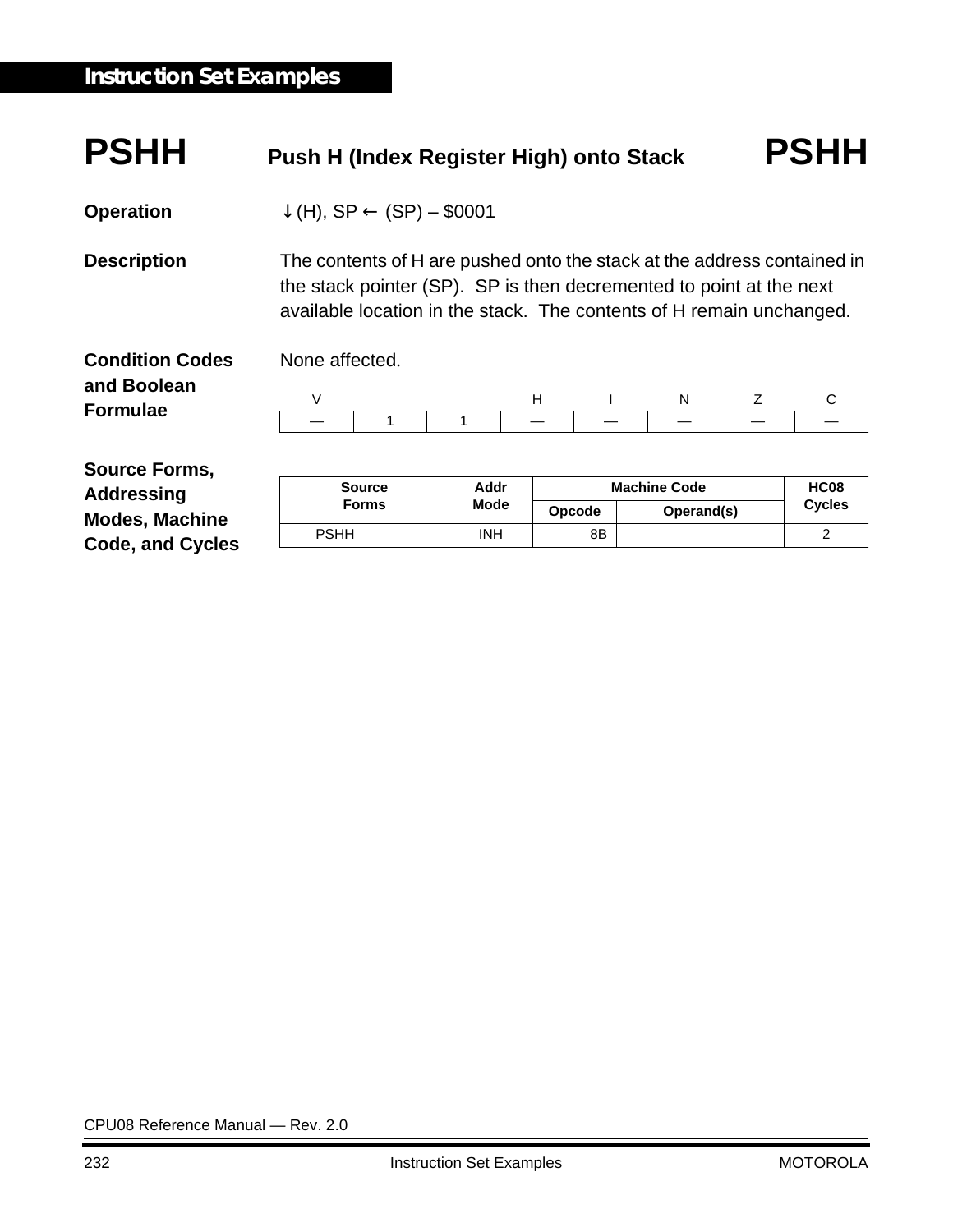# PSHH — Push H (Index Register High) onto Stack — PSHH

**Operation**

↓(H), SP ← (SP) – $0001

**Description**

The contents of H are pushed onto the stack at the address contained in the stack pointer (SP). SP is then decremented to point at the next available location in the stack. The contents of H remain unchanged.

**Condition Codes and Boolean Formulae**

None affected.

| V | | | H | I | N | Z | C |
|---|---|---|---|---|---|---|---|
| — | 1 | 1 | — | — | — | — | — |

**Source Forms, Addressing Modes, Machine Code, and Cycles**

| Source Forms | Addr Mode | Machine Code | | HC08 Cycles |
|---|---|---|---|---|
| | | Opcode | Operand(s) | |
| PSHH | INH | 8B | | 2 |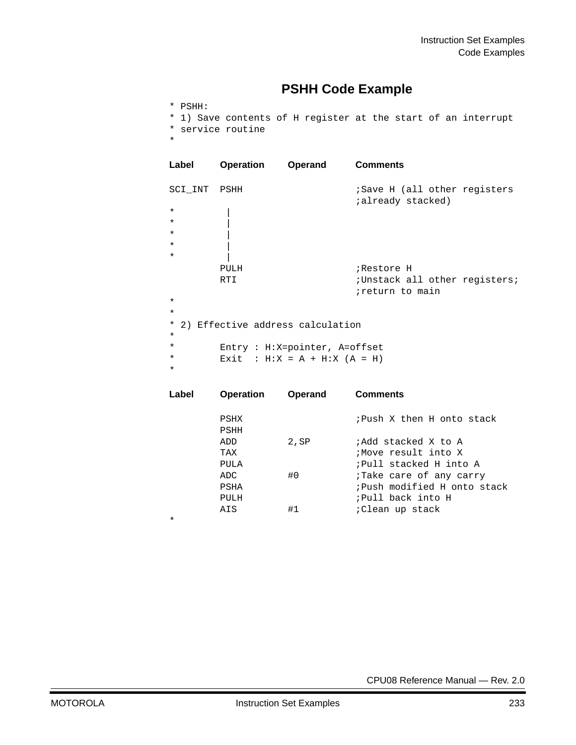## PSHH Code Example

```
* PSHH:
* 1) Save contents of H register at the start of an interrupt
* service routine
*

Label     Operation   Operand     Comments

SCI_INT   PSHH                    ;Save H (all other registers
                                  ;already stacked)
*          |
*          |
*          |
*          |
*          |
          PULH                    ;Restore H
          RTI                     ;Unstack all other registers;
                                  ;return to main
*
*
* 2) Effective address calculation
*
*         Entry : H:X=pointer, A=offset
*         Exit  : H:X = A + H:X (A = H)
*

Label     Operation   Operand     Comments

          PSHX                    ;Push X then H onto stack
          PSHH
          ADD         2,SP        ;Add stacked X to A
          TAX                     ;Move result into X
          PULA                    ;Pull stacked H into A
          ADC         #0          ;Take care of any carry
          PSHA                    ;Push modified H onto stack
          PULH                    ;Pull back into H
          AIS         #1          ;Clean up stack
*
```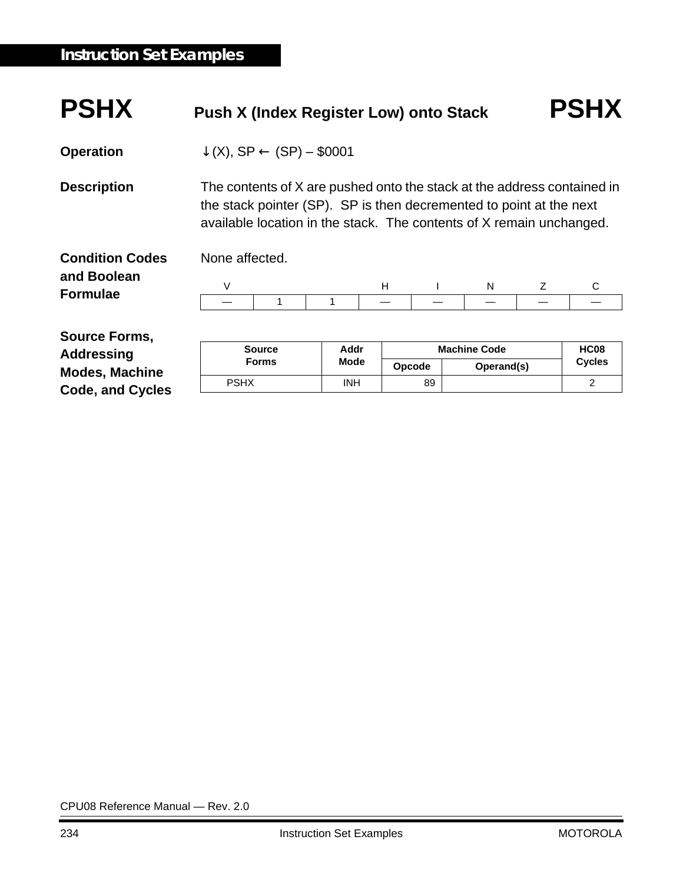# PSHX Push X (Index Register Low) onto Stack PSHX

**Operation** ↓(X), SP ← (SP) – $0001

**Description** The contents of X are pushed onto the stack at the address contained in the stack pointer (SP). SP is then decremented to point at the next available location in the stack. The contents of X remain unchanged.

**Condition Codes and Boolean Formulae**

None affected.

| V | | | H | I | N | Z | C |
|---|---|---|---|---|---|---|---|
| — | 1 | 1 | — | — | — | — | — |

**Source Forms, Addressing Modes, Machine Code, and Cycles**

| Source Forms | Addr Mode | Machine Code | | HC08 Cycles |
|---|---|---|---|---|
| | | Opcode | Operand(s) | |
| PSHX | INH | 89 | | 2 |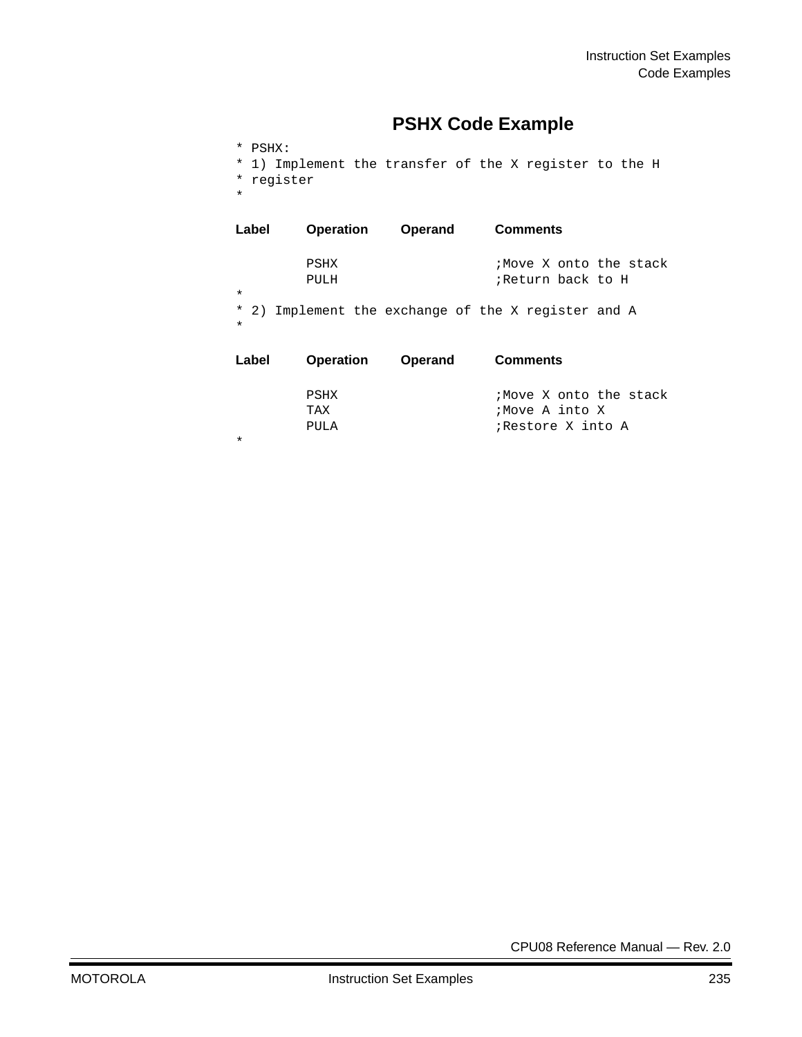## PSHX Code Example

```
* PSHX:
* 1) Implement the transfer of the X register to the H
* register
*

Label    Operation    Operand    Comments

         PSHX                    ;Move X onto the stack
         PULH                    ;Return back to H
*
* 2) Implement the exchange of the X register and A
*

Label    Operation    Operand    Comments

         PSHX                    ;Move X onto the stack
         TAX                     ;Move A into X
         PULA                    ;Restore X into A
*
```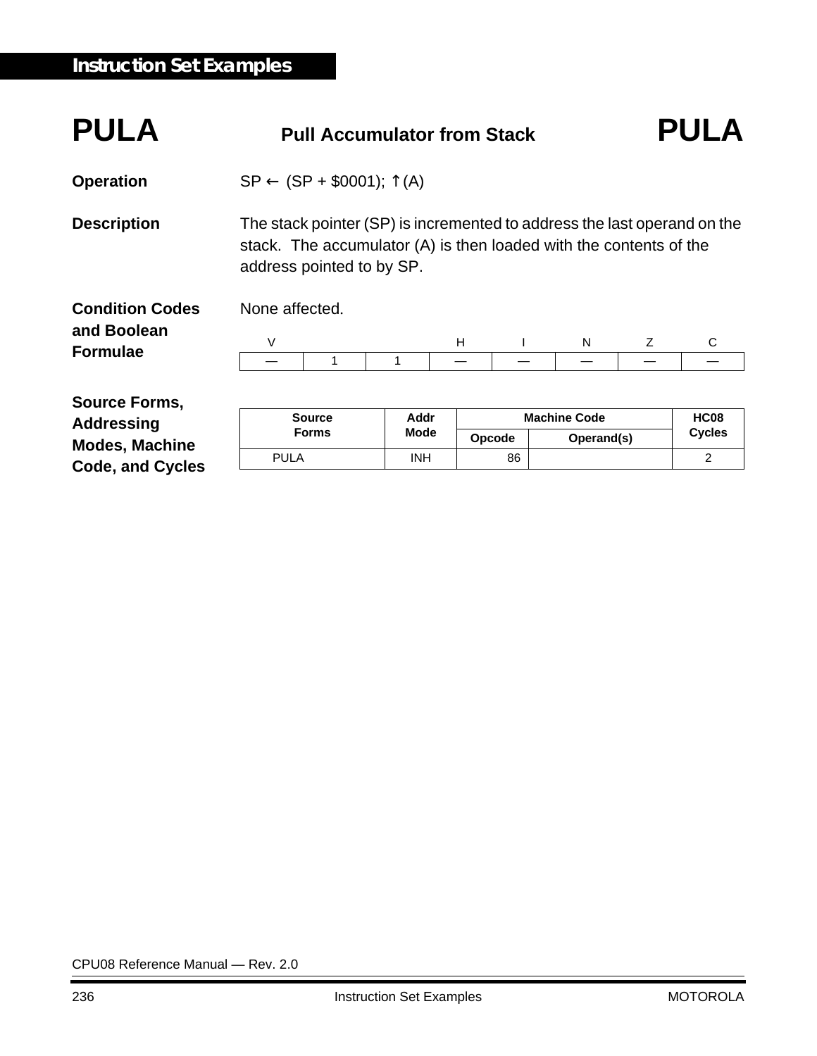# PULA — Pull Accumulator from Stack — PULA

**Operation**

SP ← (SP + \$0001); ↑(A)

**Description**

The stack pointer (SP) is incremented to address the last operand on the stack. The accumulator (A) is then loaded with the contents of the address pointed to by SP.

**Condition Codes and Boolean Formulae**

None affected.

| V | | | H | I | N | Z | C |
|---|---|---|---|---|---|---|---|
| — | 1 | 1 | — | — | — | — | — |

**Source Forms, Addressing Modes, Machine Code, and Cycles**

| Source Forms | Addr Mode | Machine Code | | HC08 Cycles |
|---|---|---|---|---|
| | | Opcode | Operand(s) | |
| PULA | INH | 86 | | 2 |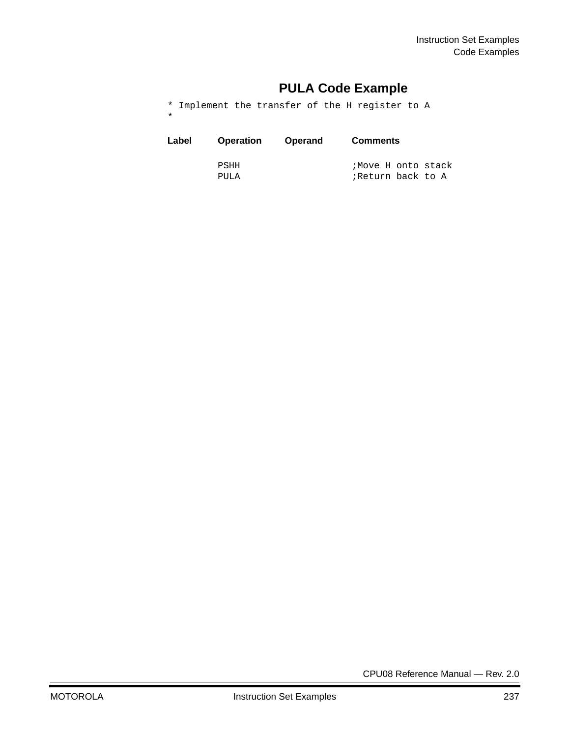## PULA Code Example

```
* Implement the transfer of the H register to A
*
```

| Label | Operation | Operand | Comments |
|---|---|---|---|
| | PSHH | | ;Move H onto stack |
| | PULA | | ;Return back to A |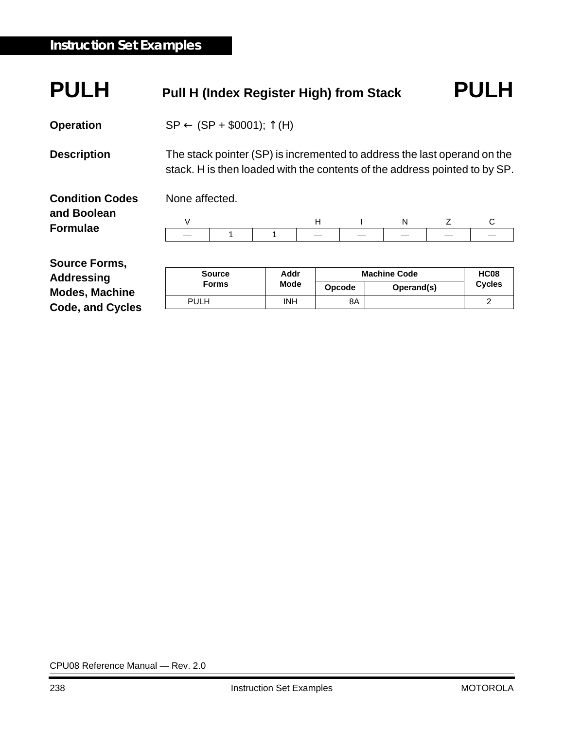# PULH Pull H (Index Register High) from Stack PULH

**Operation**

SP ← (SP + $0001); ↑(H)

**Description**

The stack pointer (SP) is incremented to address the last operand on the stack. H is then loaded with the contents of the address pointed to by SP.

**Condition Codes and Boolean Formulae**

None affected.

| V | | | H | I | N | Z | C |
|---|---|---|---|---|---|---|---|
| — | 1 | 1 | — | — | — | — | — |

**Source Forms, Addressing Modes, Machine Code, and Cycles**

| Source Forms | Addr Mode | Machine Code | | HC08 Cycles |
|---|---|---|---|---|
| | | Opcode | Operand(s) | |
| PULH | INH | 8A | | 2 |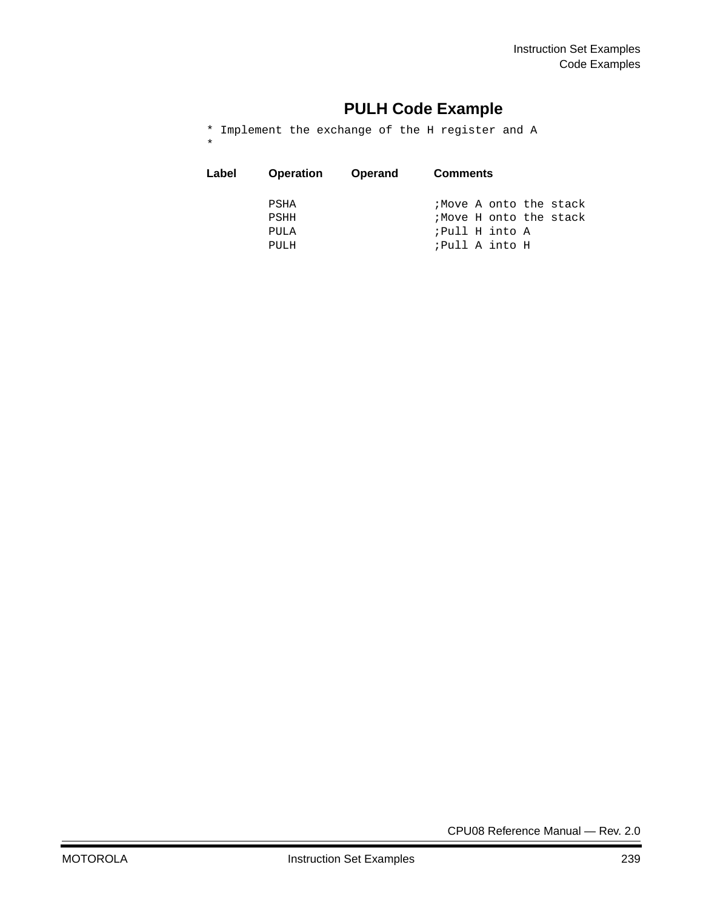## PULH Code Example

```
* Implement the exchange of the H register and A
*

Label     Operation    Operand     Comments

          PSHA                     ;Move A onto the stack
          PSHH                     ;Move H onto the stack
          PULA                     ;Pull H into A
          PULH                     ;Pull A into H
```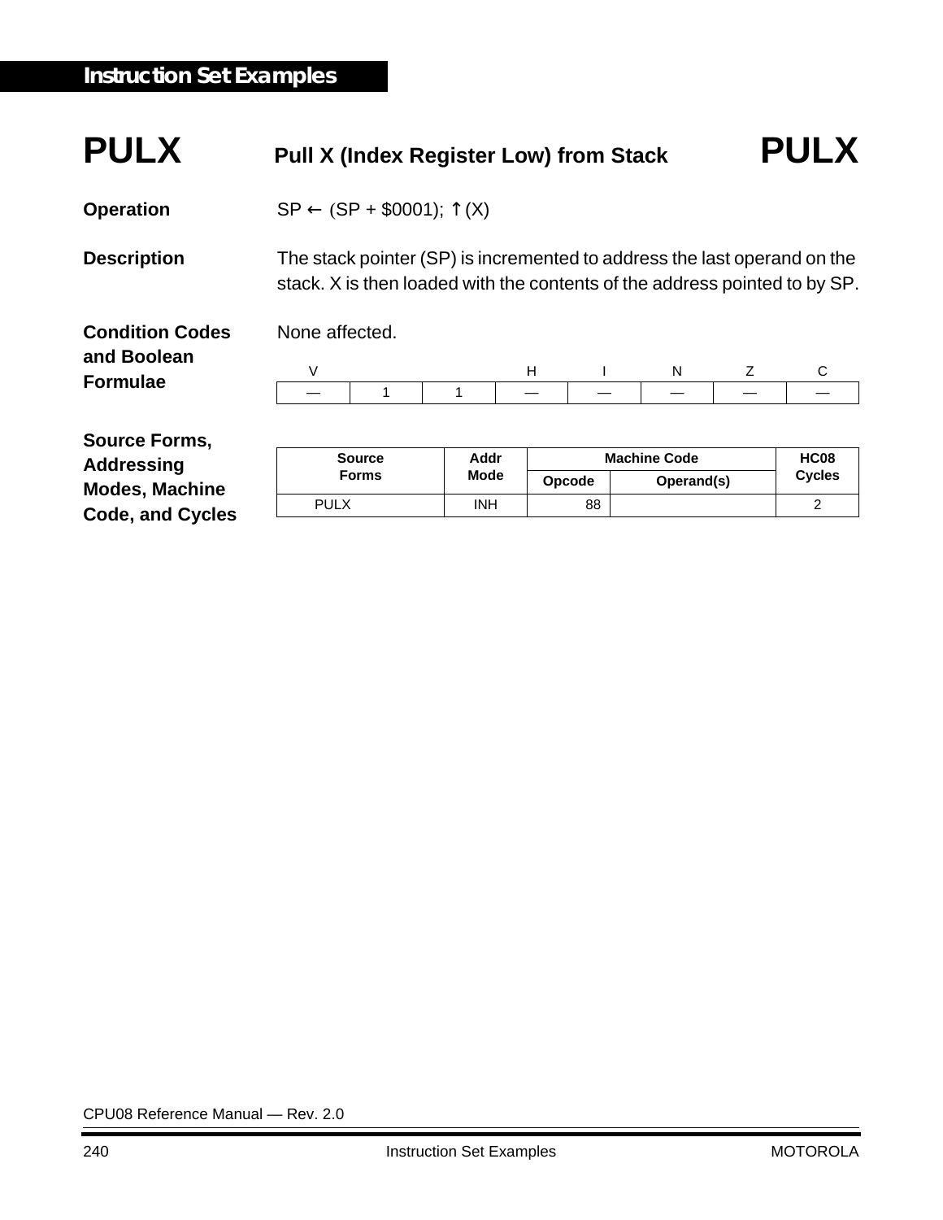# PULX — Pull X (Index Register Low) from Stack — PULX

**Operation**

SP ← (SP + $0001); ↑ (X)

**Description**

The stack pointer (SP) is incremented to address the last operand on the stack. X is then loaded with the contents of the address pointed to by SP.

**Condition Codes and Boolean Formulae**

None affected.

| V | | | H | I | N | Z | C |
|---|---|---|---|---|---|---|---|
| — | 1 | 1 | — | — | — | — | — |

**Source Forms, Addressing Modes, Machine Code, and Cycles**

| Source Forms | Addr Mode | Machine Code | | HC08 Cycles |
|---|---|---|---|---|
| | | Opcode | Operand(s) | |
| PULX | INH | 88 | | 2 |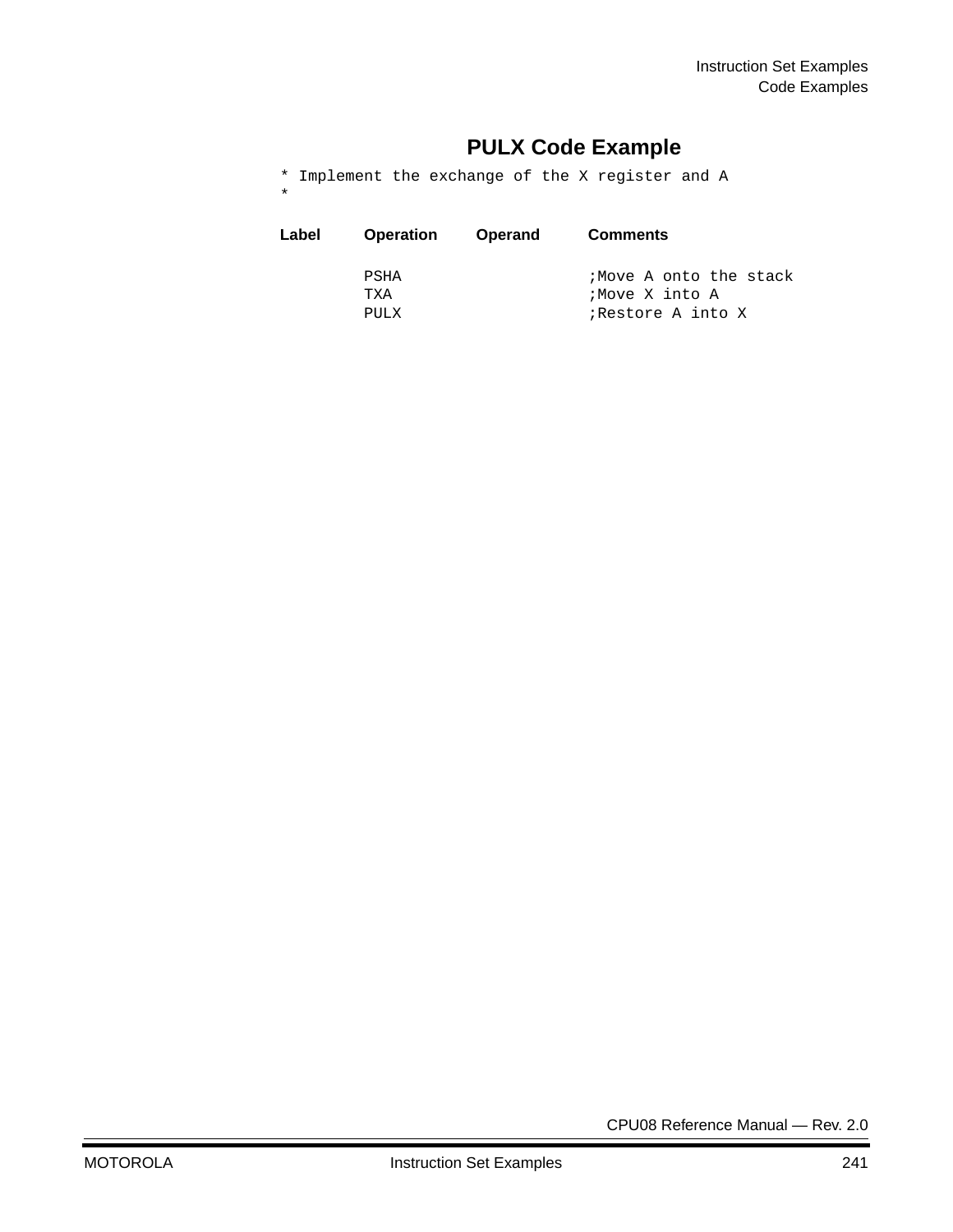## PULX Code Example

```
* Implement the exchange of the X register and A
*
```

| Label | Operation | Operand | Comments |
|---|---|---|---|
| | PSHA | | ;Move A onto the stack |
| | TXA | | ;Move X into A |
| | PULX | | ;Restore A into X |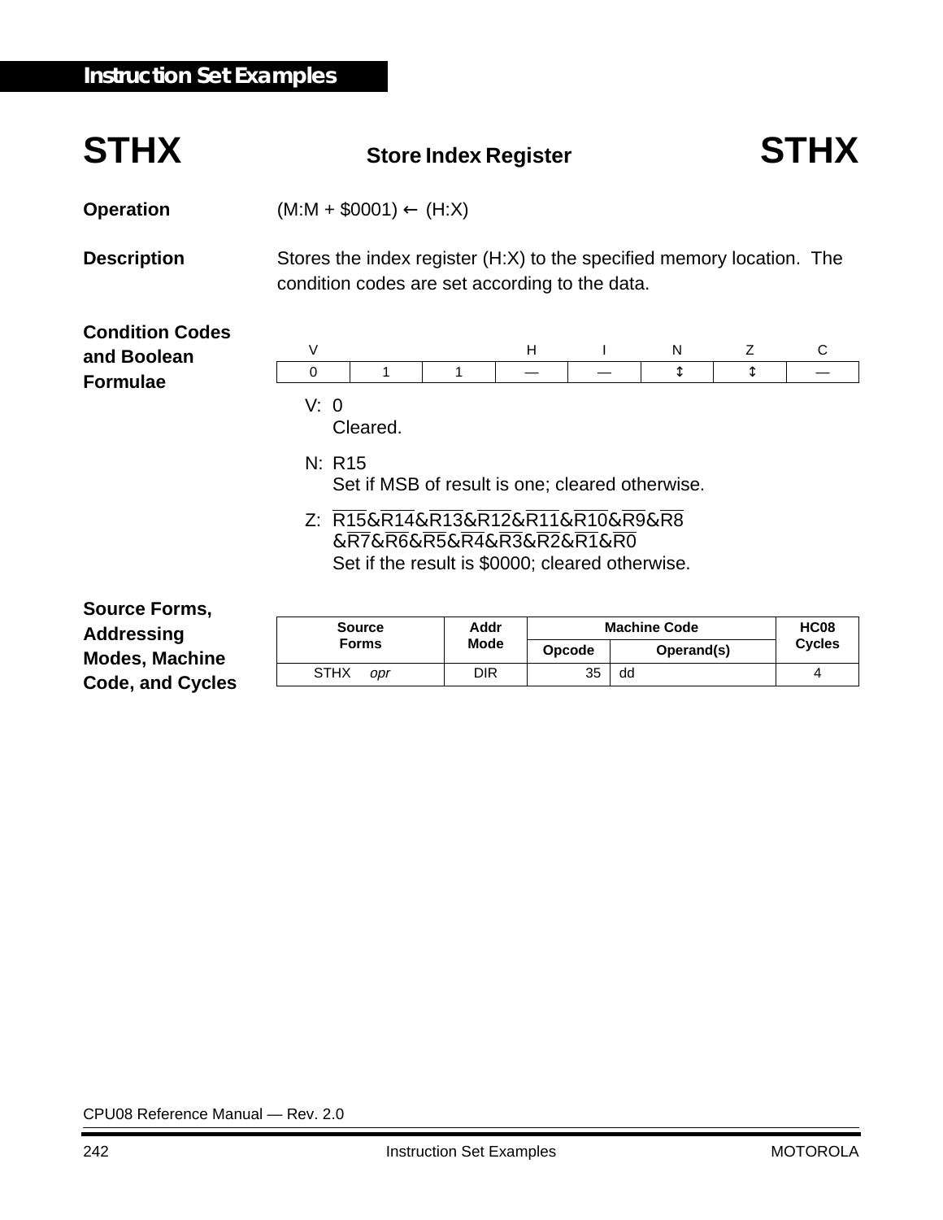# STHX — Store Index Register — STHX

**Operation**

(M:M + $0001) ← (H:X)

**Description**

Stores the index register (H:X) to the specified memory location. The condition codes are set according to the data.

**Condition Codes and Boolean Formulae**

| V | | | H | I | N | Z | C |
|---|---|---|---|---|---|---|---|
| 0 | 1 | 1 | — | — | ↕ | ↕ | — |

V: 0
Cleared.

N: R15
Set if MSB of result is one; cleared otherwise.

Z: $\overline{R15}\&\overline{R14}\&\overline{R13}\&\overline{R12}\&\overline{R11}\&\overline{R10}\&\overline{R9}\&\overline{R8}$
$\&\overline{R7}\&\overline{R6}\&\overline{R5}\&\overline{R4}\&\overline{R3}\&\overline{R2}\&\overline{R1}\&\overline{R0}$
Set if the result is $0000; cleared otherwise.

**Source Forms, Addressing Modes, Machine Code, and Cycles**

| Source Forms | Addr Mode | Machine Code | | HC08 Cycles |
|---|---|---|---|---|
| | | Opcode | Operand(s) | |
| STHX *opr* | DIR | 35 | dd | 4 |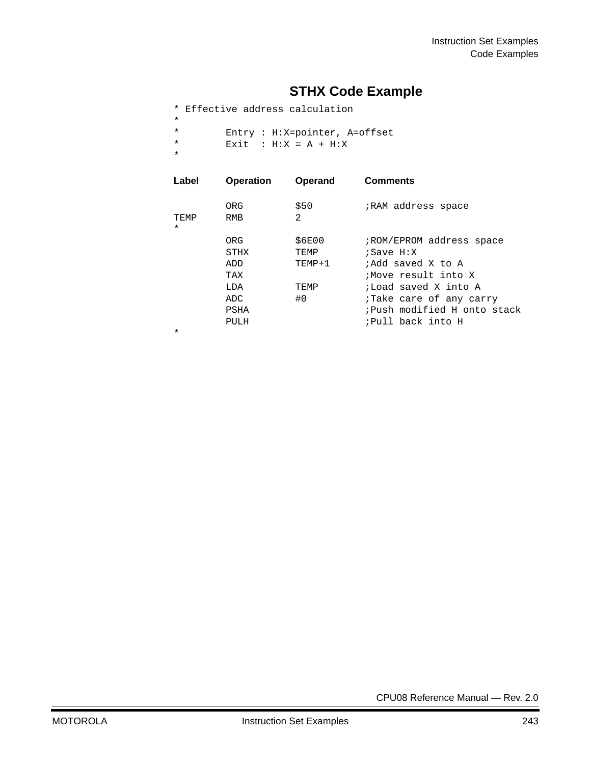## STHX Code Example

```
* Effective address calculation
*
*        Entry : H:X=pointer, A=offset
*        Exit  : H:X = A + H:X
*

Label    Operation    Operand    Comments

         ORG          $50        ;RAM address space
TEMP     RMB          2
*
         ORG          $6E00      ;ROM/EPROM address space
         STHX         TEMP       ;Save H:X
         ADD          TEMP+1     ;Add saved X to A
         TAX                     ;Move result into X
         LDA          TEMP       ;Load saved X into A
         ADC          #0         ;Take care of any carry
         PSHA                    ;Push modified H onto stack
         PULH                    ;Pull back into H
*
```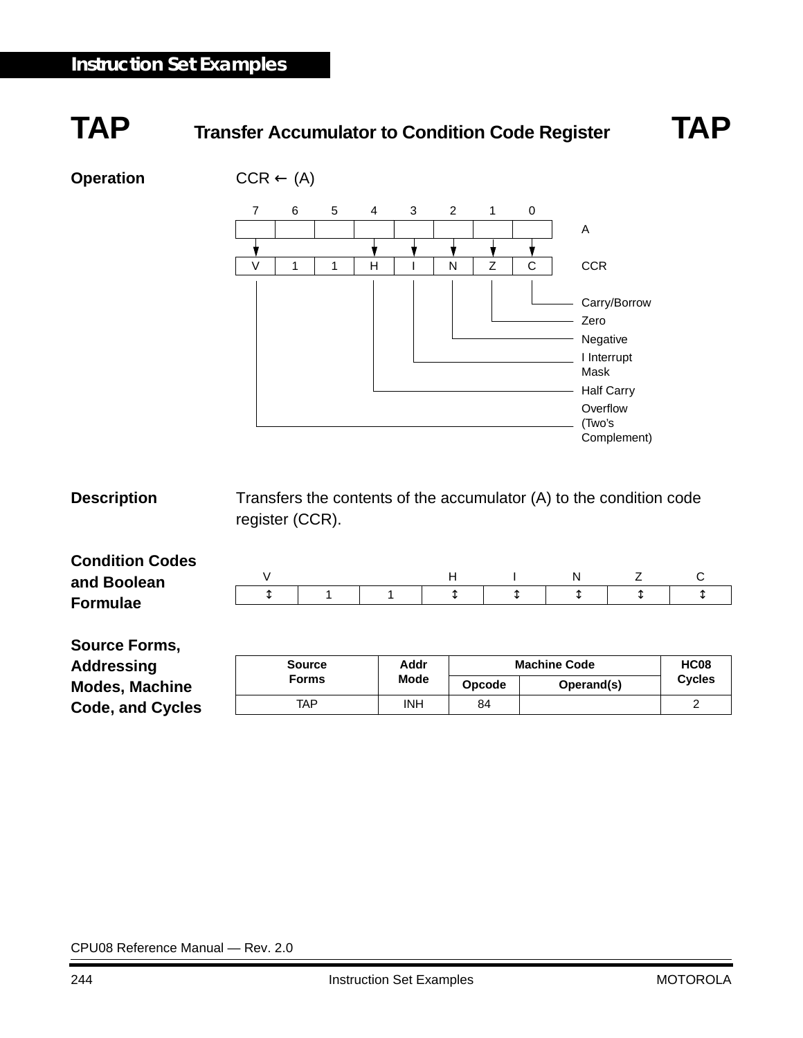# TAP — Transfer Accumulator to Condition Code Register — TAP

**Operation** CCR ← (A)

| | 7 | 6 | 5 | 4 | 3 | 2 | 1 | 0 |
|---|---|---|---|---|---|---|---|---|
| A | | | | | | | | |
| CCR | V | 1 | 1 | H | I | N | Z | C |

- C — Carry/Borrow
- Z — Zero
- N — Negative
- I — I Interrupt Mask
- H — Half Carry
- V — Overflow (Two's Complement)

**Description** Transfers the contents of the accumulator (A) to the condition code register (CCR).

**Condition Codes and Boolean Formulae**

| V | | | H | I | N | Z | C |
|---|---|---|---|---|---|---|---|
| ↕ | 1 | 1 | ↕ | ↕ | ↕ | ↕ | ↕ |

**Source Forms, Addressing Modes, Machine Code, and Cycles**

| Source Forms | Addr Mode | Machine Code | | HC08 Cycles |
|---|---|---|---|---|
| | | Opcode | Operand(s) | |
| TAP | INH | 84 | | 2 |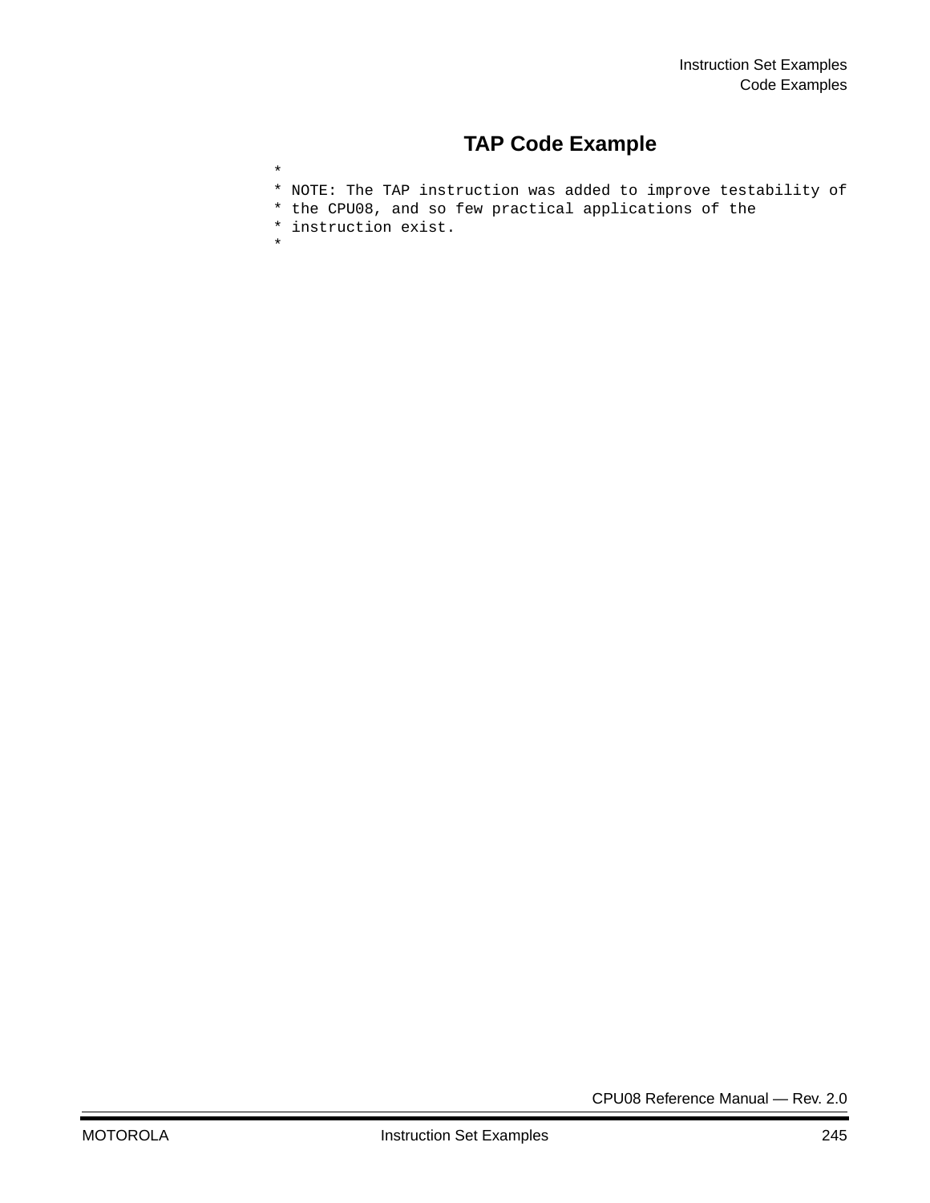## TAP Code Example

```
*
* NOTE: The TAP instruction was added to improve testability of
* the CPU08, and so few practical applications of the
* instruction exist.
*
```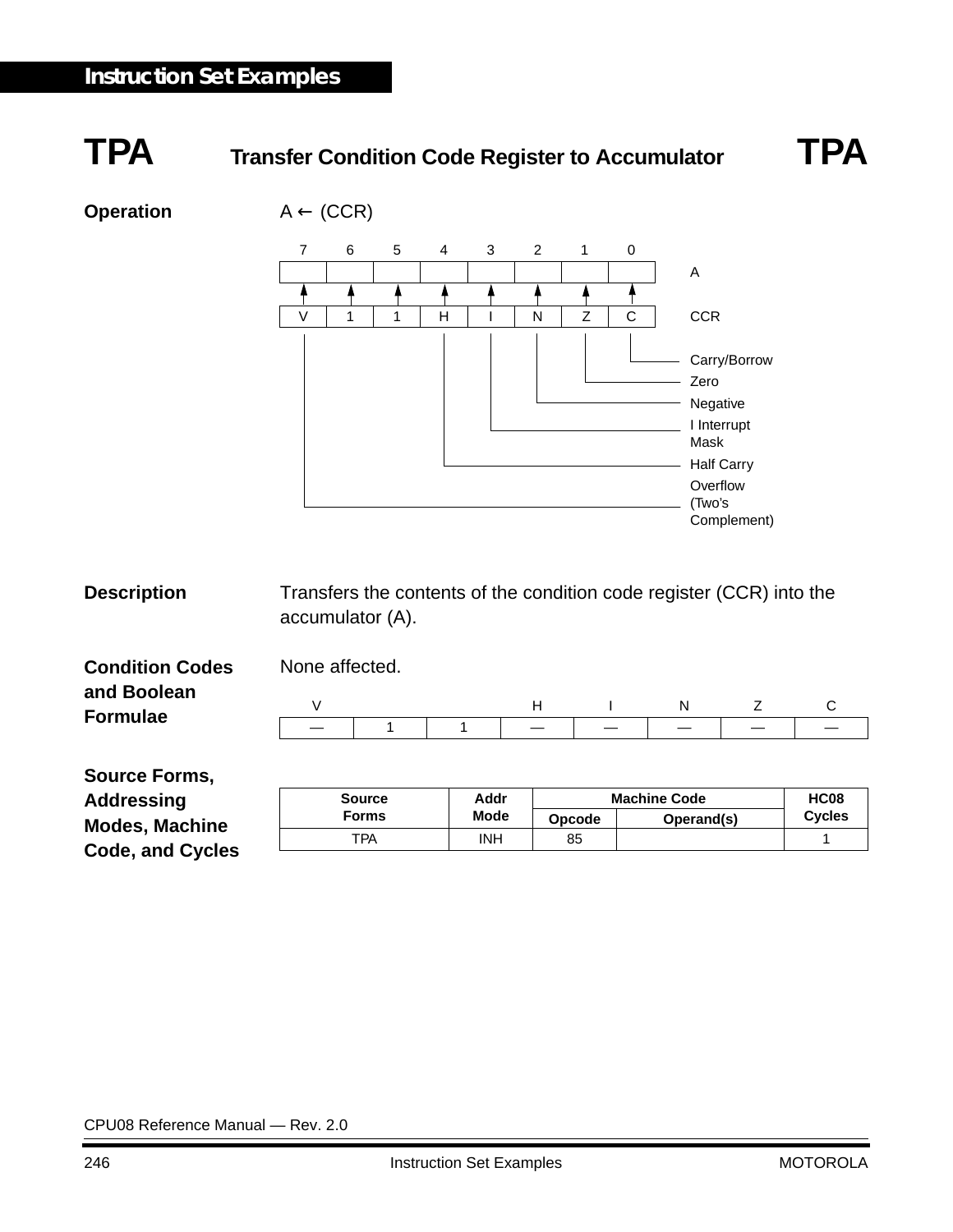# TPA — Transfer Condition Code Register to Accumulator — TPA

**Operation**

A ← (CCR)

| 7 | 6 | 5 | 4 | 3 | 2 | 1 | 0 | |
|---|---|---|---|---|---|---|---|---|
| | | | | | | | | A |
| ↑ | ↑ | ↑ | ↑ | ↑ | ↑ | ↑ | ↑ | |
| V | 1 | 1 | H | I | N | Z | C | CCR |

- C — Carry/Borrow
- Z — Zero
- N — Negative
- I — I Interrupt Mask
- H — Half Carry
- V — Overflow (Two's Complement)

**Description**

Transfers the contents of the condition code register (CCR) into the accumulator (A).

**Condition Codes and Boolean Formulae**

None affected.

| V | | | H | I | N | Z | C |
|---|---|---|---|---|---|---|---|
| — | 1 | 1 | — | — | — | — | — |

**Source Forms, Addressing Modes, Machine Code, and Cycles**

| Source Forms | Addr Mode | Machine Code | | HC08 Cycles |
|---|---|---|---|---|
| | | Opcode | Operand(s) | |
| TPA | INH | 85 | | 1 |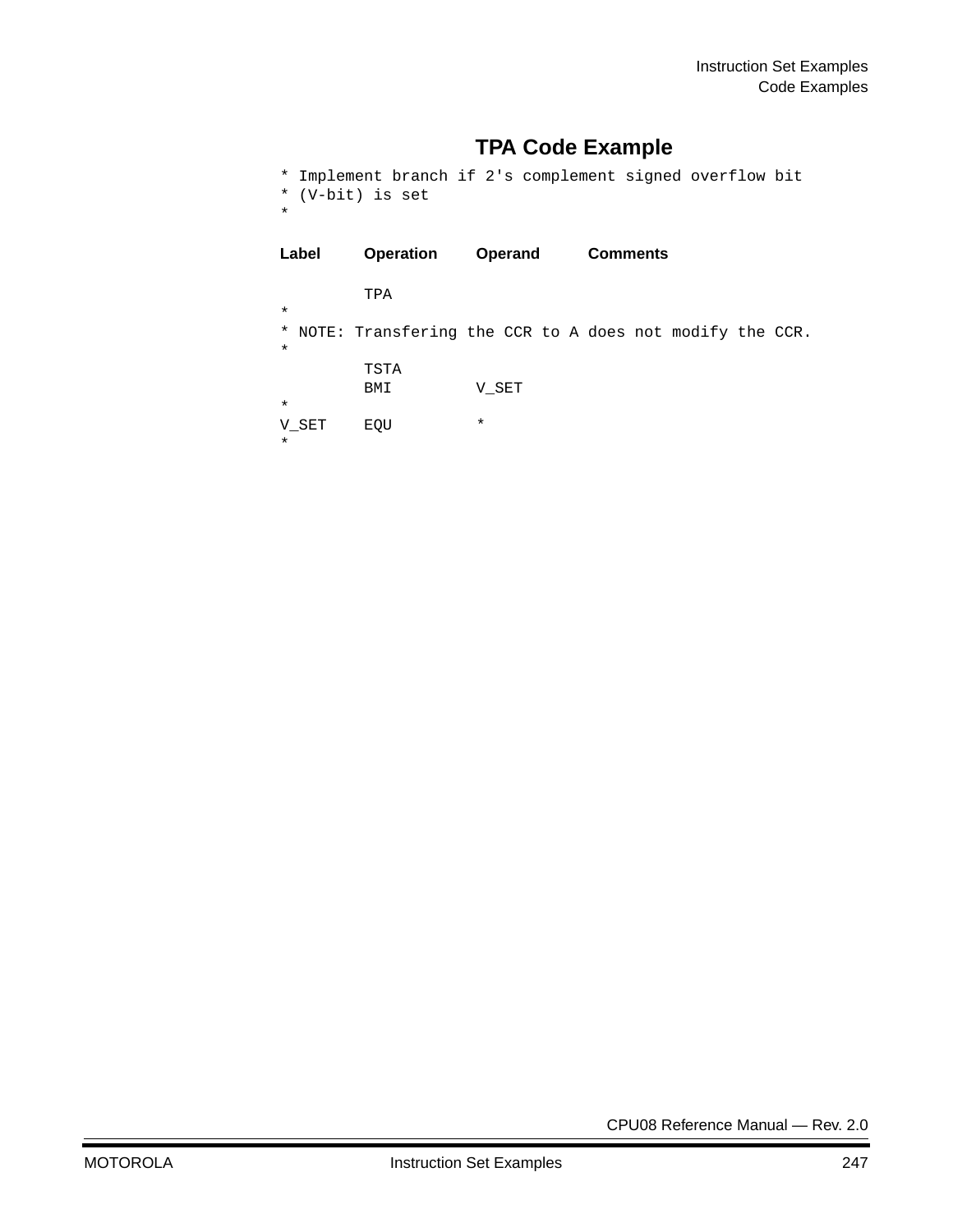## TPA Code Example

```
* Implement branch if 2's complement signed overflow bit
* (V-bit) is set
*

Label     Operation   Operand    Comments

          TPA
*
* NOTE: Transfering the CCR to A does not modify the CCR.
*
          TSTA
          BMI         V_SET
*
V_SET     EQU         *
*
```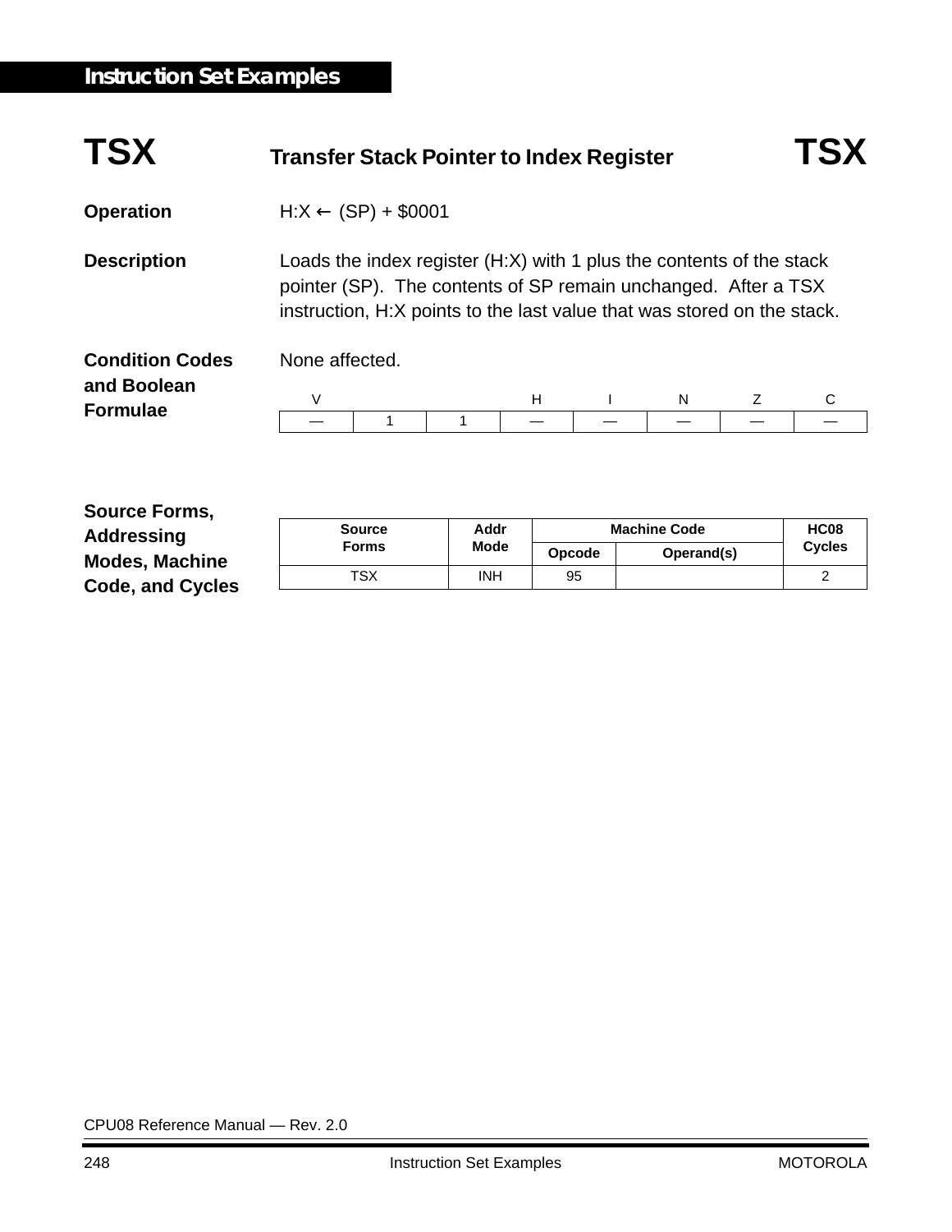## TSX — Transfer Stack Pointer to Index Register — TSX

**Operation**

H:X ← (SP) + $0001

**Description**

Loads the index register (H:X) with 1 plus the contents of the stack pointer (SP). The contents of SP remain unchanged. After a TSX instruction, H:X points to the last value that was stored on the stack.

**Condition Codes and Boolean Formulae**

None affected.

| V | | | H | I | N | Z | C |
|---|---|---|---|---|---|---|---|
| — | 1 | 1 | — | — | — | — | — |

**Source Forms, Addressing Modes, Machine Code, and Cycles**

| Source Forms | Addr Mode | Machine Code | | HC08 Cycles |
|---|---|---|---|---|
| | | Opcode | Operand(s) | |
| TSX | INH | 95 | | 2 |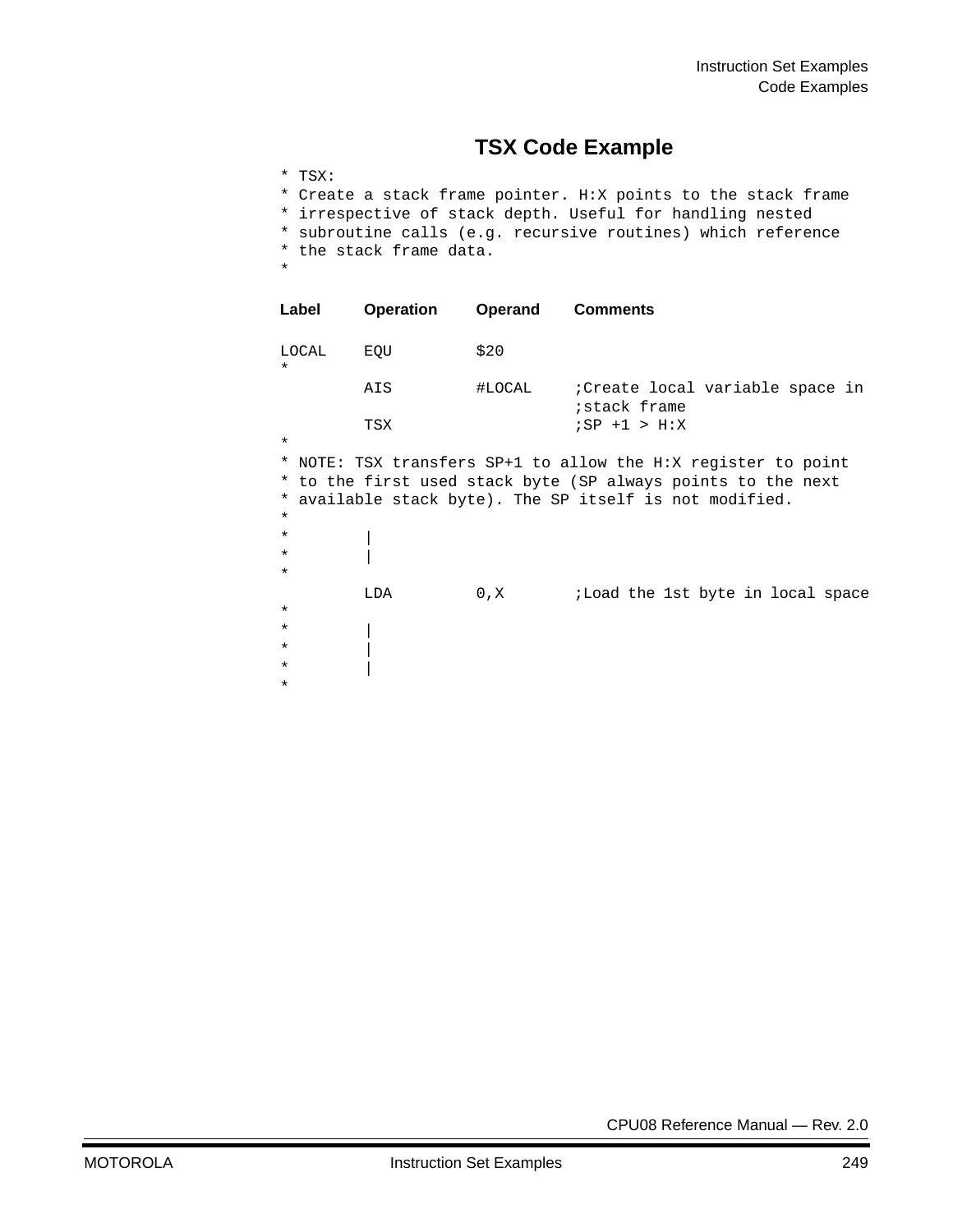## TSX Code Example

```
* TSX:
* Create a stack frame pointer. H:X points to the stack frame
* irrespective of stack depth. Useful for handling nested
* subroutine calls (e.g. recursive routines) which reference
* the stack frame data.
*

Label    Operation    Operand    Comments

LOCAL    EQU          $20
*
         AIS          #LOCAL     ;Create local variable space in
                                 ;stack frame
         TSX                     ;SP +1 > H:X
*
* NOTE: TSX transfers SP+1 to allow the H:X register to point
* to the first used stack byte (SP always points to the next
* available stack byte). The SP itself is not modified.
*
*        |
*        |
*
         LDA          0,X        ;Load the 1st byte in local space
*
*        |
*        |
*        |
*
```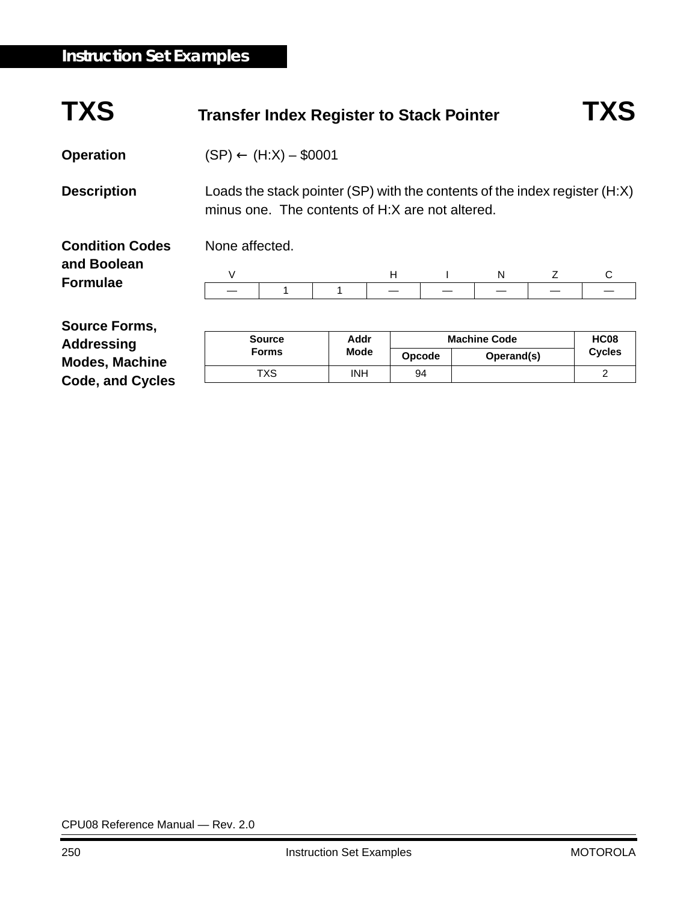# TXS — Transfer Index Register to Stack Pointer — TXS

**Operation**

(SP) ← (H:X) – \$0001

**Description**

Loads the stack pointer (SP) with the contents of the index register (H:X) minus one. The contents of H:X are not altered.

**Condition Codes and Boolean Formulae**

None affected.

| V | | | H | I | N | Z | C |
|---|---|---|---|---|---|---|---|
| — | 1 | 1 | — | — | — | — | — |

**Source Forms, Addressing Modes, Machine Code, and Cycles**

| Source Forms | Addr Mode | Machine Code | | HC08 Cycles |
|---|---|---|---|---|
| | | Opcode | Operand(s) | |
| TXS | INH | 94 | | 2 |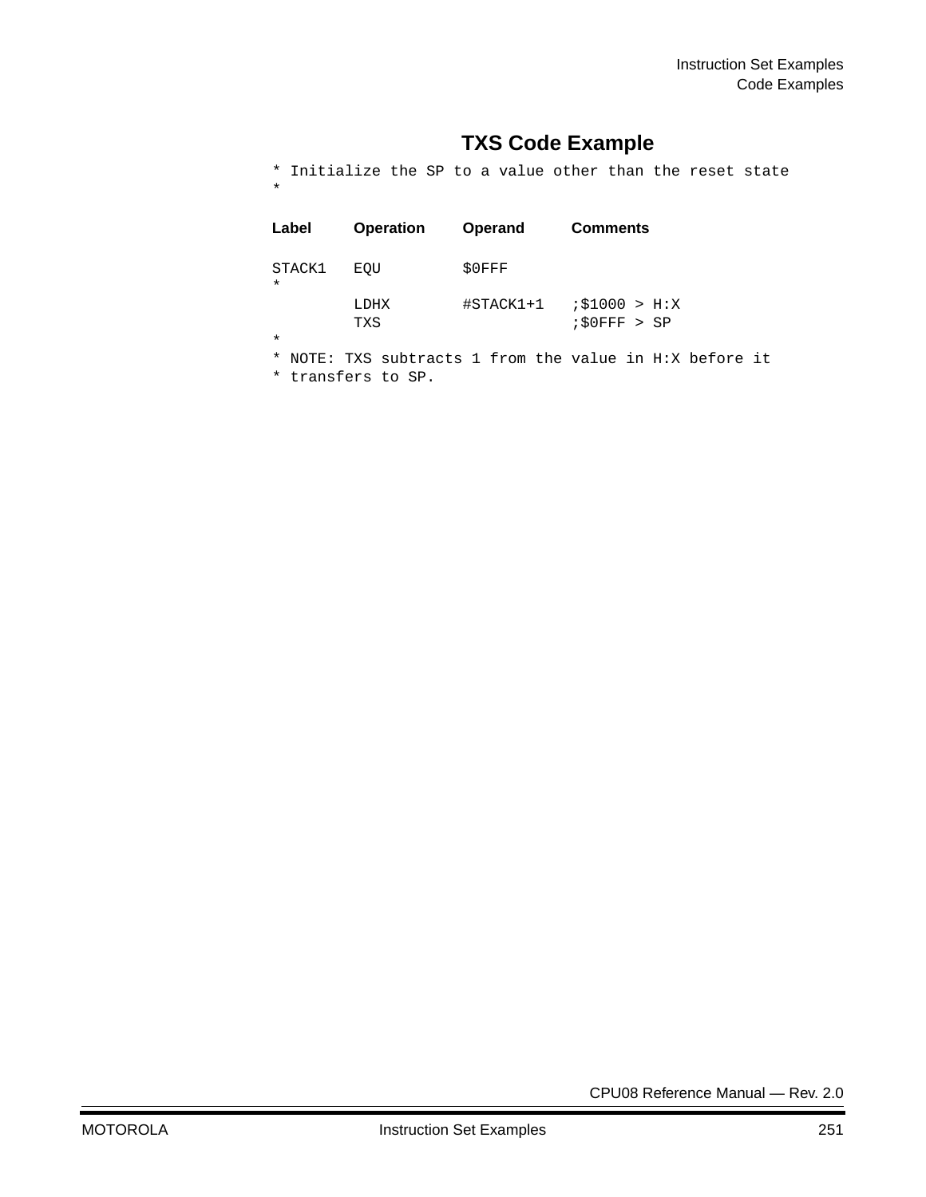## TXS Code Example

```
* Initialize the SP to a value other than the reset state
*

Label    Operation    Operand      Comments

STACK1   EQU          $0FFF
*
         LDHX         #STACK1+1    ;$1000 > H:X
         TXS                       ;$0FFF > SP
*
* NOTE: TXS subtracts 1 from the value in H:X before it
* transfers to SP.
```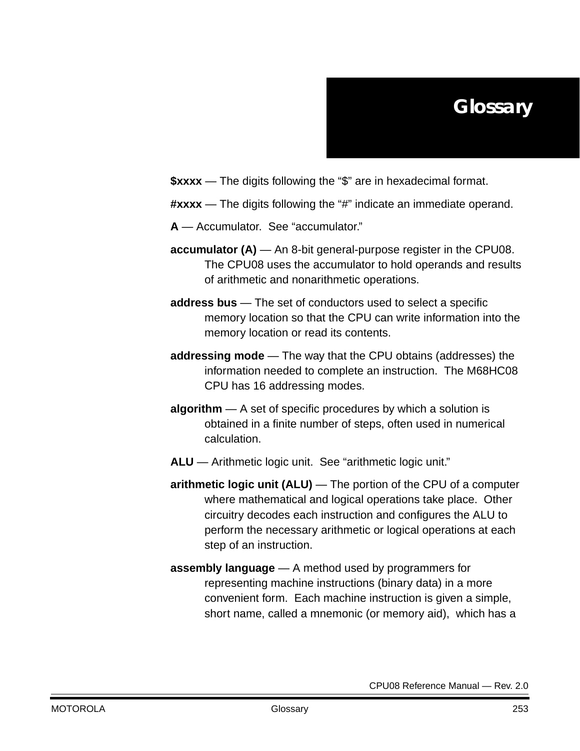# Glossary

**$xxxx** — The digits following the "$" are in hexadecimal format.

**#xxxx** — The digits following the "#" indicate an immediate operand.

**A** — Accumulator. See "accumulator."

**accumulator (A)** — An 8-bit general-purpose register in the CPU08. The CPU08 uses the accumulator to hold operands and results of arithmetic and nonarithmetic operations.

**address bus** — The set of conductors used to select a specific memory location so that the CPU can write information into the memory location or read its contents.

**addressing mode** — The way that the CPU obtains (addresses) the information needed to complete an instruction. The M68HC08 CPU has 16 addressing modes.

**algorithm** — A set of specific procedures by which a solution is obtained in a finite number of steps, often used in numerical calculation.

**ALU** — Arithmetic logic unit. See "arithmetic logic unit."

**arithmetic logic unit (ALU)** — The portion of the CPU of a computer where mathematical and logical operations take place. Other circuitry decodes each instruction and configures the ALU to perform the necessary arithmetic or logical operations at each step of an instruction.

**assembly language** — A method used by programmers for representing machine instructions (binary data) in a more convenient form. Each machine instruction is given a simple, short name, called a mnemonic (or memory aid), which has a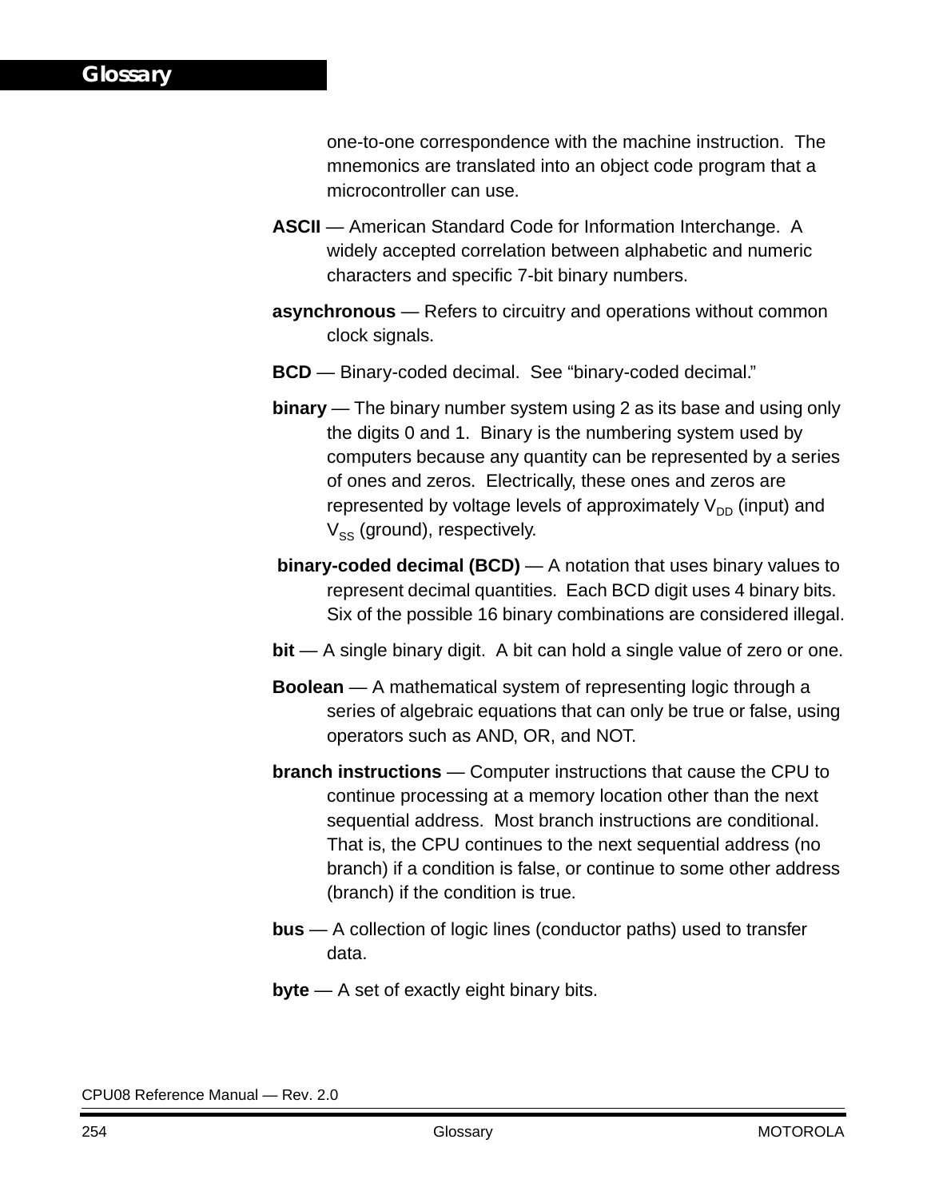one-to-one correspondence with the machine instruction. The mnemonics are translated into an object code program that a microcontroller can use.

**ASCII** — American Standard Code for Information Interchange. A widely accepted correlation between alphabetic and numeric characters and specific 7-bit binary numbers.

**asynchronous** — Refers to circuitry and operations without common clock signals.

**BCD** — Binary-coded decimal. See “binary-coded decimal.”

**binary** — The binary number system using 2 as its base and using only the digits 0 and 1. Binary is the numbering system used by computers because any quantity can be represented by a series of ones and zeros. Electrically, these ones and zeros are represented by voltage levels of approximately $V_{DD}$ (input) and $V_{SS}$ (ground), respectively.

**binary-coded decimal (BCD)** — A notation that uses binary values to represent decimal quantities. Each BCD digit uses 4 binary bits. Six of the possible 16 binary combinations are considered illegal.

**bit** — A single binary digit. A bit can hold a single value of zero or one.

**Boolean** — A mathematical system of representing logic through a series of algebraic equations that can only be true or false, using operators such as AND, OR, and NOT.

**branch instructions** — Computer instructions that cause the CPU to continue processing at a memory location other than the next sequential address. Most branch instructions are conditional. That is, the CPU continues to the next sequential address (no branch) if a condition is false, or continue to some other address (branch) if the condition is true.

**bus** — A collection of logic lines (conductor paths) used to transfer data.

**byte** — A set of exactly eight binary bits.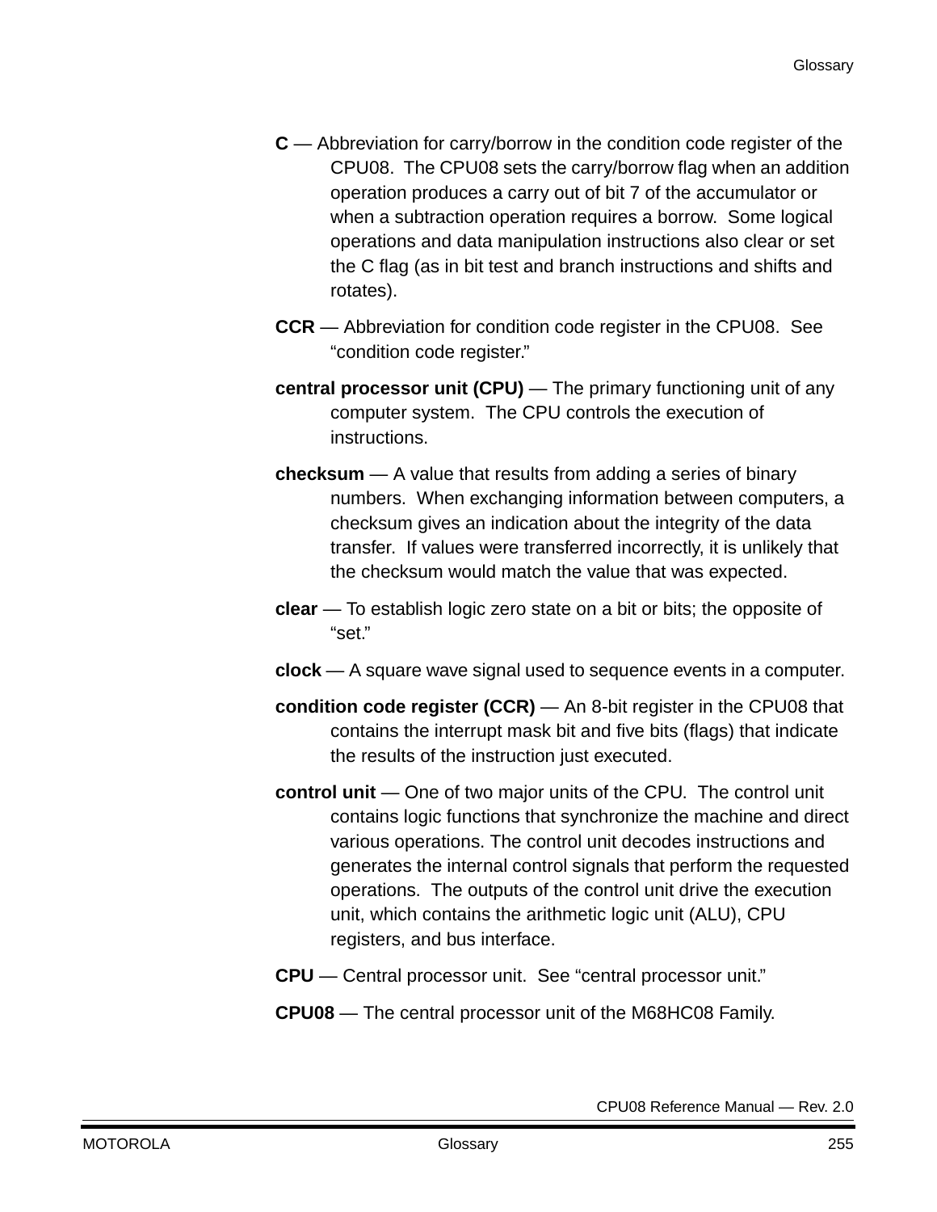**C** — Abbreviation for carry/borrow in the condition code register of the CPU08. The CPU08 sets the carry/borrow flag when an addition operation produces a carry out of bit 7 of the accumulator or when a subtraction operation requires a borrow. Some logical operations and data manipulation instructions also clear or set the C flag (as in bit test and branch instructions and shifts and rotates).

**CCR** — Abbreviation for condition code register in the CPU08. See "condition code register."

**central processor unit (CPU)** — The primary functioning unit of any computer system. The CPU controls the execution of instructions.

**checksum** — A value that results from adding a series of binary numbers. When exchanging information between computers, a checksum gives an indication about the integrity of the data transfer. If values were transferred incorrectly, it is unlikely that the checksum would match the value that was expected.

**clear** — To establish logic zero state on a bit or bits; the opposite of "set."

**clock** — A square wave signal used to sequence events in a computer.

**condition code register (CCR)** — An 8-bit register in the CPU08 that contains the interrupt mask bit and five bits (flags) that indicate the results of the instruction just executed.

**control unit** — One of two major units of the CPU. The control unit contains logic functions that synchronize the machine and direct various operations. The control unit decodes instructions and generates the internal control signals that perform the requested operations. The outputs of the control unit drive the execution unit, which contains the arithmetic logic unit (ALU), CPU registers, and bus interface.

**CPU** — Central processor unit. See "central processor unit."

**CPU08** — The central processor unit of the M68HC08 Family.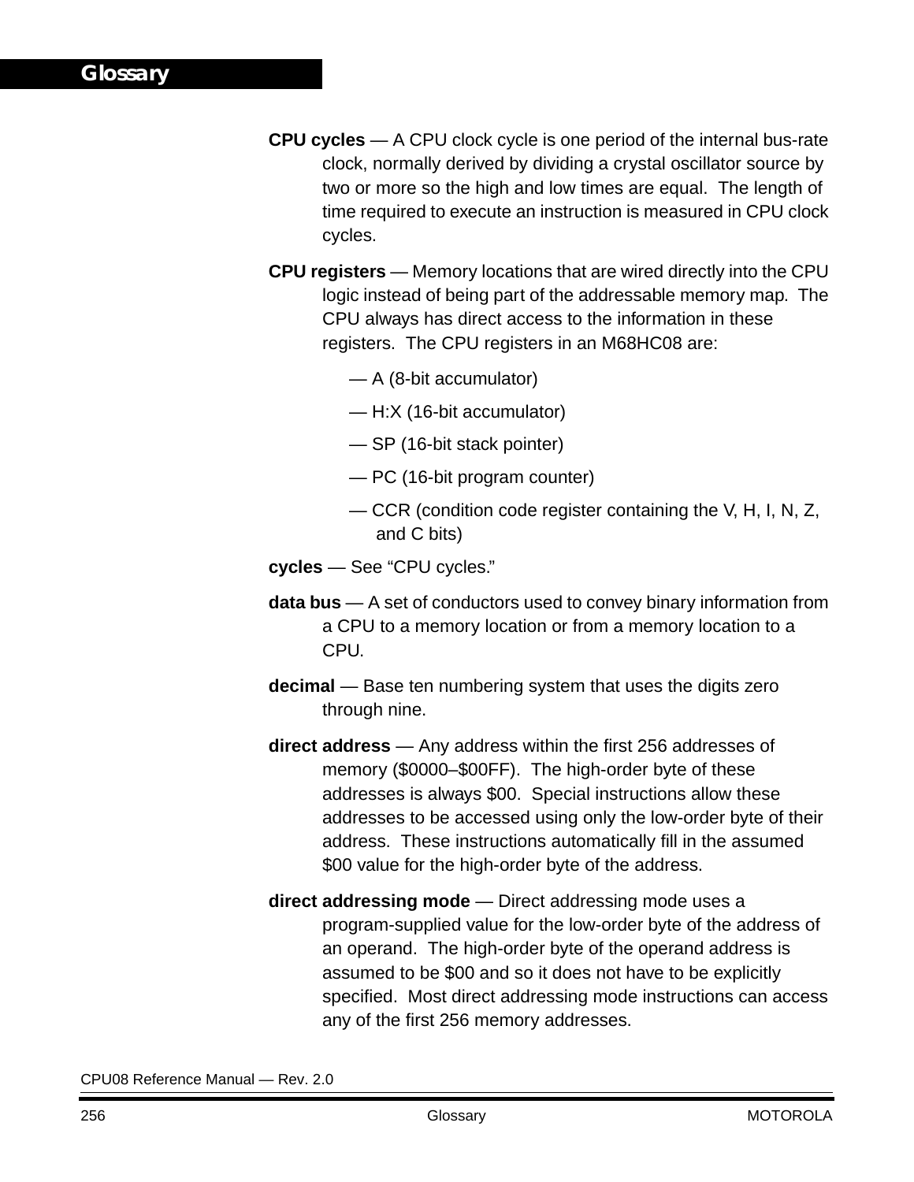**CPU cycles** — A CPU clock cycle is one period of the internal bus-rate clock, normally derived by dividing a crystal oscillator source by two or more so the high and low times are equal. The length of time required to execute an instruction is measured in CPU clock cycles.

**CPU registers** — Memory locations that are wired directly into the CPU logic instead of being part of the addressable memory map. The CPU always has direct access to the information in these registers. The CPU registers in an M68HC08 are:

- A (8-bit accumulator)
- H:X (16-bit accumulator)
- SP (16-bit stack pointer)
- PC (16-bit program counter)
- CCR (condition code register containing the V, H, I, N, Z, and C bits)

**cycles** — See “CPU cycles.”

**data bus** — A set of conductors used to convey binary information from a CPU to a memory location or from a memory location to a CPU.

**decimal** — Base ten numbering system that uses the digits zero through nine.

**direct address** — Any address within the first 256 addresses of memory ($0000–$00FF). The high-order byte of these addresses is always $00. Special instructions allow these addresses to be accessed using only the low-order byte of their address. These instructions automatically fill in the assumed $00 value for the high-order byte of the address.

**direct addressing mode** — Direct addressing mode uses a program-supplied value for the low-order byte of the address of an operand. The high-order byte of the operand address is assumed to be $00 and so it does not have to be explicitly specified. Most direct addressing mode instructions can access any of the first 256 memory addresses.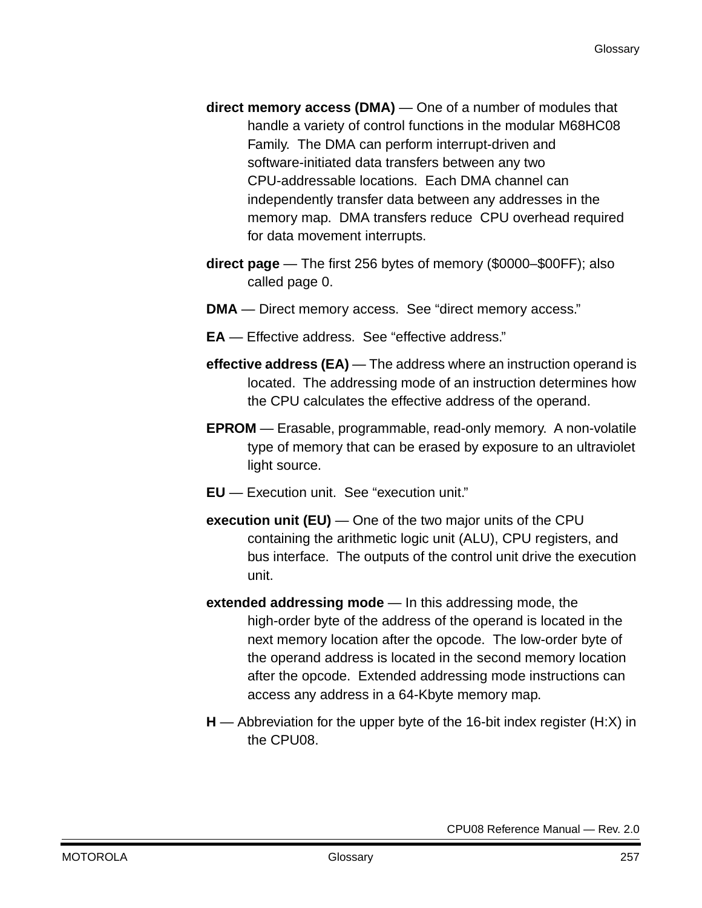**direct memory access (DMA)** — One of a number of modules that handle a variety of control functions in the modular M68HC08 Family. The DMA can perform interrupt-driven and software-initiated data transfers between any two CPU-addressable locations. Each DMA channel can independently transfer data between any addresses in the memory map. DMA transfers reduce CPU overhead required for data movement interrupts.

**direct page** — The first 256 bytes of memory ($0000–$00FF); also called page 0.

**DMA** — Direct memory access. See “direct memory access.”

**EA** — Effective address. See “effective address.”

**effective address (EA)** — The address where an instruction operand is located. The addressing mode of an instruction determines how the CPU calculates the effective address of the operand.

**EPROM** — Erasable, programmable, read-only memory. A non-volatile type of memory that can be erased by exposure to an ultraviolet light source.

**EU** — Execution unit. See “execution unit.”

**execution unit (EU)** — One of the two major units of the CPU containing the arithmetic logic unit (ALU), CPU registers, and bus interface. The outputs of the control unit drive the execution unit.

**extended addressing mode** — In this addressing mode, the high-order byte of the address of the operand is located in the next memory location after the opcode. The low-order byte of the operand address is located in the second memory location after the opcode. Extended addressing mode instructions can access any address in a 64-Kbyte memory map.

**H** — Abbreviation for the upper byte of the 16-bit index register (H:X) in the CPU08.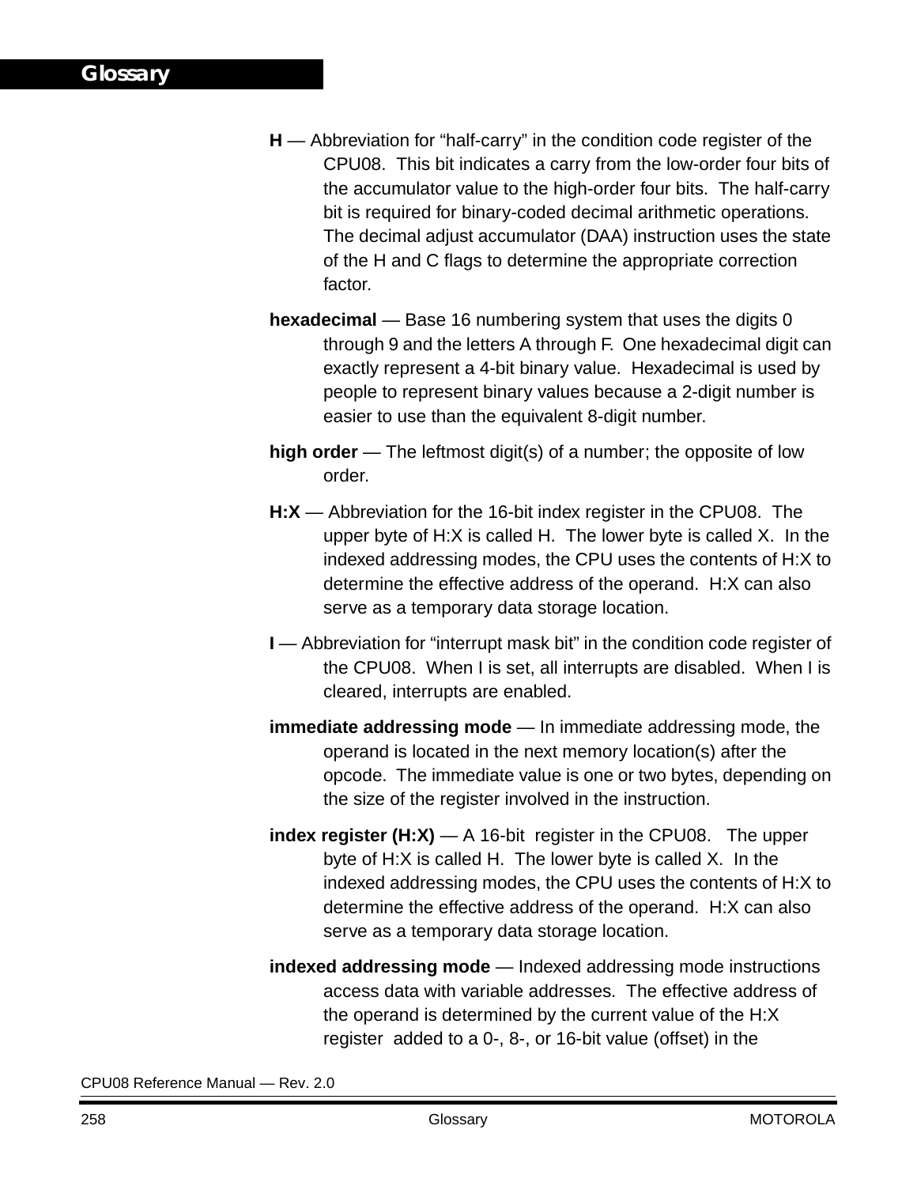**H** — Abbreviation for “half-carry” in the condition code register of the CPU08. This bit indicates a carry from the low-order four bits of the accumulator value to the high-order four bits. The half-carry bit is required for binary-coded decimal arithmetic operations. The decimal adjust accumulator (DAA) instruction uses the state of the H and C flags to determine the appropriate correction factor.

**hexadecimal** — Base 16 numbering system that uses the digits 0 through 9 and the letters A through F. One hexadecimal digit can exactly represent a 4-bit binary value. Hexadecimal is used by people to represent binary values because a 2-digit number is easier to use than the equivalent 8-digit number.

**high order** — The leftmost digit(s) of a number; the opposite of low order.

**H:X** — Abbreviation for the 16-bit index register in the CPU08. The upper byte of H:X is called H. The lower byte is called X. In the indexed addressing modes, the CPU uses the contents of H:X to determine the effective address of the operand. H:X can also serve as a temporary data storage location.

**I** — Abbreviation for “interrupt mask bit” in the condition code register of the CPU08. When I is set, all interrupts are disabled. When I is cleared, interrupts are enabled.

**immediate addressing mode** — In immediate addressing mode, the operand is located in the next memory location(s) after the opcode. The immediate value is one or two bytes, depending on the size of the register involved in the instruction.

**index register (H:X)** — A 16-bit register in the CPU08. The upper byte of H:X is called H. The lower byte is called X. In the indexed addressing modes, the CPU uses the contents of H:X to determine the effective address of the operand. H:X can also serve as a temporary data storage location.

**indexed addressing mode** — Indexed addressing mode instructions access data with variable addresses. The effective address of the operand is determined by the current value of the H:X register added to a 0-, 8-, or 16-bit value (offset) in the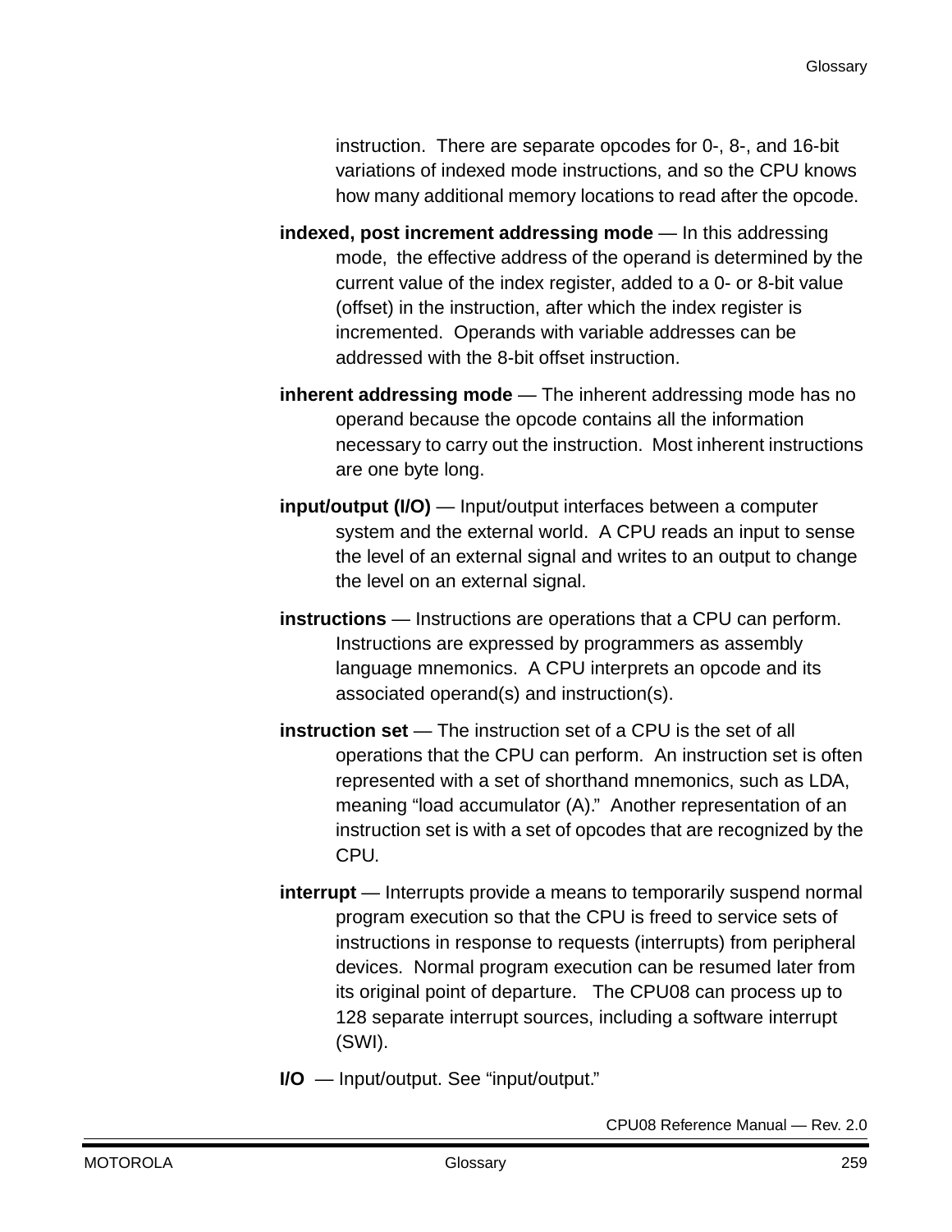instruction. There are separate opcodes for 0-, 8-, and 16-bit variations of indexed mode instructions, and so the CPU knows how many additional memory locations to read after the opcode.

**indexed, post increment addressing mode** — In this addressing mode, the effective address of the operand is determined by the current value of the index register, added to a 0- or 8-bit value (offset) in the instruction, after which the index register is incremented. Operands with variable addresses can be addressed with the 8-bit offset instruction.

**inherent addressing mode** — The inherent addressing mode has no operand because the opcode contains all the information necessary to carry out the instruction. Most inherent instructions are one byte long.

**input/output (I/O)** — Input/output interfaces between a computer system and the external world. A CPU reads an input to sense the level of an external signal and writes to an output to change the level on an external signal.

**instructions** — Instructions are operations that a CPU can perform. Instructions are expressed by programmers as assembly language mnemonics. A CPU interprets an opcode and its associated operand(s) and instruction(s).

**instruction set** — The instruction set of a CPU is the set of all operations that the CPU can perform. An instruction set is often represented with a set of shorthand mnemonics, such as LDA, meaning "load accumulator (A)." Another representation of an instruction set is with a set of opcodes that are recognized by the CPU.

**interrupt** — Interrupts provide a means to temporarily suspend normal program execution so that the CPU is freed to service sets of instructions in response to requests (interrupts) from peripheral devices. Normal program execution can be resumed later from its original point of departure. The CPU08 can process up to 128 separate interrupt sources, including a software interrupt (SWI).

**I/O** — Input/output. See "input/output."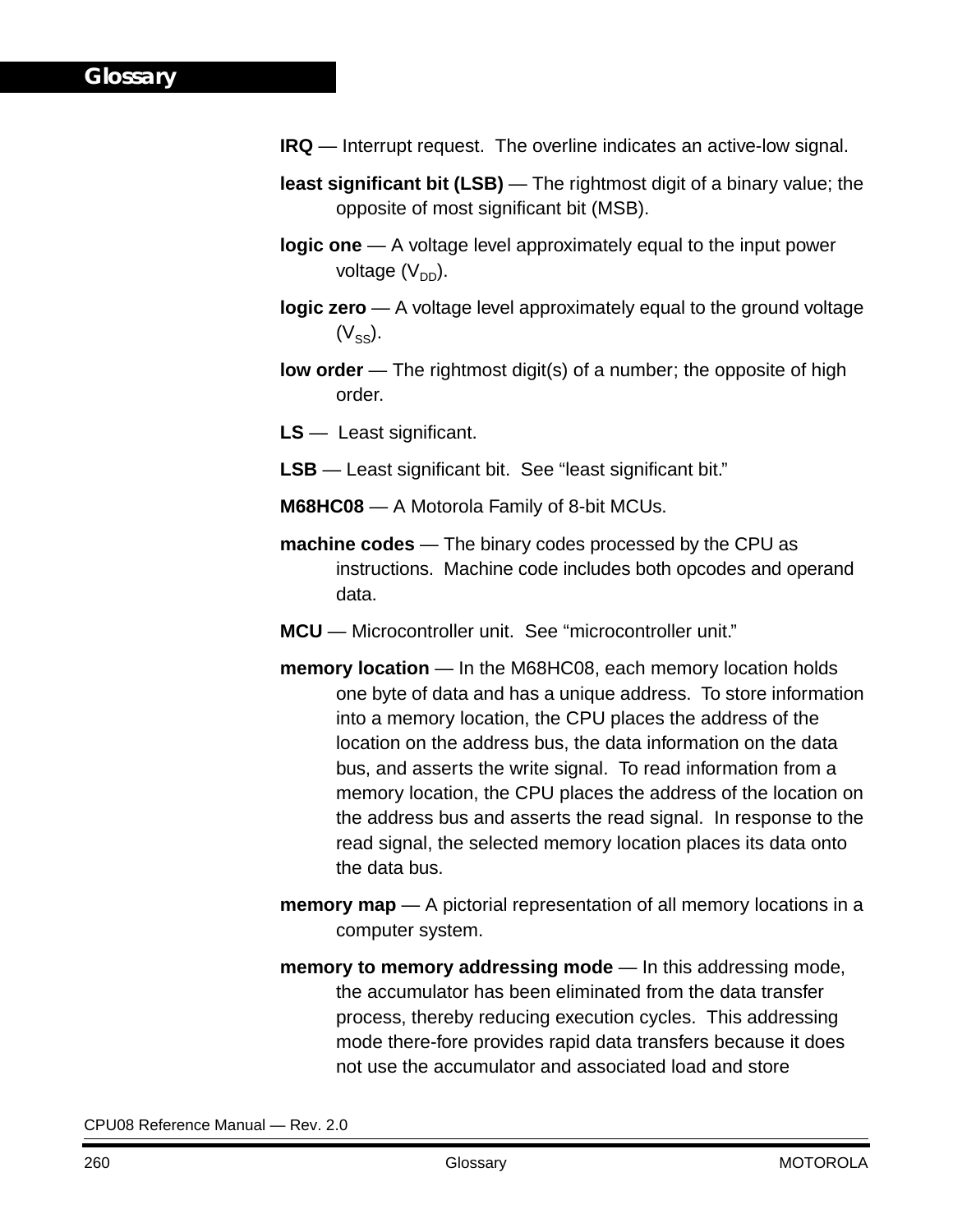**IRQ** — Interrupt request. The overline indicates an active-low signal.

**least significant bit (LSB)** — The rightmost digit of a binary value; the opposite of most significant bit (MSB).

**logic one** — A voltage level approximately equal to the input power voltage ($V_{DD}$).

**logic zero** — A voltage level approximately equal to the ground voltage ($V_{SS}$).

**low order** — The rightmost digit(s) of a number; the opposite of high order.

**LS** — Least significant.

**LSB** — Least significant bit. See “least significant bit.”

**M68HC08** — A Motorola Family of 8-bit MCUs.

**machine codes** — The binary codes processed by the CPU as instructions. Machine code includes both opcodes and operand data.

**MCU** — Microcontroller unit. See “microcontroller unit.”

**memory location** — In the M68HC08, each memory location holds one byte of data and has a unique address. To store information into a memory location, the CPU places the address of the location on the address bus, the data information on the data bus, and asserts the write signal. To read information from a memory location, the CPU places the address of the location on the address bus and asserts the read signal. In response to the read signal, the selected memory location places its data onto the data bus.

**memory map** — A pictorial representation of all memory locations in a computer system.

**memory to memory addressing mode** — In this addressing mode, the accumulator has been eliminated from the data transfer process, thereby reducing execution cycles. This addressing mode there-fore provides rapid data transfers because it does not use the accumulator and associated load and store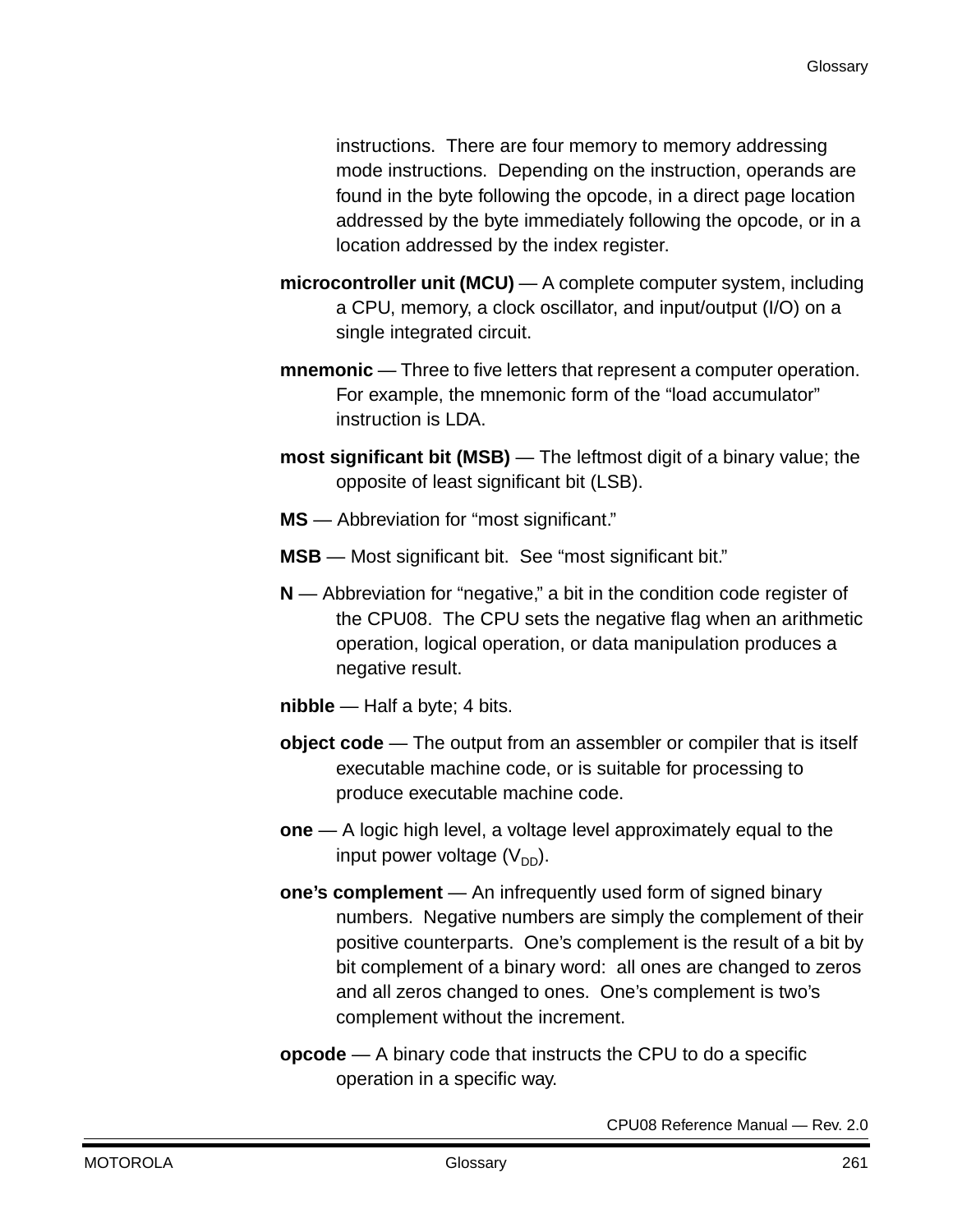instructions. There are four memory to memory addressing mode instructions. Depending on the instruction, operands are found in the byte following the opcode, in a direct page location addressed by the byte immediately following the opcode, or in a location addressed by the index register.

**microcontroller unit (MCU)** — A complete computer system, including a CPU, memory, a clock oscillator, and input/output (I/O) on a single integrated circuit.

**mnemonic** — Three to five letters that represent a computer operation. For example, the mnemonic form of the “load accumulator” instruction is LDA.

**most significant bit (MSB)** — The leftmost digit of a binary value; the opposite of least significant bit (LSB).

**MS** — Abbreviation for “most significant.”

**MSB** — Most significant bit. See “most significant bit.”

**N** — Abbreviation for “negative,” a bit in the condition code register of the CPU08. The CPU sets the negative flag when an arithmetic operation, logical operation, or data manipulation produces a negative result.

**nibble** — Half a byte; 4 bits.

**object code** — The output from an assembler or compiler that is itself executable machine code, or is suitable for processing to produce executable machine code.

**one** — A logic high level, a voltage level approximately equal to the input power voltage ($V_{DD}$).

**one’s complement** — An infrequently used form of signed binary numbers. Negative numbers are simply the complement of their positive counterparts. One’s complement is the result of a bit by bit complement of a binary word: all ones are changed to zeros and all zeros changed to ones. One’s complement is two’s complement without the increment.

**opcode** — A binary code that instructs the CPU to do a specific operation in a specific way.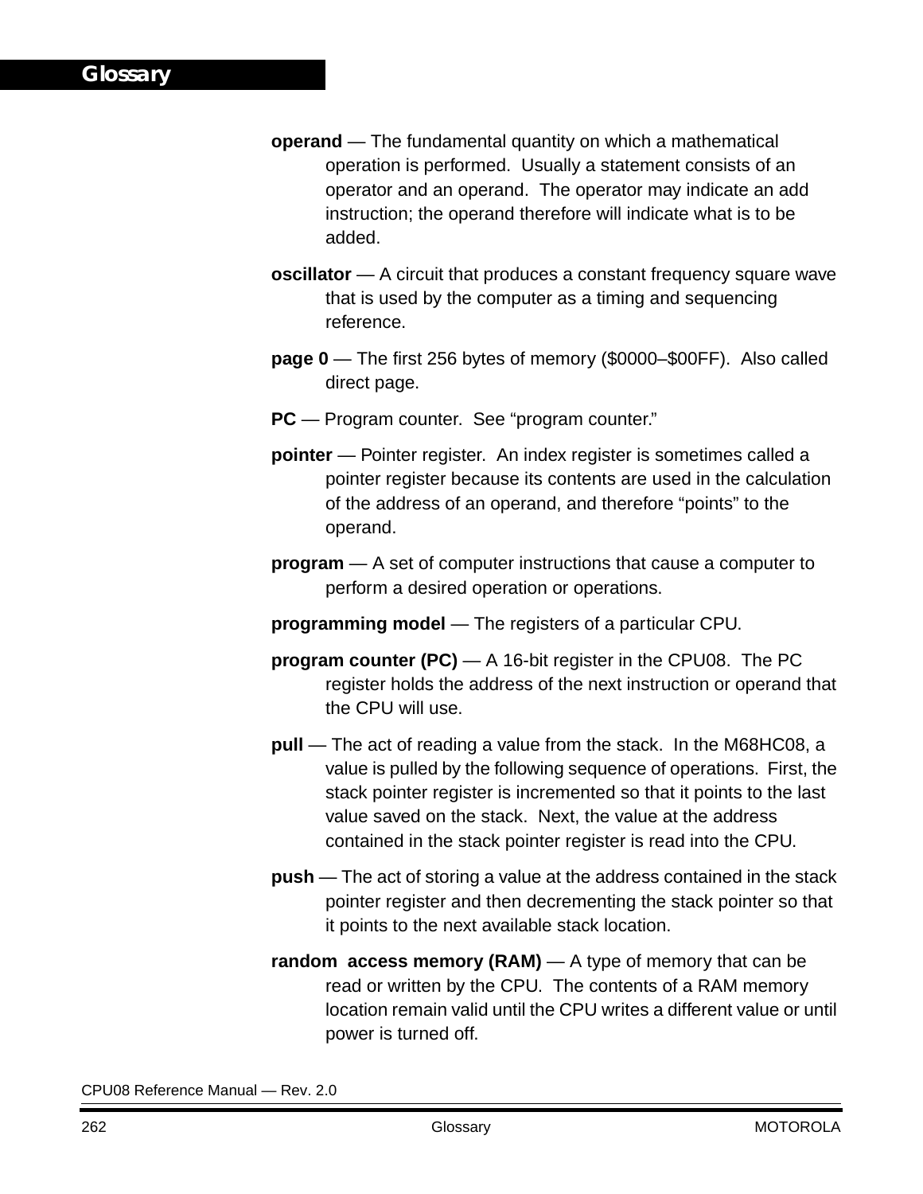**operand** — The fundamental quantity on which a mathematical operation is performed. Usually a statement consists of an operator and an operand. The operator may indicate an add instruction; the operand therefore will indicate what is to be added.

**oscillator** — A circuit that produces a constant frequency square wave that is used by the computer as a timing and sequencing reference.

**page 0** — The first 256 bytes of memory ($0000–$00FF). Also called direct page.

**PC** — Program counter. See “program counter.”

**pointer** — Pointer register. An index register is sometimes called a pointer register because its contents are used in the calculation of the address of an operand, and therefore “points” to the operand.

**program** — A set of computer instructions that cause a computer to perform a desired operation or operations.

**programming model** — The registers of a particular CPU.

**program counter (PC)** — A 16-bit register in the CPU08. The PC register holds the address of the next instruction or operand that the CPU will use.

**pull** — The act of reading a value from the stack. In the M68HC08, a value is pulled by the following sequence of operations. First, the stack pointer register is incremented so that it points to the last value saved on the stack. Next, the value at the address contained in the stack pointer register is read into the CPU.

**push** — The act of storing a value at the address contained in the stack pointer register and then decrementing the stack pointer so that it points to the next available stack location.

**random access memory (RAM)** — A type of memory that can be read or written by the CPU. The contents of a RAM memory location remain valid until the CPU writes a different value or until power is turned off.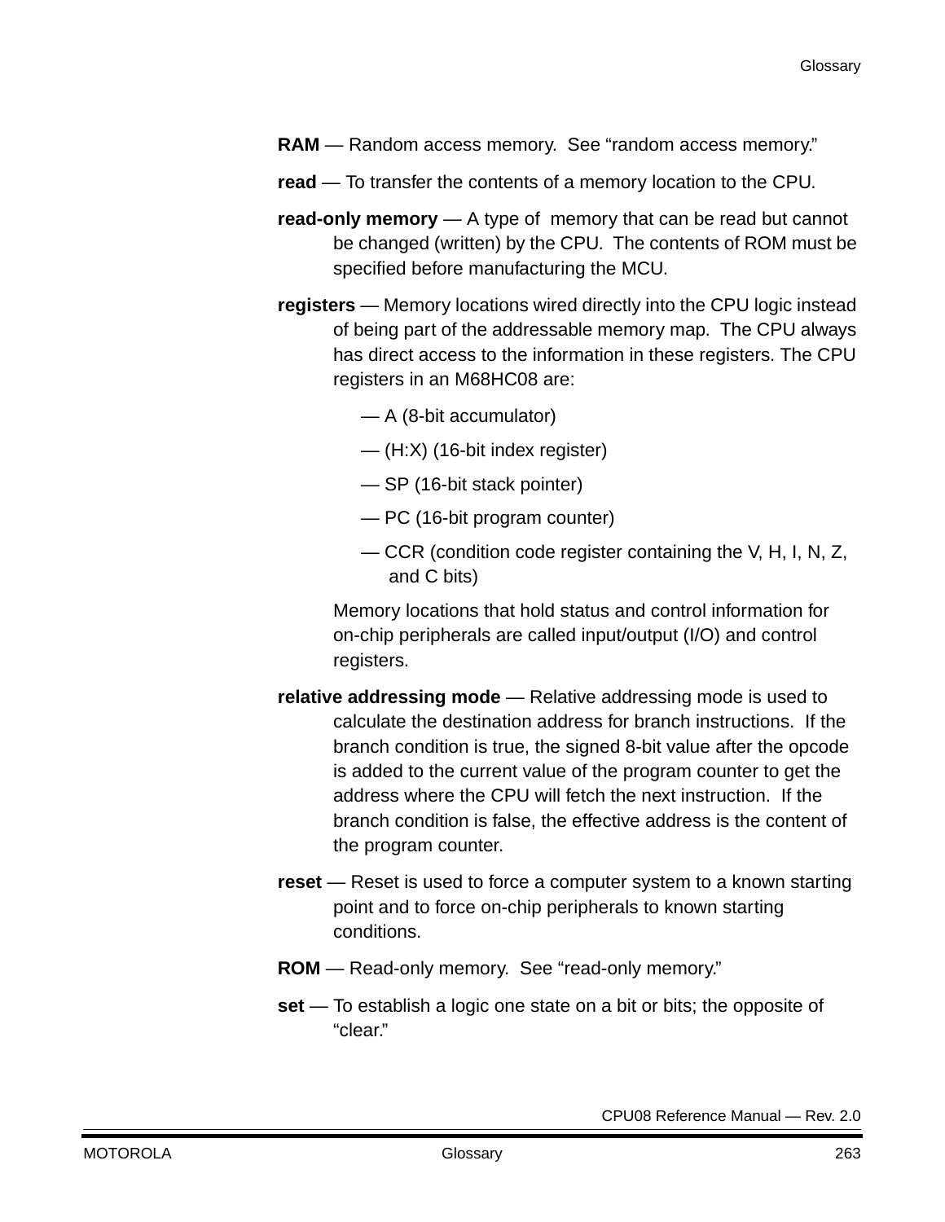**RAM** — Random access memory. See “random access memory.”

**read** — To transfer the contents of a memory location to the CPU.

**read-only memory** — A type of memory that can be read but cannot be changed (written) by the CPU. The contents of ROM must be specified before manufacturing the MCU.

**registers** — Memory locations wired directly into the CPU logic instead of being part of the addressable memory map. The CPU always has direct access to the information in these registers. The CPU registers in an M68HC08 are:

- — A (8-bit accumulator)
- — (H:X) (16-bit index register)
- — SP (16-bit stack pointer)
- — PC (16-bit program counter)
- — CCR (condition code register containing the V, H, I, N, Z, and C bits)

Memory locations that hold status and control information for on-chip peripherals are called input/output (I/O) and control registers.

**relative addressing mode** — Relative addressing mode is used to calculate the destination address for branch instructions. If the branch condition is true, the signed 8-bit value after the opcode is added to the current value of the program counter to get the address where the CPU will fetch the next instruction. If the branch condition is false, the effective address is the content of the program counter.

**reset** — Reset is used to force a computer system to a known starting point and to force on-chip peripherals to known starting conditions.

**ROM** — Read-only memory. See “read-only memory.”

**set** — To establish a logic one state on a bit or bits; the opposite of “clear.”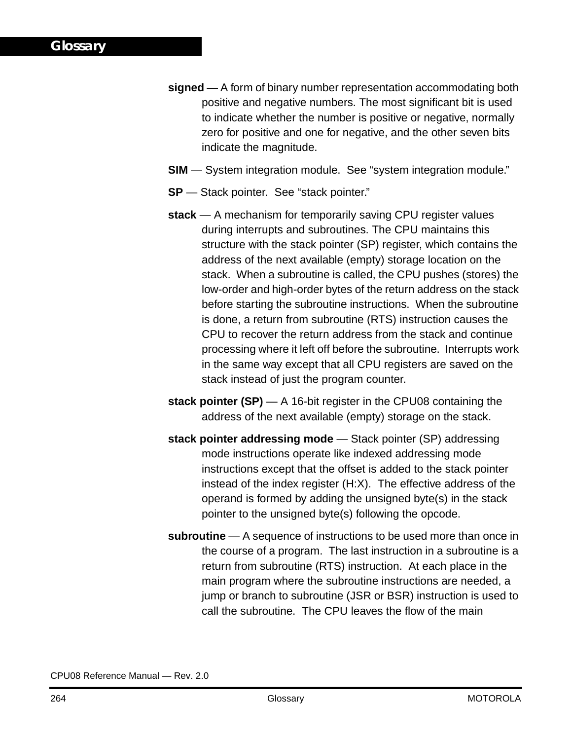**signed** — A form of binary number representation accommodating both positive and negative numbers. The most significant bit is used to indicate whether the number is positive or negative, normally zero for positive and one for negative, and the other seven bits indicate the magnitude.

**SIM** — System integration module. See “system integration module.”

**SP** — Stack pointer. See “stack pointer.”

**stack** — A mechanism for temporarily saving CPU register values during interrupts and subroutines. The CPU maintains this structure with the stack pointer (SP) register, which contains the address of the next available (empty) storage location on the stack. When a subroutine is called, the CPU pushes (stores) the low-order and high-order bytes of the return address on the stack before starting the subroutine instructions. When the subroutine is done, a return from subroutine (RTS) instruction causes the CPU to recover the return address from the stack and continue processing where it left off before the subroutine. Interrupts work in the same way except that all CPU registers are saved on the stack instead of just the program counter.

**stack pointer (SP)** — A 16-bit register in the CPU08 containing the address of the next available (empty) storage on the stack.

**stack pointer addressing mode** — Stack pointer (SP) addressing mode instructions operate like indexed addressing mode instructions except that the offset is added to the stack pointer instead of the index register (H:X). The effective address of the operand is formed by adding the unsigned byte(s) in the stack pointer to the unsigned byte(s) following the opcode.

**subroutine** — A sequence of instructions to be used more than once in the course of a program. The last instruction in a subroutine is a return from subroutine (RTS) instruction. At each place in the main program where the subroutine instructions are needed, a jump or branch to subroutine (JSR or BSR) instruction is used to call the subroutine. The CPU leaves the flow of the main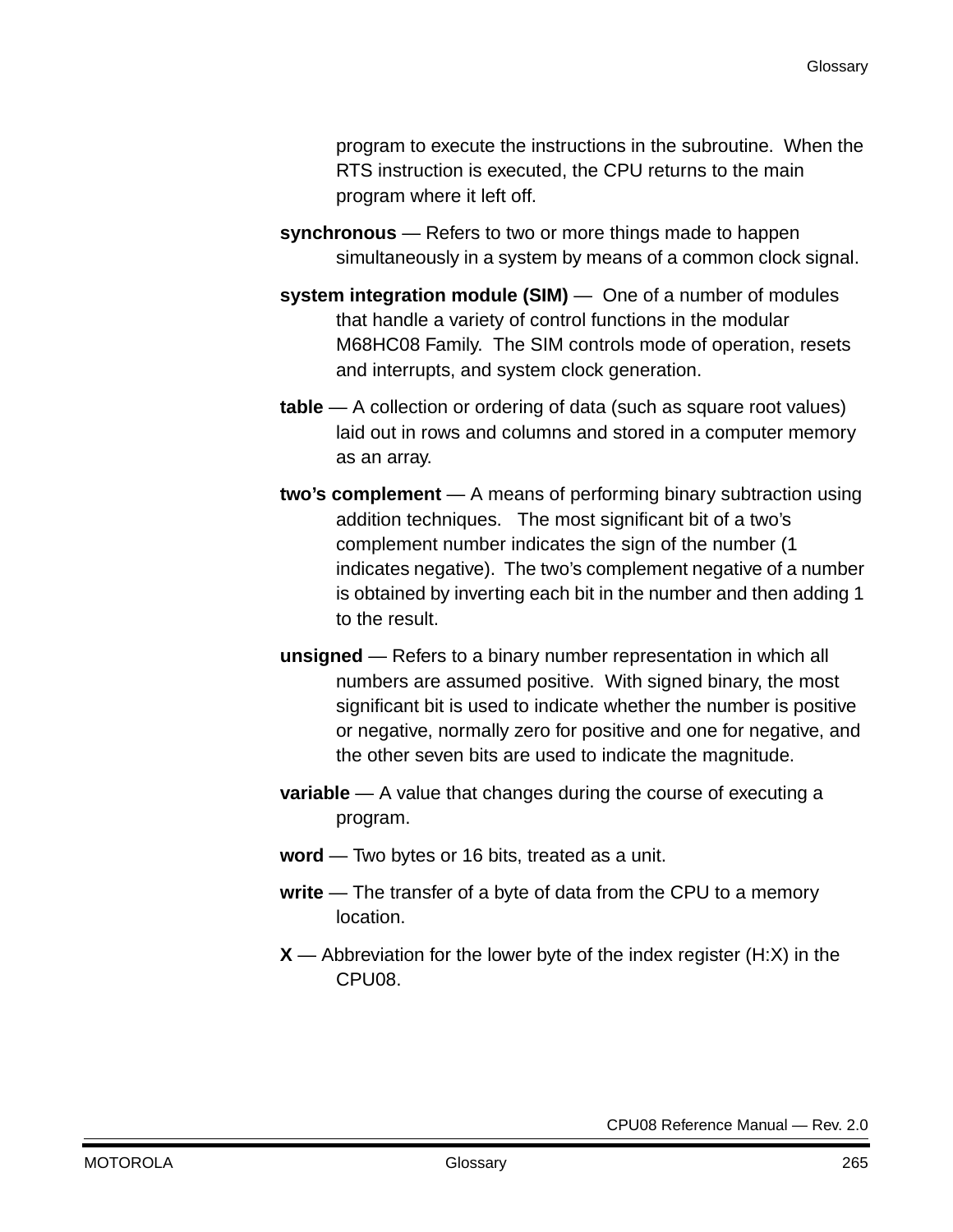program to execute the instructions in the subroutine. When the RTS instruction is executed, the CPU returns to the main program where it left off.

**synchronous** — Refers to two or more things made to happen simultaneously in a system by means of a common clock signal.

**system integration module (SIM)** — One of a number of modules that handle a variety of control functions in the modular M68HC08 Family. The SIM controls mode of operation, resets and interrupts, and system clock generation.

**table** — A collection or ordering of data (such as square root values) laid out in rows and columns and stored in a computer memory as an array.

**two's complement** — A means of performing binary subtraction using addition techniques. The most significant bit of a two's complement number indicates the sign of the number (1 indicates negative). The two's complement negative of a number is obtained by inverting each bit in the number and then adding 1 to the result.

**unsigned** — Refers to a binary number representation in which all numbers are assumed positive. With signed binary, the most significant bit is used to indicate whether the number is positive or negative, normally zero for positive and one for negative, and the other seven bits are used to indicate the magnitude.

**variable** — A value that changes during the course of executing a program.

**word** — Two bytes or 16 bits, treated as a unit.

**write** — The transfer of a byte of data from the CPU to a memory location.

**X** — Abbreviation for the lower byte of the index register (H:X) in the CPU08.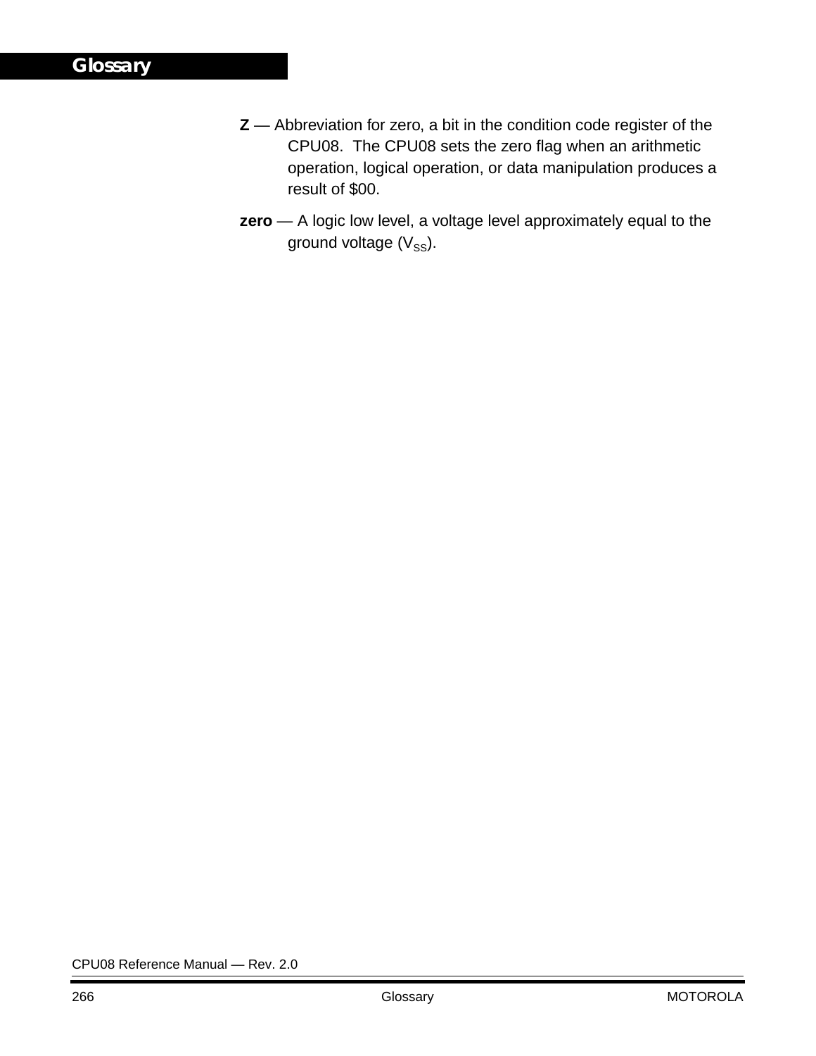**Z** — Abbreviation for zero, a bit in the condition code register of the CPU08. The CPU08 sets the zero flag when an arithmetic operation, logical operation, or data manipulation produces a result of $00.

**zero** — A logic low level, a voltage level approximately equal to the ground voltage ($V_{SS}$).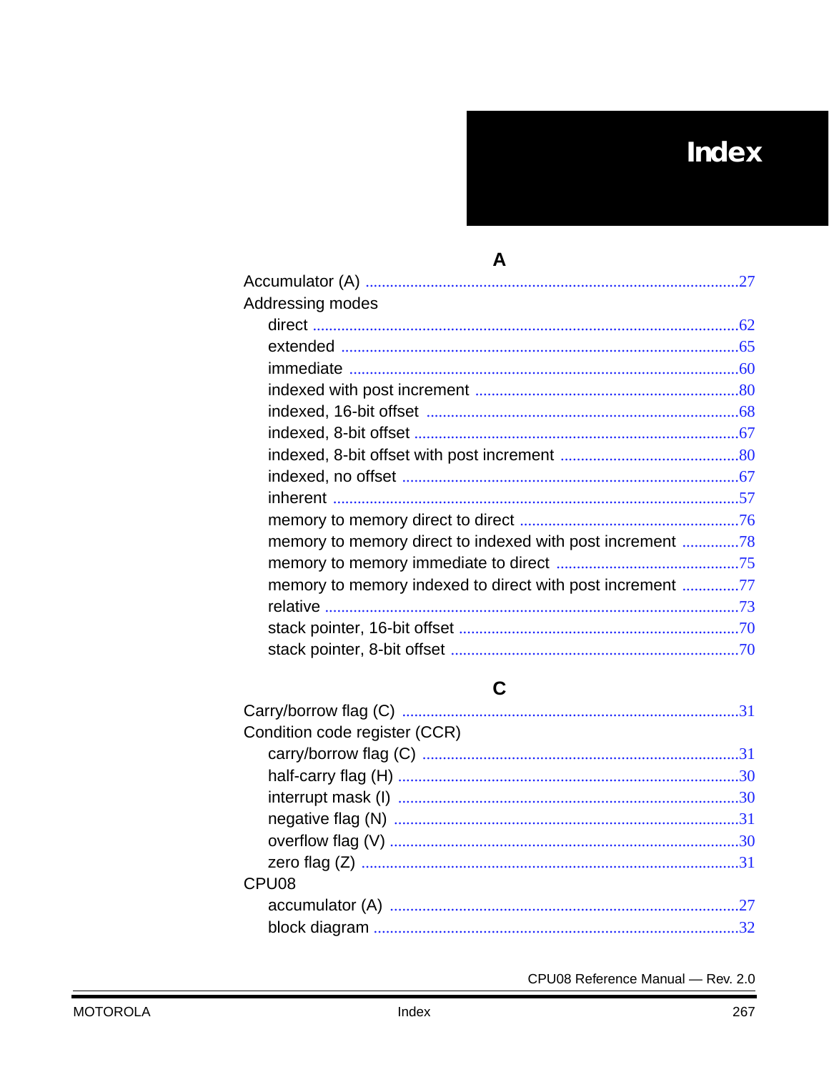# Index

## A

Accumulator (A) ........................................ 27

Addressing modes

- direct ........................................ 62
- extended ........................................ 65
- immediate ........................................ 60
- indexed with post increment ........................................ 80
- indexed, 16-bit offset ........................................ 68
- indexed, 8-bit offset ........................................ 67
- indexed, 8-bit offset with post increment ........................................ 80
- indexed, no offset ........................................ 67
- inherent ........................................ 57
- memory to memory direct to direct ........................................ 76
- memory to memory direct to indexed with post increment ........................................ 78
- memory to memory immediate to direct ........................................ 75
- memory to memory indexed to direct with post increment ........................................ 77
- relative ........................................ 73
- stack pointer, 16-bit offset ........................................ 70
- stack pointer, 8-bit offset ........................................ 70

## C

Carry/borrow flag (C) ........................................ 31

Condition code register (CCR)

- carry/borrow flag (C) ........................................ 31
- half-carry flag (H) ........................................ 30
- interrupt mask (I) ........................................ 30
- negative flag (N) ........................................ 31
- overflow flag (V) ........................................ 30
- zero flag (Z) ........................................ 31

CPU08

- accumulator (A) ........................................ 27
- block diagram ........................................ 32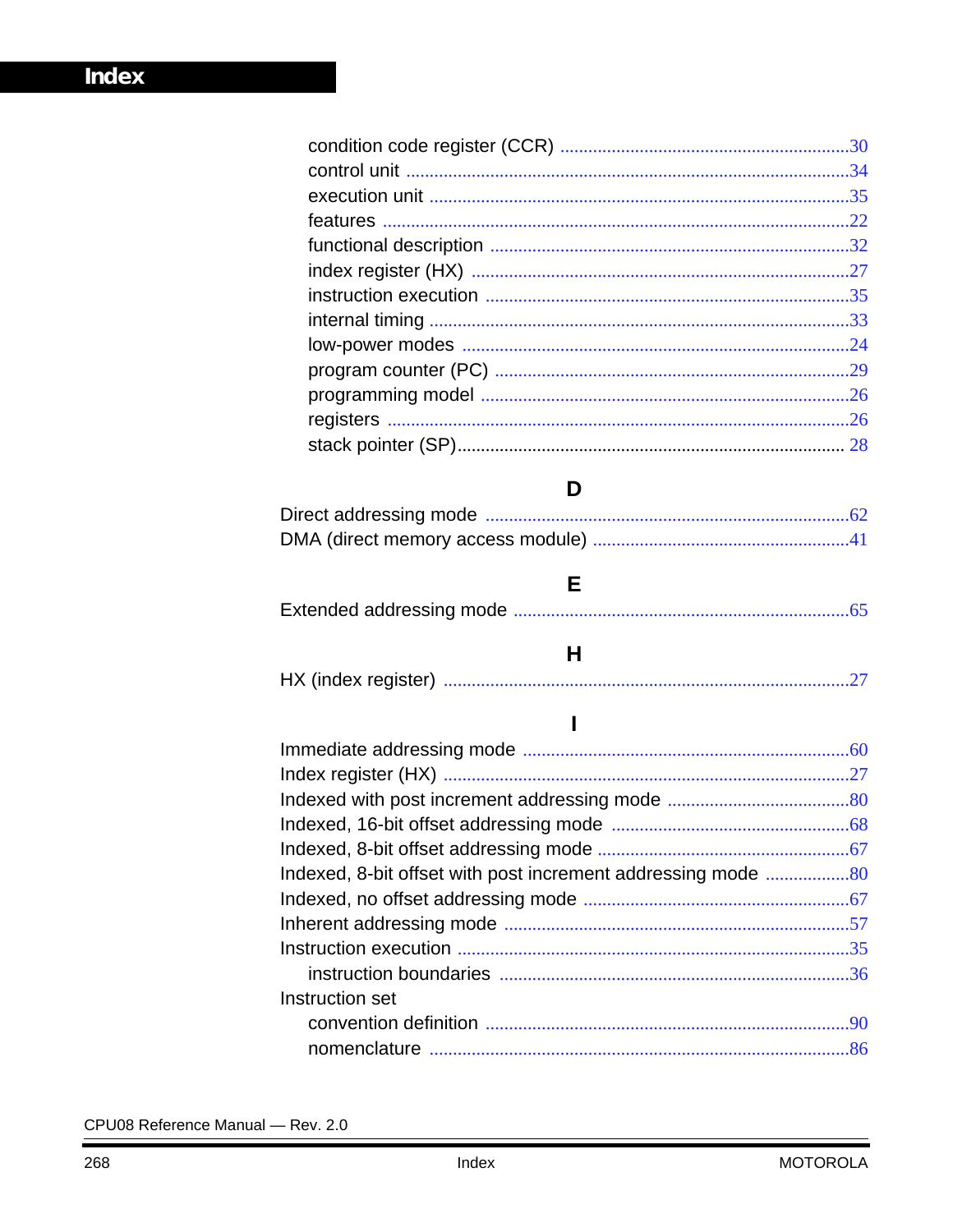# Index

- condition code register (CCR) ............................................................30
- control unit ............................................................34
- execution unit ............................................................35
- features ............................................................22
- functional description ............................................................32
- index register (HX) ............................................................27
- instruction execution ............................................................35
- internal timing ............................................................33
- low-power modes ............................................................24
- program counter (PC) ............................................................29
- programming model ............................................................26
- registers ............................................................26
- stack pointer (SP)............................................................ 28

## D

Direct addressing mode ............................................................62
DMA (direct memory access module) ............................................................41

## E

Extended addressing mode ............................................................65

## H

HX (index register) ............................................................27

## I

Immediate addressing mode ............................................................60
Index register (HX) ............................................................27
Indexed with post increment addressing mode ............................................................80
Indexed, 16-bit offset addressing mode ............................................................68
Indexed, 8-bit offset addressing mode ............................................................67
Indexed, 8-bit offset with post increment addressing mode ............................................................80
Indexed, no offset addressing mode ............................................................67
Inherent addressing mode ............................................................57
Instruction execution ............................................................35

- instruction boundaries ............................................................36

Instruction set

- convention definition ............................................................90
- nomenclature ............................................................86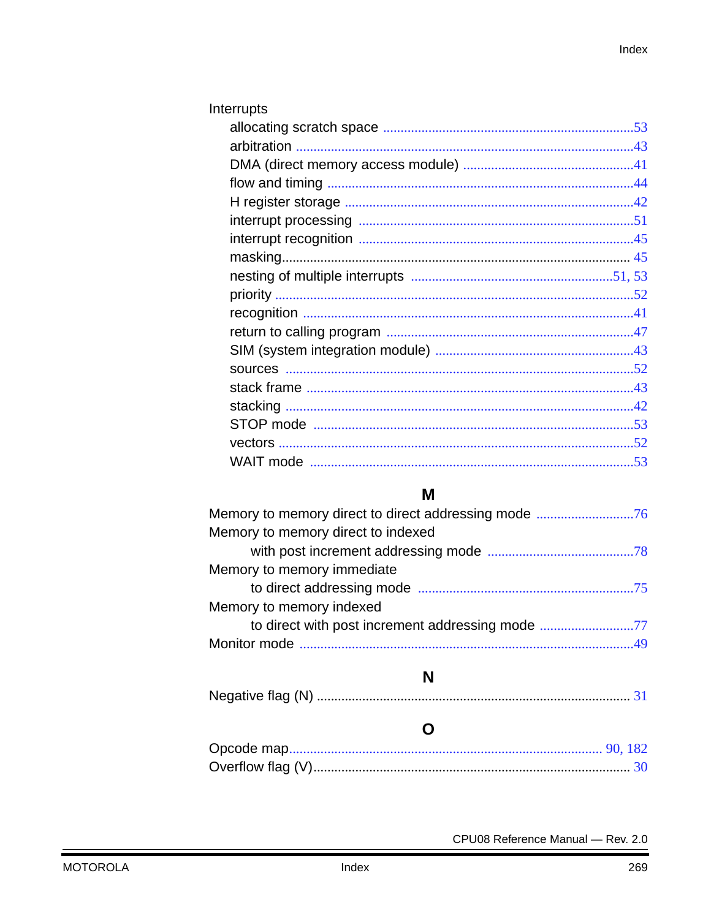Interrupts

- allocating scratch space .......................................................................53
- arbitration ...............................................................................................43
- DMA (direct memory access module) .................................................41
- flow and timing .......................................................................................44
- H register storage ..................................................................................42
- interrupt processing ..............................................................................51
- interrupt recognition ..............................................................................45
- masking.................................................................................................. 45
- nesting of multiple interrupts .........................................................51, 53
- priority .....................................................................................................52
- recognition ..............................................................................................41
- return to calling program ......................................................................47
- SIM (system integration module) ........................................................43
- sources ..................................................................................................52
- stack frame .............................................................................................43
- stacking ..................................................................................................42
- STOP mode ..........................................................................................53
- vectors ....................................................................................................52
- WAIT mode ...........................................................................................53

## M

Memory to memory direct to direct addressing mode ............................76

Memory to memory direct to indexed
  with post increment addressing mode ..........................................78

Memory to memory immediate
  to direct addressing mode .............................................................75

Memory to memory indexed
  to direct with post increment addressing mode ...........................77

Monitor mode ..............................................................................................49

## N

Negative flag (N) ........................................................................................ 31

## O

Opcode map........................................................................................ 90, 182

Overflow flag (V)......................................................................................... 30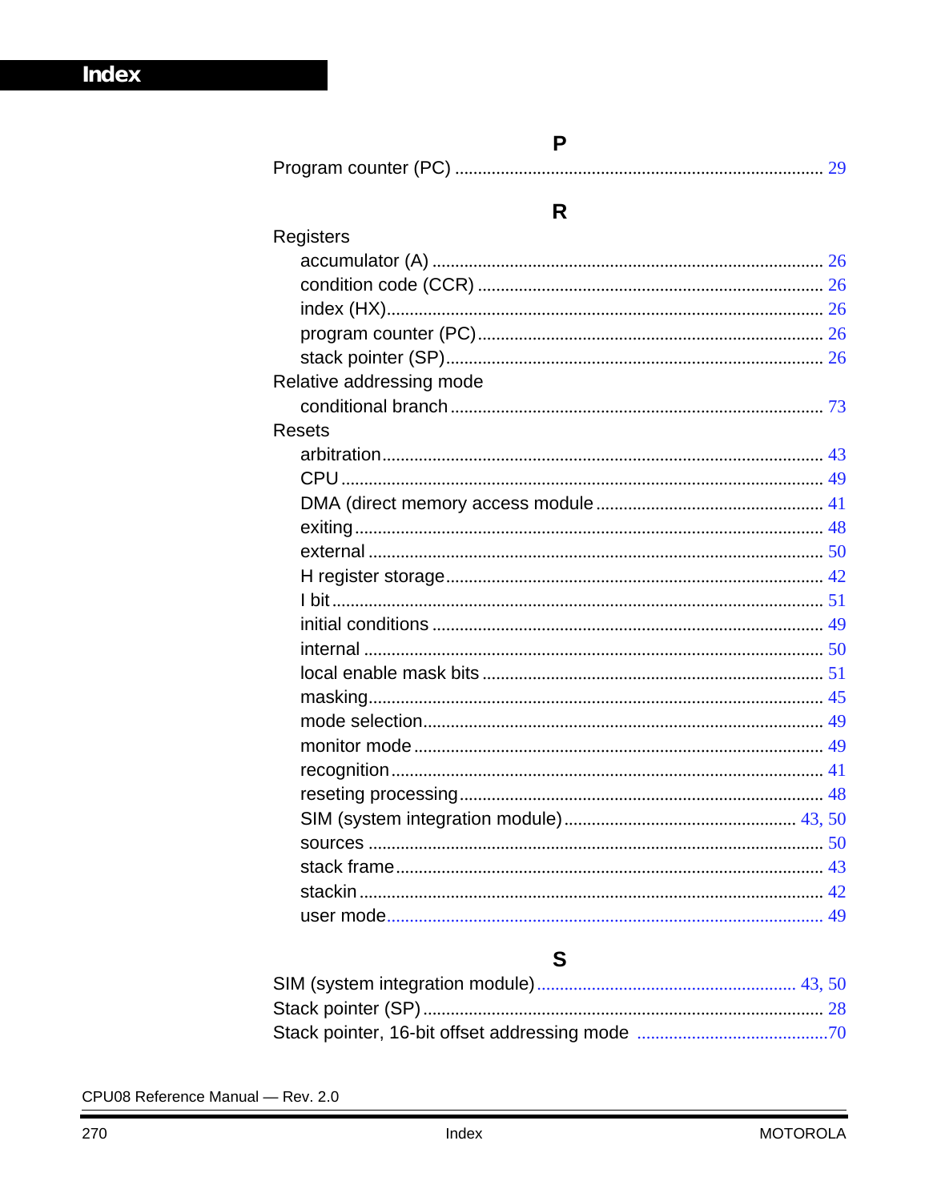# Index

## P

Program counter (PC) .......... 29

## R

Registers
- accumulator (A) .......... 26
- condition code (CCR) .......... 26
- index (HX) .......... 26
- program counter (PC) .......... 26
- stack pointer (SP) .......... 26

Relative addressing mode
- conditional branch .......... 73

Resets
- arbitration .......... 43
- CPU .......... 49
- DMA (direct memory access module .......... 41
- exiting .......... 48
- external .......... 50
- H register storage .......... 42
- I bit .......... 51
- initial conditions .......... 49
- internal .......... 50
- local enable mask bits .......... 51
- masking .......... 45
- mode selection .......... 49
- monitor mode .......... 49
- recognition .......... 41
- reseting processing .......... 48
- SIM (system integration module) .......... 43, 50
- sources .......... 50
- stack frame .......... 43
- stackin .......... 42
- user mode .......... 49

## S

SIM (system integration module) .......... 43, 50
Stack pointer (SP) .......... 28
Stack pointer, 16-bit offset addressing mode .......... 70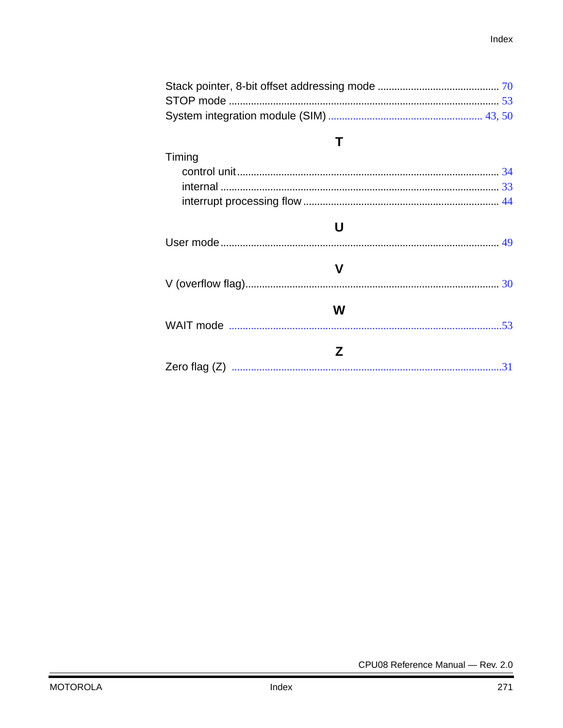Stack pointer, 8-bit offset addressing mode ........................................... 70
STOP mode ................................................................................................. 53
System integration module (SIM) ........................................................ 43, 50

## T

Timing
- control unit ............................................................................................. 34
- internal .................................................................................................... 33
- interrupt processing flow ...................................................................... 44

## U

User mode .................................................................................................... 49

## V

V (overflow flag)........................................................................................... 30

## W

WAIT mode ..................................................................................................53

## Z

Zero flag (Z) .................................................................................................31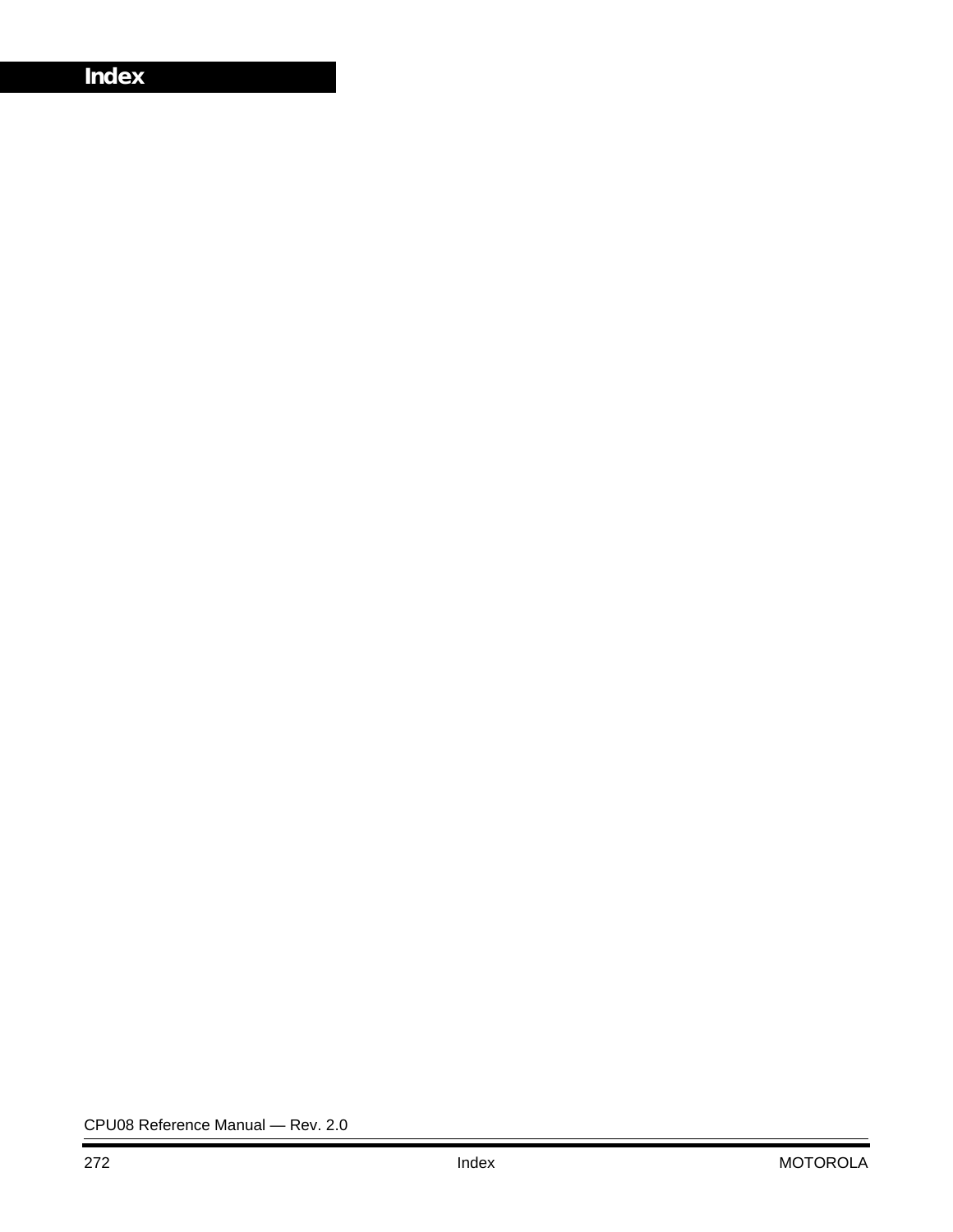# Index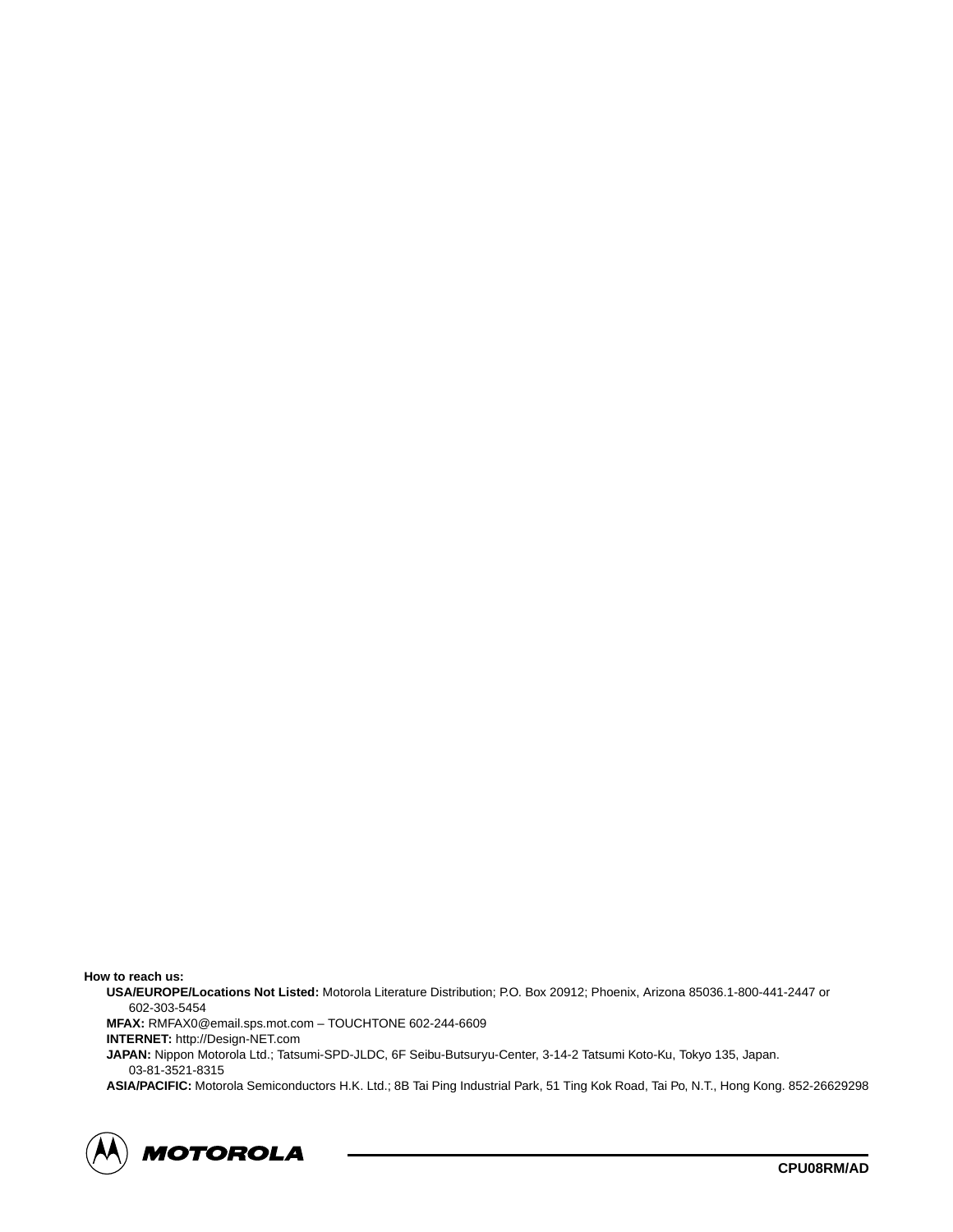**How to reach us:**

**USA/EUROPE/Locations Not Listed:** Motorola Literature Distribution; P.O. Box 20912; Phoenix, Arizona 85036.1-800-441-2447 or 602-303-5454

**MFAX:** RMFAX0@email.sps.mot.com – TOUCHTONE 602-244-6609

**INTERNET:** http://Design-NET.com

**JAPAN:** Nippon Motorola Ltd.; Tatsumi-SPD-JLDC, 6F Seibu-Butsuryu-Center, 3-14-2 Tatsumi Koto-Ku, Tokyo 135, Japan. 03-81-3521-8315

**ASIA/PACIFIC:** Motorola Semiconductors H.K. Ltd.; 8B Tai Ping Industrial Park, 51 Ting Kok Road, Tai Po, N.T., Hong Kong. 852-26629298

**MOTOROLA**

**CPU08RM/AD**